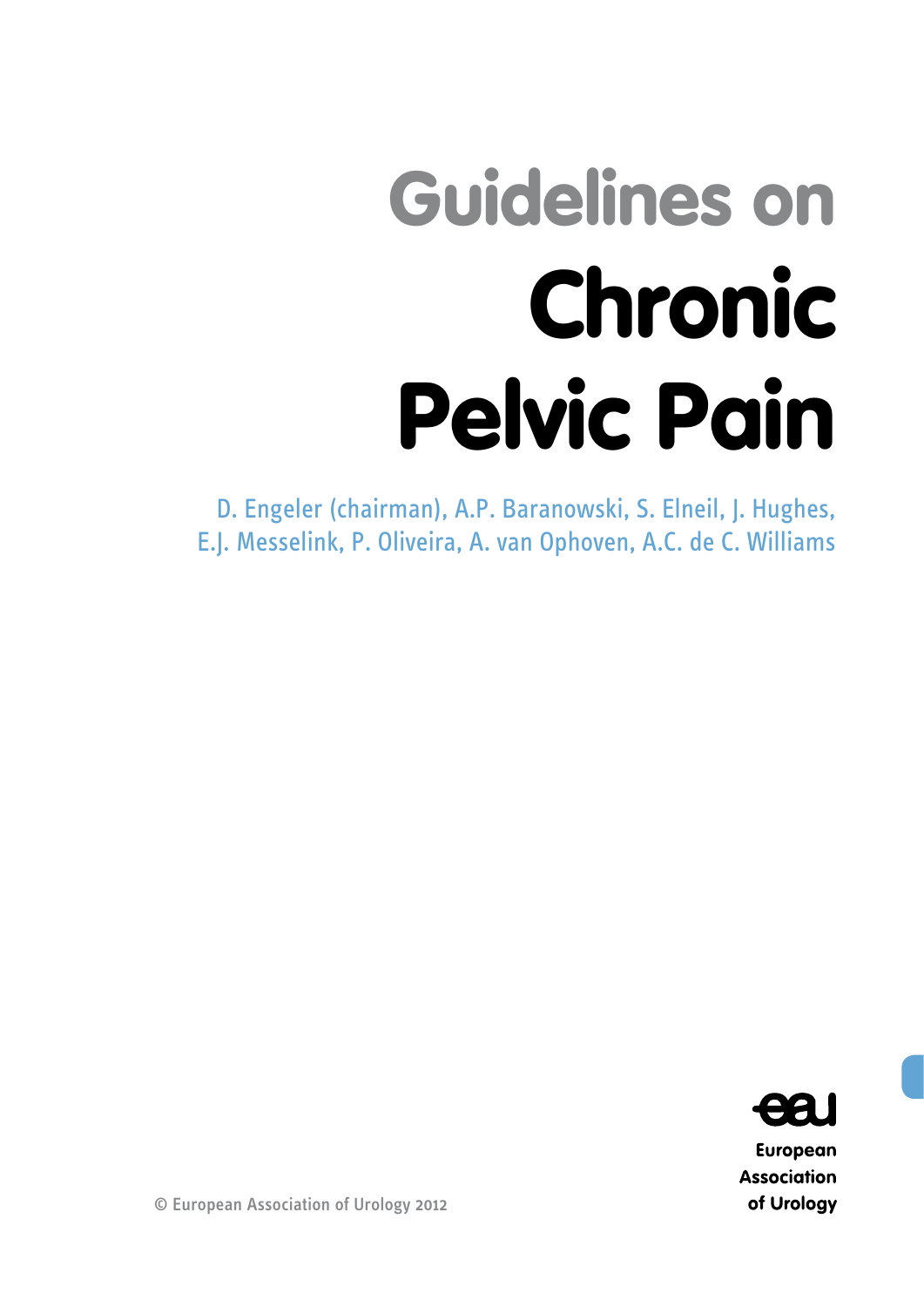# Guidelines on
# Chronic Pelvic Pain

D. Engeler (chairman), A.P. Baranowski, S. Elneil, J. Hughes, E.J. Messelink, P. Oliveira, A. van Ophoven, A.C. de C. Williams

European Association of Urology

© European Association of Urology 2012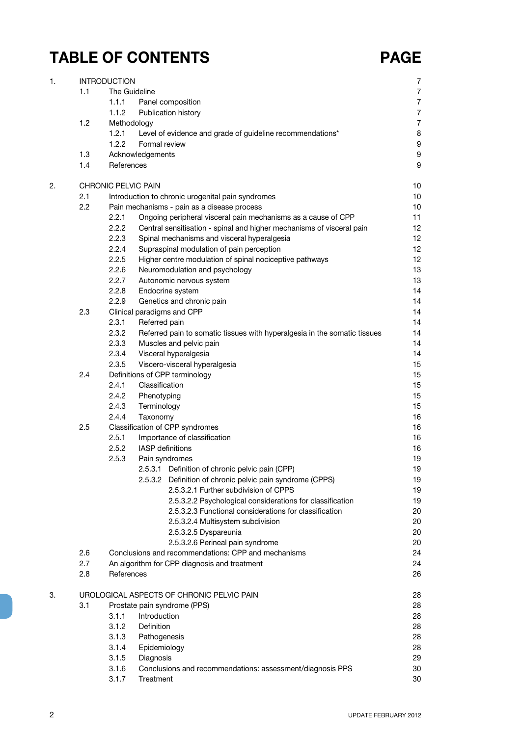# TABLE OF CONTENTS

| | | PAGE |
|---|---|---|
| 1. | INTRODUCTION | 7 |
| 1.1 | The Guideline | 7 |
| 1.1.1 | Panel composition | 7 |
| 1.1.2 | Publication history | 7 |
| 1.2 | Methodology | 7 |
| 1.2.1 | Level of evidence and grade of guideline recommendations* | 8 |
| 1.2.2 | Formal review | 9 |
| 1.3 | Acknowledgements | 9 |
| 1.4 | References | 9 |
| 2. | CHRONIC PELVIC PAIN | 10 |
| 2.1 | Introduction to chronic urogenital pain syndromes | 10 |
| 2.2 | Pain mechanisms - pain as a disease process | 10 |
| 2.2.1 | Ongoing peripheral visceral pain mechanisms as a cause of CPP | 11 |
| 2.2.2 | Central sensitisation - spinal and higher mechanisms of visceral pain | 12 |
| 2.2.3 | Spinal mechanisms and visceral hyperalgesia | 12 |
| 2.2.4 | Supraspinal modulation of pain perception | 12 |
| 2.2.5 | Higher centre modulation of spinal nociceptive pathways | 12 |
| 2.2.6 | Neuromodulation and psychology | 13 |
| 2.2.7 | Autonomic nervous system | 13 |
| 2.2.8 | Endocrine system | 14 |
| 2.2.9 | Genetics and chronic pain | 14 |
| 2.3 | Clinical paradigms and CPP | 14 |
| 2.3.1 | Referred pain | 14 |
| 2.3.2 | Referred pain to somatic tissues with hyperalgesia in the somatic tissues | 14 |
| 2.3.3 | Muscles and pelvic pain | 14 |
| 2.3.4 | Visceral hyperalgesia | 14 |
| 2.3.5 | Viscero-visceral hyperalgesia | 15 |
| 2.4 | Definitions of CPP terminology | 15 |
| 2.4.1 | Classification | 15 |
| 2.4.2 | Phenotyping | 15 |
| 2.4.3 | Terminology | 15 |
| 2.4.4 | Taxonomy | 16 |
| 2.5 | Classification of CPP syndromes | 16 |
| 2.5.1 | Importance of classification | 16 |
| 2.5.2 | IASP definitions | 16 |
| 2.5.3 | Pain syndromes | 19 |
| 2.5.3.1 | Definition of chronic pelvic pain (CPP) | 19 |
| 2.5.3.2 | Definition of chronic pelvic pain syndrome (CPPS) | 19 |
| 2.5.3.2.1 | Further subdivision of CPPS | 19 |
| 2.5.3.2.2 | Psychological considerations for classification | 19 |
| 2.5.3.2.3 | Functional considerations for classification | 20 |
| 2.5.3.2.4 | Multisystem subdivision | 20 |
| 2.5.3.2.5 | Dyspareunia | 20 |
| 2.5.3.2.6 | Perineal pain syndrome | 20 |
| 2.6 | Conclusions and recommendations: CPP and mechanisms | 24 |
| 2.7 | An algorithm for CPP diagnosis and treatment | 24 |
| 2.8 | References | 26 |
| 3. | UROLOGICAL ASPECTS OF CHRONIC PELVIC PAIN | 28 |
| 3.1 | Prostate pain syndrome (PPS) | 28 |
| 3.1.1 | Introduction | 28 |
| 3.1.2 | Definition | 28 |
| 3.1.3 | Pathogenesis | 28 |
| 3.1.4 | Epidemiology | 28 |
| 3.1.5 | Diagnosis | 29 |
| 3.1.6 | Conclusions and recommendations: assessment/diagnosis PPS | 30 |
| 3.1.7 | Treatment | 30 |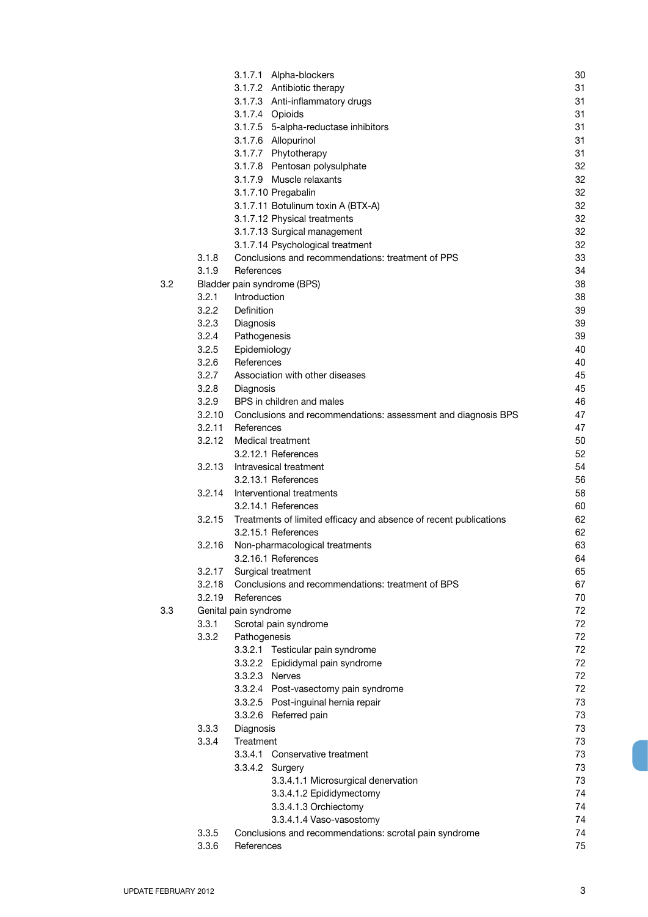| | | | |
|---|---|---|---|
| | | 3.1.7.1 Alpha-blockers | 30 |
| | | 3.1.7.2 Antibiotic therapy | 31 |
| | | 3.1.7.3 Anti-inflammatory drugs | 31 |
| | | 3.1.7.4 Opioids | 31 |
| | | 3.1.7.5 5-alpha-reductase inhibitors | 31 |
| | | 3.1.7.6 Allopurinol | 31 |
| | | 3.1.7.7 Phytotherapy | 31 |
| | | 3.1.7.8 Pentosan polysulphate | 32 |
| | | 3.1.7.9 Muscle relaxants | 32 |
| | | 3.1.7.10 Pregabalin | 32 |
| | | 3.1.7.11 Botulinum toxin A (BTX-A) | 32 |
| | | 3.1.7.12 Physical treatments | 32 |
| | | 3.1.7.13 Surgical management | 32 |
| | | 3.1.7.14 Psychological treatment | 32 |
| | 3.1.8 | Conclusions and recommendations: treatment of PPS | 33 |
| | 3.1.9 | References | 34 |
| 3.2 | Bladder pain syndrome (BPS) | | 38 |
| | 3.2.1 | Introduction | 38 |
| | 3.2.2 | Definition | 39 |
| | 3.2.3 | Diagnosis | 39 |
| | 3.2.4 | Pathogenesis | 39 |
| | 3.2.5 | Epidemiology | 40 |
| | 3.2.6 | References | 40 |
| | 3.2.7 | Association with other diseases | 45 |
| | 3.2.8 | Diagnosis | 45 |
| | 3.2.9 | BPS in children and males | 46 |
| | 3.2.10 | Conclusions and recommendations: assessment and diagnosis BPS | 47 |
| | 3.2.11 | References | 47 |
| | 3.2.12 | Medical treatment | 50 |
| | | 3.2.12.1 References | 52 |
| | 3.2.13 | Intravesical treatment | 54 |
| | | 3.2.13.1 References | 56 |
| | 3.2.14 | Interventional treatments | 58 |
| | | 3.2.14.1 References | 60 |
| | 3.2.15 | Treatments of limited efficacy and absence of recent publications | 62 |
| | | 3.2.15.1 References | 62 |
| | 3.2.16 | Non-pharmacological treatments | 63 |
| | | 3.2.16.1 References | 64 |
| | 3.2.17 | Surgical treatment | 65 |
| | 3.2.18 | Conclusions and recommendations: treatment of BPS | 67 |
| | 3.2.19 | References | 70 |
| 3.3 | Genital pain syndrome | | 72 |
| | 3.3.1 | Scrotal pain syndrome | 72 |
| | 3.3.2 | Pathogenesis | 72 |
| | | 3.3.2.1 Testicular pain syndrome | 72 |
| | | 3.3.2.2 Epididymal pain syndrome | 72 |
| | | 3.3.2.3 Nerves | 72 |
| | | 3.3.2.4 Post-vasectomy pain syndrome | 72 |
| | | 3.3.2.5 Post-inguinal hernia repair | 73 |
| | | 3.3.2.6 Referred pain | 73 |
| | 3.3.3 | Diagnosis | 73 |
| | 3.3.4 | Treatment | 73 |
| | | 3.3.4.1 Conservative treatment | 73 |
| | | 3.3.4.2 Surgery | 73 |
| | | 3.3.4.1.1 Microsurgical denervation | 73 |
| | | 3.3.4.1.2 Epididymectomy | 74 |
| | | 3.3.4.1.3 Orchiectomy | 74 |
| | | 3.3.4.1.4 Vaso-vasostomy | 74 |
| | 3.3.5 | Conclusions and recommendations: scrotal pain syndrome | 74 |
| | 3.3.6 | References | 75 |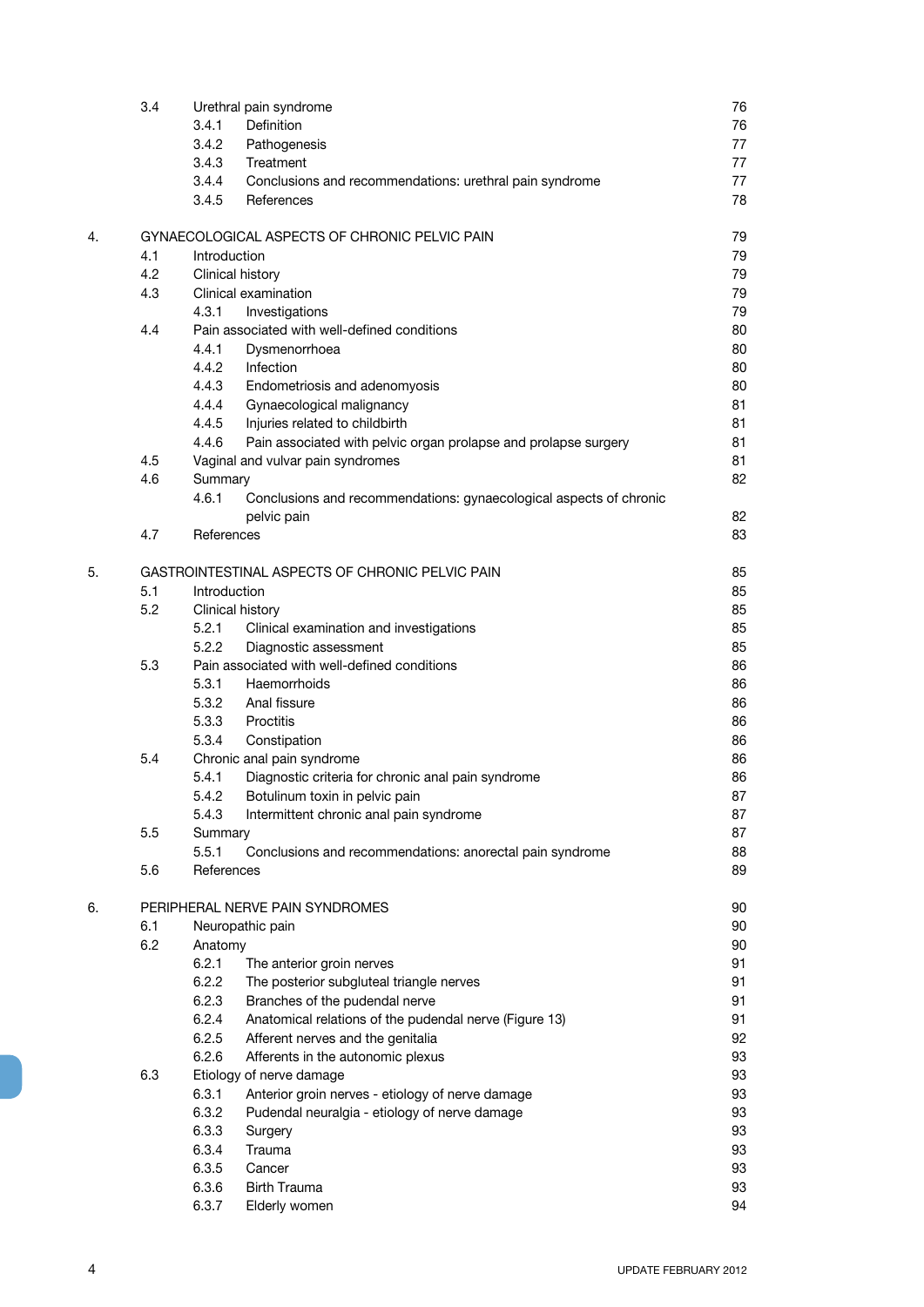| | | | |
|---|---|---|---|
| | 3.4 | Urethral pain syndrome | 76 |
| | | 3.4.1 Definition | 76 |
| | | 3.4.2 Pathogenesis | 77 |
| | | 3.4.3 Treatment | 77 |
| | | 3.4.4 Conclusions and recommendations: urethral pain syndrome | 77 |
| | | 3.4.5 References | 78 |
| 4. | GYNAECOLOGICAL ASPECTS OF CHRONIC PELVIC PAIN | | 79 |
| | 4.1 | Introduction | 79 |
| | 4.2 | Clinical history | 79 |
| | 4.3 | Clinical examination | 79 |
| | | 4.3.1 Investigations | 79 |
| | 4.4 | Pain associated with well-defined conditions | 80 |
| | | 4.4.1 Dysmenorrhoea | 80 |
| | | 4.4.2 Infection | 80 |
| | | 4.4.3 Endometriosis and adenomyosis | 80 |
| | | 4.4.4 Gynaecological malignancy | 81 |
| | | 4.4.5 Injuries related to childbirth | 81 |
| | | 4.4.6 Pain associated with pelvic organ prolapse and prolapse surgery | 81 |
| | 4.5 | Vaginal and vulvar pain syndromes | 81 |
| | 4.6 | Summary | 82 |
| | | 4.6.1 Conclusions and recommendations: gynaecological aspects of chronic pelvic pain | 82 |
| | 4.7 | References | 83 |
| 5. | GASTROINTESTINAL ASPECTS OF CHRONIC PELVIC PAIN | | 85 |
| | 5.1 | Introduction | 85 |
| | 5.2 | Clinical history | 85 |
| | | 5.2.1 Clinical examination and investigations | 85 |
| | | 5.2.2 Diagnostic assessment | 85 |
| | 5.3 | Pain associated with well-defined conditions | 86 |
| | | 5.3.1 Haemorrhoids | 86 |
| | | 5.3.2 Anal fissure | 86 |
| | | 5.3.3 Proctitis | 86 |
| | | 5.3.4 Constipation | 86 |
| | 5.4 | Chronic anal pain syndrome | 86 |
| | | 5.4.1 Diagnostic criteria for chronic anal pain syndrome | 86 |
| | | 5.4.2 Botulinum toxin in pelvic pain | 87 |
| | | 5.4.3 Intermittent chronic anal pain syndrome | 87 |
| | 5.5 | Summary | 87 |
| | | 5.5.1 Conclusions and recommendations: anorectal pain syndrome | 88 |
| | 5.6 | References | 89 |
| 6. | PERIPHERAL NERVE PAIN SYNDROMES | | 90 |
| | 6.1 | Neuropathic pain | 90 |
| | 6.2 | Anatomy | 90 |
| | | 6.2.1 The anterior groin nerves | 91 |
| | | 6.2.2 The posterior subgluteal triangle nerves | 91 |
| | | 6.2.3 Branches of the pudendal nerve | 91 |
| | | 6.2.4 Anatomical relations of the pudendal nerve (Figure 13) | 91 |
| | | 6.2.5 Afferent nerves and the genitalia | 92 |
| | | 6.2.6 Afferents in the autonomic plexus | 93 |
| | 6.3 | Etiology of nerve damage | 93 |
| | | 6.3.1 Anterior groin nerves - etiology of nerve damage | 93 |
| | | 6.3.2 Pudendal neuralgia - etiology of nerve damage | 93 |
| | | 6.3.3 Surgery | 93 |
| | | 6.3.4 Trauma | 93 |
| | | 6.3.5 Cancer | 93 |
| | | 6.3.6 Birth Trauma | 93 |
| | | 6.3.7 Elderly women | 94 |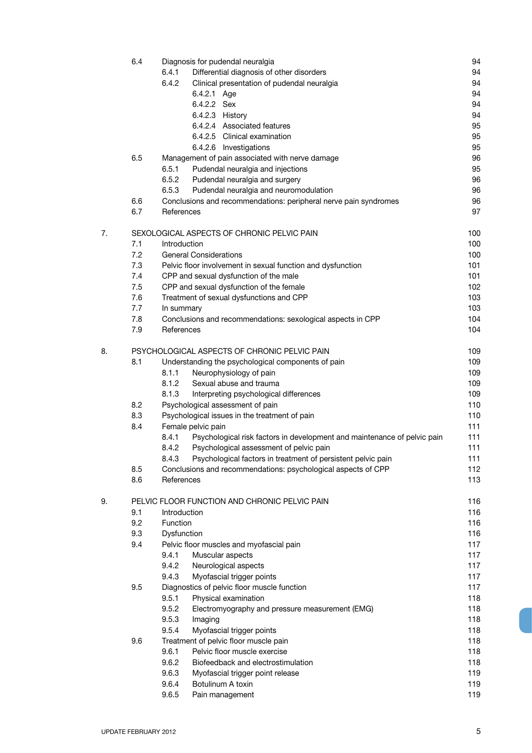| | | | |
|---|---|---|---|
| 6.4 | Diagnosis for pudendal neuralgia | | 94 |
| | 6.4.1 | Differential diagnosis of other disorders | 94 |
| | 6.4.2 | Clinical presentation of pudendal neuralgia | 94 |
| | | 6.4.2.1 Age | 94 |
| | | 6.4.2.2 Sex | 94 |
| | | 6.4.2.3 History | 94 |
| | | 6.4.2.4 Associated features | 95 |
| | | 6.4.2.5 Clinical examination | 95 |
| | | 6.4.2.6 Investigations | 95 |
| 6.5 | Management of pain associated with nerve damage | | 96 |
| | 6.5.1 | Pudendal neuralgia and injections | 95 |
| | 6.5.2 | Pudendal neuralgia and surgery | 96 |
| | 6.5.3 | Pudendal neuralgia and neuromodulation | 96 |
| 6.6 | Conclusions and recommendations: peripheral nerve pain syndromes | | 96 |
| 6.7 | References | | 97 |

| | | | | |
|---|---|---|---|---|
| 7. | SEXOLOGICAL ASPECTS OF CHRONIC PELVIC PAIN | | | 100 |
| | 7.1 | Introduction | | 100 |
| | 7.2 | General Considerations | | 100 |
| | 7.3 | Pelvic floor involvement in sexual function and dysfunction | | 101 |
| | 7.4 | CPP and sexual dysfunction of the male | | 101 |
| | 7.5 | CPP and sexual dysfunction of the female | | 102 |
| | 7.6 | Treatment of sexual dysfunctions and CPP | | 103 |
| | 7.7 | In summary | | 103 |
| | 7.8 | Conclusions and recommendations: sexological aspects in CPP | | 104 |
| | 7.9 | References | | 104 |
| 8. | PSYCHOLOGICAL ASPECTS OF CHRONIC PELVIC PAIN | | | 109 |
| | 8.1 | Understanding the psychological components of pain | | 109 |
| | | 8.1.1 | Neurophysiology of pain | 109 |
| | | 8.1.2 | Sexual abuse and trauma | 109 |
| | | 8.1.3 | Interpreting psychological differences | 109 |
| | 8.2 | Psychological assessment of pain | | 110 |
| | 8.3 | Psychological issues in the treatment of pain | | 110 |
| | 8.4 | Female pelvic pain | | 111 |
| | | 8.4.1 | Psychological risk factors in development and maintenance of pelvic pain | 111 |
| | | 8.4.2 | Psychological assessment of pelvic pain | 111 |
| | | 8.4.3 | Psychological factors in treatment of persistent pelvic pain | 111 |
| | 8.5 | Conclusions and recommendations: psychological aspects of CPP | | 112 |
| | 8.6 | References | | 113 |
| 9. | PELVIC FLOOR FUNCTION AND CHRONIC PELVIC PAIN | | | 116 |
| | 9.1 | Introduction | | 116 |
| | 9.2 | Function | | 116 |
| | 9.3 | Dysfunction | | 116 |
| | 9.4 | Pelvic floor muscles and myofascial pain | | 117 |
| | | 9.4.1 | Muscular aspects | 117 |
| | | 9.4.2 | Neurological aspects | 117 |
| | | 9.4.3 | Myofascial trigger points | 117 |
| | 9.5 | Diagnostics of pelvic floor muscle function | | 117 |
| | | 9.5.1 | Physical examination | 118 |
| | | 9.5.2 | Electromyography and pressure measurement (EMG) | 118 |
| | | 9.5.3 | Imaging | 118 |
| | | 9.5.4 | Myofascial trigger points | 118 |
| | 9.6 | Treatment of pelvic floor muscle pain | | 118 |
| | | 9.6.1 | Pelvic floor muscle exercise | 118 |
| | | 9.6.2 | Biofeedback and electrostimulation | 118 |
| | | 9.6.3 | Myofascial trigger point release | 119 |
| | | 9.6.4 | Botulinum A toxin | 119 |
| | | 9.6.5 | Pain management | 119 |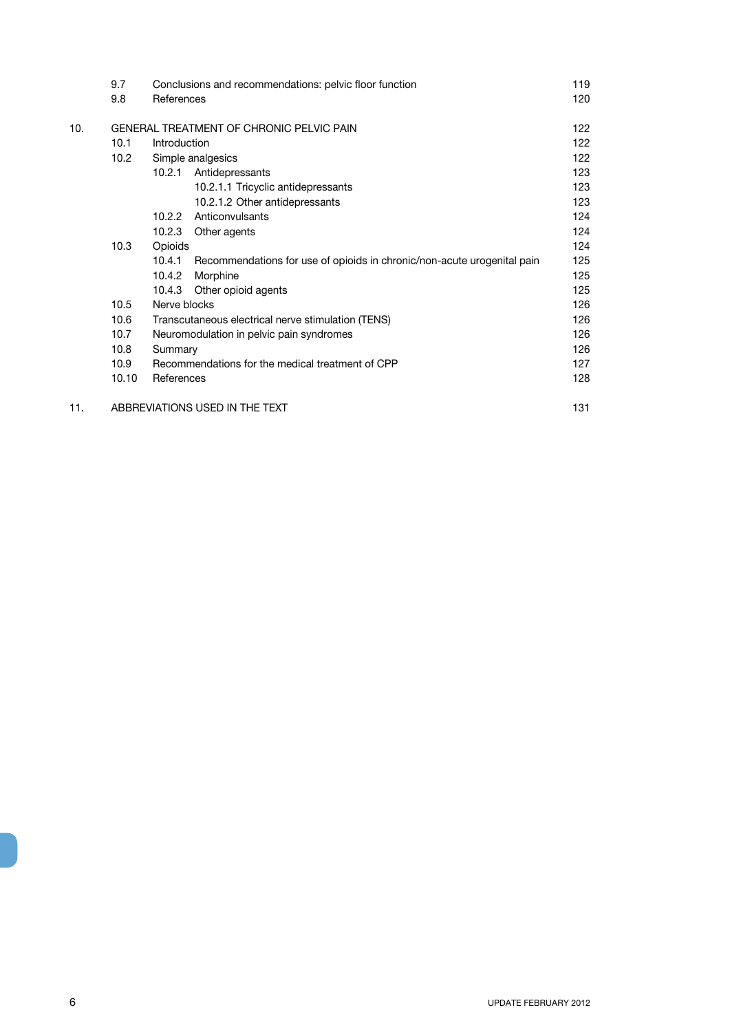| | | | |
|---|---|---|---|
| | 9.7 | Conclusions and recommendations: pelvic floor function | 119 |
| | 9.8 | References | 120 |
| 10. | | GENERAL TREATMENT OF CHRONIC PELVIC PAIN | 122 |
| | 10.1 | Introduction | 122 |
| | 10.2 | Simple analgesics | 122 |
| | | 10.2.1 Antidepressants | 123 |
| | | 10.2.1.1 Tricyclic antidepressants | 123 |
| | | 10.2.1.2 Other antidepressants | 123 |
| | | 10.2.2 Anticonvulsants | 124 |
| | | 10.2.3 Other agents | 124 |
| | 10.3 | Opioids | 124 |
| | | 10.4.1 Recommendations for use of opioids in chronic/non-acute urogenital pain | 125 |
| | | 10.4.2 Morphine | 125 |
| | | 10.4.3 Other opioid agents | 125 |
| | 10.5 | Nerve blocks | 126 |
| | 10.6 | Transcutaneous electrical nerve stimulation (TENS) | 126 |
| | 10.7 | Neuromodulation in pelvic pain syndromes | 126 |
| | 10.8 | Summary | 126 |
| | 10.9 | Recommendations for the medical treatment of CPP | 127 |
| | 10.10 | References | 128 |
| 11. | | ABBREVIATIONS USED IN THE TEXT | 131 |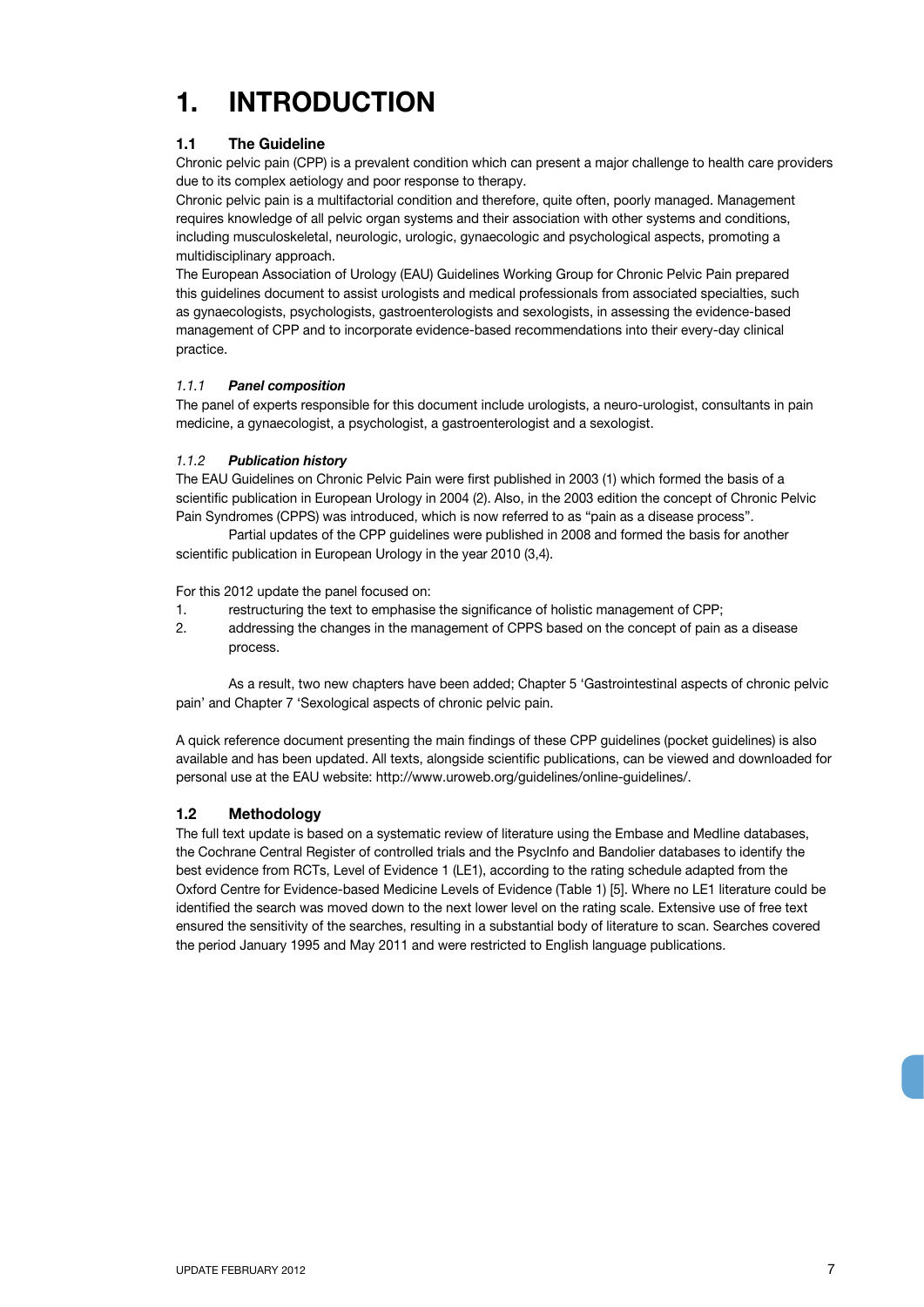# 1. INTRODUCTION

## 1.1 The Guideline

Chronic pelvic pain (CPP) is a prevalent condition which can present a major challenge to health care providers due to its complex aetiology and poor response to therapy.

Chronic pelvic pain is a multifactorial condition and therefore, quite often, poorly managed. Management requires knowledge of all pelvic organ systems and their association with other systems and conditions, including musculoskeletal, neurologic, urologic, gynaecologic and psychological aspects, promoting a multidisciplinary approach.

The European Association of Urology (EAU) Guidelines Working Group for Chronic Pelvic Pain prepared this guidelines document to assist urologists and medical professionals from associated specialties, such as gynaecologists, psychologists, gastroenterologists and sexologists, in assessing the evidence-based management of CPP and to incorporate evidence-based recommendations into their every-day clinical practice.

### *1.1.1 Panel composition*

The panel of experts responsible for this document include urologists, a neuro-urologist, consultants in pain medicine, a gynaecologist, a psychologist, a gastroenterologist and a sexologist.

### *1.1.2 Publication history*

The EAU Guidelines on Chronic Pelvic Pain were first published in 2003 (1) which formed the basis of a scientific publication in European Urology in 2004 (2). Also, in the 2003 edition the concept of Chronic Pelvic Pain Syndromes (CPPS) was introduced, which is now referred to as "pain as a disease process".

Partial updates of the CPP guidelines were published in 2008 and formed the basis for another scientific publication in European Urology in the year 2010 (3,4).

For this 2012 update the panel focused on:

1. restructuring the text to emphasise the significance of holistic management of CPP;
2. addressing the changes in the management of CPPS based on the concept of pain as a disease process.

As a result, two new chapters have been added; Chapter 5 'Gastrointestinal aspects of chronic pelvic pain' and Chapter 7 'Sexological aspects of chronic pelvic pain.

A quick reference document presenting the main findings of these CPP guidelines (pocket guidelines) is also available and has been updated. All texts, alongside scientific publications, can be viewed and downloaded for personal use at the EAU website: http://www.uroweb.org/guidelines/online-guidelines/.

## 1.2 Methodology

The full text update is based on a systematic review of literature using the Embase and Medline databases, the Cochrane Central Register of controlled trials and the PsycInfo and Bandolier databases to identify the best evidence from RCTs, Level of Evidence 1 (LE1), according to the rating schedule adapted from the Oxford Centre for Evidence-based Medicine Levels of Evidence (Table 1) [5]. Where no LE1 literature could be identified the search was moved down to the next lower level on the rating scale. Extensive use of free text ensured the sensitivity of the searches, resulting in a substantial body of literature to scan. Searches covered the period January 1995 and May 2011 and were restricted to English language publications.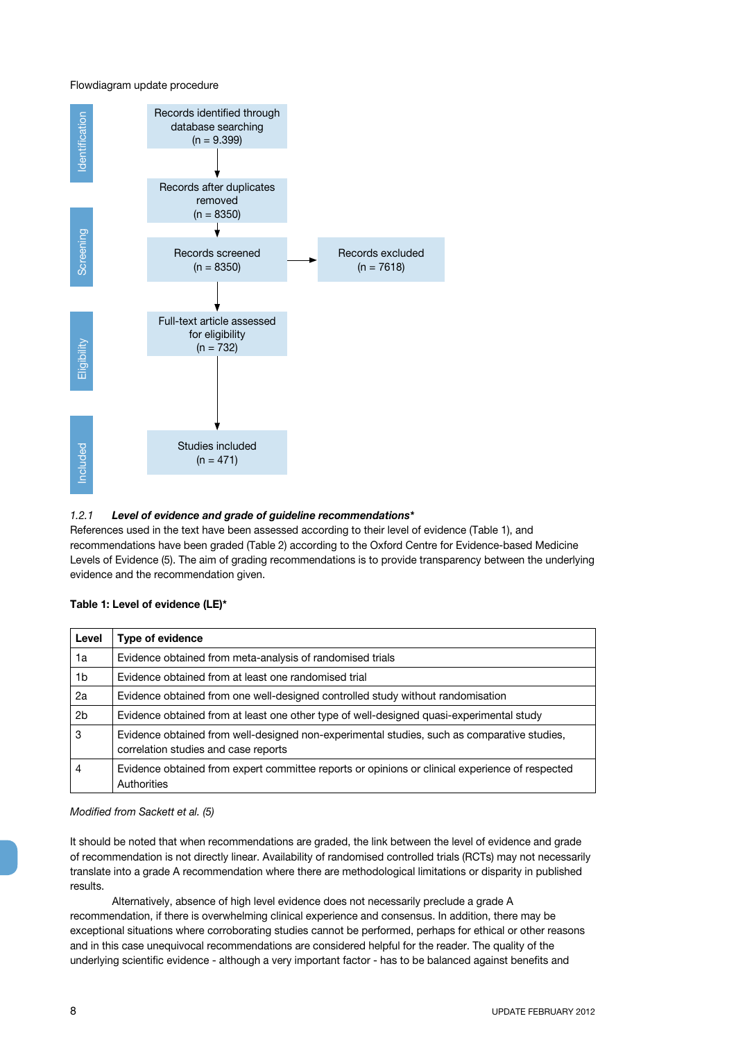Flowdiagram update procedure

**Identification**

Records identified through database searching (n = 9.399)

↓

Records after duplicates removed (n = 8350)

**Screening**

↓

Records screened (n = 8350) → Records excluded (n = 7618)

**Eligibility**

↓

Full-text article assessed for eligibility (n = 732)

**Included**

↓

Studies included (n = 471)

### 1.2.1 *Level of evidence and grade of guideline recommendations**

References used in the text have been assessed according to their level of evidence (Table 1), and recommendations have been graded (Table 2) according to the Oxford Centre for Evidence-based Medicine Levels of Evidence (5). The aim of grading recommendations is to provide transparency between the underlying evidence and the recommendation given.

**Table 1: Level of evidence (LE)***

| Level | Type of evidence |
|---|---|
| 1a | Evidence obtained from meta-analysis of randomised trials |
| 1b | Evidence obtained from at least one randomised trial |
| 2a | Evidence obtained from one well-designed controlled study without randomisation |
| 2b | Evidence obtained from at least one other type of well-designed quasi-experimental study |
| 3 | Evidence obtained from well-designed non-experimental studies, such as comparative studies, correlation studies and case reports |
| 4 | Evidence obtained from expert committee reports or opinions or clinical experience of respected Authorities |

*Modified from Sackett et al. (5)*

It should be noted that when recommendations are graded, the link between the level of evidence and grade of recommendation is not directly linear. Availability of randomised controlled trials (RCTs) may not necessarily translate into a grade A recommendation where there are methodological limitations or disparity in published results.

Alternatively, absence of high level evidence does not necessarily preclude a grade A recommendation, if there is overwhelming clinical experience and consensus. In addition, there may be exceptional situations where corroborating studies cannot be performed, perhaps for ethical or other reasons and in this case unequivocal recommendations are considered helpful for the reader. The quality of the underlying scientific evidence - although a very important factor - has to be balanced against benefits and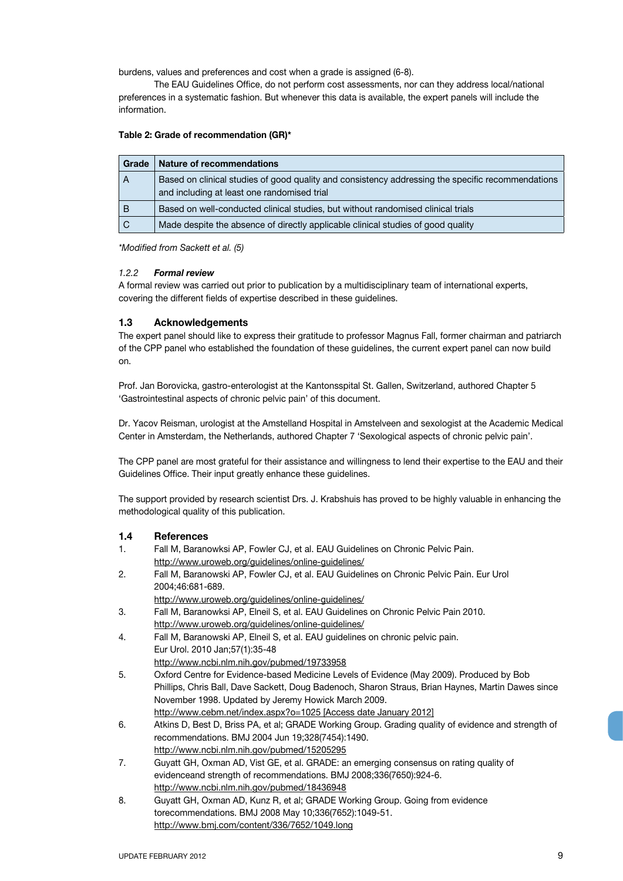burdens, values and preferences and cost when a grade is assigned (6-8).

The EAU Guidelines Office, do not perform cost assessments, nor can they address local/national preferences in a systematic fashion. But whenever this data is available, the expert panels will include the information.

**Table 2: Grade of recommendation (GR)***

| Grade | Nature of recommendations |
|---|---|
| A | Based on clinical studies of good quality and consistency addressing the specific recommendations and including at least one randomised trial |
| B | Based on well-conducted clinical studies, but without randomised clinical trials |
| C | Made despite the absence of directly applicable clinical studies of good quality |

*Modified from Sackett et al. (5)*

#### *1.2.2 Formal review*

A formal review was carried out prior to publication by a multidisciplinary team of international experts, covering the different fields of expertise described in these guidelines.

### 1.3 Acknowledgements

The expert panel should like to express their gratitude to professor Magnus Fall, former chairman and patriarch of the CPP panel who established the foundation of these guidelines, the current expert panel can now build on.

Prof. Jan Borovicka, gastro-enterologist at the Kantonsspital St. Gallen, Switzerland, authored Chapter 5 'Gastrointestinal aspects of chronic pelvic pain' of this document.

Dr. Yacov Reisman, urologist at the Amstelland Hospital in Amstelveen and sexologist at the Academic Medical Center in Amsterdam, the Netherlands, authored Chapter 7 'Sexological aspects of chronic pelvic pain'.

The CPP panel are most grateful for their assistance and willingness to lend their expertise to the EAU and their Guidelines Office. Their input greatly enhance these guidelines.

The support provided by research scientist Drs. J. Krabshuis has proved to be highly valuable in enhancing the methodological quality of this publication.

### 1.4 References

1. Fall M, Baranowksi AP, Fowler CJ, et al. EAU Guidelines on Chronic Pelvic Pain.
   http://www.uroweb.org/guidelines/online-guidelines/
2. Fall M, Baranowski AP, Fowler CJ, et al. EAU Guidelines on Chronic Pelvic Pain. Eur Urol 2004;46:681-689.
   http://www.uroweb.org/guidelines/online-guidelines/
3. Fall M, Baranowksi AP, Elneil S, et al. EAU Guidelines on Chronic Pelvic Pain 2010.
   http://www.uroweb.org/guidelines/online-guidelines/
4. Fall M, Baranowski AP, Elneil S, et al. EAU guidelines on chronic pelvic pain.
   Eur Urol. 2010 Jan;57(1):35-48
   http://www.ncbi.nlm.nih.gov/pubmed/19733958
5. Oxford Centre for Evidence-based Medicine Levels of Evidence (May 2009). Produced by Bob Phillips, Chris Ball, Dave Sackett, Doug Badenoch, Sharon Straus, Brian Haynes, Martin Dawes since November 1998. Updated by Jeremy Howick March 2009.
   http://www.cebm.net/index.aspx?o=1025 [Access date January 2012]
6. Atkins D, Best D, Briss PA, et al; GRADE Working Group. Grading quality of evidence and strength of recommendations. BMJ 2004 Jun 19;328(7454):1490.
   http://www.ncbi.nlm.nih.gov/pubmed/15205295
7. Guyatt GH, Oxman AD, Vist GE, et al. GRADE: an emerging consensus on rating quality of evidenceand strength of recommendations. BMJ 2008;336(7650):924-6.
   http://www.ncbi.nlm.nih.gov/pubmed/18436948
8. Guyatt GH, Oxman AD, Kunz R, et al; GRADE Working Group. Going from evidence torecommendations. BMJ 2008 May 10;336(7652):1049-51.
   http://www.bmj.com/content/336/7652/1049.long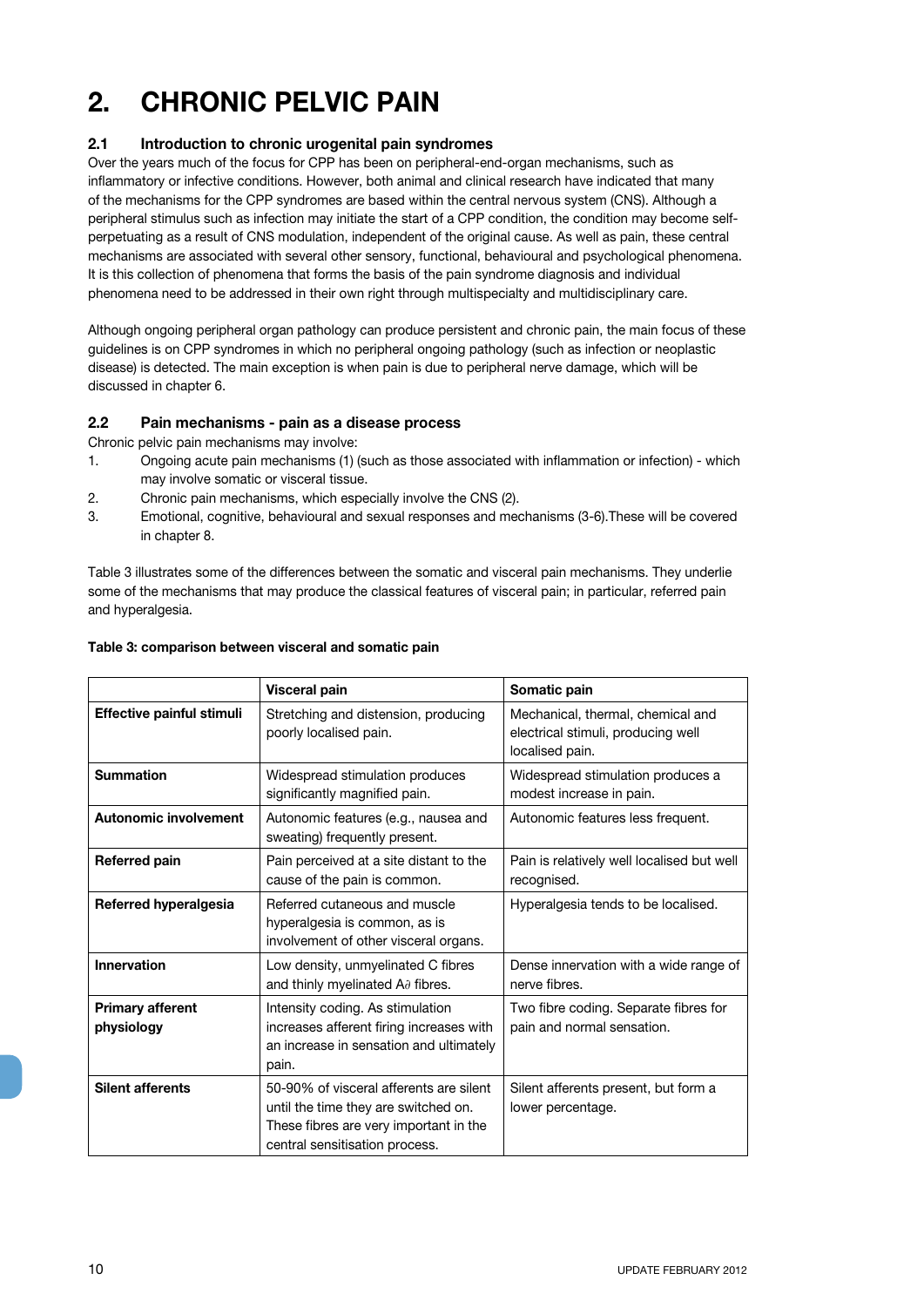# 2. CHRONIC PELVIC PAIN

## 2.1 Introduction to chronic urogenital pain syndromes

Over the years much of the focus for CPP has been on peripheral-end-organ mechanisms, such as inflammatory or infective conditions. However, both animal and clinical research have indicated that many of the mechanisms for the CPP syndromes are based within the central nervous system (CNS). Although a peripheral stimulus such as infection may initiate the start of a CPP condition, the condition may become self-perpetuating as a result of CNS modulation, independent of the original cause. As well as pain, these central mechanisms are associated with several other sensory, functional, behavioural and psychological phenomena. It is this collection of phenomena that forms the basis of the pain syndrome diagnosis and individual phenomena need to be addressed in their own right through multispecialty and multidisciplinary care.

Although ongoing peripheral organ pathology can produce persistent and chronic pain, the main focus of these guidelines is on CPP syndromes in which no peripheral ongoing pathology (such as infection or neoplastic disease) is detected. The main exception is when pain is due to peripheral nerve damage, which will be discussed in chapter 6.

## 2.2 Pain mechanisms - pain as a disease process

Chronic pelvic pain mechanisms may involve:

1. Ongoing acute pain mechanisms (1) (such as those associated with inflammation or infection) - which may involve somatic or visceral tissue.
2. Chronic pain mechanisms, which especially involve the CNS (2).
3. Emotional, cognitive, behavioural and sexual responses and mechanisms (3-6).These will be covered in chapter 8.

Table 3 illustrates some of the differences between the somatic and visceral pain mechanisms. They underlie some of the mechanisms that may produce the classical features of visceral pain; in particular, referred pain and hyperalgesia.

**Table 3: comparison between visceral and somatic pain**

| | Visceral pain | Somatic pain |
|---|---|---|
| **Effective painful stimuli** | Stretching and distension, producing poorly localised pain. | Mechanical, thermal, chemical and electrical stimuli, producing well localised pain. |
| **Summation** | Widespread stimulation produces significantly magnified pain. | Widespread stimulation produces a modest increase in pain. |
| **Autonomic involvement** | Autonomic features (e.g., nausea and sweating) frequently present. | Autonomic features less frequent. |
| **Referred pain** | Pain perceived at a site distant to the cause of the pain is common. | Pain is relatively well localised but well recognised. |
| **Referred hyperalgesia** | Referred cutaneous and muscle hyperalgesia is common, as is involvement of other visceral organs. | Hyperalgesia tends to be localised. |
| **Innervation** | Low density, unmyelinated C fibres and thinly myelinated A∂ fibres. | Dense innervation with a wide range of nerve fibres. |
| **Primary afferent physiology** | Intensity coding. As stimulation increases afferent firing increases with an increase in sensation and ultimately pain. | Two fibre coding. Separate fibres for pain and normal sensation. |
| **Silent afferents** | 50-90% of visceral afferents are silent until the time they are switched on. These fibres are very important in the central sensitisation process. | Silent afferents present, but form a lower percentage. |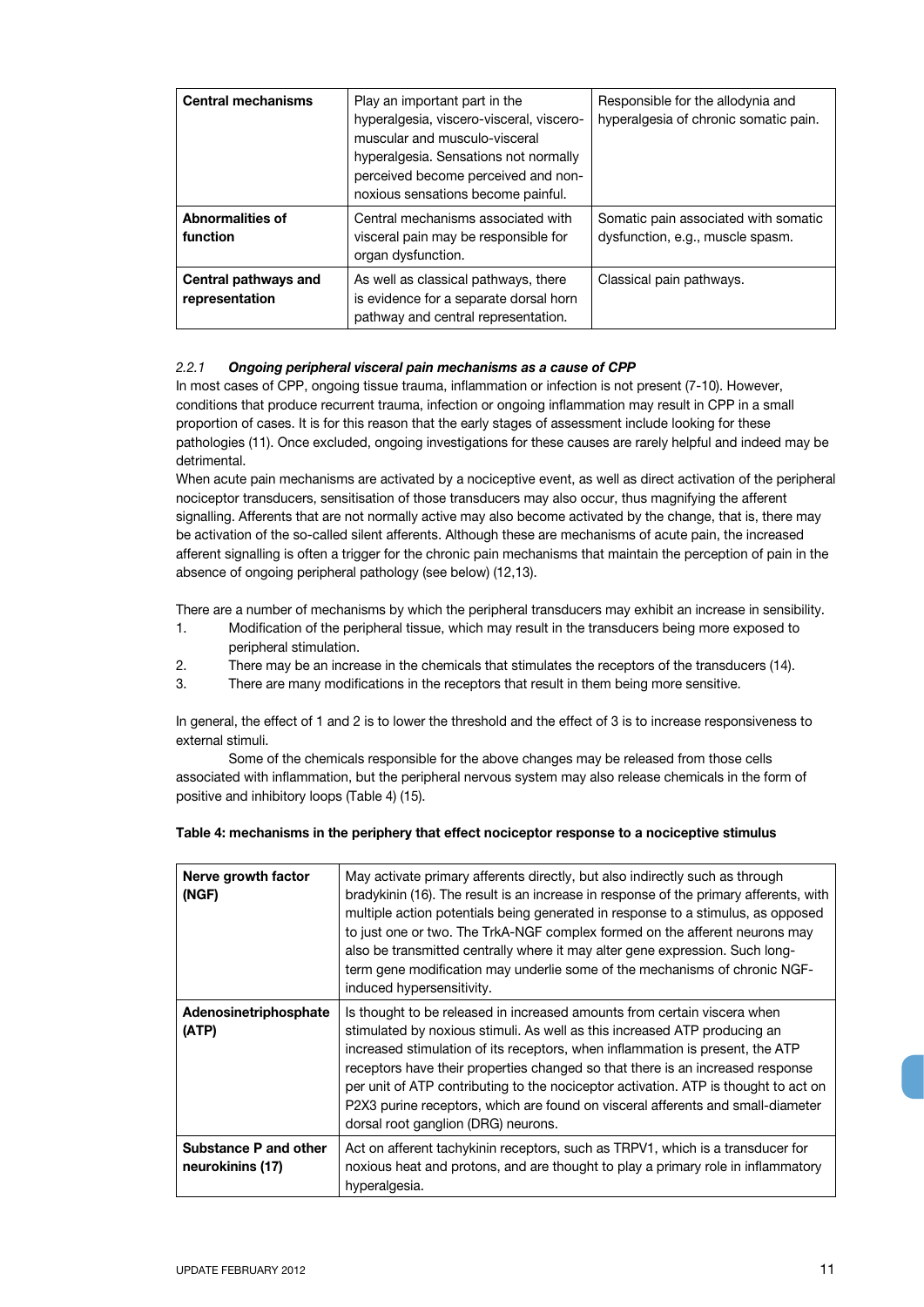| Central mechanisms | Play an important part in the hyperalgesia, viscero-visceral, viscero-muscular and musculo-visceral hyperalgesia. Sensations not normally perceived become perceived and non-noxious sensations become painful. | Responsible for the allodynia and hyperalgesia of chronic somatic pain. |
|---|---|---|
| **Abnormalities of function** | Central mechanisms associated with visceral pain may be responsible for organ dysfunction. | Somatic pain associated with somatic dysfunction, e.g., muscle spasm. |
| **Central pathways and representation** | As well as classical pathways, there is evidence for a separate dorsal horn pathway and central representation. | Classical pain pathways. |

### *2.2.1 Ongoing peripheral visceral pain mechanisms as a cause of CPP*

In most cases of CPP, ongoing tissue trauma, inflammation or infection is not present (7-10). However, conditions that produce recurrent trauma, infection or ongoing inflammation may result in CPP in a small proportion of cases. It is for this reason that the early stages of assessment include looking for these pathologies (11). Once excluded, ongoing investigations for these causes are rarely helpful and indeed may be detrimental.

When acute pain mechanisms are activated by a nociceptive event, as well as direct activation of the peripheral nociceptor transducers, sensitisation of those transducers may also occur, thus magnifying the afferent signalling. Afferents that are not normally active may also become activated by the change, that is, there may be activation of the so-called silent afferents. Although these are mechanisms of acute pain, the increased afferent signalling is often a trigger for the chronic pain mechanisms that maintain the perception of pain in the absence of ongoing peripheral pathology (see below) (12,13).

There are a number of mechanisms by which the peripheral transducers may exhibit an increase in sensibility.

1. Modification of the peripheral tissue, which may result in the transducers being more exposed to peripheral stimulation.
2. There may be an increase in the chemicals that stimulates the receptors of the transducers (14).
3. There are many modifications in the receptors that result in them being more sensitive.

In general, the effect of 1 and 2 is to lower the threshold and the effect of 3 is to increase responsiveness to external stimuli.

Some of the chemicals responsible for the above changes may be released from those cells associated with inflammation, but the peripheral nervous system may also release chemicals in the form of positive and inhibitory loops (Table 4) (15).

**Table 4: mechanisms in the periphery that effect nociceptor response to a nociceptive stimulus**

| Nerve growth factor (NGF) | May activate primary afferents directly, but also indirectly such as through bradykinin (16). The result is an increase in response of the primary afferents, with multiple action potentials being generated in response to a stimulus, as opposed to just one or two. The TrkA-NGF complex formed on the afferent neurons may also be transmitted centrally where it may alter gene expression. Such long-term gene modification may underlie some of the mechanisms of chronic NGF-induced hypersensitivity. |
|---|---|
| **Adenosinetriphosphate (ATP)** | Is thought to be released in increased amounts from certain viscera when stimulated by noxious stimuli. As well as this increased ATP producing an increased stimulation of its receptors, when inflammation is present, the ATP receptors have their properties changed so that there is an increased response per unit of ATP contributing to the nociceptor activation. ATP is thought to act on P2X3 purine receptors, which are found on visceral afferents and small-diameter dorsal root ganglion (DRG) neurons. |
| **Substance P and other neurokinins (17)** | Act on afferent tachykinin receptors, such as TRPV1, which is a transducer for noxious heat and protons, and are thought to play a primary role in inflammatory hyperalgesia. |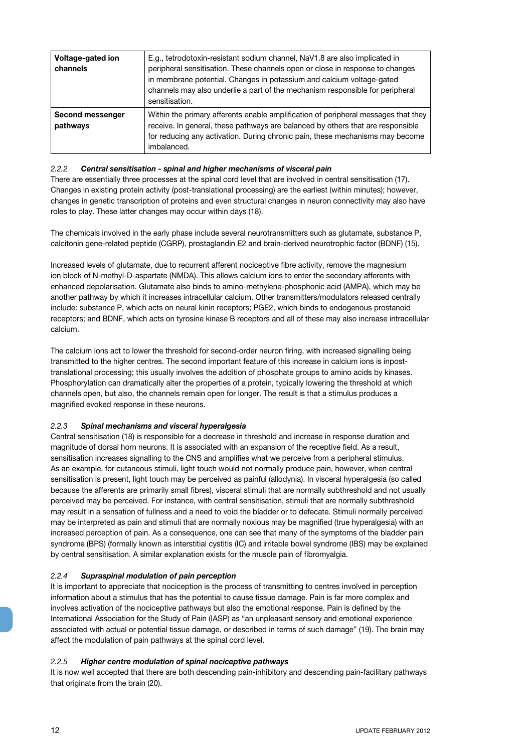| | |
|---|---|
| **Voltage-gated ion channels** | E.g., tetrodotoxin-resistant sodium channel, NaV1.8 are also implicated in peripheral sensitisation. These channels open or close in response to changes in membrane potential. Changes in potassium and calcium voltage-gated channels may also underlie a part of the mechanism responsible for peripheral sensitisation. |
| **Second messenger pathways** | Within the primary afferents enable amplification of peripheral messages that they receive. In general, these pathways are balanced by others that are responsible for reducing any activation. During chronic pain, these mechanisms may become imbalanced. |

#### *2.2.2 Central sensitisation - spinal and higher mechanisms of visceral pain*

There are essentially three processes at the spinal cord level that are involved in central sensitisation (17). Changes in existing protein activity (post-translational processing) are the earliest (within minutes); however, changes in genetic transcription of proteins and even structural changes in neuron connectivity may also have roles to play. These latter changes may occur within days (18).

The chemicals involved in the early phase include several neurotransmitters such as glutamate, substance P, calcitonin gene-related peptide (CGRP), prostaglandin E2 and brain-derived neurotrophic factor (BDNF) (15).

Increased levels of glutamate, due to recurrent afferent nociceptive fibre activity, remove the magnesium ion block of N-methyl-D-aspartate (NMDA). This allows calcium ions to enter the secondary afferents with enhanced depolarisation. Glutamate also binds to amino-methylene-phosphonic acid (AMPA), which may be another pathway by which it increases intracellular calcium. Other transmitters/modulators released centrally include: substance P, which acts on neural kinin receptors; PGE2, which binds to endogenous prostanoid receptors; and BDNF, which acts on tyrosine kinase B receptors and all of these may also increase intracellular calcium.

The calcium ions act to lower the threshold for second-order neuron firing, with increased signalling being transmitted to the higher centres. The second important feature of this increase in calcium ions is inpost-translational processing; this usually involves the addition of phosphate groups to amino acids by kinases. Phosphorylation can dramatically alter the properties of a protein, typically lowering the threshold at which channels open, but also, the channels remain open for longer. The result is that a stimulus produces a magnified evoked response in these neurons.

#### *2.2.3 Spinal mechanisms and visceral hyperalgesia*

Central sensitisation (18) is responsible for a decrease in threshold and increase in response duration and magnitude of dorsal horn neurons. It is associated with an expansion of the receptive field. As a result, sensitisation increases signalling to the CNS and amplifies what we perceive from a peripheral stimulus. As an example, for cutaneous stimuli, light touch would not normally produce pain, however, when central sensitisation is present, light touch may be perceived as painful (allodynia). In visceral hyperalgesia (so called because the afferents are primarily small fibres), visceral stimuli that are normally subthreshold and not usually perceived may be perceived. For instance, with central sensitisation, stimuli that are normally subthreshold may result in a sensation of fullness and a need to void the bladder or to defecate. Stimuli normally perceived may be interpreted as pain and stimuli that are normally noxious may be magnified (true hyperalgesia) with an increased perception of pain. As a consequence, one can see that many of the symptoms of the bladder pain syndrome (BPS) (formally known as interstitial cystitis (IC) and irritable bowel syndrome (IBS) may be explained by central sensitisation. A similar explanation exists for the muscle pain of fibromyalgia.

#### *2.2.4 Supraspinal modulation of pain perception*

It is important to appreciate that nociception is the process of transmitting to centres involved in perception information about a stimulus that has the potential to cause tissue damage. Pain is far more complex and involves activation of the nociceptive pathways but also the emotional response. Pain is defined by the International Association for the Study of Pain (IASP) as "an unpleasant sensory and emotional experience associated with actual or potential tissue damage, or described in terms of such damage" (19). The brain may affect the modulation of pain pathways at the spinal cord level.

#### *2.2.5 Higher centre modulation of spinal nociceptive pathways*

It is now well accepted that there are both descending pain-inhibitory and descending pain-facilitary pathways that originate from the brain (20).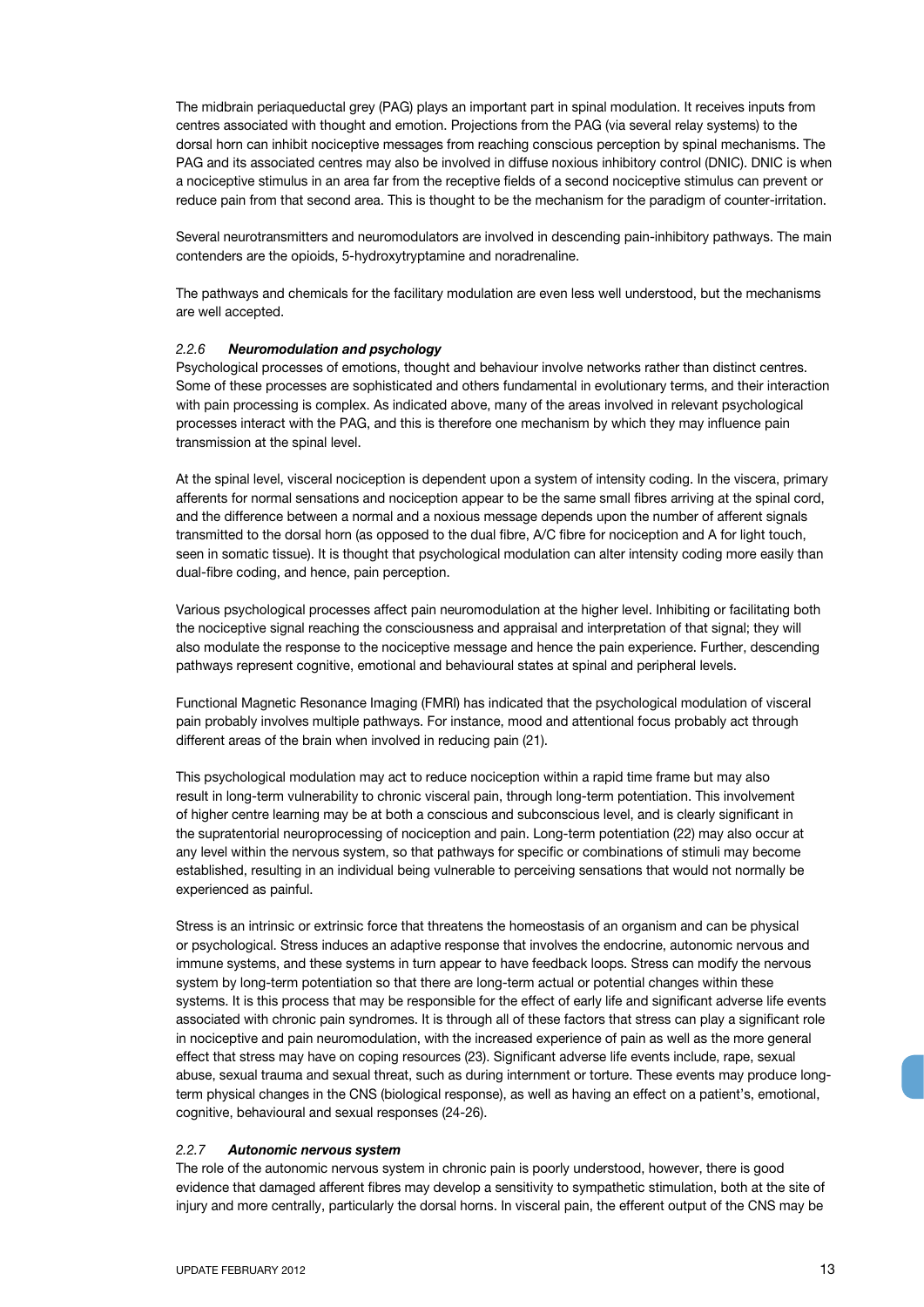The midbrain periaqueductal grey (PAG) plays an important part in spinal modulation. It receives inputs from centres associated with thought and emotion. Projections from the PAG (via several relay systems) to the dorsal horn can inhibit nociceptive messages from reaching conscious perception by spinal mechanisms. The PAG and its associated centres may also be involved in diffuse noxious inhibitory control (DNIC). DNIC is when a nociceptive stimulus in an area far from the receptive fields of a second nociceptive stimulus can prevent or reduce pain from that second area. This is thought to be the mechanism for the paradigm of counter-irritation.

Several neurotransmitters and neuromodulators are involved in descending pain-inhibitory pathways. The main contenders are the opioids, 5-hydroxytryptamine and noradrenaline.

The pathways and chemicals for the facilitary modulation are even less well understood, but the mechanisms are well accepted.

### *2.2.6 Neuromodulation and psychology*

Psychological processes of emotions, thought and behaviour involve networks rather than distinct centres. Some of these processes are sophisticated and others fundamental in evolutionary terms, and their interaction with pain processing is complex. As indicated above, many of the areas involved in relevant psychological processes interact with the PAG, and this is therefore one mechanism by which they may influence pain transmission at the spinal level.

At the spinal level, visceral nociception is dependent upon a system of intensity coding. In the viscera, primary afferents for normal sensations and nociception appear to be the same small fibres arriving at the spinal cord, and the difference between a normal and a noxious message depends upon the number of afferent signals transmitted to the dorsal horn (as opposed to the dual fibre, A/C fibre for nociception and A for light touch, seen in somatic tissue). It is thought that psychological modulation can alter intensity coding more easily than dual-fibre coding, and hence, pain perception.

Various psychological processes affect pain neuromodulation at the higher level. Inhibiting or facilitating both the nociceptive signal reaching the consciousness and appraisal and interpretation of that signal; they will also modulate the response to the nociceptive message and hence the pain experience. Further, descending pathways represent cognitive, emotional and behavioural states at spinal and peripheral levels.

Functional Magnetic Resonance Imaging (FMRI) has indicated that the psychological modulation of visceral pain probably involves multiple pathways. For instance, mood and attentional focus probably act through different areas of the brain when involved in reducing pain (21).

This psychological modulation may act to reduce nociception within a rapid time frame but may also result in long-term vulnerability to chronic visceral pain, through long-term potentiation. This involvement of higher centre learning may be at both a conscious and subconscious level, and is clearly significant in the supratentorial neuroprocessing of nociception and pain. Long-term potentiation (22) may also occur at any level within the nervous system, so that pathways for specific or combinations of stimuli may become established, resulting in an individual being vulnerable to perceiving sensations that would not normally be experienced as painful.

Stress is an intrinsic or extrinsic force that threatens the homeostasis of an organism and can be physical or psychological. Stress induces an adaptive response that involves the endocrine, autonomic nervous and immune systems, and these systems in turn appear to have feedback loops. Stress can modify the nervous system by long-term potentiation so that there are long-term actual or potential changes within these systems. It is this process that may be responsible for the effect of early life and significant adverse life events associated with chronic pain syndromes. It is through all of these factors that stress can play a significant role in nociceptive and pain neuromodulation, with the increased experience of pain as well as the more general effect that stress may have on coping resources (23). Significant adverse life events include, rape, sexual abuse, sexual trauma and sexual threat, such as during internment or torture. These events may produce long-term physical changes in the CNS (biological response), as well as having an effect on a patient's, emotional, cognitive, behavioural and sexual responses (24-26).

### *2.2.7 Autonomic nervous system*

The role of the autonomic nervous system in chronic pain is poorly understood, however, there is good evidence that damaged afferent fibres may develop a sensitivity to sympathetic stimulation, both at the site of injury and more centrally, particularly the dorsal horns. In visceral pain, the efferent output of the CNS may be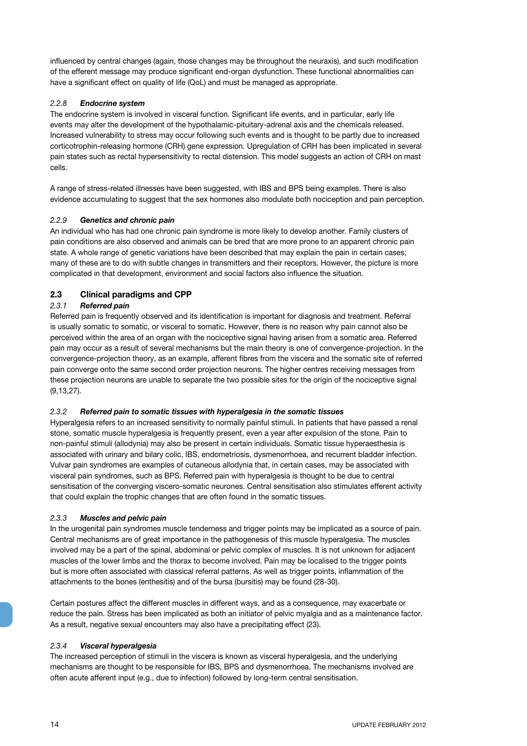influenced by central changes (again, those changes may be throughout the neuraxis), and such modification of the efferent message may produce significant end-organ dysfunction. These functional abnormalities can have a significant effect on quality of life (QoL) and must be managed as appropriate.

#### *2.2.8 Endocrine system*

The endocrine system is involved in visceral function. Significant life events, and in particular, early life events may alter the development of the hypothalamic-pituitary-adrenal axis and the chemicals released. Increased vulnerability to stress may occur following such events and is thought to be partly due to increased corticotrophin-releasing hormone (CRH) gene expression. Upregulation of CRH has been implicated in several pain states such as rectal hypersensitivity to rectal distension. This model suggests an action of CRH on mast cells.

A range of stress-related illnesses have been suggested, with IBS and BPS being examples. There is also evidence accumulating to suggest that the sex hormones also modulate both nociception and pain perception.

#### *2.2.9 Genetics and chronic pain*

An individual who has had one chronic pain syndrome is more likely to develop another. Family clusters of pain conditions are also observed and animals can be bred that are more prone to an apparent chronic pain state. A whole range of genetic variations have been described that may explain the pain in certain cases; many of these are to do with subtle changes in transmitters and their receptors. However, the picture is more complicated in that development, environment and social factors also influence the situation.

## 2.3 Clinical paradigms and CPP

#### *2.3.1 Referred pain*

Referred pain is frequently observed and its identification is important for diagnosis and treatment. Referral is usually somatic to somatic, or visceral to somatic. However, there is no reason why pain cannot also be perceived within the area of an organ with the nociceptive signal having arisen from a somatic area. Referred pain may occur as a result of several mechanisms but the main theory is one of convergence-projection. In the convergence-projection theory, as an example, afferent fibres from the viscera and the somatic site of referred pain converge onto the same second order projection neurons. The higher centres receiving messages from these projection neurons are unable to separate the two possible sites for the origin of the nociceptive signal (9,13,27).

#### *2.3.2 Referred pain to somatic tissues with hyperalgesia in the somatic tissues*

Hyperalgesia refers to an increased sensitivity to normally painful stimuli. In patients that have passed a renal stone, somatic muscle hyperalgesia is frequently present, even a year after expulsion of the stone. Pain to non-painful stimuli (allodynia) may also be present in certain individuals. Somatic tissue hyperaesthesia is associated with urinary and bilary colic, IBS, endometriosis, dysmenorrhoea, and recurrent bladder infection. Vulvar pain syndromes are examples of cutaneous allodynia that, in certain cases, may be associated with visceral pain syndromes, such as BPS. Referred pain with hyperalgesia is thought to be due to central sensitisation of the converging viscero-somatic neurones. Central sensitisation also stimulates efferent activity that could explain the trophic changes that are often found in the somatic tissues.

#### *2.3.3 Muscles and pelvic pain*

In the urogenital pain syndromes muscle tenderness and trigger points may be implicated as a source of pain. Central mechanisms are of great importance in the pathogenesis of this muscle hyperalgesia. The muscles involved may be a part of the spinal, abdominal or pelvic complex of muscles. It is not unknown for adjacent muscles of the lower limbs and the thorax to become involved. Pain may be localised to the trigger points but is more often associated with classical referral patterns. As well as trigger points, inflammation of the attachments to the bones (enthesitis) and of the bursa (bursitis) may be found (28-30).

Certain postures affect the different muscles in different ways, and as a consequence, may exacerbate or reduce the pain. Stress has been implicated as both an initiator of pelvic myalgia and as a maintenance factor. As a result, negative sexual encounters may also have a precipitating effect (23).

#### *2.3.4 Visceral hyperalgesia*

The increased perception of stimuli in the viscera is known as visceral hyperalgesia, and the underlying mechanisms are thought to be responsible for IBS, BPS and dysmenorrhoea. The mechanisms involved are often acute afferent input (e.g., due to infection) followed by long-term central sensitisation.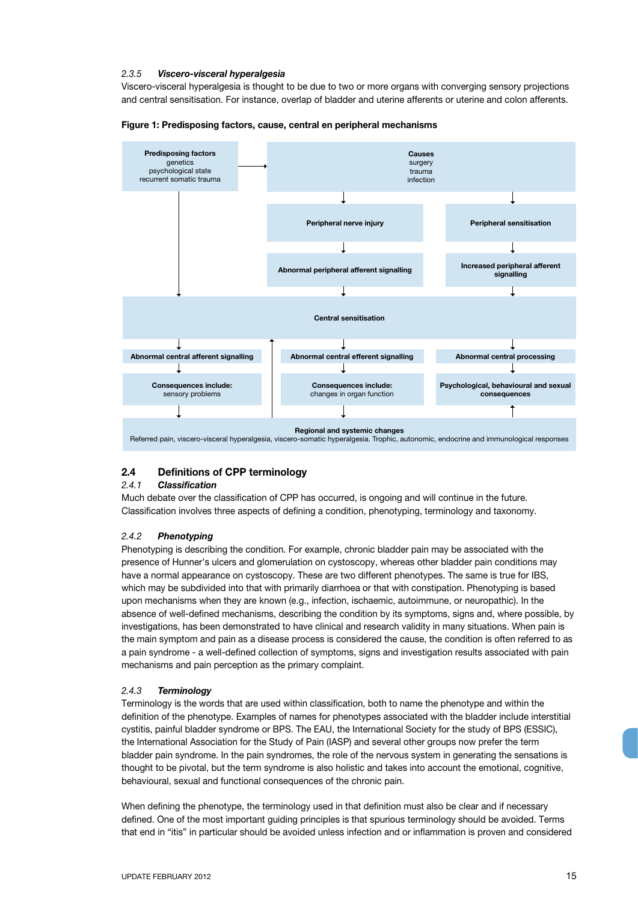*2.3.5* ***Viscero-visceral hyperalgesia***

Viscero-visceral hyperalgesia is thought to be due to two or more organs with converging sensory projections and central sensitisation. For instance, overlap of bladder and uterine afferents or uterine and colon afferents.

**Figure 1: Predisposing factors, cause, central en peripheral mechanisms**

**Predisposing factors**
genetics
psychological state
recurrent somatic trauma

**Causes**
surgery
trauma
infection

**Peripheral nerve injury**

**Peripheral sensitisation**

**Abnormal peripheral afferent signalling**

**Increased peripheral afferent signalling**

**Central sensitisation**

**Abnormal central afferent signalling**

**Abnormal central efferent signalling**

**Abnormal central processing**

**Consequences include:**
sensory problems

**Consequences include:**
changes in organ function

**Psychological, behavioural and sexual consequences**

**Regional and systemic changes**
Referred pain, viscero-visceral hyperalgesia, viscero-somatic hyperalgesia. Trophic, autonomic, endocrine and immunological responses

## 2.4 Definitions of CPP terminology

### *2.4.1* ***Classification***

Much debate over the classification of CPP has occurred, is ongoing and will continue in the future. Classification involves three aspects of defining a condition, phenotyping, terminology and taxonomy.

### *2.4.2* ***Phenotyping***

Phenotyping is describing the condition. For example, chronic bladder pain may be associated with the presence of Hunner's ulcers and glomerulation on cystoscopy, whereas other bladder pain conditions may have a normal appearance on cystoscopy. These are two different phenotypes. The same is true for IBS, which may be subdivided into that with primarily diarrhoea or that with constipation. Phenotyping is based upon mechanisms when they are known (e.g., infection, ischaemic, autoimmune, or neuropathic). In the absence of well-defined mechanisms, describing the condition by its symptoms, signs and, where possible, by investigations, has been demonstrated to have clinical and research validity in many situations. When pain is the main symptom and pain as a disease process is considered the cause, the condition is often referred to as a pain syndrome - a well-defined collection of symptoms, signs and investigation results associated with pain mechanisms and pain perception as the primary complaint.

### *2.4.3* ***Terminology***

Terminology is the words that are used within classification, both to name the phenotype and within the definition of the phenotype. Examples of names for phenotypes associated with the bladder include interstitial cystitis, painful bladder syndrome or BPS. The EAU, the International Society for the study of BPS (ESSIC), the International Association for the Study of Pain (IASP) and several other groups now prefer the term bladder pain syndrome. In the pain syndromes, the role of the nervous system in generating the sensations is thought to be pivotal, but the term syndrome is also holistic and takes into account the emotional, cognitive, behavioural, sexual and functional consequences of the chronic pain.

When defining the phenotype, the terminology used in that definition must also be clear and if necessary defined. One of the most important guiding principles is that spurious terminology should be avoided. Terms that end in "itis" in particular should be avoided unless infection and or inflammation is proven and considered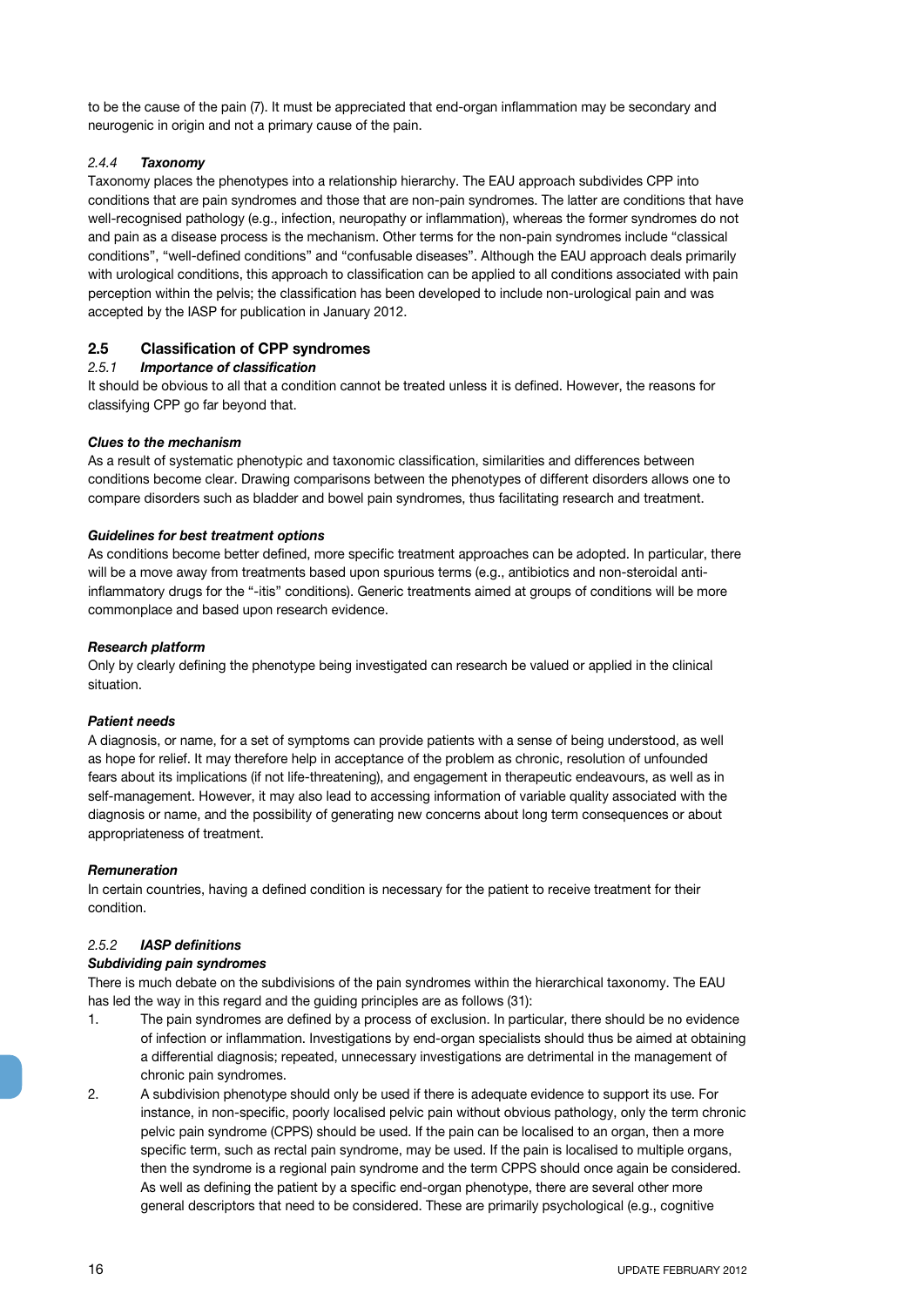to be the cause of the pain (7). It must be appreciated that end-organ inflammation may be secondary and neurogenic in origin and not a primary cause of the pain.

#### 2.4.4 Taxonomy

Taxonomy places the phenotypes into a relationship hierarchy. The EAU approach subdivides CPP into conditions that are pain syndromes and those that are non-pain syndromes. The latter are conditions that have well-recognised pathology (e.g., infection, neuropathy or inflammation), whereas the former syndromes do not and pain as a disease process is the mechanism. Other terms for the non-pain syndromes include "classical conditions", "well-defined conditions" and "confusable diseases". Although the EAU approach deals primarily with urological conditions, this approach to classification can be applied to all conditions associated with pain perception within the pelvis; the classification has been developed to include non-urological pain and was accepted by the IASP for publication in January 2012.

### 2.5 Classification of CPP syndromes

#### 2.5.1 Importance of classification

It should be obvious to all that a condition cannot be treated unless it is defined. However, the reasons for classifying CPP go far beyond that.

***Clues to the mechanism***

As a result of systematic phenotypic and taxonomic classification, similarities and differences between conditions become clear. Drawing comparisons between the phenotypes of different disorders allows one to compare disorders such as bladder and bowel pain syndromes, thus facilitating research and treatment.

***Guidelines for best treatment options***

As conditions become better defined, more specific treatment approaches can be adopted. In particular, there will be a move away from treatments based upon spurious terms (e.g., antibiotics and non-steroidal anti-inflammatory drugs for the "-itis" conditions). Generic treatments aimed at groups of conditions will be more commonplace and based upon research evidence.

***Research platform***

Only by clearly defining the phenotype being investigated can research be valued or applied in the clinical situation.

***Patient needs***

A diagnosis, or name, for a set of symptoms can provide patients with a sense of being understood, as well as hope for relief. It may therefore help in acceptance of the problem as chronic, resolution of unfounded fears about its implications (if not life-threatening), and engagement in therapeutic endeavours, as well as in self-management. However, it may also lead to accessing information of variable quality associated with the diagnosis or name, and the possibility of generating new concerns about long term consequences or about appropriateness of treatment.

***Remuneration***

In certain countries, having a defined condition is necessary for the patient to receive treatment for their condition.

#### 2.5.2 IASP definitions

***Subdividing pain syndromes***

There is much debate on the subdivisions of the pain syndromes within the hierarchical taxonomy. The EAU has led the way in this regard and the guiding principles are as follows (31):

1. The pain syndromes are defined by a process of exclusion. In particular, there should be no evidence of infection or inflammation. Investigations by end-organ specialists should thus be aimed at obtaining a differential diagnosis; repeated, unnecessary investigations are detrimental in the management of chronic pain syndromes.
2. A subdivision phenotype should only be used if there is adequate evidence to support its use. For instance, in non-specific, poorly localised pelvic pain without obvious pathology, only the term chronic pelvic pain syndrome (CPPS) should be used. If the pain can be localised to an organ, then a more specific term, such as rectal pain syndrome, may be used. If the pain is localised to multiple organs, then the syndrome is a regional pain syndrome and the term CPPS should once again be considered. As well as defining the patient by a specific end-organ phenotype, there are several other more general descriptors that need to be considered. These are primarily psychological (e.g., cognitive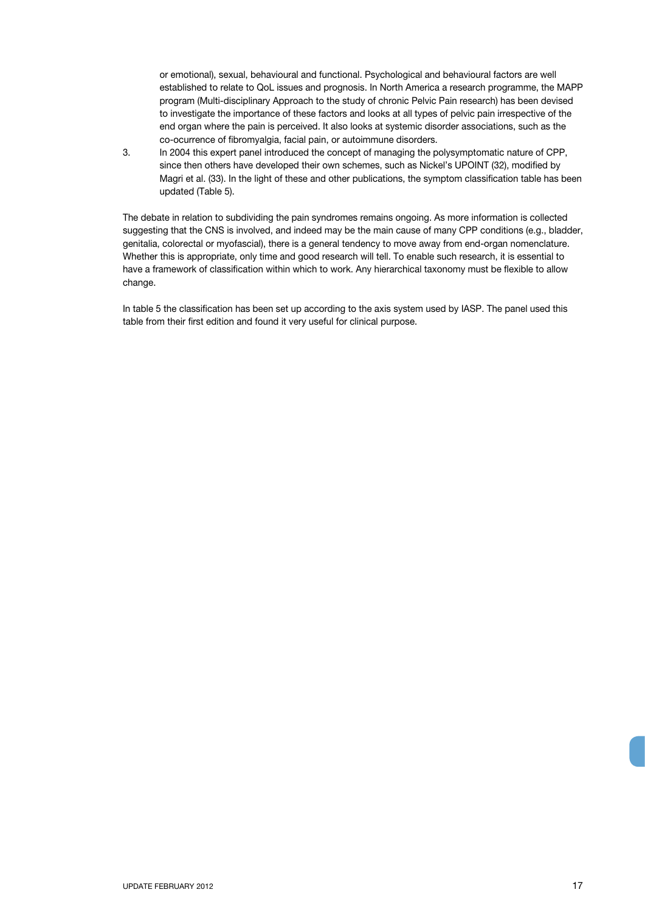or emotional), sexual, behavioural and functional. Psychological and behavioural factors are well established to relate to QoL issues and prognosis. In North America a research programme, the MAPP program (Multi-disciplinary Approach to the study of chronic Pelvic Pain research) has been devised to investigate the importance of these factors and looks at all types of pelvic pain irrespective of the end organ where the pain is perceived. It also looks at systemic disorder associations, such as the co-ocurrence of fibromyalgia, facial pain, or autoimmune disorders.

3. In 2004 this expert panel introduced the concept of managing the polysymptomatic nature of CPP, since then others have developed their own schemes, such as Nickel's UPOINT (32), modified by Magri et al. (33). In the light of these and other publications, the symptom classification table has been updated (Table 5).

The debate in relation to subdividing the pain syndromes remains ongoing. As more information is collected suggesting that the CNS is involved, and indeed may be the main cause of many CPP conditions (e.g., bladder, genitalia, colorectal or myofascial), there is a general tendency to move away from end-organ nomenclature. Whether this is appropriate, only time and good research will tell. To enable such research, it is essential to have a framework of classification within which to work. Any hierarchical taxonomy must be flexible to allow change.

In table 5 the classification has been set up according to the axis system used by IASP. The panel used this table from their first edition and found it very useful for clinical purpose.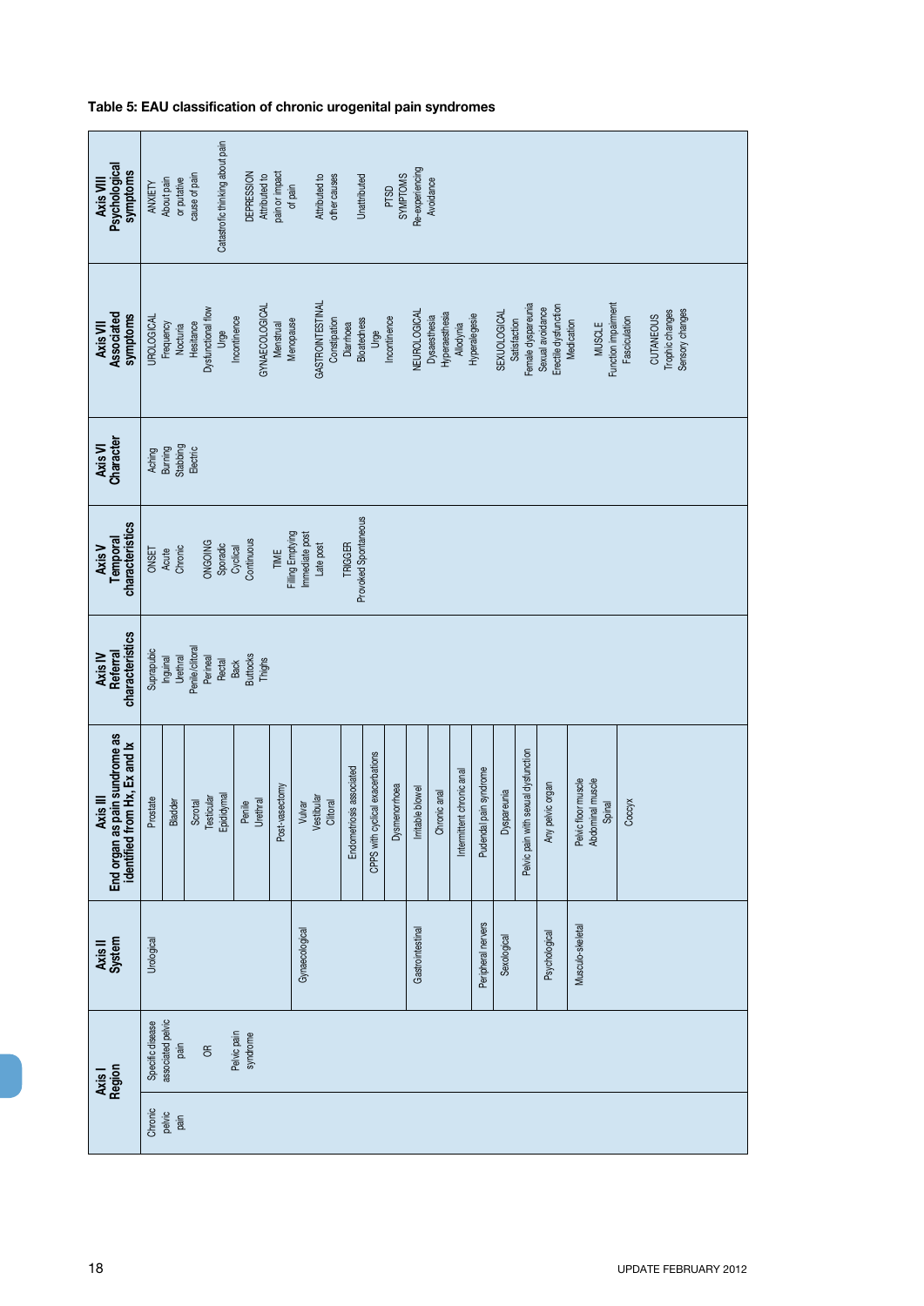**Table 5: EAU classification of chronic urogenital pain syndromes**

| Axis I Region | | Axis II System | Axis III End organ as pain syndrome as identified from Hx, Ex and Ix | Axis IV Referral characteristics | Axis V Temporal characteristics | Axis VI Character | Axis VII Associated symptoms | Axis VIII Psychological symptoms |
|---|---|---|---|---|---|---|---|---|
| Chronic pelvic pain | Specific disease associated pelvic pain OR Pelvic pain syndrome | Urological | Prostate | Suprapubic<br>Inguinal<br>Urethral<br>Penile/clitoral<br>Perineal<br>Rectal<br>Back<br>Buttocks<br>Thighs | ONSET<br>Acute<br>Chronic<br><br>ONGOING<br>Sporadic<br>Cyclical<br>Continuous<br><br>TIME<br>Filling Emptying<br>Immediate post<br>Late post<br><br>TRIGGER<br>Provoked Spontaneous | Aching<br>Burning<br>Stabbing<br>Electric | UROLOGICAL<br>Frequency<br>Nocturia<br>Hesitance<br>Dysfunctional flow<br>Urge<br>Incontinence<br><br>GYNAECOLOGICAL<br>Menstrual<br>Menopause<br><br>GASTROINTESTINAL<br>Constipation<br>Diarrhoea<br>Bloatedness<br>Urge<br>Incontinence<br><br>NEUROLOGICAL<br>Dysaesthesia<br>Hyperaesthesia<br>Allodynia<br>Hyperalegesie<br><br>SEXUOLOGICAL<br>Satisfaction<br>Female dyspareunia<br>Sexual avoidance<br>Erectile dysfunction<br>Medication<br><br>MUSCLE<br>Function impairment<br>Fasciculation<br><br>CUTANEOUS<br>Trophic changes<br>Sensory changes | ANXIETY<br>About pain or putative cause of pain<br>Catastrofic thinking about pain<br><br>DEPRESSION<br>Attributed to pain or impact of pain<br>Attributed to other causes<br>Unattributed<br><br>PTSD SYMPTOMS<br>Re-experiencing<br>Avoidance |
| | | | Bladder | | | | | |
| | | | Scrotal<br>Testicular<br>Epididymal | | | | | |
| | | | Penile<br>Urethral | | | | | |
| | | | Post-vasectomy | | | | | |
| | | Gynaecological | Vulvar<br>Vestibular<br>Clitoral | | | | | |
| | | | Endometriosis associated | | | | | |
| | | | CPPS with cyclical exacerbations | | | | | |
| | | | Dysmenorrhoea | | | | | |
| | | Gastrointestinal | Irritable blowel | | | | | |
| | | | Chronic anal | | | | | |
| | | | Intermittent chronic anal | | | | | |
| | | Peripheral nervers | Pudendal pain syndrome | | | | | |
| | | Sexological | Dyspareunia | | | | | |
| | | | Pelvic pain with sexual dysfunction | | | | | |
| | | Psychological | Any pelvic organ | | | | | |
| | | Musculo-skeletal | Pelvic floor muscle<br>Abdominal muscle<br>Spinal | | | | | |
| | | | Coccyx | | | | | |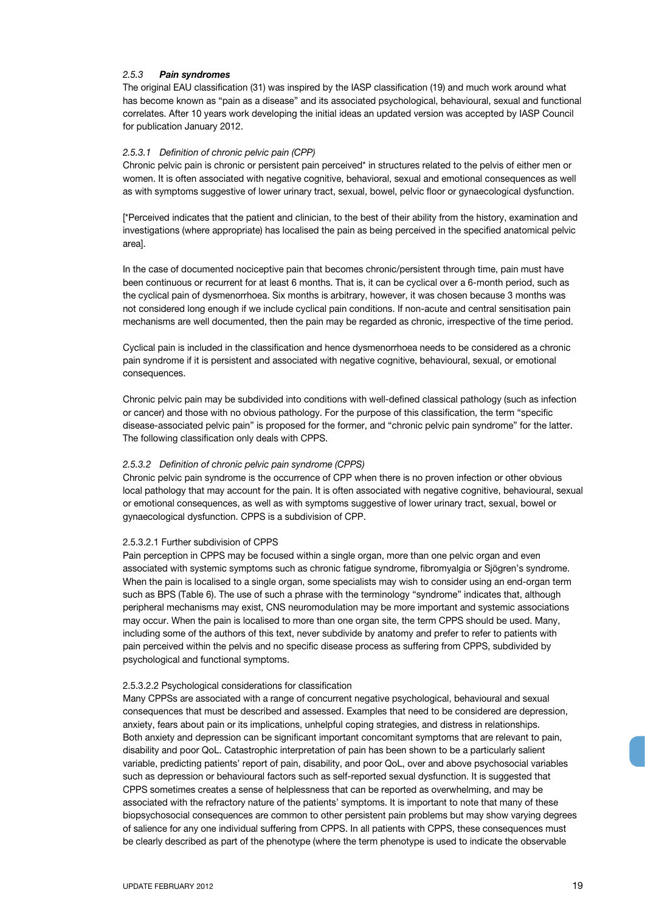### 2.5.3 *Pain syndromes*

The original EAU classification (31) was inspired by the IASP classification (19) and much work around what has become known as "pain as a disease" and its associated psychological, behavioural, sexual and functional correlates. After 10 years work developing the initial ideas an updated version was accepted by IASP Council for publication January 2012.

#### *2.5.3.1 Definition of chronic pelvic pain (CPP)*

Chronic pelvic pain is chronic or persistent pain perceived* in structures related to the pelvis of either men or women. It is often associated with negative cognitive, behavioral, sexual and emotional consequences as well as with symptoms suggestive of lower urinary tract, sexual, bowel, pelvic floor or gynaecological dysfunction.

[*Perceived indicates that the patient and clinician, to the best of their ability from the history, examination and investigations (where appropriate) has localised the pain as being perceived in the specified anatomical pelvic area].

In the case of documented nociceptive pain that becomes chronic/persistent through time, pain must have been continuous or recurrent for at least 6 months. That is, it can be cyclical over a 6-month period, such as the cyclical pain of dysmenorrhoea. Six months is arbitrary, however, it was chosen because 3 months was not considered long enough if we include cyclical pain conditions. If non-acute and central sensitisation pain mechanisms are well documented, then the pain may be regarded as chronic, irrespective of the time period.

Cyclical pain is included in the classification and hence dysmenorrhoea needs to be considered as a chronic pain syndrome if it is persistent and associated with negative cognitive, behavioural, sexual, or emotional consequences.

Chronic pelvic pain may be subdivided into conditions with well-defined classical pathology (such as infection or cancer) and those with no obvious pathology. For the purpose of this classification, the term "specific disease-associated pelvic pain" is proposed for the former, and "chronic pelvic pain syndrome" for the latter. The following classification only deals with CPPS.

#### *2.5.3.2 Definition of chronic pelvic pain syndrome (CPPS)*

Chronic pelvic pain syndrome is the occurrence of CPP when there is no proven infection or other obvious local pathology that may account for the pain. It is often associated with negative cognitive, behavioural, sexual or emotional consequences, as well as with symptoms suggestive of lower urinary tract, sexual, bowel or gynaecological dysfunction. CPPS is a subdivision of CPP.

##### 2.5.3.2.1 Further subdivision of CPPS

Pain perception in CPPS may be focused within a single organ, more than one pelvic organ and even associated with systemic symptoms such as chronic fatigue syndrome, fibromyalgia or Sjögren's syndrome. When the pain is localised to a single organ, some specialists may wish to consider using an end-organ term such as BPS (Table 6). The use of such a phrase with the terminology "syndrome" indicates that, although peripheral mechanisms may exist, CNS neuromodulation may be more important and systemic associations may occur. When the pain is localised to more than one organ site, the term CPPS should be used. Many, including some of the authors of this text, never subdivide by anatomy and prefer to refer to patients with pain perceived within the pelvis and no specific disease process as suffering from CPPS, subdivided by psychological and functional symptoms.

##### 2.5.3.2.2 Psychological considerations for classification

Many CPPSs are associated with a range of concurrent negative psychological, behavioural and sexual consequences that must be described and assessed. Examples that need to be considered are depression, anxiety, fears about pain or its implications, unhelpful coping strategies, and distress in relationships. Both anxiety and depression can be significant important concomitant symptoms that are relevant to pain, disability and poor QoL. Catastrophic interpretation of pain has been shown to be a particularly salient variable, predicting patients' report of pain, disability, and poor QoL, over and above psychosocial variables such as depression or behavioural factors such as self-reported sexual dysfunction. It is suggested that CPPS sometimes creates a sense of helplessness that can be reported as overwhelming, and may be associated with the refractory nature of the patients' symptoms. It is important to note that many of these biopsychosocial consequences are common to other persistent pain problems but may show varying degrees of salience for any one individual suffering from CPPS. In all patients with CPPS, these consequences must be clearly described as part of the phenotype (where the term phenotype is used to indicate the observable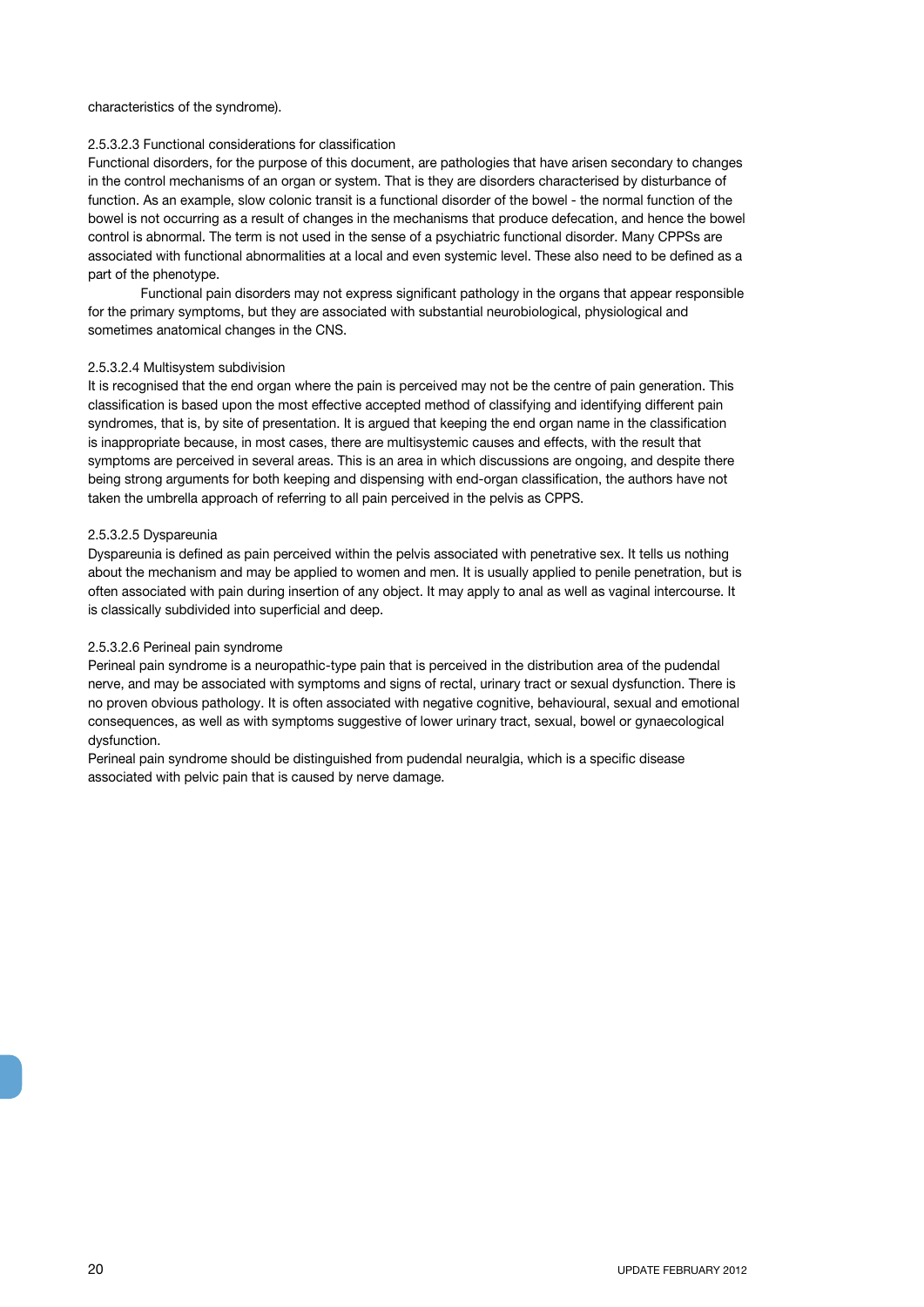characteristics of the syndrome).

#### 2.5.3.2.3 Functional considerations for classification

Functional disorders, for the purpose of this document, are pathologies that have arisen secondary to changes in the control mechanisms of an organ or system. That is they are disorders characterised by disturbance of function. As an example, slow colonic transit is a functional disorder of the bowel - the normal function of the bowel is not occurring as a result of changes in the mechanisms that produce defecation, and hence the bowel control is abnormal. The term is not used in the sense of a psychiatric functional disorder. Many CPPSs are associated with functional abnormalities at a local and even systemic level. These also need to be defined as a part of the phenotype.

Functional pain disorders may not express significant pathology in the organs that appear responsible for the primary symptoms, but they are associated with substantial neurobiological, physiological and sometimes anatomical changes in the CNS.

#### 2.5.3.2.4 Multisystem subdivision

It is recognised that the end organ where the pain is perceived may not be the centre of pain generation. This classification is based upon the most effective accepted method of classifying and identifying different pain syndromes, that is, by site of presentation. It is argued that keeping the end organ name in the classification is inappropriate because, in most cases, there are multisystemic causes and effects, with the result that symptoms are perceived in several areas. This is an area in which discussions are ongoing, and despite there being strong arguments for both keeping and dispensing with end-organ classification, the authors have not taken the umbrella approach of referring to all pain perceived in the pelvis as CPPS.

#### 2.5.3.2.5 Dyspareunia

Dyspareunia is defined as pain perceived within the pelvis associated with penetrative sex. It tells us nothing about the mechanism and may be applied to women and men. It is usually applied to penile penetration, but is often associated with pain during insertion of any object. It may apply to anal as well as vaginal intercourse. It is classically subdivided into superficial and deep.

#### 2.5.3.2.6 Perineal pain syndrome

Perineal pain syndrome is a neuropathic-type pain that is perceived in the distribution area of the pudendal nerve, and may be associated with symptoms and signs of rectal, urinary tract or sexual dysfunction. There is no proven obvious pathology. It is often associated with negative cognitive, behavioural, sexual and emotional consequences, as well as with symptoms suggestive of lower urinary tract, sexual, bowel or gynaecological dysfunction.

Perineal pain syndrome should be distinguished from pudendal neuralgia, which is a specific disease associated with pelvic pain that is caused by nerve damage.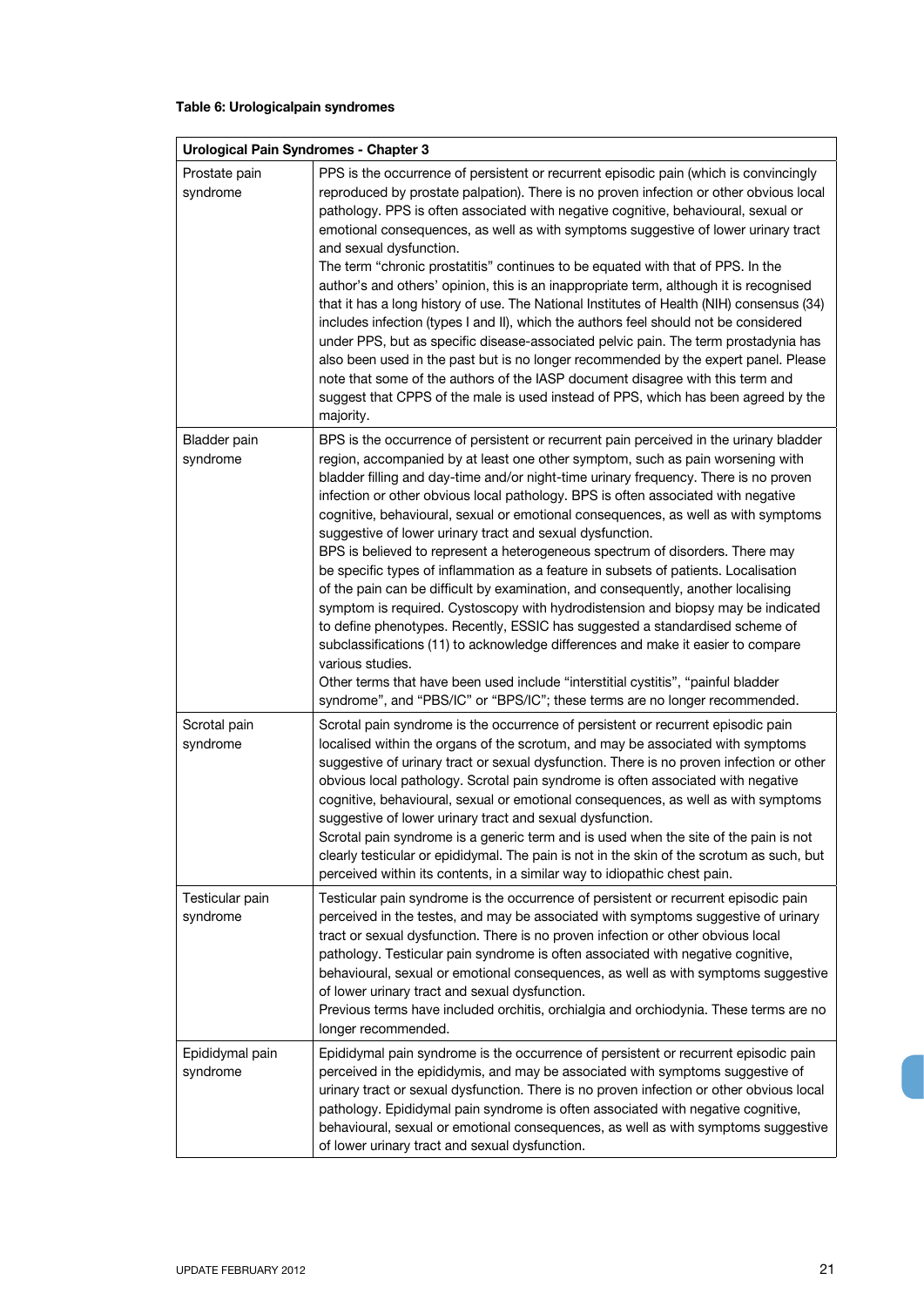**Table 6: Urologicalpain syndromes**

| Urological Pain Syndromes - Chapter 3 | |
|---|---|
| Prostate pain syndrome | PPS is the occurrence of persistent or recurrent episodic pain (which is convincingly reproduced by prostate palpation). There is no proven infection or other obvious local pathology. PPS is often associated with negative cognitive, behavioural, sexual or emotional consequences, as well as with symptoms suggestive of lower urinary tract and sexual dysfunction.<br>The term "chronic prostatitis" continues to be equated with that of PPS. In the author's and others' opinion, this is an inappropriate term, although it is recognised that it has a long history of use. The National Institutes of Health (NIH) consensus (34) includes infection (types I and II), which the authors feel should not be considered under PPS, but as specific disease-associated pelvic pain. The term prostadynia has also been used in the past but is no longer recommended by the expert panel. Please note that some of the authors of the IASP document disagree with this term and suggest that CPPS of the male is used instead of PPS, which has been agreed by the majority. |
| Bladder pain syndrome | BPS is the occurrence of persistent or recurrent pain perceived in the urinary bladder region, accompanied by at least one other symptom, such as pain worsening with bladder filling and day-time and/or night-time urinary frequency. There is no proven infection or other obvious local pathology. BPS is often associated with negative cognitive, behavioural, sexual or emotional consequences, as well as with symptoms suggestive of lower urinary tract and sexual dysfunction.<br>BPS is believed to represent a heterogeneous spectrum of disorders. There may be specific types of inflammation as a feature in subsets of patients. Localisation of the pain can be difficult by examination, and consequently, another localising symptom is required. Cystoscopy with hydrodistension and biopsy may be indicated to define phenotypes. Recently, ESSIC has suggested a standardised scheme of subclassifications (11) to acknowledge differences and make it easier to compare various studies.<br>Other terms that have been used include "interstitial cystitis", "painful bladder syndrome", and "PBS/IC" or "BPS/IC"; these terms are no longer recommended. |
| Scrotal pain syndrome | Scrotal pain syndrome is the occurrence of persistent or recurrent episodic pain localised within the organs of the scrotum, and may be associated with symptoms suggestive of urinary tract or sexual dysfunction. There is no proven infection or other obvious local pathology. Scrotal pain syndrome is often associated with negative cognitive, behavioural, sexual or emotional consequences, as well as with symptoms suggestive of lower urinary tract and sexual dysfunction.<br>Scrotal pain syndrome is a generic term and is used when the site of the pain is not clearly testicular or epididymal. The pain is not in the skin of the scrotum as such, but perceived within its contents, in a similar way to idiopathic chest pain. |
| Testicular pain syndrome | Testicular pain syndrome is the occurrence of persistent or recurrent episodic pain perceived in the testes, and may be associated with symptoms suggestive of urinary tract or sexual dysfunction. There is no proven infection or other obvious local pathology. Testicular pain syndrome is often associated with negative cognitive, behavioural, sexual or emotional consequences, as well as with symptoms suggestive of lower urinary tract and sexual dysfunction.<br>Previous terms have included orchitis, orchialgia and orchiodynia. These terms are no longer recommended. |
| Epididymal pain syndrome | Epididymal pain syndrome is the occurrence of persistent or recurrent episodic pain perceived in the epididymis, and may be associated with symptoms suggestive of urinary tract or sexual dysfunction. There is no proven infection or other obvious local pathology. Epididymal pain syndrome is often associated with negative cognitive, behavioural, sexual or emotional consequences, as well as with symptoms suggestive of lower urinary tract and sexual dysfunction. |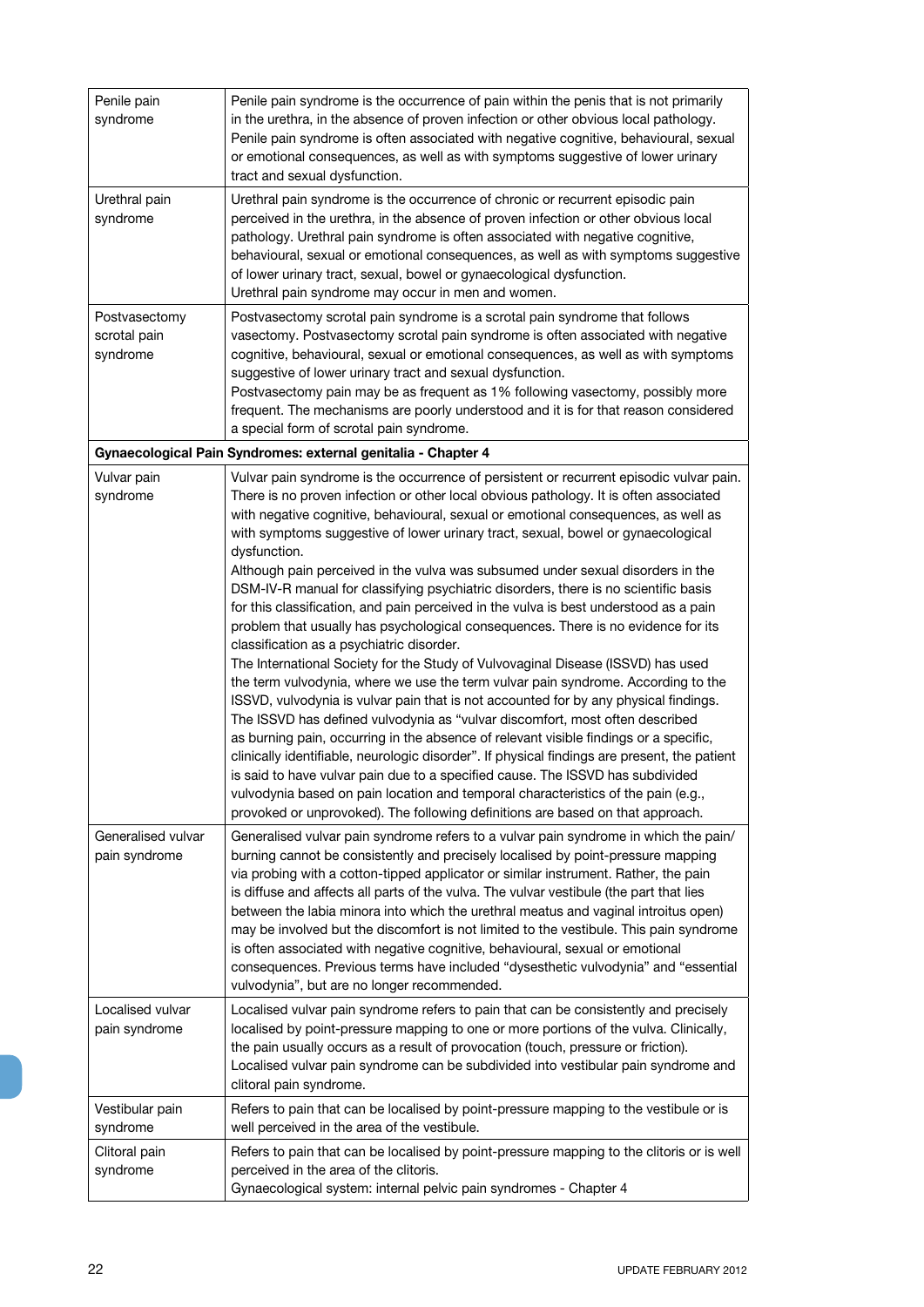| | |
|---|---|
| Penile pain syndrome | Penile pain syndrome is the occurrence of pain within the penis that is not primarily in the urethra, in the absence of proven infection or other obvious local pathology. Penile pain syndrome is often associated with negative cognitive, behavioural, sexual or emotional consequences, as well as with symptoms suggestive of lower urinary tract and sexual dysfunction. |
| Urethral pain syndrome | Urethral pain syndrome is the occurrence of chronic or recurrent episodic pain perceived in the urethra, in the absence of proven infection or other obvious local pathology. Urethral pain syndrome is often associated with negative cognitive, behavioural, sexual or emotional consequences, as well as with symptoms suggestive of lower urinary tract, sexual, bowel or gynaecological dysfunction.<br>Urethral pain syndrome may occur in men and women. |
| Postvasectomy scrotal pain syndrome | Postvasectomy scrotal pain syndrome is a scrotal pain syndrome that follows vasectomy. Postvasectomy scrotal pain syndrome is often associated with negative cognitive, behavioural, sexual or emotional consequences, as well as with symptoms suggestive of lower urinary tract and sexual dysfunction.<br>Postvasectomy pain may be as frequent as 1% following vasectomy, possibly more frequent. The mechanisms are poorly understood and it is for that reason considered a special form of scrotal pain syndrome. |
| **Gynaecological Pain Syndromes: external genitalia - Chapter 4** | |
| Vulvar pain syndrome | Vulvar pain syndrome is the occurrence of persistent or recurrent episodic vulvar pain. There is no proven infection or other local obvious pathology. It is often associated with negative cognitive, behavioural, sexual or emotional consequences, as well as with symptoms suggestive of lower urinary tract, sexual, bowel or gynaecological dysfunction.<br>Although pain perceived in the vulva was subsumed under sexual disorders in the DSM-IV-R manual for classifying psychiatric disorders, there is no scientific basis for this classification, and pain perceived in the vulva is best understood as a pain problem that usually has psychological consequences. There is no evidence for its classification as a psychiatric disorder.<br>The International Society for the Study of Vulvovaginal Disease (ISSVD) has used the term vulvodynia, where we use the term vulvar pain syndrome. According to the ISSVD, vulvodynia is vulvar pain that is not accounted for by any physical findings. The ISSVD has defined vulvodynia as "vulvar discomfort, most often described as burning pain, occurring in the absence of relevant visible findings or a specific, clinically identifiable, neurologic disorder". If physical findings are present, the patient is said to have vulvar pain due to a specified cause. The ISSVD has subdivided vulvodynia based on pain location and temporal characteristics of the pain (e.g., provoked or unprovoked). The following definitions are based on that approach. |
| Generalised vulvar pain syndrome | Generalised vulvar pain syndrome refers to a vulvar pain syndrome in which the pain/burning cannot be consistently and precisely localised by point-pressure mapping via probing with a cotton-tipped applicator or similar instrument. Rather, the pain is diffuse and affects all parts of the vulva. The vulvar vestibule (the part that lies between the labia minora into which the urethral meatus and vaginal introitus open) may be involved but the discomfort is not limited to the vestibule. This pain syndrome is often associated with negative cognitive, behavioural, sexual or emotional consequences. Previous terms have included "dysesthetic vulvodynia" and "essential vulvodynia", but are no longer recommended. |
| Localised vulvar pain syndrome | Localised vulvar pain syndrome refers to pain that can be consistently and precisely localised by point-pressure mapping to one or more portions of the vulva. Clinically, the pain usually occurs as a result of provocation (touch, pressure or friction). Localised vulvar pain syndrome can be subdivided into vestibular pain syndrome and clitoral pain syndrome. |
| Vestibular pain syndrome | Refers to pain that can be localised by point-pressure mapping to the vestibule or is well perceived in the area of the vestibule. |
| Clitoral pain syndrome | Refers to pain that can be localised by point-pressure mapping to the clitoris or is well perceived in the area of the clitoris.<br>Gynaecological system: internal pelvic pain syndromes - Chapter 4 |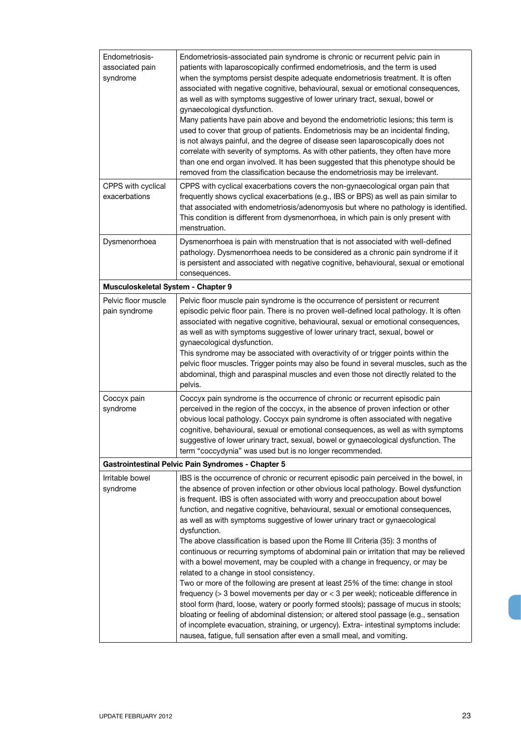| | |
|---|---|
| Endometriosis-associated pain syndrome | Endometriosis-associated pain syndrome is chronic or recurrent pelvic pain in patients with laparoscopically confirmed endometriosis, and the term is used when the symptoms persist despite adequate endometriosis treatment. It is often associated with negative cognitive, behavioural, sexual or emotional consequences, as well as with symptoms suggestive of lower urinary tract, sexual, bowel or gynaecological dysfunction.<br>Many patients have pain above and beyond the endometriotic lesions; this term is used to cover that group of patients. Endometriosis may be an incidental finding, is not always painful, and the degree of disease seen laparoscopically does not correlate with severity of symptoms. As with other patients, they often have more than one end organ involved. It has been suggested that this phenotype should be removed from the classification because the endometriosis may be irrelevant. |
| CPPS with cyclical exacerbations | CPPS with cyclical exacerbations covers the non-gynaecological organ pain that frequently shows cyclical exacerbations (e.g., IBS or BPS) as well as pain similar to that associated with endometriosis/adenomyosis but where no pathology is identified. This condition is different from dysmenorrhoea, in which pain is only present with menstruation. |
| Dysmenorrhoea | Dysmenorrhoea is pain with menstruation that is not associated with well-defined pathology. Dysmenorrhoea needs to be considered as a chronic pain syndrome if it is persistent and associated with negative cognitive, behavioural, sexual or emotional consequences. |
| **Musculoskeletal System - Chapter 9** | |
| Pelvic floor muscle pain syndrome | Pelvic floor muscle pain syndrome is the occurrence of persistent or recurrent episodic pelvic floor pain. There is no proven well-defined local pathology. It is often associated with negative cognitive, behavioural, sexual or emotional consequences, as well as with symptoms suggestive of lower urinary tract, sexual, bowel or gynaecological dysfunction.<br>This syndrome may be associated with overactivity of or trigger points within the pelvic floor muscles. Trigger points may also be found in several muscles, such as the abdominal, thigh and paraspinal muscles and even those not directly related to the pelvis. |
| Coccyx pain syndrome | Coccyx pain syndrome is the occurrence of chronic or recurrent episodic pain perceived in the region of the coccyx, in the absence of proven infection or other obvious local pathology. Coccyx pain syndrome is often associated with negative cognitive, behavioural, sexual or emotional consequences, as well as with symptoms suggestive of lower urinary tract, sexual, bowel or gynaecological dysfunction. The term "coccydynia" was used but is no longer recommended. |
| **Gastrointestinal Pelvic Pain Syndromes - Chapter 5** | |
| Irritable bowel syndrome | IBS is the occurrence of chronic or recurrent episodic pain perceived in the bowel, in the absence of proven infection or other obvious local pathology. Bowel dysfunction is frequent. IBS is often associated with worry and preoccupation about bowel function, and negative cognitive, behavioural, sexual or emotional consequences, as well as with symptoms suggestive of lower urinary tract or gynaecological dysfunction.<br>The above classification is based upon the Rome III Criteria (35): 3 months of continuous or recurring symptoms of abdominal pain or irritation that may be relieved with a bowel movement, may be coupled with a change in frequency, or may be related to a change in stool consistency.<br>Two or more of the following are present at least 25% of the time: change in stool frequency (> 3 bowel movements per day or < 3 per week); noticeable difference in stool form (hard, loose, watery or poorly formed stools); passage of mucus in stools; bloating or feeling of abdominal distension; or altered stool passage (e.g., sensation of incomplete evacuation, straining, or urgency). Extra- intestinal symptoms include: nausea, fatigue, full sensation after even a small meal, and vomiting. |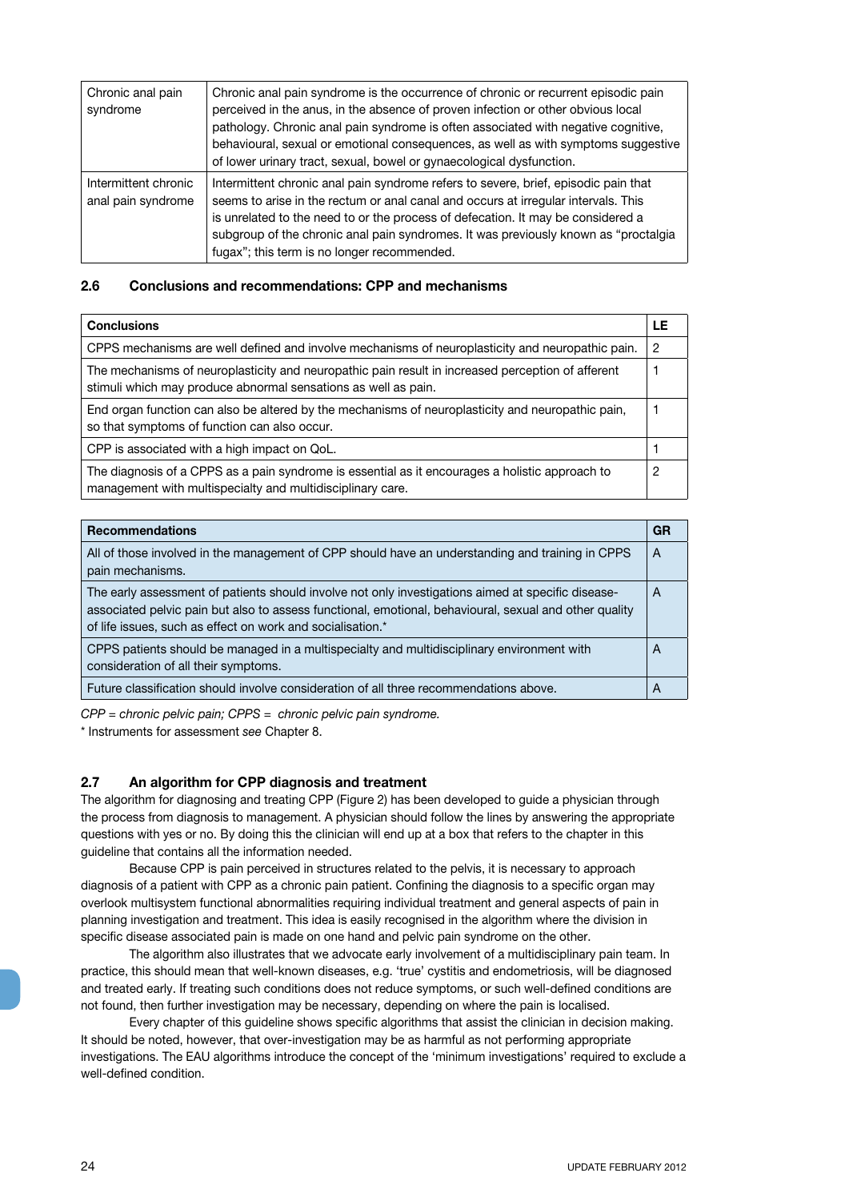| | |
|---|---|
| Chronic anal pain syndrome | Chronic anal pain syndrome is the occurrence of chronic or recurrent episodic pain perceived in the anus, in the absence of proven infection or other obvious local pathology. Chronic anal pain syndrome is often associated with negative cognitive, behavioural, sexual or emotional consequences, as well as with symptoms suggestive of lower urinary tract, sexual, bowel or gynaecological dysfunction. |
| Intermittent chronic anal pain syndrome | Intermittent chronic anal pain syndrome refers to severe, brief, episodic pain that seems to arise in the rectum or anal canal and occurs at irregular intervals. This is unrelated to the need to or the process of defecation. It may be considered a subgroup of the chronic anal pain syndromes. It was previously known as "proctalgia fugax"; this term is no longer recommended. |

## 2.6 Conclusions and recommendations: CPP and mechanisms

| **Conclusions** | **LE** |
|---|---|
| CPPS mechanisms are well defined and involve mechanisms of neuroplasticity and neuropathic pain. | 2 |
| The mechanisms of neuroplasticity and neuropathic pain result in increased perception of afferent stimuli which may produce abnormal sensations as well as pain. | 1 |
| End organ function can also be altered by the mechanisms of neuroplasticity and neuropathic pain, so that symptoms of function can also occur. | 1 |
| CPP is associated with a high impact on QoL. | 1 |
| The diagnosis of a CPPS as a pain syndrome is essential as it encourages a holistic approach to management with multispecialty and multidisciplinary care. | 2 |

| **Recommendations** | **GR** |
|---|---|
| All of those involved in the management of CPP should have an understanding and training in CPPS pain mechanisms. | A |
| The early assessment of patients should involve not only investigations aimed at specific disease-associated pelvic pain but also to assess functional, emotional, behavioural, sexual and other quality of life issues, such as effect on work and socialisation.* | A |
| CPPS patients should be managed in a multispecialty and multidisciplinary environment with consideration of all their symptoms. | A |
| Future classification should involve consideration of all three recommendations above. | A |

*CPP = chronic pelvic pain; CPPS = chronic pelvic pain syndrome.*

\* Instruments for assessment *see* Chapter 8.

## 2.7 An algorithm for CPP diagnosis and treatment

The algorithm for diagnosing and treating CPP (Figure 2) has been developed to guide a physician through the process from diagnosis to management. A physician should follow the lines by answering the appropriate questions with yes or no. By doing this the clinician will end up at a box that refers to the chapter in this guideline that contains all the information needed.

Because CPP is pain perceived in structures related to the pelvis, it is necessary to approach diagnosis of a patient with CPP as a chronic pain patient. Confining the diagnosis to a specific organ may overlook multisystem functional abnormalities requiring individual treatment and general aspects of pain in planning investigation and treatment. This idea is easily recognised in the algorithm where the division in specific disease associated pain is made on one hand and pelvic pain syndrome on the other.

The algorithm also illustrates that we advocate early involvement of a multidisciplinary pain team. In practice, this should mean that well-known diseases, e.g. 'true' cystitis and endometriosis, will be diagnosed and treated early. If treating such conditions does not reduce symptoms, or such well-defined conditions are not found, then further investigation may be necessary, depending on where the pain is localised.

Every chapter of this guideline shows specific algorithms that assist the clinician in decision making. It should be noted, however, that over-investigation may be as harmful as not performing appropriate investigations. The EAU algorithms introduce the concept of the 'minimum investigations' required to exclude a well-defined condition.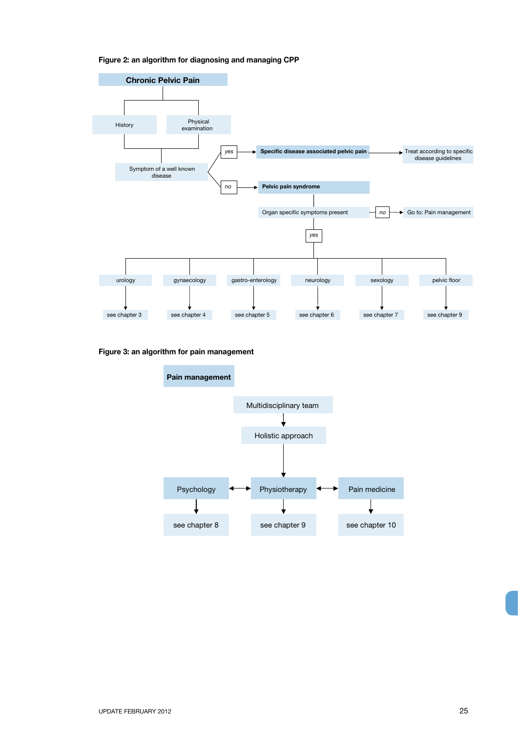**Figure 2: an algorithm for diagnosing and managing CPP**

- **Chronic Pelvic Pain**
  - History
  - Physical examination
- Symptom of a well known disease
  - *yes* → **Specific disease associated pelvic pain** → Treat according to specific disease guidelines
  - *no* → **Pelvic pain syndrome**
    - Organ specific symptoms present
      - *no* → Go to: Pain management
      - *yes* →
        - urology → see chapter 3
        - gynaecology → see chapter 4
        - gastro-enterology → see chapter 5
        - neurology → see chapter 6
        - sexology → see chapter 7
        - pelvic floor → see chapter 9

**Figure 3: an algorithm for pain management**

- **Pain management**
  - Multidisciplinary team → Holistic approach →
    - Psychology ↔ Physiotherapy ↔ Pain medicine
    - Psychology → see chapter 8
    - Physiotherapy → see chapter 9
    - Pain medicine → see chapter 10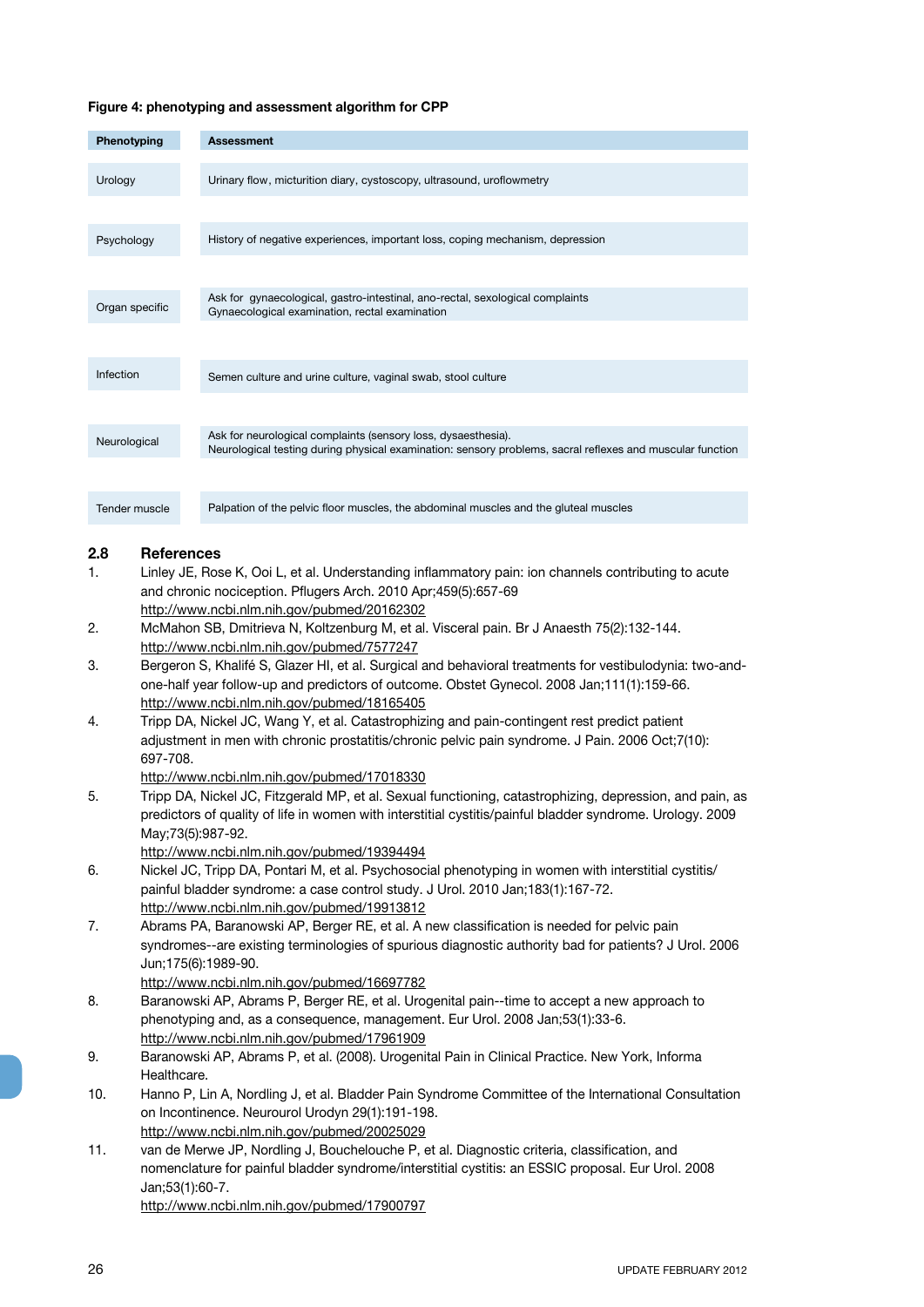**Figure 4: phenotyping and assessment algorithm for CPP**

| Phenotyping | Assessment |
| --- | --- |
| Urology | Urinary flow, micturition diary, cystoscopy, ultrasound, uroflowmetry |
| Psychology | History of negative experiences, important loss, coping mechanism, depression |
| Organ specific | Ask for gynaecological, gastro-intestinal, ano-rectal, sexological complaints<br>Gynaecological examination, rectal examination |
| Infection | Semen culture and urine culture, vaginal swab, stool culture |
| Neurological | Ask for neurological complaints (sensory loss, dysaesthesia).<br>Neurological testing during physical examination: sensory problems, sacral reflexes and muscular function |
| Tender muscle | Palpation of the pelvic floor muscles, the abdominal muscles and the gluteal muscles |

## 2.8 References

1. Linley JE, Rose K, Ooi L, et al. Understanding inflammatory pain: ion channels contributing to acute and chronic nociception. Pflugers Arch. 2010 Apr;459(5):657-69
http://www.ncbi.nlm.nih.gov/pubmed/20162302
2. McMahon SB, Dmitrieva N, Koltzenburg M, et al. Visceral pain. Br J Anaesth 75(2):132-144.
http://www.ncbi.nlm.nih.gov/pubmed/7577247
3. Bergeron S, Khalifé S, Glazer HI, et al. Surgical and behavioral treatments for vestibulodynia: two-and-one-half year follow-up and predictors of outcome. Obstet Gynecol. 2008 Jan;111(1):159-66.
http://www.ncbi.nlm.nih.gov/pubmed/18165405
4. Tripp DA, Nickel JC, Wang Y, et al. Catastrophizing and pain-contingent rest predict patient adjustment in men with chronic prostatitis/chronic pelvic pain syndrome. J Pain. 2006 Oct;7(10): 697-708.
http://www.ncbi.nlm.nih.gov/pubmed/17018330
5. Tripp DA, Nickel JC, Fitzgerald MP, et al. Sexual functioning, catastrophizing, depression, and pain, as predictors of quality of life in women with interstitial cystitis/painful bladder syndrome. Urology. 2009 May;73(5):987-92.
http://www.ncbi.nlm.nih.gov/pubmed/19394494
6. Nickel JC, Tripp DA, Pontari M, et al. Psychosocial phenotyping in women with interstitial cystitis/painful bladder syndrome: a case control study. J Urol. 2010 Jan;183(1):167-72.
http://www.ncbi.nlm.nih.gov/pubmed/19913812
7. Abrams PA, Baranowski AP, Berger RE, et al. A new classification is needed for pelvic pain syndromes--are existing terminologies of spurious diagnostic authority bad for patients? J Urol. 2006 Jun;175(6):1989-90.
http://www.ncbi.nlm.nih.gov/pubmed/16697782
8. Baranowski AP, Abrams P, Berger RE, et al. Urogenital pain--time to accept a new approach to phenotyping and, as a consequence, management. Eur Urol. 2008 Jan;53(1):33-6.
http://www.ncbi.nlm.nih.gov/pubmed/17961909
9. Baranowski AP, Abrams P, et al (2008). Urogenital Pain in Clinical Practice. New York, Informa Healthcare.
10. Hanno P, Lin A, Nordling J, et al. Bladder Pain Syndrome Committee of the International Consultation on Incontinence. Neurourol Urodyn 29(1):191-198.
http://www.ncbi.nlm.nih.gov/pubmed/20025029
11. van de Merwe JP, Nordling J, Bouchelouche P, et al. Diagnostic criteria, classification, and nomenclature for painful bladder syndrome/interstitial cystitis: an ESSIC proposal. Eur Urol. 2008 Jan;53(1):60-7.
http://www.ncbi.nlm.nih.gov/pubmed/17900797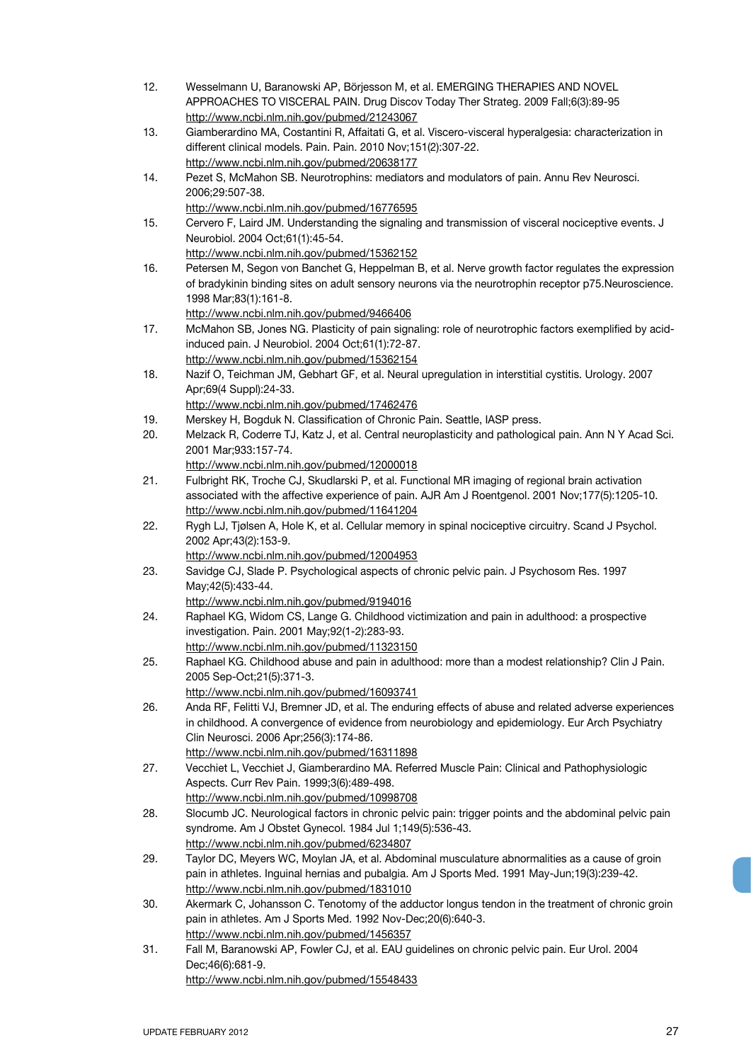12. Wesselmann U, Baranowski AP, Börjesson M, et al. EMERGING THERAPIES AND NOVEL APPROACHES TO VISCERAL PAIN. Drug Discov Today Ther Strateg. 2009 Fall;6(3):89-95
    http://www.ncbi.nlm.nih.gov/pubmed/21243067
13. Giamberardino MA, Costantini R, Affaitati G, et al. Viscero-visceral hyperalgesia: characterization in different clinical models. Pain. Pain. 2010 Nov;151(2):307-22.
    http://www.ncbi.nlm.nih.gov/pubmed/20638177
14. Pezet S, McMahon SB. Neurotrophins: mediators and modulators of pain. Annu Rev Neurosci. 2006;29:507-38.
    http://www.ncbi.nlm.nih.gov/pubmed/16776595
15. Cervero F, Laird JM. Understanding the signaling and transmission of visceral nociceptive events. J Neurobiol. 2004 Oct;61(1):45-54.
    http://www.ncbi.nlm.nih.gov/pubmed/15362152
16. Petersen M, Segon von Banchet G, Heppelman B, et al. Nerve growth factor regulates the expression of bradykinin binding sites on adult sensory neurons via the neurotrophin receptor p75.Neuroscience. 1998 Mar;83(1):161-8.
    http://www.ncbi.nlm.nih.gov/pubmed/9466406
17. McMahon SB, Jones NG. Plasticity of pain signaling: role of neurotrophic factors exemplified by acid-induced pain. J Neurobiol. 2004 Oct;61(1):72-87.
    http://www.ncbi.nlm.nih.gov/pubmed/15362154
18. Nazif O, Teichman JM, Gebhart GF, et al. Neural upregulation in interstitial cystitis. Urology. 2007 Apr;69(4 Suppl):24-33.
    http://www.ncbi.nlm.nih.gov/pubmed/17462476
19. Merskey H, Bogduk N. Classification of Chronic Pain. Seattle, IASP press.
20. Melzack R, Coderre TJ, Katz J, et al. Central neuroplasticity and pathological pain. Ann N Y Acad Sci. 2001 Mar;933:157-74.
    http://www.ncbi.nlm.nih.gov/pubmed/12000018
21. Fulbright RK, Troche CJ, Skudlarski P, et al. Functional MR imaging of regional brain activation associated with the affective experience of pain. AJR Am J Roentgenol. 2001 Nov;177(5):1205-10.
    http://www.ncbi.nlm.nih.gov/pubmed/11641204
22. Rygh LJ, Tjølsen A, Hole K, et al. Cellular memory in spinal nociceptive circuitry. Scand J Psychol. 2002 Apr;43(2):153-9.
    http://www.ncbi.nlm.nih.gov/pubmed/12004953
23. Savidge CJ, Slade P. Psychological aspects of chronic pelvic pain. J Psychosom Res. 1997 May;42(5):433-44.
    http://www.ncbi.nlm.nih.gov/pubmed/9194016
24. Raphael KG, Widom CS, Lange G. Childhood victimization and pain in adulthood: a prospective investigation. Pain. 2001 May;92(1-2):283-93.
    http://www.ncbi.nlm.nih.gov/pubmed/11323150
25. Raphael KG. Childhood abuse and pain in adulthood: more than a modest relationship? Clin J Pain. 2005 Sep-Oct;21(5):371-3.
    http://www.ncbi.nlm.nih.gov/pubmed/16093741
26. Anda RF, Felitti VJ, Bremner JD, et al. The enduring effects of abuse and related adverse experiences in childhood. A convergence of evidence from neurobiology and epidemiology. Eur Arch Psychiatry Clin Neurosci. 2006 Apr;256(3):174-86.
    http://www.ncbi.nlm.nih.gov/pubmed/16311898
27. Vecchiet L, Vecchiet J, Giamberardino MA. Referred Muscle Pain: Clinical and Pathophysiologic Aspects. Curr Rev Pain. 1999;3(6):489-498.
    http://www.ncbi.nlm.nih.gov/pubmed/10998708
28. Slocumb JC. Neurological factors in chronic pelvic pain: trigger points and the abdominal pelvic pain syndrome. Am J Obstet Gynecol. 1984 Jul 1;149(5):536-43.
    http://www.ncbi.nlm.nih.gov/pubmed/6234807
29. Taylor DC, Meyers WC, Moylan JA, et al. Abdominal musculature abnormalities as a cause of groin pain in athletes. Inguinal hernias and pubalgia. Am J Sports Med. 1991 May-Jun;19(3):239-42.
    http://www.ncbi.nlm.nih.gov/pubmed/1831010
30. Akermark C, Johansson C. Tenotomy of the adductor longus tendon in the treatment of chronic groin pain in athletes. Am J Sports Med. 1992 Nov-Dec;20(6):640-3.
    http://www.ncbi.nlm.nih.gov/pubmed/1456357
31. Fall M, Baranowski AP, Fowler CJ, et al. EAU guidelines on chronic pelvic pain. Eur Urol. 2004 Dec;46(6):681-9.
    http://www.ncbi.nlm.nih.gov/pubmed/15548433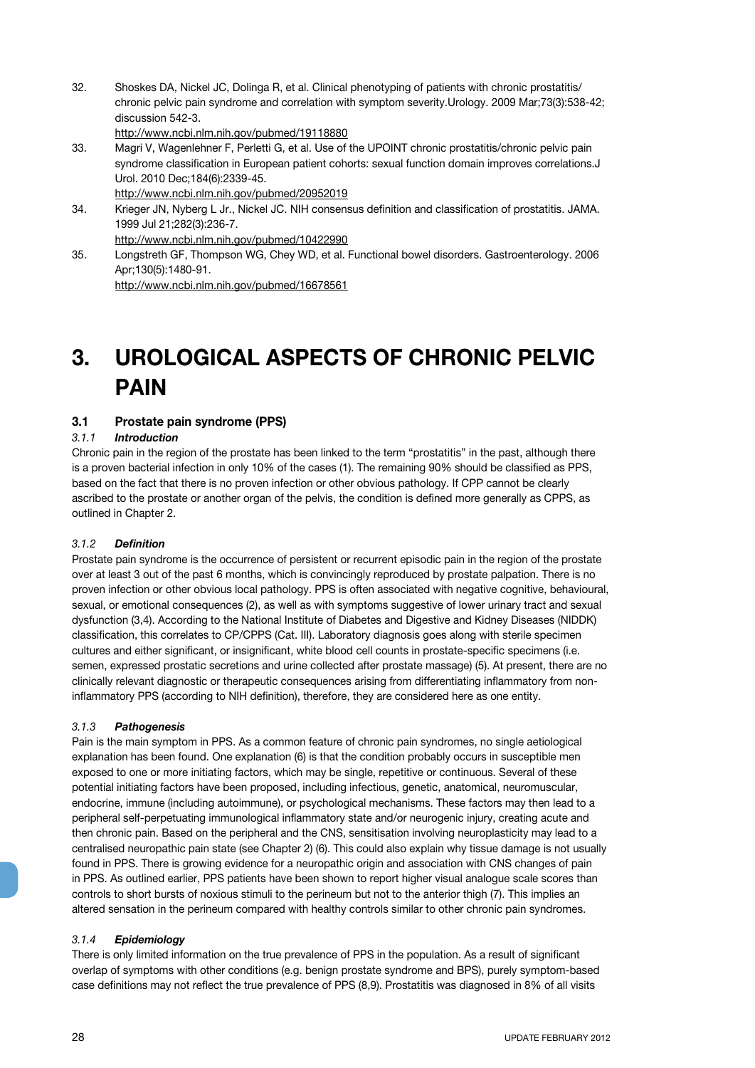32. Shoskes DA, Nickel JC, Dolinga R, et al. Clinical phenotyping of patients with chronic prostatitis/ chronic pelvic pain syndrome and correlation with symptom severity.Urology. 2009 Mar;73(3):538-42; discussion 542-3.
http://www.ncbi.nlm.nih.gov/pubmed/19118880
33. Magri V, Wagenlehner F, Perletti G, et al. Use of the UPOINT chronic prostatitis/chronic pelvic pain syndrome classification in European patient cohorts: sexual function domain improves correlations.J Urol. 2010 Dec;184(6):2339-45.
http://www.ncbi.nlm.nih.gov/pubmed/20952019
34. Krieger JN, Nyberg L Jr., Nickel JC. NIH consensus definition and classification of prostatitis. JAMA. 1999 Jul 21;282(3):236-7.
http://www.ncbi.nlm.nih.gov/pubmed/10422990
35. Longstreth GF, Thompson WG, Chey WD, et al. Functional bowel disorders. Gastroenterology. 2006 Apr;130(5):1480-91.
http://www.ncbi.nlm.nih.gov/pubmed/16678561

# 3. UROLOGICAL ASPECTS OF CHRONIC PELVIC PAIN

## 3.1 Prostate pain syndrome (PPS)

### *3.1.1 Introduction*

Chronic pain in the region of the prostate has been linked to the term "prostatitis" in the past, although there is a proven bacterial infection in only 10% of the cases (1). The remaining 90% should be classified as PPS, based on the fact that there is no proven infection or other obvious pathology. If CPP cannot be clearly ascribed to the prostate or another organ of the pelvis, the condition is defined more generally as CPPS, as outlined in Chapter 2.

### *3.1.2 Definition*

Prostate pain syndrome is the occurrence of persistent or recurrent episodic pain in the region of the prostate over at least 3 out of the past 6 months, which is convincingly reproduced by prostate palpation. There is no proven infection or other obvious local pathology. PPS is often associated with negative cognitive, behavioural, sexual, or emotional consequences (2), as well as with symptoms suggestive of lower urinary tract and sexual dysfunction (3,4). According to the National Institute of Diabetes and Digestive and Kidney Diseases (NIDDK) classification, this correlates to CP/CPPS (Cat. III). Laboratory diagnosis goes along with sterile specimen cultures and either significant, or insignificant, white blood cell counts in prostate-specific specimens (i.e. semen, expressed prostatic secretions and urine collected after prostate massage) (5). At present, there are no clinically relevant diagnostic or therapeutic consequences arising from differentiating inflammatory from non-inflammatory PPS (according to NIH definition), therefore, they are considered here as one entity.

### *3.1.3 Pathogenesis*

Pain is the main symptom in PPS. As a common feature of chronic pain syndromes, no single aetiological explanation has been found. One explanation (6) is that the condition probably occurs in susceptible men exposed to one or more initiating factors, which may be single, repetitive or continuous. Several of these potential initiating factors have been proposed, including infectious, genetic, anatomical, neuromuscular, endocrine, immune (including autoimmune), or psychological mechanisms. These factors may then lead to a peripheral self-perpetuating immunological inflammatory state and/or neurogenic injury, creating acute and then chronic pain. Based on the peripheral and the CNS, sensitisation involving neuroplasticity may lead to a centralised neuropathic pain state (see Chapter 2) (6). This could also explain why tissue damage is not usually found in PPS. There is growing evidence for a neuropathic origin and association with CNS changes of pain in PPS. As outlined earlier, PPS patients have been shown to report higher visual analogue scale scores than controls to short bursts of noxious stimuli to the perineum but not to the anterior thigh (7). This implies an altered sensation in the perineum compared with healthy controls similar to other chronic pain syndromes.

### *3.1.4 Epidemiology*

There is only limited information on the true prevalence of PPS in the population. As a result of significant overlap of symptoms with other conditions (e.g. benign prostate syndrome and BPS), purely symptom-based case definitions may not reflect the true prevalence of PPS (8,9). Prostatitis was diagnosed in 8% of all visits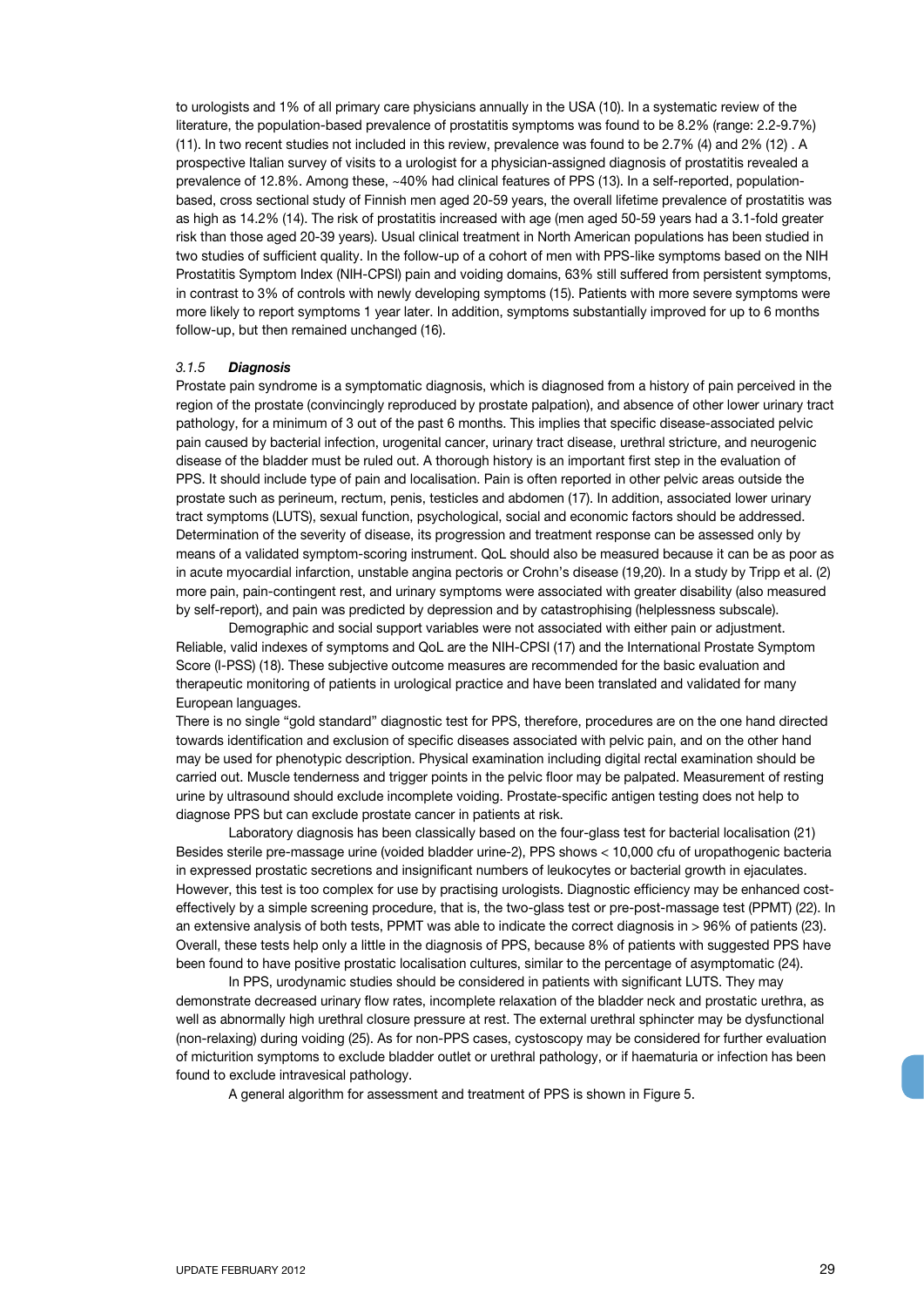to urologists and 1% of all primary care physicians annually in the USA (10). In a systematic review of the literature, the population-based prevalence of prostatitis symptoms was found to be 8.2% (range: 2.2-9.7%) (11). In two recent studies not included in this review, prevalence was found to be 2.7% (4) and 2% (12) . A prospective Italian survey of visits to a urologist for a physician-assigned diagnosis of prostatitis revealed a prevalence of 12.8%. Among these, ~40% had clinical features of PPS (13). In a self-reported, population-based, cross sectional study of Finnish men aged 20-59 years, the overall lifetime prevalence of prostatitis was as high as 14.2% (14). The risk of prostatitis increased with age (men aged 50-59 years had a 3.1-fold greater risk than those aged 20-39 years). Usual clinical treatment in North American populations has been studied in two studies of sufficient quality. In the follow-up of a cohort of men with PPS-like symptoms based on the NIH Prostatitis Symptom Index (NIH-CPSI) pain and voiding domains, 63% still suffered from persistent symptoms, in contrast to 3% of controls with newly developing symptoms (15). Patients with more severe symptoms were more likely to report symptoms 1 year later. In addition, symptoms substantially improved for up to 6 months follow-up, but then remained unchanged (16).

### *3.1.5 **Diagnosis***

Prostate pain syndrome is a symptomatic diagnosis, which is diagnosed from a history of pain perceived in the region of the prostate (convincingly reproduced by prostate palpation), and absence of other lower urinary tract pathology, for a minimum of 3 out of the past 6 months. This implies that specific disease-associated pelvic pain caused by bacterial infection, urogenital cancer, urinary tract disease, urethral stricture, and neurogenic disease of the bladder must be ruled out. A thorough history is an important first step in the evaluation of PPS. It should include type of pain and localisation. Pain is often reported in other pelvic areas outside the prostate such as perineum, rectum, penis, testicles and abdomen (17). In addition, associated lower urinary tract symptoms (LUTS), sexual function, psychological, social and economic factors should be addressed. Determination of the severity of disease, its progression and treatment response can be assessed only by means of a validated symptom-scoring instrument. QoL should also be measured because it can be as poor as in acute myocardial infarction, unstable angina pectoris or Crohn's disease (19,20). In a study by Tripp et al. (2) more pain, pain-contingent rest, and urinary symptoms were associated with greater disability (also measured by self-report), and pain was predicted by depression and by catastrophising (helplessness subscale).

Demographic and social support variables were not associated with either pain or adjustment. Reliable, valid indexes of symptoms and QoL are the NIH-CPSI (17) and the International Prostate Symptom Score (I-PSS) (18). These subjective outcome measures are recommended for the basic evaluation and therapeutic monitoring of patients in urological practice and have been translated and validated for many European languages.

There is no single "gold standard" diagnostic test for PPS, therefore, procedures are on the one hand directed towards identification and exclusion of specific diseases associated with pelvic pain, and on the other hand may be used for phenotypic description. Physical examination including digital rectal examination should be carried out. Muscle tenderness and trigger points in the pelvic floor may be palpated. Measurement of resting urine by ultrasound should exclude incomplete voiding. Prostate-specific antigen testing does not help to diagnose PPS but can exclude prostate cancer in patients at risk.

Laboratory diagnosis has been classically based on the four-glass test for bacterial localisation (21) Besides sterile pre-massage urine (voided bladder urine-2), PPS shows < 10,000 cfu of uropathogenic bacteria in expressed prostatic secretions and insignificant numbers of leukocytes or bacterial growth in ejaculates. However, this test is too complex for use by practising urologists. Diagnostic efficiency may be enhanced cost-effectively by a simple screening procedure, that is, the two-glass test or pre-post-massage test (PPMT) (22). In an extensive analysis of both tests, PPMT was able to indicate the correct diagnosis in > 96% of patients (23). Overall, these tests help only a little in the diagnosis of PPS, because 8% of patients with suggested PPS have been found to have positive prostatic localisation cultures, similar to the percentage of asymptomatic (24).

In PPS, urodynamic studies should be considered in patients with significant LUTS. They may demonstrate decreased urinary flow rates, incomplete relaxation of the bladder neck and prostatic urethra, as well as abnormally high urethral closure pressure at rest. The external urethral sphincter may be dysfunctional (non-relaxing) during voiding (25). As for non-PPS cases, cystoscopy may be considered for further evaluation of micturition symptoms to exclude bladder outlet or urethral pathology, or if haematuria or infection has been found to exclude intravesical pathology.

A general algorithm for assessment and treatment of PPS is shown in Figure 5.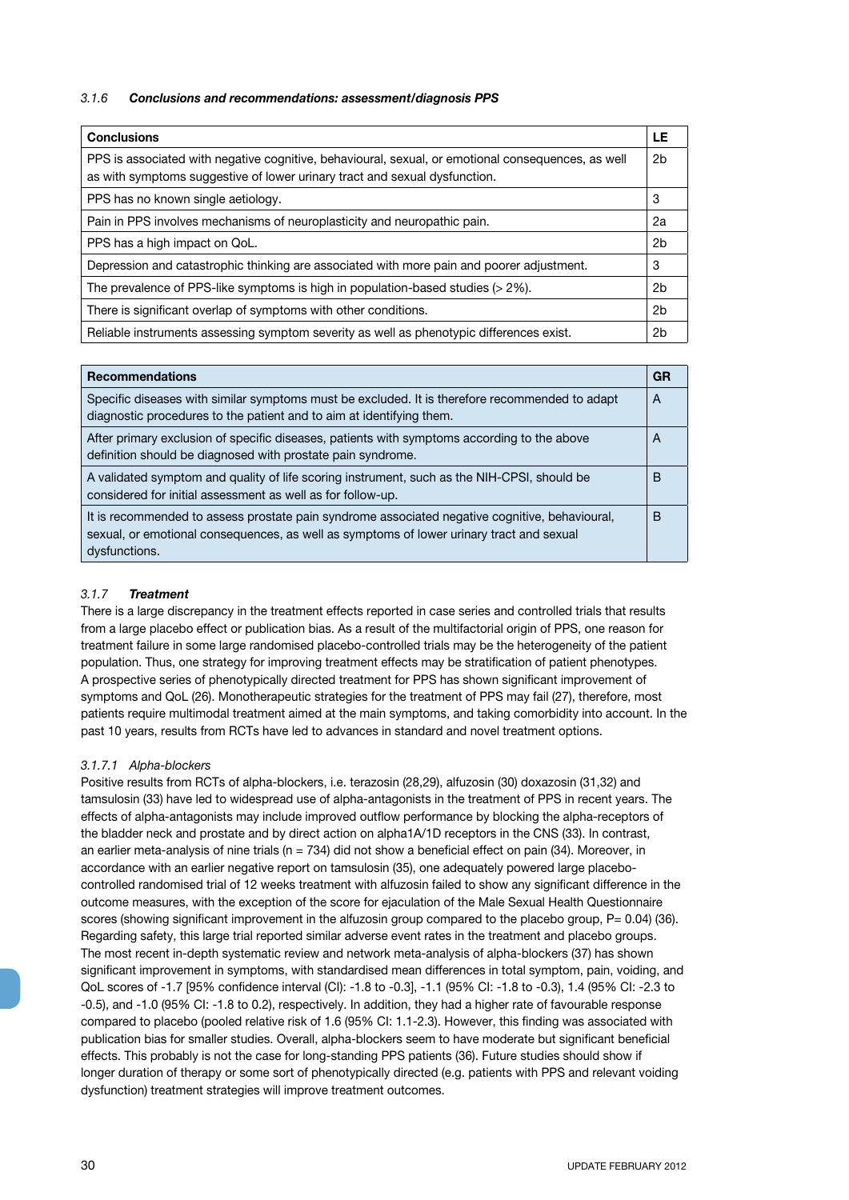### *3.1.6 Conclusions and recommendations: assessment/diagnosis PPS*

| Conclusions | LE |
|---|---|
| PPS is associated with negative cognitive, behavioural, sexual, or emotional consequences, as well as with symptoms suggestive of lower urinary tract and sexual dysfunction. | 2b |
| PPS has no known single aetiology. | 3 |
| Pain in PPS involves mechanisms of neuroplasticity and neuropathic pain. | 2a |
| PPS has a high impact on QoL. | 2b |
| Depression and catastrophic thinking are associated with more pain and poorer adjustment. | 3 |
| The prevalence of PPS-like symptoms is high in population-based studies (> 2%). | 2b |
| There is significant overlap of symptoms with other conditions. | 2b |
| Reliable instruments assessing symptom severity as well as phenotypic differences exist. | 2b |

| Recommendations | GR |
|---|---|
| Specific diseases with similar symptoms must be excluded. It is therefore recommended to adapt diagnostic procedures to the patient and to aim at identifying them. | A |
| After primary exclusion of specific diseases, patients with symptoms according to the above definition should be diagnosed with prostate pain syndrome. | A |
| A validated symptom and quality of life scoring instrument, such as the NIH-CPSI, should be considered for initial assessment as well as for follow-up. | B |
| It is recommended to assess prostate pain syndrome associated negative cognitive, behavioural, sexual, or emotional consequences, as well as symptoms of lower urinary tract and sexual dysfunctions. | B |

### *3.1.7 Treatment*

There is a large discrepancy in the treatment effects reported in case series and controlled trials that results from a large placebo effect or publication bias. As a result of the multifactorial origin of PPS, one reason for treatment failure in some large randomised placebo-controlled trials may be the heterogeneity of the patient population. Thus, one strategy for improving treatment effects may be stratification of patient phenotypes. A prospective series of phenotypically directed treatment for PPS has shown significant improvement of symptoms and QoL (26). Monotherapeutic strategies for the treatment of PPS may fail (27), therefore, most patients require multimodal treatment aimed at the main symptoms, and taking comorbidity into account. In the past 10 years, results from RCTs have led to advances in standard and novel treatment options.

#### *3.1.7.1 Alpha-blockers*

Positive results from RCTs of alpha-blockers, i.e. terazosin (28,29), alfuzosin (30) doxazosin (31,32) and tamsulosin (33) have led to widespread use of alpha-antagonists in the treatment of PPS in recent years. The effects of alpha-antagonists may include improved outflow performance by blocking the alpha-receptors of the bladder neck and prostate and by direct action on alpha1A/1D receptors in the CNS (33). In contrast, an earlier meta-analysis of nine trials (n = 734) did not show a beneficial effect on pain (34). Moreover, in accordance with an earlier negative report on tamsulosin (35), one adequately powered large placebo-controlled randomised trial of 12 weeks treatment with alfuzosin failed to show any significant difference in the outcome measures, with the exception of the score for ejaculation of the Male Sexual Health Questionnaire scores (showing significant improvement in the alfuzosin group compared to the placebo group, P= 0.04) (36). Regarding safety, this large trial reported similar adverse event rates in the treatment and placebo groups. The most recent in-depth systematic review and network meta-analysis of alpha-blockers (37) has shown significant improvement in symptoms, with standardised mean differences in total symptom, pain, voiding, and QoL scores of -1.7 [95% confidence interval (CI): -1.8 to -0.3], -1.1 (95% CI: -1.8 to -0.3), 1.4 (95% CI: -2.3 to -0.5), and -1.0 (95% CI: -1.8 to 0.2), respectively. In addition, they had a higher rate of favourable response compared to placebo (pooled relative risk of 1.6 (95% CI: 1.1-2.3). However, this finding was associated with publication bias for smaller studies. Overall, alpha-blockers seem to have moderate but significant beneficial effects. This probably is not the case for long-standing PPS patients (36). Future studies should show if longer duration of therapy or some sort of phenotypically directed (e.g. patients with PPS and relevant voiding dysfunction) treatment strategies will improve treatment outcomes.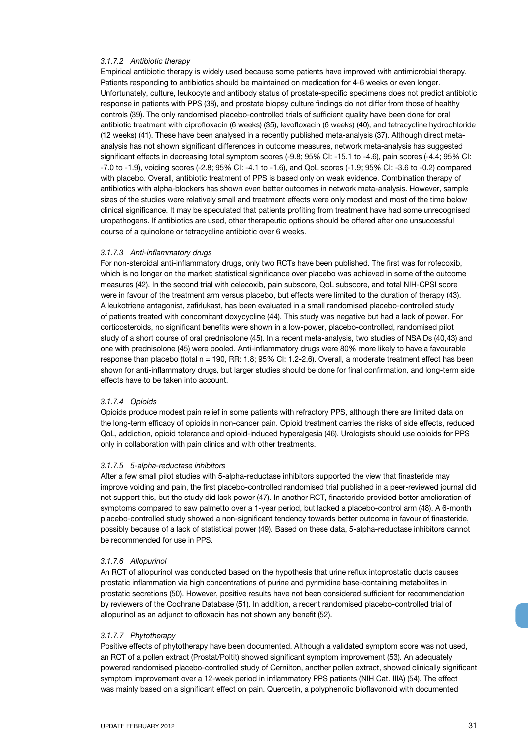#### 3.1.7.2 Antibiotic therapy

Empirical antibiotic therapy is widely used because some patients have improved with antimicrobial therapy. Patients responding to antibiotics should be maintained on medication for 4-6 weeks or even longer. Unfortunately, culture, leukocyte and antibody status of prostate-specific specimens does not predict antibiotic response in patients with PPS (38), and prostate biopsy culture findings do not differ from those of healthy controls (39). The only randomised placebo-controlled trials of sufficient quality have been done for oral antibiotic treatment with ciprofloxacin (6 weeks) (35), levofloxacin (6 weeks) (40), and tetracycline hydrochloride (12 weeks) (41). These have been analysed in a recently published meta-analysis (37). Although direct meta-analysis has not shown significant differences in outcome measures, network meta-analysis has suggested significant effects in decreasing total symptom scores (-9.8; 95% CI: -15.1 to -4.6), pain scores (-4.4; 95% CI: -7.0 to -1.9), voiding scores (-2.8; 95% CI: -4.1 to -1.6), and QoL scores (-1.9; 95% CI: -3.6 to -0.2) compared with placebo. Overall, antibiotic treatment of PPS is based only on weak evidence. Combination therapy of antibiotics with alpha-blockers has shown even better outcomes in network meta-analysis. However, sample sizes of the studies were relatively small and treatment effects were only modest and most of the time below clinical significance. It may be speculated that patients profiting from treatment have had some unrecognised uropathogens. If antibiotics are used, other therapeutic options should be offered after one unsuccessful course of a quinolone or tetracycline antibiotic over 6 weeks.

#### 3.1.7.3 Anti-inflammatory drugs

For non-steroidal anti-inflammatory drugs, only two RCTs have been published. The first was for rofecoxib, which is no longer on the market; statistical significance over placebo was achieved in some of the outcome measures (42). In the second trial with celecoxib, pain subscore, QoL subscore, and total NIH-CPSI score were in favour of the treatment arm versus placebo, but effects were limited to the duration of therapy (43). A leukotriene antagonist, zafirlukast, has been evaluated in a small randomised placebo-controlled study of patients treated with concomitant doxycycline (44). This study was negative but had a lack of power. For corticosteroids, no significant benefits were shown in a low-power, placebo-controlled, randomised pilot study of a short course of oral prednisolone (45). In a recent meta-analysis, two studies of NSAIDs (40,43) and one with prednisolone (45) were pooled. Anti-inflammatory drugs were 80% more likely to have a favourable response than placebo (total n = 190, RR: 1.8; 95% CI: 1.2-2.6). Overall, a moderate treatment effect has been shown for anti-inflammatory drugs, but larger studies should be done for final confirmation, and long-term side effects have to be taken into account.

#### 3.1.7.4 Opioids

Opioids produce modest pain relief in some patients with refractory PPS, although there are limited data on the long-term efficacy of opioids in non-cancer pain. Opioid treatment carries the risks of side effects, reduced QoL, addiction, opioid tolerance and opioid-induced hyperalgesia (46). Urologists should use opioids for PPS only in collaboration with pain clinics and with other treatments.

#### 3.1.7.5 5-alpha-reductase inhibitors

After a few small pilot studies with 5-alpha-reductase inhibitors supported the view that finasteride may improve voiding and pain, the first placebo-controlled randomised trial published in a peer-reviewed journal did not support this, but the study did lack power (47). In another RCT, finasteride provided better amelioration of symptoms compared to saw palmetto over a 1-year period, but lacked a placebo-control arm (48). A 6-month placebo-controlled study showed a non-significant tendency towards better outcome in favour of finasteride, possibly because of a lack of statistical power (49). Based on these data, 5-alpha-reductase inhibitors cannot be recommended for use in PPS.

#### 3.1.7.6 Allopurinol

An RCT of allopurinol was conducted based on the hypothesis that urine reflux intoprostatic ducts causes prostatic inflammation via high concentrations of purine and pyrimidine base-containing metabolites in prostatic secretions (50). However, positive results have not been considered sufficient for recommendation by reviewers of the Cochrane Database (51). In addition, a recent randomised placebo-controlled trial of allopurinol as an adjunct to ofloxacin has not shown any benefit (52).

#### 3.1.7.7 Phytotherapy

Positive effects of phytotherapy have been documented. Although a validated symptom score was not used, an RCT of a pollen extract (Prostat/Poltit) showed significant symptom improvement (53). An adequately powered randomised placebo-controlled study of Cernilton, another pollen extract, showed clinically significant symptom improvement over a 12-week period in inflammatory PPS patients (NIH Cat. IIIA) (54). The effect was mainly based on a significant effect on pain. Quercetin, a polyphenolic bioflavonoid with documented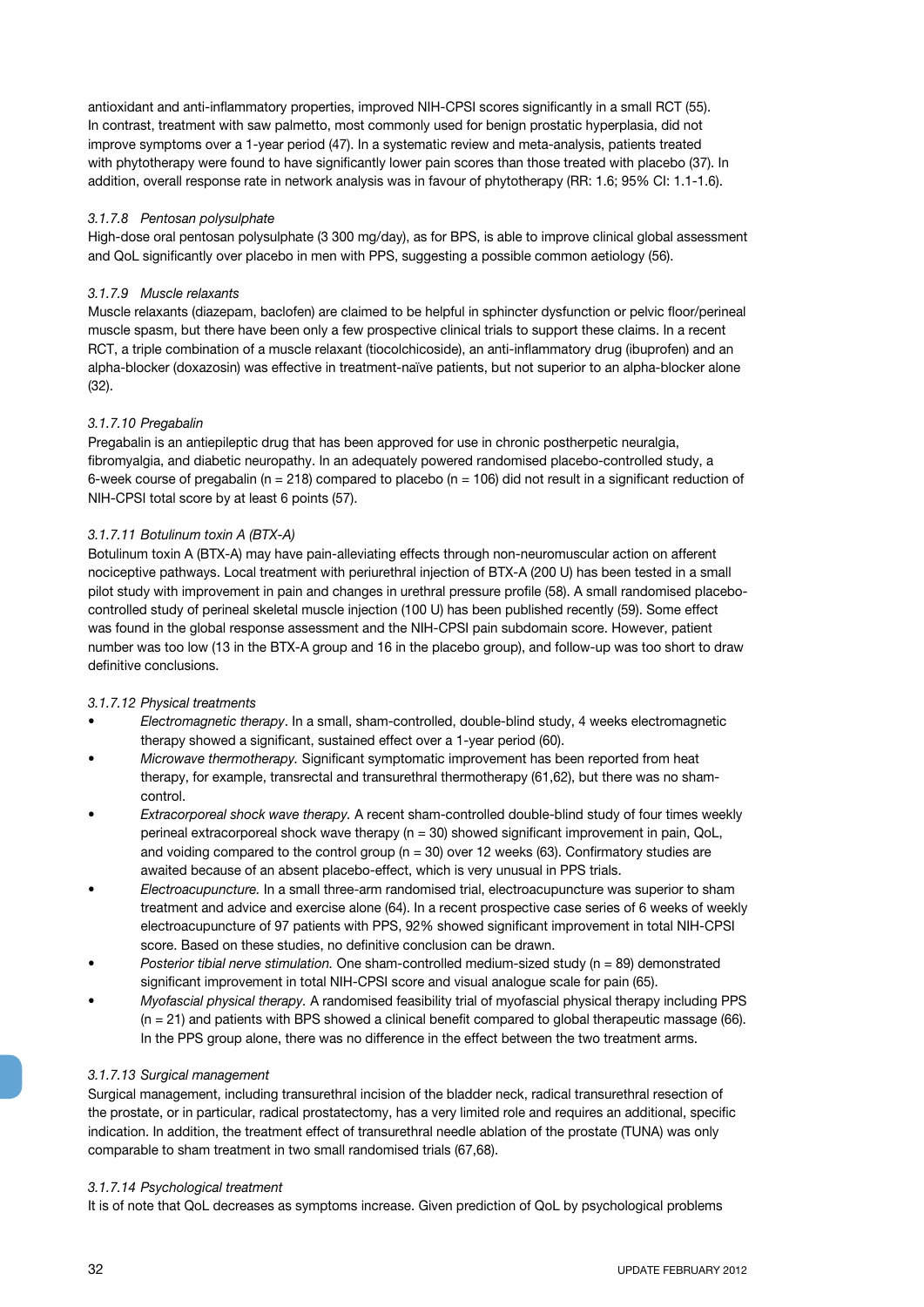antioxidant and anti-inflammatory properties, improved NIH-CPSI scores significantly in a small RCT (55). In contrast, treatment with saw palmetto, most commonly used for benign prostatic hyperplasia, did not improve symptoms over a 1-year period (47). In a systematic review and meta-analysis, patients treated with phytotherapy were found to have significantly lower pain scores than those treated with placebo (37). In addition, overall response rate in network analysis was in favour of phytotherapy (RR: 1.6; 95% CI: 1.1-1.6).

#### *3.1.7.8 Pentosan polysulphate*

High-dose oral pentosan polysulphate (3 300 mg/day), as for BPS, is able to improve clinical global assessment and QoL significantly over placebo in men with PPS, suggesting a possible common aetiology (56).

#### *3.1.7.9 Muscle relaxants*

Muscle relaxants (diazepam, baclofen) are claimed to be helpful in sphincter dysfunction or pelvic floor/perineal muscle spasm, but there have been only a few prospective clinical trials to support these claims. In a recent RCT, a triple combination of a muscle relaxant (tiocolchicoside), an anti-inflammatory drug (ibuprofen) and an alpha-blocker (doxazosin) was effective in treatment-naïve patients, but not superior to an alpha-blocker alone (32).

#### *3.1.7.10 Pregabalin*

Pregabalin is an antiepileptic drug that has been approved for use in chronic postherpetic neuralgia, fibromyalgia, and diabetic neuropathy. In an adequately powered randomised placebo-controlled study, a 6-week course of pregabalin (n = 218) compared to placebo (n = 106) did not result in a significant reduction of NIH-CPSI total score by at least 6 points (57).

#### *3.1.7.11 Botulinum toxin A (BTX-A)*

Botulinum toxin A (BTX-A) may have pain-alleviating effects through non-neuromuscular action on afferent nociceptive pathways. Local treatment with periurethral injection of BTX-A (200 U) has been tested in a small pilot study with improvement in pain and changes in urethral pressure profile (58). A small randomised placebo-controlled study of perineal skeletal muscle injection (100 U) has been published recently (59). Some effect was found in the global response assessment and the NIH-CPSI pain subdomain score. However, patient number was too low (13 in the BTX-A group and 16 in the placebo group), and follow-up was too short to draw definitive conclusions.

#### *3.1.7.12 Physical treatments*

- *Electromagnetic therapy*. In a small, sham-controlled, double-blind study, 4 weeks electromagnetic therapy showed a significant, sustained effect over a 1-year period (60).
- *Microwave thermotherapy.* Significant symptomatic improvement has been reported from heat therapy, for example, transrectal and transurethral thermotherapy (61,62), but there was no sham-control.
- *Extracorporeal shock wave therapy.* A recent sham-controlled double-blind study of four times weekly perineal extracorporeal shock wave therapy (n = 30) showed significant improvement in pain, QoL, and voiding compared to the control group (n = 30) over 12 weeks (63). Confirmatory studies are awaited because of an absent placebo-effect, which is very unusual in PPS trials.
- *Electroacupuncture.* In a small three-arm randomised trial, electroacupuncture was superior to sham treatment and advice and exercise alone (64). In a recent prospective case series of 6 weeks of weekly electroacupuncture of 97 patients with PPS, 92% showed significant improvement in total NIH-CPSI score. Based on these studies, no definitive conclusion can be drawn.
- *Posterior tibial nerve stimulation.* One sham-controlled medium-sized study (n = 89) demonstrated significant improvement in total NIH-CPSI score and visual analogue scale for pain (65).
- *Myofascial physical therapy.* A randomised feasibility trial of myofascial physical therapy including PPS (n = 21) and patients with BPS showed a clinical benefit compared to global therapeutic massage (66). In the PPS group alone, there was no difference in the effect between the two treatment arms.

#### *3.1.7.13 Surgical management*

Surgical management, including transurethral incision of the bladder neck, radical transurethral resection of the prostate, or in particular, radical prostatectomy, has a very limited role and requires an additional, specific indication. In addition, the treatment effect of transurethral needle ablation of the prostate (TUNA) was only comparable to sham treatment in two small randomised trials (67,68).

#### *3.1.7.14 Psychological treatment*

It is of note that QoL decreases as symptoms increase. Given prediction of QoL by psychological problems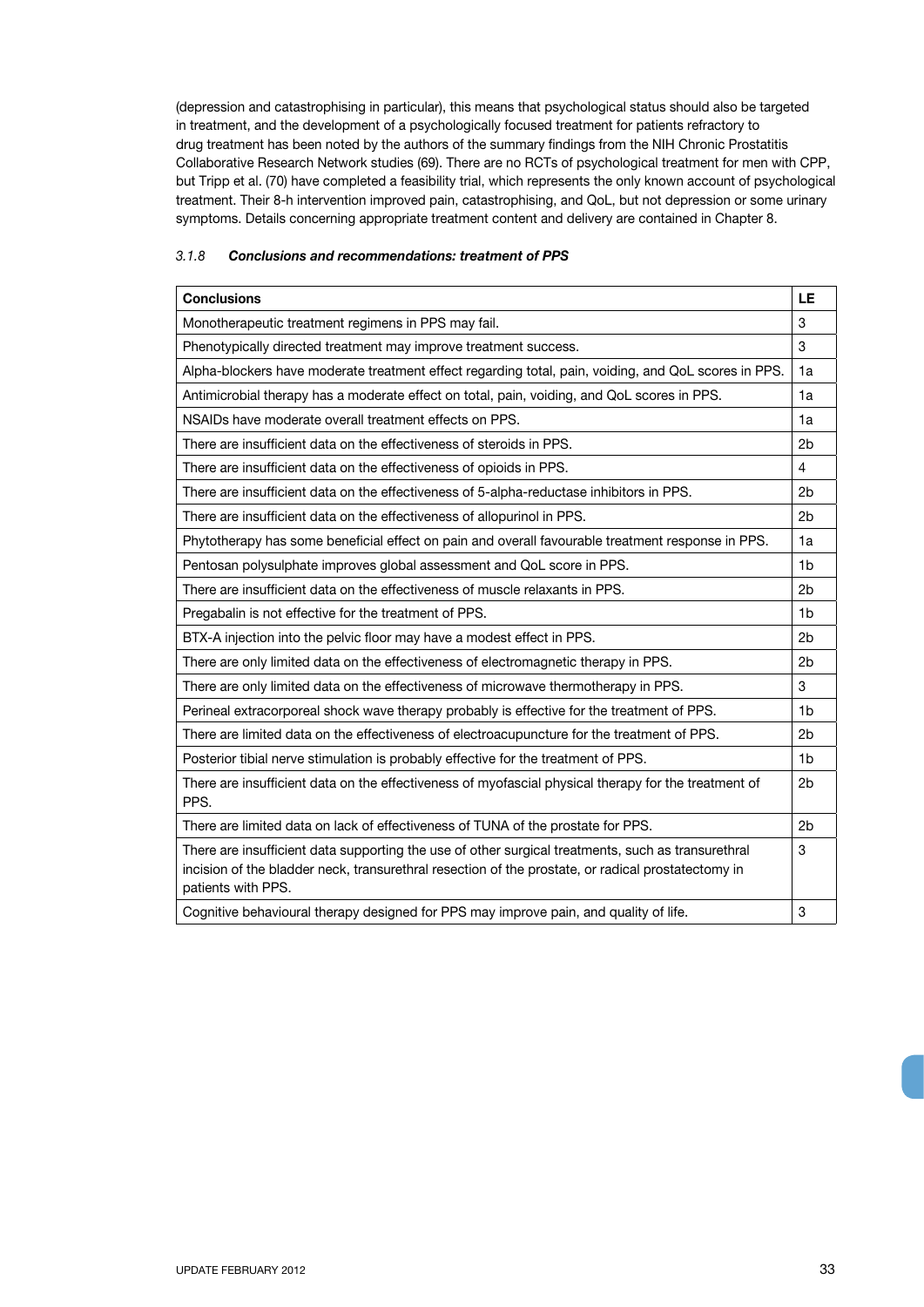(depression and catastrophising in particular), this means that psychological status should also be targeted in treatment, and the development of a psychologically focused treatment for patients refractory to drug treatment has been noted by the authors of the summary findings from the NIH Chronic Prostatitis Collaborative Research Network studies (69). There are no RCTs of psychological treatment for men with CPP, but Tripp et al. (70) have completed a feasibility trial, which represents the only known account of psychological treatment. Their 8-h intervention improved pain, catastrophising, and QoL, but not depression or some urinary symptoms. Details concerning appropriate treatment content and delivery are contained in Chapter 8.

### *3.1.8 Conclusions and recommendations: treatment of PPS*

| Conclusions | LE |
|---|---|
| Monotherapeutic treatment regimens in PPS may fail. | 3 |
| Phenotypically directed treatment may improve treatment success. | 3 |
| Alpha-blockers have moderate treatment effect regarding total, pain, voiding, and QoL scores in PPS. | 1a |
| Antimicrobial therapy has a moderate effect on total, pain, voiding, and QoL scores in PPS. | 1a |
| NSAIDs have moderate overall treatment effects on PPS. | 1a |
| There are insufficient data on the effectiveness of steroids in PPS. | 2b |
| There are insufficient data on the effectiveness of opioids in PPS. | 4 |
| There are insufficient data on the effectiveness of 5-alpha-reductase inhibitors in PPS. | 2b |
| There are insufficient data on the effectiveness of allopurinol in PPS. | 2b |
| Phytotherapy has some beneficial effect on pain and overall favourable treatment response in PPS. | 1a |
| Pentosan polysulphate improves global assessment and QoL score in PPS. | 1b |
| There are insufficient data on the effectiveness of muscle relaxants in PPS. | 2b |
| Pregabalin is not effective for the treatment of PPS. | 1b |
| BTX-A injection into the pelvic floor may have a modest effect in PPS. | 2b |
| There are only limited data on the effectiveness of electromagnetic therapy in PPS. | 2b |
| There are only limited data on the effectiveness of microwave thermotherapy in PPS. | 3 |
| Perineal extracorporeal shock wave therapy probably is effective for the treatment of PPS. | 1b |
| There are limited data on the effectiveness of electroacupuncture for the treatment of PPS. | 2b |
| Posterior tibial nerve stimulation is probably effective for the treatment of PPS. | 1b |
| There are insufficient data on the effectiveness of myofascial physical therapy for the treatment of PPS. | 2b |
| There are limited data on lack of effectiveness of TUNA of the prostate for PPS. | 2b |
| There are insufficient data supporting the use of other surgical treatments, such as transurethral incision of the bladder neck, transurethral resection of the prostate, or radical prostatectomy in patients with PPS. | 3 |
| Cognitive behavioural therapy designed for PPS may improve pain, and quality of life. | 3 |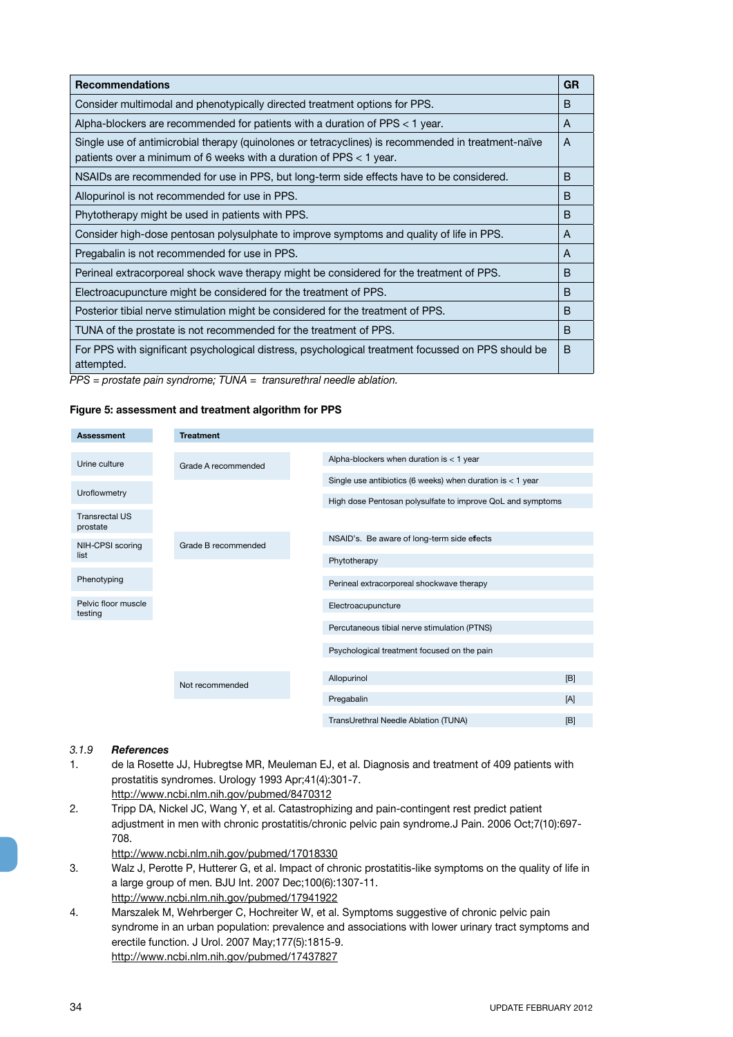| Recommendations | GR |
|---|---|
| Consider multimodal and phenotypically directed treatment options for PPS. | B |
| Alpha-blockers are recommended for patients with a duration of PPS < 1 year. | A |
| Single use of antimicrobial therapy (quinolones or tetracyclines) is recommended in treatment-naïve patients over a minimum of 6 weeks with a duration of PPS < 1 year. | A |
| NSAIDs are recommended for use in PPS, but long-term side effects have to be considered. | B |
| Allopurinol is not recommended for use in PPS. | B |
| Phytotherapy might be used in patients with PPS. | B |
| Consider high-dose pentosan polysulphate to improve symptoms and quality of life in PPS. | A |
| Pregabalin is not recommended for use in PPS. | A |
| Perineal extracorporeal shock wave therapy might be considered for the treatment of PPS. | B |
| Electroacupuncture might be considered for the treatment of PPS. | B |
| Posterior tibial nerve stimulation might be considered for the treatment of PPS. | B |
| TUNA of the prostate is not recommended for the treatment of PPS. | B |
| For PPS with significant psychological distress, psychological treatment focussed on PPS should be attempted. | B |

*PPS = prostate pain syndrome; TUNA = transurethral needle ablation.*

**Figure 5: assessment and treatment algorithm for PPS**

| Assessment | Treatment | | |
|---|---|---|---|
| Urine culture | Grade A recommended | Alpha-blockers when duration is < 1 year | |
| Uroflowmetry | | Single use antibiotics (6 weeks) when duration is < 1 year | |
| Transrectal US prostate | | High dose Pentosan polysulfate to improve QoL and symptoms | |
| NIH-CPSI scoring list | Grade B recommended | NSAID's. Be aware of long-term side effects | |
| Phenotyping | | Phytotherapy | |
| Pelvic floor muscle testing | | Perineal extracorporeal shockwave therapy | |
| | | Electroacupuncture | |
| | | Percutaneous tibial nerve stimulation (PTNS) | |
| | | Psychological treatment focused on the pain | |
| | Not recommended | Allopurinol | [B] |
| | | Pregabalin | [A] |
| | | TransUrethral Needle Ablation (TUNA) | [B] |

### 3.1.9 *References*

1. de la Rosette JJ, Hubregtse MR, Meuleman EJ, et al. Diagnosis and treatment of 409 patients with prostatitis syndromes. Urology 1993 Apr;41(4):301-7.
http://www.ncbi.nlm.nih.gov/pubmed/8470312
2. Tripp DA, Nickel JC, Wang Y, et al. Catastrophizing and pain-contingent rest predict patient adjustment in men with chronic prostatitis/chronic pelvic pain syndrome.J Pain. 2006 Oct;7(10):697-708.
http://www.ncbi.nlm.nih.gov/pubmed/17018330
3. Walz J, Perotte P, Hutterer G, et al. Impact of chronic prostatitis-like symptoms on the quality of life in a large group of men. BJU Int. 2007 Dec;100(6):1307-11.
http://www.ncbi.nlm.nih.gov/pubmed/17941922
4. Marszalek M, Wehrberger C, Hochreiter W, et al. Symptoms suggestive of chronic pelvic pain syndrome in an urban population: prevalence and associations with lower urinary tract symptoms and erectile function. J Urol. 2007 May;177(5):1815-9.
http://www.ncbi.nlm.nih.gov/pubmed/17437827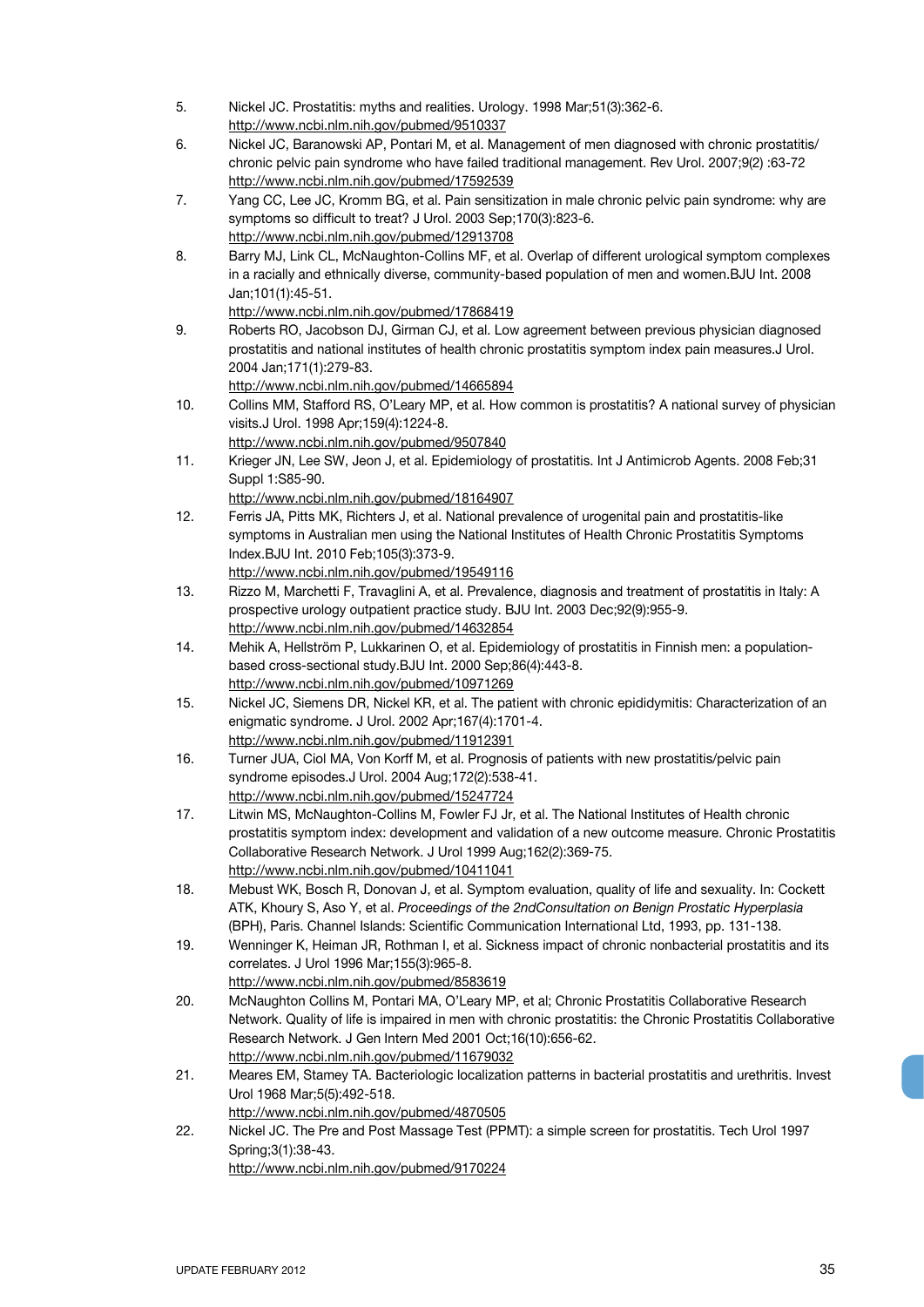5. Nickel JC. Prostatitis: myths and realities. Urology. 1998 Mar;51(3):362-6.
   http://www.ncbi.nlm.nih.gov/pubmed/9510337
6. Nickel JC, Baranowski AP, Pontari M, et al. Management of men diagnosed with chronic prostatitis/chronic pelvic pain syndrome who have failed traditional management. Rev Urol. 2007;9(2) :63-72
   http://www.ncbi.nlm.nih.gov/pubmed/17592539
7. Yang CC, Lee JC, Kromm BG, et al. Pain sensitization in male chronic pelvic pain syndrome: why are symptoms so difficult to treat? J Urol. 2003 Sep;170(3):823-6.
   http://www.ncbi.nlm.nih.gov/pubmed/12913708
8. Barry MJ, Link CL, McNaughton-Collins MF, et al. Overlap of different urological symptom complexes in a racially and ethnically diverse, community-based population of men and women.BJU Int. 2008 Jan;101(1):45-51.
   http://www.ncbi.nlm.nih.gov/pubmed/17868419
9. Roberts RO, Jacobson DJ, Girman CJ, et al. Low agreement between previous physician diagnosed prostatitis and national institutes of health chronic prostatitis symptom index pain measures.J Urol. 2004 Jan;171(1):279-83.
   http://www.ncbi.nlm.nih.gov/pubmed/14665894
10. Collins MM, Stafford RS, O'Leary MP, et al. How common is prostatitis? A national survey of physician visits.J Urol. 1998 Apr;159(4):1224-8.
    http://www.ncbi.nlm.nih.gov/pubmed/9507840
11. Krieger JN, Lee SW, Jeon J, et al. Epidemiology of prostatitis. Int J Antimicrob Agents. 2008 Feb;31 Suppl 1:S85-90.
    http://www.ncbi.nlm.nih.gov/pubmed/18164907
12. Ferris JA, Pitts MK, Richters J, et al. National prevalence of urogenital pain and prostatitis-like symptoms in Australian men using the National Institutes of Health Chronic Prostatitis Symptoms Index.BJU Int. 2010 Feb;105(3):373-9.
    http://www.ncbi.nlm.nih.gov/pubmed/19549116
13. Rizzo M, Marchetti F, Travaglini A, et al. Prevalence, diagnosis and treatment of prostatitis in Italy: A prospective urology outpatient practice study. BJU Int. 2003 Dec;92(9):955-9.
    http://www.ncbi.nlm.nih.gov/pubmed/14632854
14. Mehik A, Hellström P, Lukkarinen O, et al. Epidemiology of prostatitis in Finnish men: a population-based cross-sectional study.BJU Int. 2000 Sep;86(4):443-8.
    http://www.ncbi.nlm.nih.gov/pubmed/10971269
15. Nickel JC, Siemens DR, Nickel KR, et al. The patient with chronic epididymitis: Characterization of an enigmatic syndrome. J Urol. 2002 Apr;167(4):1701-4.
    http://www.ncbi.nlm.nih.gov/pubmed/11912391
16. Turner JUA, Ciol MA, Von Korff M, et al. Prognosis of patients with new prostatitis/pelvic pain syndrome episodes.J Urol. 2004 Aug;172(2):538-41.
    http://www.ncbi.nlm.nih.gov/pubmed/15247724
17. Litwin MS, McNaughton-Collins M, Fowler FJ Jr, et al. The National Institutes of Health chronic prostatitis symptom index: development and validation of a new outcome measure. Chronic Prostatitis Collaborative Research Network. J Urol 1999 Aug;162(2):369-75.
    http://www.ncbi.nlm.nih.gov/pubmed/10411041
18. Mebust WK, Bosch R, Donovan J, et al. Symptom evaluation, quality of life and sexuality. In: Cockett ATK, Khoury S, Aso Y, et al. *Proceedings of the 2ndConsultation on Benign Prostatic Hyperplasia* (BPH), Paris. Channel Islands: Scientific Communication International Ltd, 1993, pp. 131-138.
19. Wenninger K, Heiman JR, Rothman I, et al. Sickness impact of chronic nonbacterial prostatitis and its correlates. J Urol 1996 Mar;155(3):965-8.
    http://www.ncbi.nlm.nih.gov/pubmed/8583619
20. McNaughton Collins M, Pontari MA, O'Leary MP, et al; Chronic Prostatitis Collaborative Research Network. Quality of life is impaired in men with chronic prostatitis: the Chronic Prostatitis Collaborative Research Network. J Gen Intern Med 2001 Oct;16(10):656-62.
    http://www.ncbi.nlm.nih.gov/pubmed/11679032
21. Meares EM, Stamey TA. Bacteriologic localization patterns in bacterial prostatitis and urethritis. Invest Urol 1968 Mar;5(5):492-518.
    http://www.ncbi.nlm.nih.gov/pubmed/4870505
22. Nickel JC. The Pre and Post Massage Test (PPMT): a simple screen for prostatitis. Tech Urol 1997 Spring;3(1):38-43.
    http://www.ncbi.nlm.nih.gov/pubmed/9170224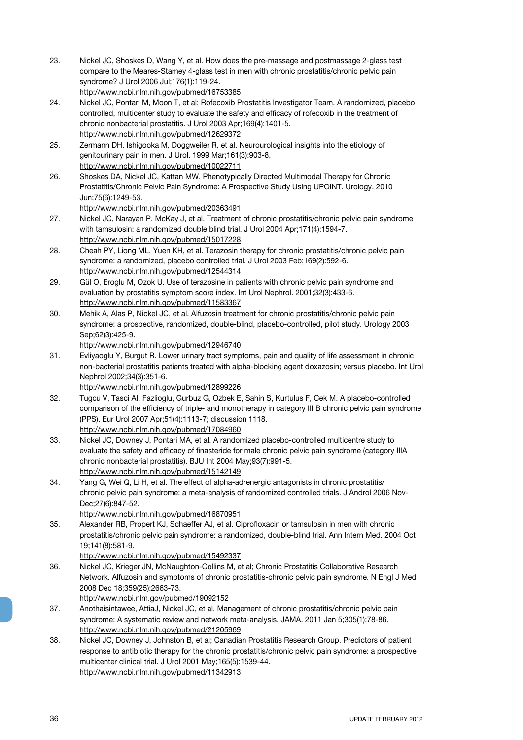23. Nickel JC, Shoskes D, Wang Y, et al. How does the pre-massage and postmassage 2-glass test compare to the Meares-Stamey 4-glass test in men with chronic prostatitis/chronic pelvic pain syndrome? J Urol 2006 Jul;176(1):119-24.
http://www.ncbi.nlm.nih.gov/pubmed/16753385
24. Nickel JC, Pontari M, Moon T, et al; Rofecoxib Prostatitis Investigator Team. A randomized, placebo controlled, multicenter study to evaluate the safety and efficacy of rofecoxib in the treatment of chronic nonbacterial prostatitis. J Urol 2003 Apr;169(4):1401-5.
http://www.ncbi.nlm.nih.gov/pubmed/12629372
25. Zermann DH, Ishigooka M, Doggweiler R, et al. Neurourological insights into the etiology of genitourinary pain in men. J Urol. 1999 Mar;161(3):903-8.
http://www.ncbi.nlm.nih.gov/pubmed/10022711
26. Shoskes DA, Nickel JC, Kattan MW. Phenotypically Directed Multimodal Therapy for Chronic Prostatitis/Chronic Pelvic Pain Syndrome: A Prospective Study Using UPOINT. Urology. 2010 Jun;75(6):1249-53.
http://www.ncbi.nlm.nih.gov/pubmed/20363491
27. Nickel JC, Narayan P, McKay J, et al. Treatment of chronic prostatitis/chronic pelvic pain syndrome with tamsulosin: a randomized double blind trial. J Urol 2004 Apr;171(4):1594-7.
http://www.ncbi.nlm.nih.gov/pubmed/15017228
28. Cheah PY, Liong ML, Yuen KH, et al. Terazosin therapy for chronic prostatitis/chronic pelvic pain syndrome: a randomized, placebo controlled trial. J Urol 2003 Feb;169(2):592-6.
http://www.ncbi.nlm.nih.gov/pubmed/12544314
29. Gül O, Eroglu M, Ozok U. Use of terazosine in patients with chronic pelvic pain syndrome and evaluation by prostatitis symptom score index. Int Urol Nephrol. 2001;32(3):433-6.
http://www.ncbi.nlm.nih.gov/pubmed/11583367
30. Mehik A, Alas P, Nickel JC, et al. Alfuzosin treatment for chronic prostatitis/chronic pelvic pain syndrome: a prospective, randomized, double-blind, placebo-controlled, pilot study. Urology 2003 Sep;62(3):425-9.
http://www.ncbi.nlm.nih.gov/pubmed/12946740
31. Evliyaoglu Y, Burgut R. Lower urinary tract symptoms, pain and quality of life assessment in chronic non-bacterial prostatitis patients treated with alpha-blocking agent doxazosin; versus placebo. Int Urol Nephrol 2002;34(3):351-6.
http://www.ncbi.nlm.nih.gov/pubmed/12899226
32. Tugcu V, Tasci AI, Fazlioglu, Gurbuz G, Ozbek E, Sahin S, Kurtulus F, Cek M. A placebo-controlled comparison of the efficiency of triple- and monotherapy in category III B chronic pelvic pain syndrome (PPS). Eur Urol 2007 Apr;51(4):1113-7; discussion 1118.
http://www.ncbi.nlm.nih.gov/pubmed/17084960
33. Nickel JC, Downey J, Pontari MA, et al. A randomized placebo-controlled multicentre study to evaluate the safety and efficacy of finasteride for male chronic pelvic pain syndrome (category IIIA chronic nonbacterial prostatitis). BJU Int 2004 May;93(7):991-5.
http://www.ncbi.nlm.nih.gov/pubmed/15142149
34. Yang G, Wei Q, Li H, et al. The effect of alpha-adrenergic antagonists in chronic prostatitis/ chronic pelvic pain syndrome: a meta-analysis of randomized controlled trials. J Androl 2006 Nov-Dec;27(6):847-52.
http://www.ncbi.nlm.nih.gov/pubmed/16870951
35. Alexander RB, Propert KJ, Schaeffer AJ, et al. Ciprofloxacin or tamsulosin in men with chronic prostatitis/chronic pelvic pain syndrome: a randomized, double-blind trial. Ann Intern Med. 2004 Oct 19;141(8):581-9.
http://www.ncbi.nlm.nih.gov/pubmed/15492337
36. Nickel JC, Krieger JN, McNaughton-Collins M, et al; Chronic Prostatitis Collaborative Research Network. Alfuzosin and symptoms of chronic prostatitis-chronic pelvic pain syndrome. N Engl J Med 2008 Dec 18;359(25):2663-73.
http://www.ncbi.nlm.gov/pubmed/19092152
37. Anothaisintawee, AttiaJ, Nickel JC, et al. Management of chronic prostatitis/chronic pelvic pain syndrome: A systematic review and network meta-analysis. JAMA. 2011 Jan 5;305(1):78-86.
http://www.ncbi.nlm.nih.gov/pubmed/21205969
38. Nickel JC, Downey J, Johnston B, et al; Canadian Prostatitis Research Group. Predictors of patient response to antibiotic therapy for the chronic prostatitis/chronic pelvic pain syndrome: a prospective multicenter clinical trial. J Urol 2001 May;165(5):1539-44.
http://www.ncbi.nlm.nih.gov/pubmed/11342913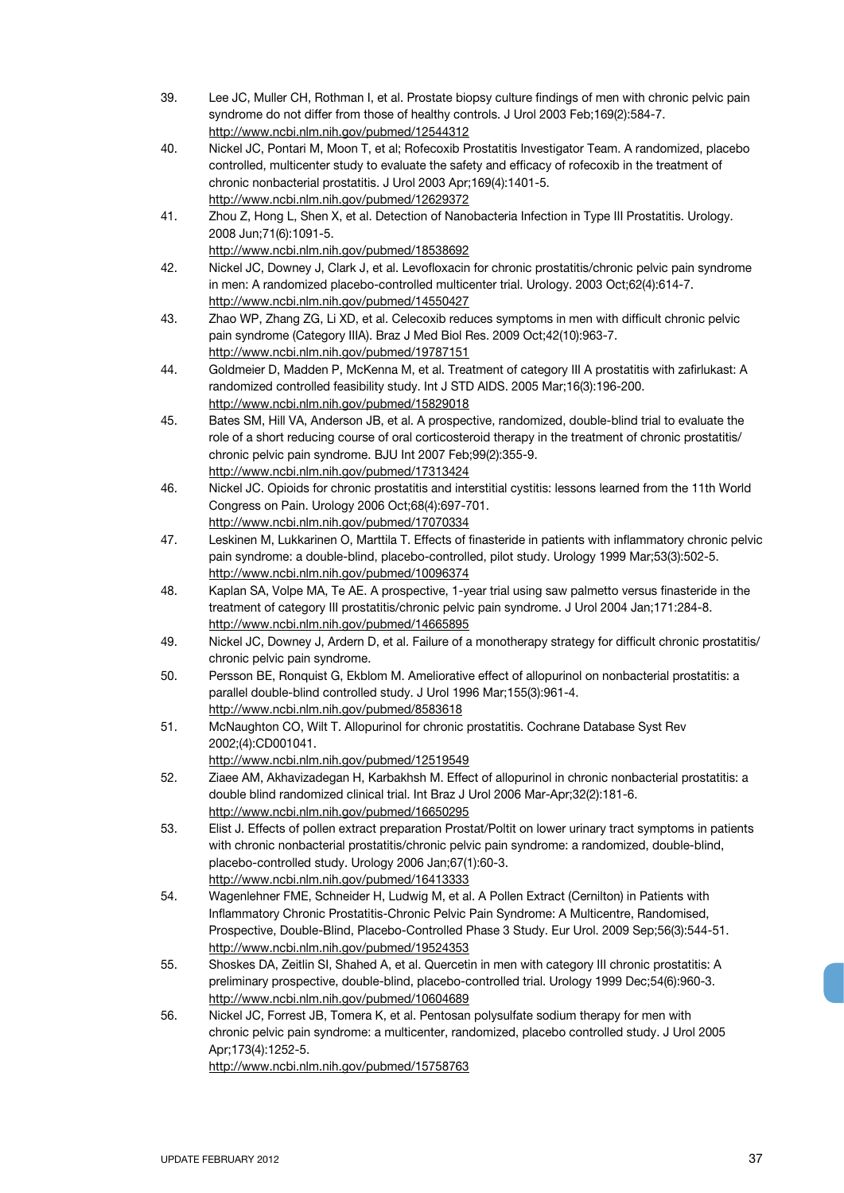39. Lee JC, Muller CH, Rothman I, et al. Prostate biopsy culture findings of men with chronic pelvic pain syndrome do not differ from those of healthy controls. J Urol 2003 Feb;169(2):584-7.
http://www.ncbi.nlm.nih.gov/pubmed/12544312

40. Nickel JC, Pontari M, Moon T, et al; Rofecoxib Prostatitis Investigator Team. A randomized, placebo controlled, multicenter study to evaluate the safety and efficacy of rofecoxib in the treatment of chronic nonbacterial prostatitis. J Urol 2003 Apr;169(4):1401-5.
http://www.ncbi.nlm.nih.gov/pubmed/12629372

41. Zhou Z, Hong L, Shen X, et al. Detection of Nanobacteria Infection in Type III Prostatitis. Urology. 2008 Jun;71(6):1091-5.
http://www.ncbi.nlm.nih.gov/pubmed/18538692

42. Nickel JC, Downey J, Clark J, et al. Levofloxacin for chronic prostatitis/chronic pelvic pain syndrome in men: A randomized placebo-controlled multicenter trial. Urology. 2003 Oct;62(4):614-7.
http://www.ncbi.nlm.nih.gov/pubmed/14550427

43. Zhao WP, Zhang ZG, Li XD, et al. Celecoxib reduces symptoms in men with difficult chronic pelvic pain syndrome (Category IIIA). Braz J Med Biol Res. 2009 Oct;42(10):963-7.
http://www.ncbi.nlm.nih.gov/pubmed/19787151

44. Goldmeier D, Madden P, McKenna M, et al. Treatment of category III A prostatitis with zafirlukast: A randomized controlled feasibility study. Int J STD AIDS. 2005 Mar;16(3):196-200.
http://www.ncbi.nlm.nih.gov/pubmed/15829018

45. Bates SM, Hill VA, Anderson JB, et al. A prospective, randomized, double-blind trial to evaluate the role of a short reducing course of oral corticosteroid therapy in the treatment of chronic prostatitis/ chronic pelvic pain syndrome. BJU Int 2007 Feb;99(2):355-9.
http://www.ncbi.nlm.nih.gov/pubmed/17313424

46. Nickel JC. Opioids for chronic prostatitis and interstitial cystitis: lessons learned from the 11th World Congress on Pain. Urology 2006 Oct;68(4):697-701.
http://www.ncbi.nlm.nih.gov/pubmed/17070334

47. Leskinen M, Lukkarinen O, Marttila T. Effects of finasteride in patients with inflammatory chronic pelvic pain syndrome: a double-blind, placebo-controlled, pilot study. Urology 1999 Mar;53(3):502-5.
http://www.ncbi.nlm.nih.gov/pubmed/10096374

48. Kaplan SA, Volpe MA, Te AE. A prospective, 1-year trial using saw palmetto versus finasteride in the treatment of category III prostatitis/chronic pelvic pain syndrome. J Urol 2004 Jan;171:284-8.
http://www.ncbi.nlm.nih.gov/pubmed/14665895

49. Nickel JC, Downey J, Ardern D, et al. Failure of a monotherapy strategy for difficult chronic prostatitis/ chronic pelvic pain syndrome.

50. Persson BE, Ronquist G, Ekblom M. Ameliorative effect of allopurinol on nonbacterial prostatitis: a parallel double-blind controlled study. J Urol 1996 Mar;155(3):961-4.
http://www.ncbi.nlm.nih.gov/pubmed/8583618

51. McNaughton CO, Wilt T. Allopurinol for chronic prostatitis. Cochrane Database Syst Rev 2002;(4):CD001041.
http://www.ncbi.nlm.nih.gov/pubmed/12519549

52. Ziaee AM, Akhavizadegan H, Karbakhsh M. Effect of allopurinol in chronic nonbacterial prostatitis: a double blind randomized clinical trial. Int Braz J Urol 2006 Mar-Apr;32(2):181-6.
http://www.ncbi.nlm.nih.gov/pubmed/16650295

53. Elist J. Effects of pollen extract preparation Prostat/Poltit on lower urinary tract symptoms in patients with chronic nonbacterial prostatitis/chronic pelvic pain syndrome: a randomized, double-blind, placebo-controlled study. Urology 2006 Jan;67(1):60-3.
http://www.ncbi.nlm.nih.gov/pubmed/16413333

54. Wagenlehner FME, Schneider H, Ludwig M, et al. A Pollen Extract (Cernilton) in Patients with Inflammatory Chronic Prostatitis-Chronic Pelvic Pain Syndrome: A Multicentre, Randomised, Prospective, Double-Blind, Placebo-Controlled Phase 3 Study. Eur Urol. 2009 Sep;56(3):544-51.
http://www.ncbi.nlm.nih.gov/pubmed/19524353

55. Shoskes DA, Zeitlin SI, Shahed A, et al. Quercetin in men with category III chronic prostatitis: A preliminary prospective, double-blind, placebo-controlled trial. Urology 1999 Dec;54(6):960-3.
http://www.ncbi.nlm.nih.gov/pubmed/10604689

56. Nickel JC, Forrest JB, Tomera K, et al. Pentosan polysulfate sodium therapy for men with chronic pelvic pain syndrome: a multicenter, randomized, placebo controlled study. J Urol 2005 Apr;173(4):1252-5.
http://www.ncbi.nlm.nih.gov/pubmed/15758763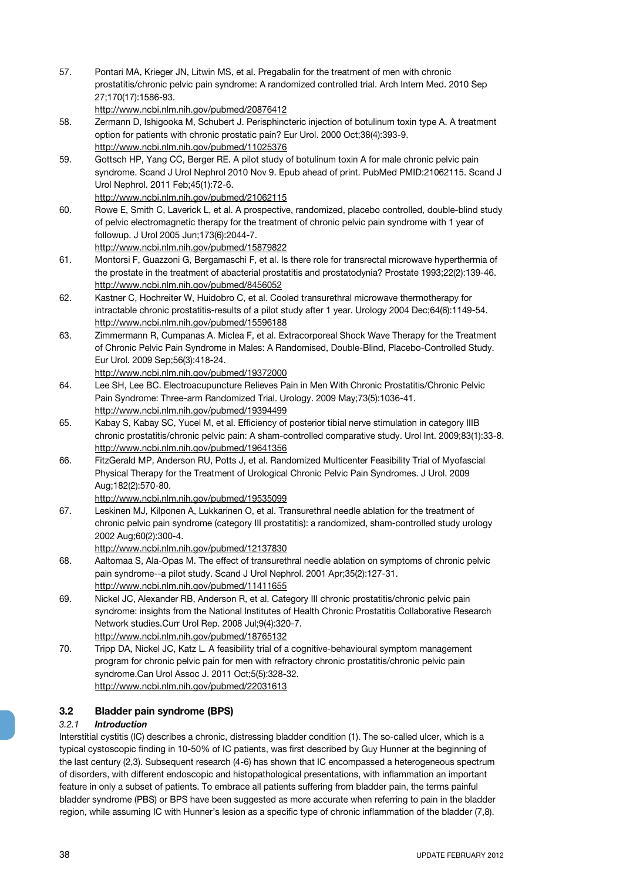57. Pontari MA, Krieger JN, Litwin MS, et al. Pregabalin for the treatment of men with chronic prostatitis/chronic pelvic pain syndrome: A randomized controlled trial. Arch Intern Med. 2010 Sep 27;170(17):1586-93.
http://www.ncbi.nlm.nih.gov/pubmed/20876412
58. Zermann D, Ishigooka M, Schubert J. Perisphincteric injection of botulinum toxin type A. A treatment option for patients with chronic prostatic pain? Eur Urol. 2000 Oct;38(4):393-9.
http://www.ncbi.nlm.nih.gov/pubmed/11025376
59. Gottsch HP, Yang CC, Berger RE. A pilot study of botulinum toxin A for male chronic pelvic pain syndrome. Scand J Urol Nephrol 2010 Nov 9. Epub ahead of print. PubMed PMID:21062115. Scand J Urol Nephrol. 2011 Feb;45(1):72-6.
http://www.ncbi.nlm.nih.gov/pubmed/21062115
60. Rowe E, Smith C, Laverick L, et al. A prospective, randomized, placebo controlled, double-blind study of pelvic electromagnetic therapy for the treatment of chronic pelvic pain syndrome with 1 year of followup. J Urol 2005 Jun;173(6):2044-7.
http://www.ncbi.nlm.nih.gov/pubmed/15879822
61. Montorsi F, Guazzoni G, Bergamaschi F, et al. Is there role for transrectal microwave hyperthermia of the prostate in the treatment of abacterial prostatitis and prostatodynia? Prostate 1993;22(2):139-46.
http://www.ncbi.nlm.nih.gov/pubmed/8456052
62. Kastner C, Hochreiter W, Huidobro C, et al. Cooled transurethral microwave thermotherapy for intractable chronic prostatitis-results of a pilot study after 1 year. Urology 2004 Dec;64(6):1149-54.
http://www.ncbi.nlm.nih.gov/pubmed/15596188
63. Zimmermann R, Cumpanas A. Miclea F, et al. Extracorporeal Shock Wave Therapy for the Treatment of Chronic Pelvic Pain Syndrome in Males: A Randomised, Double-Blind, Placebo-Controlled Study. Eur Urol. 2009 Sep;56(3):418-24.
http://www.ncbi.nlm.nih.gov/pubmed/19372000
64. Lee SH, Lee BC. Electroacupuncture Relieves Pain in Men With Chronic Prostatitis/Chronic Pelvic Pain Syndrome: Three-arm Randomized Trial. Urology. 2009 May;73(5):1036-41.
http://www.ncbi.nlm.nih.gov/pubmed/19394499
65. Kabay S, Kabay SC, Yucel M, et al. Efficiency of posterior tibial nerve stimulation in category IIIB chronic prostatitis/chronic pelvic pain: A sham-controlled comparative study. Urol Int. 2009;83(1):33-8.
http://www.ncbi.nlm.nih.gov/pubmed/19641356
66. FitzGerald MP, Anderson RU, Potts J, et al. Randomized Multicenter Feasibility Trial of Myofascial Physical Therapy for the Treatment of Urological Chronic Pelvic Pain Syndromes. J Urol. 2009 Aug;182(2):570-80.
http://www.ncbi.nlm.nih.gov/pubmed/19535099
67. Leskinen MJ, Kilponen A, Lukkarinen O, et al. Transurethral needle ablation for the treatment of chronic pelvic pain syndrome (category III prostatitis): a randomized, sham-controlled study urology 2002 Aug;60(2):300-4.
http://www.ncbi.nlm.nih.gov/pubmed/12137830
68. Aaltomaa S, Ala-Opas M. The effect of transurethral needle ablation on symptoms of chronic pelvic pain syndrome--a pilot study. Scand J Urol Nephrol. 2001 Apr;35(2):127-31.
http://www.ncbi.nlm.nih.gov/pubmed/11411655
69. Nickel JC, Alexander RB, Anderson R, et al. Category III chronic prostatitis/chronic pelvic pain syndrome: insights from the National Institutes of Health Chronic Prostatitis Collaborative Research Network studies.Curr Urol Rep. 2008 Jul;9(4):320-7.
http://www.ncbi.nlm.nih.gov/pubmed/18765132
70. Tripp DA, Nickel JC, Katz L. A feasibility trial of a cognitive-behavioural symptom management program for chronic pelvic pain for men with refractory chronic prostatitis/chronic pelvic pain syndrome.Can Urol Assoc J. 2011 Oct;5(5):328-32.
http://www.ncbi.nlm.nih.gov/pubmed/22031613

## 3.2 Bladder pain syndrome (BPS)

### *3.2.1 Introduction*

Interstitial cystitis (IC) describes a chronic, distressing bladder condition (1). The so-called ulcer, which is a typical cystoscopic finding in 10-50% of IC patients, was first described by Guy Hunner at the beginning of the last century (2,3). Subsequent research (4-6) has shown that IC encompassed a heterogeneous spectrum of disorders, with different endoscopic and histopathological presentations, with inflammation an important feature in only a subset of patients. To embrace all patients suffering from bladder pain, the terms painful bladder syndrome (PBS) or BPS have been suggested as more accurate when referring to pain in the bladder region, while assuming IC with Hunner's lesion as a specific type of chronic inflammation of the bladder (7,8).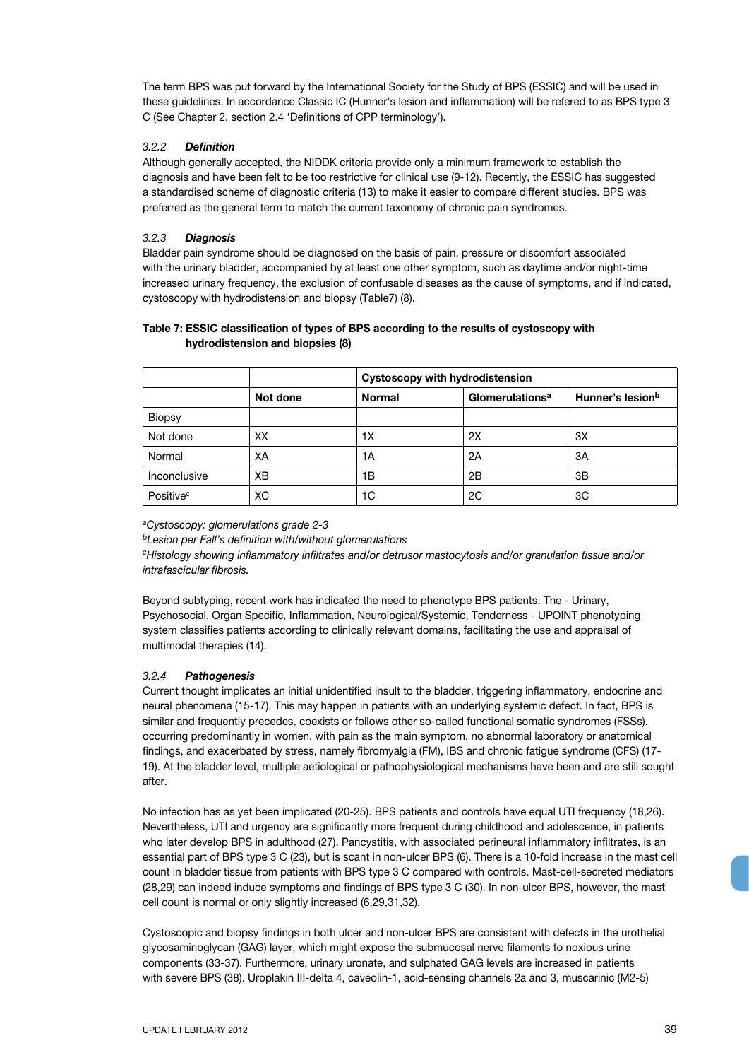The term BPS was put forward by the International Society for the Study of BPS (ESSIC) and will be used in these guidelines. In accordance Classic IC (Hunner's lesion and inflammation) will be refered to as BPS type 3 C (See Chapter 2, section 2.4 'Definitions of CPP terminology').

### *3.2.2 Definition*

Although generally accepted, the NIDDK criteria provide only a minimum framework to establish the diagnosis and have been felt to be too restrictive for clinical use (9-12). Recently, the ESSIC has suggested a standardised scheme of diagnostic criteria (13) to make it easier to compare different studies. BPS was preferred as the general term to match the current taxonomy of chronic pain syndromes.

### *3.2.3 Diagnosis*

Bladder pain syndrome should be diagnosed on the basis of pain, pressure or discomfort associated with the urinary bladder, accompanied by at least one other symptom, such as daytime and/or night-time increased urinary frequency, the exclusion of confusable diseases as the cause of symptoms, and if indicated, cystoscopy with hydrodistension and biopsy (Table7) (8).

**Table 7: ESSIC classification of types of BPS according to the results of cystoscopy with hydrodistension and biopsies (8)**

| | | Cystoscopy with hydrodistension | | |
|---|---|---|---|---|
| | **Not done** | **Normal** | **Glomerulations[a]** | **Hunner's lesion[b]** |
| Biopsy | | | | |
| Not done | XX | 1X | 2X | 3X |
| Normal | XA | 1A | 2A | 3A |
| Inconclusive | XB | 1B | 2B | 3B |
| Positive[c] | XC | 1C | 2C | 3C |

*[a]Cystoscopy: glomerulations grade 2-3*
*[b]Lesion per Fall's definition with/without glomerulations*
*[c]Histology showing inflammatory infiltrates and/or detrusor mastocytosis and/or granulation tissue and/or intrafascicular fibrosis.*

Beyond subtyping, recent work has indicated the need to phenotype BPS patients. The - Urinary, Psychosocial, Organ Specific, Inflammation, Neurological/Systemic, Tenderness - UPOINT phenotyping system classifies patients according to clinically relevant domains, facilitating the use and appraisal of multimodal therapies (14).

### *3.2.4 Pathogenesis*

Current thought implicates an initial unidentified insult to the bladder, triggering inflammatory, endocrine and neural phenomena (15-17). This may happen in patients with an underlying systemic defect. In fact, BPS is similar and frequently precedes, coexists or follows other so-called functional somatic syndromes (FSSs), occurring predominantly in women, with pain as the main symptom, no abnormal laboratory or anatomical findings, and exacerbated by stress, namely fibromyalgia (FM), IBS and chronic fatigue syndrome (CFS) (17-19). At the bladder level, multiple aetiological or pathophysiological mechanisms have been and are still sought after.

No infection has as yet been implicated (20-25). BPS patients and controls have equal UTI frequency (18,26). Nevertheless, UTI and urgency are significantly more frequent during childhood and adolescence, in patients who later develop BPS in adulthood (27). Pancystitis, with associated perineural inflammatory infiltrates, is an essential part of BPS type 3 C (23), but is scant in non-ulcer BPS (6). There is a 10-fold increase in the mast cell count in bladder tissue from patients with BPS type 3 C compared with controls. Mast-cell-secreted mediators (28,29) can indeed induce symptoms and findings of BPS type 3 C (30). In non-ulcer BPS, however, the mast cell count is normal or only slightly increased (6,29,31,32).

Cystoscopic and biopsy findings in both ulcer and non-ulcer BPS are consistent with defects in the urothelial glycosaminoglycan (GAG) layer, which might expose the submucosal nerve filaments to noxious urine components (33-37). Furthermore, urinary uronate, and sulphated GAG levels are increased in patients with severe BPS (38). Uroplakin III-delta 4, caveolin-1, acid-sensing channels 2a and 3, muscarinic (M2-5)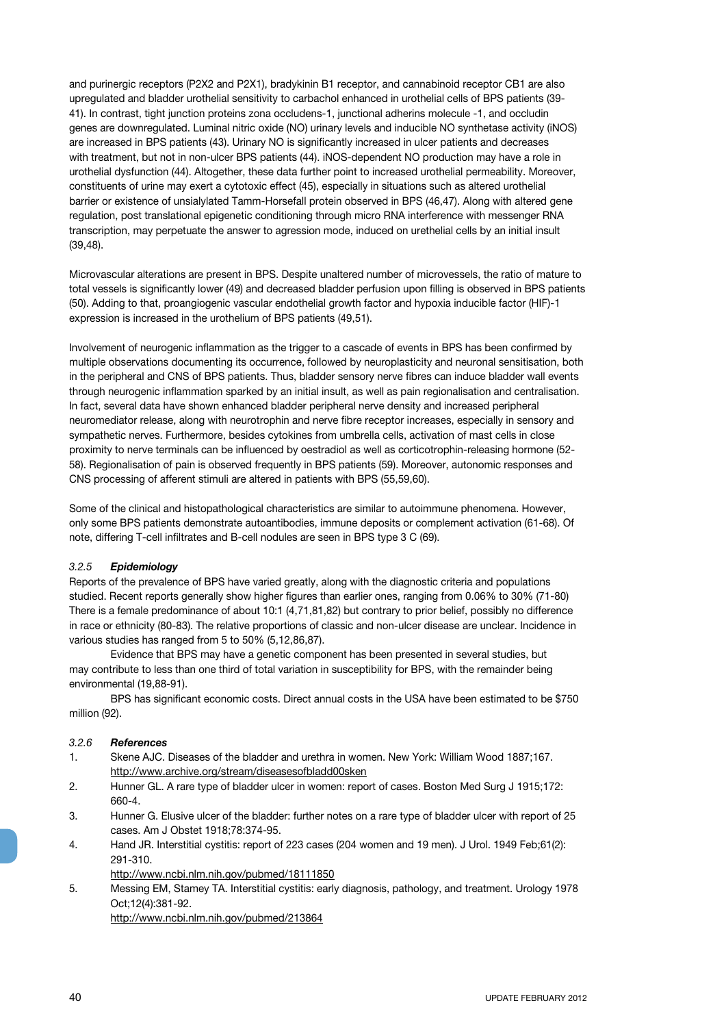and purinergic receptors (P2X2 and P2X1), bradykinin B1 receptor, and cannabinoid receptor CB1 are also upregulated and bladder urothelial sensitivity to carbachol enhanced in urothelial cells of BPS patients (39-41). In contrast, tight junction proteins zona occludens-1, junctional adherins molecule -1, and occludin genes are downregulated. Luminal nitric oxide (NO) urinary levels and inducible NO synthetase activity (iNOS) are increased in BPS patients (43). Urinary NO is significantly increased in ulcer patients and decreases with treatment, but not in non-ulcer BPS patients (44). iNOS-dependent NO production may have a role in urothelial dysfunction (44). Altogether, these data further point to increased urothelial permeability. Moreover, constituents of urine may exert a cytotoxic effect (45), especially in situations such as altered urothelial barrier or existence of unsialylated Tamm-Horsefall protein observed in BPS (46,47). Along with altered gene regulation, post translational epigenetic conditioning through micro RNA interference with messenger RNA transcription, may perpetuate the answer to agression mode, induced on urethelial cells by an initial insult (39,48).

Microvascular alterations are present in BPS. Despite unaltered number of microvessels, the ratio of mature to total vessels is significantly lower (49) and decreased bladder perfusion upon filling is observed in BPS patients (50). Adding to that, proangiogenic vascular endothelial growth factor and hypoxia inducible factor (HIF)-1 expression is increased in the urothelium of BPS patients (49,51).

Involvement of neurogenic inflammation as the trigger to a cascade of events in BPS has been confirmed by multiple observations documenting its occurrence, followed by neuroplasticity and neuronal sensitisation, both in the peripheral and CNS of BPS patients. Thus, bladder sensory nerve fibres can induce bladder wall events through neurogenic inflammation sparked by an initial insult, as well as pain regionalisation and centralisation. In fact, several data have shown enhanced bladder peripheral nerve density and increased peripheral neuromediator release, along with neurotrophin and nerve fibre receptor increases, especially in sensory and sympathetic nerves. Furthermore, besides cytokines from umbrella cells, activation of mast cells in close proximity to nerve terminals can be influenced by oestradiol as well as corticotrophin-releasing hormone (52-58). Regionalisation of pain is observed frequently in BPS patients (59). Moreover, autonomic responses and CNS processing of afferent stimuli are altered in patients with BPS (55,59,60).

Some of the clinical and histopathological characteristics are similar to autoimmune phenomena. However, only some BPS patients demonstrate autoantibodies, immune deposits or complement activation (61-68). Of note, differing T-cell infiltrates and B-cell nodules are seen in BPS type 3 C (69).

### *3.2.5* ***Epidemiology***

Reports of the prevalence of BPS have varied greatly, along with the diagnostic criteria and populations studied. Recent reports generally show higher figures than earlier ones, ranging from 0.06% to 30% (71-80) There is a female predominance of about 10:1 (4,71,81,82) but contrary to prior belief, possibly no difference in race or ethnicity (80-83). The relative proportions of classic and non-ulcer disease are unclear. Incidence in various studies has ranged from 5 to 50% (5,12,86,87).

Evidence that BPS may have a genetic component has been presented in several studies, but may contribute to less than one third of total variation in susceptibility for BPS, with the remainder being environmental (19,88-91).

BPS has significant economic costs. Direct annual costs in the USA have been estimated to be $750 million (92).

### *3.2.6* ***References***

1. Skene AJC. Diseases of the bladder and urethra in women. New York: William Wood 1887;167. http://www.archive.org/stream/diseasesofbladd00sken
2. Hunner GL. A rare type of bladder ulcer in women: report of cases. Boston Med Surg J 1915;172: 660-4.
3. Hunner G. Elusive ulcer of the bladder: further notes on a rare type of bladder ulcer with report of 25 cases. Am J Obstet 1918;78:374-95.
4. Hand JR. Interstitial cystitis: report of 223 cases (204 women and 19 men). J Urol. 1949 Feb;61(2): 291-310. http://www.ncbi.nlm.nih.gov/pubmed/18111850
5. Messing EM, Stamey TA. Interstitial cystitis: early diagnosis, pathology, and treatment. Urology 1978 Oct;12(4):381-92. http://www.ncbi.nlm.nih.gov/pubmed/213864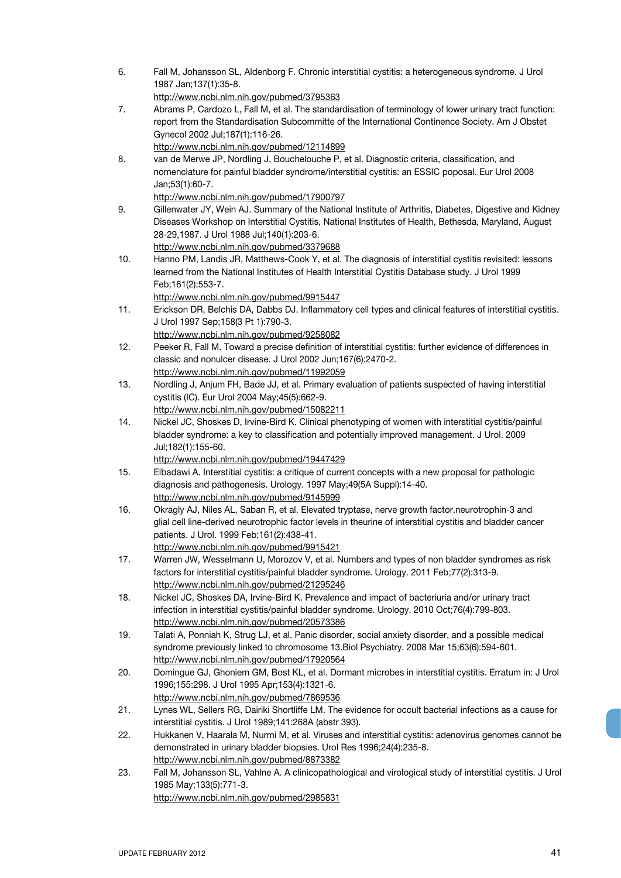6. Fall M, Johansson SL, Aldenborg F. Chronic interstitial cystitis: a heterogeneous syndrome. J Urol 1987 Jan;137(1):35-8.
http://www.ncbi.nlm.nih.gov/pubmed/3795363
7. Abrams P, Cardozo L, Fall M, et al. The standardisation of terminology of lower urinary tract function: report from the Standardisation Subcommitte of the International Continence Society. Am J Obstet Gynecol 2002 Jul;187(1):116-26.
http://www.ncbi.nlm.nih.gov/pubmed/12114899
8. van de Merwe JP, Nordling J, Bouchelouche P, et al. Diagnostic criteria, classification, and nomenclature for painful bladder syndrome/interstitial cystitis: an ESSIC poposal. Eur Urol 2008 Jan;53(1):60-7.
http://www.ncbi.nlm.nih.gov/pubmed/17900797
9. Gillenwater JY, Wein AJ. Summary of the National Institute of Arthritis, Diabetes, Digestive and Kidney Diseases Workshop on Interstitial Cystitis, National Institutes of Health, Bethesda, Maryland, August 28-29,1987. J Urol 1988 Jul;140(1):203-6.
http://www.ncbi.nlm.nih.gov/pubmed/3379688
10. Hanno PM, Landis JR, Matthews-Cook Y, et al. The diagnosis of interstitial cystitis revisited: lessons learned from the National Institutes of Health Interstitial Cystitis Database study. J Urol 1999 Feb;161(2):553-7.
http://www.ncbi.nlm.nih.gov/pubmed/9915447
11. Erickson DR, Belchis DA, Dabbs DJ. Inflammatory cell types and clinical features of interstitial cystitis. J Urol 1997 Sep;158(3 Pt 1):790-3.
http://www.ncbi.nlm.nih.gov/pubmed/9258082
12. Peeker R, Fall M. Toward a precise definition of interstitial cystitis: further evidence of differences in classic and nonulcer disease. J Urol 2002 Jun;167(6):2470-2.
http://www.ncbi.nlm.nih.gov/pubmed/11992059
13. Nordling J, Anjum FH, Bade JJ, et al. Primary evaluation of patients suspected of having interstitial cystitis (IC). Eur Urol 2004 May;45(5):662-9.
http://www.ncbi.nlm.nih.gov/pubmed/15082211
14. Nickel JC, Shoskes D, Irvine-Bird K. Clinical phenotyping of women with interstitial cystitis/painful bladder syndrome: a key to classification and potentially improved management. J Urol. 2009 Jul;182(1):155-60.
http://www.ncbi.nlm.nih.gov/pubmed/19447429
15. Elbadawi A. Interstitial cystitis: a critique of current concepts with a new proposal for pathologic diagnosis and pathogenesis. Urology. 1997 May;49(5A Suppl):14-40.
http://www.ncbi.nlm.nih.gov/pubmed/9145999
16. Okragly AJ, Niles AL, Saban R, et al. Elevated tryptase, nerve growth factor,neurotrophin-3 and glial cell line-derived neurotrophic factor levels in theurine of interstitial cystitis and bladder cancer patients. J Urol. 1999 Feb;161(2):438-41.
http://www.ncbi.nlm.nih.gov/pubmed/9915421
17. Warren JW, Wesselmann U, Morozov V, et al. Numbers and types of non bladder syndromes as risk factors for interstitial cystitis/painful bladder syndrome. Urology. 2011 Feb;77(2):313-9.
http://www.ncbi.nlm.nih.gov/pubmed/21295246
18. Nickel JC, Shoskes DA, Irvine-Bird K. Prevalence and impact of bacteriuria and/or urinary tract infection in interstitial cystitis/painful bladder syndrome. Urology. 2010 Oct;76(4):799-803.
http://www.ncbi.nlm.nih.gov/pubmed/20573386
19. Talati A, Ponniah K, Strug LJ, et al. Panic disorder, social anxiety disorder, and a possible medical syndrome previously linked to chromosome 13.Biol Psychiatry. 2008 Mar 15;63(6):594-601.
http://www.ncbi.nlm.nih.gov/pubmed/17920564
20. Domingue GJ, Ghoniem GM, Bost KL, et al. Dormant microbes in interstitial cystitis. Erratum in: J Urol 1996;155:298. J Urol 1995 Apr;153(4):1321-6.
http://www.ncbi.nlm.nih.gov/pubmed/7869536
21. Lynes WL, Sellers RG, Dairiki Shortliffe LM. The evidence for occult bacterial infections as a cause for interstitial cystitis. J Urol 1989;141:268A (abstr 393).
22. Hukkanen V, Haarala M, Nurmi M, et al. Viruses and interstitial cystitis: adenovirus genomes cannot be demonstrated in urinary bladder biopsies. Urol Res 1996;24(4):235-8.
http://www.ncbi.nlm.nih.gov/pubmed/8873382
23. Fall M, Johansson SL, Vahlne A. A clinicopathological and virological study of interstitial cystitis. J Urol 1985 May;133(5):771-3.
http://www.ncbi.nlm.nih.gov/pubmed/2985831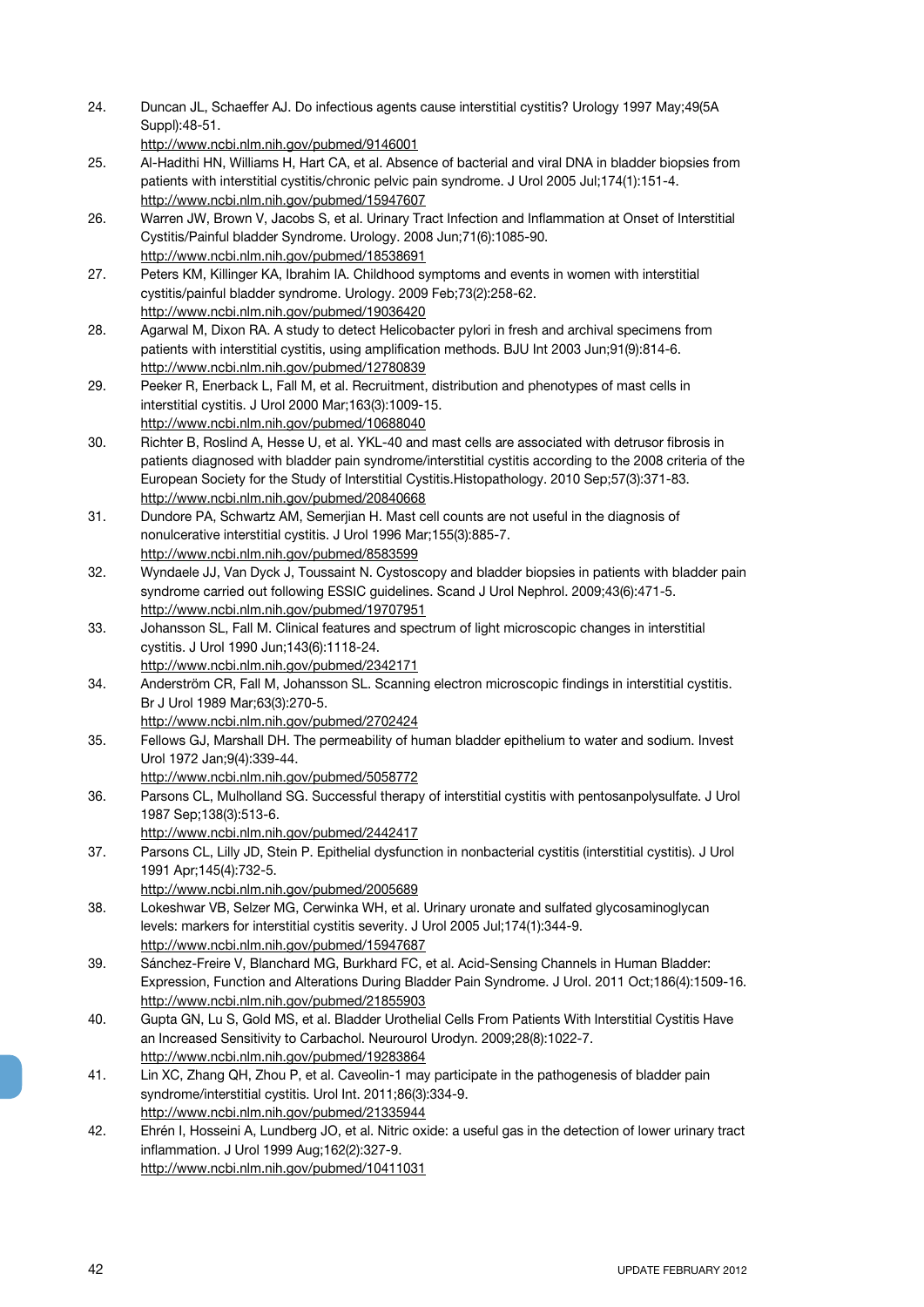24. Duncan JL, Schaeffer AJ. Do infectious agents cause interstitial cystitis? Urology 1997 May;49(5A Suppl):48-51.
http://www.ncbi.nlm.nih.gov/pubmed/9146001
25. Al-Hadithi HN, Williams H, Hart CA, et al. Absence of bacterial and viral DNA in bladder biopsies from patients with interstitial cystitis/chronic pelvic pain syndrome. J Urol 2005 Jul;174(1):151-4.
http://www.ncbi.nlm.nih.gov/pubmed/15947607
26. Warren JW, Brown V, Jacobs S, et al. Urinary Tract Infection and Inflammation at Onset of Interstitial Cystitis/Painful bladder Syndrome. Urology. 2008 Jun;71(6):1085-90.
http://www.ncbi.nlm.nih.gov/pubmed/18538691
27. Peters KM, Killinger KA, Ibrahim IA. Childhood symptoms and events in women with interstitial cystitis/painful bladder syndrome. Urology. 2009 Feb;73(2):258-62.
http://www.ncbi.nlm.nih.gov/pubmed/19036420
28. Agarwal M, Dixon RA. A study to detect Helicobacter pylori in fresh and archival specimens from patients with interstitial cystitis, using amplification methods. BJU Int 2003 Jun;91(9):814-6.
http://www.ncbi.nlm.nih.gov/pubmed/12780839
29. Peeker R, Enerback L, Fall M, et al. Recruitment, distribution and phenotypes of mast cells in interstitial cystitis. J Urol 2000 Mar;163(3):1009-15.
http://www.ncbi.nlm.nih.gov/pubmed/10688040
30. Richter B, Roslind A, Hesse U, et al. YKL-40 and mast cells are associated with detrusor fibrosis in patients diagnosed with bladder pain syndrome/interstitial cystitis according to the 2008 criteria of the European Society for the Study of Interstitial Cystitis.Histopathology. 2010 Sep;57(3):371-83.
http://www.ncbi.nlm.nih.gov/pubmed/20840668
31. Dundore PA, Schwartz AM, Semerjian H. Mast cell counts are not useful in the diagnosis of nonulcerative interstitial cystitis. J Urol 1996 Mar;155(3):885-7.
http://www.ncbi.nlm.nih.gov/pubmed/8583599
32. Wyndaele JJ, Van Dyck J, Toussaint N. Cystoscopy and bladder biopsies in patients with bladder pain syndrome carried out following ESSIC guidelines. Scand J Urol Nephrol. 2009;43(6):471-5.
http://www.ncbi.nlm.nih.gov/pubmed/19707951
33. Johansson SL, Fall M. Clinical features and spectrum of light microscopic changes in interstitial cystitis. J Urol 1990 Jun;143(6):1118-24.
http://www.ncbi.nlm.nih.gov/pubmed/2342171
34. Anderström CR, Fall M, Johansson SL. Scanning electron microscopic findings in interstitial cystitis. Br J Urol 1989 Mar;63(3):270-5.
http://www.ncbi.nlm.nih.gov/pubmed/2702424
35. Fellows GJ, Marshall DH. The permeability of human bladder epithelium to water and sodium. Invest Urol 1972 Jan;9(4):339-44.
http://www.ncbi.nlm.nih.gov/pubmed/5058772
36. Parsons CL, Mulholland SG. Successful therapy of interstitial cystitis with pentosanpolysulfate. J Urol 1987 Sep;138(3):513-6.
http://www.ncbi.nlm.nih.gov/pubmed/2442417
37. Parsons CL, Lilly JD, Stein P. Epithelial dysfunction in nonbacterial cystitis (interstitial cystitis). J Urol 1991 Apr;145(4):732-5.
http://www.ncbi.nlm.nih.gov/pubmed/2005689
38. Lokeshwar VB, Selzer MG, Cerwinka WH, et al. Urinary uronate and sulfated glycosaminoglycan levels: markers for interstitial cystitis severity. J Urol 2005 Jul;174(1):344-9.
http://www.ncbi.nlm.nih.gov/pubmed/15947687
39. Sánchez-Freire V, Blanchard MG, Burkhard FC, et al. Acid-Sensing Channels in Human Bladder: Expression, Function and Alterations During Bladder Pain Syndrome. J Urol. 2011 Oct;186(4):1509-16.
http://www.ncbi.nlm.nih.gov/pubmed/21855903
40. Gupta GN, Lu S, Gold MS, et al. Bladder Urothelial Cells From Patients With Interstitial Cystitis Have an Increased Sensitivity to Carbachol. Neurourol Urodyn. 2009;28(8):1022-7.
http://www.ncbi.nlm.nih.gov/pubmed/19283864
41. Lin XC, Zhang QH, Zhou P, et al. Caveolin-1 may participate in the pathogenesis of bladder pain syndrome/interstitial cystitis. Urol Int. 2011;86(3):334-9.
http://www.ncbi.nlm.nih.gov/pubmed/21335944
42. Ehrén I, Hosseini A, Lundberg JO, et al. Nitric oxide: a useful gas in the detection of lower urinary tract inflammation. J Urol 1999 Aug;162(2):327-9.
http://www.ncbi.nlm.nih.gov/pubmed/10411031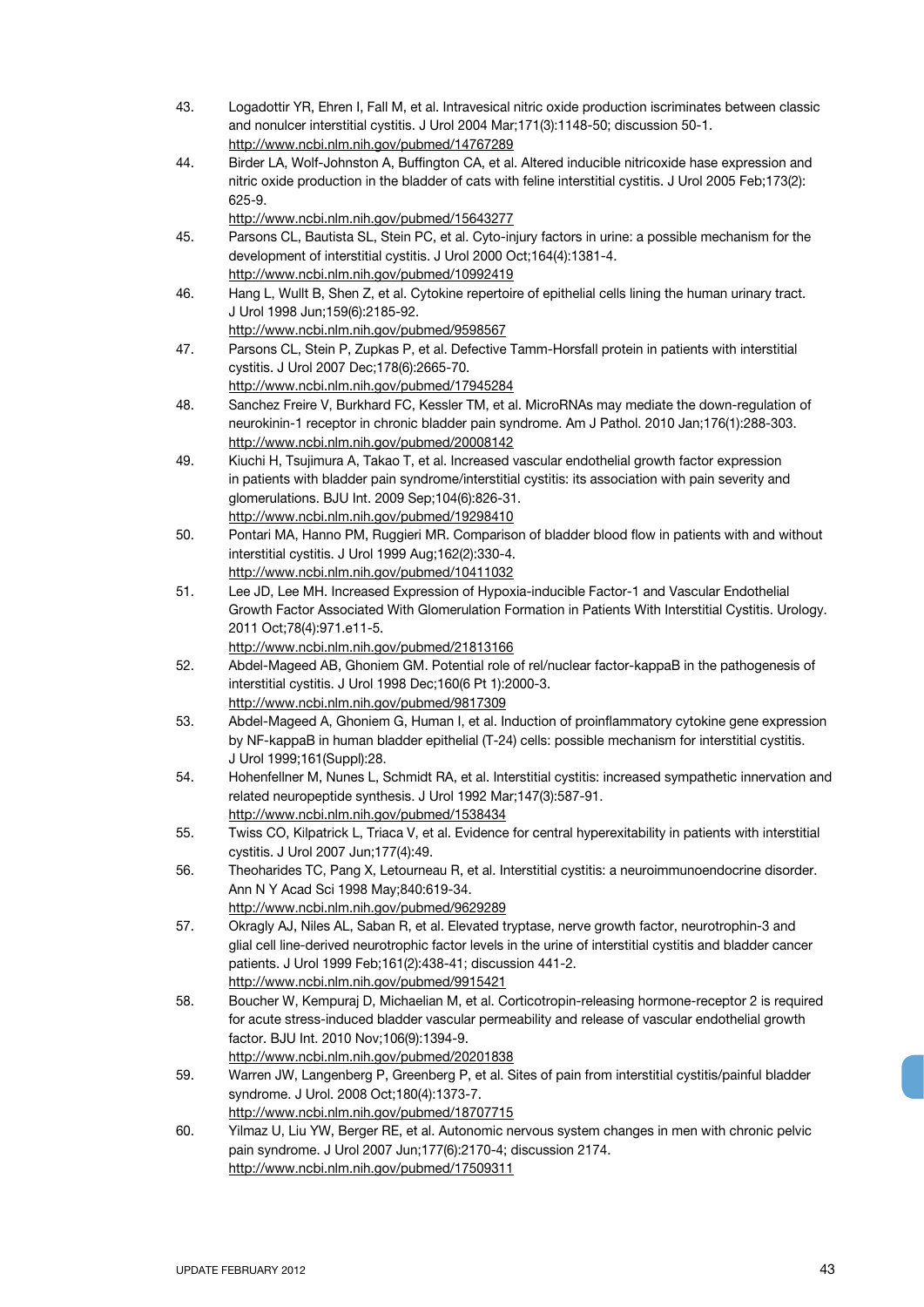43. Logadottir YR, Ehren I, Fall M, et al. Intravesical nitric oxide production iscriminates between classic and nonulcer interstitial cystitis. J Urol 2004 Mar;171(3):1148-50; discussion 50-1.
http://www.ncbi.nlm.nih.gov/pubmed/14767289
44. Birder LA, Wolf-Johnston A, Buffington CA, et al. Altered inducible nitricoxide hase expression and nitric oxide production in the bladder of cats with feline interstitial cystitis. J Urol 2005 Feb;173(2): 625-9.
http://www.ncbi.nlm.nih.gov/pubmed/15643277
45. Parsons CL, Bautista SL, Stein PC, et al. Cyto-injury factors in urine: a possible mechanism for the development of interstitial cystitis. J Urol 2000 Oct;164(4):1381-4.
http://www.ncbi.nlm.nih.gov/pubmed/10992419
46. Hang L, Wullt B, Shen Z, et al. Cytokine repertoire of epithelial cells lining the human urinary tract. J Urol 1998 Jun;159(6):2185-92.
http://www.ncbi.nlm.nih.gov/pubmed/9598567
47. Parsons CL, Stein P, Zupkas P, et al. Defective Tamm-Horsfall protein in patients with interstitial cystitis. J Urol 2007 Dec;178(6):2665-70.
http://www.ncbi.nlm.nih.gov/pubmed/17945284
48. Sanchez Freire V, Burkhard FC, Kessler TM, et al. MicroRNAs may mediate the down-regulation of neurokinin-1 receptor in chronic bladder pain syndrome. Am J Pathol. 2010 Jan;176(1):288-303.
http://www.ncbi.nlm.nih.gov/pubmed/20008142
49. Kiuchi H, Tsujimura A, Takao T, et al. Increased vascular endothelial growth factor expression in patients with bladder pain syndrome/interstitial cystitis: its association with pain severity and glomerulations. BJU Int. 2009 Sep;104(6):826-31.
http://www.ncbi.nlm.nih.gov/pubmed/19298410
50. Pontari MA, Hanno PM, Ruggieri MR. Comparison of bladder blood flow in patients with and without interstitial cystitis. J Urol 1999 Aug;162(2):330-4.
http://www.ncbi.nlm.nih.gov/pubmed/10411032
51. Lee JD, Lee MH. Increased Expression of Hypoxia-inducible Factor-1 and Vascular Endothelial Growth Factor Associated With Glomerulation Formation in Patients With Interstitial Cystitis. Urology. 2011 Oct;78(4):971.e11-5.
http://www.ncbi.nlm.nih.gov/pubmed/21813166
52. Abdel-Mageed AB, Ghoniem GM. Potential role of rel/nuclear factor-kappaB in the pathogenesis of interstitial cystitis. J Urol 1998 Dec;160(6 Pt 1):2000-3.
http://www.ncbi.nlm.nih.gov/pubmed/9817309
53. Abdel-Mageed A, Ghoniem G, Human I, et al. Induction of proinflammatory cytokine gene expression by NF-kappaB in human bladder epithelial (T-24) cells: possible mechanism for interstitial cystitis. J Urol 1999;161(Suppl):28.
54. Hohenfellner M, Nunes L, Schmidt RA, et al. Interstitial cystitis: increased sympathetic innervation and related neuropeptide synthesis. J Urol 1992 Mar;147(3):587-91.
http://www.ncbi.nlm.nih.gov/pubmed/1538434
55. Twiss CO, Kilpatrick L, Triaca V, et al. Evidence for central hyperexitability in patients with interstitial cystitis. J Urol 2007 Jun;177(4):49.
56. Theoharides TC, Pang X, Letourneau R, et al. Interstitial cystitis: a neuroimmunoendocrine disorder. Ann N Y Acad Sci 1998 May;840:619-34.
http://www.ncbi.nlm.nih.gov/pubmed/9629289
57. Okragly AJ, Niles AL, Saban R, et al. Elevated tryptase, nerve growth factor, neurotrophin-3 and glial cell line-derived neurotrophic factor levels in the urine of interstitial cystitis and bladder cancer patients. J Urol 1999 Feb;161(2):438-41; discussion 441-2.
http://www.ncbi.nlm.nih.gov/pubmed/9915421
58. Boucher W, Kempuraj D, Michaelian M, et al. Corticotropin-releasing hormone-receptor 2 is required for acute stress-induced bladder vascular permeability and release of vascular endothelial growth factor. BJU Int. 2010 Nov;106(9):1394-9.
http://www.ncbi.nlm.nih.gov/pubmed/20201838
59. Warren JW, Langenberg P, Greenberg P, et al. Sites of pain from interstitial cystitis/painful bladder syndrome. J Urol. 2008 Oct;180(4):1373-7.
http://www.ncbi.nlm.nih.gov/pubmed/18707715
60. Yilmaz U, Liu YW, Berger RE, et al. Autonomic nervous system changes in men with chronic pelvic pain syndrome. J Urol 2007 Jun;177(6):2170-4; discussion 2174.
http://www.ncbi.nlm.nih.gov/pubmed/17509311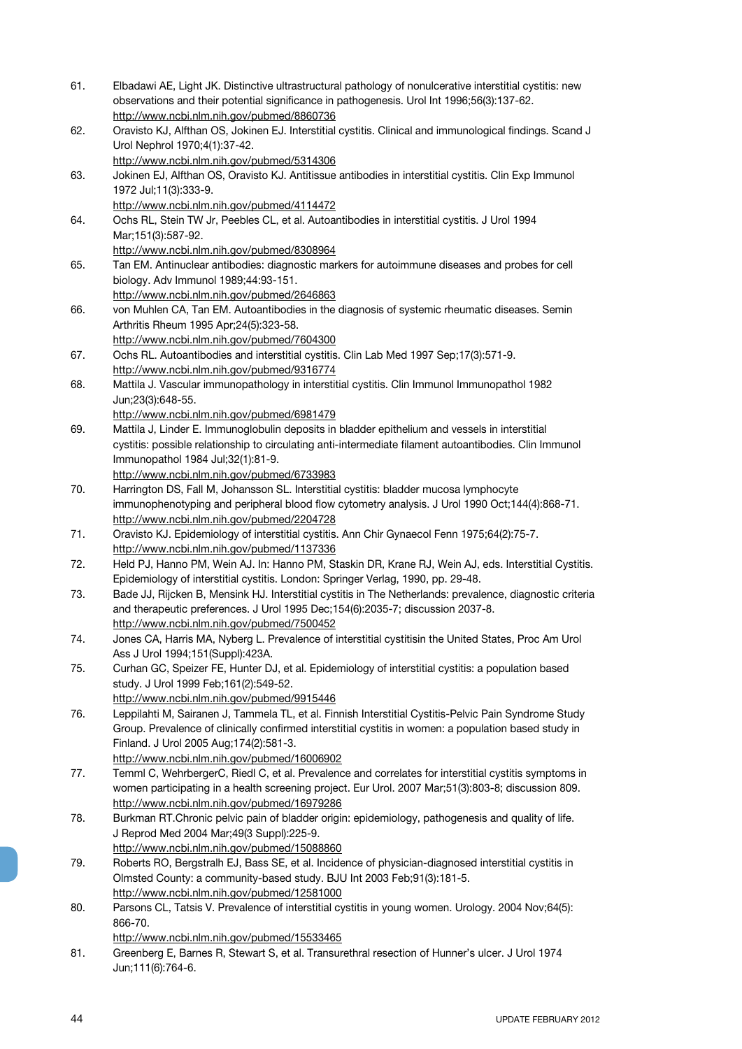61. Elbadawi AE, Light JK. Distinctive ultrastructural pathology of nonulcerative interstitial cystitis: new observations and their potential significance in pathogenesis. Urol Int 1996;56(3):137-62.
http://www.ncbi.nlm.nih.gov/pubmed/8860736
62. Oravisto KJ, Alfthan OS, Jokinen EJ. Interstitial cystitis. Clinical and immunological findings. Scand J Urol Nephrol 1970;4(1):37-42.
http://www.ncbi.nlm.nih.gov/pubmed/5314306
63. Jokinen EJ, Alfthan OS, Oravisto KJ. Antitissue antibodies in interstitial cystitis. Clin Exp Immunol 1972 Jul;11(3):333-9.
http://www.ncbi.nlm.nih.gov/pubmed/4114472
64. Ochs RL, Stein TW Jr, Peebles CL, et al. Autoantibodies in interstitial cystitis. J Urol 1994 Mar;151(3):587-92.
http://www.ncbi.nlm.nih.gov/pubmed/8308964
65. Tan EM. Antinuclear antibodies: diagnostic markers for autoimmune diseases and probes for cell biology. Adv Immunol 1989;44:93-151.
http://www.ncbi.nlm.nih.gov/pubmed/2646863
66. von Muhlen CA, Tan EM. Autoantibodies in the diagnosis of systemic rheumatic diseases. Semin Arthritis Rheum 1995 Apr;24(5):323-58.
http://www.ncbi.nlm.nih.gov/pubmed/7604300
67. Ochs RL. Autoantibodies and interstitial cystitis. Clin Lab Med 1997 Sep;17(3):571-9.
http://www.ncbi.nlm.nih.gov/pubmed/9316774
68. Mattila J. Vascular immunopathology in interstitial cystitis. Clin Immunol Immunopathol 1982 Jun;23(3):648-55.
http://www.ncbi.nlm.nih.gov/pubmed/6981479
69. Mattila J, Linder E. Immunoglobulin deposits in bladder epithelium and vessels in interstitial cystitis: possible relationship to circulating anti-intermediate filament autoantibodies. Clin Immunol Immunopathol 1984 Jul;32(1):81-9.
http://www.ncbi.nlm.nih.gov/pubmed/6733983
70. Harrington DS, Fall M, Johansson SL. Interstitial cystitis: bladder mucosa lymphocyte immunophenotyping and peripheral blood flow cytometry analysis. J Urol 1990 Oct;144(4):868-71.
http://www.ncbi.nlm.nih.gov/pubmed/2204728
71. Oravisto KJ. Epidemiology of interstitial cystitis. Ann Chir Gynaecol Fenn 1975;64(2):75-7.
http://www.ncbi.nlm.nih.gov/pubmed/1137336
72. Held PJ, Hanno PM, Wein AJ. In: Hanno PM, Staskin DR, Krane RJ, Wein AJ, eds. Interstitial Cystitis. Epidemiology of interstitial cystitis. London: Springer Verlag, 1990, pp. 29-48.
73. Bade JJ, Rijcken B, Mensink HJ. Interstitial cystitis in The Netherlands: prevalence, diagnostic criteria and therapeutic preferences. J Urol 1995 Dec;154(6):2035-7; discussion 2037-8.
http://www.ncbi.nlm.nih.gov/pubmed/7500452
74. Jones CA, Harris MA, Nyberg L. Prevalence of interstitial cystitisin the United States, Proc Am Urol Ass J Urol 1994;151(Suppl):423A.
75. Curhan GC, Speizer FE, Hunter DJ, et al. Epidemiology of interstitial cystitis: a population based study. J Urol 1999 Feb;161(2):549-52.
http://www.ncbi.nlm.nih.gov/pubmed/9915446
76. Leppilahti M, Sairanen J, Tammela TL, et al. Finnish Interstitial Cystitis-Pelvic Pain Syndrome Study Group. Prevalence of clinically confirmed interstitial cystitis in women: a population based study in Finland. J Urol 2005 Aug;174(2):581-3.
http://www.ncbi.nlm.nih.gov/pubmed/16006902
77. Temml C, WehrbergerC, Riedl C, et al. Prevalence and correlates for interstitial cystitis symptoms in women participating in a health screening project. Eur Urol. 2007 Mar;51(3):803-8; discussion 809.
http://www.ncbi.nlm.nih.gov/pubmed/16979286
78. Burkman RT.Chronic pelvic pain of bladder origin: epidemiology, pathogenesis and quality of life. J Reprod Med 2004 Mar;49(3 Suppl):225-9.
http://www.ncbi.nlm.nih.gov/pubmed/15088860
79. Roberts RO, Bergstralh EJ, Bass SE, et al. Incidence of physician-diagnosed interstitial cystitis in Olmsted County: a community-based study. BJU Int 2003 Feb;91(3):181-5.
http://www.ncbi.nlm.nih.gov/pubmed/12581000
80. Parsons CL, Tatsis V. Prevalence of interstitial cystitis in young women. Urology. 2004 Nov;64(5): 866-70.
http://www.ncbi.nlm.nih.gov/pubmed/15533465
81. Greenberg E, Barnes R, Stewart S, et al. Transurethral resection of Hunner's ulcer. J Urol 1974 Jun;111(6):764-6.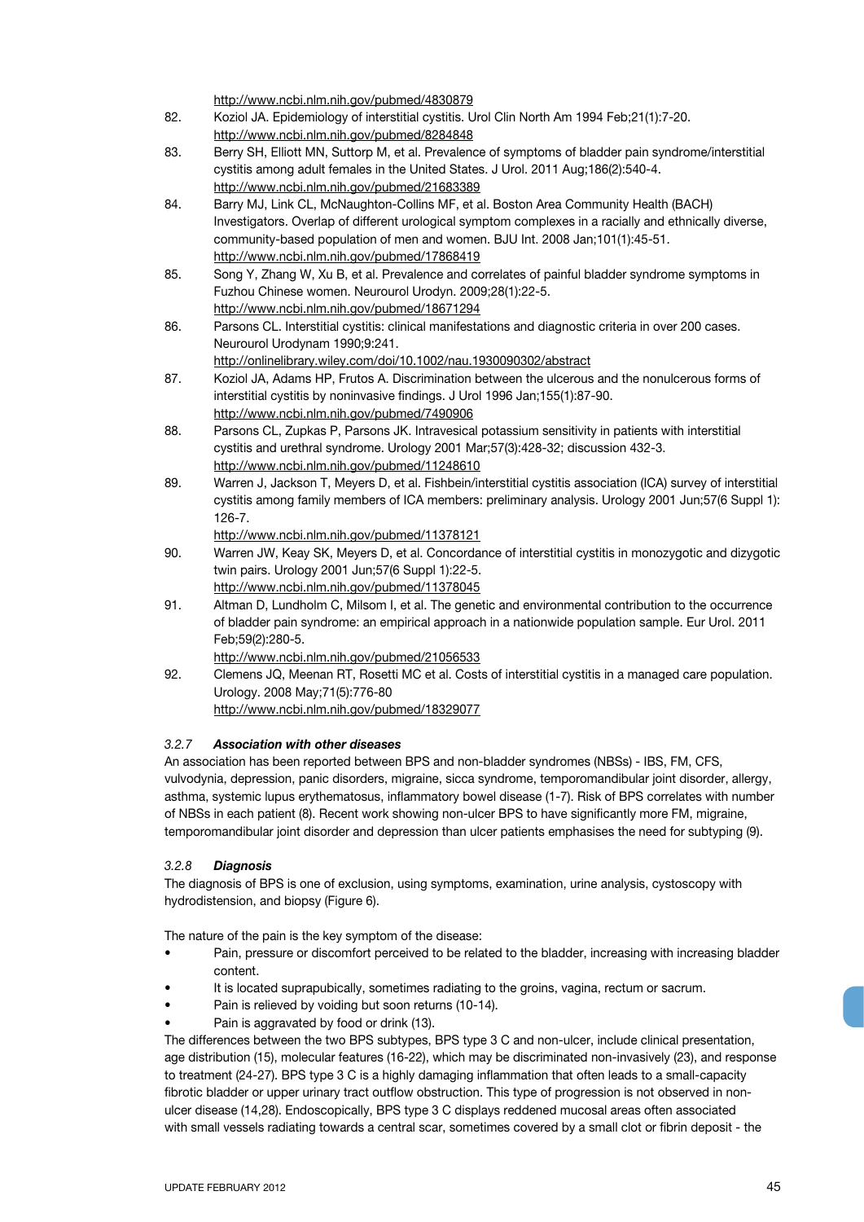http://www.ncbi.nlm.nih.gov/pubmed/4830879

82. Koziol JA. Epidemiology of interstitial cystitis. Urol Clin North Am 1994 Feb;21(1):7-20. http://www.ncbi.nlm.nih.gov/pubmed/8284848
83. Berry SH, Elliott MN, Suttorp M, et al. Prevalence of symptoms of bladder pain syndrome/interstitial cystitis among adult females in the United States. J Urol. 2011 Aug;186(2):540-4. http://www.ncbi.nlm.nih.gov/pubmed/21683389
84. Barry MJ, Link CL, McNaughton-Collins MF, et al. Boston Area Community Health (BACH) Investigators. Overlap of different urological symptom complexes in a racially and ethnically diverse, community-based population of men and women. BJU Int. 2008 Jan;101(1):45-51. http://www.ncbi.nlm.nih.gov/pubmed/17868419
85. Song Y, Zhang W, Xu B, et al. Prevalence and correlates of painful bladder syndrome symptoms in Fuzhou Chinese women. Neurourol Urodyn. 2009;28(1):22-5. http://www.ncbi.nlm.nih.gov/pubmed/18671294
86. Parsons CL. Interstitial cystitis: clinical manifestations and diagnostic criteria in over 200 cases. Neurourol Urodynam 1990;9:241. http://onlinelibrary.wiley.com/doi/10.1002/nau.1930090302/abstract
87. Koziol JA, Adams HP, Frutos A. Discrimination between the ulcerous and the nonulcerous forms of interstitial cystitis by noninvasive findings. J Urol 1996 Jan;155(1):87-90. http://www.ncbi.nlm.nih.gov/pubmed/7490906
88. Parsons CL, Zupkas P, Parsons JK. Intravesical potassium sensitivity in patients with interstitial cystitis and urethral syndrome. Urology 2001 Mar;57(3):428-32; discussion 432-3. http://www.ncbi.nlm.nih.gov/pubmed/11248610
89. Warren J, Jackson T, Meyers D, et al. Fishbein/interstitial cystitis association (ICA) survey of interstitial cystitis among family members of ICA members: preliminary analysis. Urology 2001 Jun;57(6 Suppl 1): 126-7. http://www.ncbi.nlm.nih.gov/pubmed/11378121
90. Warren JW, Keay SK, Meyers D, et al. Concordance of interstitial cystitis in monozygotic and dizygotic twin pairs. Urology 2001 Jun;57(6 Suppl 1):22-5. http://www.ncbi.nlm.nih.gov/pubmed/11378045
91. Altman D, Lundholm C, Milsom I, et al. The genetic and environmental contribution to the occurrence of bladder pain syndrome: an empirical approach in a nationwide population sample. Eur Urol. 2011 Feb;59(2):280-5. http://www.ncbi.nlm.nih.gov/pubmed/21056533
92. Clemens JQ, Meenan RT, Rosetti MC et al. Costs of interstitial cystitis in a managed care population. Urology. 2008 May;71(5):776-80 http://www.ncbi.nlm.nih.gov/pubmed/18329077

### *3.2.7 Association with other diseases*

An association has been reported between BPS and non-bladder syndromes (NBSs) - IBS, FM, CFS, vulvodynia, depression, panic disorders, migraine, sicca syndrome, temporomandibular joint disorder, allergy, asthma, systemic lupus erythematosus, inflammatory bowel disease (1-7). Risk of BPS correlates with number of NBSs in each patient (8). Recent work showing non-ulcer BPS to have significantly more FM, migraine, temporomandibular joint disorder and depression than ulcer patients emphasises the need for subtyping (9).

### *3.2.8 Diagnosis*

The diagnosis of BPS is one of exclusion, using symptoms, examination, urine analysis, cystoscopy with hydrodistension, and biopsy (Figure 6).

The nature of the pain is the key symptom of the disease:

- Pain, pressure or discomfort perceived to be related to the bladder, increasing with increasing bladder content.
- It is located suprapubically, sometimes radiating to the groins, vagina, rectum or sacrum.
- Pain is relieved by voiding but soon returns (10-14).
- Pain is aggravated by food or drink (13).

The differences between the two BPS subtypes, BPS type 3 C and non-ulcer, include clinical presentation, age distribution (15), molecular features (16-22), which may be discriminated non-invasively (23), and response to treatment (24-27). BPS type 3 C is a highly damaging inflammation that often leads to a small-capacity fibrotic bladder or upper urinary tract outflow obstruction. This type of progression is not observed in non-ulcer disease (14,28). Endoscopically, BPS type 3 C displays reddened mucosal areas often associated with small vessels radiating towards a central scar, sometimes covered by a small clot or fibrin deposit - the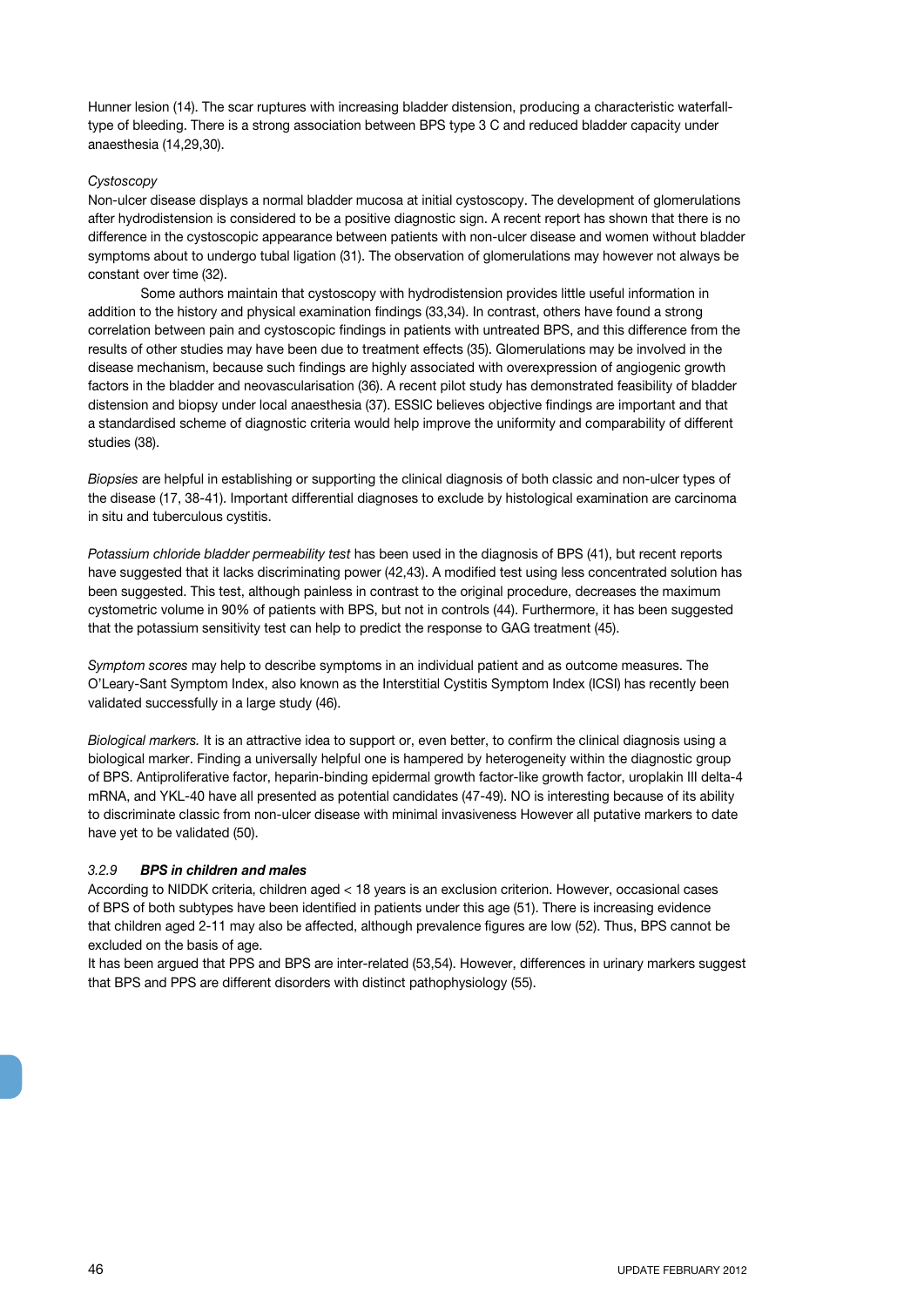Hunner lesion (14). The scar ruptures with increasing bladder distension, producing a characteristic waterfall-type of bleeding. There is a strong association between BPS type 3 C and reduced bladder capacity under anaesthesia (14,29,30).

*Cystoscopy*

Non-ulcer disease displays a normal bladder mucosa at initial cystoscopy. The development of glomerulations after hydrodistension is considered to be a positive diagnostic sign. A recent report has shown that there is no difference in the cystoscopic appearance between patients with non-ulcer disease and women without bladder symptoms about to undergo tubal ligation (31). The observation of glomerulations may however not always be constant over time (32).

Some authors maintain that cystoscopy with hydrodistension provides little useful information in addition to the history and physical examination findings (33,34). In contrast, others have found a strong correlation between pain and cystoscopic findings in patients with untreated BPS, and this difference from the results of other studies may have been due to treatment effects (35). Glomerulations may be involved in the disease mechanism, because such findings are highly associated with overexpression of angiogenic growth factors in the bladder and neovascularisation (36). A recent pilot study has demonstrated feasibility of bladder distension and biopsy under local anaesthesia (37). ESSIC believes objective findings are important and that a standardised scheme of diagnostic criteria would help improve the uniformity and comparability of different studies (38).

*Biopsies* are helpful in establishing or supporting the clinical diagnosis of both classic and non-ulcer types of the disease (17, 38-41). Important differential diagnoses to exclude by histological examination are carcinoma in situ and tuberculous cystitis.

*Potassium chloride bladder permeability test* has been used in the diagnosis of BPS (41), but recent reports have suggested that it lacks discriminating power (42,43). A modified test using less concentrated solution has been suggested. This test, although painless in contrast to the original procedure, decreases the maximum cystometric volume in 90% of patients with BPS, but not in controls (44). Furthermore, it has been suggested that the potassium sensitivity test can help to predict the response to GAG treatment (45).

*Symptom scores* may help to describe symptoms in an individual patient and as outcome measures. The O'Leary-Sant Symptom Index, also known as the Interstitial Cystitis Symptom Index (ICSI) has recently been validated successfully in a large study (46).

*Biological markers.* It is an attractive idea to support or, even better, to confirm the clinical diagnosis using a biological marker. Finding a universally helpful one is hampered by heterogeneity within the diagnostic group of BPS. Antiproliferative factor, heparin-binding epidermal growth factor-like growth factor, uroplakin III delta-4 mRNA, and YKL-40 have all presented as potential candidates (47-49). NO is interesting because of its ability to discriminate classic from non-ulcer disease with minimal invasiveness However all putative markers to date have yet to be validated (50).

### *3.2.9* ***BPS in children and males***

According to NIDDK criteria, children aged < 18 years is an exclusion criterion. However, occasional cases of BPS of both subtypes have been identified in patients under this age (51). There is increasing evidence that children aged 2-11 may also be affected, although prevalence figures are low (52). Thus, BPS cannot be excluded on the basis of age.

It has been argued that PPS and BPS are inter-related (53,54). However, differences in urinary markers suggest that BPS and PPS are different disorders with distinct pathophysiology (55).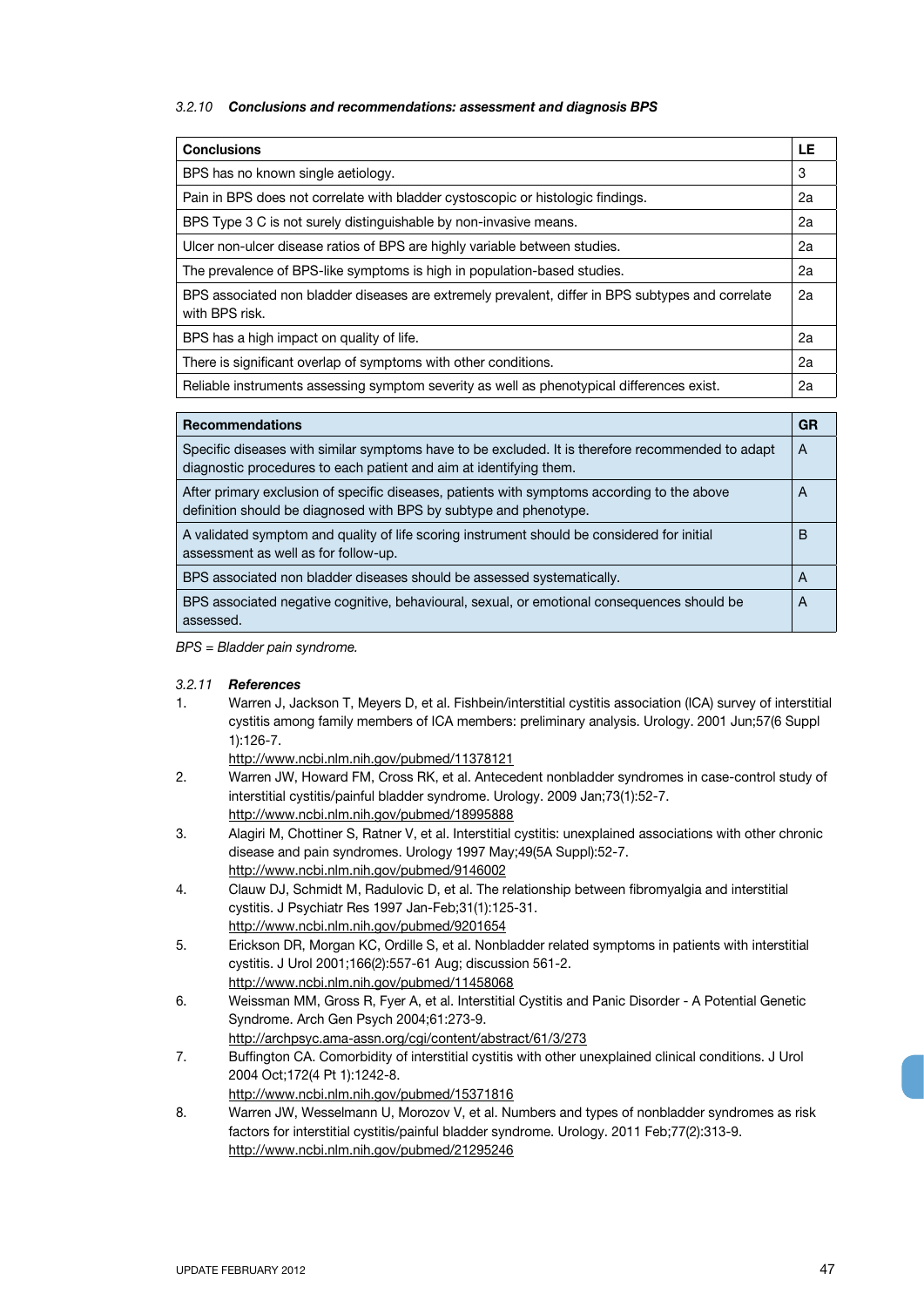### 3.2.10 *Conclusions and recommendations: assessment and diagnosis BPS*

| Conclusions | LE |
|---|---|
| BPS has no known single aetiology. | 3 |
| Pain in BPS does not correlate with bladder cystoscopic or histologic findings. | 2a |
| BPS Type 3 C is not surely distinguishable by non-invasive means. | 2a |
| Ulcer non-ulcer disease ratios of BPS are highly variable between studies. | 2a |
| The prevalence of BPS-like symptoms is high in population-based studies. | 2a |
| BPS associated non bladder diseases are extremely prevalent, differ in BPS subtypes and correlate with BPS risk. | 2a |
| BPS has a high impact on quality of life. | 2a |
| There is significant overlap of symptoms with other conditions. | 2a |
| Reliable instruments assessing symptom severity as well as phenotypical differences exist. | 2a |

| Recommendations | GR |
|---|---|
| Specific diseases with similar symptoms have to be excluded. It is therefore recommended to adapt diagnostic procedures to each patient and aim at identifying them. | A |
| After primary exclusion of specific diseases, patients with symptoms according to the above definition should be diagnosed with BPS by subtype and phenotype. | A |
| A validated symptom and quality of life scoring instrument should be considered for initial assessment as well as for follow-up. | B |
| BPS associated non bladder diseases should be assessed systematically. | A |
| BPS associated negative cognitive, behavioural, sexual, or emotional consequences should be assessed. | A |

*BPS = Bladder pain syndrome.*

### 3.2.11 *References*

1. Warren J, Jackson T, Meyers D, et al. Fishbein/interstitial cystitis association (ICA) survey of interstitial cystitis among family members of ICA members: preliminary analysis. Urology. 2001 Jun;57(6 Suppl 1):126-7.
   http://www.ncbi.nlm.nih.gov/pubmed/11378121
2. Warren JW, Howard FM, Cross RK, et al. Antecedent nonbladder syndromes in case-control study of interstitial cystitis/painful bladder syndrome. Urology. 2009 Jan;73(1):52-7.
   http://www.ncbi.nlm.nih.gov/pubmed/18995888
3. Alagiri M, Chottiner S, Ratner V, et al. Interstitial cystitis: unexplained associations with other chronic disease and pain syndromes. Urology 1997 May;49(5A Suppl):52-7.
   http://www.ncbi.nlm.nih.gov/pubmed/9146002
4. Clauw DJ, Schmidt M, Radulovic D, et al. The relationship between fibromyalgia and interstitial cystitis. J Psychiatr Res 1997 Jan-Feb;31(1):125-31.
   http://www.ncbi.nlm.nih.gov/pubmed/9201654
5. Erickson DR, Morgan KC, Ordille S, et al. Nonbladder related symptoms in patients with interstitial cystitis. J Urol 2001;166(2):557-61 Aug; discussion 561-2.
   http://www.ncbi.nlm.nih.gov/pubmed/11458068
6. Weissman MM, Gross R, Fyer A, et al. Interstitial Cystitis and Panic Disorder - A Potential Genetic Syndrome. Arch Gen Psych 2004;61:273-9.
   http://archpsyc.ama-assn.org/cgi/content/abstract/61/3/273
7. Buffington CA. Comorbidity of interstitial cystitis with other unexplained clinical conditions. J Urol 2004 Oct;172(4 Pt 1):1242-8.
   http://www.ncbi.nlm.nih.gov/pubmed/15371816
8. Warren JW, Wesselmann U, Morozov V, et al. Numbers and types of nonbladder syndromes as risk factors for interstitial cystitis/painful bladder syndrome. Urology. 2011 Feb;77(2):313-9.
   http://www.ncbi.nlm.nih.gov/pubmed/21295246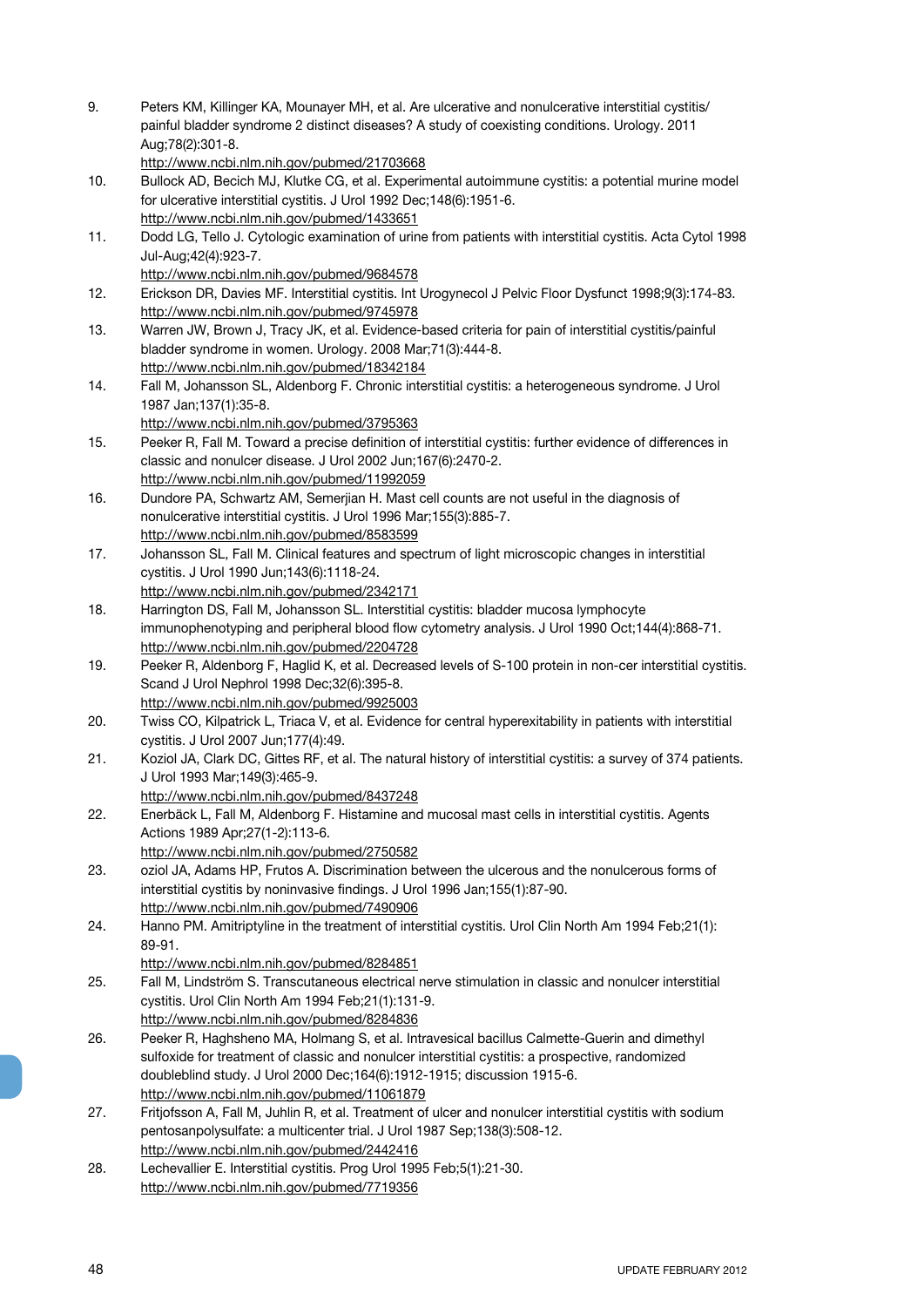9. Peters KM, Killinger KA, Mounayer MH, et al. Are ulcerative and nonulcerative interstitial cystitis/ painful bladder syndrome 2 distinct diseases? A study of coexisting conditions. Urology. 2011 Aug;78(2):301-8.
   http://www.ncbi.nlm.nih.gov/pubmed/21703668
10. Bullock AD, Becich MJ, Klutke CG, et al. Experimental autoimmune cystitis: a potential murine model for ulcerative interstitial cystitis. J Urol 1992 Dec;148(6):1951-6.
    http://www.ncbi.nlm.nih.gov/pubmed/1433651
11. Dodd LG, Tello J. Cytologic examination of urine from patients with interstitial cystitis. Acta Cytol 1998 Jul-Aug;42(4):923-7.
    http://www.ncbi.nlm.nih.gov/pubmed/9684578
12. Erickson DR, Davies MF. Interstitial cystitis. Int Urogynecol J Pelvic Floor Dysfunct 1998;9(3):174-83.
    http://www.ncbi.nlm.nih.gov/pubmed/9745978
13. Warren JW, Brown J, Tracy JK, et al. Evidence-based criteria for pain of interstitial cystitis/painful bladder syndrome in women. Urology. 2008 Mar;71(3):444-8.
    http://www.ncbi.nlm.nih.gov/pubmed/18342184
14. Fall M, Johansson SL, Aldenborg F. Chronic interstitial cystitis: a heterogeneous syndrome. J Urol 1987 Jan;137(1):35-8.
    http://www.ncbi.nlm.nih.gov/pubmed/3795363
15. Peeker R, Fall M. Toward a precise definition of interstitial cystitis: further evidence of differences in classic and nonulcer disease. J Urol 2002 Jun;167(6):2470-2.
    http://www.ncbi.nlm.nih.gov/pubmed/11992059
16. Dundore PA, Schwartz AM, Semerjian H. Mast cell counts are not useful in the diagnosis of nonulcerative interstitial cystitis. J Urol 1996 Mar;155(3):885-7.
    http://www.ncbi.nlm.nih.gov/pubmed/8583599
17. Johansson SL, Fall M. Clinical features and spectrum of light microscopic changes in interstitial cystitis. J Urol 1990 Jun;143(6):1118-24.
    http://www.ncbi.nlm.nih.gov/pubmed/2342171
18. Harrington DS, Fall M, Johansson SL. Interstitial cystitis: bladder mucosa lymphocyte immunophenotyping and peripheral blood flow cytometry analysis. J Urol 1990 Oct;144(4):868-71.
    http://www.ncbi.nlm.nih.gov/pubmed/2204728
19. Peeker R, Aldenborg F, Haglid K, et al. Decreased levels of S-100 protein in non-cer interstitial cystitis. Scand J Urol Nephrol 1998 Dec;32(6):395-8.
    http://www.ncbi.nlm.nih.gov/pubmed/9925003
20. Twiss CO, Kilpatrick L, Triaca V, et al. Evidence for central hyperexitability in patients with interstitial cystitis. J Urol 2007 Jun;177(4):49.
21. Koziol JA, Clark DC, Gittes RF, et al. The natural history of interstitial cystitis: a survey of 374 patients. J Urol 1993 Mar;149(3):465-9.
    http://www.ncbi.nlm.nih.gov/pubmed/8437248
22. Enerbäck L, Fall M, Aldenborg F. Histamine and mucosal mast cells in interstitial cystitis. Agents Actions 1989 Apr;27(1-2):113-6.
    http://www.ncbi.nlm.nih.gov/pubmed/2750582
23. oziol JA, Adams HP, Frutos A. Discrimination between the ulcerous and the nonulcerous forms of interstitial cystitis by noninvasive findings. J Urol 1996 Jan;155(1):87-90.
    http://www.ncbi.nlm.nih.gov/pubmed/7490906
24. Hanno PM. Amitriptyline in the treatment of interstitial cystitis. Urol Clin North Am 1994 Feb;21(1): 89-91.
    http://www.ncbi.nlm.nih.gov/pubmed/8284851
25. Fall M, Lindström S. Transcutaneous electrical nerve stimulation in classic and nonulcer interstitial cystitis. Urol Clin North Am 1994 Feb;21(1):131-9.
    http://www.ncbi.nlm.nih.gov/pubmed/8284836
26. Peeker R, Haghsheno MA, Holmang S, et al. Intravesical bacillus Calmette-Guerin and dimethyl sulfoxide for treatment of classic and nonulcer interstitial cystitis: a prospective, randomized doubleblind study. J Urol 2000 Dec;164(6):1912-1915; discussion 1915-6.
    http://www.ncbi.nlm.nih.gov/pubmed/11061879
27. Fritjofsson A, Fall M, Juhlin R, et al. Treatment of ulcer and nonulcer interstitial cystitis with sodium pentosanpolysulfate: a multicenter trial. J Urol 1987 Sep;138(3):508-12.
    http://www.ncbi.nlm.nih.gov/pubmed/2442416
28. Lechevallier E. Interstitial cystitis. Prog Urol 1995 Feb;5(1):21-30.
    http://www.ncbi.nlm.nih.gov/pubmed/7719356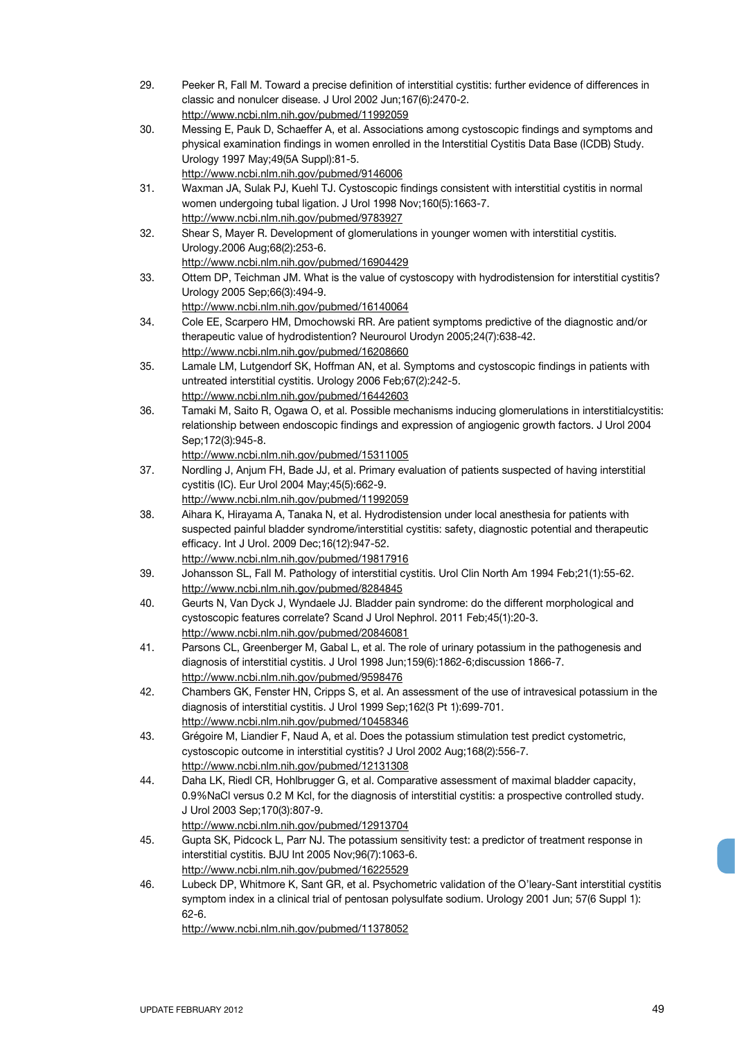29. Peeker R, Fall M. Toward a precise definition of interstitial cystitis: further evidence of differences in classic and nonulcer disease. J Urol 2002 Jun;167(6):2470-2.
http://www.ncbi.nlm.nih.gov/pubmed/11992059
30. Messing E, Pauk D, Schaeffer A, et al. Associations among cystoscopic findings and symptoms and physical examination findings in women enrolled in the Interstitial Cystitis Data Base (ICDB) Study. Urology 1997 May;49(5A Suppl):81-5.
http://www.ncbi.nlm.nih.gov/pubmed/9146006
31. Waxman JA, Sulak PJ, Kuehl TJ. Cystoscopic findings consistent with interstitial cystitis in normal women undergoing tubal ligation. J Urol 1998 Nov;160(5):1663-7.
http://www.ncbi.nlm.nih.gov/pubmed/9783927
32. Shear S, Mayer R. Development of glomerulations in younger women with interstitial cystitis. Urology.2006 Aug;68(2):253-6.
http://www.ncbi.nlm.nih.gov/pubmed/16904429
33. Ottem DP, Teichman JM. What is the value of cystoscopy with hydrodistension for interstitial cystitis? Urology 2005 Sep;66(3):494-9.
http://www.ncbi.nlm.nih.gov/pubmed/16140064
34. Cole EE, Scarpero HM, Dmochowski RR. Are patient symptoms predictive of the diagnostic and/or therapeutic value of hydrodistention? Neurourol Urodyn 2005;24(7):638-42.
http://www.ncbi.nlm.nih.gov/pubmed/16208660
35. Lamale LM, Lutgendorf SK, Hoffman AN, et al. Symptoms and cystoscopic findings in patients with untreated interstitial cystitis. Urology 2006 Feb;67(2):242-5.
http://www.ncbi.nlm.nih.gov/pubmed/16442603
36. Tamaki M, Saito R, Ogawa O, et al. Possible mechanisms inducing glomerulations in interstitialcystitis: relationship between endoscopic findings and expression of angiogenic growth factors. J Urol 2004 Sep;172(3):945-8.
http://www.ncbi.nlm.nih.gov/pubmed/15311005
37. Nordling J, Anjum FH, Bade JJ, et al. Primary evaluation of patients suspected of having interstitial cystitis (IC). Eur Urol 2004 May;45(5):662-9.
http://www.ncbi.nlm.nih.gov/pubmed/11992059
38. Aihara K, Hirayama A, Tanaka N, et al. Hydrodistension under local anesthesia for patients with suspected painful bladder syndrome/interstitial cystitis: safety, diagnostic potential and therapeutic efficacy. Int J Urol. 2009 Dec;16(12):947-52.
http://www.ncbi.nlm.nih.gov/pubmed/19817916
39. Johansson SL, Fall M. Pathology of interstitial cystitis. Urol Clin North Am 1994 Feb;21(1):55-62.
http://www.ncbi.nlm.nih.gov/pubmed/8284845
40. Geurts N, Van Dyck J, Wyndaele JJ. Bladder pain syndrome: do the different morphological and cystoscopic features correlate? Scand J Urol Nephrol. 2011 Feb;45(1):20-3.
http://www.ncbi.nlm.nih.gov/pubmed/20846081
41. Parsons CL, Greenberger M, Gabal L, et al. The role of urinary potassium in the pathogenesis and diagnosis of interstitial cystitis. J Urol 1998 Jun;159(6):1862-6;discussion 1866-7.
http://www.ncbi.nlm.nih.gov/pubmed/9598476
42. Chambers GK, Fenster HN, Cripps S, et al. An assessment of the use of intravesical potassium in the diagnosis of interstitial cystitis. J Urol 1999 Sep;162(3 Pt 1):699-701.
http://www.ncbi.nlm.nih.gov/pubmed/10458346
43. Grégoire M, Liandier F, Naud A, et al. Does the potassium stimulation test predict cystometric, cystoscopic outcome in interstitial cystitis? J Urol 2002 Aug;168(2):556-7.
http://www.ncbi.nlm.nih.gov/pubmed/12131308
44. Daha LK, Riedl CR, Hohlbrugger G, et al. Comparative assessment of maximal bladder capacity, 0.9%NaCl versus 0.2 M Kcl, for the diagnosis of interstitial cystitis: a prospective controlled study. J Urol 2003 Sep;170(3):807-9.
http://www.ncbi.nlm.nih.gov/pubmed/12913704
45. Gupta SK, Pidcock L, Parr NJ. The potassium sensitivity test: a predictor of treatment response in interstitial cystitis. BJU Int 2005 Nov;96(7):1063-6.
http://www.ncbi.nlm.nih.gov/pubmed/16225529
46. Lubeck DP, Whitmore K, Sant GR, et al. Psychometric validation of the O'leary-Sant interstitial cystitis symptom index in a clinical trial of pentosan polysulfate sodium. Urology 2001 Jun; 57(6 Suppl 1): 62-6.
http://www.ncbi.nlm.nih.gov/pubmed/11378052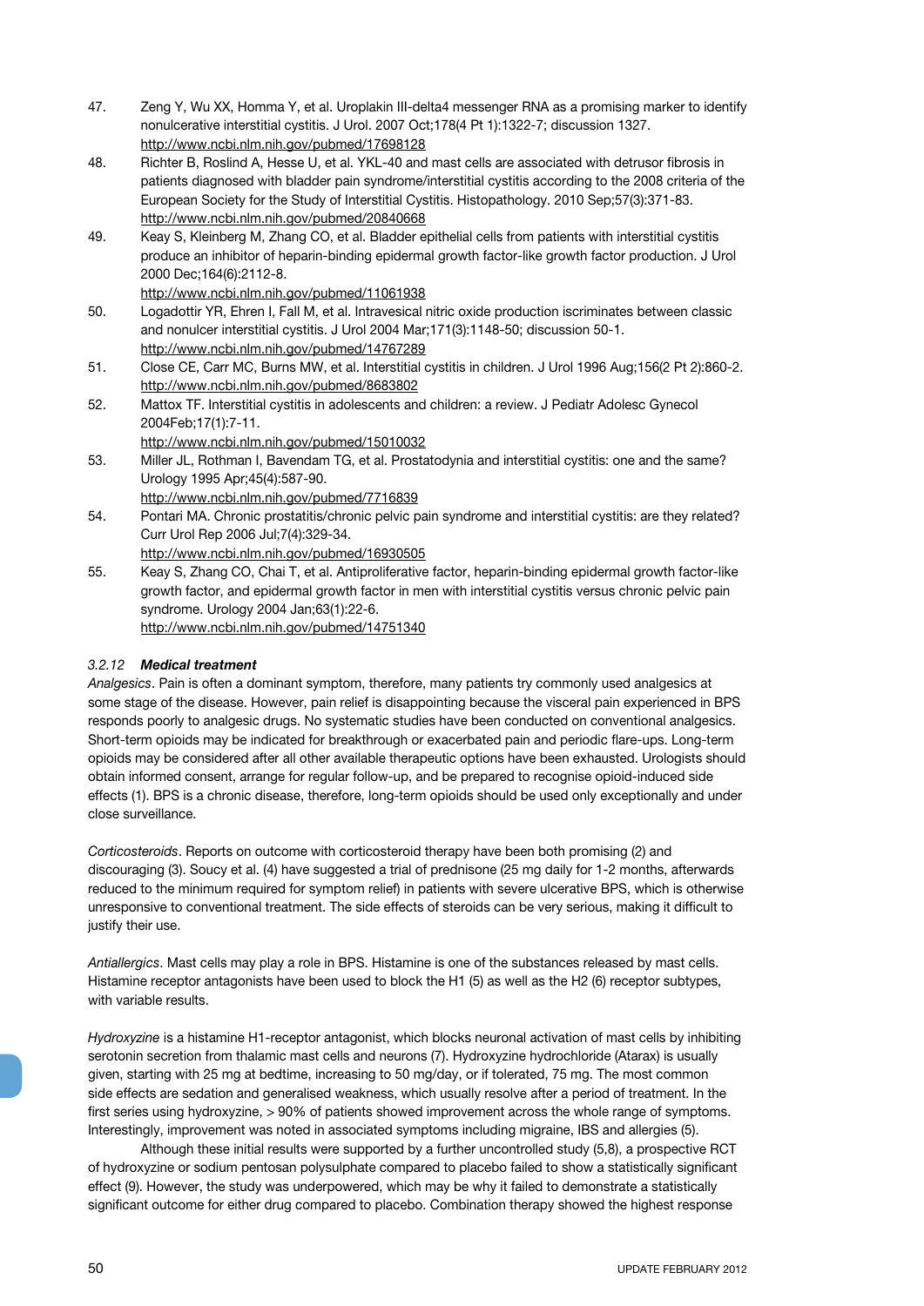47. Zeng Y, Wu XX, Homma Y, et al. Uroplakin III-delta4 messenger RNA as a promising marker to identify nonulcerative interstitial cystitis. J Urol. 2007 Oct;178(4 Pt 1):1322-7; discussion 1327. http://www.ncbi.nlm.nih.gov/pubmed/17698128
48. Richter B, Roslind A, Hesse U, et al. YKL-40 and mast cells are associated with detrusor fibrosis in patients diagnosed with bladder pain syndrome/interstitial cystitis according to the 2008 criteria of the European Society for the Study of Interstitial Cystitis. Histopathology. 2010 Sep;57(3):371-83. http://www.ncbi.nlm.nih.gov/pubmed/20840668
49. Keay S, Kleinberg M, Zhang CO, et al. Bladder epithelial cells from patients with interstitial cystitis produce an inhibitor of heparin-binding epidermal growth factor-like growth factor production. J Urol 2000 Dec;164(6):2112-8. http://www.ncbi.nlm.nih.gov/pubmed/11061938
50. Logadottir YR, Ehren I, Fall M, et al. Intravesical nitric oxide production iscriminates between classic and nonulcer interstitial cystitis. J Urol 2004 Mar;171(3):1148-50; discussion 50-1. http://www.ncbi.nlm.nih.gov/pubmed/14767289
51. Close CE, Carr MC, Burns MW, et al. Interstitial cystitis in children. J Urol 1996 Aug;156(2 Pt 2):860-2. http://www.ncbi.nlm.nih.gov/pubmed/8683802
52. Mattox TF. Interstitial cystitis in adolescents and children: a review. J Pediatr Adolesc Gynecol 2004Feb;17(1):7-11. http://www.ncbi.nlm.nih.gov/pubmed/15010032
53. Miller JL, Rothman I, Bavendam TG, et al. Prostatodynia and interstitial cystitis: one and the same? Urology 1995 Apr;45(4):587-90. http://www.ncbi.nlm.nih.gov/pubmed/7716839
54. Pontari MA. Chronic prostatitis/chronic pelvic pain syndrome and interstitial cystitis: are they related? Curr Urol Rep 2006 Jul;7(4):329-34. http://www.ncbi.nlm.nih.gov/pubmed/16930505
55. Keay S, Zhang CO, Chai T, et al. Antiproliferative factor, heparin-binding epidermal growth factor-like growth factor, and epidermal growth factor in men with interstitial cystitis versus chronic pelvic pain syndrome. Urology 2004 Jan;63(1):22-6. http://www.ncbi.nlm.nih.gov/pubmed/14751340

### *3.2.12 **Medical treatment***

*Analgesics*. Pain is often a dominant symptom, therefore, many patients try commonly used analgesics at some stage of the disease. However, pain relief is disappointing because the visceral pain experienced in BPS responds poorly to analgesic drugs. No systematic studies have been conducted on conventional analgesics. Short-term opioids may be indicated for breakthrough or exacerbated pain and periodic flare-ups. Long-term opioids may be considered after all other available therapeutic options have been exhausted. Urologists should obtain informed consent, arrange for regular follow-up, and be prepared to recognise opioid-induced side effects (1). BPS is a chronic disease, therefore, long-term opioids should be used only exceptionally and under close surveillance.

*Corticosteroids*. Reports on outcome with corticosteroid therapy have been both promising (2) and discouraging (3). Soucy et al. (4) have suggested a trial of prednisone (25 mg daily for 1-2 months, afterwards reduced to the minimum required for symptom relief) in patients with severe ulcerative BPS, which is otherwise unresponsive to conventional treatment. The side effects of steroids can be very serious, making it difficult to justify their use.

*Antiallergics*. Mast cells may play a role in BPS. Histamine is one of the substances released by mast cells. Histamine receptor antagonists have been used to block the H1 (5) as well as the H2 (6) receptor subtypes, with variable results.

*Hydroxyzine* is a histamine H1-receptor antagonist, which blocks neuronal activation of mast cells by inhibiting serotonin secretion from thalamic mast cells and neurons (7). Hydroxyzine hydrochloride (Atarax) is usually given, starting with 25 mg at bedtime, increasing to 50 mg/day, or if tolerated, 75 mg. The most common side effects are sedation and generalised weakness, which usually resolve after a period of treatment. In the first series using hydroxyzine, > 90% of patients showed improvement across the whole range of symptoms. Interestingly, improvement was noted in associated symptoms including migraine, IBS and allergies (5).

Although these initial results were supported by a further uncontrolled study (5,8), a prospective RCT of hydroxyzine or sodium pentosan polysulphate compared to placebo failed to show a statistically significant effect (9). However, the study was underpowered, which may be why it failed to demonstrate a statistically significant outcome for either drug compared to placebo. Combination therapy showed the highest response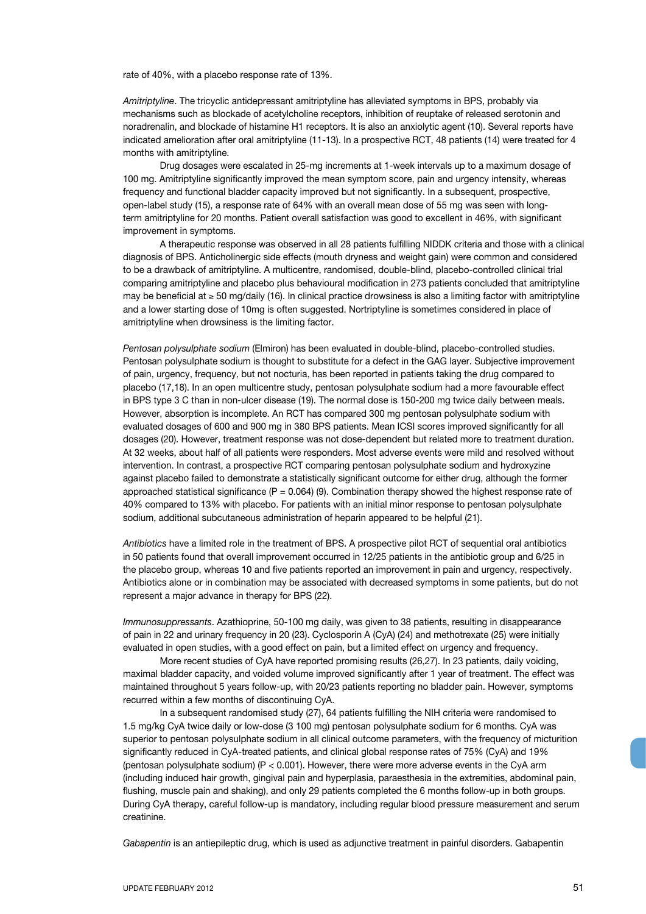rate of 40%, with a placebo response rate of 13%.

*Amitriptyline*. The tricyclic antidepressant amitriptyline has alleviated symptoms in BPS, probably via mechanisms such as blockade of acetylcholine receptors, inhibition of reuptake of released serotonin and noradrenalin, and blockade of histamine H1 receptors. It is also an anxiolytic agent (10). Several reports have indicated amelioration after oral amitriptyline (11-13). In a prospective RCT, 48 patients (14) were treated for 4 months with amitriptyline.

Drug dosages were escalated in 25-mg increments at 1-week intervals up to a maximum dosage of 100 mg. Amitriptyline significantly improved the mean symptom score, pain and urgency intensity, whereas frequency and functional bladder capacity improved but not significantly. In a subsequent, prospective, open-label study (15), a response rate of 64% with an overall mean dose of 55 mg was seen with long-term amitriptyline for 20 months. Patient overall satisfaction was good to excellent in 46%, with significant improvement in symptoms.

A therapeutic response was observed in all 28 patients fulfilling NIDDK criteria and those with a clinical diagnosis of BPS. Anticholinergic side effects (mouth dryness and weight gain) were common and considered to be a drawback of amitriptyline. A multicentre, randomised, double-blind, placebo-controlled clinical trial comparing amitriptyline and placebo plus behavioural modification in 273 patients concluded that amitriptyline may be beneficial at ≥ 50 mg/daily (16). In clinical practice drowsiness is also a limiting factor with amitriptyline and a lower starting dose of 10mg is often suggested. Nortriptyline is sometimes considered in place of amitriptyline when drowsiness is the limiting factor.

*Pentosan polysulphate sodium* (Elmiron) has been evaluated in double-blind, placebo-controlled studies. Pentosan polysulphate sodium is thought to substitute for a defect in the GAG layer. Subjective improvement of pain, urgency, frequency, but not nocturia, has been reported in patients taking the drug compared to placebo (17,18). In an open multicentre study, pentosan polysulphate sodium had a more favourable effect in BPS type 3 C than in non-ulcer disease (19). The normal dose is 150-200 mg twice daily between meals. However, absorption is incomplete. An RCT has compared 300 mg pentosan polysulphate sodium with evaluated dosages of 600 and 900 mg in 380 BPS patients. Mean ICSI scores improved significantly for all dosages (20). However, treatment response was not dose-dependent but related more to treatment duration. At 32 weeks, about half of all patients were responders. Most adverse events were mild and resolved without intervention. In contrast, a prospective RCT comparing pentosan polysulphate sodium and hydroxyzine against placebo failed to demonstrate a statistically significant outcome for either drug, although the former approached statistical significance ($P = 0.064$) (9). Combination therapy showed the highest response rate of 40% compared to 13% with placebo. For patients with an initial minor response to pentosan polysulphate sodium, additional subcutaneous administration of heparin appeared to be helpful (21).

*Antibiotics* have a limited role in the treatment of BPS. A prospective pilot RCT of sequential oral antibiotics in 50 patients found that overall improvement occurred in 12/25 patients in the antibiotic group and 6/25 in the placebo group, whereas 10 and five patients reported an improvement in pain and urgency, respectively. Antibiotics alone or in combination may be associated with decreased symptoms in some patients, but do not represent a major advance in therapy for BPS (22).

*Immunosuppressants*. Azathioprine, 50-100 mg daily, was given to 38 patients, resulting in disappearance of pain in 22 and urinary frequency in 20 (23). Cyclosporin A (CyA) (24) and methotrexate (25) were initially evaluated in open studies, with a good effect on pain, but a limited effect on urgency and frequency.

More recent studies of CyA have reported promising results (26,27). In 23 patients, daily voiding, maximal bladder capacity, and voided volume improved significantly after 1 year of treatment. The effect was maintained throughout 5 years follow-up, with 20/23 patients reporting no bladder pain. However, symptoms recurred within a few months of discontinuing CyA.

In a subsequent randomised study (27), 64 patients fulfilling the NIH criteria were randomised to 1.5 mg/kg CyA twice daily or low-dose (3 100 mg) pentosan polysulphate sodium for 6 months. CyA was superior to pentosan polysulphate sodium in all clinical outcome parameters, with the frequency of micturition significantly reduced in CyA-treated patients, and clinical global response rates of 75% (CyA) and 19% (pentosan polysulphate sodium) ($P < 0.001$). However, there were more adverse events in the CyA arm (including induced hair growth, gingival pain and hyperplasia, paraesthesia in the extremities, abdominal pain, flushing, muscle pain and shaking), and only 29 patients completed the 6 months follow-up in both groups. During CyA therapy, careful follow-up is mandatory, including regular blood pressure measurement and serum creatinine.

*Gabapentin* is an antiepileptic drug, which is used as adjunctive treatment in painful disorders. Gabapentin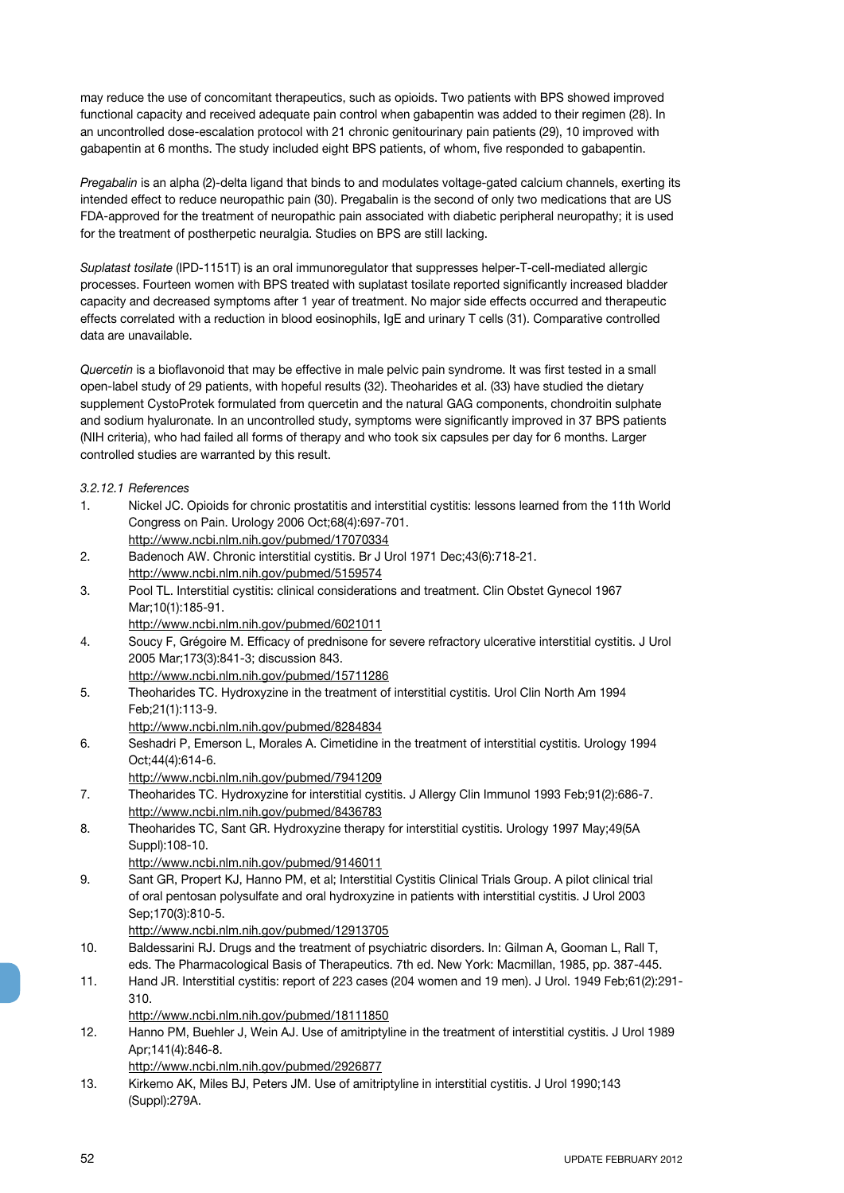may reduce the use of concomitant therapeutics, such as opioids. Two patients with BPS showed improved functional capacity and received adequate pain control when gabapentin was added to their regimen (28). In an uncontrolled dose-escalation protocol with 21 chronic genitourinary pain patients (29), 10 improved with gabapentin at 6 months. The study included eight BPS patients, of whom, five responded to gabapentin.

*Pregabalin* is an alpha (2)-delta ligand that binds to and modulates voltage-gated calcium channels, exerting its intended effect to reduce neuropathic pain (30). Pregabalin is the second of only two medications that are US FDA-approved for the treatment of neuropathic pain associated with diabetic peripheral neuropathy; it is used for the treatment of postherpetic neuralgia. Studies on BPS are still lacking.

*Suplatast tosilate* (IPD-1151T) is an oral immunoregulator that suppresses helper-T-cell-mediated allergic processes. Fourteen women with BPS treated with suplatast tosilate reported significantly increased bladder capacity and decreased symptoms after 1 year of treatment. No major side effects occurred and therapeutic effects correlated with a reduction in blood eosinophils, IgE and urinary T cells (31). Comparative controlled data are unavailable.

*Quercetin* is a bioflavonoid that may be effective in male pelvic pain syndrome. It was first tested in a small open-label study of 29 patients, with hopeful results (32). Theoharides et al. (33) have studied the dietary supplement CystoProtek formulated from quercetin and the natural GAG components, chondroitin sulphate and sodium hyaluronate. In an uncontrolled study, symptoms were significantly improved in 37 BPS patients (NIH criteria), who had failed all forms of therapy and who took six capsules per day for 6 months. Larger controlled studies are warranted by this result.

*3.2.12.1 References*

1. Nickel JC. Opioids for chronic prostatitis and interstitial cystitis: lessons learned from the 11th World Congress on Pain. Urology 2006 Oct;68(4):697-701.
http://www.ncbi.nlm.nih.gov/pubmed/17070334
2. Badenoch AW. Chronic interstitial cystitis. Br J Urol 1971 Dec;43(6):718-21.
http://www.ncbi.nlm.nih.gov/pubmed/5159574
3. Pool TL. Interstitial cystitis: clinical considerations and treatment. Clin Obstet Gynecol 1967 Mar;10(1):185-91.
http://www.ncbi.nlm.nih.gov/pubmed/6021011
4. Soucy F, Grégoire M. Efficacy of prednisone for severe refractory ulcerative interstitial cystitis. J Urol 2005 Mar;173(3):841-3; discussion 843.
http://www.ncbi.nlm.nih.gov/pubmed/15711286
5. Theoharides TC. Hydroxyzine in the treatment of interstitial cystitis. Urol Clin North Am 1994 Feb;21(1):113-9.
http://www.ncbi.nlm.nih.gov/pubmed/8284834
6. Seshadri P, Emerson L, Morales A. Cimetidine in the treatment of interstitial cystitis. Urology 1994 Oct;44(4):614-6.
http://www.ncbi.nlm.nih.gov/pubmed/7941209
7. Theoharides TC. Hydroxyzine for interstitial cystitis. J Allergy Clin Immunol 1993 Feb;91(2):686-7.
http://www.ncbi.nlm.nih.gov/pubmed/8436783
8. Theoharides TC, Sant GR. Hydroxyzine therapy for interstitial cystitis. Urology 1997 May;49(5A Suppl):108-10.
http://www.ncbi.nlm.nih.gov/pubmed/9146011
9. Sant GR, Propert KJ, Hanno PM, et al; Interstitial Cystitis Clinical Trials Group. A pilot clinical trial of oral pentosan polysulfate and oral hydroxyzine in patients with interstitial cystitis. J Urol 2003 Sep;170(3):810-5.
http://www.ncbi.nlm.nih.gov/pubmed/12913705
10. Baldessarini RJ. Drugs and the treatment of psychiatric disorders. In: Gilman A, Gooman L, Rall T, eds. The Pharmacological Basis of Therapeutics. 7th ed. New York: Macmillan, 1985, pp. 387-445.
11. Hand JR. Interstitial cystitis: report of 223 cases (204 women and 19 men). J Urol. 1949 Feb;61(2):291-310.
http://www.ncbi.nlm.nih.gov/pubmed/18111850
12. Hanno PM, Buehler J, Wein AJ. Use of amitriptyline in the treatment of interstitial cystitis. J Urol 1989 Apr;141(4):846-8.
http://www.ncbi.nlm.nih.gov/pubmed/2926877
13. Kirkemo AK, Miles BJ, Peters JM. Use of amitriptyline in interstitial cystitis. J Urol 1990;143 (Suppl):279A.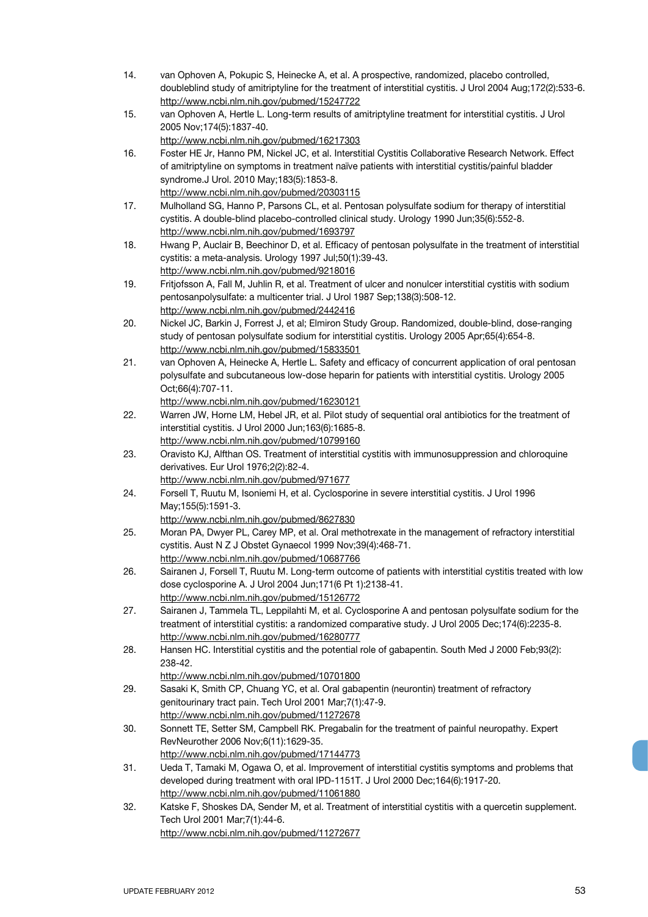14. van Ophoven A, Pokupic S, Heinecke A, et al. A prospective, randomized, placebo controlled, doubleblind study of amitriptyline for the treatment of interstitial cystitis. J Urol 2004 Aug;172(2):533-6.
http://www.ncbi.nlm.nih.gov/pubmed/15247722
15. van Ophoven A, Hertle L. Long-term results of amitriptyline treatment for interstitial cystitis. J Urol 2005 Nov;174(5):1837-40.
http://www.ncbi.nlm.nih.gov/pubmed/16217303
16. Foster HE Jr, Hanno PM, Nickel JC, et al. Interstitial Cystitis Collaborative Research Network. Effect of amitriptyline on symptoms in treatment naïve patients with interstitial cystitis/painful bladder syndrome.J Urol. 2010 May;183(5):1853-8.
http://www.ncbi.nlm.nih.gov/pubmed/20303115
17. Mulholland SG, Hanno P, Parsons CL, et al. Pentosan polysulfate sodium for therapy of interstitial cystitis. A double-blind placebo-controlled clinical study. Urology 1990 Jun;35(6):552-8.
http://www.ncbi.nlm.nih.gov/pubmed/1693797
18. Hwang P, Auclair B, Beechinor D, et al. Efficacy of pentosan polysulfate in the treatment of interstitial cystitis: a meta-analysis. Urology 1997 Jul;50(1):39-43.
http://www.ncbi.nlm.nih.gov/pubmed/9218016
19. Fritjofsson A, Fall M, Juhlin R, et al. Treatment of ulcer and nonulcer interstitial cystitis with sodium pentosanpolysulfate: a multicenter trial. J Urol 1987 Sep;138(3):508-12.
http://www.ncbi.nlm.nih.gov/pubmed/2442416
20. Nickel JC, Barkin J, Forrest J, et al; Elmiron Study Group. Randomized, double-blind, dose-ranging study of pentosan polysulfate sodium for interstitial cystitis. Urology 2005 Apr;65(4):654-8.
http://www.ncbi.nlm.nih.gov/pubmed/15833501
21. van Ophoven A, Heinecke A, Hertle L. Safety and efficacy of concurrent application of oral pentosan polysulfate and subcutaneous low-dose heparin for patients with interstitial cystitis. Urology 2005 Oct;66(4):707-11.
http://www.ncbi.nlm.nih.gov/pubmed/16230121
22. Warren JW, Horne LM, Hebel JR, et al. Pilot study of sequential oral antibiotics for the treatment of interstitial cystitis. J Urol 2000 Jun;163(6):1685-8.
http://www.ncbi.nlm.nih.gov/pubmed/10799160
23. Oravisto KJ, Alfthan OS. Treatment of interstitial cystitis with immunosuppression and chloroquine derivatives. Eur Urol 1976;2(2):82-4.
http://www.ncbi.nlm.nih.gov/pubmed/971677
24. Forsell T, Ruutu M, Isoniemi H, et al. Cyclosporine in severe interstitial cystitis. J Urol 1996 May;155(5):1591-3.
http://www.ncbi.nlm.nih.gov/pubmed/8627830
25. Moran PA, Dwyer PL, Carey MP, et al. Oral methotrexate in the management of refractory interstitial cystitis. Aust N Z J Obstet Gynaecol 1999 Nov;39(4):468-71.
http://www.ncbi.nlm.nih.gov/pubmed/10687766
26. Sairanen J, Forsell T, Ruutu M. Long-term outcome of patients with interstitial cystitis treated with low dose cyclosporine A. J Urol 2004 Jun;171(6 Pt 1):2138-41.
http://www.ncbi.nlm.nih.gov/pubmed/15126772
27. Sairanen J, Tammela TL, Leppilahti M, et al. Cyclosporine A and pentosan polysulfate sodium for the treatment of interstitial cystitis: a randomized comparative study. J Urol 2005 Dec;174(6):2235-8.
http://www.ncbi.nlm.nih.gov/pubmed/16280777
28. Hansen HC. Interstitial cystitis and the potential role of gabapentin. South Med J 2000 Feb;93(2): 238-42.
http://www.ncbi.nlm.nih.gov/pubmed/10701800
29. Sasaki K, Smith CP, Chuang YC, et al. Oral gabapentin (neurontin) treatment of refractory genitourinary tract pain. Tech Urol 2001 Mar;7(1):47-9.
http://www.ncbi.nlm.nih.gov/pubmed/11272678
30. Sonnett TE, Setter SM, Campbell RK. Pregabalin for the treatment of painful neuropathy. Expert RevNeurother 2006 Nov;6(11):1629-35.
http://www.ncbi.nlm.nih.gov/pubmed/17144773
31. Ueda T, Tamaki M, Ogawa O, et al. Improvement of interstitial cystitis symptoms and problems that developed during treatment with oral IPD-1151T. J Urol 2000 Dec;164(6):1917-20.
http://www.ncbi.nlm.nih.gov/pubmed/11061880
32. Katske F, Shoskes DA, Sender M, et al. Treatment of interstitial cystitis with a quercetin supplement. Tech Urol 2001 Mar;7(1):44-6.
http://www.ncbi.nlm.nih.gov/pubmed/11272677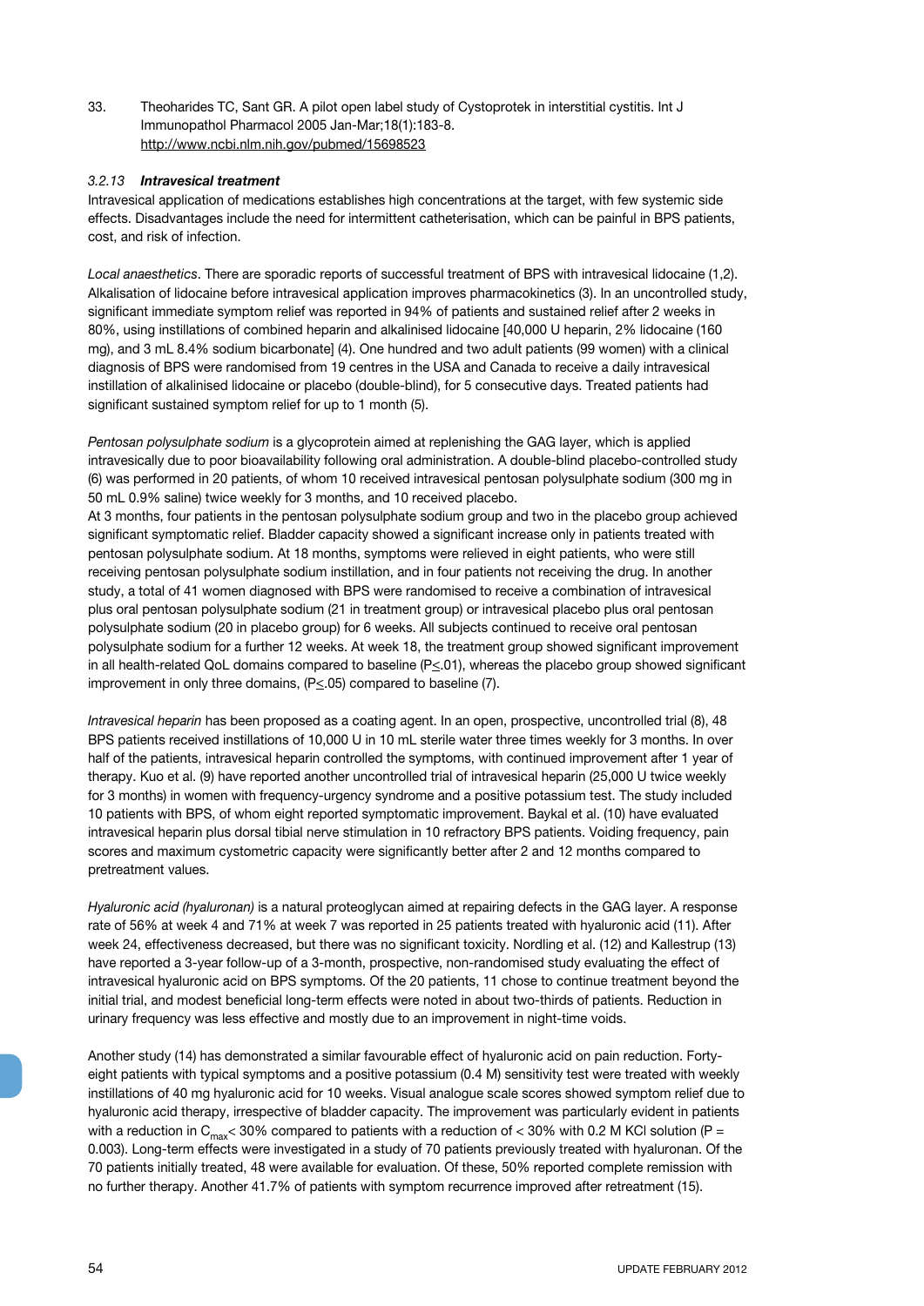33. Theoharides TC, Sant GR. A pilot open label study of Cystoprotek in interstitial cystitis. Int J Immunopathol Pharmacol 2005 Jan-Mar;18(1):183-8.
http://www.ncbi.nlm.nih.gov/pubmed/15698523

### *3.2.13 Intravesical treatment*

Intravesical application of medications establishes high concentrations at the target, with few systemic side effects. Disadvantages include the need for intermittent catheterisation, which can be painful in BPS patients, cost, and risk of infection.

*Local anaesthetics*. There are sporadic reports of successful treatment of BPS with intravesical lidocaine (1,2). Alkalisation of lidocaine before intravesical application improves pharmacokinetics (3). In an uncontrolled study, significant immediate symptom relief was reported in 94% of patients and sustained relief after 2 weeks in 80%, using instillations of combined heparin and alkalinised lidocaine [40,000 U heparin, 2% lidocaine (160 mg), and 3 mL 8.4% sodium bicarbonate] (4). One hundred and two adult patients (99 women) with a clinical diagnosis of BPS were randomised from 19 centres in the USA and Canada to receive a daily intravesical instillation of alkalinised lidocaine or placebo (double-blind), for 5 consecutive days. Treated patients had significant sustained symptom relief for up to 1 month (5).

*Pentosan polysulphate sodium* is a glycoprotein aimed at replenishing the GAG layer, which is applied intravesically due to poor bioavailability following oral administration. A double-blind placebo-controlled study (6) was performed in 20 patients, of whom 10 received intravesical pentosan polysulphate sodium (300 mg in 50 mL 0.9% saline) twice weekly for 3 months, and 10 received placebo.
At 3 months, four patients in the pentosan polysulphate sodium group and two in the placebo group achieved significant symptomatic relief. Bladder capacity showed a significant increase only in patients treated with pentosan polysulphate sodium. At 18 months, symptoms were relieved in eight patients, who were still receiving pentosan polysulphate sodium instillation, and in four patients not receiving the drug. In another study, a total of 41 women diagnosed with BPS were randomised to receive a combination of intravesical plus oral pentosan polysulphate sodium (21 in treatment group) or intravesical placebo plus oral pentosan polysulphate sodium (20 in placebo group) for 6 weeks. All subjects continued to receive oral pentosan polysulphate sodium for a further 12 weeks. At week 18, the treatment group showed significant improvement in all health-related QoL domains compared to baseline ($P \leq .01$), whereas the placebo group showed significant improvement in only three domains, ($P \leq .05$) compared to baseline (7).

*Intravesical heparin* has been proposed as a coating agent. In an open, prospective, uncontrolled trial (8), 48 BPS patients received instillations of 10,000 U in 10 mL sterile water three times weekly for 3 months. In over half of the patients, intravesical heparin controlled the symptoms, with continued improvement after 1 year of therapy. Kuo et al. (9) have reported another uncontrolled trial of intravesical heparin (25,000 U twice weekly for 3 months) in women with frequency-urgency syndrome and a positive potassium test. The study included 10 patients with BPS, of whom eight reported symptomatic improvement. Baykal et al. (10) have evaluated intravesical heparin plus dorsal tibial nerve stimulation in 10 refractory BPS patients. Voiding frequency, pain scores and maximum cystometric capacity were significantly better after 2 and 12 months compared to pretreatment values.

*Hyaluronic acid (hyaluronan)* is a natural proteoglycan aimed at repairing defects in the GAG layer. A response rate of 56% at week 4 and 71% at week 7 was reported in 25 patients treated with hyaluronic acid (11). After week 24, effectiveness decreased, but there was no significant toxicity. Nordling et al. (12) and Kallestrup (13) have reported a 3-year follow-up of a 3-month, prospective, non-randomised study evaluating the effect of intravesical hyaluronic acid on BPS symptoms. Of the 20 patients, 11 chose to continue treatment beyond the initial trial, and modest beneficial long-term effects were noted in about two-thirds of patients. Reduction in urinary frequency was less effective and mostly due to an improvement in night-time voids.

Another study (14) has demonstrated a similar favourable effect of hyaluronic acid on pain reduction. Forty-eight patients with typical symptoms and a positive potassium (0.4 M) sensitivity test were treated with weekly instillations of 40 mg hyaluronic acid for 10 weeks. Visual analogue scale scores showed symptom relief due to hyaluronic acid therapy, irrespective of bladder capacity. The improvement was particularly evident in patients with a reduction in $C_{max}$ < 30% compared to patients with a reduction of < 30% with 0.2 M KCl solution ($P = 0.003$). Long-term effects were investigated in a study of 70 patients previously treated with hyaluronan. Of the 70 patients initially treated, 48 were available for evaluation. Of these, 50% reported complete remission with no further therapy. Another 41.7% of patients with symptom recurrence improved after retreatment (15).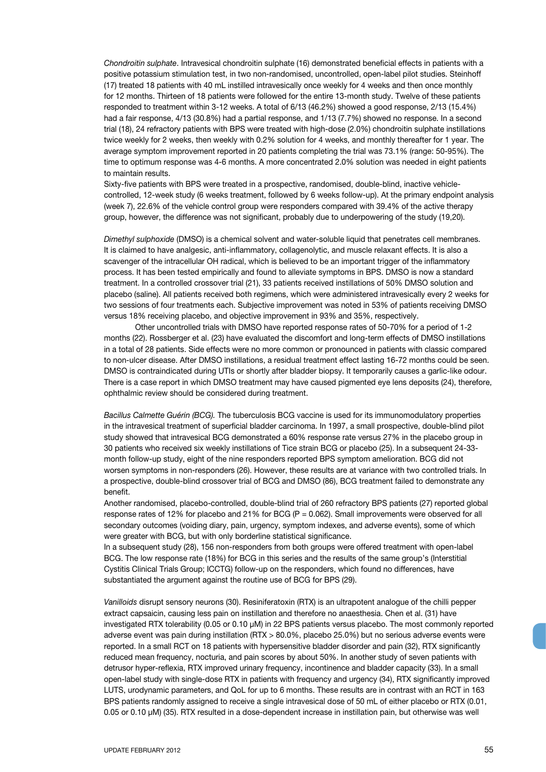*Chondroitin sulphate*. Intravesical chondroitin sulphate (16) demonstrated beneficial effects in patients with a positive potassium stimulation test, in two non-randomised, uncontrolled, open-label pilot studies. Steinhoff (17) treated 18 patients with 40 mL instilled intravesically once weekly for 4 weeks and then once monthly for 12 months. Thirteen of 18 patients were followed for the entire 13-month study. Twelve of these patients responded to treatment within 3-12 weeks. A total of 6/13 (46.2%) showed a good response, 2/13 (15.4%) had a fair response, 4/13 (30.8%) had a partial response, and 1/13 (7.7%) showed no response. In a second trial (18), 24 refractory patients with BPS were treated with high-dose (2.0%) chondroitin sulphate instillations twice weekly for 2 weeks, then weekly with 0.2% solution for 4 weeks, and monthly thereafter for 1 year. The average symptom improvement reported in 20 patients completing the trial was 73.1% (range: 50-95%). The time to optimum response was 4-6 months. A more concentrated 2.0% solution was needed in eight patients to maintain results.

Sixty-five patients with BPS were treated in a prospective, randomised, double-blind, inactive vehicle-controlled, 12-week study (6 weeks treatment, followed by 6 weeks follow-up). At the primary endpoint analysis (week 7), 22.6% of the vehicle control group were responders compared with 39.4% of the active therapy group, however, the difference was not significant, probably due to underpowering of the study (19,20).

*Dimethyl sulphoxide* (DMSO) is a chemical solvent and water-soluble liquid that penetrates cell membranes. It is claimed to have analgesic, anti-inflammatory, collagenolytic, and muscle relaxant effects. It is also a scavenger of the intracellular OH radical, which is believed to be an important trigger of the inflammatory process. It has been tested empirically and found to alleviate symptoms in BPS. DMSO is now a standard treatment. In a controlled crossover trial (21), 33 patients received instillations of 50% DMSO solution and placebo (saline). All patients received both regimens, which were administered intravesically every 2 weeks for two sessions of four treatments each. Subjective improvement was noted in 53% of patients receiving DMSO versus 18% receiving placebo, and objective improvement in 93% and 35%, respectively.

Other uncontrolled trials with DMSO have reported response rates of 50-70% for a period of 1-2 months (22). Rossberger et al. (23) have evaluated the discomfort and long-term effects of DMSO instillations in a total of 28 patients. Side effects were no more common or pronounced in patients with classic compared to non-ulcer disease. After DMSO instillations, a residual treatment effect lasting 16-72 months could be seen. DMSO is contraindicated during UTIs or shortly after bladder biopsy. It temporarily causes a garlic-like odour. There is a case report in which DMSO treatment may have caused pigmented eye lens deposits (24), therefore, ophthalmic review should be considered during treatment.

*Bacillus Calmette Guérin (BCG).* The tuberculosis BCG vaccine is used for its immunomodulatory properties in the intravesical treatment of superficial bladder carcinoma. In 1997, a small prospective, double-blind pilot study showed that intravesical BCG demonstrated a 60% response rate versus 27% in the placebo group in 30 patients who received six weekly instillations of Tice strain BCG or placebo (25). In a subsequent 24-33-month follow-up study, eight of the nine responders reported BPS symptom amelioration. BCG did not worsen symptoms in non-responders (26). However, these results are at variance with two controlled trials. In a prospective, double-blind crossover trial of BCG and DMSO (86), BCG treatment failed to demonstrate any benefit.

Another randomised, placebo-controlled, double-blind trial of 260 refractory BPS patients (27) reported global response rates of 12% for placebo and 21% for BCG ($P = 0.062$). Small improvements were observed for all secondary outcomes (voiding diary, pain, urgency, symptom indexes, and adverse events), some of which were greater with BCG, but with only borderline statistical significance.

In a subsequent study (28), 156 non-responders from both groups were offered treatment with open-label BCG. The low response rate (18%) for BCG in this series and the results of the same group's (Interstitial Cystitis Clinical Trials Group; ICCTG) follow-up on the responders, which found no differences, have substantiated the argument against the routine use of BCG for BPS (29).

*Vanilloids* disrupt sensory neurons (30). Resiniferatoxin (RTX) is an ultrapotent analogue of the chilli pepper extract capsaicin, causing less pain on instillation and therefore no anaesthesia. Chen et al. (31) have investigated RTX tolerability (0.05 or 0.10 μM) in 22 BPS patients versus placebo. The most commonly reported adverse event was pain during instillation (RTX > 80.0%, placebo 25.0%) but no serious adverse events were reported. In a small RCT on 18 patients with hypersensitive bladder disorder and pain (32), RTX significantly reduced mean frequency, nocturia, and pain scores by about 50%. In another study of seven patients with detrusor hyper-reflexia, RTX improved urinary frequency, incontinence and bladder capacity (33). In a small open-label study with single-dose RTX in patients with frequency and urgency (34), RTX significantly improved LUTS, urodynamic parameters, and QoL for up to 6 months. These results are in contrast with an RCT in 163 BPS patients randomly assigned to receive a single intravesical dose of 50 mL of either placebo or RTX (0.01, 0.05 or 0.10 μM) (35). RTX resulted in a dose-dependent increase in instillation pain, but otherwise was well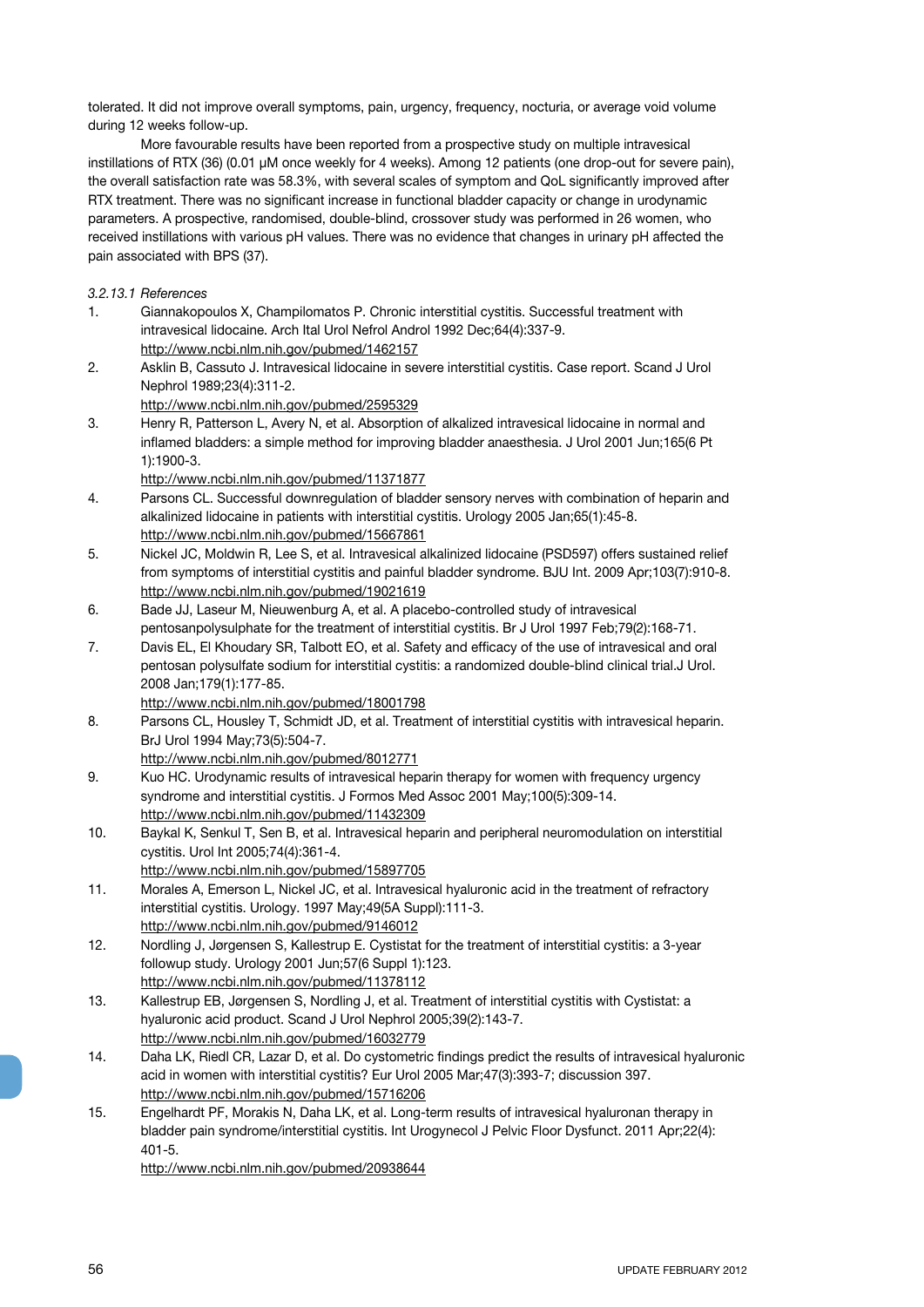tolerated. It did not improve overall symptoms, pain, urgency, frequency, nocturia, or average void volume during 12 weeks follow-up.

More favourable results have been reported from a prospective study on multiple intravesical instillations of RTX (36) (0.01 μM once weekly for 4 weeks). Among 12 patients (one drop-out for severe pain), the overall satisfaction rate was 58.3%, with several scales of symptom and QoL significantly improved after RTX treatment. There was no significant increase in functional bladder capacity or change in urodynamic parameters. A prospective, randomised, double-blind, crossover study was performed in 26 women, who received instillations with various pH values. There was no evidence that changes in urinary pH affected the pain associated with BPS (37).

*3.2.13.1 References*

1. Giannakopoulos X, Champilomatos P. Chronic interstitial cystitis. Successful treatment with intravesical lidocaine. Arch Ital Urol Nefrol Androl 1992 Dec;64(4):337-9.
   http://www.ncbi.nlm.nih.gov/pubmed/1462157
2. Asklin B, Cassuto J. Intravesical lidocaine in severe interstitial cystitis. Case report. Scand J Urol Nephrol 1989;23(4):311-2.
   http://www.ncbi.nlm.nih.gov/pubmed/2595329
3. Henry R, Patterson L, Avery N, et al. Absorption of alkalized intravesical lidocaine in normal and inflamed bladders: a simple method for improving bladder anaesthesia. J Urol 2001 Jun;165(6 Pt 1):1900-3.
   http://www.ncbi.nlm.nih.gov/pubmed/11371877
4. Parsons CL. Successful downregulation of bladder sensory nerves with combination of heparin and alkalinized lidocaine in patients with interstitial cystitis. Urology 2005 Jan;65(1):45-8.
   http://www.ncbi.nlm.nih.gov/pubmed/15667861
5. Nickel JC, Moldwin R, Lee S, et al. Intravesical alkalinized lidocaine (PSD597) offers sustained relief from symptoms of interstitial cystitis and painful bladder syndrome. BJU Int. 2009 Apr;103(7):910-8.
   http://www.ncbi.nlm.nih.gov/pubmed/19021619
6. Bade JJ, Laseur M, Nieuwenburg A, et al. A placebo-controlled study of intravesical pentosanpolysulphate for the treatment of interstitial cystitis. Br J Urol 1997 Feb;79(2):168-71.
7. Davis EL, El Khoudary SR, Talbott EO, et al. Safety and efficacy of the use of intravesical and oral pentosan polysulfate sodium for interstitial cystitis: a randomized double-blind clinical trial.J Urol. 2008 Jan;179(1):177-85.
   http://www.ncbi.nlm.nih.gov/pubmed/18001798
8. Parsons CL, Housley T, Schmidt JD, et al. Treatment of interstitial cystitis with intravesical heparin. BrJ Urol 1994 May;73(5):504-7.
   http://www.ncbi.nlm.nih.gov/pubmed/8012771
9. Kuo HC. Urodynamic results of intravesical heparin therapy for women with frequency urgency syndrome and interstitial cystitis. J Formos Med Assoc 2001 May;100(5):309-14.
   http://www.ncbi.nlm.nih.gov/pubmed/11432309
10. Baykal K, Senkul T, Sen B, et al. Intravesical heparin and peripheral neuromodulation on interstitial cystitis. Urol Int 2005;74(4):361-4.
    http://www.ncbi.nlm.nih.gov/pubmed/15897705
11. Morales A, Emerson L, Nickel JC, et al. Intravesical hyaluronic acid in the treatment of refractory interstitial cystitis. Urology. 1997 May;49(5A Suppl):111-3.
    http://www.ncbi.nlm.nih.gov/pubmed/9146012
12. Nordling J, Jørgensen S, Kallestrup E. Cystistat for the treatment of interstitial cystitis: a 3-year followup study. Urology 2001 Jun;57(6 Suppl 1):123.
    http://www.ncbi.nlm.nih.gov/pubmed/11378112
13. Kallestrup EB, Jørgensen S, Nordling J, et al. Treatment of interstitial cystitis with Cystistat: a hyaluronic acid product. Scand J Urol Nephrol 2005;39(2):143-7.
    http://www.ncbi.nlm.nih.gov/pubmed/16032779
14. Daha LK, Riedl CR, Lazar D, et al. Do cystometric findings predict the results of intravesical hyaluronic acid in women with interstitial cystitis? Eur Urol 2005 Mar;47(3):393-7; discussion 397.
    http://www.ncbi.nlm.nih.gov/pubmed/15716206
15. Engelhardt PF, Morakis N, Daha LK, et al. Long-term results of intravesical hyaluronan therapy in bladder pain syndrome/interstitial cystitis. Int Urogynecol J Pelvic Floor Dysfunct. 2011 Apr;22(4): 401-5.
    http://www.ncbi.nlm.nih.gov/pubmed/20938644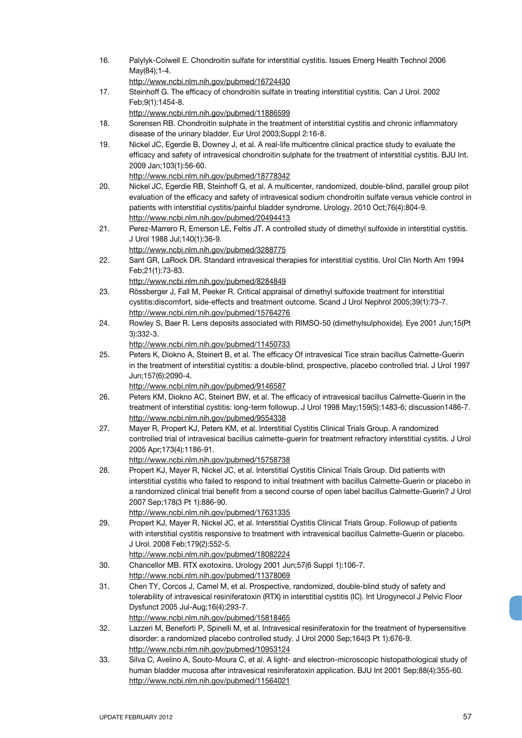16. Palylyk-Colwell E. Chondroitin sulfate for interstitial cystitis. Issues Emerg Health Technol 2006 May(84);1-4.
    http://www.ncbi.nlm.nih.gov/pubmed/16724430
17. Steinhoff G. The efficacy of chondroitin sulfate in treating interstitial cystitis. Can J Urol. 2002 Feb;9(1):1454-8.
    http://www.ncbi.nlm.nih.gov/pubmed/11886599
18. Sorensen RB. Chondroitin sulphate in the treatment of interstitial cystitis and chronic inflammatory disease of the urinary bladder. Eur Urol 2003;Suppl 2:16-8.
19. Nickel JC, Egerdie B, Downey J, et al. A real-life multicentre clinical practice study to evaluate the efficacy and safety of intravesical chondroitin sulphate for the treatment of interstitial cystitis. BJU Int. 2009 Jan;103(1):56-60.
    http://www.ncbi.nlm.nih.gov/pubmed/18778342
20. Nickel JC, Egerdie RB, Steinhoff G, et al. A multicenter, randomized, double-blind, parallel group pilot evaluation of the efficacy and safety of intravesical sodium chondroitin sulfate versus vehicle control in patients with interstitial cystitis/painful bladder syndrome. Urology. 2010 Oct;76(4):804-9.
    http://www.ncbi.nlm.nih.gov/pubmed/20494413
21. Perez-Marrero R, Emerson LE, Feltis JT. A controlled study of dimethyl sulfoxide in interstitial cystitis. J Urol 1988 Jul;140(1):36-9.
    http://www.ncbi.nlm.nih.gov/pubmed/3288775
22. Sant GR, LaRock DR. Standard intravesical therapies for interstitial cystitis. Urol Clin North Am 1994 Feb;21(1):73-83.
    http://www.ncbi.nlm.nih.gov/pubmed/8284849
23. Rössberger J, Fall M, Peeker R. Critical appraisal of dimethyl sulfoxide treatment for interstitial cystitis:discomfort, side-effects and treatment outcome. Scand J Urol Nephrol 2005;39(1):73-7.
    http://www.ncbi.nlm.nih.gov/pubmed/15764276
24. Rowley S, Baer R. Lens deposits associated with RIMSO-50 (dimethylsulphoxide). Eye 2001 Jun;15(Pt 3):332-3.
    http://www.ncbi.nlm.nih.gov/pubmed/11450733
25. Peters K, Diokno A, Steinert B, et al. The efficacy Of intravesical Tice strain bacillus Calmette-Guerin in the treatment of interstitial cystitis: a double-blind, prospective, placebo controlled trial. J Urol 1997 Jun;157(6):2090-4.
    http://www.ncbi.nlm.nih.gov/pubmed/9146587
26. Peters KM, Diokno AC, Steinert BW, et al. The efficacy of intravesical bacillus Calmette-Guerin in the treatment of interstitial cystitis: long-term followup. J Urol 1998 May;159(5):1483-6; discussion1486-7.
    http://www.ncbi.nlm.nih.gov/pubmed/9554338
27. Mayer R, Propert KJ, Peters KM, et al. Interstitial Cystitis Clinical Trials Group. A randomized controlled trial of intravesical bacillus calmette-guerin for treatment refractory interstitial cystitis. J Urol 2005 Apr;173(4):1186-91.
    http://www.ncbi.nlm.nih.gov/pubmed/15758738
28. Propert KJ, Mayer R, Nickel JC, et al. Interstitial Cystitis Clinical Trials Group. Did patients with interstitial cystitis who failed to respond to initial treatment with bacillus Calmette-Guerin or placebo in a randomized clinical trial benefit from a second course of open label bacillus Calmette-Guerin? J Urol 2007 Sep;178(3 Pt 1):886-90.
    http://www.ncbi.nlm.nih.gov/pubmed/17631335
29. Propert KJ, Mayer R, Nickel JC, et al. Interstitial Cystitis Clinical Trials Group. Followup of patients with interstitial cystitis responsive to treatment with intravesical bacillus Calmette-Guerin or placebo. J Urol. 2008 Feb;179(2):552-5.
    http://www.ncbi.nlm.nih.gov/pubmed/18082224
30. Chancellor MB. RTX exotoxins. Urology 2001 Jun;57(6 Suppl 1):106-7.
    http://www.ncbi.nlm.nih.gov/pubmed/11378069
31. Chen TY, Corcos J, Camel M, et al. Prospective, randomized, double-blind study of safety and tolerability of intravesical resiniferatoxin (RTX) in interstitial cystitis (IC). Int Urogynecol J Pelvic Floor Dysfunct 2005 Jul-Aug;16(4):293-7.
    http://www.ncbi.nlm.nih.gov/pubmed/15818465
32. Lazzeri M, Beneforti P, Spinelli M, et al. Intravesical resiniferatoxin for the treatment of hypersensitive disorder: a randomized placebo controlled study. J Urol 2000 Sep;164(3 Pt 1):676-9.
    http://www.ncbi.nlm.nih.gov/pubmed/10953124
33. Silva C, Avelino A, Souto-Moura C, et al. A light- and electron-microscopic histopathological study of human bladder mucosa after intravesical resiniferatoxin application. BJU Int 2001 Sep;88(4):355-60.
    http://www.ncbi.nlm.nih.gov/pubmed/11564021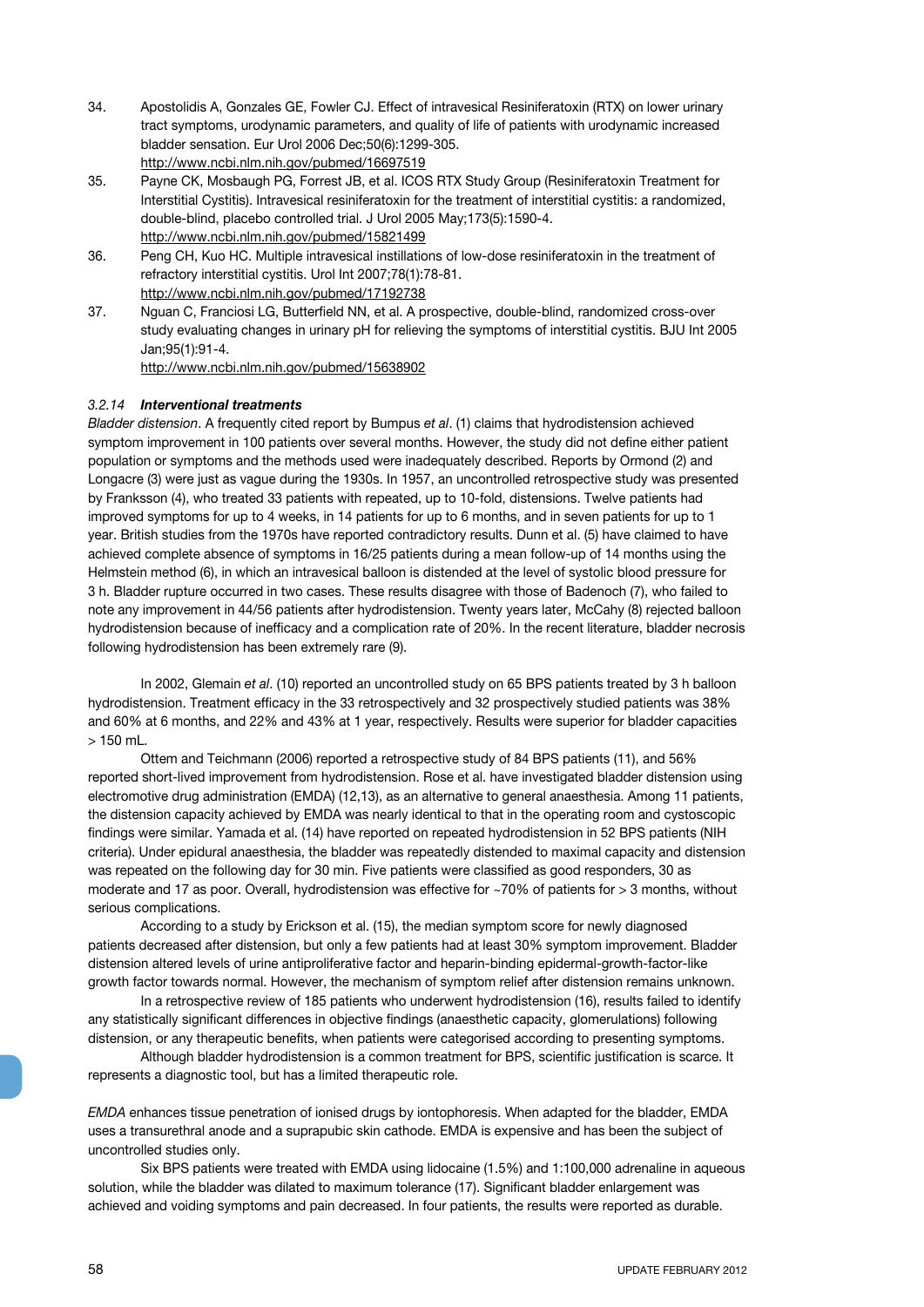34. Apostolidis A, Gonzales GE, Fowler CJ. Effect of intravesical Resiniferatoxin (RTX) on lower urinary tract symptoms, urodynamic parameters, and quality of life of patients with urodynamic increased bladder sensation. Eur Urol 2006 Dec;50(6):1299-305.
http://www.ncbi.nlm.nih.gov/pubmed/16697519
35. Payne CK, Mosbaugh PG, Forrest JB, et al. ICOS RTX Study Group (Resiniferatoxin Treatment for Interstitial Cystitis). Intravesical resiniferatoxin for the treatment of interstitial cystitis: a randomized, double-blind, placebo controlled trial. J Urol 2005 May;173(5):1590-4.
http://www.ncbi.nlm.nih.gov/pubmed/15821499
36. Peng CH, Kuo HC. Multiple intravesical instillations of low-dose resiniferatoxin in the treatment of refractory interstitial cystitis. Urol Int 2007;78(1):78-81.
http://www.ncbi.nlm.nih.gov/pubmed/17192738
37. Nguan C, Franciosi LG, Butterfield NN, et al. A prospective, double-blind, randomized cross-over study evaluating changes in urinary pH for relieving the symptoms of interstitial cystitis. BJU Int 2005 Jan;95(1):91-4.
http://www.ncbi.nlm.nih.gov/pubmed/15638902

### *3.2.14* ***Interventional treatments***

*Bladder distension*. A frequently cited report by Bumpus *et al*. (1) claims that hydrodistension achieved symptom improvement in 100 patients over several months. However, the study did not define either patient population or symptoms and the methods used were inadequately described. Reports by Ormond (2) and Longacre (3) were just as vague during the 1930s. In 1957, an uncontrolled retrospective study was presented by Franksson (4), who treated 33 patients with repeated, up to 10-fold, distensions. Twelve patients had improved symptoms for up to 4 weeks, in 14 patients for up to 6 months, and in seven patients for up to 1 year. British studies from the 1970s have reported contradictory results. Dunn et al. (5) have claimed to have achieved complete absence of symptoms in 16/25 patients during a mean follow-up of 14 months using the Helmstein method (6), in which an intravesical balloon is distended at the level of systolic blood pressure for 3 h. Bladder rupture occurred in two cases. These results disagree with those of Badenoch (7), who failed to note any improvement in 44/56 patients after hydrodistension. Twenty years later, McCahy (8) rejected balloon hydrodistension because of inefficacy and a complication rate of 20%. In the recent literature, bladder necrosis following hydrodistension has been extremely rare (9).

In 2002, Glemain *et al*. (10) reported an uncontrolled study on 65 BPS patients treated by 3 h balloon hydrodistension. Treatment efficacy in the 33 retrospectively and 32 prospectively studied patients was 38% and 60% at 6 months, and 22% and 43% at 1 year, respectively. Results were superior for bladder capacities > 150 mL.

Ottem and Teichmann (2006) reported a retrospective study of 84 BPS patients (11), and 56% reported short-lived improvement from hydrodistension. Rose et al. have investigated bladder distension using electromotive drug administration (EMDA) (12,13), as an alternative to general anaesthesia. Among 11 patients, the distension capacity achieved by EMDA was nearly identical to that in the operating room and cystoscopic findings were similar. Yamada et al. (14) have reported on repeated hydrodistension in 52 BPS patients (NIH criteria). Under epidural anaesthesia, the bladder was repeatedly distended to maximal capacity and distension was repeated on the following day for 30 min. Five patients were classified as good responders, 30 as moderate and 17 as poor. Overall, hydrodistension was effective for ~70% of patients for > 3 months, without serious complications.

According to a study by Erickson et al. (15), the median symptom score for newly diagnosed patients decreased after distension, but only a few patients had at least 30% symptom improvement. Bladder distension altered levels of urine antiproliferative factor and heparin-binding epidermal-growth-factor-like growth factor towards normal. However, the mechanism of symptom relief after distension remains unknown.

In a retrospective review of 185 patients who underwent hydrodistension (16), results failed to identify any statistically significant differences in objective findings (anaesthetic capacity, glomerulations) following distension, or any therapeutic benefits, when patients were categorised according to presenting symptoms.

Although bladder hydrodistension is a common treatment for BPS, scientific justification is scarce. It represents a diagnostic tool, but has a limited therapeutic role.

*EMDA* enhances tissue penetration of ionised drugs by iontophoresis. When adapted for the bladder, EMDA uses a transurethral anode and a suprapubic skin cathode. EMDA is expensive and has been the subject of uncontrolled studies only.

Six BPS patients were treated with EMDA using lidocaine (1.5%) and 1:100,000 adrenaline in aqueous solution, while the bladder was dilated to maximum tolerance (17). Significant bladder enlargement was achieved and voiding symptoms and pain decreased. In four patients, the results were reported as durable.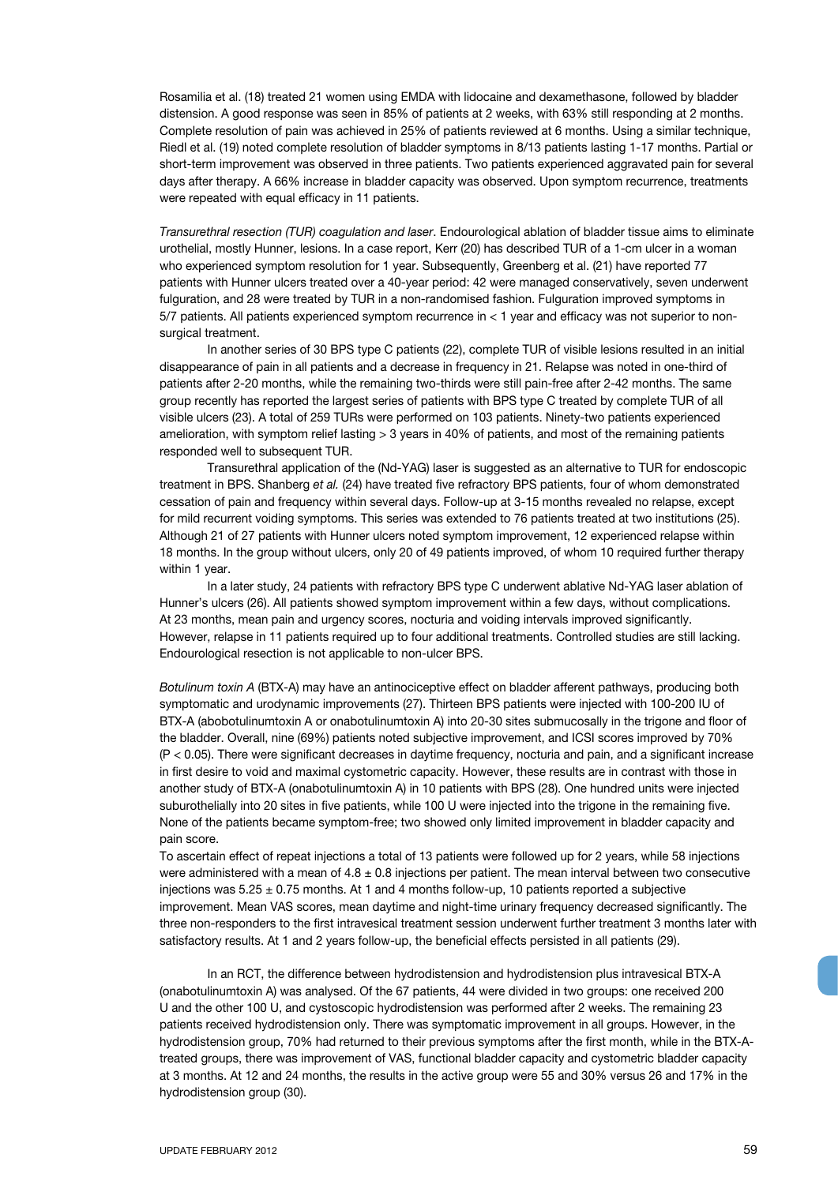Rosamilia et al. (18) treated 21 women using EMDA with lidocaine and dexamethasone, followed by bladder distension. A good response was seen in 85% of patients at 2 weeks, with 63% still responding at 2 months. Complete resolution of pain was achieved in 25% of patients reviewed at 6 months. Using a similar technique, Riedl et al. (19) noted complete resolution of bladder symptoms in 8/13 patients lasting 1-17 months. Partial or short-term improvement was observed in three patients. Two patients experienced aggravated pain for several days after therapy. A 66% increase in bladder capacity was observed. Upon symptom recurrence, treatments were repeated with equal efficacy in 11 patients.

*Transurethral resection (TUR) coagulation and laser*. Endourological ablation of bladder tissue aims to eliminate urothelial, mostly Hunner, lesions. In a case report, Kerr (20) has described TUR of a 1-cm ulcer in a woman who experienced symptom resolution for 1 year. Subsequently, Greenberg et al. (21) have reported 77 patients with Hunner ulcers treated over a 40-year period: 42 were managed conservatively, seven underwent fulguration, and 28 were treated by TUR in a non-randomised fashion. Fulguration improved symptoms in 5/7 patients. All patients experienced symptom recurrence in < 1 year and efficacy was not superior to non-surgical treatment.

In another series of 30 BPS type C patients (22), complete TUR of visible lesions resulted in an initial disappearance of pain in all patients and a decrease in frequency in 21. Relapse was noted in one-third of patients after 2-20 months, while the remaining two-thirds were still pain-free after 2-42 months. The same group recently has reported the largest series of patients with BPS type C treated by complete TUR of all visible ulcers (23). A total of 259 TURs were performed on 103 patients. Ninety-two patients experienced amelioration, with symptom relief lasting > 3 years in 40% of patients, and most of the remaining patients responded well to subsequent TUR.

Transurethral application of the (Nd-YAG) laser is suggested as an alternative to TUR for endoscopic treatment in BPS. Shanberg *et al.* (24) have treated five refractory BPS patients, four of whom demonstrated cessation of pain and frequency within several days. Follow-up at 3-15 months revealed no relapse, except for mild recurrent voiding symptoms. This series was extended to 76 patients treated at two institutions (25). Although 21 of 27 patients with Hunner ulcers noted symptom improvement, 12 experienced relapse within 18 months. In the group without ulcers, only 20 of 49 patients improved, of whom 10 required further therapy within 1 year.

In a later study, 24 patients with refractory BPS type C underwent ablative Nd-YAG laser ablation of Hunner's ulcers (26). All patients showed symptom improvement within a few days, without complications. At 23 months, mean pain and urgency scores, nocturia and voiding intervals improved significantly. However, relapse in 11 patients required up to four additional treatments. Controlled studies are still lacking. Endourological resection is not applicable to non-ulcer BPS.

*Botulinum toxin A* (BTX-A) may have an antinociceptive effect on bladder afferent pathways, producing both symptomatic and urodynamic improvements (27). Thirteen BPS patients were injected with 100-200 IU of BTX-A (abobotulinumtoxin A or onabotulinumtoxin A) into 20-30 sites submucosally in the trigone and floor of the bladder. Overall, nine (69%) patients noted subjective improvement, and ICSI scores improved by 70% ($P < 0.05$). There were significant decreases in daytime frequency, nocturia and pain, and a significant increase in first desire to void and maximal cystometric capacity. However, these results are in contrast with those in another study of BTX-A (onabotulinumtoxin A) in 10 patients with BPS (28). One hundred units were injected suburothelially into 20 sites in five patients, while 100 U were injected into the trigone in the remaining five. None of the patients became symptom-free; two showed only limited improvement in bladder capacity and pain score.

To ascertain effect of repeat injections a total of 13 patients were followed up for 2 years, while 58 injections were administered with a mean of $4.8 \pm 0.8$ injections per patient. The mean interval between two consecutive injections was $5.25 \pm 0.75$ months. At 1 and 4 months follow-up, 10 patients reported a subjective improvement. Mean VAS scores, mean daytime and night-time urinary frequency decreased significantly. The three non-responders to the first intravesical treatment session underwent further treatment 3 months later with satisfactory results. At 1 and 2 years follow-up, the beneficial effects persisted in all patients (29).

In an RCT, the difference between hydrodistension and hydrodistension plus intravesical BTX-A (onabotulinumtoxin A) was analysed. Of the 67 patients, 44 were divided in two groups: one received 200 U and the other 100 U, and cystoscopic hydrodistension was performed after 2 weeks. The remaining 23 patients received hydrodistension only. There was symptomatic improvement in all groups. However, in the hydrodistension group, 70% had returned to their previous symptoms after the first month, while in the BTX-A-treated groups, there was improvement of VAS, functional bladder capacity and cystometric bladder capacity at 3 months. At 12 and 24 months, the results in the active group were 55 and 30% versus 26 and 17% in the hydrodistension group (30).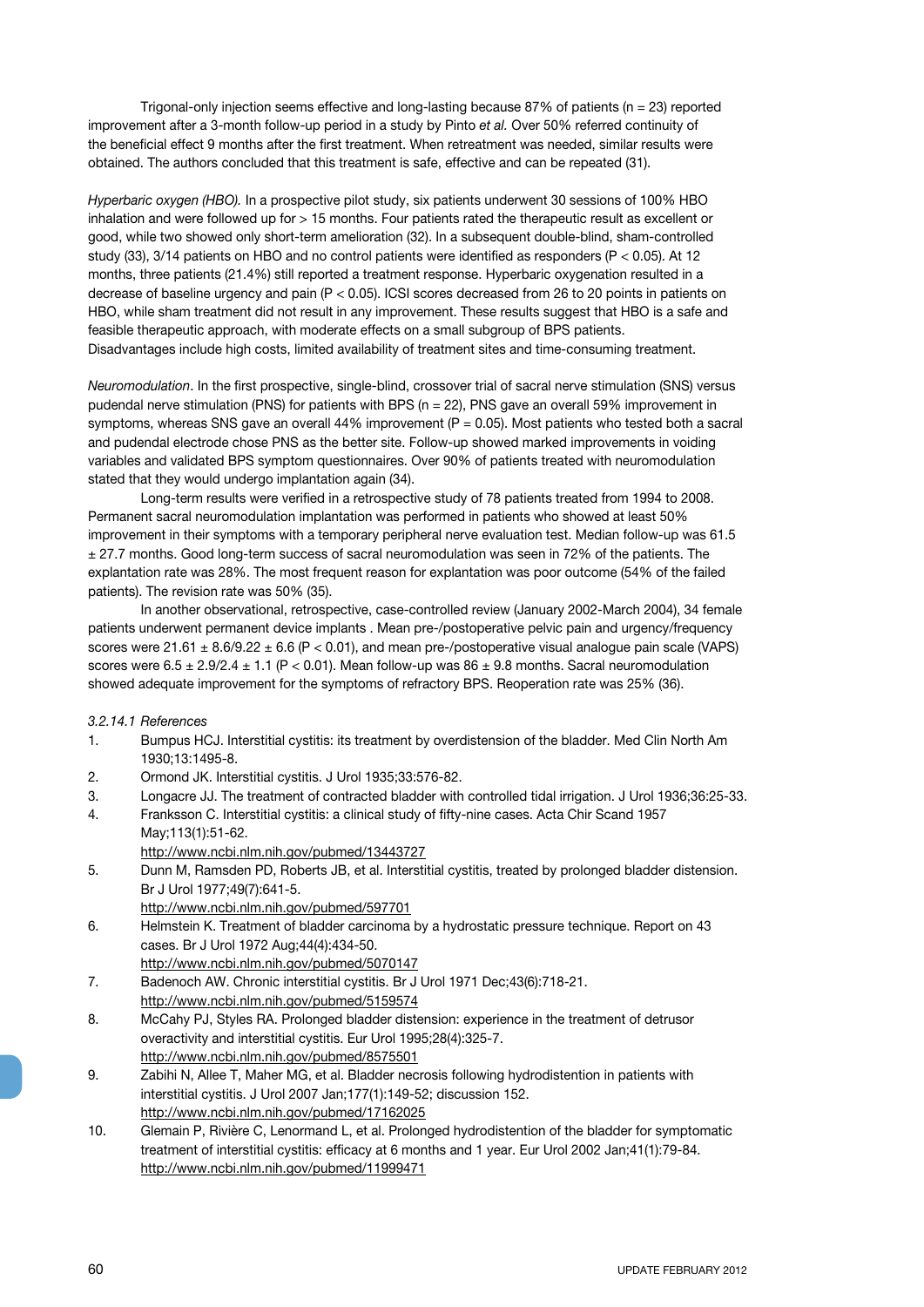Trigonal-only injection seems effective and long-lasting because 87% of patients (n = 23) reported improvement after a 3-month follow-up period in a study by Pinto *et al.* Over 50% referred continuity of the beneficial effect 9 months after the first treatment. When retreatment was needed, similar results were obtained. The authors concluded that this treatment is safe, effective and can be repeated (31).

*Hyperbaric oxygen (HBO).* In a prospective pilot study, six patients underwent 30 sessions of 100% HBO inhalation and were followed up for > 15 months. Four patients rated the therapeutic result as excellent or good, while two showed only short-term amelioration (32). In a subsequent double-blind, sham-controlled study (33), 3/14 patients on HBO and no control patients were identified as responders ($P < 0.05$). At 12 months, three patients (21.4%) still reported a treatment response. Hyperbaric oxygenation resulted in a decrease of baseline urgency and pain ($P < 0.05$). ICSI scores decreased from 26 to 20 points in patients on HBO, while sham treatment did not result in any improvement. These results suggest that HBO is a safe and feasible therapeutic approach, with moderate effects on a small subgroup of BPS patients. Disadvantages include high costs, limited availability of treatment sites and time-consuming treatment.

*Neuromodulation*. In the first prospective, single-blind, crossover trial of sacral nerve stimulation (SNS) versus pudendal nerve stimulation (PNS) for patients with BPS (n = 22), PNS gave an overall 59% improvement in symptoms, whereas SNS gave an overall 44% improvement ($P = 0.05$). Most patients who tested both a sacral and pudendal electrode chose PNS as the better site. Follow-up showed marked improvements in voiding variables and validated BPS symptom questionnaires. Over 90% of patients treated with neuromodulation stated that they would undergo implantation again (34).

Long-term results were verified in a retrospective study of 78 patients treated from 1994 to 2008. Permanent sacral neuromodulation implantation was performed in patients who showed at least 50% improvement in their symptoms with a temporary peripheral nerve evaluation test. Median follow-up was 61.5 ± 27.7 months. Good long-term success of sacral neuromodulation was seen in 72% of the patients. The explantation rate was 28%. The most frequent reason for explantation was poor outcome (54% of the failed patients). The revision rate was 50% (35).

In another observational, retrospective, case-controlled review (January 2002-March 2004), 34 female patients underwent permanent device implants . Mean pre-/postoperative pelvic pain and urgency/frequency scores were 21.61 ± 8.6/9.22 ± 6.6 ($P < 0.01$), and mean pre-/postoperative visual analogue pain scale (VAPS) scores were 6.5 ± 2.9/2.4 ± 1.1 ($P < 0.01$). Mean follow-up was 86 ± 9.8 months. Sacral neuromodulation showed adequate improvement for the symptoms of refractory BPS. Reoperation rate was 25% (36).

*3.2.14.1 References*

1. Bumpus HCJ. Interstitial cystitis: its treatment by overdistension of the bladder. Med Clin North Am 1930;13:1495-8.
2. Ormond JK. Interstitial cystitis. J Urol 1935;33:576-82.
3. Longacre JJ. The treatment of contracted bladder with controlled tidal irrigation. J Urol 1936;36:25-33.
4. Franksson C. Interstitial cystitis: a clinical study of fifty-nine cases. Acta Chir Scand 1957 May;113(1):51-62.
   http://www.ncbi.nlm.nih.gov/pubmed/13443727
5. Dunn M, Ramsden PD, Roberts JB, et al. Interstitial cystitis, treated by prolonged bladder distension. Br J Urol 1977;49(7):641-5.
   http://www.ncbi.nlm.nih.gov/pubmed/597701
6. Helmstein K. Treatment of bladder carcinoma by a hydrostatic pressure technique. Report on 43 cases. Br J Urol 1972 Aug;44(4):434-50.
   http://www.ncbi.nlm.nih.gov/pubmed/5070147
7. Badenoch AW. Chronic interstitial cystitis. Br J Urol 1971 Dec;43(6):718-21.
   http://www.ncbi.nlm.nih.gov/pubmed/5159574
8. McCahy PJ, Styles RA. Prolonged bladder distension: experience in the treatment of detrusor overactivity and interstitial cystitis. Eur Urol 1995;28(4):325-7.
   http://www.ncbi.nlm.nih.gov/pubmed/8575501
9. Zabihi N, Allee T, Maher MG, et al. Bladder necrosis following hydrodistention in patients with interstitial cystitis. J Urol 2007 Jan;177(1):149-52; discussion 152.
   http://www.ncbi.nlm.nih.gov/pubmed/17162025
10. Glemain P, Rivière C, Lenormand L, et al. Prolonged hydrodistention of the bladder for symptomatic treatment of interstitial cystitis: efficacy at 6 months and 1 year. Eur Urol 2002 Jan;41(1):79-84.
    http://www.ncbi.nlm.nih.gov/pubmed/11999471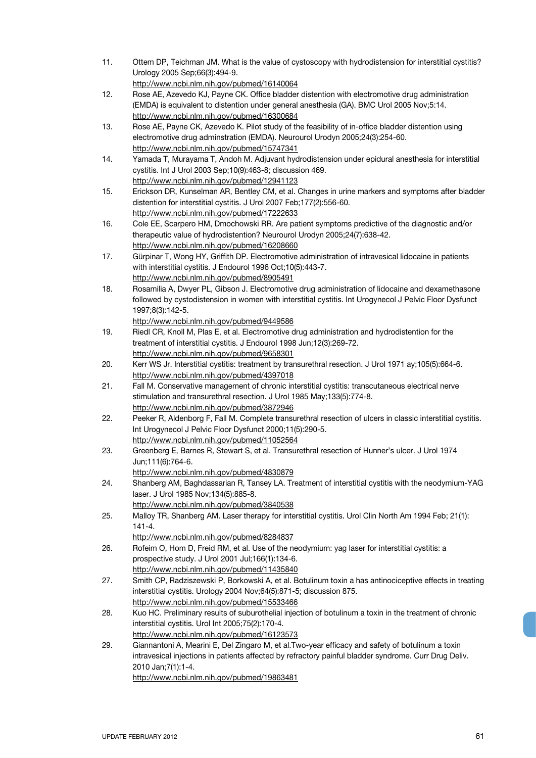11. Ottem DP, Teichman JM. What is the value of cystoscopy with hydrodistension for interstitial cystitis? Urology 2005 Sep;66(3):494-9.
http://www.ncbi.nlm.nih.gov/pubmed/16140064
12. Rose AE, Azevedo KJ, Payne CK. Office bladder distention with electromotive drug administration (EMDA) is equivalent to distention under general anesthesia (GA). BMC Urol 2005 Nov;5:14.
http://www.ncbi.nlm.nih.gov/pubmed/16300684
13. Rose AE, Payne CK, Azevedo K. Pilot study of the feasibility of in-office bladder distention using electromotive drug adminstration (EMDA). Neurourol Urodyn 2005;24(3):254-60.
http://www.ncbi.nlm.nih.gov/pubmed/15747341
14. Yamada T, Murayama T, Andoh M. Adjuvant hydrodistension under epidural anesthesia for interstitial cystitis. Int J Urol 2003 Sep;10(9):463-8; discussion 469.
http://www.ncbi.nlm.nih.gov/pubmed/12941123
15. Erickson DR, Kunselman AR, Bentley CM, et al. Changes in urine markers and symptoms after bladder distention for interstitial cystitis. J Urol 2007 Feb;177(2):556-60.
http://www.ncbi.nlm.nih.gov/pubmed/17222633
16. Cole EE, Scarpero HM, Dmochowski RR. Are patient symptoms predictive of the diagnostic and/or therapeutic value of hydrodistention? Neurourol Urodyn 2005;24(7):638-42.
http://www.ncbi.nlm.nih.gov/pubmed/16208660
17. Gürpinar T, Wong HY, Griffith DP. Electromotive administration of intravesical lidocaine in patients with interstitial cystitis. J Endourol 1996 Oct;10(5):443-7.
http://www.ncbi.nlm.nih.gov/pubmed/8905491
18. Rosamilia A, Dwyer PL, Gibson J. Electromotive drug administration of lidocaine and dexamethasone followed by cystodistension in women with interstitial cystitis. Int Urogynecol J Pelvic Floor Dysfunct 1997;8(3):142-5.
http://www.ncbi.nlm.nih.gov/pubmed/9449586
19. Riedl CR, Knoll M, Plas E, et al. Electromotive drug administration and hydrodistention for the treatment of interstitial cystitis. J Endourol 1998 Jun;12(3):269-72.
http://www.ncbi.nlm.nih.gov/pubmed/9658301
20. Kerr WS Jr. Interstitial cystitis: treatment by transurethral resection. J Urol 1971 ay;105(5):664-6.
http://www.ncbi.nlm.nih.gov/pubmed/4397018
21. Fall M. Conservative management of chronic interstitial cystitis: transcutaneous electrical nerve stimulation and transurethral resection. J Urol 1985 May;133(5):774-8.
http://www.ncbi.nlm.nih.gov/pubmed/3872946
22. Peeker R, Aldenborg F, Fall M. Complete transurethral resection of ulcers in classic interstitial cystitis. Int Urogynecol J Pelvic Floor Dysfunct 2000;11(5):290-5.
http://www.ncbi.nlm.nih.gov/pubmed/11052564
23. Greenberg E, Barnes R, Stewart S, et al. Transurethral resection of Hunner's ulcer. J Urol 1974 Jun;111(6):764-6.
http://www.ncbi.nlm.nih.gov/pubmed/4830879
24. Shanberg AM, Baghdassarian R, Tansey LA. Treatment of interstitial cystitis with the neodymium-YAG laser. J Urol 1985 Nov;134(5):885-8.
http://www.ncbi.nlm.nih.gov/pubmed/3840538
25. Malloy TR, Shanberg AM. Laser therapy for interstitial cystitis. Urol Clin North Am 1994 Feb; 21(1): 141-4.
http://www.ncbi.nlm.nih.gov/pubmed/8284837
26. Rofeim O, Hom D, Freid RM, et al. Use of the neodymium: yag laser for interstitial cystitis: a prospective study. J Urol 2001 Jul;166(1):134-6.
http://www.ncbi.nlm.nih.gov/pubmed/11435840
27. Smith CP, Radziszewski P, Borkowski A, et al. Botulinum toxin a has antinociceptive effects in treating interstitial cystitis. Urology 2004 Nov;64(5):871-5; discussion 875.
http://www.ncbi.nlm.nih.gov/pubmed/15533466
28. Kuo HC. Preliminary results of suburothelial injection of botulinum a toxin in the treatment of chronic interstitial cystitis. Urol Int 2005;75(2):170-4.
http://www.ncbi.nlm.nih.gov/pubmed/16123573
29. Giannantoni A, Mearini E, Del Zingaro M, et al.Two-year efficacy and safety of botulinum a toxin intravesical injections in patients affected by refractory painful bladder syndrome. Curr Drug Deliv. 2010 Jan;7(1):1-4.
http://www.ncbi.nlm.nih.gov/pubmed/19863481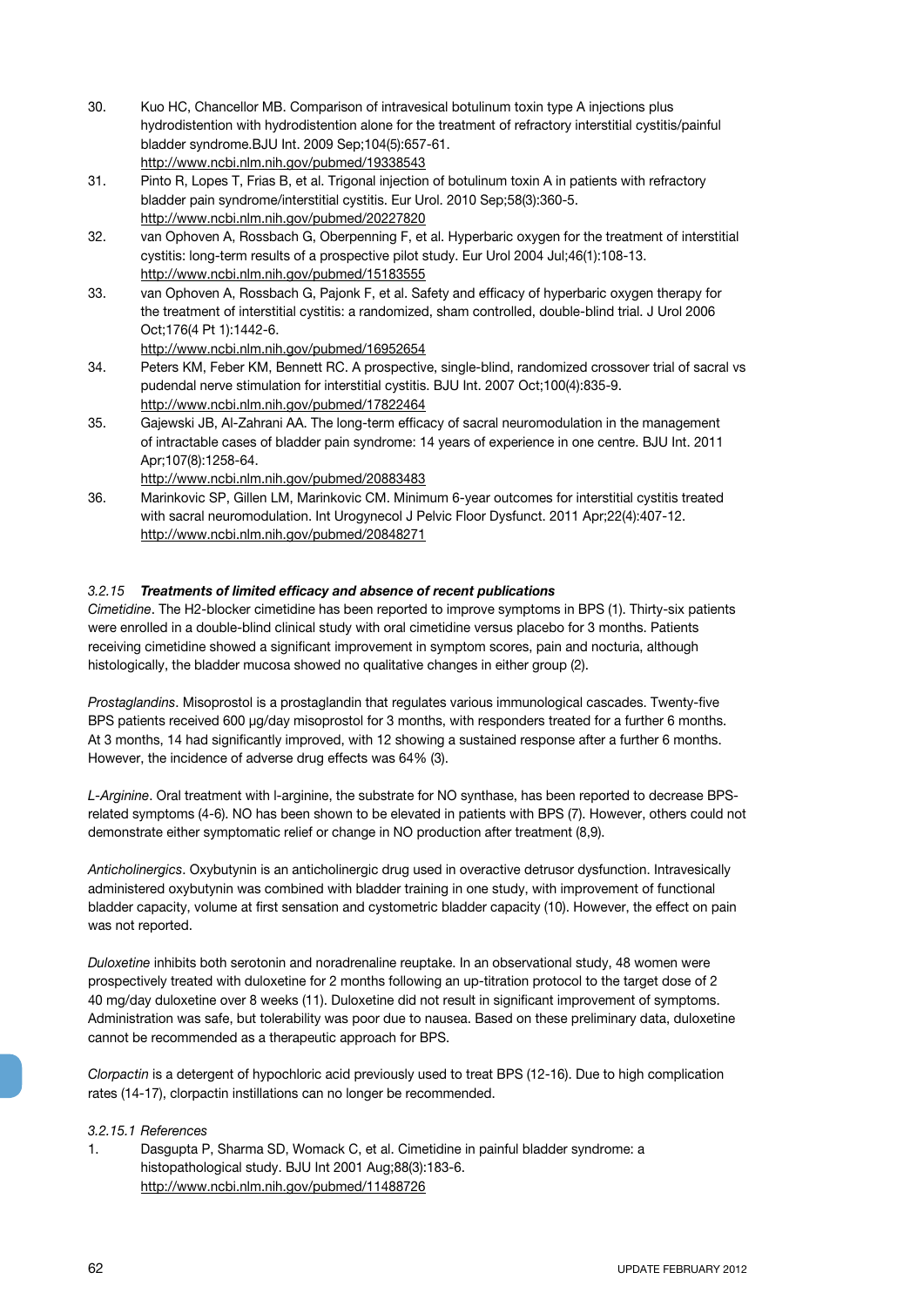30. Kuo HC, Chancellor MB. Comparison of intravesical botulinum toxin type A injections plus hydrodistention with hydrodistention alone for the treatment of refractory interstitial cystitis/painful bladder syndrome.BJU Int. 2009 Sep;104(5):657-61.
http://www.ncbi.nlm.nih.gov/pubmed/19338543
31. Pinto R, Lopes T, Frias B, et al. Trigonal injection of botulinum toxin A in patients with refractory bladder pain syndrome/interstitial cystitis. Eur Urol. 2010 Sep;58(3):360-5.
http://www.ncbi.nlm.nih.gov/pubmed/20227820
32. van Ophoven A, Rossbach G, Oberpenning F, et al. Hyperbaric oxygen for the treatment of interstitial cystitis: long-term results of a prospective pilot study. Eur Urol 2004 Jul;46(1):108-13.
http://www.ncbi.nlm.nih.gov/pubmed/15183555
33. van Ophoven A, Rossbach G, Pajonk F, et al. Safety and efficacy of hyperbaric oxygen therapy for the treatment of interstitial cystitis: a randomized, sham controlled, double-blind trial. J Urol 2006 Oct;176(4 Pt 1):1442-6.
http://www.ncbi.nlm.nih.gov/pubmed/16952654
34. Peters KM, Feber KM, Bennett RC. A prospective, single-blind, randomized crossover trial of sacral vs pudendal nerve stimulation for interstitial cystitis. BJU Int. 2007 Oct;100(4):835-9.
http://www.ncbi.nlm.nih.gov/pubmed/17822464
35. Gajewski JB, Al-Zahrani AA. The long-term efficacy of sacral neuromodulation in the management of intractable cases of bladder pain syndrome: 14 years of experience in one centre. BJU Int. 2011 Apr;107(8):1258-64.
http://www.ncbi.nlm.nih.gov/pubmed/20883483
36. Marinkovic SP, Gillen LM, Marinkovic CM. Minimum 6-year outcomes for interstitial cystitis treated with sacral neuromodulation. Int Urogynecol J Pelvic Floor Dysfunct. 2011 Apr;22(4):407-12.
http://www.ncbi.nlm.nih.gov/pubmed/20848271

### *3.2.15* ***Treatments of limited efficacy and absence of recent publications***

*Cimetidine*. The H2-blocker cimetidine has been reported to improve symptoms in BPS (1). Thirty-six patients were enrolled in a double-blind clinical study with oral cimetidine versus placebo for 3 months. Patients receiving cimetidine showed a significant improvement in symptom scores, pain and nocturia, although histologically, the bladder mucosa showed no qualitative changes in either group (2).

*Prostaglandins*. Misoprostol is a prostaglandin that regulates various immunological cascades. Twenty-five BPS patients received 600 μg/day misoprostol for 3 months, with responders treated for a further 6 months. At 3 months, 14 had significantly improved, with 12 showing a sustained response after a further 6 months. However, the incidence of adverse drug effects was 64% (3).

*L-Arginine*. Oral treatment with l-arginine, the substrate for NO synthase, has been reported to decrease BPS-related symptoms (4-6). NO has been shown to be elevated in patients with BPS (7). However, others could not demonstrate either symptomatic relief or change in NO production after treatment (8,9).

*Anticholinergics*. Oxybutynin is an anticholinergic drug used in overactive detrusor dysfunction. Intravesically administered oxybutynin was combined with bladder training in one study, with improvement of functional bladder capacity, volume at first sensation and cystometric bladder capacity (10). However, the effect on pain was not reported.

*Duloxetine* inhibits both serotonin and noradrenaline reuptake. In an observational study, 48 women were prospectively treated with duloxetine for 2 months following an up-titration protocol to the target dose of 2 40 mg/day duloxetine over 8 weeks (11). Duloxetine did not result in significant improvement of symptoms. Administration was safe, but tolerability was poor due to nausea. Based on these preliminary data, duloxetine cannot be recommended as a therapeutic approach for BPS.

*Clorpactin* is a detergent of hypochloric acid previously used to treat BPS (12-16). Due to high complication rates (14-17), clorpactin instillations can no longer be recommended.

#### *3.2.15.1 References*

1. Dasgupta P, Sharma SD, Womack C, et al. Cimetidine in painful bladder syndrome: a histopathological study. BJU Int 2001 Aug;88(3):183-6.
http://www.ncbi.nlm.nih.gov/pubmed/11488726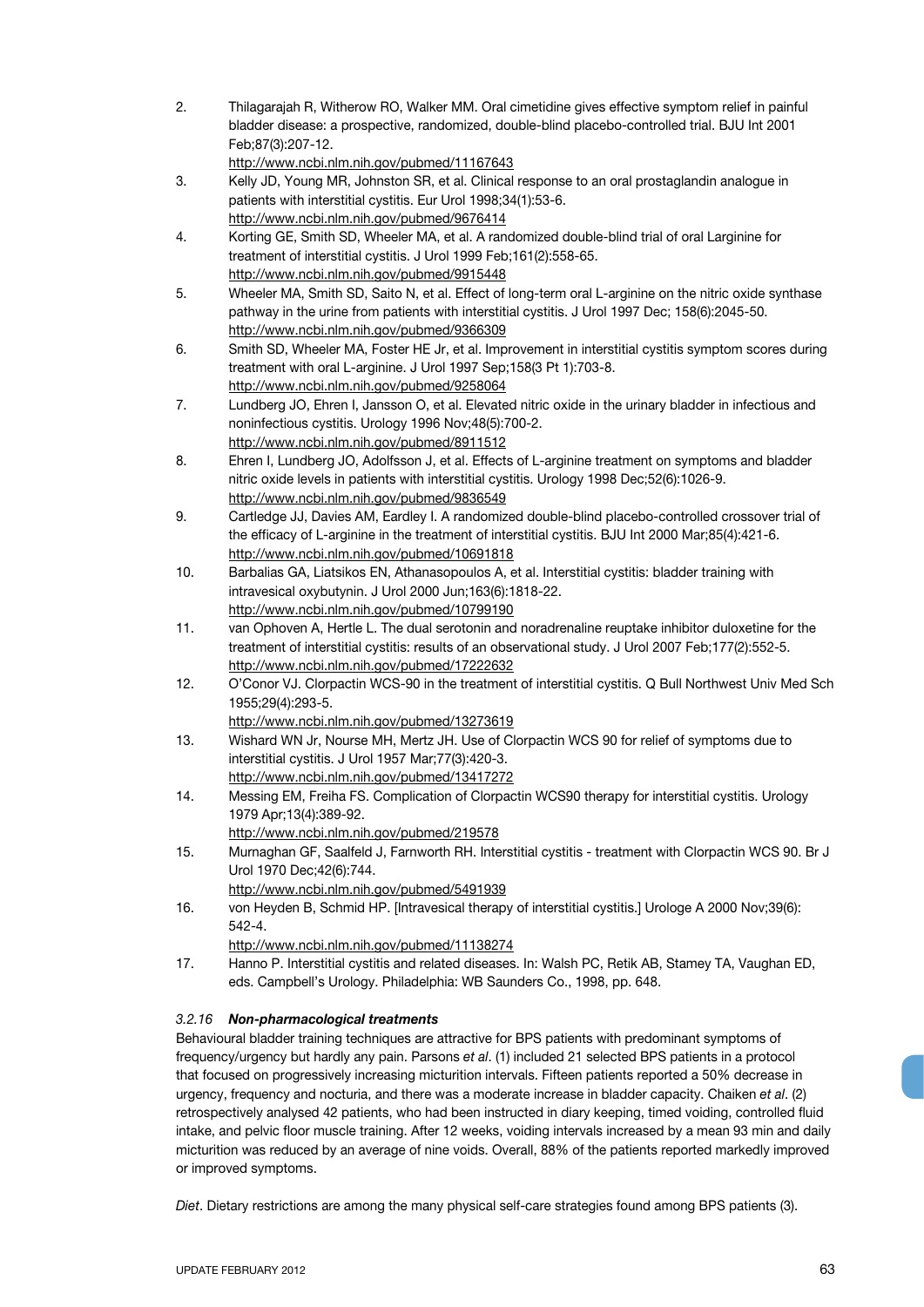2. Thilagarajah R, Witherow RO, Walker MM. Oral cimetidine gives effective symptom relief in painful bladder disease: a prospective, randomized, double-blind placebo-controlled trial. BJU Int 2001 Feb;87(3):207-12.
   http://www.ncbi.nlm.nih.gov/pubmed/11167643
3. Kelly JD, Young MR, Johnston SR, et al. Clinical response to an oral prostaglandin analogue in patients with interstitial cystitis. Eur Urol 1998;34(1):53-6.
   http://www.ncbi.nlm.nih.gov/pubmed/9676414
4. Korting GE, Smith SD, Wheeler MA, et al. A randomized double-blind trial of oral Larginine for treatment of interstitial cystitis. J Urol 1999 Feb;161(2):558-65.
   http://www.ncbi.nlm.nih.gov/pubmed/9915448
5. Wheeler MA, Smith SD, Saito N, et al. Effect of long-term oral L-arginine on the nitric oxide synthase pathway in the urine from patients with interstitial cystitis. J Urol 1997 Dec; 158(6):2045-50.
   http://www.ncbi.nlm.nih.gov/pubmed/9366309
6. Smith SD, Wheeler MA, Foster HE Jr, et al. Improvement in interstitial cystitis symptom scores during treatment with oral L-arginine. J Urol 1997 Sep;158(3 Pt 1):703-8.
   http://www.ncbi.nlm.nih.gov/pubmed/9258064
7. Lundberg JO, Ehren I, Jansson O, et al. Elevated nitric oxide in the urinary bladder in infectious and noninfectious cystitis. Urology 1996 Nov;48(5):700-2.
   http://www.ncbi.nlm.nih.gov/pubmed/8911512
8. Ehren I, Lundberg JO, Adolfsson J, et al. Effects of L-arginine treatment on symptoms and bladder nitric oxide levels in patients with interstitial cystitis. Urology 1998 Dec;52(6):1026-9.
   http://www.ncbi.nlm.nih.gov/pubmed/9836549
9. Cartledge JJ, Davies AM, Eardley I. A randomized double-blind placebo-controlled crossover trial of the efficacy of L-arginine in the treatment of interstitial cystitis. BJU Int 2000 Mar;85(4):421-6.
   http://www.ncbi.nlm.nih.gov/pubmed/10691818
10. Barbalias GA, Liatsikos EN, Athanasopoulos A, et al. Interstitial cystitis: bladder training with intravesical oxybutynin. J Urol 2000 Jun;163(6):1818-22.
    http://www.ncbi.nlm.nih.gov/pubmed/10799190
11. van Ophoven A, Hertle L. The dual serotonin and noradrenaline reuptake inhibitor duloxetine for the treatment of interstitial cystitis: results of an observational study. J Urol 2007 Feb;177(2):552-5.
    http://www.ncbi.nlm.nih.gov/pubmed/17222632
12. O'Conor VJ. Clorpactin WCS-90 in the treatment of interstitial cystitis. Q Bull Northwest Univ Med Sch 1955;29(4):293-5.
    http://www.ncbi.nlm.nih.gov/pubmed/13273619
13. Wishard WN Jr, Nourse MH, Mertz JH. Use of Clorpactin WCS 90 for relief of symptoms due to interstitial cystitis. J Urol 1957 Mar;77(3):420-3.
    http://www.ncbi.nlm.nih.gov/pubmed/13417272
14. Messing EM, Freiha FS. Complication of Clorpactin WCS90 therapy for interstitial cystitis. Urology 1979 Apr;13(4):389-92.
    http://www.ncbi.nlm.nih.gov/pubmed/219578
15. Murnaghan GF, Saalfeld J, Farnworth RH. Interstitial cystitis - treatment with Clorpactin WCS 90. Br J Urol 1970 Dec;42(6):744.
    http://www.ncbi.nlm.nih.gov/pubmed/5491939
16. von Heyden B, Schmid HP. [Intravesical therapy of interstitial cystitis.] Urologe A 2000 Nov;39(6): 542-4.
    http://www.ncbi.nlm.nih.gov/pubmed/11138274
17. Hanno P. Interstitial cystitis and related diseases. In: Walsh PC, Retik AB, Stamey TA, Vaughan ED, eds. Campbell's Urology. Philadelphia: WB Saunders Co., 1998, pp. 648.

#### *3.2.16* ***Non-pharmacological treatments***

Behavioural bladder training techniques are attractive for BPS patients with predominant symptoms of frequency/urgency but hardly any pain. Parsons *et al*. (1) included 21 selected BPS patients in a protocol that focused on progressively increasing micturition intervals. Fifteen patients reported a 50% decrease in urgency, frequency and nocturia, and there was a moderate increase in bladder capacity. Chaiken *et al*. (2) retrospectively analysed 42 patients, who had been instructed in diary keeping, timed voiding, controlled fluid intake, and pelvic floor muscle training. After 12 weeks, voiding intervals increased by a mean 93 min and daily micturition was reduced by an average of nine voids. Overall, 88% of the patients reported markedly improved or improved symptoms.

*Diet*. Dietary restrictions are among the many physical self-care strategies found among BPS patients (3).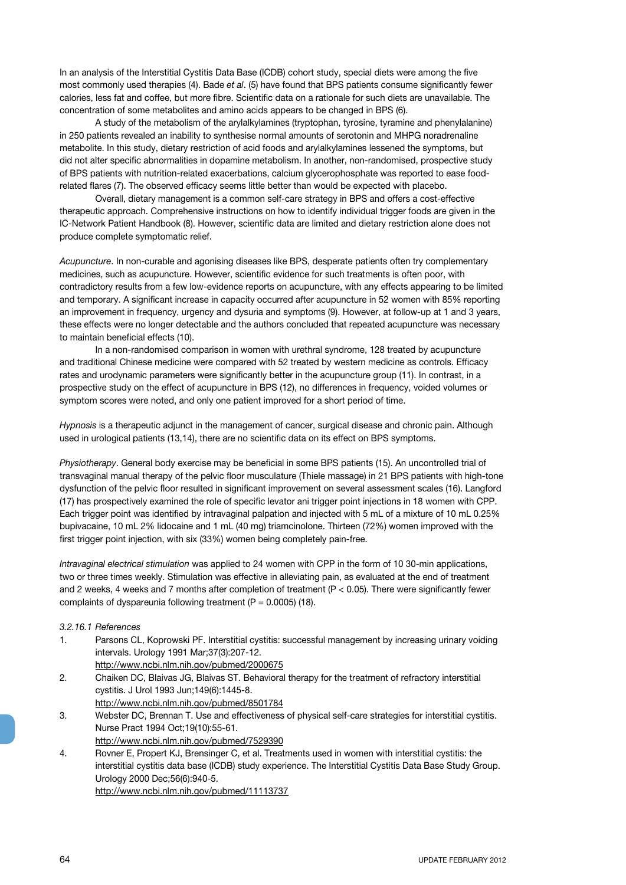In an analysis of the Interstitial Cystitis Data Base (ICDB) cohort study, special diets were among the five most commonly used therapies (4). Bade *et al*. (5) have found that BPS patients consume significantly fewer calories, less fat and coffee, but more fibre. Scientific data on a rationale for such diets are unavailable. The concentration of some metabolites and amino acids appears to be changed in BPS (6).

A study of the metabolism of the arylalkylamines (tryptophan, tyrosine, tyramine and phenylalanine) in 250 patients revealed an inability to synthesise normal amounts of serotonin and MHPG noradrenaline metabolite. In this study, dietary restriction of acid foods and arylalkylamines lessened the symptoms, but did not alter specific abnormalities in dopamine metabolism. In another, non-randomised, prospective study of BPS patients with nutrition-related exacerbations, calcium glycerophosphate was reported to ease food-related flares (7). The observed efficacy seems little better than would be expected with placebo.

Overall, dietary management is a common self-care strategy in BPS and offers a cost-effective therapeutic approach. Comprehensive instructions on how to identify individual trigger foods are given in the IC-Network Patient Handbook (8). However, scientific data are limited and dietary restriction alone does not produce complete symptomatic relief.

*Acupuncture*. In non-curable and agonising diseases like BPS, desperate patients often try complementary medicines, such as acupuncture. However, scientific evidence for such treatments is often poor, with contradictory results from a few low-evidence reports on acupuncture, with any effects appearing to be limited and temporary. A significant increase in capacity occurred after acupuncture in 52 women with 85% reporting an improvement in frequency, urgency and dysuria and symptoms (9). However, at follow-up at 1 and 3 years, these effects were no longer detectable and the authors concluded that repeated acupuncture was necessary to maintain beneficial effects (10).

In a non-randomised comparison in women with urethral syndrome, 128 treated by acupuncture and traditional Chinese medicine were compared with 52 treated by western medicine as controls. Efficacy rates and urodynamic parameters were significantly better in the acupuncture group (11). In contrast, in a prospective study on the effect of acupuncture in BPS (12), no differences in frequency, voided volumes or symptom scores were noted, and only one patient improved for a short period of time.

*Hypnosis* is a therapeutic adjunct in the management of cancer, surgical disease and chronic pain. Although used in urological patients (13,14), there are no scientific data on its effect on BPS symptoms.

*Physiotherapy*. General body exercise may be beneficial in some BPS patients (15). An uncontrolled trial of transvaginal manual therapy of the pelvic floor musculature (Thiele massage) in 21 BPS patients with high-tone dysfunction of the pelvic floor resulted in significant improvement on several assessment scales (16). Langford (17) has prospectively examined the role of specific levator ani trigger point injections in 18 women with CPP. Each trigger point was identified by intravaginal palpation and injected with 5 mL of a mixture of 10 mL 0.25% bupivacaine, 10 mL 2% lidocaine and 1 mL (40 mg) triamcinolone. Thirteen (72%) women improved with the first trigger point injection, with six (33%) women being completely pain-free.

*Intravaginal electrical stimulation* was applied to 24 women with CPP in the form of 10 30-min applications, two or three times weekly. Stimulation was effective in alleviating pain, as evaluated at the end of treatment and 2 weeks, 4 weeks and 7 months after completion of treatment ($P < 0.05$). There were significantly fewer complaints of dyspareunia following treatment ($P = 0.0005$) (18).

*3.2.16.1 References*

1. Parsons CL, Koprowski PF. Interstitial cystitis: successful management by increasing urinary voiding intervals. Urology 1991 Mar;37(3):207-12.
   http://www.ncbi.nlm.nih.gov/pubmed/2000675
2. Chaiken DC, Blaivas JG, Blaivas ST. Behavioral therapy for the treatment of refractory interstitial cystitis. J Urol 1993 Jun;149(6):1445-8.
   http://www.ncbi.nlm.nih.gov/pubmed/8501784
3. Webster DC, Brennan T. Use and effectiveness of physical self-care strategies for interstitial cystitis. Nurse Pract 1994 Oct;19(10):55-61.
   http://www.ncbi.nlm.nih.gov/pubmed/7529390
4. Rovner E, Propert KJ, Brensinger C, et al. Treatments used in women with interstitial cystitis: the interstitial cystitis data base (ICDB) study experience. The Interstitial Cystitis Data Base Study Group. Urology 2000 Dec;56(6):940-5.
   http://www.ncbi.nlm.nih.gov/pubmed/11113737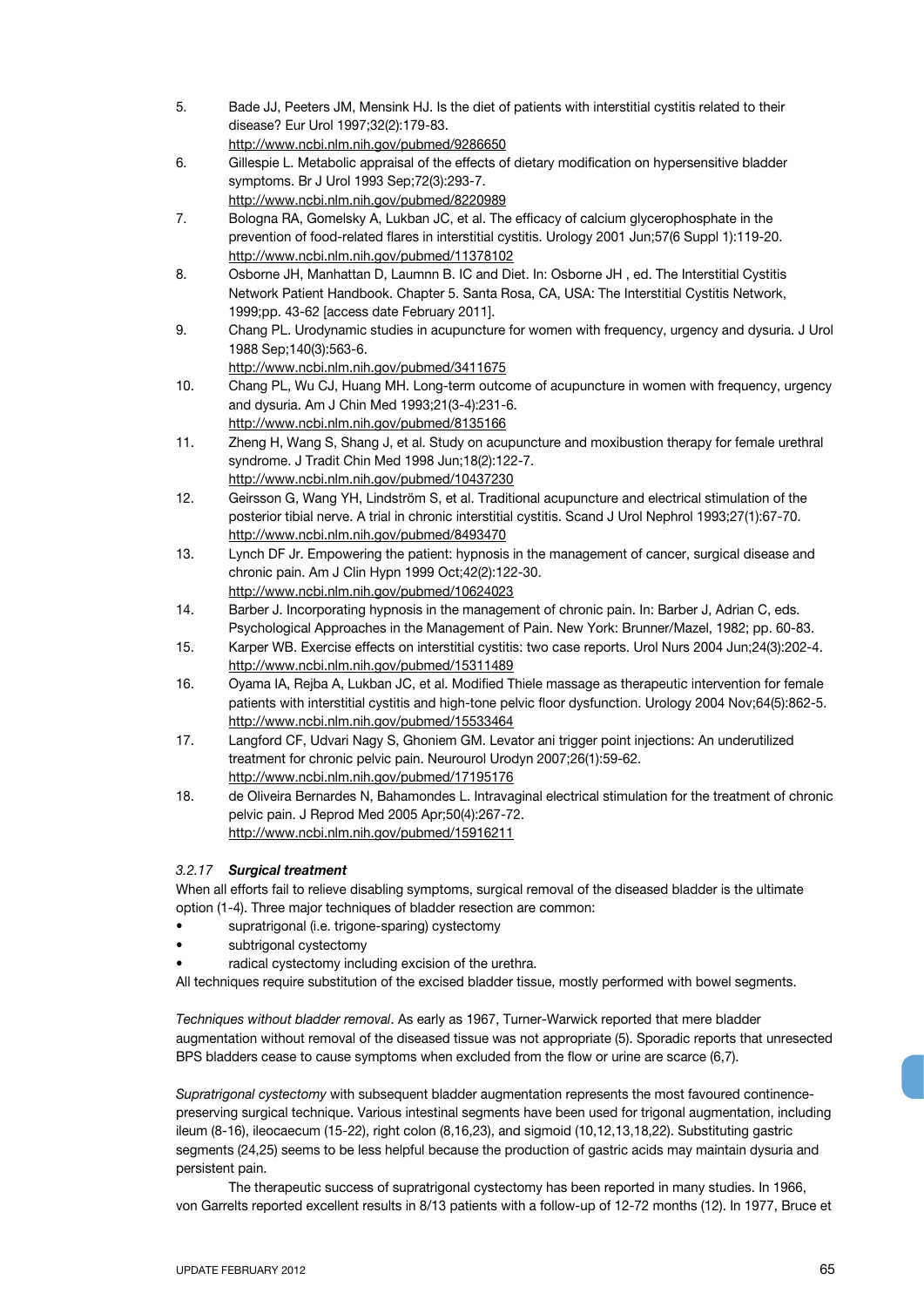5. Bade JJ, Peeters JM, Mensink HJ. Is the diet of patients with interstitial cystitis related to their disease? Eur Urol 1997;32(2):179-83.
http://www.ncbi.nlm.nih.gov/pubmed/9286650
6. Gillespie L. Metabolic appraisal of the effects of dietary modification on hypersensitive bladder symptoms. Br J Urol 1993 Sep;72(3):293-7.
http://www.ncbi.nlm.nih.gov/pubmed/8220989
7. Bologna RA, Gomelsky A, Lukban JC, et al. The efficacy of calcium glycerophosphate in the prevention of food-related flares in interstitial cystitis. Urology 2001 Jun;57(6 Suppl 1):119-20.
http://www.ncbi.nlm.nih.gov/pubmed/11378102
8. Osborne JH, Manhattan D, Laumnn B. IC and Diet. In: Osborne JH , ed. The Interstitial Cystitis Network Patient Handbook. Chapter 5. Santa Rosa, CA, USA: The Interstitial Cystitis Network, 1999;pp. 43-62 [access date February 2011].
9. Chang PL. Urodynamic studies in acupuncture for women with frequency, urgency and dysuria. J Urol 1988 Sep;140(3):563-6.
http://www.ncbi.nlm.nih.gov/pubmed/3411675
10. Chang PL, Wu CJ, Huang MH. Long-term outcome of acupuncture in women with frequency, urgency and dysuria. Am J Chin Med 1993;21(3-4):231-6.
http://www.ncbi.nlm.nih.gov/pubmed/8135166
11. Zheng H, Wang S, Shang J, et al. Study on acupuncture and moxibustion therapy for female urethral syndrome. J Tradit Chin Med 1998 Jun;18(2):122-7.
http://www.ncbi.nlm.nih.gov/pubmed/10437230
12. Geirsson G, Wang YH, Lindström S, et al. Traditional acupuncture and electrical stimulation of the posterior tibial nerve. A trial in chronic interstitial cystitis. Scand J Urol Nephrol 1993;27(1):67-70.
http://www.ncbi.nlm.nih.gov/pubmed/8493470
13. Lynch DF Jr. Empowering the patient: hypnosis in the management of cancer, surgical disease and chronic pain. Am J Clin Hypn 1999 Oct;42(2):122-30.
http://www.ncbi.nlm.nih.gov/pubmed/10624023
14. Barber J. Incorporating hypnosis in the management of chronic pain. In: Barber J, Adrian C, eds. Psychological Approaches in the Management of Pain. New York: Brunner/Mazel, 1982; pp. 60-83.
15. Karper WB. Exercise effects on interstitial cystitis: two case reports. Urol Nurs 2004 Jun;24(3):202-4.
http://www.ncbi.nlm.nih.gov/pubmed/15311489
16. Oyama IA, Rejba A, Lukban JC, et al. Modified Thiele massage as therapeutic intervention for female patients with interstitial cystitis and high-tone pelvic floor dysfunction. Urology 2004 Nov;64(5):862-5.
http://www.ncbi.nlm.nih.gov/pubmed/15533464
17. Langford CF, Udvari Nagy S, Ghoniem GM. Levator ani trigger point injections: An underutilized treatment for chronic pelvic pain. Neurourol Urodyn 2007;26(1):59-62.
http://www.ncbi.nlm.nih.gov/pubmed/17195176
18. de Oliveira Bernardes N, Bahamondes L. Intravaginal electrical stimulation for the treatment of chronic pelvic pain. J Reprod Med 2005 Apr;50(4):267-72.
http://www.ncbi.nlm.nih.gov/pubmed/15916211

### *3.2.17* ***Surgical treatment***

When all efforts fail to relieve disabling symptoms, surgical removal of the diseased bladder is the ultimate option (1-4). Three major techniques of bladder resection are common:

- supratrigonal (i.e. trigone-sparing) cystectomy
- subtrigonal cystectomy
- radical cystectomy including excision of the urethra.

All techniques require substitution of the excised bladder tissue, mostly performed with bowel segments.

*Techniques without bladder removal*. As early as 1967, Turner-Warwick reported that mere bladder augmentation without removal of the diseased tissue was not appropriate (5). Sporadic reports that unresected BPS bladders cease to cause symptoms when excluded from the flow or urine are scarce (6,7).

*Supratrigonal cystectomy* with subsequent bladder augmentation represents the most favoured continence-preserving surgical technique. Various intestinal segments have been used for trigonal augmentation, including ileum (8-16), ileocaecum (15-22), right colon (8,16,23), and sigmoid (10,12,13,18,22). Substituting gastric segments (24,25) seems to be less helpful because the production of gastric acids may maintain dysuria and persistent pain.

The therapeutic success of supratrigonal cystectomy has been reported in many studies. In 1966, von Garrelts reported excellent results in 8/13 patients with a follow-up of 12-72 months (12). In 1977, Bruce et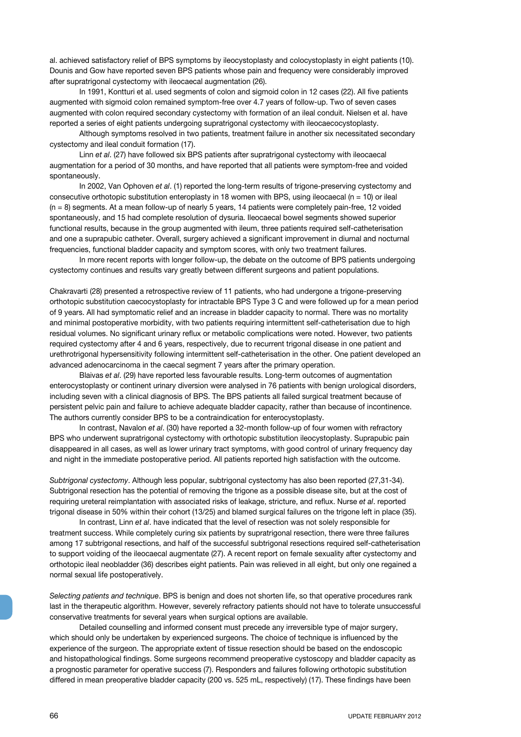al. achieved satisfactory relief of BPS symptoms by ileocystoplasty and colocystoplasty in eight patients (10). Dounis and Gow have reported seven BPS patients whose pain and frequency were considerably improved after supratrigonal cystectomy with ileocaecal augmentation (26).

In 1991, Kontturi et al. used segments of colon and sigmoid colon in 12 cases (22). All five patients augmented with sigmoid colon remained symptom-free over 4.7 years of follow-up. Two of seven cases augmented with colon required secondary cystectomy with formation of an ileal conduit. Nielsen et al. have reported a series of eight patients undergoing supratrigonal cystectomy with ileocaecocystoplasty.

Although symptoms resolved in two patients, treatment failure in another six necessitated secondary cystectomy and ileal conduit formation (17).

Linn *et al*. (27) have followed six BPS patients after supratrigonal cystectomy with ileocaecal augmentation for a period of 30 months, and have reported that all patients were symptom-free and voided spontaneously.

In 2002, Van Ophoven *et al*. (1) reported the long-term results of trigone-preserving cystectomy and consecutive orthotopic substitution enteroplasty in 18 women with BPS, using ileocaecal (n = 10) or ileal (n = 8) segments. At a mean follow-up of nearly 5 years, 14 patients were completely pain-free, 12 voided spontaneously, and 15 had complete resolution of dysuria. Ileocaecal bowel segments showed superior functional results, because in the group augmented with ileum, three patients required self-catheterisation and one a suprapubic catheter. Overall, surgery achieved a significant improvement in diurnal and nocturnal frequencies, functional bladder capacity and symptom scores, with only two treatment failures.

In more recent reports with longer follow-up, the debate on the outcome of BPS patients undergoing cystectomy continues and results vary greatly between different surgeons and patient populations.

Chakravarti (28) presented a retrospective review of 11 patients, who had undergone a trigone-preserving orthotopic substitution caecocystoplasty for intractable BPS Type 3 C and were followed up for a mean period of 9 years. All had symptomatic relief and an increase in bladder capacity to normal. There was no mortality and minimal postoperative morbidity, with two patients requiring intermittent self-catheterisation due to high residual volumes. No significant urinary reflux or metabolic complications were noted. However, two patients required cystectomy after 4 and 6 years, respectively, due to recurrent trigonal disease in one patient and urethrotrigonal hypersensitivity following intermittent self-catheterisation in the other. One patient developed an advanced adenocarcinoma in the caecal segment 7 years after the primary operation.

Blaivas *et al*. (29) have reported less favourable results. Long-term outcomes of augmentation enterocystoplasty or continent urinary diversion were analysed in 76 patients with benign urological disorders, including seven with a clinical diagnosis of BPS. The BPS patients all failed surgical treatment because of persistent pelvic pain and failure to achieve adequate bladder capacity, rather than because of incontinence. The authors currently consider BPS to be a contraindication for enterocystoplasty.

In contrast, Navalon *et al*. (30) have reported a 32-month follow-up of four women with refractory BPS who underwent supratrigonal cystectomy with orthotopic substitution ileocystoplasty. Suprapubic pain disappeared in all cases, as well as lower urinary tract symptoms, with good control of urinary frequency day and night in the immediate postoperative period. All patients reported high satisfaction with the outcome.

*Subtrigonal cystectomy*. Although less popular, subtrigonal cystectomy has also been reported (27,31-34). Subtrigonal resection has the potential of removing the trigone as a possible disease site, but at the cost of requiring ureteral reimplantation with associated risks of leakage, stricture, and reflux. Nurse *et al*. reported trigonal disease in 50% within their cohort (13/25) and blamed surgical failures on the trigone left in place (35).

In contrast, Linn *et al*. have indicated that the level of resection was not solely responsible for treatment success. While completely curing six patients by supratrigonal resection, there were three failures among 17 subtrigonal resections, and half of the successful subtrigonal resections required self-catheterisation to support voiding of the ileocaecal augmentate (27). A recent report on female sexuality after cystectomy and orthotopic ileal neobladder (36) describes eight patients. Pain was relieved in all eight, but only one regained a normal sexual life postoperatively.

*Selecting patients and technique*. BPS is benign and does not shorten life, so that operative procedures rank last in the therapeutic algorithm. However, severely refractory patients should not have to tolerate unsuccessful conservative treatments for several years when surgical options are available.

Detailed counselling and informed consent must precede any irreversible type of major surgery, which should only be undertaken by experienced surgeons. The choice of technique is influenced by the experience of the surgeon. The appropriate extent of tissue resection should be based on the endoscopic and histopathological findings. Some surgeons recommend preoperative cystoscopy and bladder capacity as a prognostic parameter for operative success (7). Responders and failures following orthotopic substitution differed in mean preoperative bladder capacity (200 vs. 525 mL, respectively) (17). These findings have been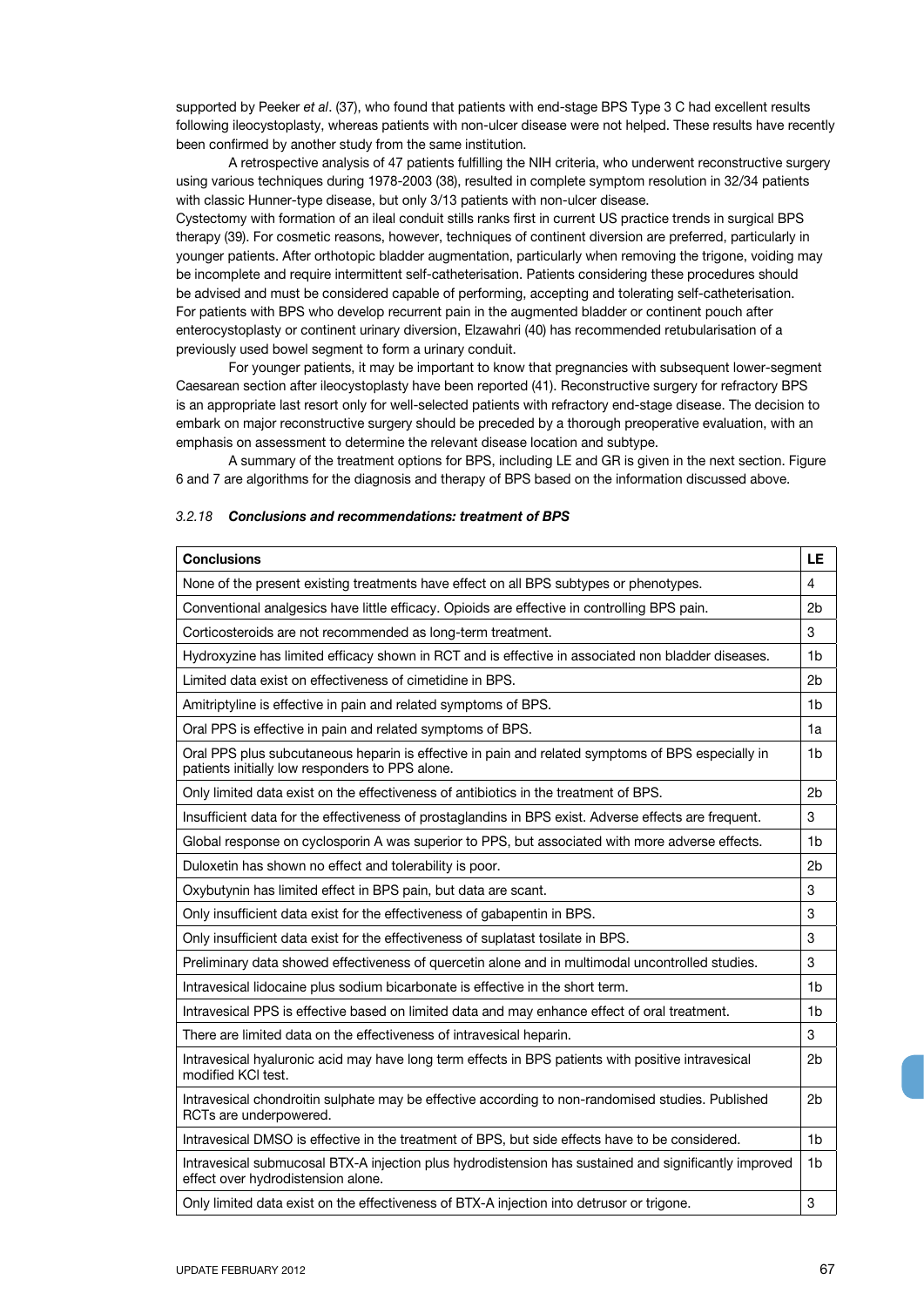supported by Peeker *et al*. (37), who found that patients with end-stage BPS Type 3 C had excellent results following ileocystoplasty, whereas patients with non-ulcer disease were not helped. These results have recently been confirmed by another study from the same institution.

A retrospective analysis of 47 patients fulfilling the NIH criteria, who underwent reconstructive surgery using various techniques during 1978-2003 (38), resulted in complete symptom resolution in 32/34 patients with classic Hunner-type disease, but only 3/13 patients with non-ulcer disease.

Cystectomy with formation of an ileal conduit stills ranks first in current US practice trends in surgical BPS therapy (39). For cosmetic reasons, however, techniques of continent diversion are preferred, particularly in younger patients. After orthotopic bladder augmentation, particularly when removing the trigone, voiding may be incomplete and require intermittent self-catheterisation. Patients considering these procedures should be advised and must be considered capable of performing, accepting and tolerating self-catheterisation. For patients with BPS who develop recurrent pain in the augmented bladder or continent pouch after enterocystoplasty or continent urinary diversion, Elzawahri (40) has recommended retubularisation of a previously used bowel segment to form a urinary conduit.

For younger patients, it may be important to know that pregnancies with subsequent lower-segment Caesarean section after ileocystoplasty have been reported (41). Reconstructive surgery for refractory BPS is an appropriate last resort only for well-selected patients with refractory end-stage disease. The decision to embark on major reconstructive surgery should be preceded by a thorough preoperative evaluation, with an emphasis on assessment to determine the relevant disease location and subtype.

A summary of the treatment options for BPS, including LE and GR is given in the next section. Figure 6 and 7 are algorithms for the diagnosis and therapy of BPS based on the information discussed above.

### 3.2.18 *Conclusions and recommendations: treatment of BPS*

| Conclusions | LE |
|---|---|
| None of the present existing treatments have effect on all BPS subtypes or phenotypes. | 4 |
| Conventional analgesics have little efficacy. Opioids are effective in controlling BPS pain. | 2b |
| Corticosteroids are not recommended as long-term treatment. | 3 |
| Hydroxyzine has limited efficacy shown in RCT and is effective in associated non bladder diseases. | 1b |
| Limited data exist on effectiveness of cimetidine in BPS. | 2b |
| Amitriptyline is effective in pain and related symptoms of BPS. | 1b |
| Oral PPS is effective in pain and related symptoms of BPS. | 1a |
| Oral PPS plus subcutaneous heparin is effective in pain and related symptoms of BPS especially in patients initially low responders to PPS alone. | 1b |
| Only limited data exist on the effectiveness of antibiotics in the treatment of BPS. | 2b |
| Insufficient data for the effectiveness of prostaglandins in BPS exist. Adverse effects are frequent. | 3 |
| Global response on cyclosporin A was superior to PPS, but associated with more adverse effects. | 1b |
| Duloxetin has shown no effect and tolerability is poor. | 2b |
| Oxybutynin has limited effect in BPS pain, but data are scant. | 3 |
| Only insufficient data exist for the effectiveness of gabapentin in BPS. | 3 |
| Only insufficient data exist for the effectiveness of suplatast tosilate in BPS. | 3 |
| Preliminary data showed effectiveness of quercetin alone and in multimodal uncontrolled studies. | 3 |
| Intravesical lidocaine plus sodium bicarbonate is effective in the short term. | 1b |
| Intravesical PPS is effective based on limited data and may enhance effect of oral treatment. | 1b |
| There are limited data on the effectiveness of intravesical heparin. | 3 |
| Intravesical hyaluronic acid may have long term effects in BPS patients with positive intravesical modified KCl test. | 2b |
| Intravesical chondroitin sulphate may be effective according to non-randomised studies. Published RCTs are underpowered. | 2b |
| Intravesical DMSO is effective in the treatment of BPS, but side effects have to be considered. | 1b |
| Intravesical submucosal BTX-A injection plus hydrodistension has sustained and significantly improved effect over hydrodistension alone. | 1b |
| Only limited data exist on the effectiveness of BTX-A injection into detrusor or trigone. | 3 |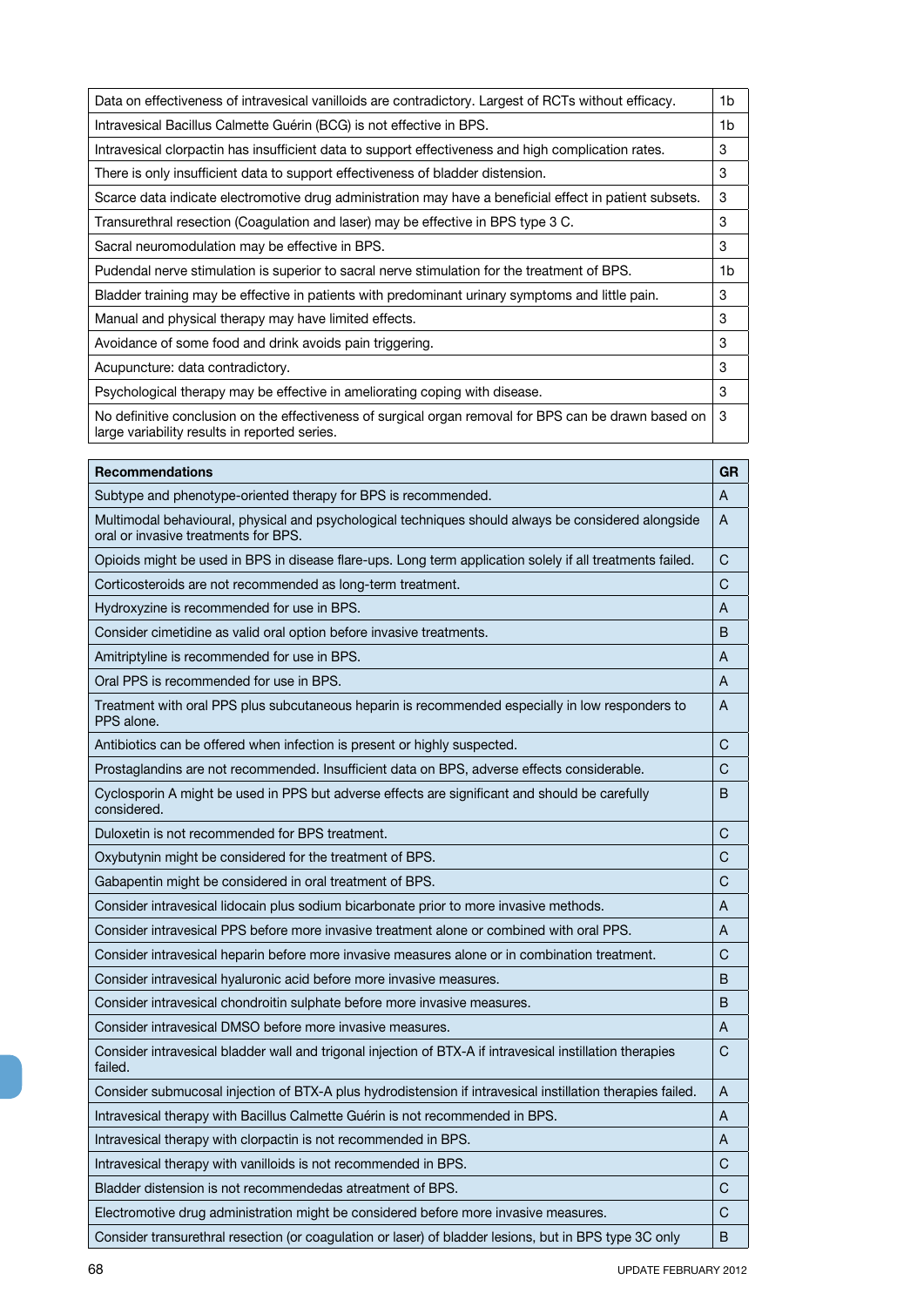| | |
|---|---|
| Data on effectiveness of intravesical vanilloids are contradictory. Largest of RCTs without efficacy. | 1b |
| Intravesical Bacillus Calmette Guérin (BCG) is not effective in BPS. | 1b |
| Intravesical clorpactin has insufficient data to support effectiveness and high complication rates. | 3 |
| There is only insufficient data to support effectiveness of bladder distension. | 3 |
| Scarce data indicate electromotive drug administration may have a beneficial effect in patient subsets. | 3 |
| Transurethral resection (Coagulation and laser) may be effective in BPS type 3 C. | 3 |
| Sacral neuromodulation may be effective in BPS. | 3 |
| Pudendal nerve stimulation is superior to sacral nerve stimulation for the treatment of BPS. | 1b |
| Bladder training may be effective in patients with predominant urinary symptoms and little pain. | 3 |
| Manual and physical therapy may have limited effects. | 3 |
| Avoidance of some food and drink avoids pain triggering. | 3 |
| Acupuncture: data contradictory. | 3 |
| Psychological therapy may be effective in ameliorating coping with disease. | 3 |
| No definitive conclusion on the effectiveness of surgical organ removal for BPS can be drawn based on large variability results in reported series. | 3 |

| Recommendations | GR |
|---|---|
| Subtype and phenotype-oriented therapy for BPS is recommended. | A |
| Multimodal behavioural, physical and psychological techniques should always be considered alongside oral or invasive treatments for BPS. | A |
| Opioids might be used in BPS in disease flare-ups. Long term application solely if all treatments failed. | C |
| Corticosteroids are not recommended as long-term treatment. | C |
| Hydroxyzine is recommended for use in BPS. | A |
| Consider cimetidine as valid oral option before invasive treatments. | B |
| Amitriptyline is recommended for use in BPS. | A |
| Oral PPS is recommended for use in BPS. | A |
| Treatment with oral PPS plus subcutaneous heparin is recommended especially in low responders to PPS alone. | A |
| Antibiotics can be offered when infection is present or highly suspected. | C |
| Prostaglandins are not recommended. Insufficient data on BPS, adverse effects considerable. | C |
| Cyclosporin A might be used in PPS but adverse effects are significant and should be carefully considered. | B |
| Duloxetin is not recommended for BPS treatment. | C |
| Oxybutynin might be considered for the treatment of BPS. | C |
| Gabapentin might be considered in oral treatment of BPS. | C |
| Consider intravesical lidocain plus sodium bicarbonate prior to more invasive methods. | A |
| Consider intravesical PPS before more invasive treatment alone or combined with oral PPS. | A |
| Consider intravesical heparin before more invasive measures alone or in combination treatment. | C |
| Consider intravesical hyaluronic acid before more invasive measures. | B |
| Consider intravesical chondroitin sulphate before more invasive measures. | B |
| Consider intravesical DMSO before more invasive measures. | A |
| Consider intravesical bladder wall and trigonal injection of BTX-A if intravesical instillation therapies failed. | C |
| Consider submucosal injection of BTX-A plus hydrodistension if intravesical instillation therapies failed. | A |
| Intravesical therapy with Bacillus Calmette Guérin is not recommended in BPS. | A |
| Intravesical therapy with clorpactin is not recommended in BPS. | A |
| Intravesical therapy with vanilloids is not recommended in BPS. | C |
| Bladder distension is not recommendedas atreatment of BPS. | C |
| Electromotive drug administration might be considered before more invasive measures. | C |
| Consider transurethral resection (or coagulation or laser) of bladder lesions, but in BPS type 3C only | B |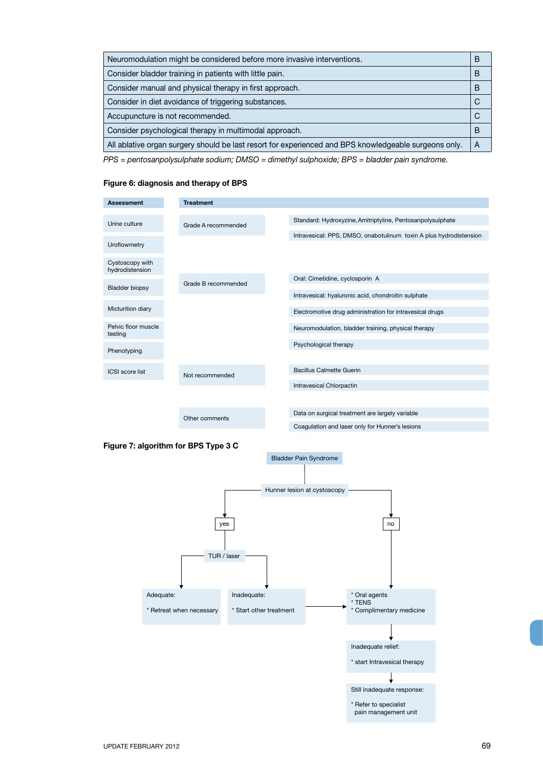| | |
|---|---|
| Neuromodulation might be considered before more invasive interventions. | B |
| Consider bladder training in patients with little pain. | B |
| Consider manual and physical therapy in first approach. | B |
| Consider in diet avoidance of triggering substances. | C |
| Accupuncture is not recommended. | C |
| Consider psychological therapy in multimodal approach. | B |
| All ablative organ surgery should be last resort for experienced and BPS knowledgeable surgeons only. | A |

*PPS = pentosanpolysulphate sodium; DMSO = dimethyl sulphoxide; BPS = bladder pain syndrome.*

**Figure 6: diagnosis and therapy of BPS**

| Assessment | Treatment | |
|---|---|---|
| Urine culture | Grade A recommended | Standard: Hydroxyzine, Amitriptyline, Pentosanpolysulphate |
| Uroflowmetry | | Intravesical: PPS, DMSO, onabotulinum toxin A plus hydrodistension |
| Cystoscopy with hydrodistension | Grade B recommended | Oral: Cimetidine, cyclosporin A |
| Bladder biopsy | | Intravesical: hyaluronic acid, chondroitin sulphate |
| Micturition diary | | Electromotive drug administration for intravesical drugs |
| Pelvic floor muscle testing | | Neuromodulation, bladder training, physical therapy |
| Phenotyping | | Psychological therapy |
| ICSI score list | Not recommended | Bacillus Calmette Guerin |
| | | Intravesical Chlorpactin |
| | Other comments | Data on surgical treatment are largely variable |
| | | Coagulation and laser only for Hunner's lesions |

**Figure 7: algorithm for BPS Type 3 C**

- Bladder Pain Syndrome
  - Hunner lesion at cystoscopy
    - **yes** → TUR / laser
      - Adequate:
        * Retreat when necessary
      - Inadequate:
        * Start other treatment → (go to Oral agents / TENS / Complimentary medicine)
    - **no** →
      * Oral agents
      * TENS
      * Complimentary medicine
      - → Inadequate relief:
        * start Intravesical therapy
        - → Still inadequate response:
          * Refer to specialist pain management unit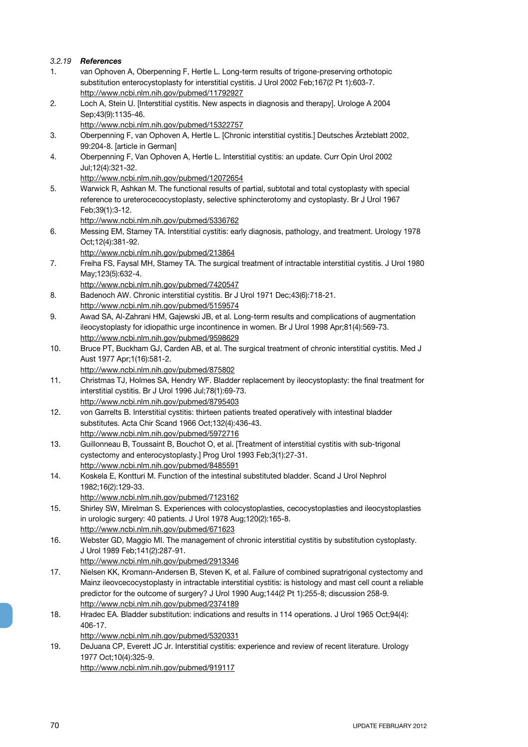### 3.2.19 *References*

1. van Ophoven A, Oberpenning F, Hertle L. Long-term results of trigone-preserving orthotopic substitution enterocystoplasty for interstitial cystitis. J Urol 2002 Feb;167(2 Pt 1):603-7.
http://www.ncbi.nlm.nih.gov/pubmed/11792927
2. Loch A, Stein U. [Interstitial cystitis. New aspects in diagnosis and therapy]. Urologe A 2004 Sep;43(9):1135-46.
http://www.ncbi.nlm.nih.gov/pubmed/15322757
3. Oberpenning F, van Ophoven A, Hertle L. [Chronic interstitial cystitis.] Deutsches Ärzteblatt 2002, 99:204-8. [article in German]
4. Oberpenning F, Van Ophoven A, Hertle L. Interstitial cystitis: an update. Curr Opin Urol 2002 Jul;12(4):321-32.
http://www.ncbi.nlm.nih.gov/pubmed/12072654
5. Warwick R, Ashkan M. The functional results of partial, subtotal and total cystoplasty with special reference to ureterocecocystoplasty, selective sphincterotomy and cystoplasty. Br J Urol 1967 Feb;39(1):3-12.
http://www.ncbi.nlm.nih.gov/pubmed/5336762
6. Messing EM, Stamey TA. Interstitial cystitis: early diagnosis, pathology, and treatment. Urology 1978 Oct;12(4):381-92.
http://www.ncbi.nlm.nih.gov/pubmed/213864
7. Freiha FS, Faysal MH, Stamey TA. The surgical treatment of intractable interstitial cystitis. J Urol 1980 May;123(5):632-4.
http://www.ncbi.nlm.nih.gov/pubmed/7420547
8. Badenoch AW. Chronic interstitial cystitis. Br J Urol 1971 Dec;43(6):718-21.
http://www.ncbi.nlm.nih.gov/pubmed/5159574
9. Awad SA, Al-Zahrani HM, Gajewski JB, et al. Long-term results and complications of augmentation ileocystoplasty for idiopathic urge incontinence in women. Br J Urol 1998 Apr;81(4):569-73.
http://www.ncbi.nlm.nih.gov/pubmed/9598629
10. Bruce PT, Buckham GJ, Carden AB, et al. The surgical treatment of chronic interstitial cystitis. Med J Aust 1977 Apr;1(16):581-2.
http://www.ncbi.nlm.nih.gov/pubmed/875802
11. Christmas TJ, Holmes SA, Hendry WF. Bladder replacement by ileocystoplasty: the final treatment for interstitial cystitis. Br J Urol 1996 Jul;78(1):69-73.
http://www.ncbi.nlm.nih.gov/pubmed/8795403
12. von Garrelts B. Interstitial cystitis: thirteen patients treated operatively with intestinal bladder substitutes. Acta Chir Scand 1966 Oct;132(4):436-43.
http://www.ncbi.nlm.nih.gov/pubmed/5972716
13. Guillonneau B, Toussaint B, Bouchot O, et al. [Treatment of interstitial cystitis with sub-trigonal cystectomy and enterocystoplasty.] Prog Urol 1993 Feb;3(1):27-31.
http://www.ncbi.nlm.nih.gov/pubmed/8485591
14. Koskela E, Kontturi M. Function of the intestinal substituted bladder. Scand J Urol Nephrol 1982;16(2):129-33.
http://www.ncbi.nlm.nih.gov/pubmed/7123162
15. Shirley SW, Mirelman S. Experiences with colocystoplasties, cecocystoplasties and ileocystoplasties in urologic surgery: 40 patients. J Urol 1978 Aug;120(2):165-8.
http://www.ncbi.nlm.nih.gov/pubmed/671623
16. Webster GD, Maggio MI. The management of chronic interstitial cystitis by substitution cystoplasty. J Urol 1989 Feb;141(2):287-91.
http://www.ncbi.nlm.nih.gov/pubmed/2913346
17. Nielsen KK, Kromann-Andersen B, Steven K, et al. Failure of combined supratrigonal cystectomy and Mainz ileovcecocystoplasty in intractable interstitial cystitis: is histology and mast cell count a reliable predictor for the outcome of surgery? J Urol 1990 Aug;144(2 Pt 1):255-8; discussion 258-9.
http://www.ncbi.nlm.nih.gov/pubmed/2374189
18. Hradec EA. Bladder substitution: indications and results in 114 operations. J Urol 1965 Oct;94(4):406-17.
http://www.ncbi.nlm.nih.gov/pubmed/5320331
19. DeJuana CP, Everett JC Jr. Interstitial cystitis: experience and review of recent literature. Urology 1977 Oct;10(4):325-9.
http://www.ncbi.nlm.nih.gov/pubmed/919117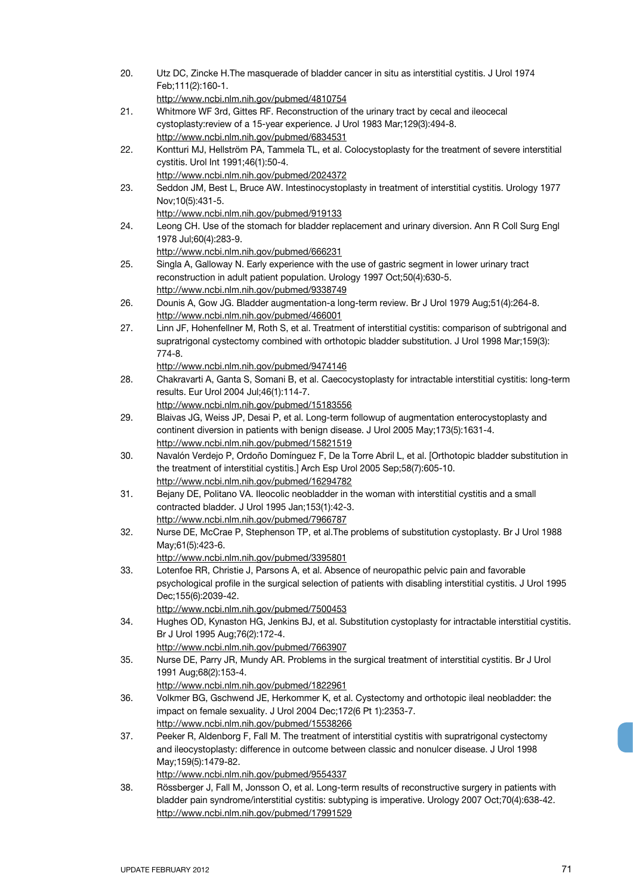20. Utz DC, Zincke H.The masquerade of bladder cancer in situ as interstitial cystitis. J Urol 1974 Feb;111(2):160-1.
http://www.ncbi.nlm.nih.gov/pubmed/4810754
21. Whitmore WF 3rd, Gittes RF. Reconstruction of the urinary tract by cecal and ileocecal cystoplasty:review of a 15-year experience. J Urol 1983 Mar;129(3):494-8.
http://www.ncbi.nlm.nih.gov/pubmed/6834531
22. Kontturi MJ, Hellström PA, Tammela TL, et al. Colocystoplasty for the treatment of severe interstitial cystitis. Urol Int 1991;46(1):50-4.
http://www.ncbi.nlm.nih.gov/pubmed/2024372
23. Seddon JM, Best L, Bruce AW. Intestinocystoplasty in treatment of interstitial cystitis. Urology 1977 Nov;10(5):431-5.
http://www.ncbi.nlm.nih.gov/pubmed/919133
24. Leong CH. Use of the stomach for bladder replacement and urinary diversion. Ann R Coll Surg Engl 1978 Jul;60(4):283-9.
http://www.ncbi.nlm.nih.gov/pubmed/666231
25. Singla A, Galloway N. Early experience with the use of gastric segment in lower urinary tract reconstruction in adult patient population. Urology 1997 Oct;50(4):630-5.
http://www.ncbi.nlm.nih.gov/pubmed/9338749
26. Dounis A, Gow JG. Bladder augmentation-a long-term review. Br J Urol 1979 Aug;51(4):264-8.
http://www.ncbi.nlm.nih.gov/pubmed/466001
27. Linn JF, Hohenfellner M, Roth S, et al. Treatment of interstitial cystitis: comparison of subtrigonal and supratrigonal cystectomy combined with orthotopic bladder substitution. J Urol 1998 Mar;159(3):774-8.
http://www.ncbi.nlm.nih.gov/pubmed/9474146
28. Chakravarti A, Ganta S, Somani B, et al. Caecocystoplasty for intractable interstitial cystitis: long-term results. Eur Urol 2004 Jul;46(1):114-7.
http://www.ncbi.nlm.nih.gov/pubmed/15183556
29. Blaivas JG, Weiss JP, Desai P, et al. Long-term followup of augmentation enterocystoplasty and continent diversion in patients with benign disease. J Urol 2005 May;173(5):1631-4.
http://www.ncbi.nlm.nih.gov/pubmed/15821519
30. Navalón Verdejo P, Ordoño Domínguez F, De la Torre Abril L, et al. [Orthotopic bladder substitution in the treatment of interstitial cystitis.] Arch Esp Urol 2005 Sep;58(7):605-10.
http://www.ncbi.nlm.nih.gov/pubmed/16294782
31. Bejany DE, Politano VA. Ileocolic neobladder in the woman with interstitial cystitis and a small contracted bladder. J Urol 1995 Jan;153(1):42-3.
http://www.ncbi.nlm.nih.gov/pubmed/7966787
32. Nurse DE, McCrae P, Stephenson TP, et al.The problems of substitution cystoplasty. Br J Urol 1988 May;61(5):423-6.
http://www.ncbi.nlm.nih.gov/pubmed/3395801
33. Lotenfoe RR, Christie J, Parsons A, et al. Absence of neuropathic pelvic pain and favorable psychological profile in the surgical selection of patients with disabling interstitial cystitis. J Urol 1995 Dec;155(6):2039-42.
http://www.ncbi.nlm.nih.gov/pubmed/7500453
34. Hughes OD, Kynaston HG, Jenkins BJ, et al. Substitution cystoplasty for intractable interstitial cystitis. Br J Urol 1995 Aug;76(2):172-4.
http://www.ncbi.nlm.nih.gov/pubmed/7663907
35. Nurse DE, Parry JR, Mundy AR. Problems in the surgical treatment of interstitial cystitis. Br J Urol 1991 Aug;68(2):153-4.
http://www.ncbi.nlm.nih.gov/pubmed/1822961
36. Volkmer BG, Gschwend JE, Herkommer K, et al. Cystectomy and orthotopic ileal neobladder: the impact on female sexuality. J Urol 2004 Dec;172(6 Pt 1):2353-7.
http://www.ncbi.nlm.nih.gov/pubmed/15538266
37. Peeker R, Aldenborg F, Fall M. The treatment of interstitial cystitis with supratrigonal cystectomy and ileocystoplasty: difference in outcome between classic and nonulcer disease. J Urol 1998 May;159(5):1479-82.
http://www.ncbi.nlm.nih.gov/pubmed/9554337
38. Rössberger J, Fall M, Jonsson O, et al. Long-term results of reconstructive surgery in patients with bladder pain syndrome/interstitial cystitis: subtyping is imperative. Urology 2007 Oct;70(4):638-42.
http://www.ncbi.nlm.nih.gov/pubmed/17991529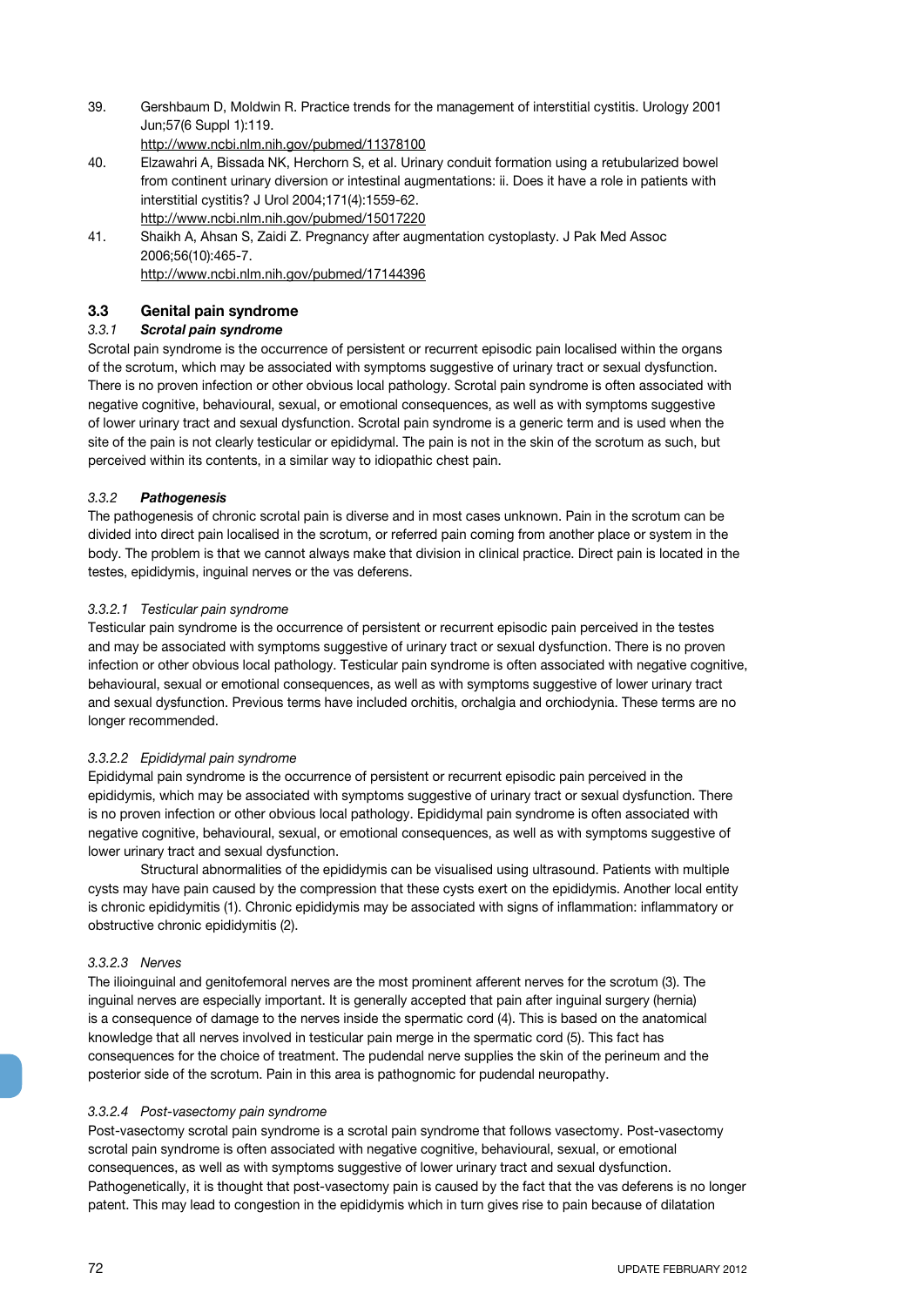39. Gershbaum D, Moldwin R. Practice trends for the management of interstitial cystitis. Urology 2001 Jun;57(6 Suppl 1):119.
http://www.ncbi.nlm.nih.gov/pubmed/11378100
40. Elzawahri A, Bissada NK, Herchorn S, et al. Urinary conduit formation using a retubularized bowel from continent urinary diversion or intestinal augmentations: ii. Does it have a role in patients with interstitial cystitis? J Urol 2004;171(4):1559-62.
http://www.ncbi.nlm.nih.gov/pubmed/15017220
41. Shaikh A, Ahsan S, Zaidi Z. Pregnancy after augmentation cystoplasty. J Pak Med Assoc 2006;56(10):465-7.
http://www.ncbi.nlm.nih.gov/pubmed/17144396

## 3.3 Genital pain syndrome

### *3.3.1 Scrotal pain syndrome*

Scrotal pain syndrome is the occurrence of persistent or recurrent episodic pain localised within the organs of the scrotum, which may be associated with symptoms suggestive of urinary tract or sexual dysfunction. There is no proven infection or other obvious local pathology. Scrotal pain syndrome is often associated with negative cognitive, behavioural, sexual, or emotional consequences, as well as with symptoms suggestive of lower urinary tract and sexual dysfunction. Scrotal pain syndrome is a generic term and is used when the site of the pain is not clearly testicular or epididymal. The pain is not in the skin of the scrotum as such, but perceived within its contents, in a similar way to idiopathic chest pain.

### *3.3.2 Pathogenesis*

The pathogenesis of chronic scrotal pain is diverse and in most cases unknown. Pain in the scrotum can be divided into direct pain localised in the scrotum, or referred pain coming from another place or system in the body. The problem is that we cannot always make that division in clinical practice. Direct pain is located in the testes, epididymis, inguinal nerves or the vas deferens.

#### *3.3.2.1 Testicular pain syndrome*

Testicular pain syndrome is the occurrence of persistent or recurrent episodic pain perceived in the testes and may be associated with symptoms suggestive of urinary tract or sexual dysfunction. There is no proven infection or other obvious local pathology. Testicular pain syndrome is often associated with negative cognitive, behavioural, sexual or emotional consequences, as well as with symptoms suggestive of lower urinary tract and sexual dysfunction. Previous terms have included orchitis, orchalgia and orchiodynia. These terms are no longer recommended.

#### *3.3.2.2 Epididymal pain syndrome*

Epididymal pain syndrome is the occurrence of persistent or recurrent episodic pain perceived in the epididymis, which may be associated with symptoms suggestive of urinary tract or sexual dysfunction. There is no proven infection or other obvious local pathology. Epididymal pain syndrome is often associated with negative cognitive, behavioural, sexual, or emotional consequences, as well as with symptoms suggestive of lower urinary tract and sexual dysfunction.

Structural abnormalities of the epididymis can be visualised using ultrasound. Patients with multiple cysts may have pain caused by the compression that these cysts exert on the epididymis. Another local entity is chronic epididymitis (1). Chronic epididymis may be associated with signs of inflammation: inflammatory or obstructive chronic epididymitis (2).

#### *3.3.2.3 Nerves*

The ilioinguinal and genitofemoral nerves are the most prominent afferent nerves for the scrotum (3). The inguinal nerves are especially important. It is generally accepted that pain after inguinal surgery (hernia) is a consequence of damage to the nerves inside the spermatic cord (4). This is based on the anatomical knowledge that all nerves involved in testicular pain merge in the spermatic cord (5). This fact has consequences for the choice of treatment. The pudendal nerve supplies the skin of the perineum and the posterior side of the scrotum. Pain in this area is pathognomic for pudendal neuropathy.

#### *3.3.2.4 Post-vasectomy pain syndrome*

Post-vasectomy scrotal pain syndrome is a scrotal pain syndrome that follows vasectomy. Post-vasectomy scrotal pain syndrome is often associated with negative cognitive, behavioural, sexual, or emotional consequences, as well as with symptoms suggestive of lower urinary tract and sexual dysfunction. Pathogenetically, it is thought that post-vasectomy pain is caused by the fact that the vas deferens is no longer patent. This may lead to congestion in the epididymis which in turn gives rise to pain because of dilatation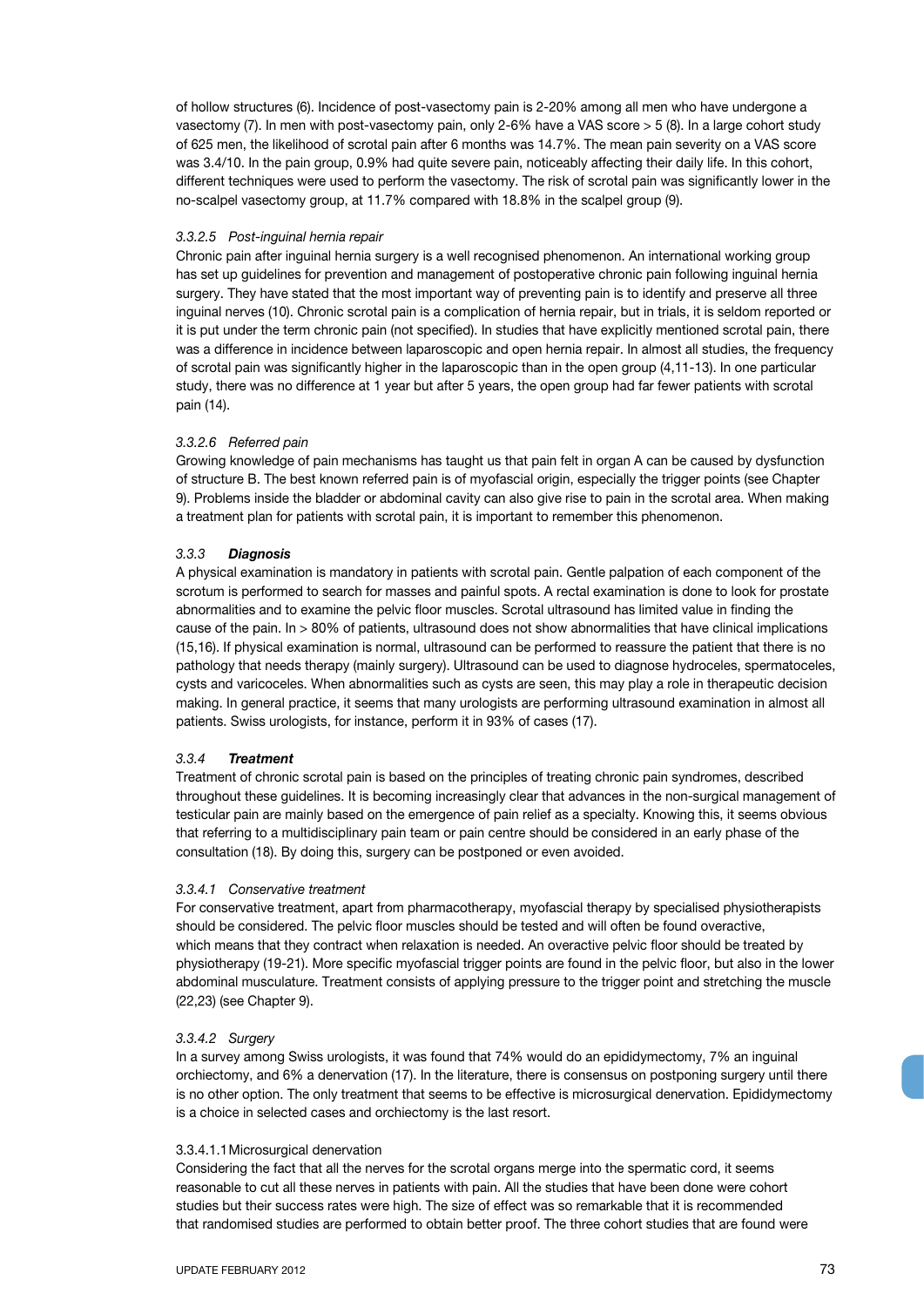of hollow structures (6). Incidence of post-vasectomy pain is 2-20% among all men who have undergone a vasectomy (7). In men with post-vasectomy pain, only 2-6% have a VAS score > 5 (8). In a large cohort study of 625 men, the likelihood of scrotal pain after 6 months was 14.7%. The mean pain severity on a VAS score was 3.4/10. In the pain group, 0.9% had quite severe pain, noticeably affecting their daily life. In this cohort, different techniques were used to perform the vasectomy. The risk of scrotal pain was significantly lower in the no-scalpel vasectomy group, at 11.7% compared with 18.8% in the scalpel group (9).

#### *3.3.2.5 Post-inguinal hernia repair*

Chronic pain after inguinal hernia surgery is a well recognised phenomenon. An international working group has set up guidelines for prevention and management of postoperative chronic pain following inguinal hernia surgery. They have stated that the most important way of preventing pain is to identify and preserve all three inguinal nerves (10). Chronic scrotal pain is a complication of hernia repair, but in trials, it is seldom reported or it is put under the term chronic pain (not specified). In studies that have explicitly mentioned scrotal pain, there was a difference in incidence between laparoscopic and open hernia repair. In almost all studies, the frequency of scrotal pain was significantly higher in the laparoscopic than in the open group (4,11-13). In one particular study, there was no difference at 1 year but after 5 years, the open group had far fewer patients with scrotal pain (14).

#### *3.3.2.6 Referred pain*

Growing knowledge of pain mechanisms has taught us that pain felt in organ A can be caused by dysfunction of structure B. The best known referred pain is of myofascial origin, especially the trigger points (see Chapter 9). Problems inside the bladder or abdominal cavity can also give rise to pain in the scrotal area. When making a treatment plan for patients with scrotal pain, it is important to remember this phenomenon.

### *3.3.3* ***Diagnosis***

A physical examination is mandatory in patients with scrotal pain. Gentle palpation of each component of the scrotum is performed to search for masses and painful spots. A rectal examination is done to look for prostate abnormalities and to examine the pelvic floor muscles. Scrotal ultrasound has limited value in finding the cause of the pain. In > 80% of patients, ultrasound does not show abnormalities that have clinical implications (15,16). If physical examination is normal, ultrasound can be performed to reassure the patient that there is no pathology that needs therapy (mainly surgery). Ultrasound can be used to diagnose hydroceles, spermatoceles, cysts and varicoceles. When abnormalities such as cysts are seen, this may play a role in therapeutic decision making. In general practice, it seems that many urologists are performing ultrasound examination in almost all patients. Swiss urologists, for instance, perform it in 93% of cases (17).

### *3.3.4* ***Treatment***

Treatment of chronic scrotal pain is based on the principles of treating chronic pain syndromes, described throughout these guidelines. It is becoming increasingly clear that advances in the non-surgical management of testicular pain are mainly based on the emergence of pain relief as a specialty. Knowing this, it seems obvious that referring to a multidisciplinary pain team or pain centre should be considered in an early phase of the consultation (18). By doing this, surgery can be postponed or even avoided.

#### *3.3.4.1 Conservative treatment*

For conservative treatment, apart from pharmacotherapy, myofascial therapy by specialised physiotherapists should be considered. The pelvic floor muscles should be tested and will often be found overactive, which means that they contract when relaxation is needed. An overactive pelvic floor should be treated by physiotherapy (19-21). More specific myofascial trigger points are found in the pelvic floor, but also in the lower abdominal musculature. Treatment consists of applying pressure to the trigger point and stretching the muscle (22,23) (see Chapter 9).

#### *3.3.4.2 Surgery*

In a survey among Swiss urologists, it was found that 74% would do an epididymectomy, 7% an inguinal orchiectomy, and 6% a denervation (17). In the literature, there is consensus on postponing surgery until there is no other option. The only treatment that seems to be effective is microsurgical denervation. Epididymectomy is a choice in selected cases and orchiectomy is the last resort.

##### 3.3.4.1.1 Microsurgical denervation

Considering the fact that all the nerves for the scrotal organs merge into the spermatic cord, it seems reasonable to cut all these nerves in patients with pain. All the studies that have been done were cohort studies but their success rates were high. The size of effect was so remarkable that it is recommended that randomised studies are performed to obtain better proof. The three cohort studies that are found were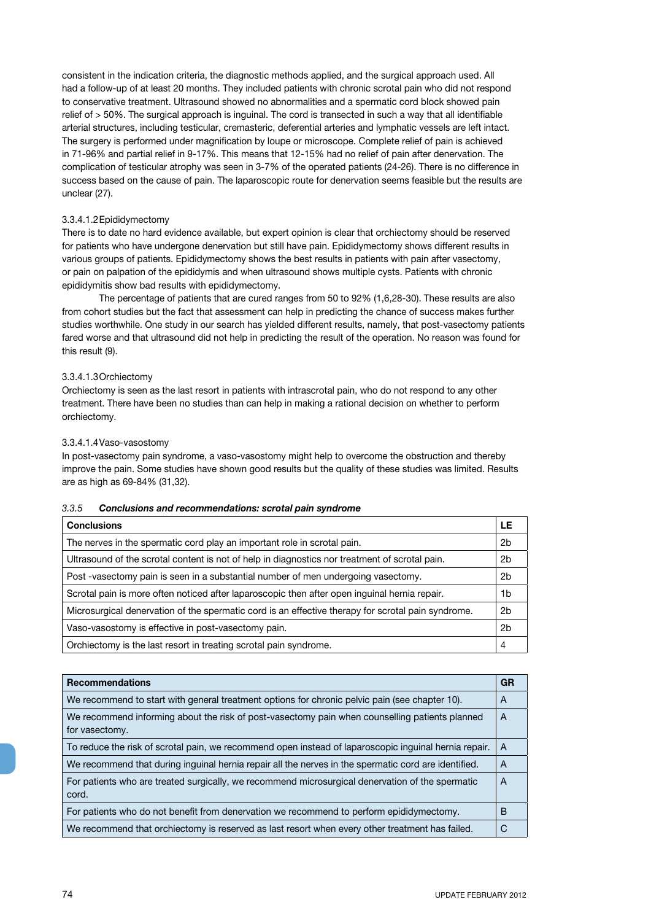consistent in the indication criteria, the diagnostic methods applied, and the surgical approach used. All had a follow-up of at least 20 months. They included patients with chronic scrotal pain who did not respond to conservative treatment. Ultrasound showed no abnormalities and a spermatic cord block showed pain relief of > 50%. The surgical approach is inguinal. The cord is transected in such a way that all identifiable arterial structures, including testicular, cremasteric, deferential arteries and lymphatic vessels are left intact. The surgery is performed under magnification by loupe or microscope. Complete relief of pain is achieved in 71-96% and partial relief in 9-17%. This means that 12-15% had no relief of pain after denervation. The complication of testicular atrophy was seen in 3-7% of the operated patients (24-26). There is no difference in success based on the cause of pain. The laparoscopic route for denervation seems feasible but the results are unclear (27).

#### 3.3.4.1.2 Epididymectomy

There is to date no hard evidence available, but expert opinion is clear that orchiectomy should be reserved for patients who have undergone denervation but still have pain. Epididymectomy shows different results in various groups of patients. Epididymectomy shows the best results in patients with pain after vasectomy, or pain on palpation of the epididymis and when ultrasound shows multiple cysts. Patients with chronic epididymitis show bad results with epididymectomy.

The percentage of patients that are cured ranges from 50 to 92% (1,6,28-30). These results are also from cohort studies but the fact that assessment can help in predicting the chance of success makes further studies worthwhile. One study in our search has yielded different results, namely, that post-vasectomy patients fared worse and that ultrasound did not help in predicting the result of the operation. No reason was found for this result (9).

#### 3.3.4.1.3 Orchiectomy

Orchiectomy is seen as the last resort in patients with intrascrotal pain, who do not respond to any other treatment. There have been no studies than can help in making a rational decision on whether to perform orchiectomy.

#### 3.3.4.1.4 Vaso-vasostomy

In post-vasectomy pain syndrome, a vaso-vasostomy might help to overcome the obstruction and thereby improve the pain. Some studies have shown good results but the quality of these studies was limited. Results are as high as 69-84% (31,32).

### *3.3.5 Conclusions and recommendations: scrotal pain syndrome*

| Conclusions | LE |
|---|---|
| The nerves in the spermatic cord play an important role in scrotal pain. | 2b |
| Ultrasound of the scrotal content is not of help in diagnostics nor treatment of scrotal pain. | 2b |
| Post -vasectomy pain is seen in a substantial number of men undergoing vasectomy. | 2b |
| Scrotal pain is more often noticed after laparoscopic then after open inguinal hernia repair. | 1b |
| Microsurgical denervation of the spermatic cord is an effective therapy for scrotal pain syndrome. | 2b |
| Vaso-vasostomy is effective in post-vasectomy pain. | 2b |
| Orchiectomy is the last resort in treating scrotal pain syndrome. | 4 |

| Recommendations | GR |
|---|---|
| We recommend to start with general treatment options for chronic pelvic pain (see chapter 10). | A |
| We recommend informing about the risk of post-vasectomy pain when counselling patients planned for vasectomy. | A |
| To reduce the risk of scrotal pain, we recommend open instead of laparoscopic inguinal hernia repair. | A |
| We recommend that during inguinal hernia repair all the nerves in the spermatic cord are identified. | A |
| For patients who are treated surgically, we recommend microsurgical denervation of the spermatic cord. | A |
| For patients who do not benefit from denervation we recommend to perform epididymectomy. | B |
| We recommend that orchiectomy is reserved as last resort when every other treatment has failed. | C |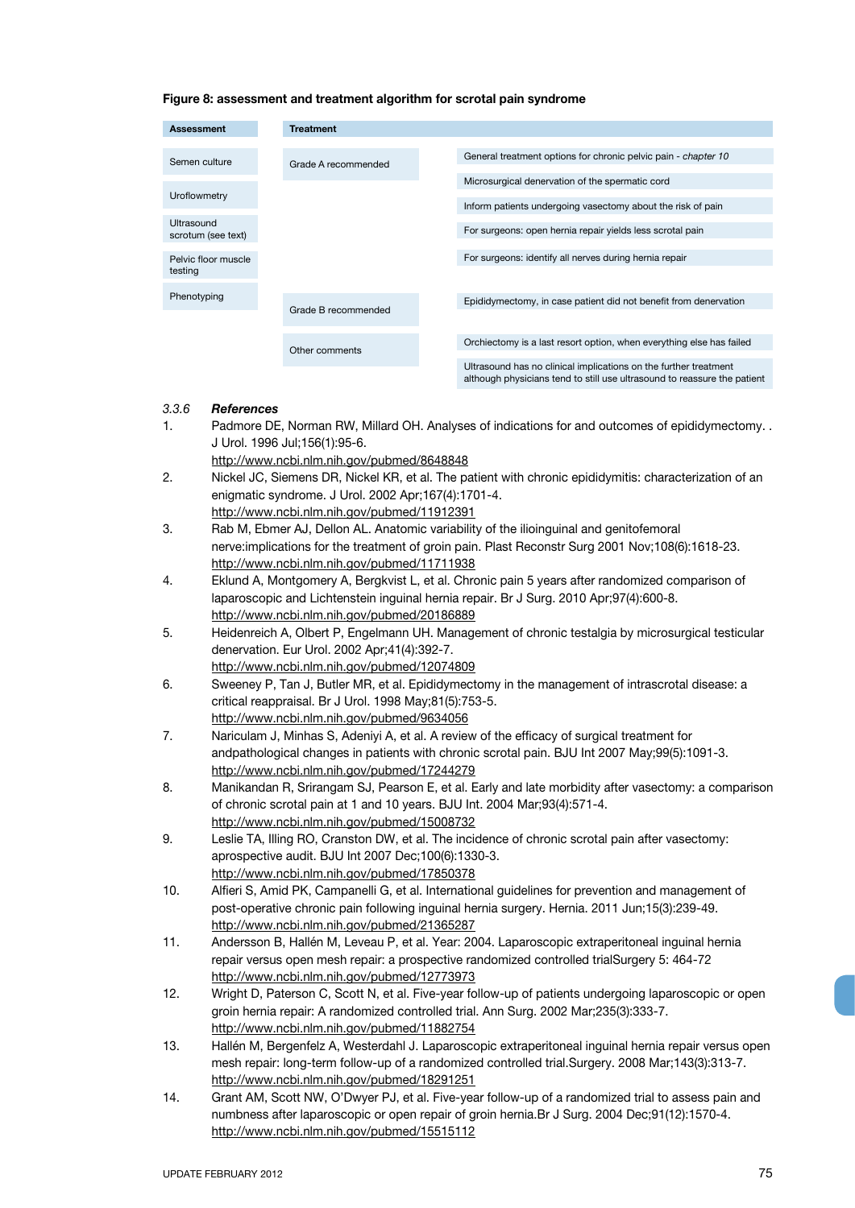**Figure 8: assessment and treatment algorithm for scrotal pain syndrome**

| Assessment | Treatment | |
|---|---|---|
| Semen culture | Grade A recommended | General treatment options for chronic pelvic pain - *chapter 10* |
| Uroflowmetry | | Microsurgical denervation of the spermatic cord |
| Ultrasound scrotum (see text) | | Inform patients undergoing vasectomy about the risk of pain |
| Pelvic floor muscle testing | | For surgeons: open hernia repair yields less scrotal pain |
| Phenotyping | | For surgeons: identify all nerves during hernia repair |
| | Grade B recommended | Epididymectomy, in case patient did not benefit from denervation |
| | Other comments | Orchiectomy is a last resort option, when everything else has failed |
| | | Ultrasound has no clinical implications on the further treatment although physicians tend to still use ultrasound to reassure the patient |

### 3.3.6 *References*

1. Padmore DE, Norman RW, Millard OH. Analyses of indications for and outcomes of epididymectomy. . J Urol. 1996 Jul;156(1):95-6.
   http://www.ncbi.nlm.nih.gov/pubmed/8648848
2. Nickel JC, Siemens DR, Nickel KR, et al. The patient with chronic epididymitis: characterization of an enigmatic syndrome. J Urol. 2002 Apr;167(4):1701-4.
   http://www.ncbi.nlm.nih.gov/pubmed/11912391
3. Rab M, Ebmer AJ, Dellon AL. Anatomic variability of the ilioinguinal and genitofemoral nerve:implications for the treatment of groin pain. Plast Reconstr Surg 2001 Nov;108(6):1618-23.
   http://www.ncbi.nlm.nih.gov/pubmed/11711938
4. Eklund A, Montgomery A, Bergkvist L, et al. Chronic pain 5 years after randomized comparison of laparoscopic and Lichtenstein inguinal hernia repair. Br J Surg. 2010 Apr;97(4):600-8.
   http://www.ncbi.nlm.nih.gov/pubmed/20186889
5. Heidenreich A, Olbert P, Engelmann UH. Management of chronic testalgia by microsurgical testicular denervation. Eur Urol. 2002 Apr;41(4):392-7.
   http://www.ncbi.nlm.nih.gov/pubmed/12074809
6. Sweeney P, Tan J, Butler MR, et al. Epididymectomy in the management of intrascrotal disease: a critical reappraisal. Br J Urol. 1998 May;81(5):753-5.
   http://www.ncbi.nlm.nih.gov/pubmed/9634056
7. Nariculam J, Minhas S, Adeniyi A, et al. A review of the efficacy of surgical treatment for andpathological changes in patients with chronic scrotal pain. BJU Int 2007 May;99(5):1091-3.
   http://www.ncbi.nlm.nih.gov/pubmed/17244279
8. Manikandan R, Srirangam SJ, Pearson E, et al. Early and late morbidity after vasectomy: a comparison of chronic scrotal pain at 1 and 10 years. BJU Int. 2004 Mar;93(4):571-4.
   http://www.ncbi.nlm.nih.gov/pubmed/15008732
9. Leslie TA, Illing RO, Cranston DW, et al. The incidence of chronic scrotal pain after vasectomy: aprospective audit. BJU Int 2007 Dec;100(6):1330-3.
   http://www.ncbi.nlm.nih.gov/pubmed/17850378
10. Alfieri S, Amid PK, Campanelli G, et al. International guidelines for prevention and management of post-operative chronic pain following inguinal hernia surgery. Hernia. 2011 Jun;15(3):239-49.
    http://www.ncbi.nlm.nih.gov/pubmed/21365287
11. Andersson B, Hallén M, Leveau P, et al. Year: 2004. Laparoscopic extraperitoneal inguinal hernia repair versus open mesh repair: a prospective randomized controlled trialSurgery 5: 464-72
    http://www.ncbi.nlm.nih.gov/pubmed/12773973
12. Wright D, Paterson C, Scott N, et al. Five-year follow-up of patients undergoing laparoscopic or open groin hernia repair: A randomized controlled trial. Ann Surg. 2002 Mar;235(3):333-7.
    http://www.ncbi.nlm.nih.gov/pubmed/11882754
13. Hallén M, Bergenfelz A, Westerdahl J. Laparoscopic extraperitoneal inguinal hernia repair versus open mesh repair: long-term follow-up of a randomized controlled trial.Surgery. 2008 Mar;143(3):313-7.
    http://www.ncbi.nlm.nih.gov/pubmed/18291251
14. Grant AM, Scott NW, O'Dwyer PJ, et al. Five-year follow-up of a randomized trial to assess pain and numbness after laparoscopic or open repair of groin hernia.Br J Surg. 2004 Dec;91(12):1570-4.
    http://www.ncbi.nlm.nih.gov/pubmed/15515112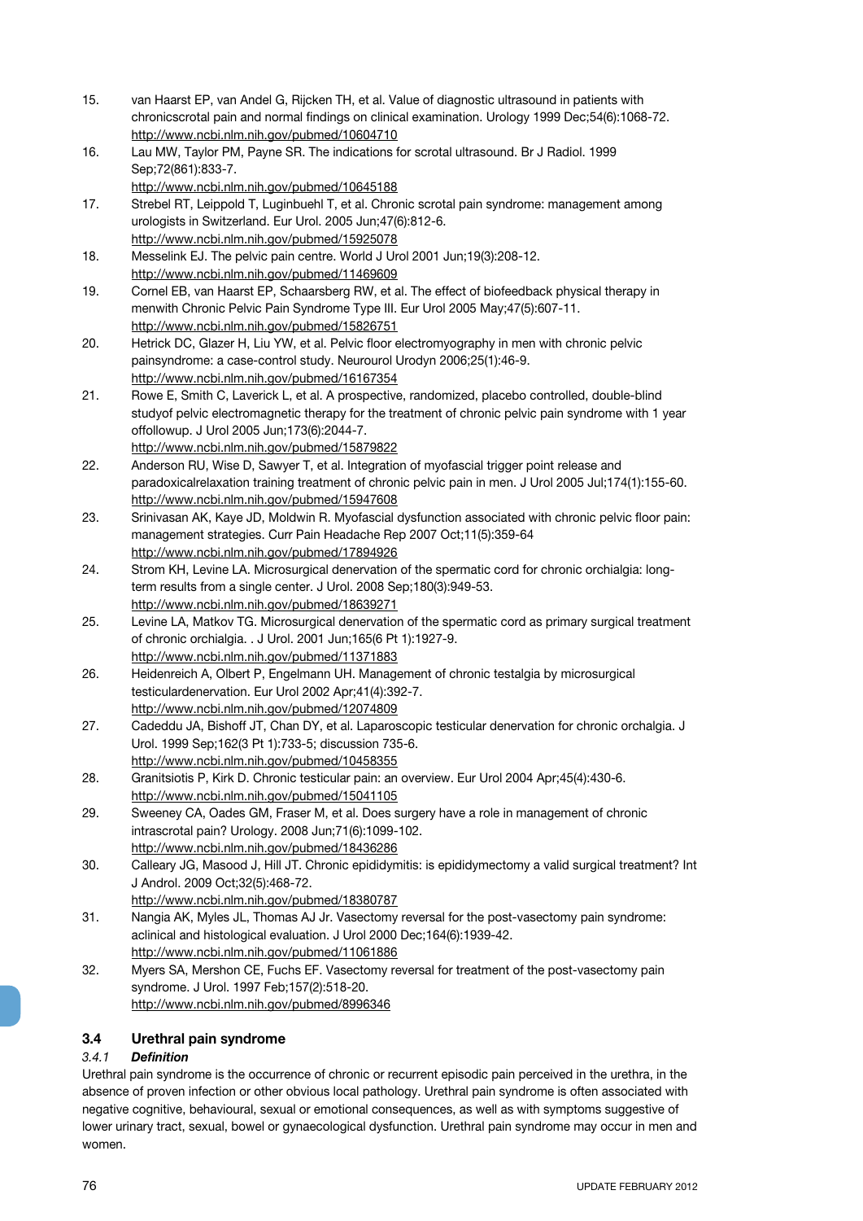15. van Haarst EP, van Andel G, Rijcken TH, et al. Value of diagnostic ultrasound in patients with chronicscrotal pain and normal findings on clinical examination. Urology 1999 Dec;54(6):1068-72. http://www.ncbi.nlm.nih.gov/pubmed/10604710
16. Lau MW, Taylor PM, Payne SR. The indications for scrotal ultrasound. Br J Radiol. 1999 Sep;72(861):833-7. http://www.ncbi.nlm.nih.gov/pubmed/10645188
17. Strebel RT, Leippold T, Luginbuehl T, et al. Chronic scrotal pain syndrome: management among urologists in Switzerland. Eur Urol. 2005 Jun;47(6):812-6. http://www.ncbi.nlm.nih.gov/pubmed/15925078
18. Messelink EJ. The pelvic pain centre. World J Urol 2001 Jun;19(3):208-12. http://www.ncbi.nlm.nih.gov/pubmed/11469609
19. Cornel EB, van Haarst EP, Schaarsberg RW, et al. The effect of biofeedback physical therapy in menwith Chronic Pelvic Pain Syndrome Type III. Eur Urol 2005 May;47(5):607-11. http://www.ncbi.nlm.nih.gov/pubmed/15826751
20. Hetrick DC, Glazer H, Liu YW, et al. Pelvic floor electromyography in men with chronic pelvic painsyndrome: a case-control study. Neurourol Urodyn 2006;25(1):46-9. http://www.ncbi.nlm.nih.gov/pubmed/16167354
21. Rowe E, Smith C, Laverick L, et al. A prospective, randomized, placebo controlled, double-blind studyof pelvic electromagnetic therapy for the treatment of chronic pelvic pain syndrome with 1 year offollowup. J Urol 2005 Jun;173(6):2044-7. http://www.ncbi.nlm.nih.gov/pubmed/15879822
22. Anderson RU, Wise D, Sawyer T, et al. Integration of myofascial trigger point release and paradoxicalrelaxation training treatment of chronic pelvic pain in men. J Urol 2005 Jul;174(1):155-60. http://www.ncbi.nlm.nih.gov/pubmed/15947608
23. Srinivasan AK, Kaye JD, Moldwin R. Myofascial dysfunction associated with chronic pelvic floor pain: management strategies. Curr Pain Headache Rep 2007 Oct;11(5):359-64 http://www.ncbi.nlm.nih.gov/pubmed/17894926
24. Strom KH, Levine LA. Microsurgical denervation of the spermatic cord for chronic orchialgia: long-term results from a single center. J Urol. 2008 Sep;180(3):949-53. http://www.ncbi.nlm.nih.gov/pubmed/18639271
25. Levine LA, Matkov TG. Microsurgical denervation of the spermatic cord as primary surgical treatment of chronic orchialgia. . J Urol. 2001 Jun;165(6 Pt 1):1927-9. http://www.ncbi.nlm.nih.gov/pubmed/11371883
26. Heidenreich A, Olbert P, Engelmann UH. Management of chronic testalgia by microsurgical testiculardenervation. Eur Urol 2002 Apr;41(4):392-7. http://www.ncbi.nlm.nih.gov/pubmed/12074809
27. Cadeddu JA, Bishoff JT, Chan DY, et al. Laparoscopic testicular denervation for chronic orchalgia. J Urol. 1999 Sep;162(3 Pt 1):733-5; discussion 735-6. http://www.ncbi.nlm.nih.gov/pubmed/10458355
28. Granitsiotis P, Kirk D. Chronic testicular pain: an overview. Eur Urol 2004 Apr;45(4):430-6. http://www.ncbi.nlm.nih.gov/pubmed/15041105
29. Sweeney CA, Oades GM, Fraser M, et al. Does surgery have a role in management of chronic intrascrotal pain? Urology. 2008 Jun;71(6):1099-102. http://www.ncbi.nlm.nih.gov/pubmed/18436286
30. Calleary JG, Masood J, Hill JT. Chronic epididymitis: is epididymectomy a valid surgical treatment? Int J Androl. 2009 Oct;32(5):468-72. http://www.ncbi.nlm.nih.gov/pubmed/18380787
31. Nangia AK, Myles JL, Thomas AJ Jr. Vasectomy reversal for the post-vasectomy pain syndrome: aclinical and histological evaluation. J Urol 2000 Dec;164(6):1939-42. http://www.ncbi.nlm.nih.gov/pubmed/11061886
32. Myers SA, Mershon CE, Fuchs EF. Vasectomy reversal for treatment of the post-vasectomy pain syndrome. J Urol. 1997 Feb;157(2):518-20. http://www.ncbi.nlm.nih.gov/pubmed/8996346

## 3.4 Urethral pain syndrome

### *3.4.1 Definition*

Urethral pain syndrome is the occurrence of chronic or recurrent episodic pain perceived in the urethra, in the absence of proven infection or other obvious local pathology. Urethral pain syndrome is often associated with negative cognitive, behavioural, sexual or emotional consequences, as well as with symptoms suggestive of lower urinary tract, sexual, bowel or gynaecological dysfunction. Urethral pain syndrome may occur in men and women.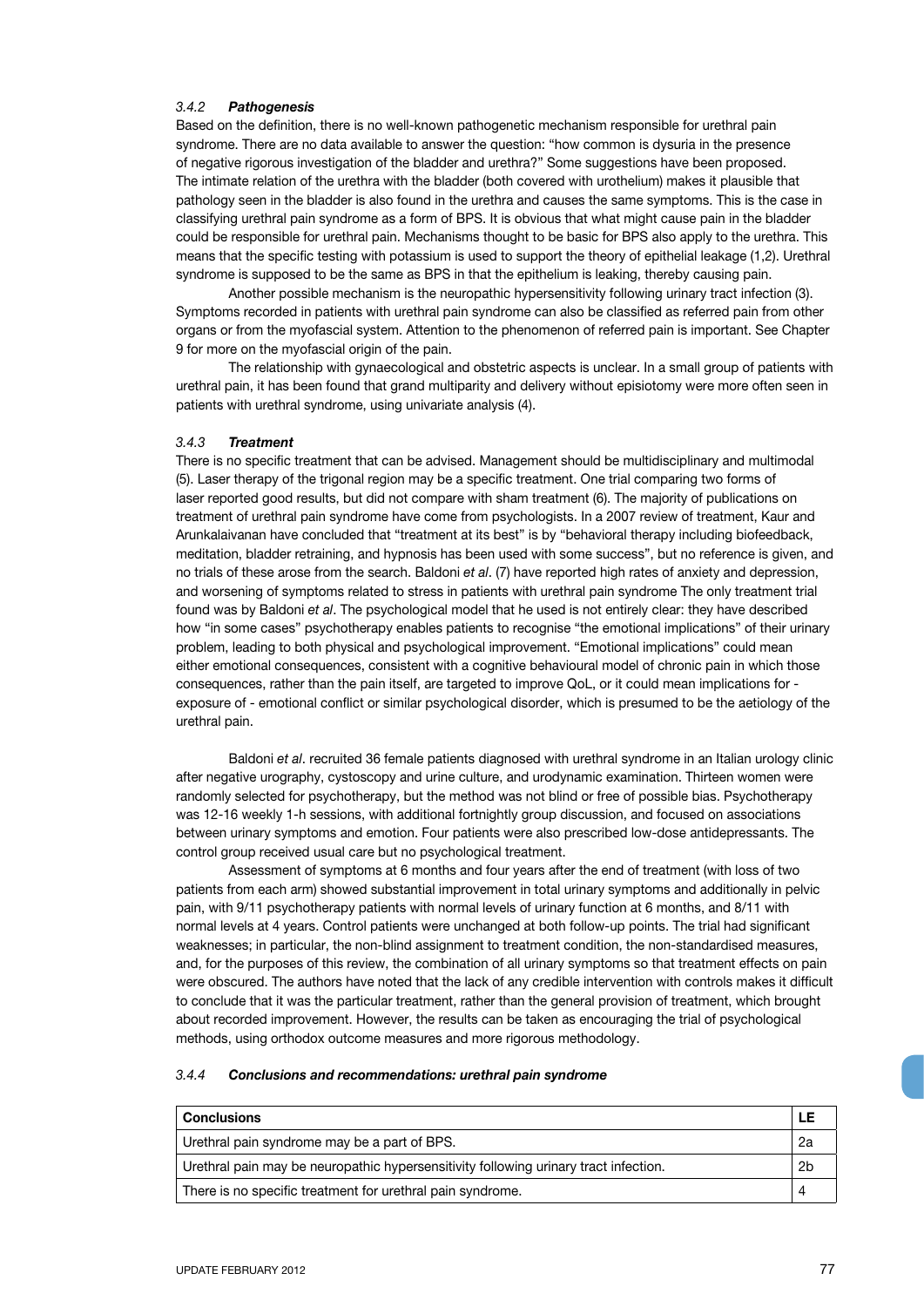### 3.4.2 *Pathogenesis*

Based on the definition, there is no well-known pathogenetic mechanism responsible for urethral pain syndrome. There are no data available to answer the question: "how common is dysuria in the presence of negative rigorous investigation of the bladder and urethra?" Some suggestions have been proposed. The intimate relation of the urethra with the bladder (both covered with urothelium) makes it plausible that pathology seen in the bladder is also found in the urethra and causes the same symptoms. This is the case in classifying urethral pain syndrome as a form of BPS. It is obvious that what might cause pain in the bladder could be responsible for urethral pain. Mechanisms thought to be basic for BPS also apply to the urethra. This means that the specific testing with potassium is used to support the theory of epithelial leakage (1,2). Urethral syndrome is supposed to be the same as BPS in that the epithelium is leaking, thereby causing pain.

Another possible mechanism is the neuropathic hypersensitivity following urinary tract infection (3). Symptoms recorded in patients with urethral pain syndrome can also be classified as referred pain from other organs or from the myofascial system. Attention to the phenomenon of referred pain is important. See Chapter 9 for more on the myofascial origin of the pain.

The relationship with gynaecological and obstetric aspects is unclear. In a small group of patients with urethral pain, it has been found that grand multiparity and delivery without episiotomy were more often seen in patients with urethral syndrome, using univariate analysis (4).

### 3.4.3 *Treatment*

There is no specific treatment that can be advised. Management should be multidisciplinary and multimodal (5). Laser therapy of the trigonal region may be a specific treatment. One trial comparing two forms of laser reported good results, but did not compare with sham treatment (6). The majority of publications on treatment of urethral pain syndrome have come from psychologists. In a 2007 review of treatment, Kaur and Arunkalaivanan have concluded that "treatment at its best" is by "behavioral therapy including biofeedback, meditation, bladder retraining, and hypnosis has been used with some success", but no reference is given, and no trials of these arose from the search. Baldoni *et al*. (7) have reported high rates of anxiety and depression, and worsening of symptoms related to stress in patients with urethral pain syndrome The only treatment trial found was by Baldoni *et al*. The psychological model that he used is not entirely clear: they have described how "in some cases" psychotherapy enables patients to recognise "the emotional implications" of their urinary problem, leading to both physical and psychological improvement. "Emotional implications" could mean either emotional consequences, consistent with a cognitive behavioural model of chronic pain in which those consequences, rather than the pain itself, are targeted to improve QoL, or it could mean implications for - exposure of - emotional conflict or similar psychological disorder, which is presumed to be the aetiology of the urethral pain.

Baldoni *et al*. recruited 36 female patients diagnosed with urethral syndrome in an Italian urology clinic after negative urography, cystoscopy and urine culture, and urodynamic examination. Thirteen women were randomly selected for psychotherapy, but the method was not blind or free of possible bias. Psychotherapy was 12-16 weekly 1-h sessions, with additional fortnightly group discussion, and focused on associations between urinary symptoms and emotion. Four patients were also prescribed low-dose antidepressants. The control group received usual care but no psychological treatment.

Assessment of symptoms at 6 months and four years after the end of treatment (with loss of two patients from each arm) showed substantial improvement in total urinary symptoms and additionally in pelvic pain, with 9/11 psychotherapy patients with normal levels of urinary function at 6 months, and 8/11 with normal levels at 4 years. Control patients were unchanged at both follow-up points. The trial had significant weaknesses; in particular, the non-blind assignment to treatment condition, the non-standardised measures, and, for the purposes of this review, the combination of all urinary symptoms so that treatment effects on pain were obscured. The authors have noted that the lack of any credible intervention with controls makes it difficult to conclude that it was the particular treatment, rather than the general provision of treatment, which brought about recorded improvement. However, the results can be taken as encouraging the trial of psychological methods, using orthodox outcome measures and more rigorous methodology.

### 3.4.4 *Conclusions and recommendations: urethral pain syndrome*

| **Conclusions** | **LE** |
|---|---|
| Urethral pain syndrome may be a part of BPS. | 2a |
| Urethral pain may be neuropathic hypersensitivity following urinary tract infection. | 2b |
| There is no specific treatment for urethral pain syndrome. | 4 |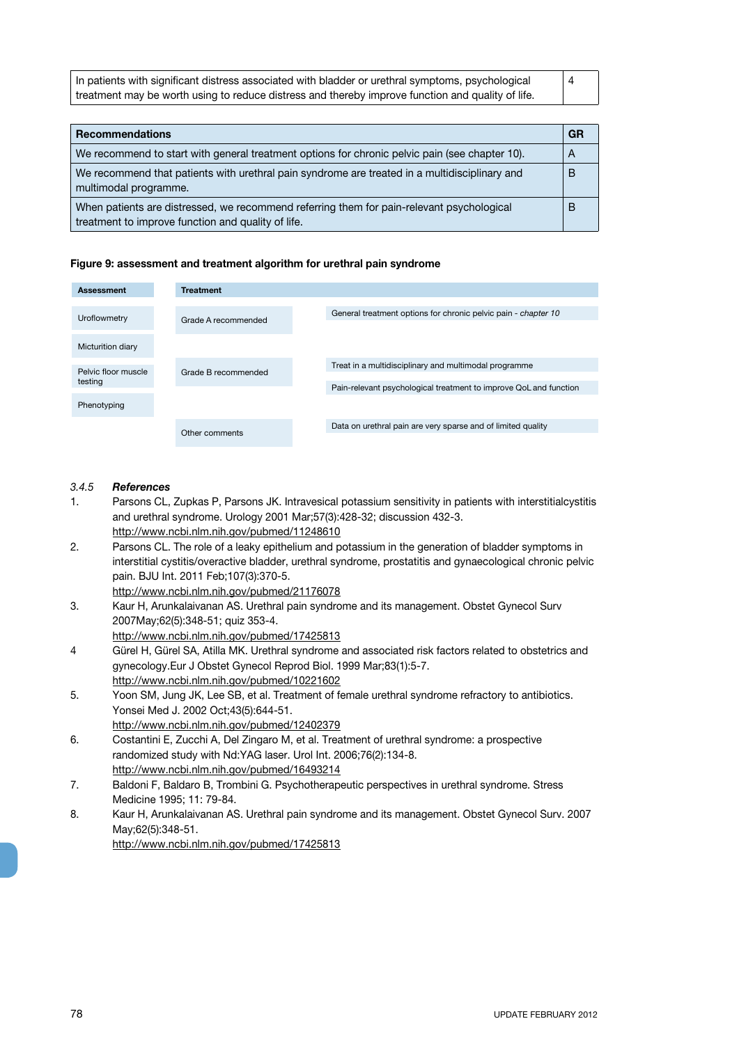| In patients with significant distress associated with bladder or urethral symptoms, psychological treatment may be worth using to reduce distress and thereby improve function and quality of life. | 4 |
|---|---|

| Recommendations | GR |
|---|---|
| We recommend to start with general treatment options for chronic pelvic pain (see chapter 10). | A |
| We recommend that patients with urethral pain syndrome are treated in a multidisciplinary and multimodal programme. | B |
| When patients are distressed, we recommend referring them for pain-relevant psychological treatment to improve function and quality of life. | B |

**Figure 9: assessment and treatment algorithm for urethral pain syndrome**

| Assessment | Treatment | |
|---|---|---|
| Uroflowmetry | Grade A recommended | General treatment options for chronic pelvic pain - *chapter 10* |
| Micturition diary | | |
| Pelvic floor muscle testing | Grade B recommended | Treat in a multidisciplinary and multimodal programme |
| | | Pain-relevant psychological treatment to improve QoL and function |
| Phenotyping | | |
| | Other comments | Data on urethral pain are very sparse and of limited quality |

### 3.4.5 *References*

1. Parsons CL, Zupkas P, Parsons JK. Intravesical potassium sensitivity in patients with interstitialcystitis and urethral syndrome. Urology 2001 Mar;57(3):428-32; discussion 432-3.
http://www.ncbi.nlm.nih.gov/pubmed/11248610
2. Parsons CL. The role of a leaky epithelium and potassium in the generation of bladder symptoms in interstitial cystitis/overactive bladder, urethral syndrome, prostatitis and gynaecological chronic pelvic pain. BJU Int. 2011 Feb;107(3):370-5.
http://www.ncbi.nlm.nih.gov/pubmed/21176078
3. Kaur H, Arunkalaivanan AS. Urethral pain syndrome and its management. Obstet Gynecol Surv 2007May;62(5):348-51; quiz 353-4.
http://www.ncbi.nlm.nih.gov/pubmed/17425813
4. Gürel H, Gürel SA, Atilla MK. Urethral syndrome and associated risk factors related to obstetrics and gynecology.Eur J Obstet Gynecol Reprod Biol. 1999 Mar;83(1):5-7.
http://www.ncbi.nlm.nih.gov/pubmed/10221602
5. Yoon SM, Jung JK, Lee SB, et al. Treatment of female urethral syndrome refractory to antibiotics. Yonsei Med J. 2002 Oct;43(5):644-51.
http://www.ncbi.nlm.nih.gov/pubmed/12402379
6. Costantini E, Zucchi A, Del Zingaro M, et al. Treatment of urethral syndrome: a prospective randomized study with Nd:YAG laser. Urol Int. 2006;76(2):134-8.
http://www.ncbi.nlm.nih.gov/pubmed/16493214
7. Baldoni F, Baldaro B, Trombini G. Psychotherapeutic perspectives in urethral syndrome. Stress Medicine 1995; 11: 79-84.
8. Kaur H, Arunkalaivanan AS. Urethral pain syndrome and its management. Obstet Gynecol Surv. 2007 May;62(5):348-51.
http://www.ncbi.nlm.nih.gov/pubmed/17425813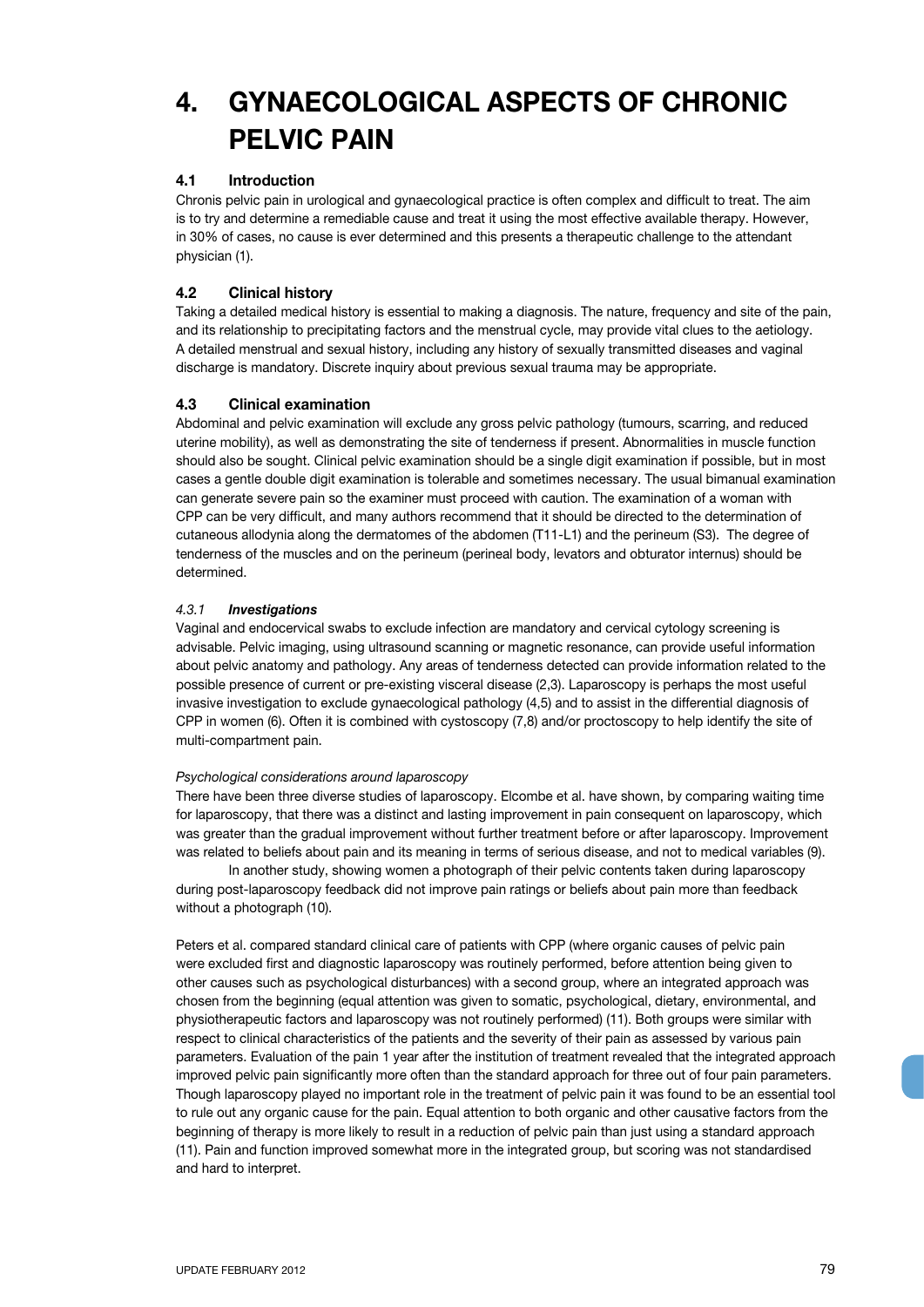# 4. GYNAECOLOGICAL ASPECTS OF CHRONIC PELVIC PAIN

## 4.1 Introduction

Chronis pelvic pain in urological and gynaecological practice is often complex and difficult to treat. The aim is to try and determine a remediable cause and treat it using the most effective available therapy. However, in 30% of cases, no cause is ever determined and this presents a therapeutic challenge to the attendant physician (1).

## 4.2 Clinical history

Taking a detailed medical history is essential to making a diagnosis. The nature, frequency and site of the pain, and its relationship to precipitating factors and the menstrual cycle, may provide vital clues to the aetiology. A detailed menstrual and sexual history, including any history of sexually transmitted diseases and vaginal discharge is mandatory. Discrete inquiry about previous sexual trauma may be appropriate.

## 4.3 Clinical examination

Abdominal and pelvic examination will exclude any gross pelvic pathology (tumours, scarring, and reduced uterine mobility), as well as demonstrating the site of tenderness if present. Abnormalities in muscle function should also be sought. Clinical pelvic examination should be a single digit examination if possible, but in most cases a gentle double digit examination is tolerable and sometimes necessary. The usual bimanual examination can generate severe pain so the examiner must proceed with caution. The examination of a woman with CPP can be very difficult, and many authors recommend that it should be directed to the determination of cutaneous allodynia along the dermatomes of the abdomen (T11-L1) and the perineum (S3). The degree of tenderness of the muscles and on the perineum (perineal body, levators and obturator internus) should be determined.

### *4.3.1 Investigations*

Vaginal and endocervical swabs to exclude infection are mandatory and cervical cytology screening is advisable. Pelvic imaging, using ultrasound scanning or magnetic resonance, can provide useful information about pelvic anatomy and pathology. Any areas of tenderness detected can provide information related to the possible presence of current or pre-existing visceral disease (2,3). Laparoscopy is perhaps the most useful invasive investigation to exclude gynaecological pathology (4,5) and to assist in the differential diagnosis of CPP in women (6). Often it is combined with cystoscopy (7,8) and/or proctoscopy to help identify the site of multi-compartment pain.

*Psychological considerations around laparoscopy*

There have been three diverse studies of laparoscopy. Elcombe et al. have shown, by comparing waiting time for laparoscopy, that there was a distinct and lasting improvement in pain consequent on laparoscopy, which was greater than the gradual improvement without further treatment before or after laparoscopy. Improvement was related to beliefs about pain and its meaning in terms of serious disease, and not to medical variables (9).

In another study, showing women a photograph of their pelvic contents taken during laparoscopy during post-laparoscopy feedback did not improve pain ratings or beliefs about pain more than feedback without a photograph (10).

Peters et al. compared standard clinical care of patients with CPP (where organic causes of pelvic pain were excluded first and diagnostic laparoscopy was routinely performed, before attention being given to other causes such as psychological disturbances) with a second group, where an integrated approach was chosen from the beginning (equal attention was given to somatic, psychological, dietary, environmental, and physiotherapeutic factors and laparoscopy was not routinely performed) (11). Both groups were similar with respect to clinical characteristics of the patients and the severity of their pain as assessed by various pain parameters. Evaluation of the pain 1 year after the institution of treatment revealed that the integrated approach improved pelvic pain significantly more often than the standard approach for three out of four pain parameters. Though laparoscopy played no important role in the treatment of pelvic pain it was found to be an essential tool to rule out any organic cause for the pain. Equal attention to both organic and other causative factors from the beginning of therapy is more likely to result in a reduction of pelvic pain than just using a standard approach (11). Pain and function improved somewhat more in the integrated group, but scoring was not standardised and hard to interpret.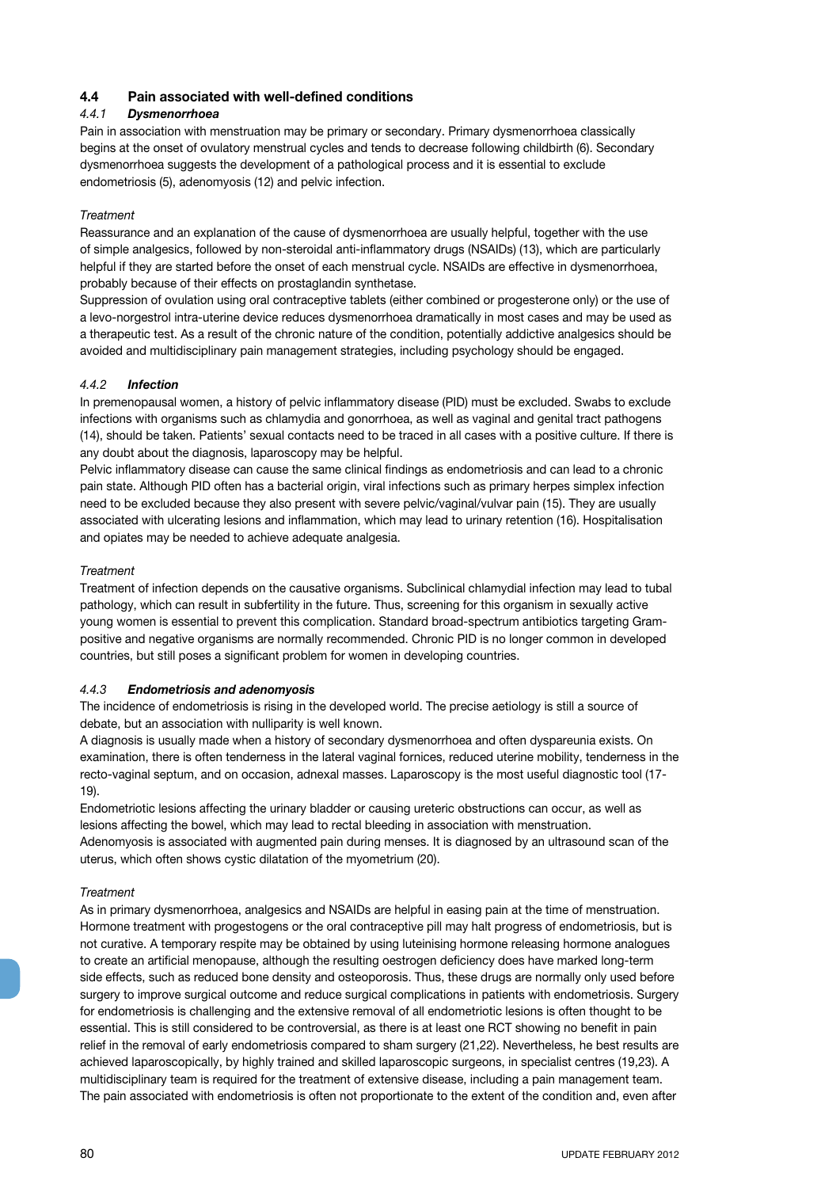### 4.4 Pain associated with well-defined conditions

#### *4.4.1 Dysmenorrhoea*

Pain in association with menstruation may be primary or secondary. Primary dysmenorrhoea classically begins at the onset of ovulatory menstrual cycles and tends to decrease following childbirth (6). Secondary dysmenorrhoea suggests the development of a pathological process and it is essential to exclude endometriosis (5), adenomyosis (12) and pelvic infection.

*Treatment*

Reassurance and an explanation of the cause of dysmenorrhoea are usually helpful, together with the use of simple analgesics, followed by non-steroidal anti-inflammatory drugs (NSAIDs) (13), which are particularly helpful if they are started before the onset of each menstrual cycle. NSAIDs are effective in dysmenorrhoea, probably because of their effects on prostaglandin synthetase.

Suppression of ovulation using oral contraceptive tablets (either combined or progesterone only) or the use of a levo-norgestrol intra-uterine device reduces dysmenorrhoea dramatically in most cases and may be used as a therapeutic test. As a result of the chronic nature of the condition, potentially addictive analgesics should be avoided and multidisciplinary pain management strategies, including psychology should be engaged.

#### *4.4.2 Infection*

In premenopausal women, a history of pelvic inflammatory disease (PID) must be excluded. Swabs to exclude infections with organisms such as chlamydia and gonorrhoea, as well as vaginal and genital tract pathogens (14), should be taken. Patients' sexual contacts need to be traced in all cases with a positive culture. If there is any doubt about the diagnosis, laparoscopy may be helpful.

Pelvic inflammatory disease can cause the same clinical findings as endometriosis and can lead to a chronic pain state. Although PID often has a bacterial origin, viral infections such as primary herpes simplex infection need to be excluded because they also present with severe pelvic/vaginal/vulvar pain (15). They are usually associated with ulcerating lesions and inflammation, which may lead to urinary retention (16). Hospitalisation and opiates may be needed to achieve adequate analgesia.

*Treatment*

Treatment of infection depends on the causative organisms. Subclinical chlamydial infection may lead to tubal pathology, which can result in subfertility in the future. Thus, screening for this organism in sexually active young women is essential to prevent this complication. Standard broad-spectrum antibiotics targeting Gram-positive and negative organisms are normally recommended. Chronic PID is no longer common in developed countries, but still poses a significant problem for women in developing countries.

#### *4.4.3 Endometriosis and adenomyosis*

The incidence of endometriosis is rising in the developed world. The precise aetiology is still a source of debate, but an association with nulliparity is well known.

A diagnosis is usually made when a history of secondary dysmenorrhoea and often dyspareunia exists. On examination, there is often tenderness in the lateral vaginal fornices, reduced uterine mobility, tenderness in the recto-vaginal septum, and on occasion, adnexal masses. Laparoscopy is the most useful diagnostic tool (17-19).

Endometriotic lesions affecting the urinary bladder or causing ureteric obstructions can occur, as well as lesions affecting the bowel, which may lead to rectal bleeding in association with menstruation.

Adenomyosis is associated with augmented pain during menses. It is diagnosed by an ultrasound scan of the uterus, which often shows cystic dilatation of the myometrium (20).

*Treatment*

As in primary dysmenorrhoea, analgesics and NSAIDs are helpful in easing pain at the time of menstruation. Hormone treatment with progestogens or the oral contraceptive pill may halt progress of endometriosis, but is not curative. A temporary respite may be obtained by using luteinising hormone releasing hormone analogues to create an artificial menopause, although the resulting oestrogen deficiency does have marked long-term side effects, such as reduced bone density and osteoporosis. Thus, these drugs are normally only used before surgery to improve surgical outcome and reduce surgical complications in patients with endometriosis. Surgery for endometriosis is challenging and the extensive removal of all endometriotic lesions is often thought to be essential. This is still considered to be controversial, as there is at least one RCT showing no benefit in pain relief in the removal of early endometriosis compared to sham surgery (21,22). Nevertheless, he best results are achieved laparoscopically, by highly trained and skilled laparoscopic surgeons, in specialist centres (19,23). A multidisciplinary team is required for the treatment of extensive disease, including a pain management team. The pain associated with endometriosis is often not proportionate to the extent of the condition and, even after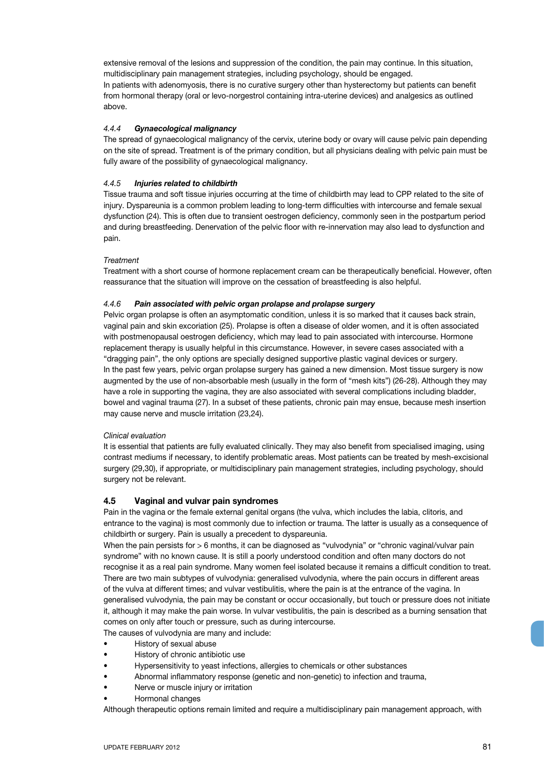extensive removal of the lesions and suppression of the condition, the pain may continue. In this situation, multidisciplinary pain management strategies, including psychology, should be engaged.
In patients with adenomyosis, there is no curative surgery other than hysterectomy but patients can benefit from hormonal therapy (oral or levo-norgestrol containing intra-uterine devices) and analgesics as outlined above.

#### *4.4.4 Gynaecological malignancy*

The spread of gynaecological malignancy of the cervix, uterine body or ovary will cause pelvic pain depending on the site of spread. Treatment is of the primary condition, but all physicians dealing with pelvic pain must be fully aware of the possibility of gynaecological malignancy.

#### *4.4.5 Injuries related to childbirth*

Tissue trauma and soft tissue injuries occurring at the time of childbirth may lead to CPP related to the site of injury. Dyspareunia is a common problem leading to long-term difficulties with intercourse and female sexual dysfunction (24). This is often due to transient oestrogen deficiency, commonly seen in the postpartum period and during breastfeeding. Denervation of the pelvic floor with re-innervation may also lead to dysfunction and pain.

*Treatment*

Treatment with a short course of hormone replacement cream can be therapeutically beneficial. However, often reassurance that the situation will improve on the cessation of breastfeeding is also helpful.

#### *4.4.6 Pain associated with pelvic organ prolapse and prolapse surgery*

Pelvic organ prolapse is often an asymptomatic condition, unless it is so marked that it causes back strain, vaginal pain and skin excoriation (25). Prolapse is often a disease of older women, and it is often associated with postmenopausal oestrogen deficiency, which may lead to pain associated with intercourse. Hormone replacement therapy is usually helpful in this circumstance. However, in severe cases associated with a "dragging pain", the only options are specially designed supportive plastic vaginal devices or surgery.
In the past few years, pelvic organ prolapse surgery has gained a new dimension. Most tissue surgery is now augmented by the use of non-absorbable mesh (usually in the form of "mesh kits") (26-28). Although they may have a role in supporting the vagina, they are also associated with several complications including bladder, bowel and vaginal trauma (27). In a subset of these patients, chronic pain may ensue, because mesh insertion may cause nerve and muscle irritation (23,24).

*Clinical evaluation*

It is essential that patients are fully evaluated clinically. They may also benefit from specialised imaging, using contrast mediums if necessary, to identify problematic areas. Most patients can be treated by mesh-excisional surgery (29,30), if appropriate, or multidisciplinary pain management strategies, including psychology, should surgery not be relevant.

### 4.5 Vaginal and vulvar pain syndromes

Pain in the vagina or the female external genital organs (the vulva, which includes the labia, clitoris, and entrance to the vagina) is most commonly due to infection or trauma. The latter is usually as a consequence of childbirth or surgery. Pain is usually a precedent to dyspareunia.
When the pain persists for > 6 months, it can be diagnosed as "vulvodynia" or "chronic vaginal/vulvar pain syndrome" with no known cause. It is still a poorly understood condition and often many doctors do not recognise it as a real pain syndrome. Many women feel isolated because it remains a difficult condition to treat.
There are two main subtypes of vulvodynia: generalised vulvodynia, where the pain occurs in different areas of the vulva at different times; and vulvar vestibulitis, where the pain is at the entrance of the vagina. In generalised vulvodynia, the pain may be constant or occur occasionally, but touch or pressure does not initiate it, although it may make the pain worse. In vulvar vestibulitis, the pain is described as a burning sensation that comes on only after touch or pressure, such as during intercourse.
The causes of vulvodynia are many and include:

- History of sexual abuse
- History of chronic antibiotic use
- Hypersensitivity to yeast infections, allergies to chemicals or other substances
- Abnormal inflammatory response (genetic and non-genetic) to infection and trauma,
- Nerve or muscle injury or irritation
- Hormonal changes

Although therapeutic options remain limited and require a multidisciplinary pain management approach, with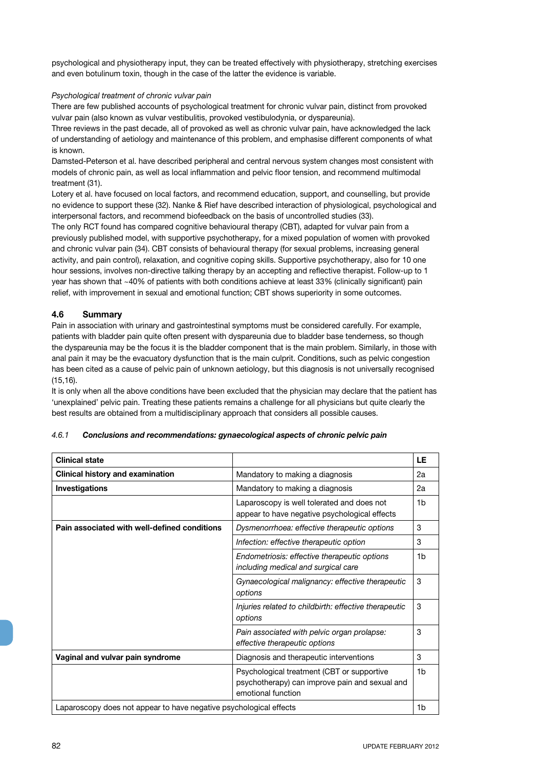psychological and physiotherapy input, they can be treated effectively with physiotherapy, stretching exercises and even botulinum toxin, though in the case of the latter the evidence is variable.

*Psychological treatment of chronic vulvar pain*

There are few published accounts of psychological treatment for chronic vulvar pain, distinct from provoked vulvar pain (also known as vulvar vestibulitis, provoked vestibulodynia, or dyspareunia).

Three reviews in the past decade, all of provoked as well as chronic vulvar pain, have acknowledged the lack of understanding of aetiology and maintenance of this problem, and emphasise different components of what is known.

Damsted-Peterson et al. have described peripheral and central nervous system changes most consistent with models of chronic pain, as well as local inflammation and pelvic floor tension, and recommend multimodal treatment (31).

Lotery et al. have focused on local factors, and recommend education, support, and counselling, but provide no evidence to support these (32). Nanke & Rief have described interaction of physiological, psychological and interpersonal factors, and recommend biofeedback on the basis of uncontrolled studies (33).

The only RCT found has compared cognitive behavioural therapy (CBT), adapted for vulvar pain from a previously published model, with supportive psychotherapy, for a mixed population of women with provoked and chronic vulvar pain (34). CBT consists of behavioural therapy (for sexual problems, increasing general activity, and pain control), relaxation, and cognitive coping skills. Supportive psychotherapy, also for 10 one hour sessions, involves non-directive talking therapy by an accepting and reflective therapist. Follow-up to 1 year has shown that ~40% of patients with both conditions achieve at least 33% (clinically significant) pain relief, with improvement in sexual and emotional function; CBT shows superiority in some outcomes.

### 4.6 Summary

Pain in association with urinary and gastrointestinal symptoms must be considered carefully. For example, patients with bladder pain quite often present with dyspareunia due to bladder base tenderness, so though the dyspareunia may be the focus it is the bladder component that is the main problem. Similarly, in those with anal pain it may be the evacuatory dysfunction that is the main culprit. Conditions, such as pelvic congestion has been cited as a cause of pelvic pain of unknown aetiology, but this diagnosis is not universally recognised (15,16).

It is only when all the above conditions have been excluded that the physician may declare that the patient has 'unexplained' pelvic pain. Treating these patients remains a challenge for all physicians but quite clearly the best results are obtained from a multidisciplinary approach that considers all possible causes.

#### *4.6.1* ***Conclusions and recommendations: gynaecological aspects of chronic pelvic pain***

| **Clinical state** | | **LE** |
|---|---|---|
| **Clinical history and examination** | Mandatory to making a diagnosis | 2a |
| **Investigations** | Mandatory to making a diagnosis | 2a |
| | Laparoscopy is well tolerated and does not appear to have negative psychological effects | 1b |
| **Pain associated with well-defined conditions** | *Dysmenorrhoea: effective therapeutic options* | 3 |
| | *Infection: effective therapeutic option* | 3 |
| | *Endometriosis: effective therapeutic options including medical and surgical care* | 1b |
| | *Gynaecological malignancy: effective therapeutic options* | 3 |
| | *Injuries related to childbirth: effective therapeutic options* | 3 |
| | *Pain associated with pelvic organ prolapse: effective therapeutic options* | 3 |
| **Vaginal and vulvar pain syndrome** | Diagnosis and therapeutic interventions | 3 |
| | Psychological treatment (CBT or supportive psychotherapy) can improve pain and sexual and emotional function | 1b |
| Laparoscopy does not appear to have negative psychological effects | | 1b |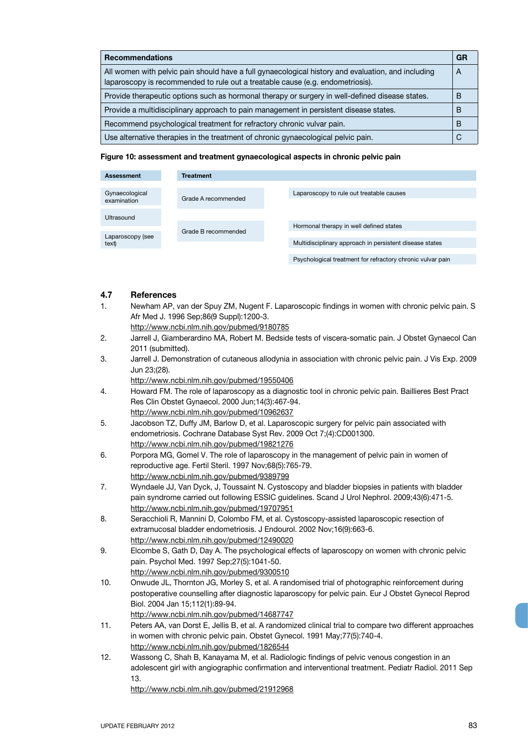| Recommendations | GR |
|---|---|
| All women with pelvic pain should have a full gynaecological history and evaluation, and including laparoscopy is recommended to rule out a treatable cause (e.g. endometriosis). | A |
| Provide therapeutic options such as hormonal therapy or surgery in well-defined disease states. | B |
| Provide a multidisciplinary approach to pain management in persistent disease states. | B |
| Recommend psychological treatment for refractory chronic vulvar pain. | B |
| Use alternative therapies in the treatment of chronic gynaecological pelvic pain. | C |

**Figure 10: assessment and treatment gynaecological aspects in chronic pelvic pain**

| Assessment | Treatment | |
|---|---|---|
| Gynaecological examination | Grade A recommended | Laparoscopy to rule out treatable causes |
| Ultrasound | Grade B recommended | Hormonal therapy in well defined states |
| Laparoscopy (see text) | | Multidisciplinary approach in persistent disease states |
| | | Psychological treatment for refractory chronic vulvar pain |

### 4.7 References

1. Newham AP, van der Spuy ZM, Nugent F. Laparoscopic findings in women with chronic pelvic pain. S Afr Med J. 1996 Sep;86(9 Suppl):1200-3.
   http://www.ncbi.nlm.nih.gov/pubmed/9180785
2. Jarrell J, Giamberardino MA, Robert M. Bedside tests of viscera-somatic pain. J Obstet Gynaecol Can 2011 (submitted).
3. Jarrell J. Demonstration of cutaneous allodynia in association with chronic pelvic pain. J Vis Exp. 2009 Jun 23;(28).
   http://www.ncbi.nlm.nih.gov/pubmed/19550406
4. Howard FM. The role of laparoscopy as a diagnostic tool in chronic pelvic pain. Baillieres Best Pract Res Clin Obstet Gynaecol. 2000 Jun;14(3):467-94.
   http://www.ncbi.nlm.nih.gov/pubmed/10962637
5. Jacobson TZ, Duffy JM, Barlow D, et al. Laparoscopic surgery for pelvic pain associated with endometriosis. Cochrane Database Syst Rev. 2009 Oct 7;(4):CD001300.
   http://www.ncbi.nlm.nih.gov/pubmed/19821276
6. Porpora MG, Gomel V. The role of laparoscopy in the management of pelvic pain in women of reproductive age. Fertil Steril. 1997 Nov;68(5):765-79.
   http://www.ncbi.nlm.nih.gov/pubmed/9389799
7. Wyndaele JJ, Van Dyck, J, Toussaint N. Cystoscopy and bladder biopsies in patients with bladder pain syndrome carried out following ESSIC guidelines. Scand J Urol Nephrol. 2009;43(6):471-5.
   http://www.ncbi.nlm.nih.gov/pubmed/19707951
8. Seracchioli R, Mannini D, Colombo FM, et al. Cystoscopy-assisted laparoscopic resection of extramucosal bladder endometriosis. J Endourol. 2002 Nov;16(9):663-6.
   http://www.ncbi.nlm.nih.gov/pubmed/12490020
9. Elcombe S, Gath D, Day A. The psychological effects of laparoscopy on women with chronic pelvic pain. Psychol Med. 1997 Sep;27(5):1041-50.
   http://www.ncbi.nlm.nih.gov/pubmed/9300510
10. Onwude JL, Thornton JG, Morley S, et al. A randomised trial of photographic reinforcement during postoperative counselling after diagnostic laparoscopy for pelvic pain. Eur J Obstet Gynecol Reprod Biol. 2004 Jan 15;112(1):89-94.
    http://www.ncbi.nlm.nih.gov/pubmed/14687747
11. Peters AA, van Dorst E, Jellis B, et al. A randomized clinical trial to compare two different approaches in women with chronic pelvic pain. Obstet Gynecol. 1991 May;77(5):740-4.
    http://www.ncbi.nlm.nih.gov/pubmed/1826544
12. Wassong C, Shah B, Kanayama M, et al. Radiologic findings of pelvic venous congestion in an adolescent girl with angiographic confirmation and interventional treatment. Pediatr Radiol. 2011 Sep 13.
    http://www.ncbi.nlm.nih.gov/pubmed/21912968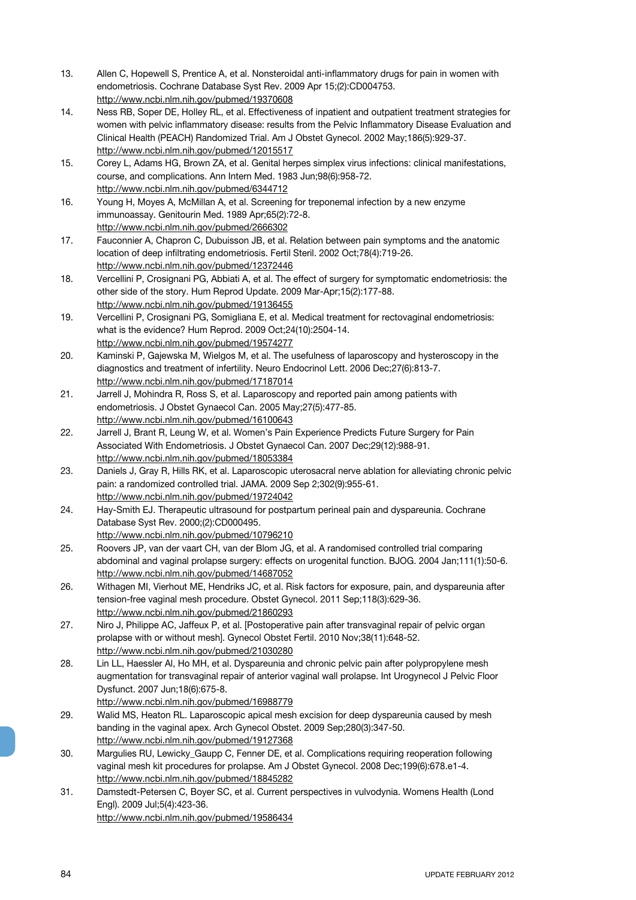13. Allen C, Hopewell S, Prentice A, et al. Nonsteroidal anti-inflammatory drugs for pain in women with endometriosis. Cochrane Database Syst Rev. 2009 Apr 15;(2):CD004753. http://www.ncbi.nlm.nih.gov/pubmed/19370608
14. Ness RB, Soper DE, Holley RL, et al. Effectiveness of inpatient and outpatient treatment strategies for women with pelvic inflammatory disease: results from the Pelvic Inflammatory Disease Evaluation and Clinical Health (PEACH) Randomized Trial. Am J Obstet Gynecol. 2002 May;186(5):929-37. http://www.ncbi.nlm.nih.gov/pubmed/12015517
15. Corey L, Adams HG, Brown ZA, et al. Genital herpes simplex virus infections: clinical manifestations, course, and complications. Ann Intern Med. 1983 Jun;98(6):958-72. http://www.ncbi.nlm.nih.gov/pubmed/6344712
16. Young H, Moyes A, McMillan A, et al. Screening for treponemal infection by a new enzyme immunoassay. Genitourin Med. 1989 Apr;65(2):72-8. http://www.ncbi.nlm.nih.gov/pubmed/2666302
17. Fauconnier A, Chapron C, Dubuisson JB, et al. Relation between pain symptoms and the anatomic location of deep infiltrating endometriosis. Fertil Steril. 2002 Oct;78(4):719-26. http://www.ncbi.nlm.nih.gov/pubmed/12372446
18. Vercellini P, Crosignani PG, Abbiati A, et al. The effect of surgery for symptomatic endometriosis: the other side of the story. Hum Reprod Update. 2009 Mar-Apr;15(2):177-88. http://www.ncbi.nlm.nih.gov/pubmed/19136455
19. Vercellini P, Crosignani PG, Somigliana E, et al. Medical treatment for rectovaginal endometriosis: what is the evidence? Hum Reprod. 2009 Oct;24(10):2504-14. http://www.ncbi.nlm.nih.gov/pubmed/19574277
20. Kaminski P, Gajewska M, Wielgos M, et al. The usefulness of laparoscopy and hysteroscopy in the diagnostics and treatment of infertility. Neuro Endocrinol Lett. 2006 Dec;27(6):813-7. http://www.ncbi.nlm.nih.gov/pubmed/17187014
21. Jarrell J, Mohindra R, Ross S, et al. Laparoscopy and reported pain among patients with endometriosis. J Obstet Gynaecol Can. 2005 May;27(5):477-85. http://www.ncbi.nlm.nih.gov/pubmed/16100643
22. Jarrell J, Brant R, Leung W, et al. Women's Pain Experience Predicts Future Surgery for Pain Associated With Endometriosis. J Obstet Gynaecol Can. 2007 Dec;29(12):988-91. http://www.ncbi.nlm.nih.gov/pubmed/18053384
23. Daniels J, Gray R, Hills RK, et al. Laparoscopic uterosacral nerve ablation for alleviating chronic pelvic pain: a randomized controlled trial. JAMA. 2009 Sep 2;302(9):955-61. http://www.ncbi.nlm.nih.gov/pubmed/19724042
24. Hay-Smith EJ. Therapeutic ultrasound for postpartum perineal pain and dyspareunia. Cochrane Database Syst Rev. 2000;(2):CD000495. http://www.ncbi.nlm.nih.gov/pubmed/10796210
25. Roovers JP, van der vaart CH, van der Blom JG, et al. A randomised controlled trial comparing abdominal and vaginal prolapse surgery: effects on urogenital function. BJOG. 2004 Jan;111(1):50-6. http://www.ncbi.nlm.nih.gov/pubmed/14687052
26. Withagen MI, Vierhout ME, Hendriks JC, et al. Risk factors for exposure, pain, and dyspareunia after tension-free vaginal mesh procedure. Obstet Gynecol. 2011 Sep;118(3):629-36. http://www.ncbi.nlm.nih.gov/pubmed/21860293
27. Niro J, Philippe AC, Jaffeux P, et al. [Postoperative pain after transvaginal repair of pelvic organ prolapse with or without mesh]. Gynecol Obstet Fertil. 2010 Nov;38(11):648-52. http://www.ncbi.nlm.nih.gov/pubmed/21030280
28. Lin LL, Haessler Al, Ho MH, et al. Dyspareunia and chronic pelvic pain after polypropylene mesh augmentation for transvaginal repair of anterior vaginal wall prolapse. Int Urogynecol J Pelvic Floor Dysfunct. 2007 Jun;18(6):675-8. http://www.ncbi.nlm.nih.gov/pubmed/16988779
29. Walid MS, Heaton RL. Laparoscopic apical mesh excision for deep dyspareunia caused by mesh banding in the vaginal apex. Arch Gynecol Obstet. 2009 Sep;280(3):347-50. http://www.ncbi.nlm.nih.gov/pubmed/19127368
30. Margulies RU, Lewicky_Gaupp C, Fenner DE, et al. Complications requiring reoperation following vaginal mesh kit procedures for prolapse. Am J Obstet Gynecol. 2008 Dec;199(6):678.e1-4. http://www.ncbi.nlm.nih.gov/pubmed/18845282
31. Damstedt-Petersen C, Boyer SC, et al. Current perspectives in vulvodynia. Womens Health (Lond Engl). 2009 Jul;5(4):423-36. http://www.ncbi.nlm.nih.gov/pubmed/19586434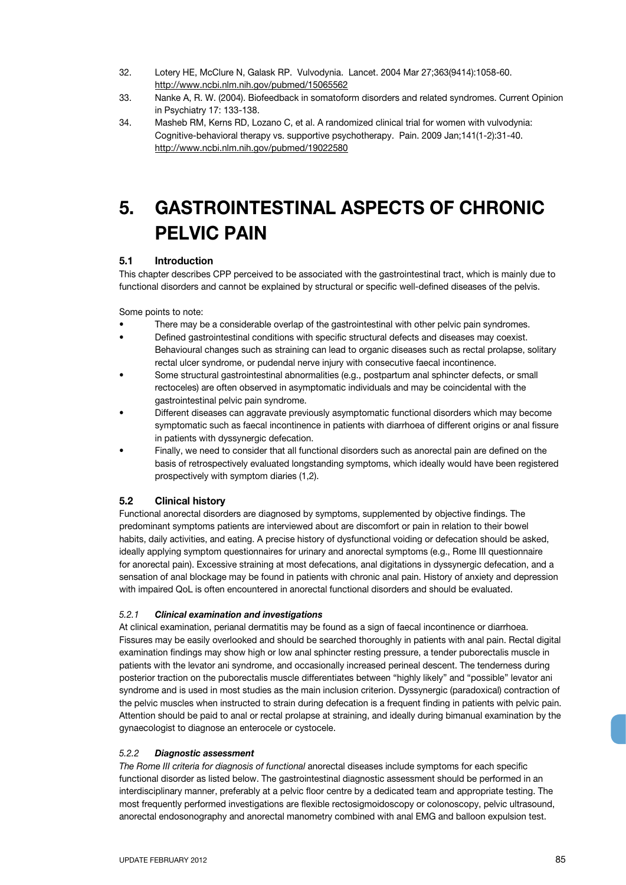32. Lotery HE, McClure N, Galask RP. Vulvodynia. Lancet. 2004 Mar 27;363(9414):1058-60. http://www.ncbi.nlm.nih.gov/pubmed/15065562
33. Nanke A, R. W. (2004). Biofeedback in somatoform disorders and related syndromes. Current Opinion in Psychiatry 17: 133-138.
34. Masheb RM, Kerns RD, Lozano C, et al. A randomized clinical trial for women with vulvodynia: Cognitive-behavioral therapy vs. supportive psychotherapy. Pain. 2009 Jan;141(1-2):31-40. http://www.ncbi.nlm.nih.gov/pubmed/19022580

# 5. GASTROINTESTINAL ASPECTS OF CHRONIC PELVIC PAIN

## 5.1 Introduction

This chapter describes CPP perceived to be associated with the gastrointestinal tract, which is mainly due to functional disorders and cannot be explained by structural or specific well-defined diseases of the pelvis.

Some points to note:

- There may be a considerable overlap of the gastrointestinal with other pelvic pain syndromes.
- Defined gastrointestinal conditions with specific structural defects and diseases may coexist. Behavioural changes such as straining can lead to organic diseases such as rectal prolapse, solitary rectal ulcer syndrome, or pudendal nerve injury with consecutive faecal incontinence.
- Some structural gastrointestinal abnormalities (e.g., postpartum anal sphincter defects, or small rectoceles) are often observed in asymptomatic individuals and may be coincidental with the gastrointestinal pelvic pain syndrome.
- Different diseases can aggravate previously asymptomatic functional disorders which may become symptomatic such as faecal incontinence in patients with diarrhoea of different origins or anal fissure in patients with dyssynergic defecation.
- Finally, we need to consider that all functional disorders such as anorectal pain are defined on the basis of retrospectively evaluated longstanding symptoms, which ideally would have been registered prospectively with symptom diaries (1,2).

## 5.2 Clinical history

Functional anorectal disorders are diagnosed by symptoms, supplemented by objective findings. The predominant symptoms patients are interviewed about are discomfort or pain in relation to their bowel habits, daily activities, and eating. A precise history of dysfunctional voiding or defecation should be asked, ideally applying symptom questionnaires for urinary and anorectal symptoms (e.g., Rome III questionnaire for anorectal pain). Excessive straining at most defecations, anal digitations in dyssynergic defecation, and a sensation of anal blockage may be found in patients with chronic anal pain. History of anxiety and depression with impaired QoL is often encountered in anorectal functional disorders and should be evaluated.

### *5.2.1 Clinical examination and investigations*

At clinical examination, perianal dermatitis may be found as a sign of faecal incontinence or diarrhoea. Fissures may be easily overlooked and should be searched thoroughly in patients with anal pain. Rectal digital examination findings may show high or low anal sphincter resting pressure, a tender puborectalis muscle in patients with the levator ani syndrome, and occasionally increased perineal descent. The tenderness during posterior traction on the puborectalis muscle differentiates between "highly likely" and "possible" levator ani syndrome and is used in most studies as the main inclusion criterion. Dyssynergic (paradoxical) contraction of the pelvic muscles when instructed to strain during defecation is a frequent finding in patients with pelvic pain. Attention should be paid to anal or rectal prolapse at straining, and ideally during bimanual examination by the gynaecologist to diagnose an enterocele or cystocele.

### *5.2.2 Diagnostic assessment*

*The Rome III criteria for diagnosis of functional* anorectal diseases include symptoms for each specific functional disorder as listed below. The gastrointestinal diagnostic assessment should be performed in an interdisciplinary manner, preferably at a pelvic floor centre by a dedicated team and appropriate testing. The most frequently performed investigations are flexible rectosigmoidoscopy or colonoscopy, pelvic ultrasound, anorectal endosonography and anorectal manometry combined with anal EMG and balloon expulsion test.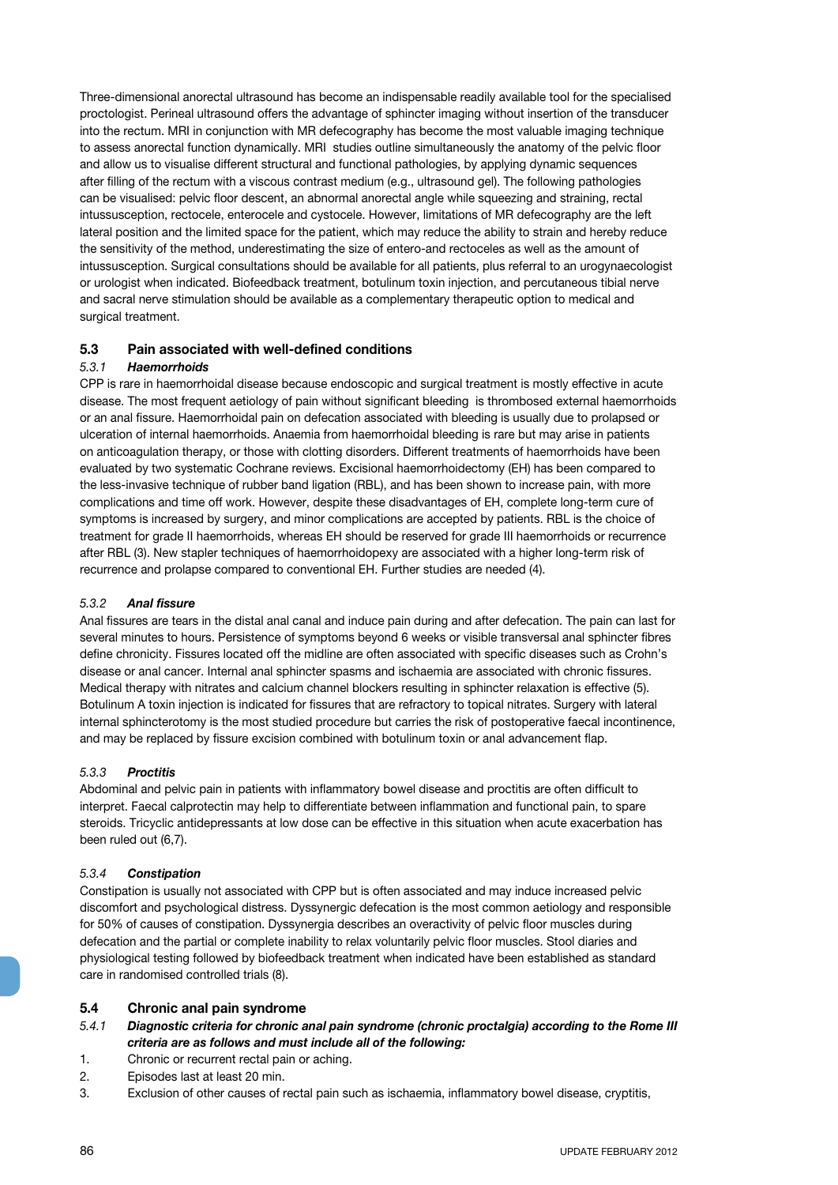Three-dimensional anorectal ultrasound has become an indispensable readily available tool for the specialised proctologist. Perineal ultrasound offers the advantage of sphincter imaging without insertion of the transducer into the rectum. MRI in conjunction with MR defecography has become the most valuable imaging technique to assess anorectal function dynamically. MRI studies outline simultaneously the anatomy of the pelvic floor and allow us to visualise different structural and functional pathologies, by applying dynamic sequences after filling of the rectum with a viscous contrast medium (e.g., ultrasound gel). The following pathologies can be visualised: pelvic floor descent, an abnormal anorectal angle while squeezing and straining, rectal intussusception, rectocele, enterocele and cystocele. However, limitations of MR defecography are the left lateral position and the limited space for the patient, which may reduce the ability to strain and hereby reduce the sensitivity of the method, underestimating the size of entero-and rectoceles as well as the amount of intussusception. Surgical consultations should be available for all patients, plus referral to an urogynaecologist or urologist when indicated. Biofeedback treatment, botulinum toxin injection, and percutaneous tibial nerve and sacral nerve stimulation should be available as a complementary therapeutic option to medical and surgical treatment.

## 5.3 Pain associated with well-defined conditions

### *5.3.1 Haemorrhoids*

CPP is rare in haemorrhoidal disease because endoscopic and surgical treatment is mostly effective in acute disease. The most frequent aetiology of pain without significant bleeding is thrombosed external haemorrhoids or an anal fissure. Haemorrhoidal pain on defecation associated with bleeding is usually due to prolapsed or ulceration of internal haemorrhoids. Anaemia from haemorrhoidal bleeding is rare but may arise in patients on anticoagulation therapy, or those with clotting disorders. Different treatments of haemorrhoids have been evaluated by two systematic Cochrane reviews. Excisional haemorrhoidectomy (EH) has been compared to the less-invasive technique of rubber band ligation (RBL), and has been shown to increase pain, with more complications and time off work. However, despite these disadvantages of EH, complete long-term cure of symptoms is increased by surgery, and minor complications are accepted by patients. RBL is the choice of treatment for grade II haemorrhoids, whereas EH should be reserved for grade III haemorrhoids or recurrence after RBL (3). New stapler techniques of haemorrhoidopexy are associated with a higher long-term risk of recurrence and prolapse compared to conventional EH. Further studies are needed (4).

### *5.3.2 Anal fissure*

Anal fissures are tears in the distal anal canal and induce pain during and after defecation. The pain can last for several minutes to hours. Persistence of symptoms beyond 6 weeks or visible transversal anal sphincter fibres define chronicity. Fissures located off the midline are often associated with specific diseases such as Crohn's disease or anal cancer. Internal anal sphincter spasms and ischaemia are associated with chronic fissures. Medical therapy with nitrates and calcium channel blockers resulting in sphincter relaxation is effective (5). Botulinum A toxin injection is indicated for fissures that are refractory to topical nitrates. Surgery with lateral internal sphincterotomy is the most studied procedure but carries the risk of postoperative faecal incontinence, and may be replaced by fissure excision combined with botulinum toxin or anal advancement flap.

### *5.3.3 Proctitis*

Abdominal and pelvic pain in patients with inflammatory bowel disease and proctitis are often difficult to interpret. Faecal calprotectin may help to differentiate between inflammation and functional pain, to spare steroids. Tricyclic antidepressants at low dose can be effective in this situation when acute exacerbation has been ruled out (6,7).

### *5.3.4 Constipation*

Constipation is usually not associated with CPP but is often associated and may induce increased pelvic discomfort and psychological distress. Dyssynergic defecation is the most common aetiology and responsible for 50% of causes of constipation. Dyssynergia describes an overactivity of pelvic floor muscles during defecation and the partial or complete inability to relax voluntarily pelvic floor muscles. Stool diaries and physiological testing followed by biofeedback treatment when indicated have been established as standard care in randomised controlled trials (8).

## 5.4 Chronic anal pain syndrome

### *5.4.1 Diagnostic criteria for chronic anal pain syndrome (chronic proctalgia) according to the Rome III criteria are as follows and must include all of the following:*

1. Chronic or recurrent rectal pain or aching.
2. Episodes last at least 20 min.
3. Exclusion of other causes of rectal pain such as ischaemia, inflammatory bowel disease, cryptitis,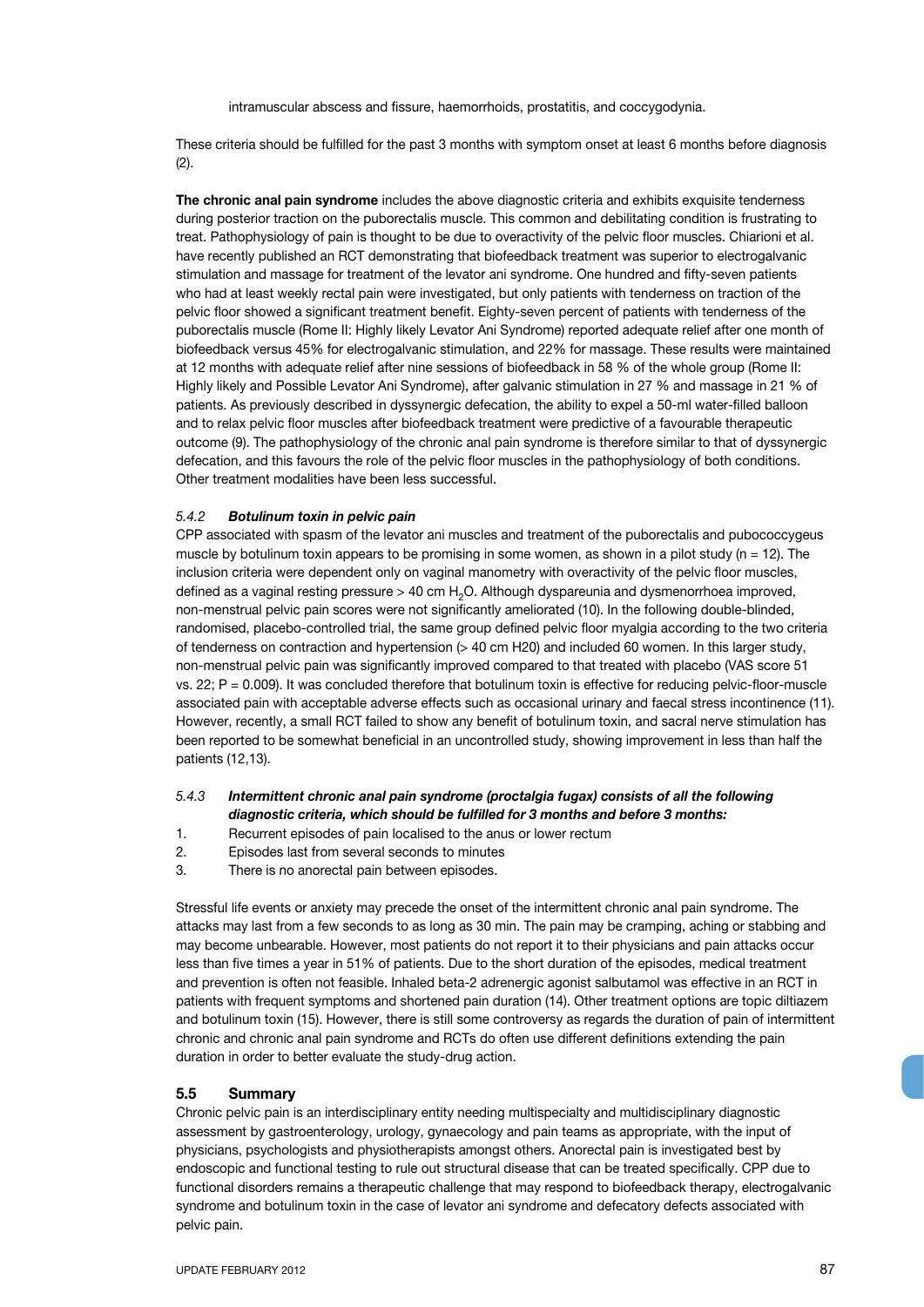intramuscular abscess and fissure, haemorrhoids, prostatitis, and coccygodynia.

These criteria should be fulfilled for the past 3 months with symptom onset at least 6 months before diagnosis (2).

**The chronic anal pain syndrome** includes the above diagnostic criteria and exhibits exquisite tenderness during posterior traction on the puborectalis muscle. This common and debilitating condition is frustrating to treat. Pathophysiology of pain is thought to be due to overactivity of the pelvic floor muscles. Chiarioni et al. have recently published an RCT demonstrating that biofeedback treatment was superior to electrogalvanic stimulation and massage for treatment of the levator ani syndrome. One hundred and fifty-seven patients who had at least weekly rectal pain were investigated, but only patients with tenderness on traction of the pelvic floor showed a significant treatment benefit. Eighty-seven percent of patients with tenderness of the puborectalis muscle (Rome II: Highly likely Levator Ani Syndrome) reported adequate relief after one month of biofeedback versus 45% for electrogalvanic stimulation, and 22% for massage. These results were maintained at 12 months with adequate relief after nine sessions of biofeedback in 58 % of the whole group (Rome II: Highly likely and Possible Levator Ani Syndrome), after galvanic stimulation in 27 % and massage in 21 % of patients. As previously described in dyssynergic defecation, the ability to expel a 50-ml water-filled balloon and to relax pelvic floor muscles after biofeedback treatment were predictive of a favourable therapeutic outcome (9). The pathophysiology of the chronic anal pain syndrome is therefore similar to that of dyssynergic defecation, and this favours the role of the pelvic floor muscles in the pathophysiology of both conditions. Other treatment modalities have been less successful.

#### *5.4.2 **Botulinum toxin in pelvic pain***

CPP associated with spasm of the levator ani muscles and treatment of the puborectalis and pubococcygeus muscle by botulinum toxin appears to be promising in some women, as shown in a pilot study (n = 12). The inclusion criteria were dependent only on vaginal manometry with overactivity of the pelvic floor muscles, defined as a vaginal resting pressure > 40 cm $H_2O$. Although dyspareunia and dysmenorrhoea improved, non-menstrual pelvic pain scores were not significantly ameliorated (10). In the following double-blinded, randomised, placebo-controlled trial, the same group defined pelvic floor myalgia according to the two criteria of tenderness on contraction and hypertension (> 40 cm H20) and included 60 women. In this larger study, non-menstrual pelvic pain was significantly improved compared to that treated with placebo (VAS score 51 vs. 22; P = 0.009). It was concluded therefore that botulinum toxin is effective for reducing pelvic-floor-muscle associated pain with acceptable adverse effects such as occasional urinary and faecal stress incontinence (11). However, recently, a small RCT failed to show any benefit of botulinum toxin, and sacral nerve stimulation has been reported to be somewhat beneficial in an uncontrolled study, showing improvement in less than half the patients (12,13).

#### *5.4.3 **Intermittent chronic anal pain syndrome (proctalgia fugax) consists of all the following diagnostic criteria, which should be fulfilled for 3 months and before 3 months:***

1. Recurrent episodes of pain localised to the anus or lower rectum
2. Episodes last from several seconds to minutes
3. There is no anorectal pain between episodes.

Stressful life events or anxiety may precede the onset of the intermittent chronic anal pain syndrome. The attacks may last from a few seconds to as long as 30 min. The pain may be cramping, aching or stabbing and may become unbearable. However, most patients do not report it to their physicians and pain attacks occur less than five times a year in 51% of patients. Due to the short duration of the episodes, medical treatment and prevention is often not feasible. Inhaled beta-2 adrenergic agonist salbutamol was effective in an RCT in patients with frequent symptoms and shortened pain duration (14). Other treatment options are topic diltiazem and botulinum toxin (15). However, there is still some controversy as regards the duration of pain of intermittent chronic and chronic anal pain syndrome and RCTs do often use different definitions extending the pain duration in order to better evaluate the study-drug action.

### 5.5 Summary

Chronic pelvic pain is an interdisciplinary entity needing multispecialty and multidisciplinary diagnostic assessment by gastroenterology, urology, gynaecology and pain teams as appropriate, with the input of physicians, psychologists and physiotherapists amongst others. Anorectal pain is investigated best by endoscopic and functional testing to rule out structural disease that can be treated specifically. CPP due to functional disorders remains a therapeutic challenge that may respond to biofeedback therapy, electrogalvanic syndrome and botulinum toxin in the case of levator ani syndrome and defecatory defects associated with pelvic pain.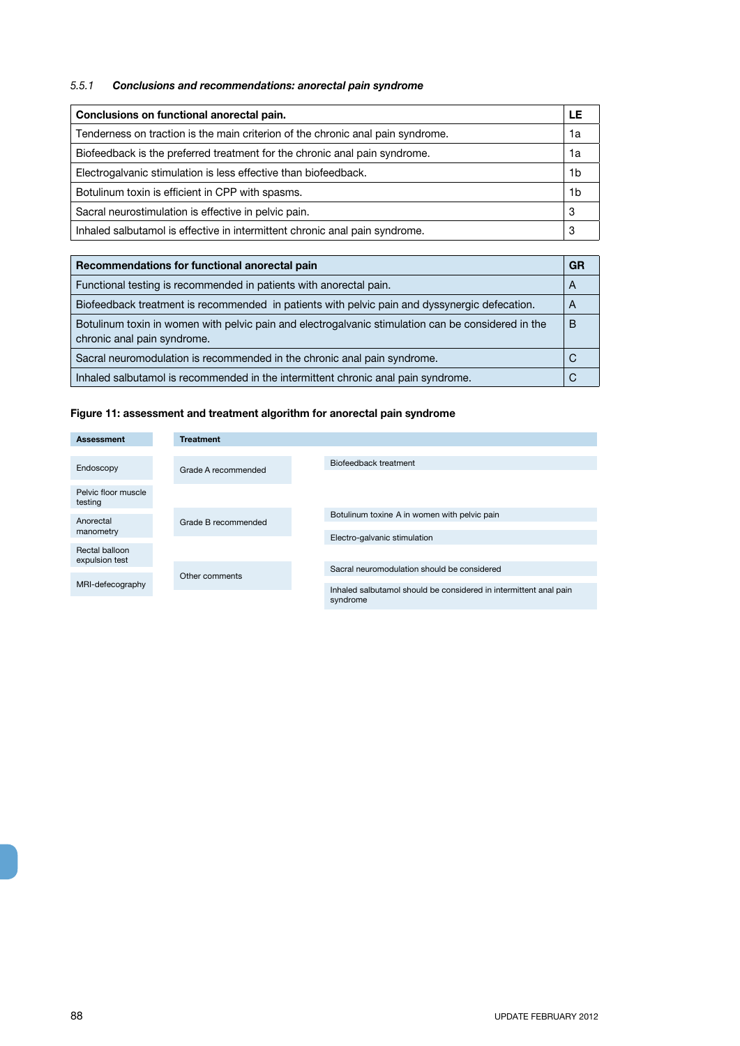#### 5.5.1 *Conclusions and recommendations: anorectal pain syndrome*

| Conclusions on functional anorectal pain. | LE |
|---|---|
| Tenderness on traction is the main criterion of the chronic anal pain syndrome. | 1a |
| Biofeedback is the preferred treatment for the chronic anal pain syndrome. | 1a |
| Electrogalvanic stimulation is less effective than biofeedback. | 1b |
| Botulinum toxin is efficient in CPP with spasms. | 1b |
| Sacral neurostimulation is effective in pelvic pain. | 3 |
| Inhaled salbutamol is effective in intermittent chronic anal pain syndrome. | 3 |

| Recommendations for functional anorectal pain | GR |
|---|---|
| Functional testing is recommended in patients with anorectal pain. | A |
| Biofeedback treatment is recommended in patients with pelvic pain and dyssynergic defecation. | A |
| Botulinum toxin in women with pelvic pain and electrogalvanic stimulation can be considered in the chronic anal pain syndrome. | B |
| Sacral neuromodulation is recommended in the chronic anal pain syndrome. | C |
| Inhaled salbutamol is recommended in the intermittent chronic anal pain syndrome. | C |

**Figure 11: assessment and treatment algorithm for anorectal pain syndrome**

| Assessment | Treatment | |
|---|---|---|
| Endoscopy | Grade A recommended | Biofeedback treatment |
| Pelvic floor muscle testing | | |
| Anorectal manometry | Grade B recommended | Botulinum toxine A in women with pelvic pain |
| | | Electro-galvanic stimulation |
| Rectal balloon expulsion test | Other comments | Sacral neuromodulation should be considered |
| MRI-defecography | | Inhaled salbutamol should be considered in intermittent anal pain syndrome |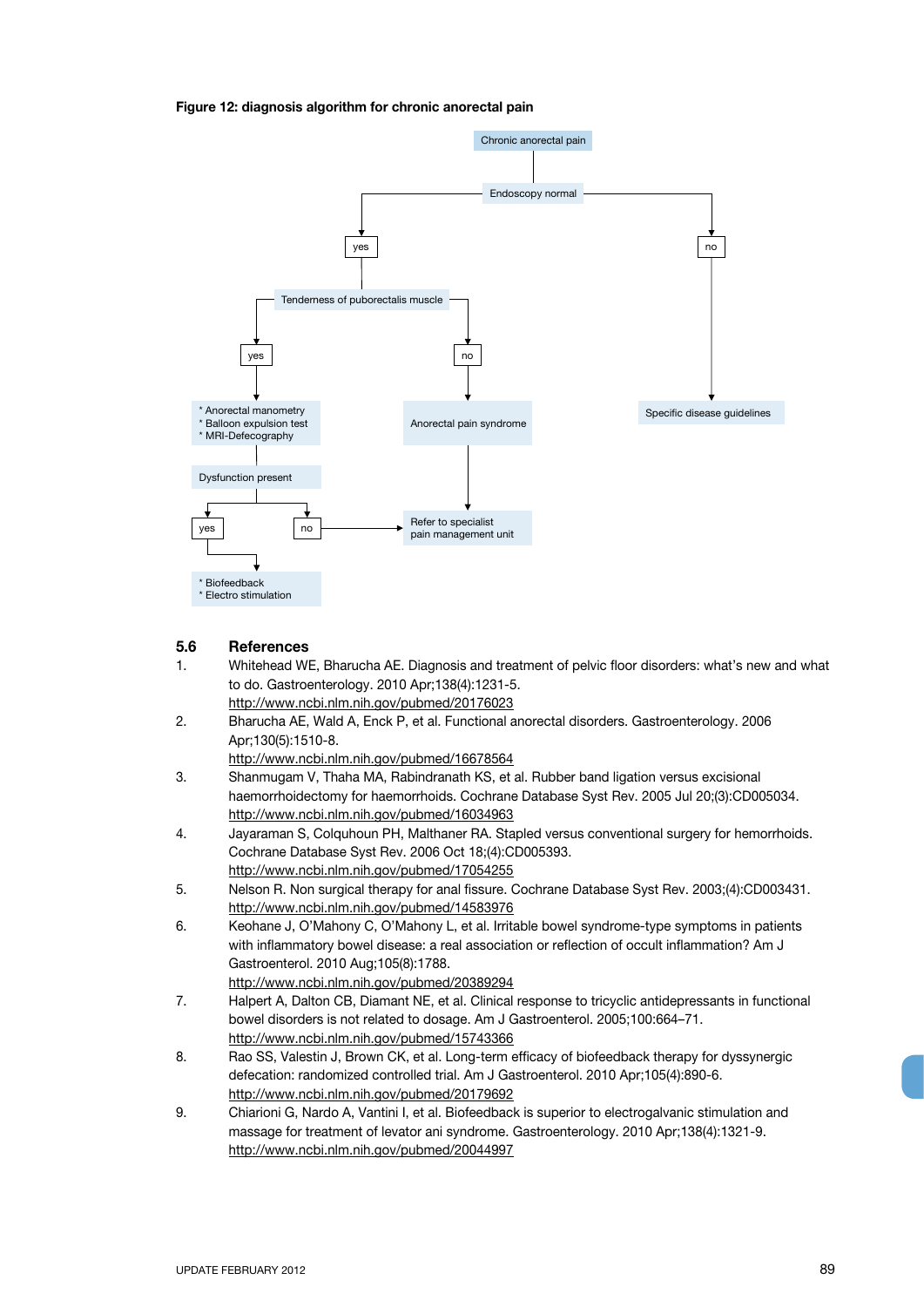**Figure 12: diagnosis algorithm for chronic anorectal pain**

Chronic anorectal pain

Endoscopy normal

- yes → Tenderness of puborectalis muscle
  - yes → * Anorectal manometry * Balloon expulsion test * MRI-Defecography → Dysfunction present
    - yes → * Biofeedback * Electro stimulation
    - no → Refer to specialist pain management unit
  - no → Anorectal pain syndrome → Refer to specialist pain management unit
- no → Specific disease guidelines

## 5.6 References

1. Whitehead WE, Bharucha AE. Diagnosis and treatment of pelvic floor disorders: what's new and what to do. Gastroenterology. 2010 Apr;138(4):1231-5.
   http://www.ncbi.nlm.nih.gov/pubmed/20176023
2. Bharucha AE, Wald A, Enck P, et al. Functional anorectal disorders. Gastroenterology. 2006 Apr;130(5):1510-8.
   http://www.ncbi.nlm.nih.gov/pubmed/16678564
3. Shanmugam V, Thaha MA, Rabindranath KS, et al. Rubber band ligation versus excisional haemorrhoidectomy for haemorrhoids. Cochrane Database Syst Rev. 2005 Jul 20;(3):CD005034.
   http://www.ncbi.nlm.nih.gov/pubmed/16034963
4. Jayaraman S, Colquhoun PH, Malthaner RA. Stapled versus conventional surgery for hemorrhoids. Cochrane Database Syst Rev. 2006 Oct 18;(4):CD005393.
   http://www.ncbi.nlm.nih.gov/pubmed/17054255
5. Nelson R. Non surgical therapy for anal fissure. Cochrane Database Syst Rev. 2003;(4):CD003431.
   http://www.ncbi.nlm.nih.gov/pubmed/14583976
6. Keohane J, O'Mahony C, O'Mahony L, et al. Irritable bowel syndrome-type symptoms in patients with inflammatory bowel disease: a real association or reflection of occult inflammation? Am J Gastroenterol. 2010 Aug;105(8):1788.
   http://www.ncbi.nlm.nih.gov/pubmed/20389294
7. Halpert A, Dalton CB, Diamant NE, et al. Clinical response to tricyclic antidepressants in functional bowel disorders is not related to dosage. Am J Gastroenterol. 2005;100:664–71.
   http://www.ncbi.nlm.nih.gov/pubmed/15743366
8. Rao SS, Valestin J, Brown CK, et al. Long-term efficacy of biofeedback therapy for dyssynergic defecation: randomized controlled trial. Am J Gastroenterol. 2010 Apr;105(4):890-6.
   http://www.ncbi.nlm.nih.gov/pubmed/20179692
9. Chiarioni G, Nardo A, Vantini I, et al. Biofeedback is superior to electrogalvanic stimulation and massage for treatment of levator ani syndrome. Gastroenterology. 2010 Apr;138(4):1321-9.
   http://www.ncbi.nlm.nih.gov/pubmed/20044997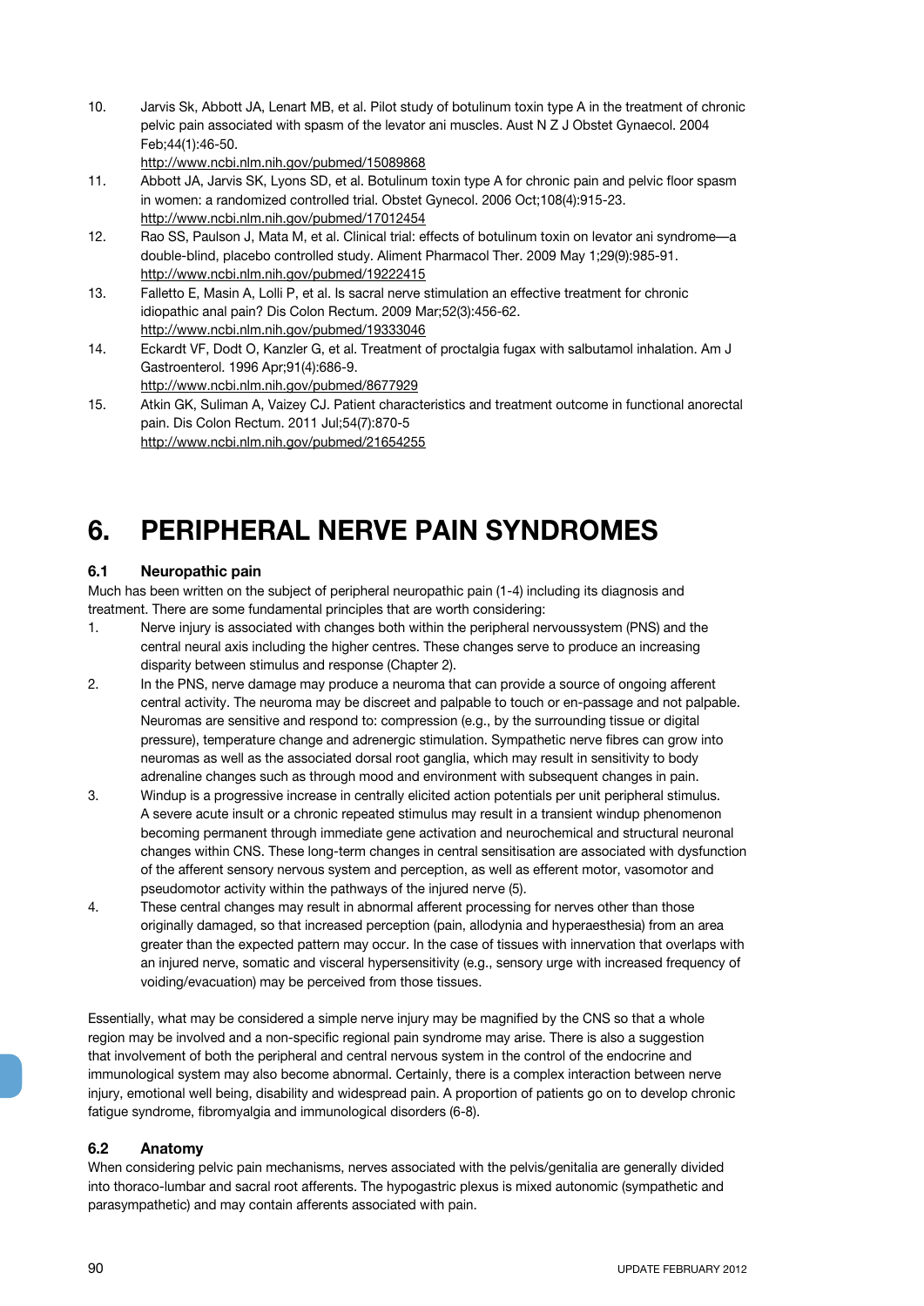10. Jarvis Sk, Abbott JA, Lenart MB, et al. Pilot study of botulinum toxin type A in the treatment of chronic pelvic pain associated with spasm of the levator ani muscles. Aust N Z J Obstet Gynaecol. 2004 Feb;44(1):46-50.
    http://www.ncbi.nlm.nih.gov/pubmed/15089868
11. Abbott JA, Jarvis SK, Lyons SD, et al. Botulinum toxin type A for chronic pain and pelvic floor spasm in women: a randomized controlled trial. Obstet Gynecol. 2006 Oct;108(4):915-23.
    http://www.ncbi.nlm.nih.gov/pubmed/17012454
12. Rao SS, Paulson J, Mata M, et al. Clinical trial: effects of botulinum toxin on levator ani syndrome—a double-blind, placebo controlled study. Aliment Pharmacol Ther. 2009 May 1;29(9):985-91.
    http://www.ncbi.nlm.nih.gov/pubmed/19222415
13. Falletto E, Masin A, Lolli P, et al. Is sacral nerve stimulation an effective treatment for chronic idiopathic anal pain? Dis Colon Rectum. 2009 Mar;52(3):456-62.
    http://www.ncbi.nlm.nih.gov/pubmed/19333046
14. Eckardt VF, Dodt O, Kanzler G, et al. Treatment of proctalgia fugax with salbutamol inhalation. Am J Gastroenterol. 1996 Apr;91(4):686-9.
    http://www.ncbi.nlm.nih.gov/pubmed/8677929
15. Atkin GK, Suliman A, Vaizey CJ. Patient characteristics and treatment outcome in functional anorectal pain. Dis Colon Rectum. 2011 Jul;54(7):870-5
    http://www.ncbi.nlm.nih.gov/pubmed/21654255

# 6. PERIPHERAL NERVE PAIN SYNDROMES

## 6.1 Neuropathic pain

Much has been written on the subject of peripheral neuropathic pain (1-4) including its diagnosis and treatment. There are some fundamental principles that are worth considering:

1. Nerve injury is associated with changes both within the peripheral nervoussystem (PNS) and the central neural axis including the higher centres. These changes serve to produce an increasing disparity between stimulus and response (Chapter 2).
2. In the PNS, nerve damage may produce a neuroma that can provide a source of ongoing afferent central activity. The neuroma may be discreet and palpable to touch or en-passage and not palpable. Neuromas are sensitive and respond to: compression (e.g., by the surrounding tissue or digital pressure), temperature change and adrenergic stimulation. Sympathetic nerve fibres can grow into neuromas as well as the associated dorsal root ganglia, which may result in sensitivity to body adrenaline changes such as through mood and environment with subsequent changes in pain.
3. Windup is a progressive increase in centrally elicited action potentials per unit peripheral stimulus. A severe acute insult or a chronic repeated stimulus may result in a transient windup phenomenon becoming permanent through immediate gene activation and neurochemical and structural neuronal changes within CNS. These long-term changes in central sensitisation are associated with dysfunction of the afferent sensory nervous system and perception, as well as efferent motor, vasomotor and pseudomotor activity within the pathways of the injured nerve (5).
4. These central changes may result in abnormal afferent processing for nerves other than those originally damaged, so that increased perception (pain, allodynia and hyperaesthesia) from an area greater than the expected pattern may occur. In the case of tissues with innervation that overlaps with an injured nerve, somatic and visceral hypersensitivity (e.g., sensory urge with increased frequency of voiding/evacuation) may be perceived from those tissues.

Essentially, what may be considered a simple nerve injury may be magnified by the CNS so that a whole region may be involved and a non-specific regional pain syndrome may arise. There is also a suggestion that involvement of both the peripheral and central nervous system in the control of the endocrine and immunological system may also become abnormal. Certainly, there is a complex interaction between nerve injury, emotional well being, disability and widespread pain. A proportion of patients go on to develop chronic fatigue syndrome, fibromyalgia and immunological disorders (6-8).

## 6.2 Anatomy

When considering pelvic pain mechanisms, nerves associated with the pelvis/genitalia are generally divided into thoraco-lumbar and sacral root afferents. The hypogastric plexus is mixed autonomic (sympathetic and parasympathetic) and may contain afferents associated with pain.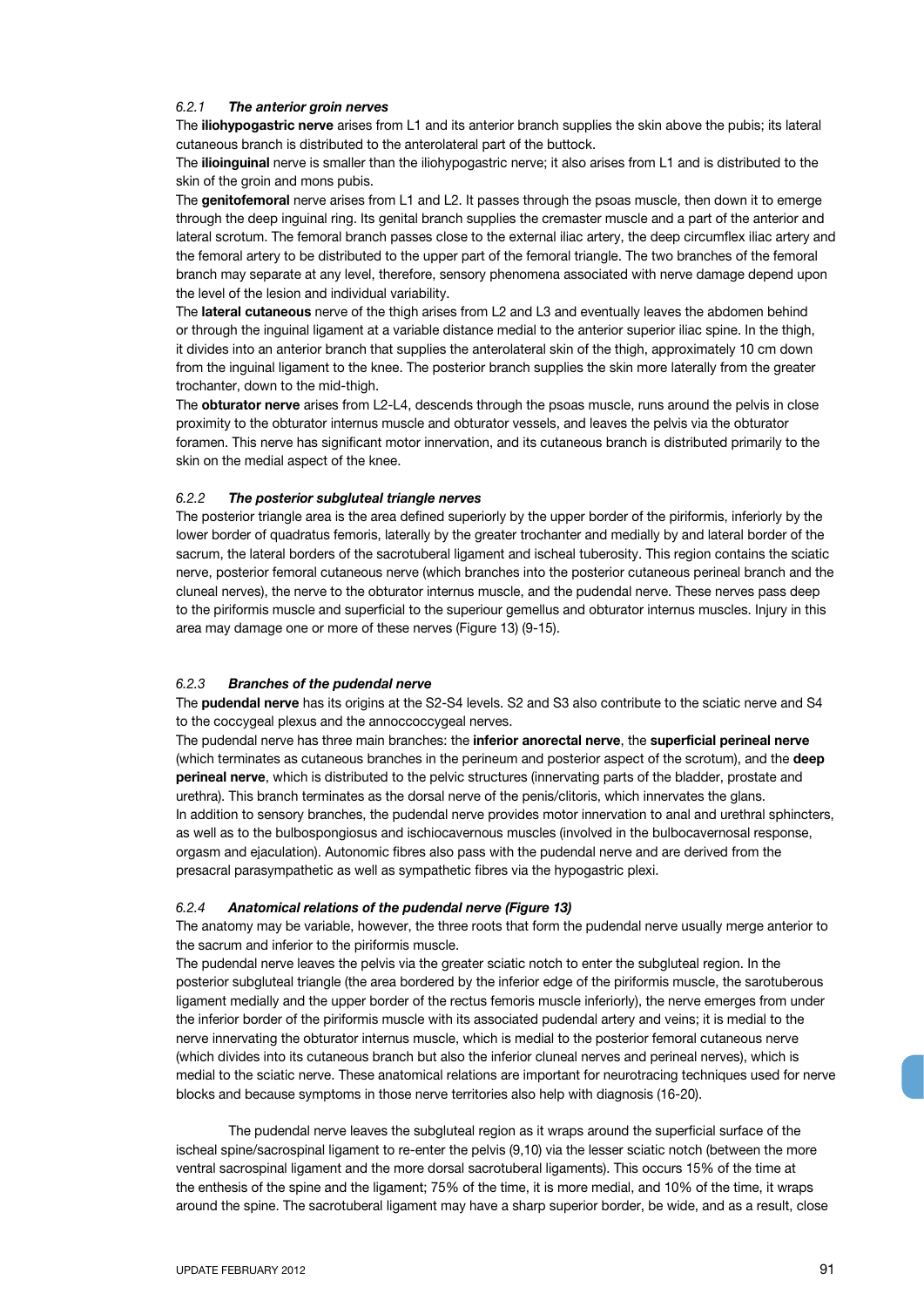#### 6.2.1 *The anterior groin nerves*

The **iliohypogastric nerve** arises from L1 and its anterior branch supplies the skin above the pubis; its lateral cutaneous branch is distributed to the anterolateral part of the buttock.

The **ilioinguinal** nerve is smaller than the iliohypogastric nerve; it also arises from L1 and is distributed to the skin of the groin and mons pubis.

The **genitofemoral** nerve arises from L1 and L2. It passes through the psoas muscle, then down it to emerge through the deep inguinal ring. Its genital branch supplies the cremaster muscle and a part of the anterior and lateral scrotum. The femoral branch passes close to the external iliac artery, the deep circumflex iliac artery and the femoral artery to be distributed to the upper part of the femoral triangle. The two branches of the femoral branch may separate at any level, therefore, sensory phenomena associated with nerve damage depend upon the level of the lesion and individual variability.

The **lateral cutaneous** nerve of the thigh arises from L2 and L3 and eventually leaves the abdomen behind or through the inguinal ligament at a variable distance medial to the anterior superior iliac spine. In the thigh, it divides into an anterior branch that supplies the anterolateral skin of the thigh, approximately 10 cm down from the inguinal ligament to the knee. The posterior branch supplies the skin more laterally from the greater trochanter, down to the mid-thigh.

The **obturator nerve** arises from L2-L4, descends through the psoas muscle, runs around the pelvis in close proximity to the obturator internus muscle and obturator vessels, and leaves the pelvis via the obturator foramen. This nerve has significant motor innervation, and its cutaneous branch is distributed primarily to the skin on the medial aspect of the knee.

#### 6.2.2 *The posterior subgluteal triangle nerves*

The posterior triangle area is the area defined superiorly by the upper border of the piriformis, inferiorly by the lower border of quadratus femoris, laterally by the greater trochanter and medially by and lateral border of the sacrum, the lateral borders of the sacrotuberal ligament and ischeal tuberosity. This region contains the sciatic nerve, posterior femoral cutaneous nerve (which branches into the posterior cutaneous perineal branch and the cluneal nerves), the nerve to the obturator internus muscle, and the pudendal nerve. These nerves pass deep to the piriformis muscle and superficial to the superiour gemellus and obturator internus muscles. Injury in this area may damage one or more of these nerves (Figure 13) (9-15).

#### 6.2.3 *Branches of the pudendal nerve*

The **pudendal nerve** has its origins at the S2-S4 levels. S2 and S3 also contribute to the sciatic nerve and S4 to the coccygeal plexus and the annoccoccygeal nerves.

The pudendal nerve has three main branches: the **inferior anorectal nerve**, the **superficial perineal nerve** (which terminates as cutaneous branches in the perineum and posterior aspect of the scrotum), and the **deep perineal nerve**, which is distributed to the pelvic structures (innervating parts of the bladder, prostate and urethra). This branch terminates as the dorsal nerve of the penis/clitoris, which innervates the glans.

In addition to sensory branches, the pudendal nerve provides motor innervation to anal and urethral sphincters, as well as to the bulbospongiosus and ischiocavernous muscles (involved in the bulbocavernosal response, orgasm and ejaculation). Autonomic fibres also pass with the pudendal nerve and are derived from the presacral parasympathetic as well as sympathetic fibres via the hypogastric plexi.

#### 6.2.4 *Anatomical relations of the pudendal nerve (Figure 13)*

The anatomy may be variable, however, the three roots that form the pudendal nerve usually merge anterior to the sacrum and inferior to the piriformis muscle.

The pudendal nerve leaves the pelvis via the greater sciatic notch to enter the subgluteal region. In the posterior subgluteal triangle (the area bordered by the inferior edge of the piriformis muscle, the sarotuberous ligament medially and the upper border of the rectus femoris muscle inferiorly), the nerve emerges from under the inferior border of the piriformis muscle with its associated pudendal artery and veins; it is medial to the nerve innervating the obturator internus muscle, which is medial to the posterior femoral cutaneous nerve (which divides into its cutaneous branch but also the inferior cluneal nerves and perineal nerves), which is medial to the sciatic nerve. These anatomical relations are important for neurotracing techniques used for nerve blocks and because symptoms in those nerve territories also help with diagnosis (16-20).

The pudendal nerve leaves the subgluteal region as it wraps around the superficial surface of the ischeal spine/sacrospinal ligament to re-enter the pelvis (9,10) via the lesser sciatic notch (between the more ventral sacrospinal ligament and the more dorsal sacrotuberal ligaments). This occurs 15% of the time at the enthesis of the spine and the ligament; 75% of the time, it is more medial, and 10% of the time, it wraps around the spine. The sacrotuberal ligament may have a sharp superior border, be wide, and as a result, close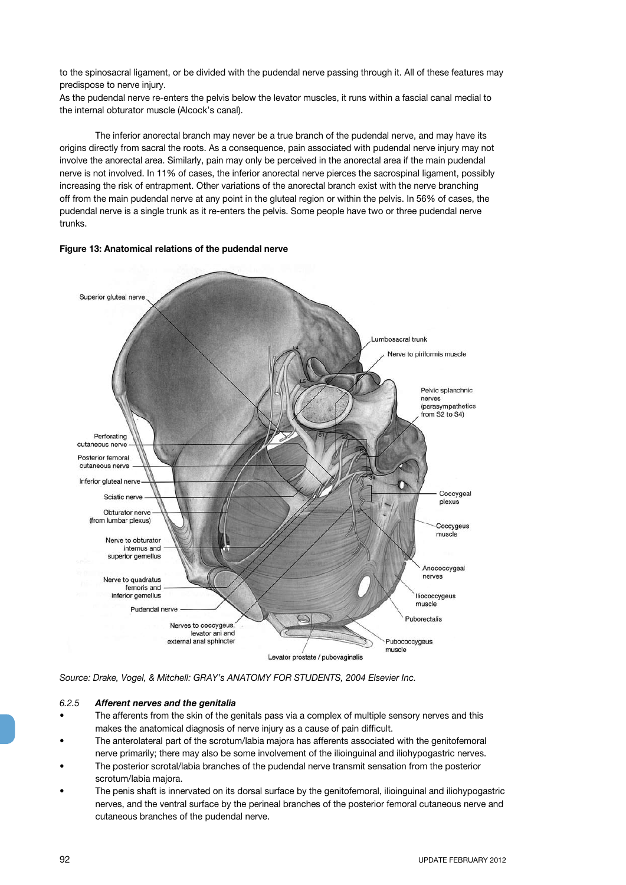to the spinosacral ligament, or be divided with the pudendal nerve passing through it. All of these features may predispose to nerve injury.
As the pudendal nerve re-enters the pelvis below the levator muscles, it runs within a fascial canal medial to the internal obturator muscle (Alcock's canal).

The inferior anorectal branch may never be a true branch of the pudendal nerve, and may have its origins directly from sacral the roots. As a consequence, pain associated with pudendal nerve injury may not involve the anorectal area. Similarly, pain may only be perceived in the anorectal area if the main pudendal nerve is not involved. In 11% of cases, the inferior anorectal nerve pierces the sacrospinal ligament, possibly increasing the risk of entrapment. Other variations of the anorectal branch exist with the nerve branching off from the main pudendal nerve at any point in the gluteal region or within the pelvis. In 56% of cases, the pudendal nerve is a single trunk as it re-enters the pelvis. Some people have two or three pudendal nerve trunks.

**Figure 13: Anatomical relations of the pudendal nerve**

*Source: Drake, Vogel, & Mitchell: GRAY's ANATOMY FOR STUDENTS, 2004 Elsevier Inc.*

### 6.2.5 *Afferent nerves and the genitalia*

- The afferents from the skin of the genitals pass via a complex of multiple sensory nerves and this makes the anatomical diagnosis of nerve injury as a cause of pain difficult.
- The anterolateral part of the scrotum/labia majora has afferents associated with the genitofemoral nerve primarily; there may also be some involvement of the ilioinguinal and iliohypogastric nerves.
- The posterior scrotal/labia branches of the pudendal nerve transmit sensation from the posterior scrotum/labia majora.
- The penis shaft is innervated on its dorsal surface by the genitofemoral, ilioinguinal and iliohypogastric nerves, and the ventral surface by the perineal branches of the posterior femoral cutaneous nerve and cutaneous branches of the pudendal nerve.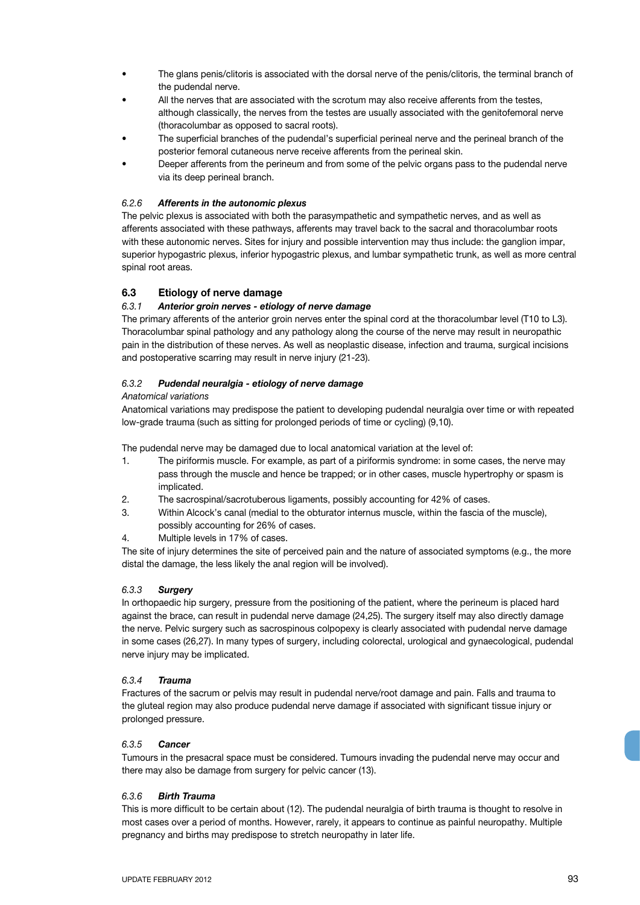- The glans penis/clitoris is associated with the dorsal nerve of the penis/clitoris, the terminal branch of the pudendal nerve.
- All the nerves that are associated with the scrotum may also receive afferents from the testes, although classically, the nerves from the testes are usually associated with the genitofemoral nerve (thoracolumbar as opposed to sacral roots).
- The superficial branches of the pudendal's superficial perineal nerve and the perineal branch of the posterior femoral cutaneous nerve receive afferents from the perineal skin.
- Deeper afferents from the perineum and from some of the pelvic organs pass to the pudendal nerve via its deep perineal branch.

#### *6.2.6 Afferents in the autonomic plexus*

The pelvic plexus is associated with both the parasympathetic and sympathetic nerves, and as well as afferents associated with these pathways, afferents may travel back to the sacral and thoracolumbar roots with these autonomic nerves. Sites for injury and possible intervention may thus include: the ganglion impar, superior hypogastric plexus, inferior hypogastric plexus, and lumbar sympathetic trunk, as well as more central spinal root areas.

### 6.3 Etiology of nerve damage

#### *6.3.1 Anterior groin nerves - etiology of nerve damage*

The primary afferents of the anterior groin nerves enter the spinal cord at the thoracolumbar level (T10 to L3). Thoracolumbar spinal pathology and any pathology along the course of the nerve may result in neuropathic pain in the distribution of these nerves. As well as neoplastic disease, infection and trauma, surgical incisions and postoperative scarring may result in nerve injury (21-23).

#### *6.3.2 Pudendal neuralgia - etiology of nerve damage*

*Anatomical variations*

Anatomical variations may predispose the patient to developing pudendal neuralgia over time or with repeated low-grade trauma (such as sitting for prolonged periods of time or cycling) (9,10).

The pudendal nerve may be damaged due to local anatomical variation at the level of:

1. The piriformis muscle. For example, as part of a piriformis syndrome: in some cases, the nerve may pass through the muscle and hence be trapped; or in other cases, muscle hypertrophy or spasm is implicated.
2. The sacrospinal/sacrotuberous ligaments, possibly accounting for 42% of cases.
3. Within Alcock's canal (medial to the obturator internus muscle, within the fascia of the muscle), possibly accounting for 26% of cases.
4. Multiple levels in 17% of cases.

The site of injury determines the site of perceived pain and the nature of associated symptoms (e.g., the more distal the damage, the less likely the anal region will be involved).

#### *6.3.3 Surgery*

In orthopaedic hip surgery, pressure from the positioning of the patient, where the perineum is placed hard against the brace, can result in pudendal nerve damage (24,25). The surgery itself may also directly damage the nerve. Pelvic surgery such as sacrospinous colpopexy is clearly associated with pudendal nerve damage in some cases (26,27). In many types of surgery, including colorectal, urological and gynaecological, pudendal nerve injury may be implicated.

#### *6.3.4 Trauma*

Fractures of the sacrum or pelvis may result in pudendal nerve/root damage and pain. Falls and trauma to the gluteal region may also produce pudendal nerve damage if associated with significant tissue injury or prolonged pressure.

#### *6.3.5 Cancer*

Tumours in the presacral space must be considered. Tumours invading the pudendal nerve may occur and there may also be damage from surgery for pelvic cancer (13).

#### *6.3.6 Birth Trauma*

This is more difficult to be certain about (12). The pudendal neuralgia of birth trauma is thought to resolve in most cases over a period of months. However, rarely, it appears to continue as painful neuropathy. Multiple pregnancy and births may predispose to stretch neuropathy in later life.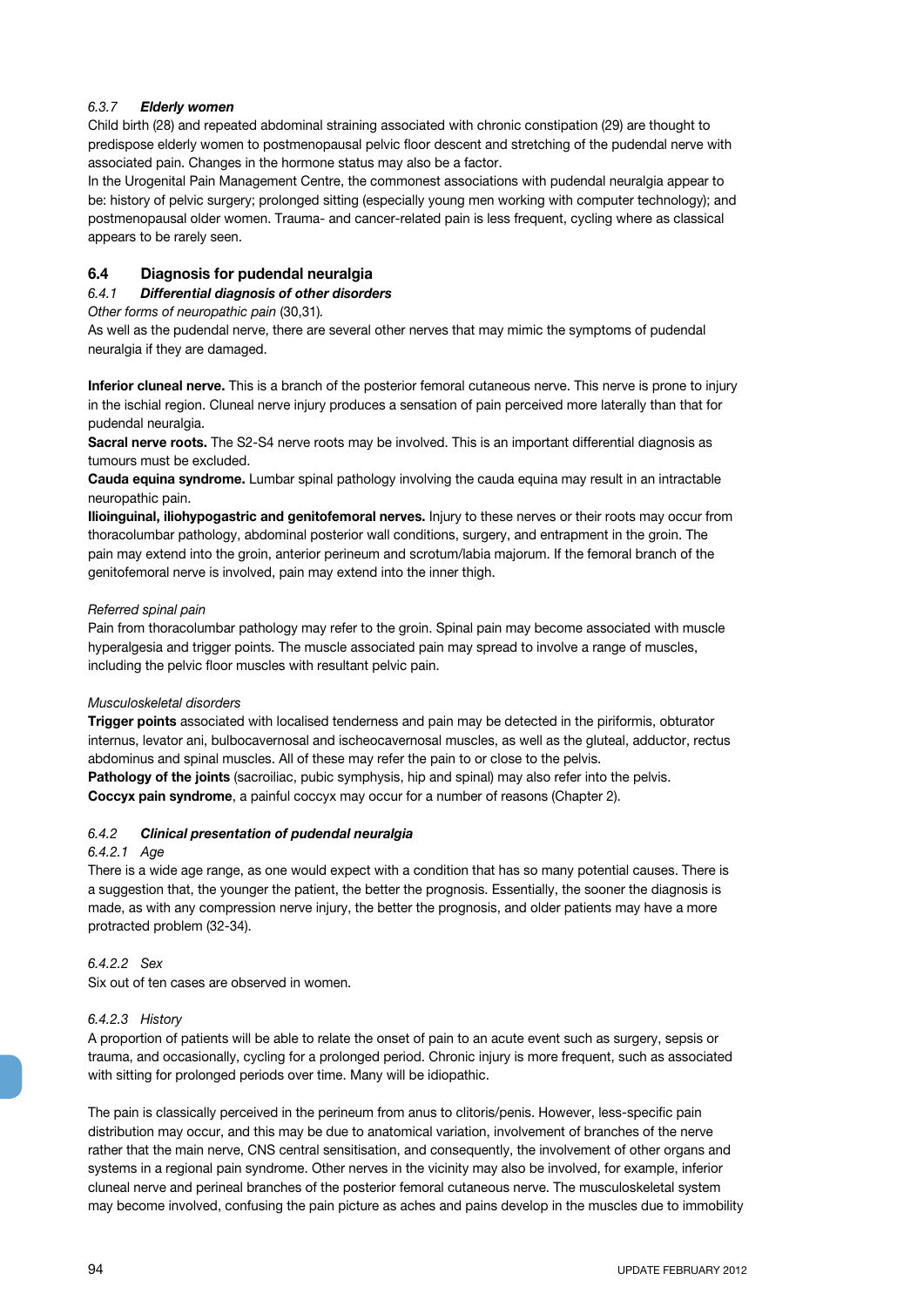#### 6.3.7 *Elderly women*

Child birth (28) and repeated abdominal straining associated with chronic constipation (29) are thought to predispose elderly women to postmenopausal pelvic floor descent and stretching of the pudendal nerve with associated pain. Changes in the hormone status may also be a factor.

In the Urogenital Pain Management Centre, the commonest associations with pudendal neuralgia appear to be: history of pelvic surgery; prolonged sitting (especially young men working with computer technology); and postmenopausal older women. Trauma- and cancer-related pain is less frequent, cycling where as classical appears to be rarely seen.

## 6.4 Diagnosis for pudendal neuralgia

### 6.4.1 *Differential diagnosis of other disorders*

*Other forms of neuropathic pain* (30,31).

As well as the pudendal nerve, there are several other nerves that may mimic the symptoms of pudendal neuralgia if they are damaged.

**Inferior cluneal nerve.** This is a branch of the posterior femoral cutaneous nerve. This nerve is prone to injury in the ischial region. Cluneal nerve injury produces a sensation of pain perceived more laterally than that for pudendal neuralgia.

**Sacral nerve roots.** The S2-S4 nerve roots may be involved. This is an important differential diagnosis as tumours must be excluded.

**Cauda equina syndrome.** Lumbar spinal pathology involving the cauda equina may result in an intractable neuropathic pain.

**Ilioinguinal, iliohypogastric and genitofemoral nerves.** Injury to these nerves or their roots may occur from thoracolumbar pathology, abdominal posterior wall conditions, surgery, and entrapment in the groin. The pain may extend into the groin, anterior perineum and scrotum/labia majorum. If the femoral branch of the genitofemoral nerve is involved, pain may extend into the inner thigh.

*Referred spinal pain*

Pain from thoracolumbar pathology may refer to the groin. Spinal pain may become associated with muscle hyperalgesia and trigger points. The muscle associated pain may spread to involve a range of muscles, including the pelvic floor muscles with resultant pelvic pain.

*Musculoskeletal disorders*

**Trigger points** associated with localised tenderness and pain may be detected in the piriformis, obturator internus, levator ani, bulbocavernosal and ischeocavernosal muscles, as well as the gluteal, adductor, rectus abdominus and spinal muscles. All of these may refer the pain to or close to the pelvis.

**Pathology of the joints** (sacroiliac, pubic symphysis, hip and spinal) may also refer into the pelvis.

**Coccyx pain syndrome**, a painful coccyx may occur for a number of reasons (Chapter 2).

### 6.4.2 *Clinical presentation of pudendal neuralgia*

#### 6.4.2.1 *Age*

There is a wide age range, as one would expect with a condition that has so many potential causes. There is a suggestion that, the younger the patient, the better the prognosis. Essentially, the sooner the diagnosis is made, as with any compression nerve injury, the better the prognosis, and older patients may have a more protracted problem (32-34).

#### 6.4.2.2 *Sex*

Six out of ten cases are observed in women.

#### 6.4.2.3 *History*

A proportion of patients will be able to relate the onset of pain to an acute event such as surgery, sepsis or trauma, and occasionally, cycling for a prolonged period. Chronic injury is more frequent, such as associated with sitting for prolonged periods over time. Many will be idiopathic.

The pain is classically perceived in the perineum from anus to clitoris/penis. However, less-specific pain distribution may occur, and this may be due to anatomical variation, involvement of branches of the nerve rather that the main nerve, CNS central sensitisation, and consequently, the involvement of other organs and systems in a regional pain syndrome. Other nerves in the vicinity may also be involved, for example, inferior cluneal nerve and perineal branches of the posterior femoral cutaneous nerve. The musculoskeletal system may become involved, confusing the pain picture as aches and pains develop in the muscles due to immobility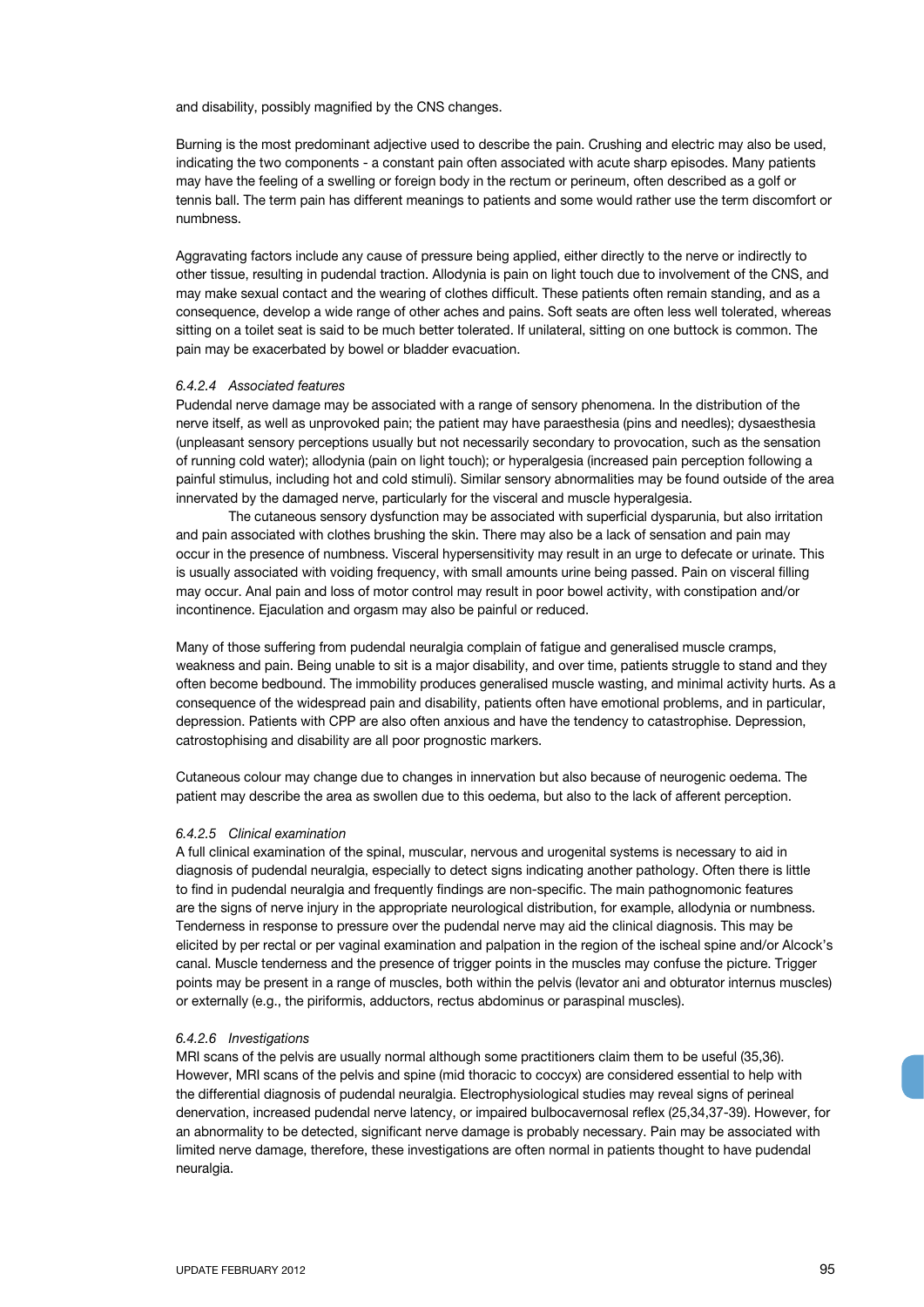and disability, possibly magnified by the CNS changes.

Burning is the most predominant adjective used to describe the pain. Crushing and electric may also be used, indicating the two components - a constant pain often associated with acute sharp episodes. Many patients may have the feeling of a swelling or foreign body in the rectum or perineum, often described as a golf or tennis ball. The term pain has different meanings to patients and some would rather use the term discomfort or numbness.

Aggravating factors include any cause of pressure being applied, either directly to the nerve or indirectly to other tissue, resulting in pudendal traction. Allodynia is pain on light touch due to involvement of the CNS, and may make sexual contact and the wearing of clothes difficult. These patients often remain standing, and as a consequence, develop a wide range of other aches and pains. Soft seats are often less well tolerated, whereas sitting on a toilet seat is said to be much better tolerated. If unilateral, sitting on one buttock is common. The pain may be exacerbated by bowel or bladder evacuation.

#### *6.4.2.4 Associated features*

Pudendal nerve damage may be associated with a range of sensory phenomena. In the distribution of the nerve itself, as well as unprovoked pain; the patient may have paraesthesia (pins and needles); dysaesthesia (unpleasant sensory perceptions usually but not necessarily secondary to provocation, such as the sensation of running cold water); allodynia (pain on light touch); or hyperalgesia (increased pain perception following a painful stimulus, including hot and cold stimuli). Similar sensory abnormalities may be found outside of the area innervated by the damaged nerve, particularly for the visceral and muscle hyperalgesia.

The cutaneous sensory dysfunction may be associated with superficial dysparunia, but also irritation and pain associated with clothes brushing the skin. There may also be a lack of sensation and pain may occur in the presence of numbness. Visceral hypersensitivity may result in an urge to defecate or urinate. This is usually associated with voiding frequency, with small amounts urine being passed. Pain on visceral filling may occur. Anal pain and loss of motor control may result in poor bowel activity, with constipation and/or incontinence. Ejaculation and orgasm may also be painful or reduced.

Many of those suffering from pudendal neuralgia complain of fatigue and generalised muscle cramps, weakness and pain. Being unable to sit is a major disability, and over time, patients struggle to stand and they often become bedbound. The immobility produces generalised muscle wasting, and minimal activity hurts. As a consequence of the widespread pain and disability, patients often have emotional problems, and in particular, depression. Patients with CPP are also often anxious and have the tendency to catastrophise. Depression, catrostophising and disability are all poor prognostic markers.

Cutaneous colour may change due to changes in innervation but also because of neurogenic oedema. The patient may describe the area as swollen due to this oedema, but also to the lack of afferent perception.

#### *6.4.2.5 Clinical examination*

A full clinical examination of the spinal, muscular, nervous and urogenital systems is necessary to aid in diagnosis of pudendal neuralgia, especially to detect signs indicating another pathology. Often there is little to find in pudendal neuralgia and frequently findings are non-specific. The main pathognomonic features are the signs of nerve injury in the appropriate neurological distribution, for example, allodynia or numbness. Tenderness in response to pressure over the pudendal nerve may aid the clinical diagnosis. This may be elicited by per rectal or per vaginal examination and palpation in the region of the ischeal spine and/or Alcock's canal. Muscle tenderness and the presence of trigger points in the muscles may confuse the picture. Trigger points may be present in a range of muscles, both within the pelvis (levator ani and obturator internus muscles) or externally (e.g., the piriformis, adductors, rectus abdominus or paraspinal muscles).

#### *6.4.2.6 Investigations*

MRI scans of the pelvis are usually normal although some practitioners claim them to be useful (35,36). However, MRI scans of the pelvis and spine (mid thoracic to coccyx) are considered essential to help with the differential diagnosis of pudendal neuralgia. Electrophysiological studies may reveal signs of perineal denervation, increased pudendal nerve latency, or impaired bulbocavernosal reflex (25,34,37-39). However, for an abnormality to be detected, significant nerve damage is probably necessary. Pain may be associated with limited nerve damage, therefore, these investigations are often normal in patients thought to have pudendal neuralgia.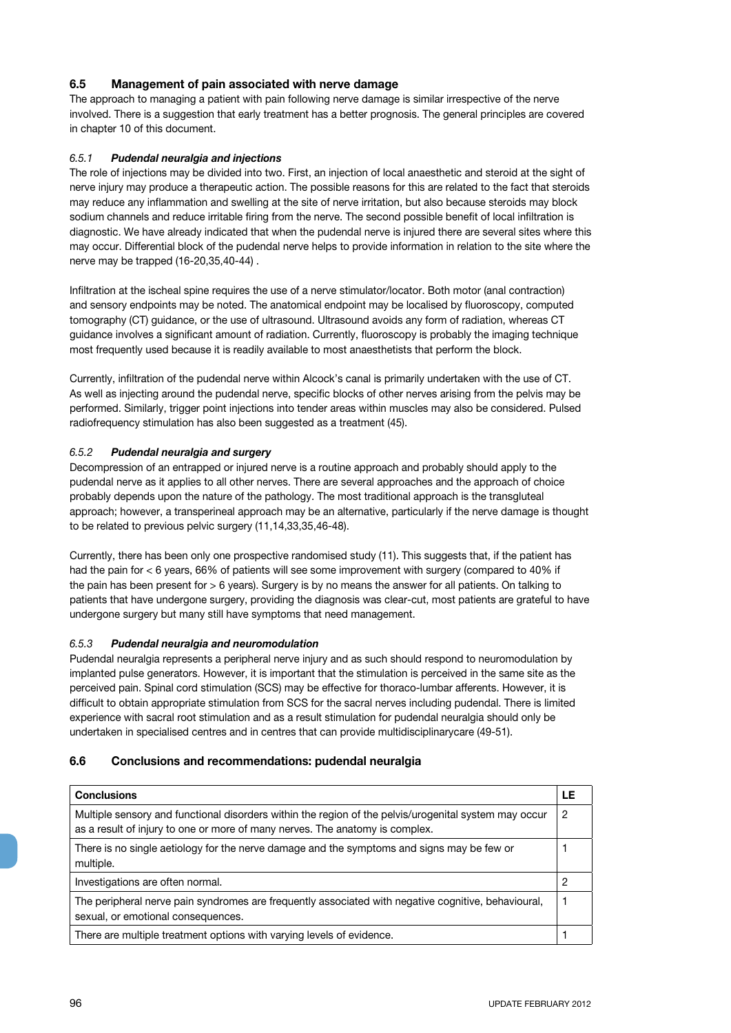## 6.5 Management of pain associated with nerve damage

The approach to managing a patient with pain following nerve damage is similar irrespective of the nerve involved. There is a suggestion that early treatment has a better prognosis. The general principles are covered in chapter 10 of this document.

### *6.5.1 Pudendal neuralgia and injections*

The role of injections may be divided into two. First, an injection of local anaesthetic and steroid at the sight of nerve injury may produce a therapeutic action. The possible reasons for this are related to the fact that steroids may reduce any inflammation and swelling at the site of nerve irritation, but also because steroids may block sodium channels and reduce irritable firing from the nerve. The second possible benefit of local infiltration is diagnostic. We have already indicated that when the pudendal nerve is injured there are several sites where this may occur. Differential block of the pudendal nerve helps to provide information in relation to the site where the nerve may be trapped (16-20,35,40-44) .

Infiltration at the ischeal spine requires the use of a nerve stimulator/locator. Both motor (anal contraction) and sensory endpoints may be noted. The anatomical endpoint may be localised by fluoroscopy, computed tomography (CT) guidance, or the use of ultrasound. Ultrasound avoids any form of radiation, whereas CT guidance involves a significant amount of radiation. Currently, fluoroscopy is probably the imaging technique most frequently used because it is readily available to most anaesthetists that perform the block.

Currently, infiltration of the pudendal nerve within Alcock's canal is primarily undertaken with the use of CT. As well as injecting around the pudendal nerve, specific blocks of other nerves arising from the pelvis may be performed. Similarly, trigger point injections into tender areas within muscles may also be considered. Pulsed radiofrequency stimulation has also been suggested as a treatment (45).

### *6.5.2 Pudendal neuralgia and surgery*

Decompression of an entrapped or injured nerve is a routine approach and probably should apply to the pudendal nerve as it applies to all other nerves. There are several approaches and the approach of choice probably depends upon the nature of the pathology. The most traditional approach is the transgluteal approach; however, a transperineal approach may be an alternative, particularly if the nerve damage is thought to be related to previous pelvic surgery (11,14,33,35,46-48).

Currently, there has been only one prospective randomised study (11). This suggests that, if the patient has had the pain for < 6 years, 66% of patients will see some improvement with surgery (compared to 40% if the pain has been present for > 6 years). Surgery is by no means the answer for all patients. On talking to patients that have undergone surgery, providing the diagnosis was clear-cut, most patients are grateful to have undergone surgery but many still have symptoms that need management.

### *6.5.3 Pudendal neuralgia and neuromodulation*

Pudendal neuralgia represents a peripheral nerve injury and as such should respond to neuromodulation by implanted pulse generators. However, it is important that the stimulation is perceived in the same site as the perceived pain. Spinal cord stimulation (SCS) may be effective for thoraco-lumbar afferents. However, it is difficult to obtain appropriate stimulation from SCS for the sacral nerves including pudendal. There is limited experience with sacral root stimulation and as a result stimulation for pudendal neuralgia should only be undertaken in specialised centres and in centres that can provide multidisciplinarycare (49-51).

## 6.6 Conclusions and recommendations: pudendal neuralgia

| Conclusions | LE |
|---|---|
| Multiple sensory and functional disorders within the region of the pelvis/urogenital system may occur as a result of injury to one or more of many nerves. The anatomy is complex. | 2 |
| There is no single aetiology for the nerve damage and the symptoms and signs may be few or multiple. | 1 |
| Investigations are often normal. | 2 |
| The peripheral nerve pain syndromes are frequently associated with negative cognitive, behavioural, sexual, or emotional consequences. | 1 |
| There are multiple treatment options with varying levels of evidence. | 1 |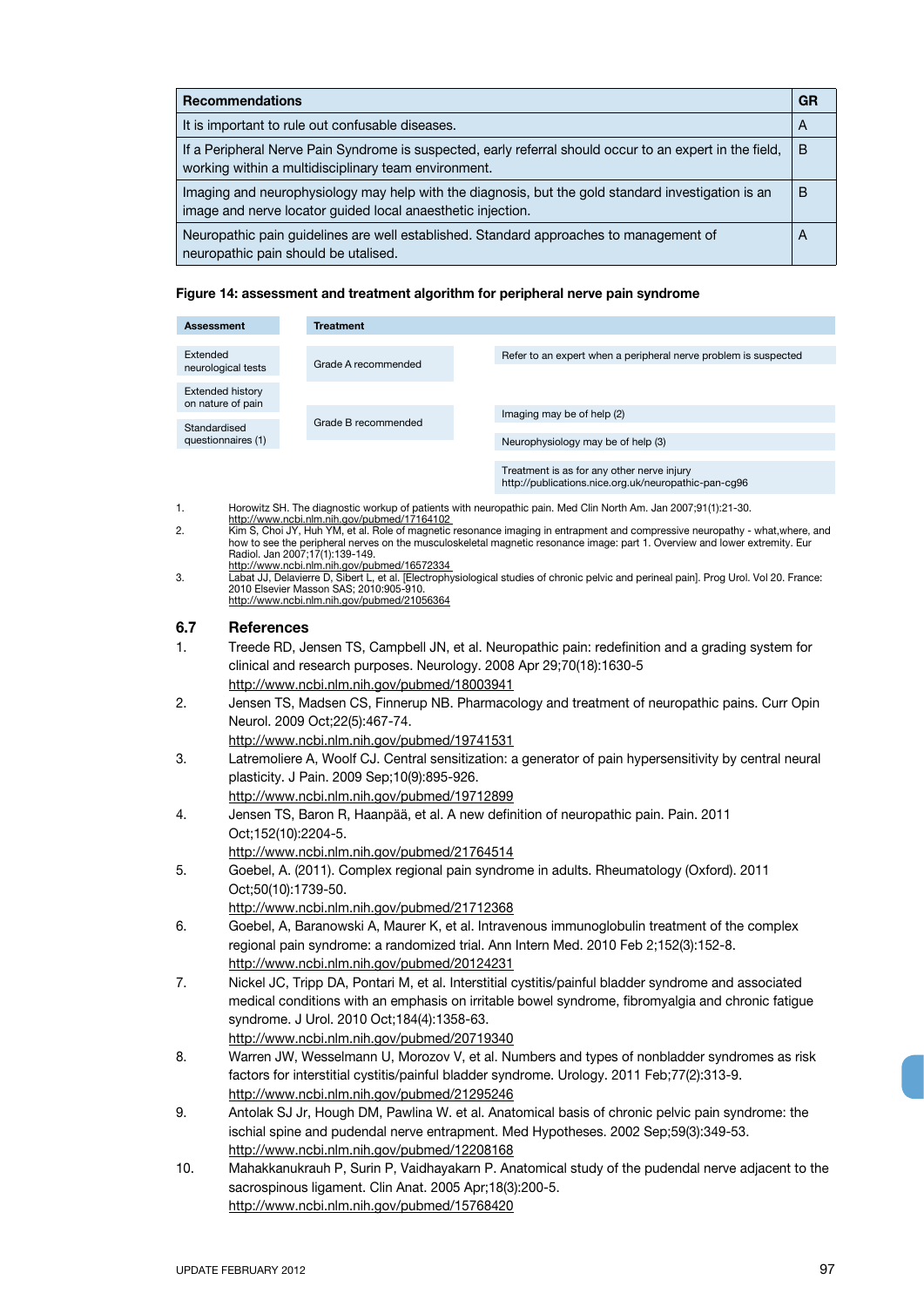| Recommendations | GR |
| --- | --- |
| It is important to rule out confusable diseases. | A |
| If a Peripheral Nerve Pain Syndrome is suspected, early referral should occur to an expert in the field, working within a multidisciplinary team environment. | B |
| Imaging and neurophysiology may help with the diagnosis, but the gold standard investigation is an image and nerve locator guided local anaesthetic injection. | B |
| Neuropathic pain guidelines are well established. Standard approaches to management of neuropathic pain should be utilised. | A |

**Figure 14: assessment and treatment algorithm for peripheral nerve pain syndrome**

| Assessment | Treatment | |
| --- | --- | --- |
| Extended neurological tests | Grade A recommended | Refer to an expert when a peripheral nerve problem is suspected |
| Extended history on nature of pain | Grade B recommended | Imaging may be of help (2) |
| Standardised questionnaires (1) | | Neurophysiology may be of help (3) |
| | | Treatment is as for any other nerve injury http://publications.nice.org.uk/neuropathic-pan-cg96 |

1. Horowitz SH. The diagnostic workup of patients with neuropathic pain. Med Clin North Am. Jan 2007;91(1):21-30. http://www.ncbi.nlm.nih.gov/pubmed/17164102
2. Kim S, Choi JY, Huh YM, et al. Role of magnetic resonance imaging in entrapment and compressive neuropathy - what,where, and how to see the peripheral nerves on the musculoskeletal magnetic resonance image: part 1. Overview and lower extremity. Eur Radiol. Jan 2007;17(1):139-149. http://www.ncbi.nlm.nih.gov/pubmed/16572334
3. Labat JJ, Delavierre D, Sibert L, et al. [Electrophysiological studies of chronic pelvic and perineal pain]. Prog Urol. Vol 20. France: 2010 Elsevier Masson SAS; 2010:905-910. http://www.ncbi.nlm.nih.gov/pubmed/21056364

## 6.7 References

1. Treede RD, Jensen TS, Campbell JN, et al. Neuropathic pain: redefinition and a grading system for clinical and research purposes. Neurology. 2008 Apr 29;70(18):1630-5 http://www.ncbi.nlm.nih.gov/pubmed/18003941
2. Jensen TS, Madsen CS, Finnerup NB. Pharmacology and treatment of neuropathic pains. Curr Opin Neurol. 2009 Oct;22(5):467-74. http://www.ncbi.nlm.nih.gov/pubmed/19741531
3. Latremoliere A, Woolf CJ. Central sensitization: a generator of pain hypersensitivity by central neural plasticity. J Pain. 2009 Sep;10(9):895-926. http://www.ncbi.nlm.nih.gov/pubmed/19712899
4. Jensen TS, Baron R, Haanpää, et al. A new definition of neuropathic pain. Pain. 2011 Oct;152(10):2204-5. http://www.ncbi.nlm.nih.gov/pubmed/21764514
5. Goebel, A. (2011). Complex regional pain syndrome in adults. Rheumatology (Oxford). 2011 Oct;50(10):1739-50. http://www.ncbi.nlm.nih.gov/pubmed/21712368
6. Goebel, A, Baranowski A, Maurer K, et al. Intravenous immunoglobulin treatment of the complex regional pain syndrome: a randomized trial. Ann Intern Med. 2010 Feb 2;152(3):152-8. http://www.ncbi.nlm.nih.gov/pubmed/20124231
7. Nickel JC, Tripp DA, Pontari M, et al. Interstitial cystitis/painful bladder syndrome and associated medical conditions with an emphasis on irritable bowel syndrome, fibromyalgia and chronic fatigue syndrome. J Urol. 2010 Oct;184(4):1358-63. http://www.ncbi.nlm.nih.gov/pubmed/20719340
8. Warren JW, Wesselmann U, Morozov V, et al. Numbers and types of nonbladder syndromes as risk factors for interstitial cystitis/painful bladder syndrome. Urology. 2011 Feb;77(2):313-9. http://www.ncbi.nlm.nih.gov/pubmed/21295246
9. Antolak SJ Jr, Hough DM, Pawlina W. et al. Anatomical basis of chronic pelvic pain syndrome: the ischial spine and pudendal nerve entrapment. Med Hypotheses. 2002 Sep;59(3):349-53. http://www.ncbi.nlm.nih.gov/pubmed/12208168
10. Mahakkanukrauh P, Surin P, Vaidhayakarn P. Anatomical study of the pudendal nerve adjacent to the sacrospinous ligament. Clin Anat. 2005 Apr;18(3):200-5. http://www.ncbi.nlm.nih.gov/pubmed/15768420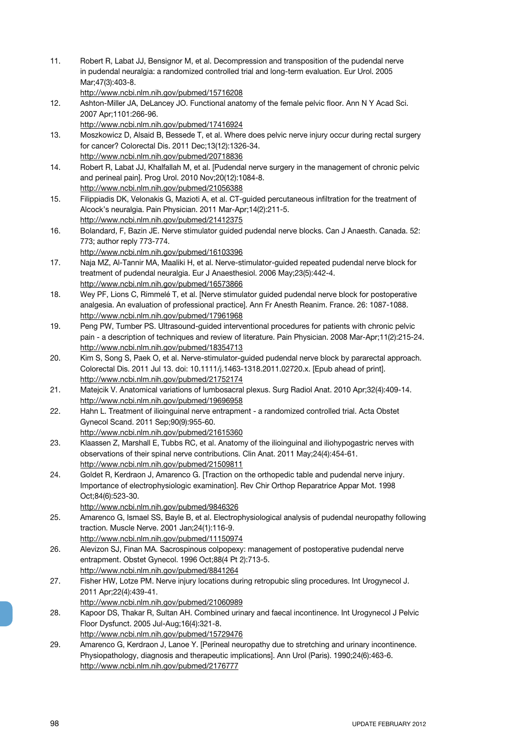11. Robert R, Labat JJ, Bensignor M, et al. Decompression and transposition of the pudendal nerve in pudendal neuralgia: a randomized controlled trial and long-term evaluation. Eur Urol. 2005 Mar;47(3):403-8.
http://www.ncbi.nlm.nih.gov/pubmed/15716208
12. Ashton-Miller JA, DeLancey JO. Functional anatomy of the female pelvic floor. Ann N Y Acad Sci. 2007 Apr;1101:266-96.
http://www.ncbi.nlm.nih.gov/pubmed/17416924
13. Moszkowicz D, Alsaid B, Bessede T, et al. Where does pelvic nerve injury occur during rectal surgery for cancer? Colorectal Dis. 2011 Dec;13(12):1326-34.
http://www.ncbi.nlm.nih.gov/pubmed/20718836
14. Robert R, Labat JJ, Khalfallah M, et al. [Pudendal nerve surgery in the management of chronic pelvic and perineal pain]. Prog Urol. 2010 Nov;20(12):1084-8.
http://www.ncbi.nlm.nih.gov/pubmed/21056388
15. Filippiadis DK, Velonakis G, Mazioti A, et al. CT-guided percutaneous infiltration for the treatment of Alcock's neuralgia. Pain Physician. 2011 Mar-Apr;14(2):211-5.
http://www.ncbi.nlm.nih.gov/pubmed/21412375
16. Bolandard, F, Bazin JE. Nerve stimulator guided pudendal nerve blocks. Can J Anaesth. Canada. 52: 773; author reply 773-774.
http://www.ncbi.nlm.nih.gov/pubmed/16103396
17. Naja MZ, Al-Tannir MA, Maaliki H, et al. Nerve-stimulator-guided repeated pudendal nerve block for treatment of pudendal neuralgia. Eur J Anaesthesiol. 2006 May;23(5):442-4.
http://www.ncbi.nlm.nih.gov/pubmed/16573866
18. Wey PF, Lions C, Rimmelé T, et al. [Nerve stimulator guided pudendal nerve block for postoperative analgesia. An evaluation of professional practice]. Ann Fr Anesth Reanim. France. 26: 1087-1088.
http://www.ncbi.nlm.nih.gov/pubmed/17961968
19. Peng PW, Tumber PS. Ultrasound-guided interventional procedures for patients with chronic pelvic pain - a description of techniques and review of literature. Pain Physician. 2008 Mar-Apr;11(2):215-24.
http://www.ncbi.nlm.nih.gov/pubmed/18354713
20. Kim S, Song S, Paek O, et al. Nerve-stimulator-guided pudendal nerve block by pararectal approach. Colorectal Dis. 2011 Jul 13. doi: 10.1111/j.1463-1318.2011.02720.x. [Epub ahead of print].
http://www.ncbi.nlm.nih.gov/pubmed/21752174
21. Matejcik V. Anatomical variations of lumbosacral plexus. Surg Radiol Anat. 2010 Apr;32(4):409-14.
http://www.ncbi.nlm.nih.gov/pubmed/19696958
22. Hahn L. Treatment of ilioinguinal nerve entrapment - a randomized controlled trial. Acta Obstet Gynecol Scand. 2011 Sep;90(9):955-60.
http://www.ncbi.nlm.nih.gov/pubmed/21615360
23. Klaassen Z, Marshall E, Tubbs RC, et al. Anatomy of the ilioinguinal and iliohypogastric nerves with observations of their spinal nerve contributions. Clin Anat. 2011 May;24(4):454-61.
http://www.ncbi.nlm.nih.gov/pubmed/21509811
24. Goldet R, Kerdraon J, Amarenco G. [Traction on the orthopedic table and pudendal nerve injury. Importance of electrophysiologic examination]. Rev Chir Orthop Reparatrice Appar Mot. 1998 Oct;84(6):523-30.
http://www.ncbi.nlm.nih.gov/pubmed/9846326
25. Amarenco G, Ismael SS, Bayle B, et al. Electrophysiological analysis of pudendal neuropathy following traction. Muscle Nerve. 2001 Jan;24(1):116-9.
http://www.ncbi.nlm.nih.gov/pubmed/11150974
26. Alevizon SJ, Finan MA. Sacrospinous colpopexy: management of postoperative pudendal nerve entrapment. Obstet Gynecol. 1996 Oct;88(4 Pt 2):713-5.
http://www.ncbi.nlm.nih.gov/pubmed/8841264
27. Fisher HW, Lotze PM. Nerve injury locations during retropubic sling procedures. Int Urogynecol J. 2011 Apr;22(4):439-41.
http://www.ncbi.nlm.nih.gov/pubmed/21060989
28. Kapoor DS, Thakar R, Sultan AH. Combined urinary and faecal incontinence. Int Urogynecol J Pelvic Floor Dysfunct. 2005 Jul-Aug;16(4):321-8.
http://www.ncbi.nlm.nih.gov/pubmed/15729476
29. Amarenco G, Kerdraon J, Lanoe Y. [Perineal neuropathy due to stretching and urinary incontinence. Physiopathology, diagnosis and therapeutic implications]. Ann Urol (Paris). 1990;24(6):463-6.
http://www.ncbi.nlm.nih.gov/pubmed/2176777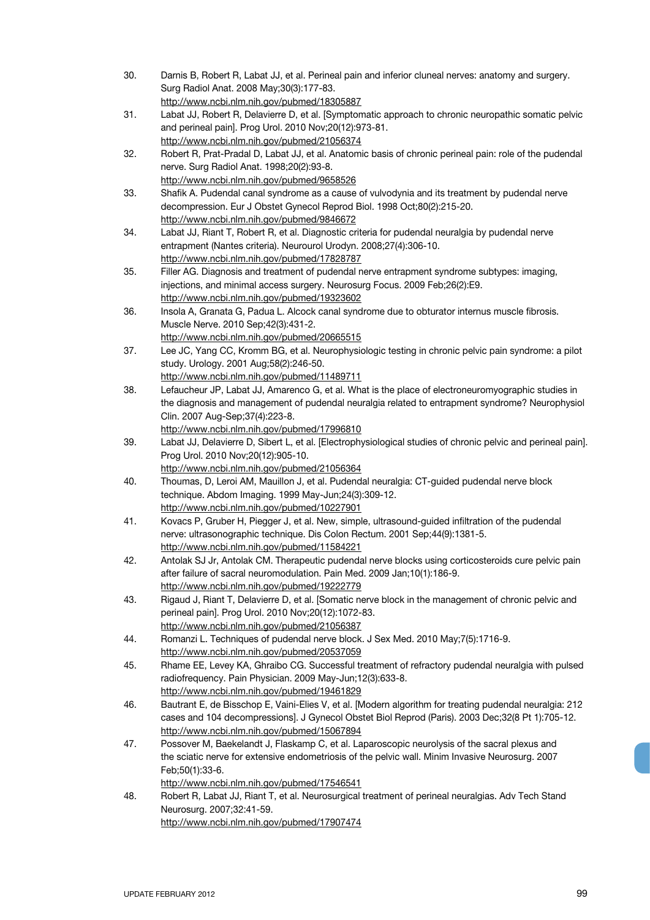30. Darnis B, Robert R, Labat JJ, et al. Perineal pain and inferior cluneal nerves: anatomy and surgery. Surg Radiol Anat. 2008 May;30(3):177-83.
http://www.ncbi.nlm.nih.gov/pubmed/18305887
31. Labat JJ, Robert R, Delavierre D, et al. [Symptomatic approach to chronic neuropathic somatic pelvic and perineal pain]. Prog Urol. 2010 Nov;20(12):973-81.
http://www.ncbi.nlm.nih.gov/pubmed/21056374
32. Robert R, Prat-Pradal D, Labat JJ, et al. Anatomic basis of chronic perineal pain: role of the pudendal nerve. Surg Radiol Anat. 1998;20(2):93-8.
http://www.ncbi.nlm.nih.gov/pubmed/9658526
33. Shafik A. Pudendal canal syndrome as a cause of vulvodynia and its treatment by pudendal nerve decompression. Eur J Obstet Gynecol Reprod Biol. 1998 Oct;80(2):215-20.
http://www.ncbi.nlm.nih.gov/pubmed/9846672
34. Labat JJ, Riant T, Robert R, et al. Diagnostic criteria for pudendal neuralgia by pudendal nerve entrapment (Nantes criteria). Neurourol Urodyn. 2008;27(4):306-10.
http://www.ncbi.nlm.nih.gov/pubmed/17828787
35. Filler AG. Diagnosis and treatment of pudendal nerve entrapment syndrome subtypes: imaging, injections, and minimal access surgery. Neurosurg Focus. 2009 Feb;26(2):E9.
http://www.ncbi.nlm.nih.gov/pubmed/19323602
36. Insola A, Granata G, Padua L. Alcock canal syndrome due to obturator internus muscle fibrosis. Muscle Nerve. 2010 Sep;42(3):431-2.
http://www.ncbi.nlm.nih.gov/pubmed/20665515
37. Lee JC, Yang CC, Kromm BG, et al. Neurophysiologic testing in chronic pelvic pain syndrome: a pilot study. Urology. 2001 Aug;58(2):246-50.
http://www.ncbi.nlm.nih.gov/pubmed/11489711
38. Lefaucheur JP, Labat JJ, Amarenco G, et al. What is the place of electroneuromyographic studies in the diagnosis and management of pudendal neuralgia related to entrapment syndrome? Neurophysiol Clin. 2007 Aug-Sep;37(4):223-8.
http://www.ncbi.nlm.nih.gov/pubmed/17996810
39. Labat JJ, Delavierre D, Sibert L, et al. [Electrophysiological studies of chronic pelvic and perineal pain]. Prog Urol. 2010 Nov;20(12):905-10.
http://www.ncbi.nlm.nih.gov/pubmed/21056364
40. Thoumas, D, Leroi AM, Mauillon J, et al. Pudendal neuralgia: CT-guided pudendal nerve block technique. Abdom Imaging. 1999 May-Jun;24(3):309-12.
http://www.ncbi.nlm.nih.gov/pubmed/10227901
41. Kovacs P, Gruber H, Piegger J, et al. New, simple, ultrasound-guided infiltration of the pudendal nerve: ultrasonographic technique. Dis Colon Rectum. 2001 Sep;44(9):1381-5.
http://www.ncbi.nlm.nih.gov/pubmed/11584221
42. Antolak SJ Jr, Antolak CM. Therapeutic pudendal nerve blocks using corticosteroids cure pelvic pain after failure of sacral neuromodulation. Pain Med. 2009 Jan;10(1):186-9.
http://www.ncbi.nlm.nih.gov/pubmed/19222779
43. Rigaud J, Riant T, Delavierre D, et al. [Somatic nerve block in the management of chronic pelvic and perineal pain]. Prog Urol. 2010 Nov;20(12):1072-83.
http://www.ncbi.nlm.nih.gov/pubmed/21056387
44. Romanzi L. Techniques of pudendal nerve block. J Sex Med. 2010 May;7(5):1716-9.
http://www.ncbi.nlm.nih.gov/pubmed/20537059
45. Rhame EE, Levey KA, Ghraibo CG. Successful treatment of refractory pudendal neuralgia with pulsed radiofrequency. Pain Physician. 2009 May-Jun;12(3):633-8.
http://www.ncbi.nlm.nih.gov/pubmed/19461829
46. Bautrant E, de Bisschop E, Vaini-Elies V, et al. [Modern algorithm for treating pudendal neuralgia: 212 cases and 104 decompressions]. J Gynecol Obstet Biol Reprod (Paris). 2003 Dec;32(8 Pt 1):705-12.
http://www.ncbi.nlm.nih.gov/pubmed/15067894
47. Possover M, Baekelandt J, Flaskamp C, et al. Laparoscopic neurolysis of the sacral plexus and the sciatic nerve for extensive endometriosis of the pelvic wall. Minim Invasive Neurosurg. 2007 Feb;50(1):33-6.
http://www.ncbi.nlm.nih.gov/pubmed/17546541
48. Robert R, Labat JJ, Riant T, et al. Neurosurgical treatment of perineal neuralgias. Adv Tech Stand Neurosurg. 2007;32:41-59.
http://www.ncbi.nlm.nih.gov/pubmed/17907474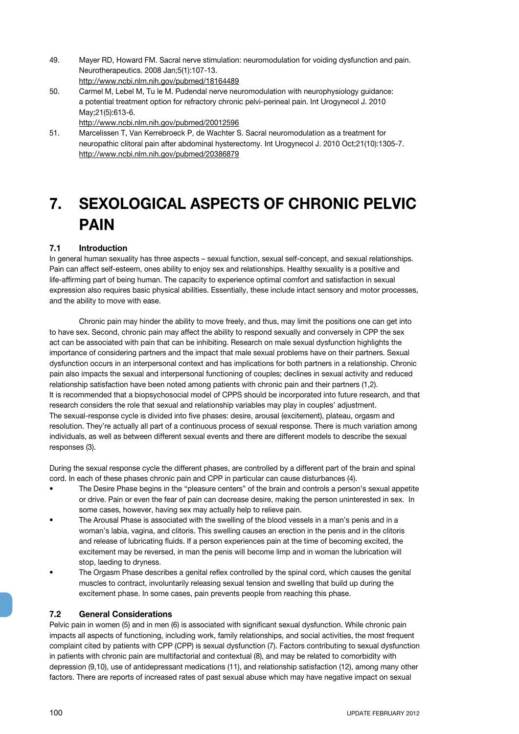49. Mayer RD, Howard FM. Sacral nerve stimulation: neuromodulation for voiding dysfunction and pain. Neurotherapeutics. 2008 Jan;5(1):107-13.
http://www.ncbi.nlm.nih.gov/pubmed/18164489
50. Carmel M, Lebel M, Tu le M. Pudendal nerve neuromodulation with neurophysiology guidance: a potential treatment option for refractory chronic pelvi-perineal pain. Int Urogynecol J. 2010 May;21(5):613-6.
http://www.ncbi.nlm.nih.gov/pubmed/20012596
51. Marcelissen T, Van Kerrebroeck P, de Wachter S. Sacral neuromodulation as a treatment for neuropathic clitoral pain after abdominal hysterectomy. Int Urogynecol J. 2010 Oct;21(10):1305-7.
http://www.ncbi.nlm.nih.gov/pubmed/20386879

# 7. SEXOLOGICAL ASPECTS OF CHRONIC PELVIC PAIN

## 7.1 Introduction

In general human sexuality has three aspects – sexual function, sexual self-concept, and sexual relationships. Pain can affect self-esteem, ones ability to enjoy sex and relationships. Healthy sexuality is a positive and life-affirming part of being human. The capacity to experience optimal comfort and satisfaction in sexual expression also requires basic physical abilities. Essentially, these include intact sensory and motor processes, and the ability to move with ease.

Chronic pain may hinder the ability to move freely, and thus, may limit the positions one can get into to have sex. Second, chronic pain may affect the ability to respond sexually and conversely in CPP the sex act can be associated with pain that can be inhibiting. Research on male sexual dysfunction highlights the importance of considering partners and the impact that male sexual problems have on their partners. Sexual dysfunction occurs in an interpersonal context and has implications for both partners in a relationship. Chronic pain also impacts the sexual and interpersonal functioning of couples; declines in sexual activity and reduced relationship satisfaction have been noted among patients with chronic pain and their partners (1,2).
It is recommended that a biopsychosocial model of CPPS should be incorporated into future research, and that research considers the role that sexual and relationship variables may play in couples' adjustment.
The sexual-response cycle is divided into five phases: desire, arousal (excitement), plateau, orgasm and resolution. They're actually all part of a continuous process of sexual response. There is much variation among individuals, as well as between different sexual events and there are different models to describe the sexual responses (3).

During the sexual response cycle the different phases, are controlled by a different part of the brain and spinal cord. In each of these phases chronic pain and CPP in particular can cause disturbances (4).

- The Desire Phase begins in the "pleasure centers" of the brain and controls a person's sexual appetite or drive. Pain or even the fear of pain can decrease desire, making the person uninterested in sex. In some cases, however, having sex may actually help to relieve pain.
- The Arousal Phase is associated with the swelling of the blood vessels in a man's penis and in a woman's labia, vagina, and clitoris. This swelling causes an erection in the penis and in the clitoris and release of lubricating fluids. If a person experiences pain at the time of becoming excited, the excitement may be reversed, in man the penis will become limp and in woman the lubrication will stop, laeding to dryness.
- The Orgasm Phase describes a genital reflex controlled by the spinal cord, which causes the genital muscles to contract, involuntarily releasing sexual tension and swelling that build up during the excitement phase. In some cases, pain prevents people from reaching this phase.

## 7.2 General Considerations

Pelvic pain in women (5) and in men (6) is associated with significant sexual dysfunction. While chronic pain impacts all aspects of functioning, including work, family relationships, and social activities, the most frequent complaint cited by patients with CPP (CPP) is sexual dysfunction (7). Factors contributing to sexual dysfunction in patients with chronic pain are multifactorial and contextual (8), and may be related to comorbidity with depression (9,10), use of antidepressant medications (11), and relationship satisfaction (12), among many other factors. There are reports of increased rates of past sexual abuse which may have negative impact on sexual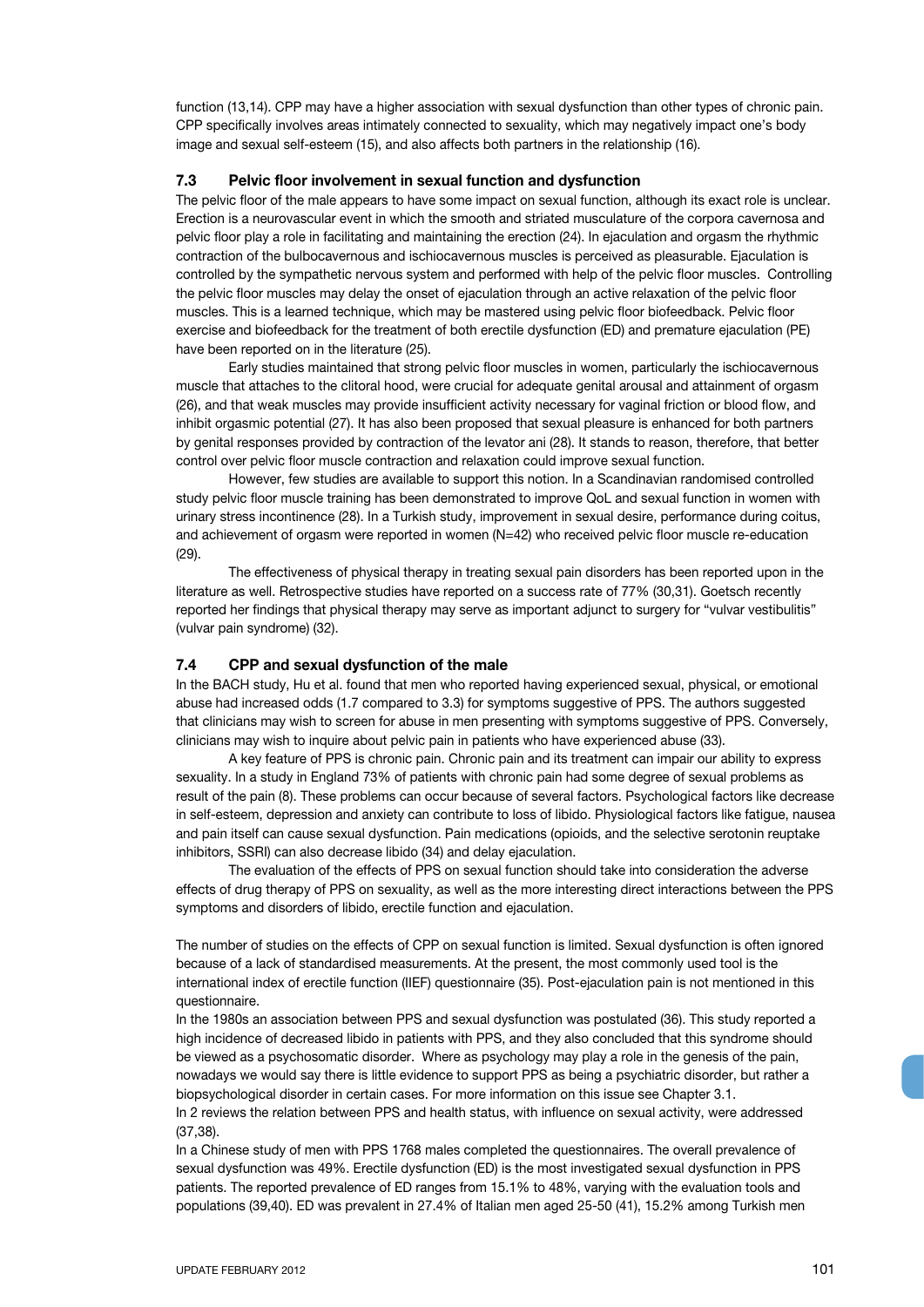function (13,14). CPP may have a higher association with sexual dysfunction than other types of chronic pain. CPP specifically involves areas intimately connected to sexuality, which may negatively impact one's body image and sexual self-esteem (15), and also affects both partners in the relationship (16).

### 7.3 Pelvic floor involvement in sexual function and dysfunction

The pelvic floor of the male appears to have some impact on sexual function, although its exact role is unclear. Erection is a neurovascular event in which the smooth and striated musculature of the corpora cavernosa and pelvic floor play a role in facilitating and maintaining the erection (24). In ejaculation and orgasm the rhythmic contraction of the bulbocavernous and ischiocavernous muscles is perceived as pleasurable. Ejaculation is controlled by the sympathetic nervous system and performed with help of the pelvic floor muscles. Controlling the pelvic floor muscles may delay the onset of ejaculation through an active relaxation of the pelvic floor muscles. This is a learned technique, which may be mastered using pelvic floor biofeedback. Pelvic floor exercise and biofeedback for the treatment of both erectile dysfunction (ED) and premature ejaculation (PE) have been reported on in the literature (25).

Early studies maintained that strong pelvic floor muscles in women, particularly the ischiocavernous muscle that attaches to the clitoral hood, were crucial for adequate genital arousal and attainment of orgasm (26), and that weak muscles may provide insufficient activity necessary for vaginal friction or blood flow, and inhibit orgasmic potential (27). It has also been proposed that sexual pleasure is enhanced for both partners by genital responses provided by contraction of the levator ani (28). It stands to reason, therefore, that better control over pelvic floor muscle contraction and relaxation could improve sexual function.

However, few studies are available to support this notion. In a Scandinavian randomised controlled study pelvic floor muscle training has been demonstrated to improve QoL and sexual function in women with urinary stress incontinence (28). In a Turkish study, improvement in sexual desire, performance during coitus, and achievement of orgasm were reported in women (N=42) who received pelvic floor muscle re-education (29).

The effectiveness of physical therapy in treating sexual pain disorders has been reported upon in the literature as well. Retrospective studies have reported on a success rate of 77% (30,31). Goetsch recently reported her findings that physical therapy may serve as important adjunct to surgery for "vulvar vestibulitis" (vulvar pain syndrome) (32).

### 7.4 CPP and sexual dysfunction of the male

In the BACH study, Hu et al. found that men who reported having experienced sexual, physical, or emotional abuse had increased odds (1.7 compared to 3.3) for symptoms suggestive of PPS. The authors suggested that clinicians may wish to screen for abuse in men presenting with symptoms suggestive of PPS. Conversely, clinicians may wish to inquire about pelvic pain in patients who have experienced abuse (33).

A key feature of PPS is chronic pain. Chronic pain and its treatment can impair our ability to express sexuality. In a study in England 73% of patients with chronic pain had some degree of sexual problems as result of the pain (8). These problems can occur because of several factors. Psychological factors like decrease in self-esteem, depression and anxiety can contribute to loss of libido. Physiological factors like fatigue, nausea and pain itself can cause sexual dysfunction. Pain medications (opioids, and the selective serotonin reuptake inhibitors, SSRI) can also decrease libido (34) and delay ejaculation.

The evaluation of the effects of PPS on sexual function should take into consideration the adverse effects of drug therapy of PPS on sexuality, as well as the more interesting direct interactions between the PPS symptoms and disorders of libido, erectile function and ejaculation.

The number of studies on the effects of CPP on sexual function is limited. Sexual dysfunction is often ignored because of a lack of standardised measurements. At the present, the most commonly used tool is the international index of erectile function (IIEF) questionnaire (35). Post-ejaculation pain is not mentioned in this questionnaire.

In the 1980s an association between PPS and sexual dysfunction was postulated (36). This study reported a high incidence of decreased libido in patients with PPS, and they also concluded that this syndrome should be viewed as a psychosomatic disorder. Where as psychology may play a role in the genesis of the pain, nowadays we would say there is little evidence to support PPS as being a psychiatric disorder, but rather a biopsychological disorder in certain cases. For more information on this issue see Chapter 3.1.

In 2 reviews the relation between PPS and health status, with influence on sexual activity, were addressed (37,38).

In a Chinese study of men with PPS 1768 males completed the questionnaires. The overall prevalence of sexual dysfunction was 49%. Erectile dysfunction (ED) is the most investigated sexual dysfunction in PPS patients. The reported prevalence of ED ranges from 15.1% to 48%, varying with the evaluation tools and populations (39,40). ED was prevalent in 27.4% of Italian men aged 25-50 (41), 15.2% among Turkish men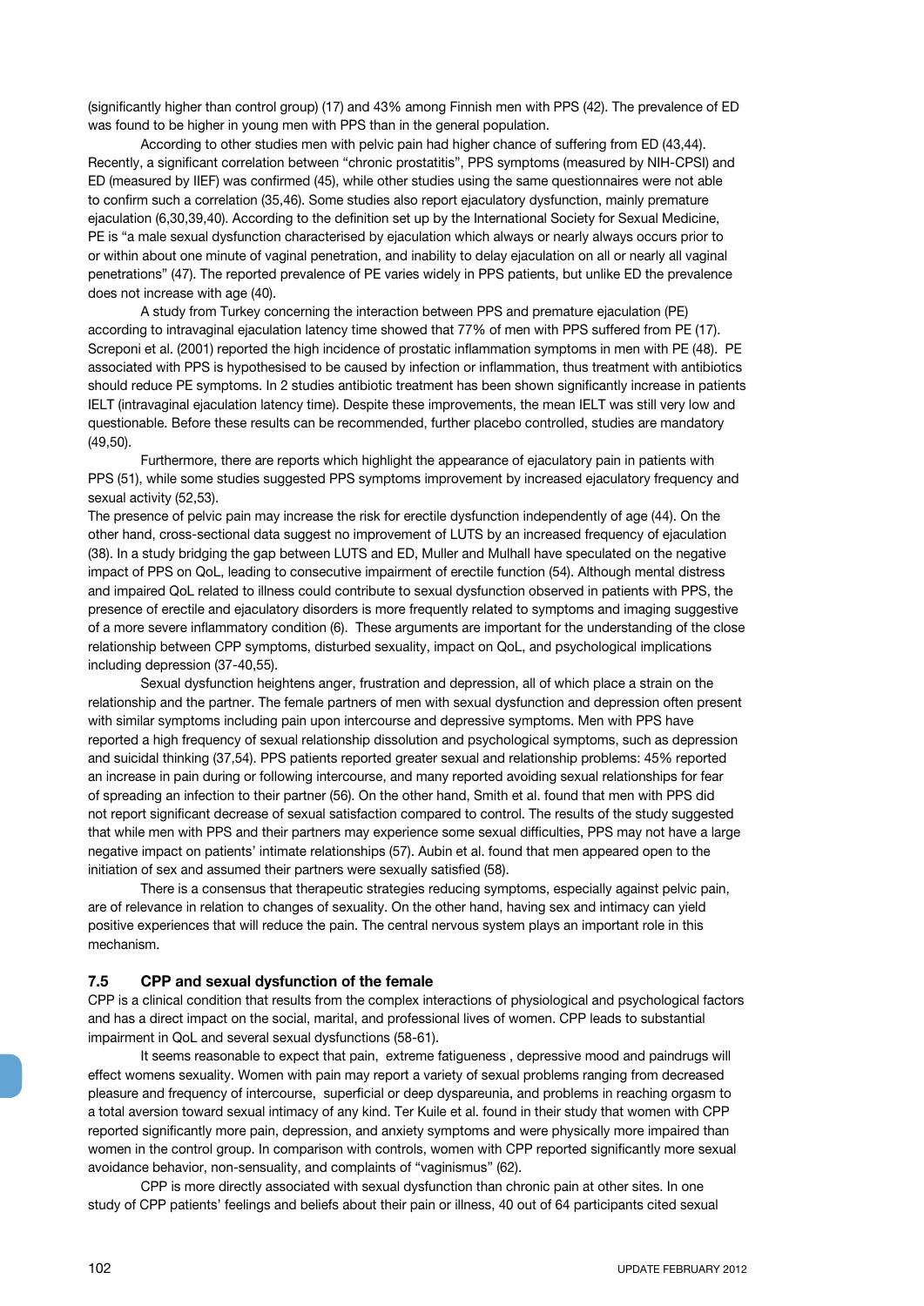(significantly higher than control group) (17) and 43% among Finnish men with PPS (42). The prevalence of ED was found to be higher in young men with PPS than in the general population.

According to other studies men with pelvic pain had higher chance of suffering from ED (43,44). Recently, a significant correlation between "chronic prostatitis", PPS symptoms (measured by NIH-CPSI) and ED (measured by IIEF) was confirmed (45), while other studies using the same questionnaires were not able to confirm such a correlation (35,46). Some studies also report ejaculatory dysfunction, mainly premature ejaculation (6,30,39,40). According to the definition set up by the International Society for Sexual Medicine, PE is "a male sexual dysfunction characterised by ejaculation which always or nearly always occurs prior to or within about one minute of vaginal penetration, and inability to delay ejaculation on all or nearly all vaginal penetrations" (47). The reported prevalence of PE varies widely in PPS patients, but unlike ED the prevalence does not increase with age (40).

A study from Turkey concerning the interaction between PPS and premature ejaculation (PE) according to intravaginal ejaculation latency time showed that 77% of men with PPS suffered from PE (17). Screponi et al. (2001) reported the high incidence of prostatic inflammation symptoms in men with PE (48). PE associated with PPS is hypothesised to be caused by infection or inflammation, thus treatment with antibiotics should reduce PE symptoms. In 2 studies antibiotic treatment has been shown significantly increase in patients IELT (intravaginal ejaculation latency time). Despite these improvements, the mean IELT was still very low and questionable. Before these results can be recommended, further placebo controlled, studies are mandatory (49,50).

Furthermore, there are reports which highlight the appearance of ejaculatory pain in patients with PPS (51), while some studies suggested PPS symptoms improvement by increased ejaculatory frequency and sexual activity (52,53).

The presence of pelvic pain may increase the risk for erectile dysfunction independently of age (44). On the other hand, cross-sectional data suggest no improvement of LUTS by an increased frequency of ejaculation (38). In a study bridging the gap between LUTS and ED, Muller and Mulhall have speculated on the negative impact of PPS on QoL, leading to consecutive impairment of erectile function (54). Although mental distress and impaired QoL related to illness could contribute to sexual dysfunction observed in patients with PPS, the presence of erectile and ejaculatory disorders is more frequently related to symptoms and imaging suggestive of a more severe inflammatory condition (6). These arguments are important for the understanding of the close relationship between CPP symptoms, disturbed sexuality, impact on QoL, and psychological implications including depression (37-40,55).

Sexual dysfunction heightens anger, frustration and depression, all of which place a strain on the relationship and the partner. The female partners of men with sexual dysfunction and depression often present with similar symptoms including pain upon intercourse and depressive symptoms. Men with PPS have reported a high frequency of sexual relationship dissolution and psychological symptoms, such as depression and suicidal thinking (37,54). PPS patients reported greater sexual and relationship problems: 45% reported an increase in pain during or following intercourse, and many reported avoiding sexual relationships for fear of spreading an infection to their partner (56). On the other hand, Smith et al. found that men with PPS did not report significant decrease of sexual satisfaction compared to control. The results of the study suggested that while men with PPS and their partners may experience some sexual difficulties, PPS may not have a large negative impact on patients' intimate relationships (57). Aubin et al. found that men appeared open to the initiation of sex and assumed their partners were sexually satisfied (58).

There is a consensus that therapeutic strategies reducing symptoms, especially against pelvic pain, are of relevance in relation to changes of sexuality. On the other hand, having sex and intimacy can yield positive experiences that will reduce the pain. The central nervous system plays an important role in this mechanism.

### 7.5 CPP and sexual dysfunction of the female

CPP is a clinical condition that results from the complex interactions of physiological and psychological factors and has a direct impact on the social, marital, and professional lives of women. CPP leads to substantial impairment in QoL and several sexual dysfunctions (58-61).

It seems reasonable to expect that pain, extreme fatigueness , depressive mood and paindrugs will effect womens sexuality. Women with pain may report a variety of sexual problems ranging from decreased pleasure and frequency of intercourse, superficial or deep dyspareunia, and problems in reaching orgasm to a total aversion toward sexual intimacy of any kind. Ter Kuile et al. found in their study that women with CPP reported significantly more pain, depression, and anxiety symptoms and were physically more impaired than women in the control group. In comparison with controls, women with CPP reported significantly more sexual avoidance behavior, non-sensuality, and complaints of "vaginismus" (62).

CPP is more directly associated with sexual dysfunction than chronic pain at other sites. In one study of CPP patients' feelings and beliefs about their pain or illness, 40 out of 64 participants cited sexual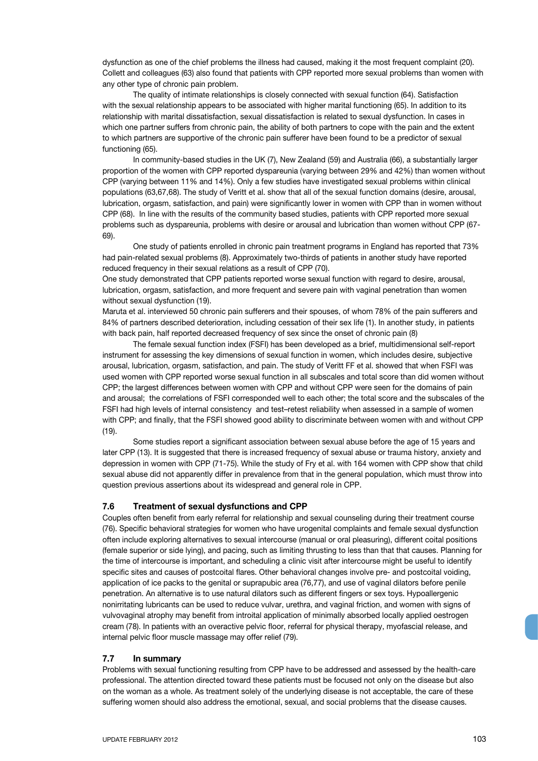dysfunction as one of the chief problems the illness had caused, making it the most frequent complaint (20). Collett and colleagues (63) also found that patients with CPP reported more sexual problems than women with any other type of chronic pain problem.

The quality of intimate relationships is closely connected with sexual function (64). Satisfaction with the sexual relationship appears to be associated with higher marital functioning (65). In addition to its relationship with marital dissatisfaction, sexual dissatisfaction is related to sexual dysfunction. In cases in which one partner suffers from chronic pain, the ability of both partners to cope with the pain and the extent to which partners are supportive of the chronic pain sufferer have been found to be a predictor of sexual functioning (65).

In community-based studies in the UK (7), New Zealand (59) and Australia (66), a substantially larger proportion of the women with CPP reported dyspareunia (varying between 29% and 42%) than women without CPP (varying between 11% and 14%). Only a few studies have investigated sexual problems within clinical populations (63,67,68). The study of Veritt et al. show that all of the sexual function domains (desire, arousal, lubrication, orgasm, satisfaction, and pain) were significantly lower in women with CPP than in women without CPP (68). In line with the results of the community based studies, patients with CPP reported more sexual problems such as dyspareunia, problems with desire or arousal and lubrication than women without CPP (67-69).

One study of patients enrolled in chronic pain treatment programs in England has reported that 73% had pain-related sexual problems (8). Approximately two-thirds of patients in another study have reported reduced frequency in their sexual relations as a result of CPP (70).

One study demonstrated that CPP patients reported worse sexual function with regard to desire, arousal, lubrication, orgasm, satisfaction, and more frequent and severe pain with vaginal penetration than women without sexual dysfunction (19).

Maruta et al. interviewed 50 chronic pain sufferers and their spouses, of whom 78% of the pain sufferers and 84% of partners described deterioration, including cessation of their sex life (1). In another study, in patients with back pain, half reported decreased frequency of sex since the onset of chronic pain (8)

The female sexual function index (FSFI) has been developed as a brief, multidimensional self-report instrument for assessing the key dimensions of sexual function in women, which includes desire, subjective arousal, lubrication, orgasm, satisfaction, and pain. The study of Veritt FF et al. showed that when FSFI was used women with CPP reported worse sexual function in all subscales and total score than did women without CPP; the largest differences between women with CPP and without CPP were seen for the domains of pain and arousal; the correlations of FSFI corresponded well to each other; the total score and the subscales of the FSFI had high levels of internal consistency and test–retest reliability when assessed in a sample of women with CPP; and finally, that the FSFI showed good ability to discriminate between women with and without CPP (19).

Some studies report a significant association between sexual abuse before the age of 15 years and later CPP (13). It is suggested that there is increased frequency of sexual abuse or trauma history, anxiety and depression in women with CPP (71-75). While the study of Fry et al. with 164 women with CPP show that child sexual abuse did not apparently differ in prevalence from that in the general population, which must throw into question previous assertions about its widespread and general role in CPP.

### 7.6 Treatment of sexual dysfunctions and CPP

Couples often benefit from early referral for relationship and sexual counseling during their treatment course (76). Specific behavioral strategies for women who have urogenital complaints and female sexual dysfunction often include exploring alternatives to sexual intercourse (manual or oral pleasuring), different coital positions (female superior or side lying), and pacing, such as limiting thrusting to less than that that causes. Planning for the time of intercourse is important, and scheduling a clinic visit after intercourse might be useful to identify specific sites and causes of postcoital flares. Other behavioral changes involve pre- and postcoital voiding, application of ice packs to the genital or suprapubic area (76,77), and use of vaginal dilators before penile penetration. An alternative is to use natural dilators such as different fingers or sex toys. Hypoallergenic nonirritating lubricants can be used to reduce vulvar, urethra, and vaginal friction, and women with signs of vulvovaginal atrophy may benefit from introital application of minimally absorbed locally applied oestrogen cream (78). In patients with an overactive pelvic floor, referral for physical therapy, myofascial release, and internal pelvic floor muscle massage may offer relief (79).

### 7.7 In summary

Problems with sexual functioning resulting from CPP have to be addressed and assessed by the health-care professional. The attention directed toward these patients must be focused not only on the disease but also on the woman as a whole. As treatment solely of the underlying disease is not acceptable, the care of these suffering women should also address the emotional, sexual, and social problems that the disease causes.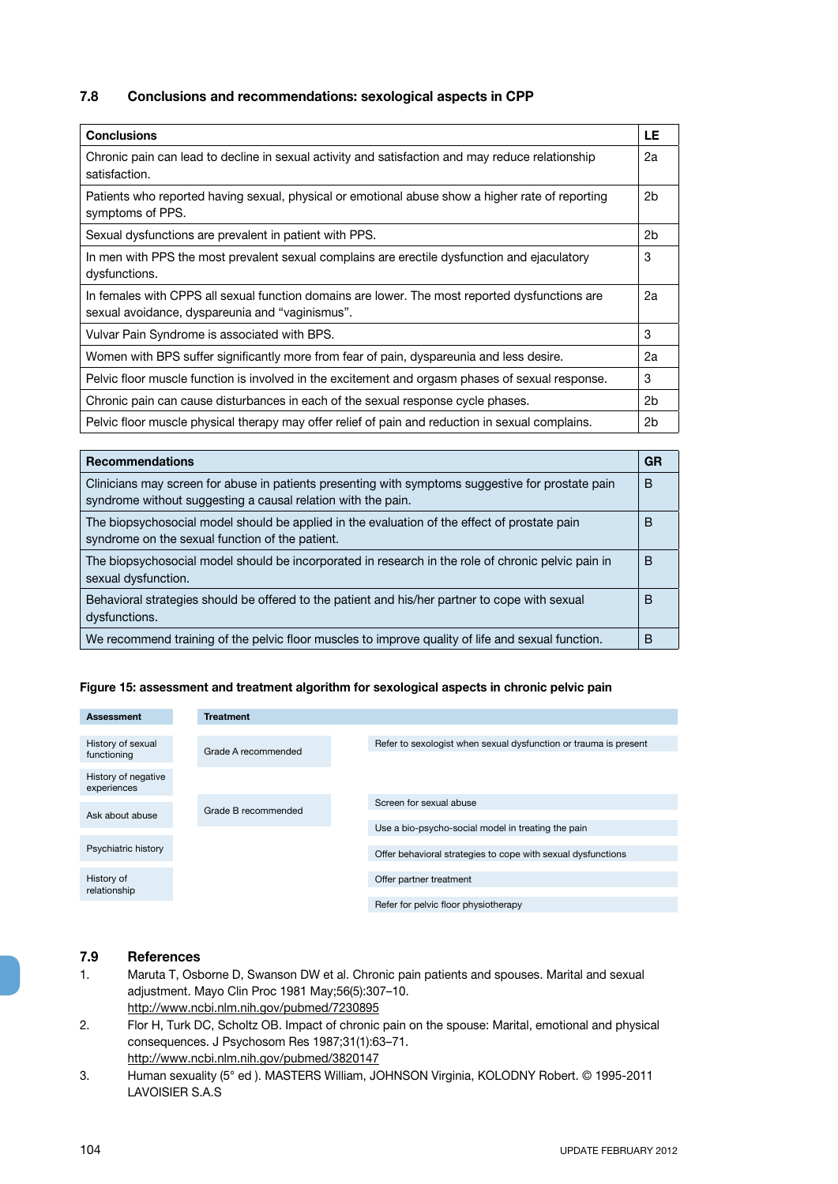## 7.8 Conclusions and recommendations: sexological aspects in CPP

| Conclusions | LE |
|---|---|
| Chronic pain can lead to decline in sexual activity and satisfaction and may reduce relationship satisfaction. | 2a |
| Patients who reported having sexual, physical or emotional abuse show a higher rate of reporting symptoms of PPS. | 2b |
| Sexual dysfunctions are prevalent in patient with PPS. | 2b |
| In men with PPS the most prevalent sexual complains are erectile dysfunction and ejaculatory dysfunctions. | 3 |
| In females with CPPS all sexual function domains are lower. The most reported dysfunctions are sexual avoidance, dyspareunia and "vaginismus". | 2a |
| Vulvar Pain Syndrome is associated with BPS. | 3 |
| Women with BPS suffer significantly more from fear of pain, dyspareunia and less desire. | 2a |
| Pelvic floor muscle function is involved in the excitement and orgasm phases of sexual response. | 3 |
| Chronic pain can cause disturbances in each of the sexual response cycle phases. | 2b |
| Pelvic floor muscle physical therapy may offer relief of pain and reduction in sexual complains. | 2b |

| Recommendations | GR |
|---|---|
| Clinicians may screen for abuse in patients presenting with symptoms suggestive for prostate pain syndrome without suggesting a causal relation with the pain. | B |
| The biopsychosocial model should be applied in the evaluation of the effect of prostate pain syndrome on the sexual function of the patient. | B |
| The biopsychosocial model should be incorporated in research in the role of chronic pelvic pain in sexual dysfunction. | B |
| Behavioral strategies should be offered to the patient and his/her partner to cope with sexual dysfunctions. | B |
| We recommend training of the pelvic floor muscles to improve quality of life and sexual function. | B |

**Figure 15: assessment and treatment algorithm for sexological aspects in chronic pelvic pain**

| Assessment | Treatment | |
|---|---|---|
| History of sexual functioning | Grade A recommended | Refer to sexologist when sexual dysfunction or trauma is present |
| History of negative experiences | | |
| Ask about abuse | Grade B recommended | Screen for sexual abuse |
| | | Use a bio-psycho-social model in treating the pain |
| Psychiatric history | | Offer behavioral strategies to cope with sexual dysfunctions |
| History of relationship | | Offer partner treatment |
| | | Refer for pelvic floor physiotherapy |

## 7.9 References

1. Maruta T, Osborne D, Swanson DW et al. Chronic pain patients and spouses. Marital and sexual adjustment. Mayo Clin Proc 1981 May;56(5):307–10.
http://www.ncbi.nlm.nih.gov/pubmed/7230895
2. Flor H, Turk DC, Scholtz OB. Impact of chronic pain on the spouse: Marital, emotional and physical consequences. J Psychosom Res 1987;31(1):63–71.
http://www.ncbi.nlm.nih.gov/pubmed/3820147
3. Human sexuality (5° ed ). MASTERS William, JOHNSON Virginia, KOLODNY Robert. © 1995-2011 LAVOISIER S.A.S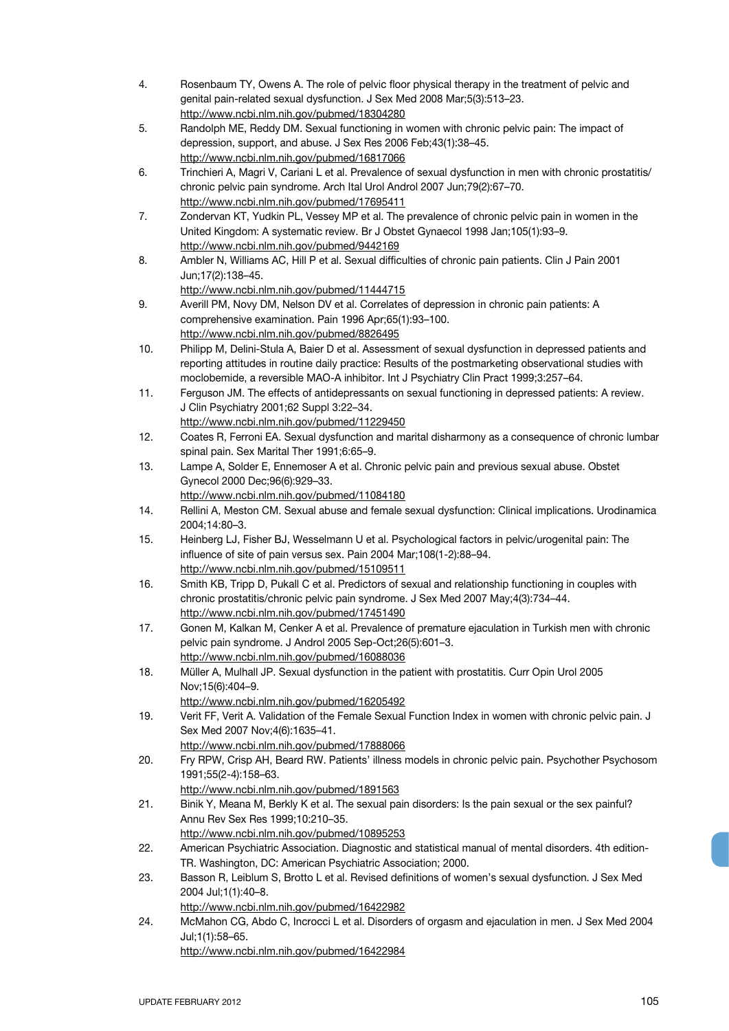4. Rosenbaum TY, Owens A. The role of pelvic floor physical therapy in the treatment of pelvic and genital pain-related sexual dysfunction. J Sex Med 2008 Mar;5(3):513–23.
http://www.ncbi.nlm.nih.gov/pubmed/18304280
5. Randolph ME, Reddy DM. Sexual functioning in women with chronic pelvic pain: The impact of depression, support, and abuse. J Sex Res 2006 Feb;43(1):38–45.
http://www.ncbi.nlm.nih.gov/pubmed/16817066
6. Trinchieri A, Magri V, Cariani L et al. Prevalence of sexual dysfunction in men with chronic prostatitis/chronic pelvic pain syndrome. Arch Ital Urol Androl 2007 Jun;79(2):67–70.
http://www.ncbi.nlm.nih.gov/pubmed/17695411
7. Zondervan KT, Yudkin PL, Vessey MP et al. The prevalence of chronic pelvic pain in women in the United Kingdom: A systematic review. Br J Obstet Gynaecol 1998 Jan;105(1):93–9.
http://www.ncbi.nlm.nih.gov/pubmed/9442169
8. Ambler N, Williams AC, Hill P et al. Sexual difficulties of chronic pain patients. Clin J Pain 2001 Jun;17(2):138–45.
http://www.ncbi.nlm.nih.gov/pubmed/11444715
9. Averill PM, Novy DM, Nelson DV et al. Correlates of depression in chronic pain patients: A comprehensive examination. Pain 1996 Apr;65(1):93–100.
http://www.ncbi.nlm.nih.gov/pubmed/8826495
10. Philipp M, Delini-Stula A, Baier D et al. Assessment of sexual dysfunction in depressed patients and reporting attitudes in routine daily practice: Results of the postmarketing observational studies with moclobemide, a reversible MAO-A inhibitor. Int J Psychiatry Clin Pract 1999;3:257–64.
11. Ferguson JM. The effects of antidepressants on sexual functioning in depressed patients: A review. J Clin Psychiatry 2001;62 Suppl 3:22–34.
http://www.ncbi.nlm.nih.gov/pubmed/11229450
12. Coates R, Ferroni EA. Sexual dysfunction and marital disharmony as a consequence of chronic lumbar spinal pain. Sex Marital Ther 1991;6:65–9.
13. Lampe A, Solder E, Ennemoser A et al. Chronic pelvic pain and previous sexual abuse. Obstet Gynecol 2000 Dec;96(6):929–33.
http://www.ncbi.nlm.nih.gov/pubmed/11084180
14. Rellini A, Meston CM. Sexual abuse and female sexual dysfunction: Clinical implications. Urodinamica 2004;14:80–3.
15. Heinberg LJ, Fisher BJ, Wesselmann U et al. Psychological factors in pelvic/urogenital pain: The influence of site of pain versus sex. Pain 2004 Mar;108(1-2):88–94.
http://www.ncbi.nlm.nih.gov/pubmed/15109511
16. Smith KB, Tripp D, Pukall C et al. Predictors of sexual and relationship functioning in couples with chronic prostatitis/chronic pelvic pain syndrome. J Sex Med 2007 May;4(3):734–44.
http://www.ncbi.nlm.nih.gov/pubmed/17451490
17. Gonen M, Kalkan M, Cenker A et al. Prevalence of premature ejaculation in Turkish men with chronic pelvic pain syndrome. J Androl 2005 Sep-Oct;26(5):601–3.
http://www.ncbi.nlm.nih.gov/pubmed/16088036
18. Müller A, Mulhall JP. Sexual dysfunction in the patient with prostatitis. Curr Opin Urol 2005 Nov;15(6):404–9.
http://www.ncbi.nlm.nih.gov/pubmed/16205492
19. Verit FF, Verit A. Validation of the Female Sexual Function Index in women with chronic pelvic pain. J Sex Med 2007 Nov;4(6):1635–41.
http://www.ncbi.nlm.nih.gov/pubmed/17888066
20. Fry RPW, Crisp AH, Beard RW. Patients' illness models in chronic pelvic pain. Psychother Psychosom 1991;55(2-4):158–63.
http://www.ncbi.nlm.nih.gov/pubmed/1891563
21. Binik Y, Meana M, Berkly K et al. The sexual pain disorders: Is the pain sexual or the sex painful? Annu Rev Sex Res 1999;10:210–35.
http://www.ncbi.nlm.nih.gov/pubmed/10895253
22. American Psychiatric Association. Diagnostic and statistical manual of mental disorders. 4th edition-TR. Washington, DC: American Psychiatric Association; 2000.
23. Basson R, Leiblum S, Brotto L et al. Revised definitions of women's sexual dysfunction. J Sex Med 2004 Jul;1(1):40–8.
http://www.ncbi.nlm.nih.gov/pubmed/16422982
24. McMahon CG, Abdo C, Incrocci L et al. Disorders of orgasm and ejaculation in men. J Sex Med 2004 Jul;1(1):58–65.
http://www.ncbi.nlm.nih.gov/pubmed/16422984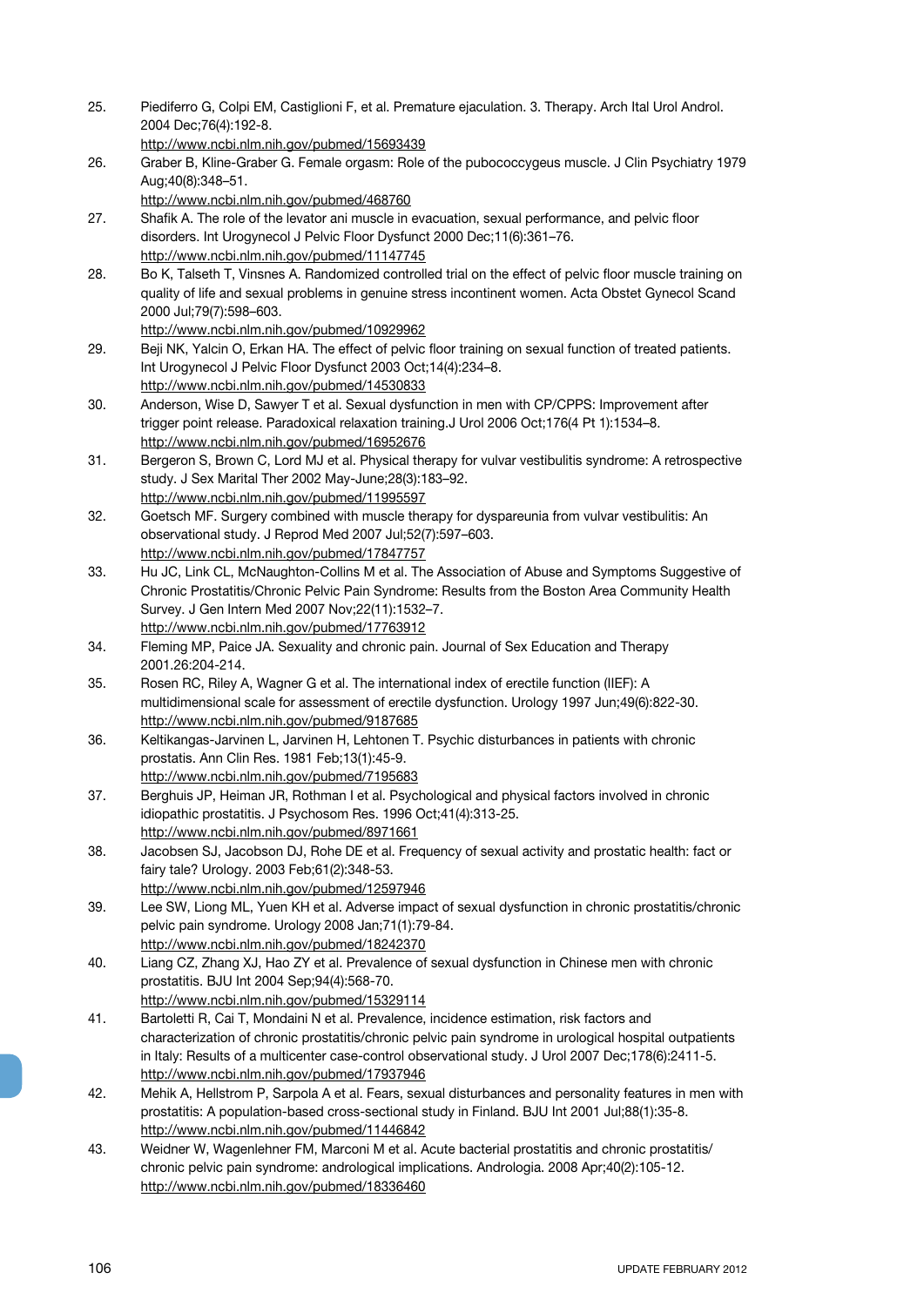25. Piediferro G, Colpi EM, Castiglioni F, et al. Premature ejaculation. 3. Therapy. Arch Ital Urol Androl. 2004 Dec;76(4):192-8.
    http://www.ncbi.nlm.nih.gov/pubmed/15693439
26. Graber B, Kline-Graber G. Female orgasm: Role of the pubococcygeus muscle. J Clin Psychiatry 1979 Aug;40(8):348–51.
    http://www.ncbi.nlm.nih.gov/pubmed/468760
27. Shafik A. The role of the levator ani muscle in evacuation, sexual performance, and pelvic floor disorders. Int Urogynecol J Pelvic Floor Dysfunct 2000 Dec;11(6):361–76.
    http://www.ncbi.nlm.nih.gov/pubmed/11147745
28. Bo K, Talseth T, Vinsnes A. Randomized controlled trial on the effect of pelvic floor muscle training on quality of life and sexual problems in genuine stress incontinent women. Acta Obstet Gynecol Scand 2000 Jul;79(7):598–603.
    http://www.ncbi.nlm.nih.gov/pubmed/10929962
29. Beji NK, Yalcin O, Erkan HA. The effect of pelvic floor training on sexual function of treated patients. Int Urogynecol J Pelvic Floor Dysfunct 2003 Oct;14(4):234–8.
    http://www.ncbi.nlm.nih.gov/pubmed/14530833
30. Anderson, Wise D, Sawyer T et al. Sexual dysfunction in men with CP/CPPS: Improvement after trigger point release. Paradoxical relaxation training.J Urol 2006 Oct;176(4 Pt 1):1534–8.
    http://www.ncbi.nlm.nih.gov/pubmed/16952676
31. Bergeron S, Brown C, Lord MJ et al. Physical therapy for vulvar vestibulitis syndrome: A retrospective study. J Sex Marital Ther 2002 May-June;28(3):183–92.
    http://www.ncbi.nlm.nih.gov/pubmed/11995597
32. Goetsch MF. Surgery combined with muscle therapy for dyspareunia from vulvar vestibulitis: An observational study. J Reprod Med 2007 Jul;52(7):597–603.
    http://www.ncbi.nlm.nih.gov/pubmed/17847757
33. Hu JC, Link CL, McNaughton-Collins M et al. The Association of Abuse and Symptoms Suggestive of Chronic Prostatitis/Chronic Pelvic Pain Syndrome: Results from the Boston Area Community Health Survey. J Gen Intern Med 2007 Nov;22(11):1532–7.
    http://www.ncbi.nlm.nih.gov/pubmed/17763912
34. Fleming MP, Paice JA. Sexuality and chronic pain. Journal of Sex Education and Therapy 2001.26:204-214.
35. Rosen RC, Riley A, Wagner G et al. The international index of erectile function (IIEF): A multidimensional scale for assessment of erectile dysfunction. Urology 1997 Jun;49(6):822-30.
    http://www.ncbi.nlm.nih.gov/pubmed/9187685
36. Keltikangas-Jarvinen L, Jarvinen H, Lehtonen T. Psychic disturbances in patients with chronic prostatis. Ann Clin Res. 1981 Feb;13(1):45-9.
    http://www.ncbi.nlm.nih.gov/pubmed/7195683
37. Berghuis JP, Heiman JR, Rothman I et al. Psychological and physical factors involved in chronic idiopathic prostatitis. J Psychosom Res. 1996 Oct;41(4):313-25.
    http://www.ncbi.nlm.nih.gov/pubmed/8971661
38. Jacobsen SJ, Jacobson DJ, Rohe DE et al. Frequency of sexual activity and prostatic health: fact or fairy tale? Urology. 2003 Feb;61(2):348-53.
    http://www.ncbi.nlm.nih.gov/pubmed/12597946
39. Lee SW, Liong ML, Yuen KH et al. Adverse impact of sexual dysfunction in chronic prostatitis/chronic pelvic pain syndrome. Urology 2008 Jan;71(1):79-84.
    http://www.ncbi.nlm.nih.gov/pubmed/18242370
40. Liang CZ, Zhang XJ, Hao ZY et al. Prevalence of sexual dysfunction in Chinese men with chronic prostatitis. BJU Int 2004 Sep;94(4):568-70.
    http://www.ncbi.nlm.nih.gov/pubmed/15329114
41. Bartoletti R, Cai T, Mondaini N et al. Prevalence, incidence estimation, risk factors and characterization of chronic prostatitis/chronic pelvic pain syndrome in urological hospital outpatients in Italy: Results of a multicenter case-control observational study. J Urol 2007 Dec;178(6):2411-5.
    http://www.ncbi.nlm.nih.gov/pubmed/17937946
42. Mehik A, Hellstrom P, Sarpola A et al. Fears, sexual disturbances and personality features in men with prostatitis: A population-based cross-sectional study in Finland. BJU Int 2001 Jul;88(1):35-8.
    http://www.ncbi.nlm.nih.gov/pubmed/11446842
43. Weidner W, Wagenlehner FM, Marconi M et al. Acute bacterial prostatitis and chronic prostatitis/chronic pelvic pain syndrome: andrological implications. Andrologia. 2008 Apr;40(2):105-12.
    http://www.ncbi.nlm.nih.gov/pubmed/18336460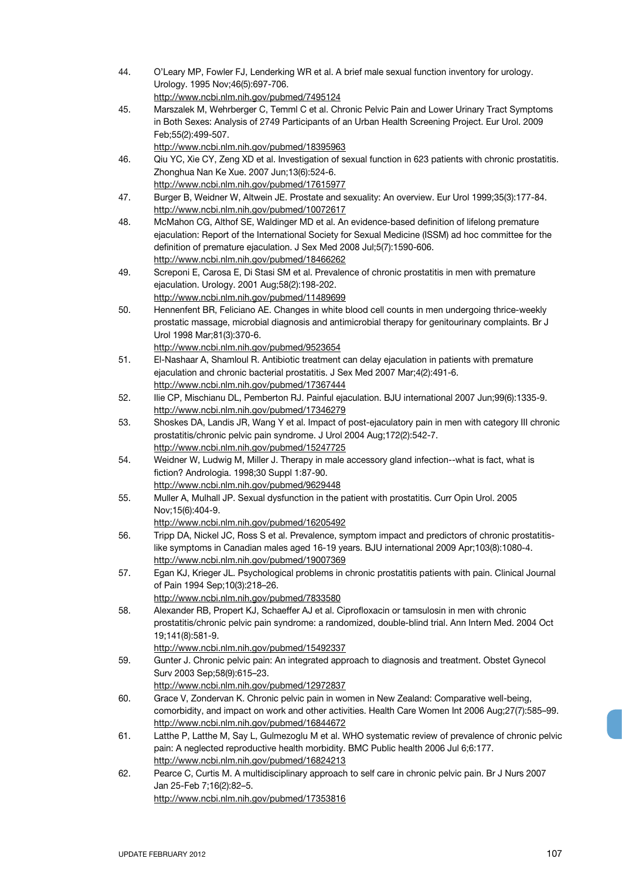44. O'Leary MP, Fowler FJ, Lenderking WR et al. A brief male sexual function inventory for urology. Urology. 1995 Nov;46(5):697-706.
http://www.ncbi.nlm.nih.gov/pubmed/7495124
45. Marszalek M, Wehrberger C, Temml C et al. Chronic Pelvic Pain and Lower Urinary Tract Symptoms in Both Sexes: Analysis of 2749 Participants of an Urban Health Screening Project. Eur Urol. 2009 Feb;55(2):499-507.
http://www.ncbi.nlm.nih.gov/pubmed/18395963
46. Qiu YC, Xie CY, Zeng XD et al. Investigation of sexual function in 623 patients with chronic prostatitis. Zhonghua Nan Ke Xue. 2007 Jun;13(6):524-6.
http://www.ncbi.nlm.nih.gov/pubmed/17615977
47. Burger B, Weidner W, Altwein JE. Prostate and sexuality: An overview. Eur Urol 1999;35(3):177-84.
http://www.ncbi.nlm.nih.gov/pubmed/10072617
48. McMahon CG, Althof SE, Waldinger MD et al. An evidence-based definition of lifelong premature ejaculation: Report of the International Society for Sexual Medicine (ISSM) ad hoc committee for the definition of premature ejaculation. J Sex Med 2008 Jul;5(7):1590-606.
http://www.ncbi.nlm.nih.gov/pubmed/18466262
49. Screponi E, Carosa E, Di Stasi SM et al. Prevalence of chronic prostatitis in men with premature ejaculation. Urology. 2001 Aug;58(2):198-202.
http://www.ncbi.nlm.nih.gov/pubmed/11489699
50. Hennenfent BR, Feliciano AE. Changes in white blood cell counts in men undergoing thrice-weekly prostatic massage, microbial diagnosis and antimicrobial therapy for genitourinary complaints. Br J Urol 1998 Mar;81(3):370-6.
http://www.ncbi.nlm.nih.gov/pubmed/9523654
51. El-Nashaar A, Shamloul R. Antibiotic treatment can delay ejaculation in patients with premature ejaculation and chronic bacterial prostatitis. J Sex Med 2007 Mar;4(2):491-6.
http://www.ncbi.nlm.nih.gov/pubmed/17367444
52. Ilie CP, Mischianu DL, Pemberton RJ. Painful ejaculation. BJU international 2007 Jun;99(6):1335-9.
http://www.ncbi.nlm.nih.gov/pubmed/17346279
53. Shoskes DA, Landis JR, Wang Y et al. Impact of post-ejaculatory pain in men with category III chronic prostatitis/chronic pelvic pain syndrome. J Urol 2004 Aug;172(2):542-7.
http://www.ncbi.nlm.nih.gov/pubmed/15247725
54. Weidner W, Ludwig M, Miller J. Therapy in male accessory gland infection--what is fact, what is fiction? Andrologia. 1998;30 Suppl 1:87-90.
http://www.ncbi.nlm.nih.gov/pubmed/9629448
55. Muller A, Mulhall JP. Sexual dysfunction in the patient with prostatitis. Curr Opin Urol. 2005 Nov;15(6):404-9.
http://www.ncbi.nlm.nih.gov/pubmed/16205492
56. Tripp DA, Nickel JC, Ross S et al. Prevalence, symptom impact and predictors of chronic prostatitis-like symptoms in Canadian males aged 16-19 years. BJU international 2009 Apr;103(8):1080-4.
http://www.ncbi.nlm.nih.gov/pubmed/19007369
57. Egan KJ, Krieger JL. Psychological problems in chronic prostatitis patients with pain. Clinical Journal of Pain 1994 Sep;10(3):218–26.
http://www.ncbi.nlm.nih.gov/pubmed/7833580
58. Alexander RB, Propert KJ, Schaeffer AJ et al. Ciprofloxacin or tamsulosin in men with chronic prostatitis/chronic pelvic pain syndrome: a randomized, double-blind trial. Ann Intern Med. 2004 Oct 19;141(8):581-9.
http://www.ncbi.nlm.nih.gov/pubmed/15492337
59. Gunter J. Chronic pelvic pain: An integrated approach to diagnosis and treatment. Obstet Gynecol Surv 2003 Sep;58(9):615–23.
http://www.ncbi.nlm.nih.gov/pubmed/12972837
60. Grace V, Zondervan K. Chronic pelvic pain in women in New Zealand: Comparative well-being, comorbidity, and impact on work and other activities. Health Care Women Int 2006 Aug;27(7):585–99.
http://www.ncbi.nlm.nih.gov/pubmed/16844672
61. Latthe P, Latthe M, Say L, Gulmezoglu M et al. WHO systematic review of prevalence of chronic pelvic pain: A neglected reproductive health morbidity. BMC Public health 2006 Jul 6;6:177.
http://www.ncbi.nlm.nih.gov/pubmed/16824213
62. Pearce C, Curtis M. A multidisciplinary approach to self care in chronic pelvic pain. Br J Nurs 2007 Jan 25-Feb 7;16(2):82–5.
http://www.ncbi.nlm.nih.gov/pubmed/17353816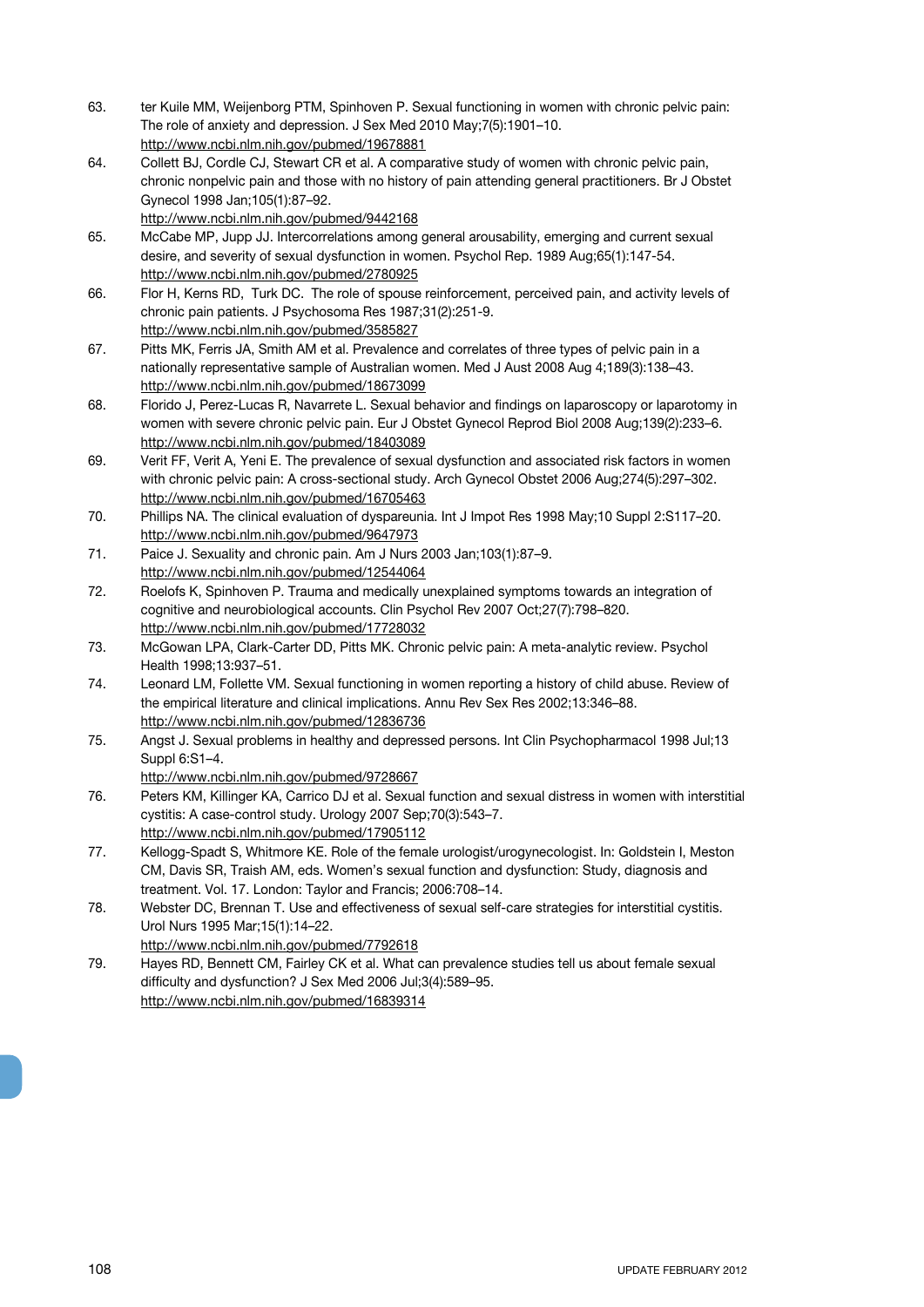63. ter Kuile MM, Weijenborg PTM, Spinhoven P. Sexual functioning in women with chronic pelvic pain: The role of anxiety and depression. J Sex Med 2010 May;7(5):1901–10.
http://www.ncbi.nlm.nih.gov/pubmed/19678881
64. Collett BJ, Cordle CJ, Stewart CR et al. A comparative study of women with chronic pelvic pain, chronic nonpelvic pain and those with no history of pain attending general practitioners. Br J Obstet Gynecol 1998 Jan;105(1):87–92.
http://www.ncbi.nlm.nih.gov/pubmed/9442168
65. McCabe MP, Jupp JJ. Intercorrelations among general arousability, emerging and current sexual desire, and severity of sexual dysfunction in women. Psychol Rep. 1989 Aug;65(1):147-54.
http://www.ncbi.nlm.nih.gov/pubmed/2780925
66. Flor H, Kerns RD, Turk DC. The role of spouse reinforcement, perceived pain, and activity levels of chronic pain patients. J Psychosoma Res 1987;31(2):251-9.
http://www.ncbi.nlm.nih.gov/pubmed/3585827
67. Pitts MK, Ferris JA, Smith AM et al. Prevalence and correlates of three types of pelvic pain in a nationally representative sample of Australian women. Med J Aust 2008 Aug 4;189(3):138–43.
http://www.ncbi.nlm.nih.gov/pubmed/18673099
68. Florido J, Perez-Lucas R, Navarrete L. Sexual behavior and findings on laparoscopy or laparotomy in women with severe chronic pelvic pain. Eur J Obstet Gynecol Reprod Biol 2008 Aug;139(2):233–6.
http://www.ncbi.nlm.nih.gov/pubmed/18403089
69. Verit FF, Verit A, Yeni E. The prevalence of sexual dysfunction and associated risk factors in women with chronic pelvic pain: A cross-sectional study. Arch Gynecol Obstet 2006 Aug;274(5):297–302.
http://www.ncbi.nlm.nih.gov/pubmed/16705463
70. Phillips NA. The clinical evaluation of dyspareunia. Int J Impot Res 1998 May;10 Suppl 2:S117–20.
http://www.ncbi.nlm.nih.gov/pubmed/9647973
71. Paice J. Sexuality and chronic pain. Am J Nurs 2003 Jan;103(1):87–9.
http://www.ncbi.nlm.nih.gov/pubmed/12544064
72. Roelofs K, Spinhoven P. Trauma and medically unexplained symptoms towards an integration of cognitive and neurobiological accounts. Clin Psychol Rev 2007 Oct;27(7):798–820.
http://www.ncbi.nlm.nih.gov/pubmed/17728032
73. McGowan LPA, Clark-Carter DD, Pitts MK. Chronic pelvic pain: A meta-analytic review. Psychol Health 1998;13:937–51.
74. Leonard LM, Follette VM. Sexual functioning in women reporting a history of child abuse. Review of the empirical literature and clinical implications. Annu Rev Sex Res 2002;13:346–88.
http://www.ncbi.nlm.nih.gov/pubmed/12836736
75. Angst J. Sexual problems in healthy and depressed persons. Int Clin Psychopharmacol 1998 Jul;13 Suppl 6:S1–4.
http://www.ncbi.nlm.nih.gov/pubmed/9728667
76. Peters KM, Killinger KA, Carrico DJ et al. Sexual function and sexual distress in women with interstitial cystitis: A case-control study. Urology 2007 Sep;70(3):543–7.
http://www.ncbi.nlm.nih.gov/pubmed/17905112
77. Kellogg-Spadt S, Whitmore KE. Role of the female urologist/urogynecologist. In: Goldstein I, Meston CM, Davis SR, Traish AM, eds. Women's sexual function and dysfunction: Study, diagnosis and treatment. Vol. 17. London: Taylor and Francis; 2006:708–14.
78. Webster DC, Brennan T. Use and effectiveness of sexual self-care strategies for interstitial cystitis. Urol Nurs 1995 Mar;15(1):14–22.
http://www.ncbi.nlm.nih.gov/pubmed/7792618
79. Hayes RD, Bennett CM, Fairley CK et al. What can prevalence studies tell us about female sexual difficulty and dysfunction? J Sex Med 2006 Jul;3(4):589–95.
http://www.ncbi.nlm.nih.gov/pubmed/16839314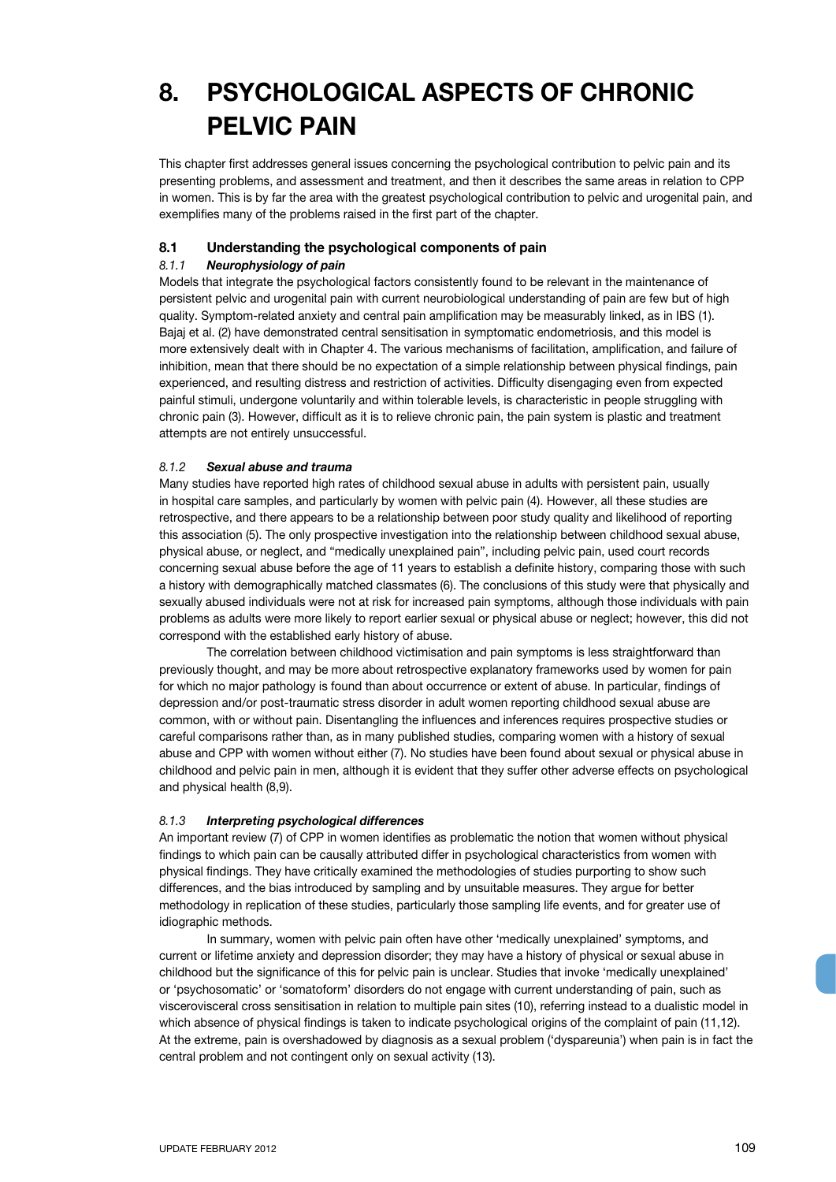# 8. PSYCHOLOGICAL ASPECTS OF CHRONIC PELVIC PAIN

This chapter first addresses general issues concerning the psychological contribution to pelvic pain and its presenting problems, and assessment and treatment, and then it describes the same areas in relation to CPP in women. This is by far the area with the greatest psychological contribution to pelvic and urogenital pain, and exemplifies many of the problems raised in the first part of the chapter.

## 8.1 Understanding the psychological components of pain

### *8.1.1 Neurophysiology of pain*

Models that integrate the psychological factors consistently found to be relevant in the maintenance of persistent pelvic and urogenital pain with current neurobiological understanding of pain are few but of high quality. Symptom-related anxiety and central pain amplification may be measurably linked, as in IBS (1). Bajaj et al. (2) have demonstrated central sensitisation in symptomatic endometriosis, and this model is more extensively dealt with in Chapter 4. The various mechanisms of facilitation, amplification, and failure of inhibition, mean that there should be no expectation of a simple relationship between physical findings, pain experienced, and resulting distress and restriction of activities. Difficulty disengaging even from expected painful stimuli, undergone voluntarily and within tolerable levels, is characteristic in people struggling with chronic pain (3). However, difficult as it is to relieve chronic pain, the pain system is plastic and treatment attempts are not entirely unsuccessful.

### *8.1.2 Sexual abuse and trauma*

Many studies have reported high rates of childhood sexual abuse in adults with persistent pain, usually in hospital care samples, and particularly by women with pelvic pain (4). However, all these studies are retrospective, and there appears to be a relationship between poor study quality and likelihood of reporting this association (5). The only prospective investigation into the relationship between childhood sexual abuse, physical abuse, or neglect, and "medically unexplained pain", including pelvic pain, used court records concerning sexual abuse before the age of 11 years to establish a definite history, comparing those with such a history with demographically matched classmates (6). The conclusions of this study were that physically and sexually abused individuals were not at risk for increased pain symptoms, although those individuals with pain problems as adults were more likely to report earlier sexual or physical abuse or neglect; however, this did not correspond with the established early history of abuse.

The correlation between childhood victimisation and pain symptoms is less straightforward than previously thought, and may be more about retrospective explanatory frameworks used by women for pain for which no major pathology is found than about occurrence or extent of abuse. In particular, findings of depression and/or post-traumatic stress disorder in adult women reporting childhood sexual abuse are common, with or without pain. Disentangling the influences and inferences requires prospective studies or careful comparisons rather than, as in many published studies, comparing women with a history of sexual abuse and CPP with women without either (7). No studies have been found about sexual or physical abuse in childhood and pelvic pain in men, although it is evident that they suffer other adverse effects on psychological and physical health (8,9).

### *8.1.3 Interpreting psychological differences*

An important review (7) of CPP in women identifies as problematic the notion that women without physical findings to which pain can be causally attributed differ in psychological characteristics from women with physical findings. They have critically examined the methodologies of studies purporting to show such differences, and the bias introduced by sampling and by unsuitable measures. They argue for better methodology in replication of these studies, particularly those sampling life events, and for greater use of idiographic methods.

In summary, women with pelvic pain often have other 'medically unexplained' symptoms, and current or lifetime anxiety and depression disorder; they may have a history of physical or sexual abuse in childhood but the significance of this for pelvic pain is unclear. Studies that invoke 'medically unexplained' or 'psychosomatic' or 'somatoform' disorders do not engage with current understanding of pain, such as viscerovisceral cross sensitisation in relation to multiple pain sites (10), referring instead to a dualistic model in which absence of physical findings is taken to indicate psychological origins of the complaint of pain (11,12). At the extreme, pain is overshadowed by diagnosis as a sexual problem ('dyspareunia') when pain is in fact the central problem and not contingent only on sexual activity (13).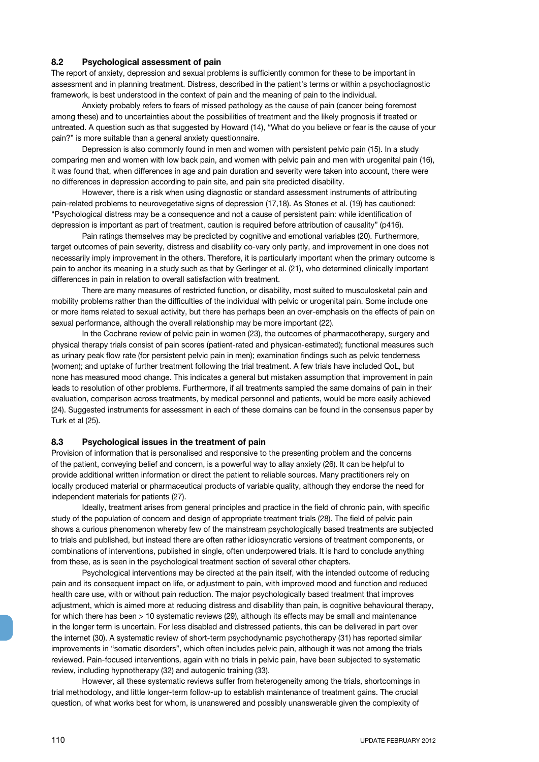## 8.2 Psychological assessment of pain

The report of anxiety, depression and sexual problems is sufficiently common for these to be important in assessment and in planning treatment. Distress, described in the patient's terms or within a psychodiagnostic framework, is best understood in the context of pain and the meaning of pain to the individual.

Anxiety probably refers to fears of missed pathology as the cause of pain (cancer being foremost among these) and to uncertainties about the possibilities of treatment and the likely prognosis if treated or untreated. A question such as that suggested by Howard (14), "What do you believe or fear is the cause of your pain?" is more suitable than a general anxiety questionnaire.

Depression is also commonly found in men and women with persistent pelvic pain (15). In a study comparing men and women with low back pain, and women with pelvic pain and men with urogenital pain (16), it was found that, when differences in age and pain duration and severity were taken into account, there were no differences in depression according to pain site, and pain site predicted disability.

However, there is a risk when using diagnostic or standard assessment instruments of attributing pain-related problems to neurovegetative signs of depression (17,18). As Stones et al. (19) has cautioned: "Psychological distress may be a consequence and not a cause of persistent pain: while identification of depression is important as part of treatment, caution is required before attribution of causality" (p416).

Pain ratings themselves may be predicted by cognitive and emotional variables (20). Furthermore, target outcomes of pain severity, distress and disability co-vary only partly, and improvement in one does not necessarily imply improvement in the others. Therefore, it is particularly important when the primary outcome is pain to anchor its meaning in a study such as that by Gerlinger et al. (21), who determined clinically important differences in pain in relation to overall satisfaction with treatment.

There are many measures of restricted function, or disability, most suited to musculoskeletal pain and mobility problems rather than the difficulties of the individual with pelvic or urogenital pain. Some include one or more items related to sexual activity, but there has perhaps been an over-emphasis on the effects of pain on sexual performance, although the overall relationship may be more important (22).

In the Cochrane review of pelvic pain in women (23), the outcomes of pharmacotherapy, surgery and physical therapy trials consist of pain scores (patient-rated and physican-estimated); functional measures such as urinary peak flow rate (for persistent pelvic pain in men); examination findings such as pelvic tenderness (women); and uptake of further treatment following the trial treatment. A few trials have included QoL, but none has measured mood change. This indicates a general but mistaken assumption that improvement in pain leads to resolution of other problems. Furthermore, if all treatments sampled the same domains of pain in their evaluation, comparison across treatments, by medical personnel and patients, would be more easily achieved (24). Suggested instruments for assessment in each of these domains can be found in the consensus paper by Turk et al (25).

## 8.3 Psychological issues in the treatment of pain

Provision of information that is personalised and responsive to the presenting problem and the concerns of the patient, conveying belief and concern, is a powerful way to allay anxiety (26). It can be helpful to provide additional written information or direct the patient to reliable sources. Many practitioners rely on locally produced material or pharmaceutical products of variable quality, although they endorse the need for independent materials for patients (27).

Ideally, treatment arises from general principles and practice in the field of chronic pain, with specific study of the population of concern and design of appropriate treatment trials (28). The field of pelvic pain shows a curious phenomenon whereby few of the mainstream psychologically based treatments are subjected to trials and published, but instead there are often rather idiosyncratic versions of treatment components, or combinations of interventions, published in single, often underpowered trials. It is hard to conclude anything from these, as is seen in the psychological treatment section of several other chapters.

Psychological interventions may be directed at the pain itself, with the intended outcome of reducing pain and its consequent impact on life, or adjustment to pain, with improved mood and function and reduced health care use, with or without pain reduction. The major psychologically based treatment that improves adjustment, which is aimed more at reducing distress and disability than pain, is cognitive behavioural therapy, for which there has been > 10 systematic reviews (29), although its effects may be small and maintenance in the longer term is uncertain. For less disabled and distressed patients, this can be delivered in part over the internet (30). A systematic review of short-term psychodynamic psychotherapy (31) has reported similar improvements in "somatic disorders", which often includes pelvic pain, although it was not among the trials reviewed. Pain-focused interventions, again with no trials in pelvic pain, have been subjected to systematic review, including hypnotherapy (32) and autogenic training (33).

However, all these systematic reviews suffer from heterogeneity among the trials, shortcomings in trial methodology, and little longer-term follow-up to establish maintenance of treatment gains. The crucial question, of what works best for whom, is unanswered and possibly unanswerable given the complexity of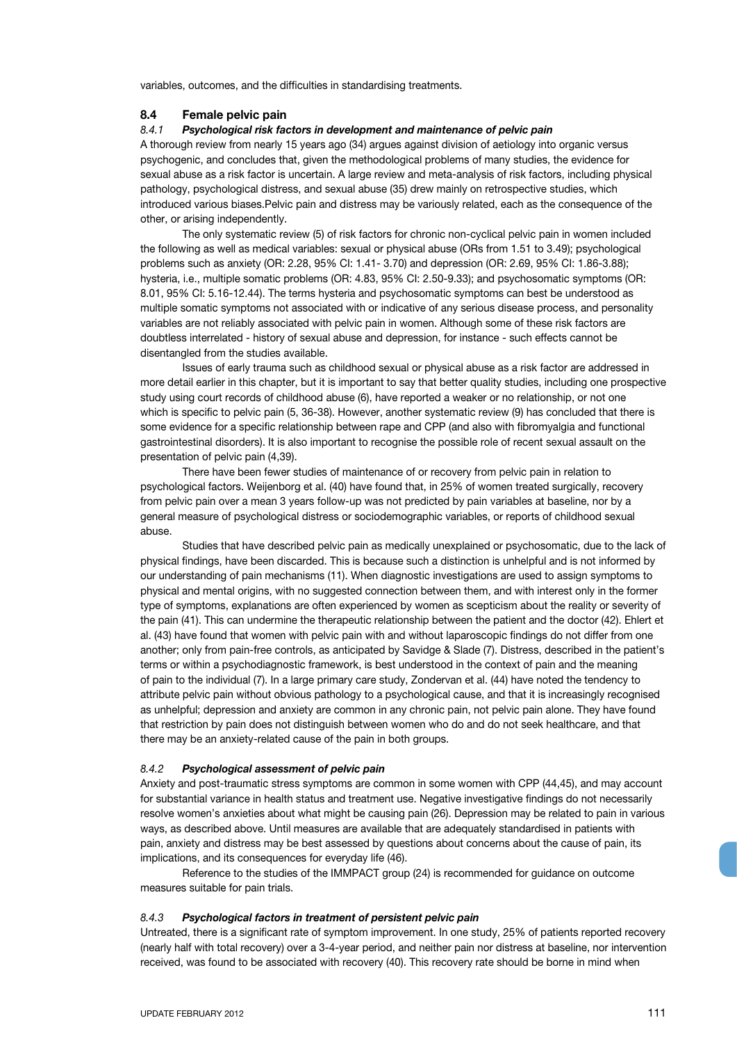variables, outcomes, and the difficulties in standardising treatments.

## 8.4 Female pelvic pain

### *8.4.1 Psychological risk factors in development and maintenance of pelvic pain*

A thorough review from nearly 15 years ago (34) argues against division of aetiology into organic versus psychogenic, and concludes that, given the methodological problems of many studies, the evidence for sexual abuse as a risk factor is uncertain. A large review and meta-analysis of risk factors, including physical pathology, psychological distress, and sexual abuse (35) drew mainly on retrospective studies, which introduced various biases.Pelvic pain and distress may be variously related, each as the consequence of the other, or arising independently.

The only systematic review (5) of risk factors for chronic non-cyclical pelvic pain in women included the following as well as medical variables: sexual or physical abuse (ORs from 1.51 to 3.49); psychological problems such as anxiety (OR: 2.28, 95% CI: 1.41- 3.70) and depression (OR: 2.69, 95% CI: 1.86-3.88); hysteria, i.e., multiple somatic problems (OR: 4.83, 95% CI: 2.50-9.33); and psychosomatic symptoms (OR: 8.01, 95% CI: 5.16-12.44). The terms hysteria and psychosomatic symptoms can best be understood as multiple somatic symptoms not associated with or indicative of any serious disease process, and personality variables are not reliably associated with pelvic pain in women. Although some of these risk factors are doubtless interrelated - history of sexual abuse and depression, for instance - such effects cannot be disentangled from the studies available.

Issues of early trauma such as childhood sexual or physical abuse as a risk factor are addressed in more detail earlier in this chapter, but it is important to say that better quality studies, including one prospective study using court records of childhood abuse (6), have reported a weaker or no relationship, or not one which is specific to pelvic pain (5, 36-38). However, another systematic review (9) has concluded that there is some evidence for a specific relationship between rape and CPP (and also with fibromyalgia and functional gastrointestinal disorders). It is also important to recognise the possible role of recent sexual assault on the presentation of pelvic pain (4,39).

There have been fewer studies of maintenance of or recovery from pelvic pain in relation to psychological factors. Weijenborg et al. (40) have found that, in 25% of women treated surgically, recovery from pelvic pain over a mean 3 years follow-up was not predicted by pain variables at baseline, nor by a general measure of psychological distress or sociodemographic variables, or reports of childhood sexual abuse.

Studies that have described pelvic pain as medically unexplained or psychosomatic, due to the lack of physical findings, have been discarded. This is because such a distinction is unhelpful and is not informed by our understanding of pain mechanisms (11). When diagnostic investigations are used to assign symptoms to physical and mental origins, with no suggested connection between them, and with interest only in the former type of symptoms, explanations are often experienced by women as scepticism about the reality or severity of the pain (41). This can undermine the therapeutic relationship between the patient and the doctor (42). Ehlert et al. (43) have found that women with pelvic pain with and without laparoscopic findings do not differ from one another; only from pain-free controls, as anticipated by Savidge & Slade (7). Distress, described in the patient's terms or within a psychodiagnostic framework, is best understood in the context of pain and the meaning of pain to the individual (7). In a large primary care study, Zondervan et al. (44) have noted the tendency to attribute pelvic pain without obvious pathology to a psychological cause, and that it is increasingly recognised as unhelpful; depression and anxiety are common in any chronic pain, not pelvic pain alone. They have found that restriction by pain does not distinguish between women who do and do not seek healthcare, and that there may be an anxiety-related cause of the pain in both groups.

### *8.4.2 Psychological assessment of pelvic pain*

Anxiety and post-traumatic stress symptoms are common in some women with CPP (44,45), and may account for substantial variance in health status and treatment use. Negative investigative findings do not necessarily resolve women's anxieties about what might be causing pain (26). Depression may be related to pain in various ways, as described above. Until measures are available that are adequately standardised in patients with pain, anxiety and distress may be best assessed by questions about concerns about the cause of pain, its implications, and its consequences for everyday life (46).

Reference to the studies of the IMMPACT group (24) is recommended for guidance on outcome measures suitable for pain trials.

### *8.4.3 Psychological factors in treatment of persistent pelvic pain*

Untreated, there is a significant rate of symptom improvement. In one study, 25% of patients reported recovery (nearly half with total recovery) over a 3-4-year period, and neither pain nor distress at baseline, nor intervention received, was found to be associated with recovery (40). This recovery rate should be borne in mind when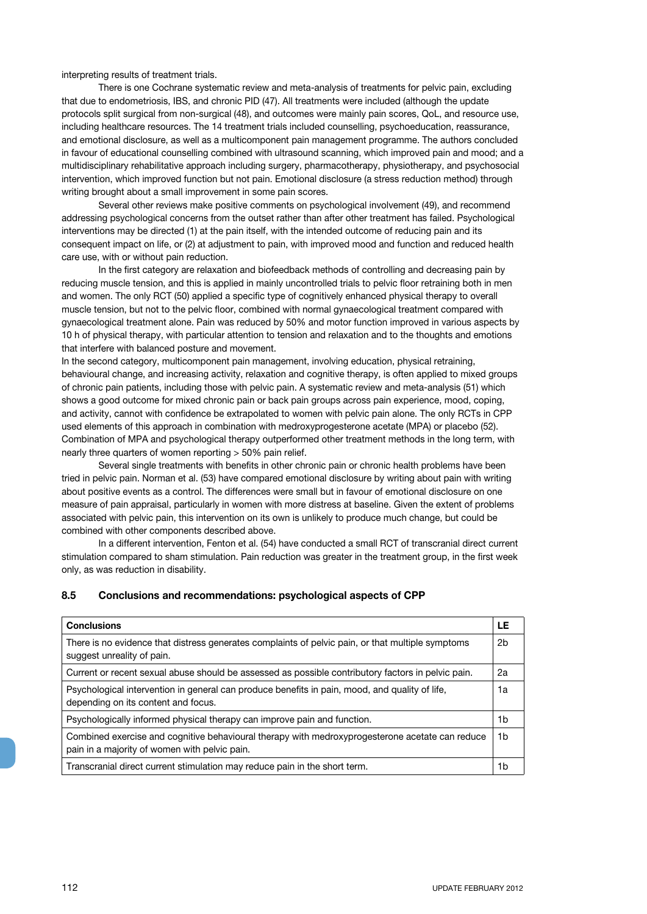interpreting results of treatment trials.

There is one Cochrane systematic review and meta-analysis of treatments for pelvic pain, excluding that due to endometriosis, IBS, and chronic PID (47). All treatments were included (although the update protocols split surgical from non-surgical (48), and outcomes were mainly pain scores, QoL, and resource use, including healthcare resources. The 14 treatment trials included counselling, psychoeducation, reassurance, and emotional disclosure, as well as a multicomponent pain management programme. The authors concluded in favour of educational counselling combined with ultrasound scanning, which improved pain and mood; and a multidisciplinary rehabilitative approach including surgery, pharmacotherapy, physiotherapy, and psychosocial intervention, which improved function but not pain. Emotional disclosure (a stress reduction method) through writing brought about a small improvement in some pain scores.

Several other reviews make positive comments on psychological involvement (49), and recommend addressing psychological concerns from the outset rather than after other treatment has failed. Psychological interventions may be directed (1) at the pain itself, with the intended outcome of reducing pain and its consequent impact on life, or (2) at adjustment to pain, with improved mood and function and reduced health care use, with or without pain reduction.

In the first category are relaxation and biofeedback methods of controlling and decreasing pain by reducing muscle tension, and this is applied in mainly uncontrolled trials to pelvic floor retraining both in men and women. The only RCT (50) applied a specific type of cognitively enhanced physical therapy to overall muscle tension, but not to the pelvic floor, combined with normal gynaecological treatment compared with gynaecological treatment alone. Pain was reduced by 50% and motor function improved in various aspects by 10 h of physical therapy, with particular attention to tension and relaxation and to the thoughts and emotions that interfere with balanced posture and movement.

In the second category, multicomponent pain management, involving education, physical retraining, behavioural change, and increasing activity, relaxation and cognitive therapy, is often applied to mixed groups of chronic pain patients, including those with pelvic pain. A systematic review and meta-analysis (51) which shows a good outcome for mixed chronic pain or back pain groups across pain experience, mood, coping, and activity, cannot with confidence be extrapolated to women with pelvic pain alone. The only RCTs in CPP used elements of this approach in combination with medroxyprogesterone acetate (MPA) or placebo (52). Combination of MPA and psychological therapy outperformed other treatment methods in the long term, with nearly three quarters of women reporting > 50% pain relief.

Several single treatments with benefits in other chronic pain or chronic health problems have been tried in pelvic pain. Norman et al. (53) have compared emotional disclosure by writing about pain with writing about positive events as a control. The differences were small but in favour of emotional disclosure on one measure of pain appraisal, particularly in women with more distress at baseline. Given the extent of problems associated with pelvic pain, this intervention on its own is unlikely to produce much change, but could be combined with other components described above.

In a different intervention, Fenton et al. (54) have conducted a small RCT of transcranial direct current stimulation compared to sham stimulation. Pain reduction was greater in the treatment group, in the first week only, as was reduction in disability.

### 8.5 Conclusions and recommendations: psychological aspects of CPP

| Conclusions | LE |
|---|---|
| There is no evidence that distress generates complaints of pelvic pain, or that multiple symptoms suggest unreality of pain. | 2b |
| Current or recent sexual abuse should be assessed as possible contributory factors in pelvic pain. | 2a |
| Psychological intervention in general can produce benefits in pain, mood, and quality of life, depending on its content and focus. | 1a |
| Psychologically informed physical therapy can improve pain and function. | 1b |
| Combined exercise and cognitive behavioural therapy with medroxyprogesterone acetate can reduce pain in a majority of women with pelvic pain. | 1b |
| Transcranial direct current stimulation may reduce pain in the short term. | 1b |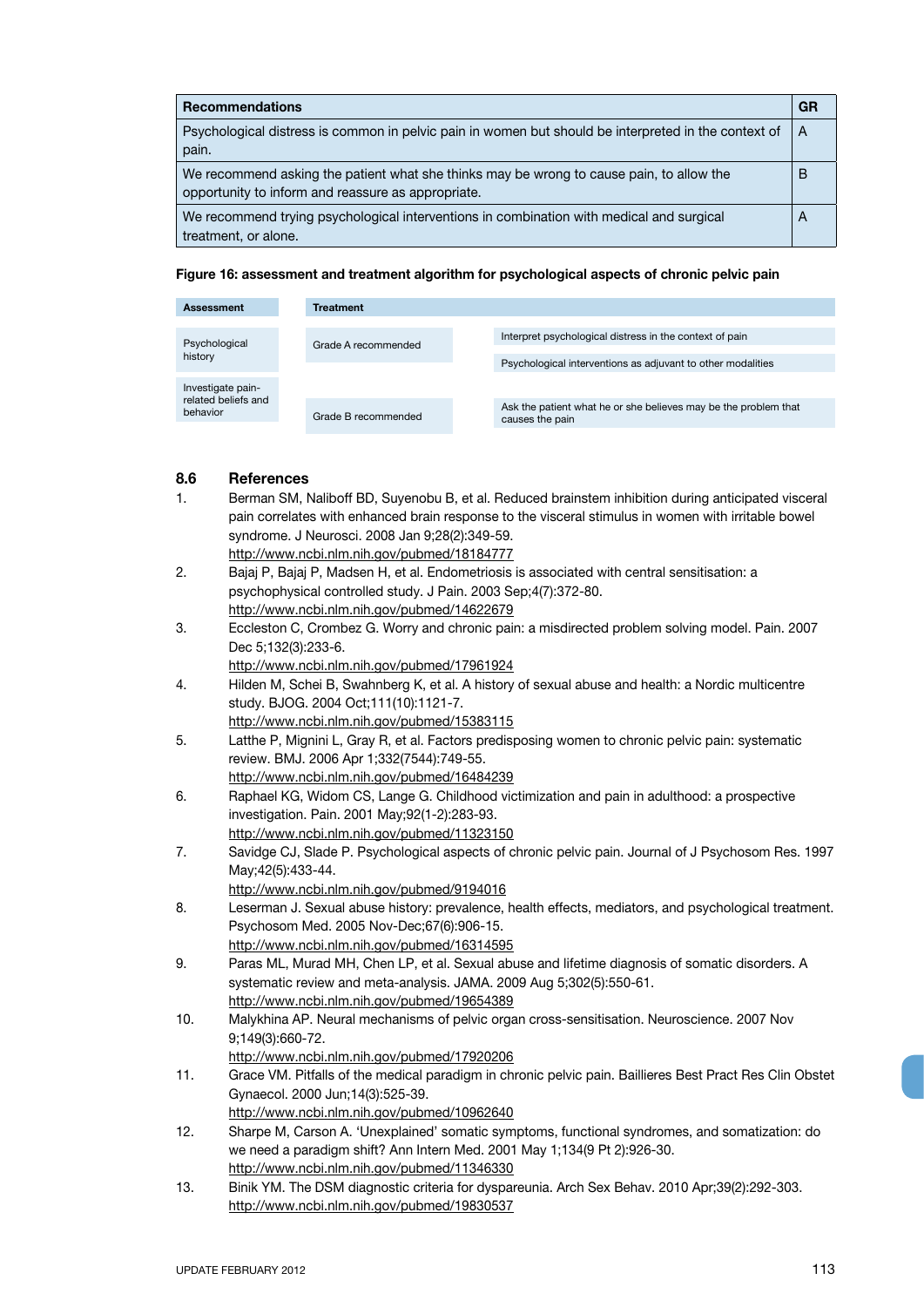| Recommendations | GR |
| --- | --- |
| Psychological distress is common in pelvic pain in women but should be interpreted in the context of pain. | A |
| We recommend asking the patient what she thinks may be wrong to cause pain, to allow the opportunity to inform and reassure as appropriate. | B |
| We recommend trying psychological interventions in combination with medical and surgical treatment, or alone. | A |

**Figure 16: assessment and treatment algorithm for psychological aspects of chronic pelvic pain**

| Assessment | Treatment | |
| --- | --- | --- |
| Psychological history | Grade A recommended | Interpret psychological distress in the context of pain |
| | | Psychological interventions as adjuvant to other modalities |
| Investigate pain-related beliefs and behavior | Grade B recommended | Ask the patient what he or she believes may be the problem that causes the pain |

## 8.6 References

1. Berman SM, Naliboff BD, Suyenobu B, et al. Reduced brainstem inhibition during anticipated visceral pain correlates with enhanced brain response to the visceral stimulus in women with irritable bowel syndrome. J Neurosci. 2008 Jan 9;28(2):349-59.
http://www.ncbi.nlm.nih.gov/pubmed/18184777
2. Bajaj P, Bajaj P, Madsen H, et al. Endometriosis is associated with central sensitisation: a psychophysical controlled study. J Pain. 2003 Sep;4(7):372-80.
http://www.ncbi.nlm.nih.gov/pubmed/14622679
3. Eccleston C, Crombez G. Worry and chronic pain: a misdirected problem solving model. Pain. 2007 Dec 5;132(3):233-6.
http://www.ncbi.nlm.nih.gov/pubmed/17961924
4. Hilden M, Schei B, Swahnberg K, et al. A history of sexual abuse and health: a Nordic multicentre study. BJOG. 2004 Oct;111(10):1121-7.
http://www.ncbi.nlm.nih.gov/pubmed/15383115
5. Latthe P, Mignini L, Gray R, et al. Factors predisposing women to chronic pelvic pain: systematic review. BMJ. 2006 Apr 1;332(7544):749-55.
http://www.ncbi.nlm.nih.gov/pubmed/16484239
6. Raphael KG, Widom CS, Lange G. Childhood victimization and pain in adulthood: a prospective investigation. Pain. 2001 May;92(1-2):283-93.
http://www.ncbi.nlm.nih.gov/pubmed/11323150
7. Savidge CJ, Slade P. Psychological aspects of chronic pelvic pain. Journal of J Psychosom Res. 1997 May;42(5):433-44.
http://www.ncbi.nlm.nih.gov/pubmed/9194016
8. Leserman J. Sexual abuse history: prevalence, health effects, mediators, and psychological treatment. Psychosom Med. 2005 Nov-Dec;67(6):906-15.
http://www.ncbi.nlm.nih.gov/pubmed/16314595
9. Paras ML, Murad MH, Chen LP, et al. Sexual abuse and lifetime diagnosis of somatic disorders. A systematic review and meta-analysis. JAMA. 2009 Aug 5;302(5):550-61.
http://www.ncbi.nlm.nih.gov/pubmed/19654389
10. Malykhina AP. Neural mechanisms of pelvic organ cross-sensitisation. Neuroscience. 2007 Nov 9;149(3):660-72.
http://www.ncbi.nlm.nih.gov/pubmed/17920206
11. Grace VM. Pitfalls of the medical paradigm in chronic pelvic pain. Baillieres Best Pract Res Clin Obstet Gynaecol. 2000 Jun;14(3):525-39.
http://www.ncbi.nlm.nih.gov/pubmed/10962640
12. Sharpe M, Carson A. 'Unexplained' somatic symptoms, functional syndromes, and somatization: do we need a paradigm shift? Ann Intern Med. 2001 May 1;134(9 Pt 2):926-30.
http://www.ncbi.nlm.nih.gov/pubmed/11346330
13. Binik YM. The DSM diagnostic criteria for dyspareunia. Arch Sex Behav. 2010 Apr;39(2):292-303.
http://www.ncbi.nlm.nih.gov/pubmed/19830537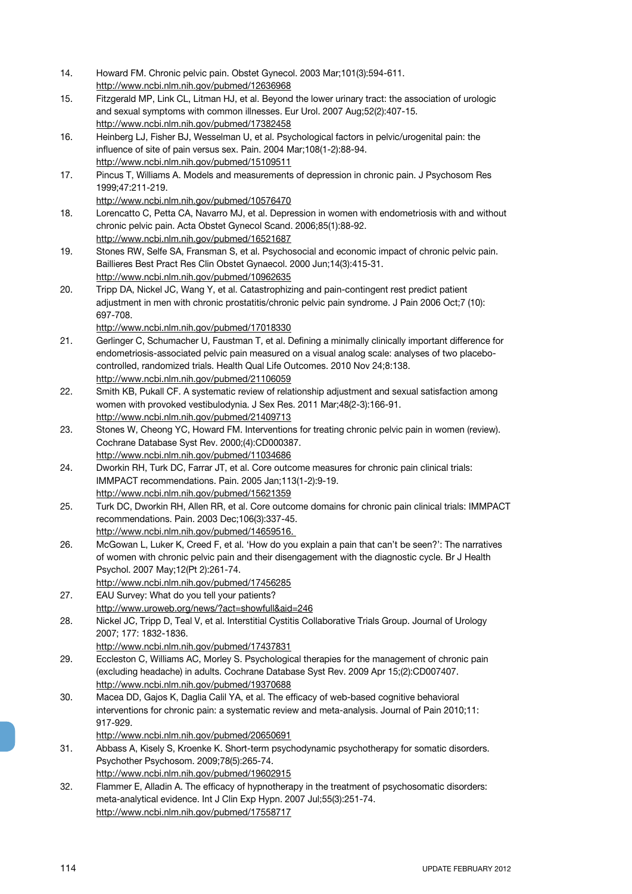14. Howard FM. Chronic pelvic pain. Obstet Gynecol. 2003 Mar;101(3):594-611.
http://www.ncbi.nlm.nih.gov/pubmed/12636968
15. Fitzgerald MP, Link CL, Litman HJ, et al. Beyond the lower urinary tract: the association of urologic and sexual symptoms with common illnesses. Eur Urol. 2007 Aug;52(2):407-15.
http://www.ncbi.nlm.nih.gov/pubmed/17382458
16. Heinberg LJ, Fisher BJ, Wesselman U, et al. Psychological factors in pelvic/urogenital pain: the influence of site of pain versus sex. Pain. 2004 Mar;108(1-2):88-94.
http://www.ncbi.nlm.nih.gov/pubmed/15109511
17. Pincus T, Williams A. Models and measurements of depression in chronic pain. J Psychosom Res 1999;47:211-219.
http://www.ncbi.nlm.nih.gov/pubmed/10576470
18. Lorencatto C, Petta CA, Navarro MJ, et al. Depression in women with endometriosis with and without chronic pelvic pain. Acta Obstet Gynecol Scand. 2006;85(1):88-92.
http://www.ncbi.nlm.nih.gov/pubmed/16521687
19. Stones RW, Selfe SA, Fransman S, et al. Psychosocial and economic impact of chronic pelvic pain. Baillieres Best Pract Res Clin Obstet Gynaecol. 2000 Jun;14(3):415-31.
http://www.ncbi.nlm.nih.gov/pubmed/10962635
20. Tripp DA, Nickel JC, Wang Y, et al. Catastrophizing and pain-contingent rest predict patient adjustment in men with chronic prostatitis/chronic pelvic pain syndrome. J Pain 2006 Oct;7 (10): 697-708.
http://www.ncbi.nlm.nih.gov/pubmed/17018330
21. Gerlinger C, Schumacher U, Faustman T, et al. Defining a minimally clinically important difference for endometriosis-associated pelvic pain measured on a visual analog scale: analyses of two placebo-controlled, randomized trials. Health Qual Life Outcomes. 2010 Nov 24;8:138.
http://www.ncbi.nlm.nih.gov/pubmed/21106059
22. Smith KB, Pukall CF. A systematic review of relationship adjustment and sexual satisfaction among women with provoked vestibulodynia. J Sex Res. 2011 Mar;48(2-3):166-91.
http://www.ncbi.nlm.nih.gov/pubmed/21409713
23. Stones W, Cheong YC, Howard FM. Interventions for treating chronic pelvic pain in women (review). Cochrane Database Syst Rev. 2000;(4):CD000387.
http://www.ncbi.nlm.nih.gov/pubmed/11034686
24. Dworkin RH, Turk DC, Farrar JT, et al. Core outcome measures for chronic pain clinical trials: IMMPACT recommendations. Pain. 2005 Jan;113(1-2):9-19.
http://www.ncbi.nlm.nih.gov/pubmed/15621359
25. Turk DC, Dworkin RH, Allen RR, et al. Core outcome domains for chronic pain clinical trials: IMMPACT recommendations. Pain. 2003 Dec;106(3):337-45.
http://www.ncbi.nlm.nih.gov/pubmed/14659516.
26. McGowan L, Luker K, Creed F, et al. 'How do you explain a pain that can't be seen?': The narratives of women with chronic pelvic pain and their disengagement with the diagnostic cycle. Br J Health Psychol. 2007 May;12(Pt 2):261-74.
http://www.ncbi.nlm.nih.gov/pubmed/17456285
27. EAU Survey: What do you tell your patients?
http://www.uroweb.org/news/?act=showfull&aid=246
28. Nickel JC, Tripp D, Teal V, et al. Interstitial Cystitis Collaborative Trials Group. Journal of Urology 2007; 177: 1832-1836.
http://www.ncbi.nlm.nih.gov/pubmed/17437831
29. Eccleston C, Williams AC, Morley S. Psychological therapies for the management of chronic pain (excluding headache) in adults. Cochrane Database Syst Rev. 2009 Apr 15;(2):CD007407.
http://www.ncbi.nlm.nih.gov/pubmed/19370688
30. Macea DD, Gajos K, Daglia Calil YA, et al. The efficacy of web-based cognitive behavioral interventions for chronic pain: a systematic review and meta-analysis. Journal of Pain 2010;11: 917-929.
http://www.ncbi.nlm.nih.gov/pubmed/20650691
31. Abbass A, Kisely S, Kroenke K. Short-term psychodynamic psychotherapy for somatic disorders. Psychother Psychosom. 2009;78(5):265-74.
http://www.ncbi.nlm.nih.gov/pubmed/19602915
32. Flammer E, Alladin A. The efficacy of hypnotherapy in the treatment of psychosomatic disorders: meta-analytical evidence. Int J Clin Exp Hypn. 2007 Jul;55(3):251-74.
http://www.ncbi.nlm.nih.gov/pubmed/17558717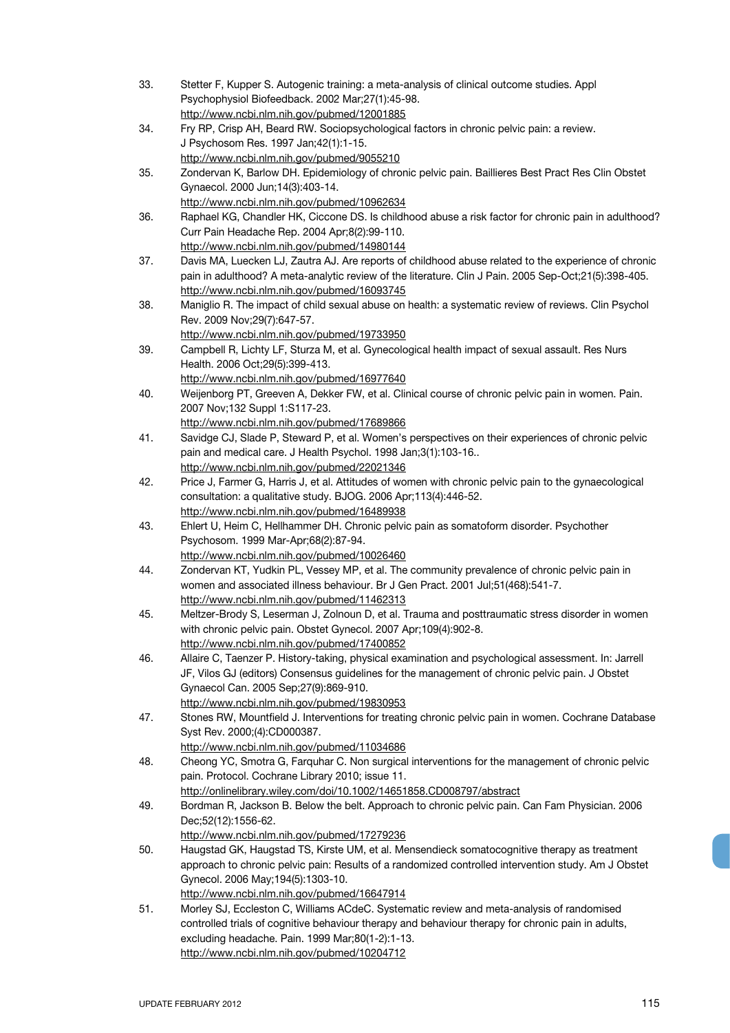33. Stetter F, Kupper S. Autogenic training: a meta-analysis of clinical outcome studies. Appl Psychophysiol Biofeedback. 2002 Mar;27(1):45-98.
http://www.ncbi.nlm.nih.gov/pubmed/12001885
34. Fry RP, Crisp AH, Beard RW. Sociopsychological factors in chronic pelvic pain: a review. J Psychosom Res. 1997 Jan;42(1):1-15.
http://www.ncbi.nlm.nih.gov/pubmed/9055210
35. Zondervan K, Barlow DH. Epidemiology of chronic pelvic pain. Baillieres Best Pract Res Clin Obstet Gynaecol. 2000 Jun;14(3):403-14.
http://www.ncbi.nlm.nih.gov/pubmed/10962634
36. Raphael KG, Chandler HK, Ciccone DS. Is childhood abuse a risk factor for chronic pain in adulthood? Curr Pain Headache Rep. 2004 Apr;8(2):99-110.
http://www.ncbi.nlm.nih.gov/pubmed/14980144
37. Davis MA, Luecken LJ, Zautra AJ. Are reports of childhood abuse related to the experience of chronic pain in adulthood? A meta-analytic review of the literature. Clin J Pain. 2005 Sep-Oct;21(5):398-405.
http://www.ncbi.nlm.nih.gov/pubmed/16093745
38. Maniglio R. The impact of child sexual abuse on health: a systematic review of reviews. Clin Psychol Rev. 2009 Nov;29(7):647-57.
http://www.ncbi.nlm.nih.gov/pubmed/19733950
39. Campbell R, Lichty LF, Sturza M, et al. Gynecological health impact of sexual assault. Res Nurs Health. 2006 Oct;29(5):399-413.
http://www.ncbi.nlm.nih.gov/pubmed/16977640
40. Weijenborg PT, Greeven A, Dekker FW, et al. Clinical course of chronic pelvic pain in women. Pain. 2007 Nov;132 Suppl 1:S117-23.
http://www.ncbi.nlm.nih.gov/pubmed/17689866
41. Savidge CJ, Slade P, Steward P, et al. Women's perspectives on their experiences of chronic pelvic pain and medical care. J Health Psychol. 1998 Jan;3(1):103-16..
http://www.ncbi.nlm.nih.gov/pubmed/22021346
42. Price J, Farmer G, Harris J, et al. Attitudes of women with chronic pelvic pain to the gynaecological consultation: a qualitative study. BJOG. 2006 Apr;113(4):446-52.
http://www.ncbi.nlm.nih.gov/pubmed/16489938
43. Ehlert U, Heim C, Hellhammer DH. Chronic pelvic pain as somatoform disorder. Psychother Psychosom. 1999 Mar-Apr;68(2):87-94.
http://www.ncbi.nlm.nih.gov/pubmed/10026460
44. Zondervan KT, Yudkin PL, Vessey MP, et al. The community prevalence of chronic pelvic pain in women and associated illness behaviour. Br J Gen Pract. 2001 Jul;51(468):541-7.
http://www.ncbi.nlm.nih.gov/pubmed/11462313
45. Meltzer-Brody S, Leserman J, Zolnoun D, et al. Trauma and posttraumatic stress disorder in women with chronic pelvic pain. Obstet Gynecol. 2007 Apr;109(4):902-8.
http://www.ncbi.nlm.nih.gov/pubmed/17400852
46. Allaire C, Taenzer P. History-taking, physical examination and psychological assessment. In: Jarrell JF, Vilos GJ (editors) Consensus guidelines for the management of chronic pelvic pain. J Obstet Gynaecol Can. 2005 Sep;27(9):869-910.
http://www.ncbi.nlm.nih.gov/pubmed/19830953
47. Stones RW, Mountfield J. Interventions for treating chronic pelvic pain in women. Cochrane Database Syst Rev. 2000;(4):CD000387.
http://www.ncbi.nlm.nih.gov/pubmed/11034686
48. Cheong YC, Smotra G, Farquhar C. Non surgical interventions for the management of chronic pelvic pain. Protocol. Cochrane Library 2010; issue 11.
http://onlinelibrary.wiley.com/doi/10.1002/14651858.CD008797/abstract
49. Bordman R, Jackson B. Below the belt. Approach to chronic pelvic pain. Can Fam Physician. 2006 Dec;52(12):1556-62.
http://www.ncbi.nlm.nih.gov/pubmed/17279236
50. Haugstad GK, Haugstad TS, Kirste UM, et al. Mensendieck somatocognitive therapy as treatment approach to chronic pelvic pain: Results of a randomized controlled intervention study. Am J Obstet Gynecol. 2006 May;194(5):1303-10.
http://www.ncbi.nlm.nih.gov/pubmed/16647914
51. Morley SJ, Eccleston C, Williams ACdeC. Systematic review and meta-analysis of randomised controlled trials of cognitive behaviour therapy and behaviour therapy for chronic pain in adults, excluding headache. Pain. 1999 Mar;80(1-2):1-13.
http://www.ncbi.nlm.nih.gov/pubmed/10204712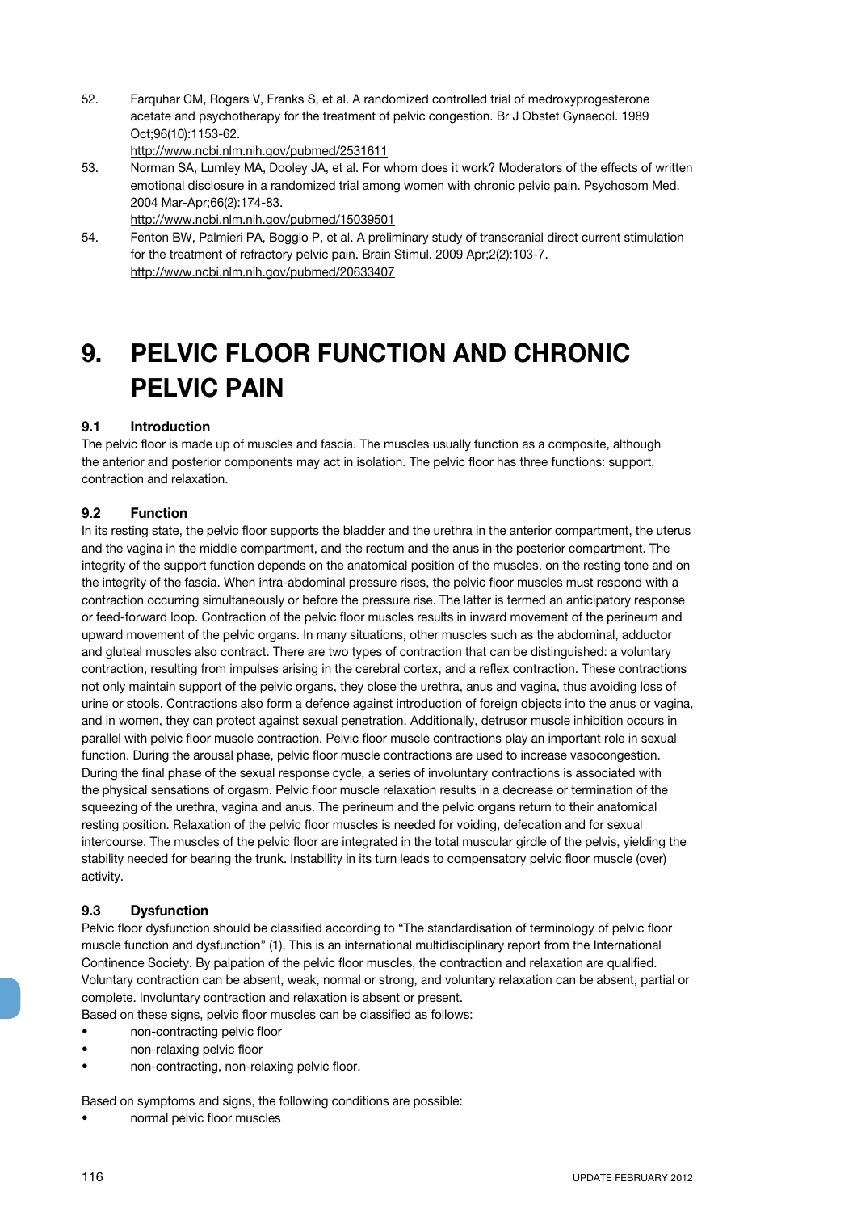52. Farquhar CM, Rogers V, Franks S, et al. A randomized controlled trial of medroxyprogesterone acetate and psychotherapy for the treatment of pelvic congestion. Br J Obstet Gynaecol. 1989 Oct;96(10):1153-62.
http://www.ncbi.nlm.nih.gov/pubmed/2531611
53. Norman SA, Lumley MA, Dooley JA, et al. For whom does it work? Moderators of the effects of written emotional disclosure in a randomized trial among women with chronic pelvic pain. Psychosom Med. 2004 Mar-Apr;66(2):174-83.
http://www.ncbi.nlm.nih.gov/pubmed/15039501
54. Fenton BW, Palmieri PA, Boggio P, et al. A preliminary study of transcranial direct current stimulation for the treatment of refractory pelvic pain. Brain Stimul. 2009 Apr;2(2):103-7.
http://www.ncbi.nlm.nih.gov/pubmed/20633407

# 9. PELVIC FLOOR FUNCTION AND CHRONIC PELVIC PAIN

## 9.1 Introduction

The pelvic floor is made up of muscles and fascia. The muscles usually function as a composite, although the anterior and posterior components may act in isolation. The pelvic floor has three functions: support, contraction and relaxation.

## 9.2 Function

In its resting state, the pelvic floor supports the bladder and the urethra in the anterior compartment, the uterus and the vagina in the middle compartment, and the rectum and the anus in the posterior compartment. The integrity of the support function depends on the anatomical position of the muscles, on the resting tone and on the integrity of the fascia. When intra-abdominal pressure rises, the pelvic floor muscles must respond with a contraction occurring simultaneously or before the pressure rise. The latter is termed an anticipatory response or feed-forward loop. Contraction of the pelvic floor muscles results in inward movement of the perineum and upward movement of the pelvic organs. In many situations, other muscles such as the abdominal, adductor and gluteal muscles also contract. There are two types of contraction that can be distinguished: a voluntary contraction, resulting from impulses arising in the cerebral cortex, and a reflex contraction. These contractions not only maintain support of the pelvic organs, they close the urethra, anus and vagina, thus avoiding loss of urine or stools. Contractions also form a defence against introduction of foreign objects into the anus or vagina, and in women, they can protect against sexual penetration. Additionally, detrusor muscle inhibition occurs in parallel with pelvic floor muscle contraction. Pelvic floor muscle contractions play an important role in sexual function. During the arousal phase, pelvic floor muscle contractions are used to increase vasocongestion. During the final phase of the sexual response cycle, a series of involuntary contractions is associated with the physical sensations of orgasm. Pelvic floor muscle relaxation results in a decrease or termination of the squeezing of the urethra, vagina and anus. The perineum and the pelvic organs return to their anatomical resting position. Relaxation of the pelvic floor muscles is needed for voiding, defecation and for sexual intercourse. The muscles of the pelvic floor are integrated in the total muscular girdle of the pelvis, yielding the stability needed for bearing the trunk. Instability in its turn leads to compensatory pelvic floor muscle (over) activity.

## 9.3 Dysfunction

Pelvic floor dysfunction should be classified according to "The standardisation of terminology of pelvic floor muscle function and dysfunction" (1). This is an international multidisciplinary report from the International Continence Society. By palpation of the pelvic floor muscles, the contraction and relaxation are qualified. Voluntary contraction can be absent, weak, normal or strong, and voluntary relaxation can be absent, partial or complete. Involuntary contraction and relaxation is absent or present.
Based on these signs, pelvic floor muscles can be classified as follows:

- non-contracting pelvic floor
- non-relaxing pelvic floor
- non-contracting, non-relaxing pelvic floor.

Based on symptoms and signs, the following conditions are possible:

- normal pelvic floor muscles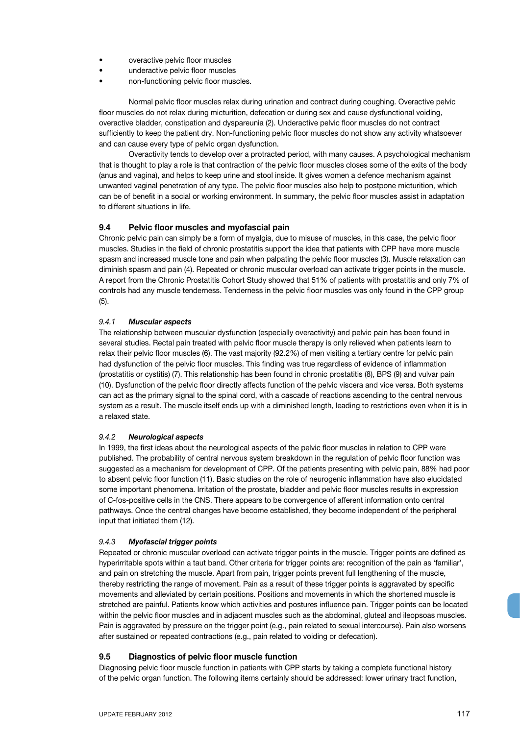- overactive pelvic floor muscles
- underactive pelvic floor muscles
- non-functioning pelvic floor muscles.

Normal pelvic floor muscles relax during urination and contract during coughing. Overactive pelvic floor muscles do not relax during micturition, defecation or during sex and cause dysfunctional voiding, overactive bladder, constipation and dyspareunia (2). Underactive pelvic floor muscles do not contract sufficiently to keep the patient dry. Non-functioning pelvic floor muscles do not show any activity whatsoever and can cause every type of pelvic organ dysfunction.

Overactivity tends to develop over a protracted period, with many causes. A psychological mechanism that is thought to play a role is that contraction of the pelvic floor muscles closes some of the exits of the body (anus and vagina), and helps to keep urine and stool inside. It gives women a defence mechanism against unwanted vaginal penetration of any type. The pelvic floor muscles also help to postpone micturition, which can be of benefit in a social or working environment. In summary, the pelvic floor muscles assist in adaptation to different situations in life.

## 9.4 Pelvic floor muscles and myofascial pain

Chronic pelvic pain can simply be a form of myalgia, due to misuse of muscles, in this case, the pelvic floor muscles. Studies in the field of chronic prostatitis support the idea that patients with CPP have more muscle spasm and increased muscle tone and pain when palpating the pelvic floor muscles (3). Muscle relaxation can diminish spasm and pain (4). Repeated or chronic muscular overload can activate trigger points in the muscle. A report from the Chronic Prostatitis Cohort Study showed that 51% of patients with prostatitis and only 7% of controls had any muscle tenderness. Tenderness in the pelvic floor muscles was only found in the CPP group (5).

### *9.4.1 Muscular aspects*

The relationship between muscular dysfunction (especially overactivity) and pelvic pain has been found in several studies. Rectal pain treated with pelvic floor muscle therapy is only relieved when patients learn to relax their pelvic floor muscles (6). The vast majority (92.2%) of men visiting a tertiary centre for pelvic pain had dysfunction of the pelvic floor muscles. This finding was true regardless of evidence of inflammation (prostatitis or cystitis) (7). This relationship has been found in chronic prostatitis (8), BPS (9) and vulvar pain (10). Dysfunction of the pelvic floor directly affects function of the pelvic viscera and vice versa. Both systems can act as the primary signal to the spinal cord, with a cascade of reactions ascending to the central nervous system as a result. The muscle itself ends up with a diminished length, leading to restrictions even when it is in a relaxed state.

### *9.4.2 Neurological aspects*

In 1999, the first ideas about the neurological aspects of the pelvic floor muscles in relation to CPP were published. The probability of central nervous system breakdown in the regulation of pelvic floor function was suggested as a mechanism for development of CPP. Of the patients presenting with pelvic pain, 88% had poor to absent pelvic floor function (11). Basic studies on the role of neurogenic inflammation have also elucidated some important phenomena. Irritation of the prostate, bladder and pelvic floor muscles results in expression of C-fos-positive cells in the CNS. There appears to be convergence of afferent information onto central pathways. Once the central changes have become established, they become independent of the peripheral input that initiated them (12).

### *9.4.3 Myofascial trigger points*

Repeated or chronic muscular overload can activate trigger points in the muscle. Trigger points are defined as hyperirritable spots within a taut band. Other criteria for trigger points are: recognition of the pain as 'familiar', and pain on stretching the muscle. Apart from pain, trigger points prevent full lengthening of the muscle, thereby restricting the range of movement. Pain as a result of these trigger points is aggravated by specific movements and alleviated by certain positions. Positions and movements in which the shortened muscle is stretched are painful. Patients know which activities and postures influence pain. Trigger points can be located within the pelvic floor muscles and in adjacent muscles such as the abdominal, gluteal and ileopsoas muscles. Pain is aggravated by pressure on the trigger point (e.g., pain related to sexual intercourse). Pain also worsens after sustained or repeated contractions (e.g., pain related to voiding or defecation).

## 9.5 Diagnostics of pelvic floor muscle function

Diagnosing pelvic floor muscle function in patients with CPP starts by taking a complete functional history of the pelvic organ function. The following items certainly should be addressed: lower urinary tract function,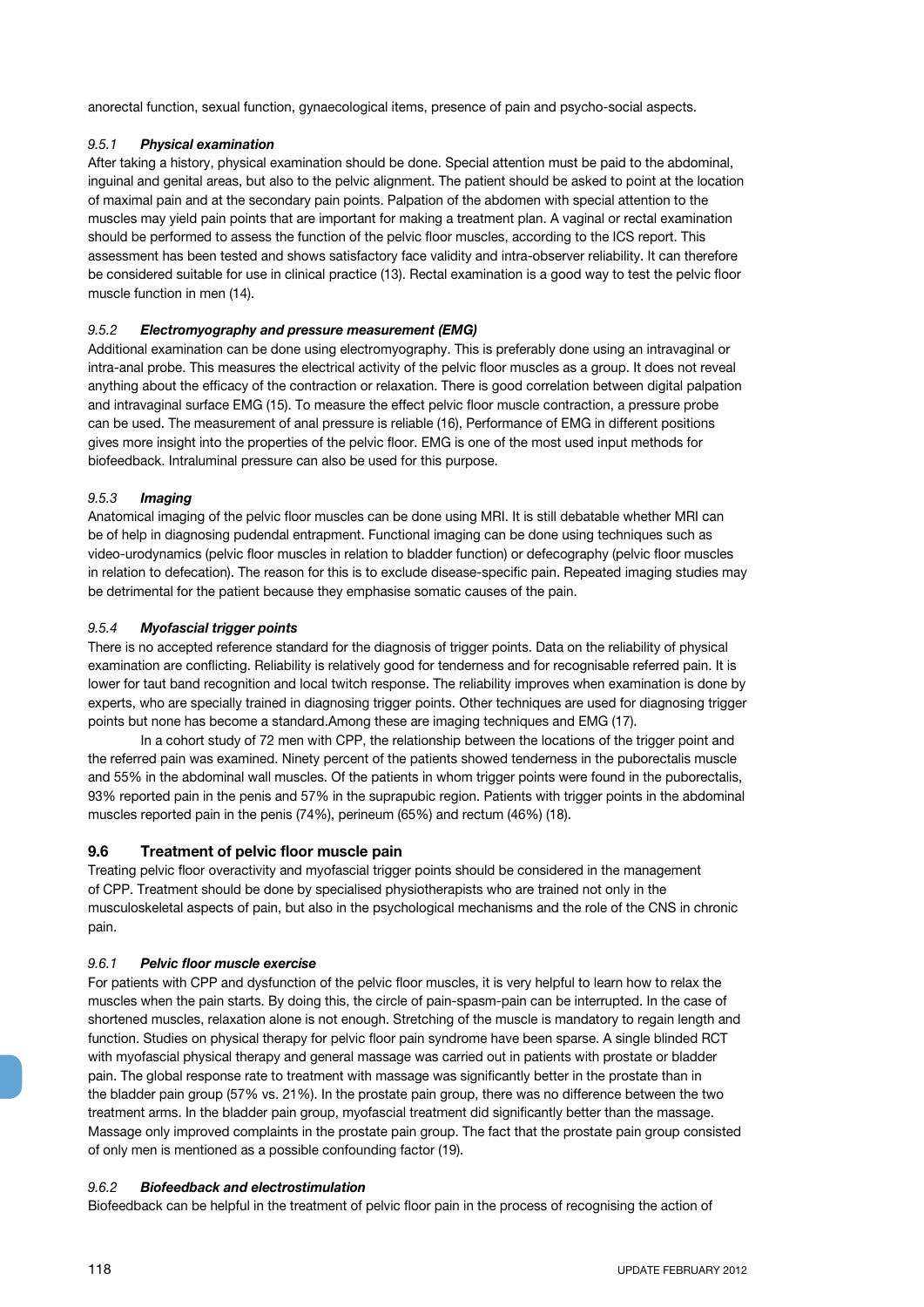anorectal function, sexual function, gynaecological items, presence of pain and psycho-social aspects.

#### *9.5.1 Physical examination*

After taking a history, physical examination should be done. Special attention must be paid to the abdominal, inguinal and genital areas, but also to the pelvic alignment. The patient should be asked to point at the location of maximal pain and at the secondary pain points. Palpation of the abdomen with special attention to the muscles may yield pain points that are important for making a treatment plan. A vaginal or rectal examination should be performed to assess the function of the pelvic floor muscles, according to the ICS report. This assessment has been tested and shows satisfactory face validity and intra-observer reliability. It can therefore be considered suitable for use in clinical practice (13). Rectal examination is a good way to test the pelvic floor muscle function in men (14).

#### *9.5.2 Electromyography and pressure measurement (EMG)*

Additional examination can be done using electromyography. This is preferably done using an intravaginal or intra-anal probe. This measures the electrical activity of the pelvic floor muscles as a group. It does not reveal anything about the efficacy of the contraction or relaxation. There is good correlation between digital palpation and intravaginal surface EMG (15). To measure the effect pelvic floor muscle contraction, a pressure probe can be used. The measurement of anal pressure is reliable (16), Performance of EMG in different positions gives more insight into the properties of the pelvic floor. EMG is one of the most used input methods for biofeedback. Intraluminal pressure can also be used for this purpose.

#### *9.5.3 Imaging*

Anatomical imaging of the pelvic floor muscles can be done using MRI. It is still debatable whether MRI can be of help in diagnosing pudendal entrapment. Functional imaging can be done using techniques such as video-urodynamics (pelvic floor muscles in relation to bladder function) or defecography (pelvic floor muscles in relation to defecation). The reason for this is to exclude disease-specific pain. Repeated imaging studies may be detrimental for the patient because they emphasise somatic causes of the pain.

#### *9.5.4 Myofascial trigger points*

There is no accepted reference standard for the diagnosis of trigger points. Data on the reliability of physical examination are conflicting. Reliability is relatively good for tenderness and for recognisable referred pain. It is lower for taut band recognition and local twitch response. The reliability improves when examination is done by experts, who are specially trained in diagnosing trigger points. Other techniques are used for diagnosing trigger points but none has become a standard.Among these are imaging techniques and EMG (17).

In a cohort study of 72 men with CPP, the relationship between the locations of the trigger point and the referred pain was examined. Ninety percent of the patients showed tenderness in the puborectalis muscle and 55% in the abdominal wall muscles. Of the patients in whom trigger points were found in the puborectalis, 93% reported pain in the penis and 57% in the suprapubic region. Patients with trigger points in the abdominal muscles reported pain in the penis (74%), perineum (65%) and rectum (46%) (18).

## 9.6 Treatment of pelvic floor muscle pain

Treating pelvic floor overactivity and myofascial trigger points should be considered in the management of CPP. Treatment should be done by specialised physiotherapists who are trained not only in the musculoskeletal aspects of pain, but also in the psychological mechanisms and the role of the CNS in chronic pain.

#### *9.6.1 Pelvic floor muscle exercise*

For patients with CPP and dysfunction of the pelvic floor muscles, it is very helpful to learn how to relax the muscles when the pain starts. By doing this, the circle of pain-spasm-pain can be interrupted. In the case of shortened muscles, relaxation alone is not enough. Stretching of the muscle is mandatory to regain length and function. Studies on physical therapy for pelvic floor pain syndrome have been sparse. A single blinded RCT with myofascial physical therapy and general massage was carried out in patients with prostate or bladder pain. The global response rate to treatment with massage was significantly better in the prostate than in the bladder pain group (57% vs. 21%). In the prostate pain group, there was no difference between the two treatment arms. In the bladder pain group, myofascial treatment did significantly better than the massage. Massage only improved complaints in the prostate pain group. The fact that the prostate pain group consisted of only men is mentioned as a possible confounding factor (19).

#### *9.6.2 Biofeedback and electrostimulation*

Biofeedback can be helpful in the treatment of pelvic floor pain in the process of recognising the action of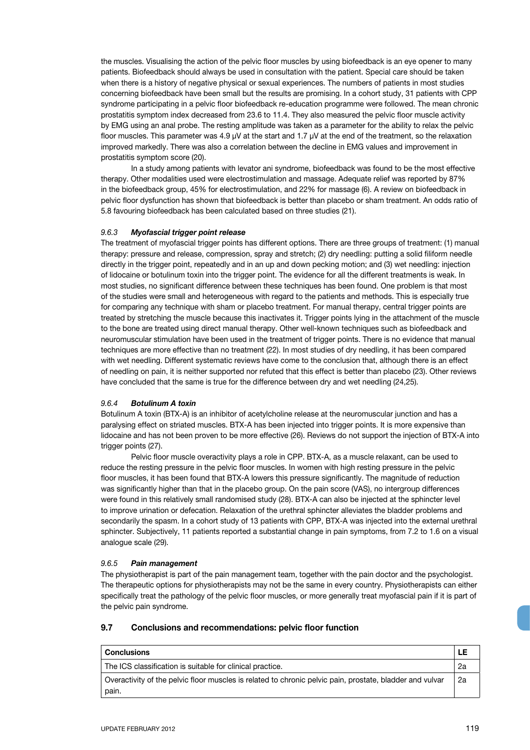the muscles. Visualising the action of the pelvic floor muscles by using biofeedback is an eye opener to many patients. Biofeedback should always be used in consultation with the patient. Special care should be taken when there is a history of negative physical or sexual experiences. The numbers of patients in most studies concerning biofeedback have been small but the results are promising. In a cohort study, 31 patients with CPP syndrome participating in a pelvic floor biofeedback re-education programme were followed. The mean chronic prostatitis symptom index decreased from 23.6 to 11.4. They also measured the pelvic floor muscle activity by EMG using an anal probe. The resting amplitude was taken as a parameter for the ability to relax the pelvic floor muscles. This parameter was 4.9 μV at the start and 1.7 μV at the end of the treatment, so the relaxation improved markedly. There was also a correlation between the decline in EMG values and improvement in prostatitis symptom score (20).

In a study among patients with levator ani syndrome, biofeedback was found to be the most effective therapy. Other modalities used were electrostimulation and massage. Adequate relief was reported by 87% in the biofeedback group, 45% for electrostimulation, and 22% for massage (6). A review on biofeedback in pelvic floor dysfunction has shown that biofeedback is better than placebo or sham treatment. An odds ratio of 5.8 favouring biofeedback has been calculated based on three studies (21).

### 9.6.3 *Myofascial trigger point release*

The treatment of myofascial trigger points has different options. There are three groups of treatment: (1) manual therapy: pressure and release, compression, spray and stretch; (2) dry needling: putting a solid filiform needle directly in the trigger point, repeatedly and in an up and down pecking motion; and (3) wet needling: injection of lidocaine or botulinum toxin into the trigger point. The evidence for all the different treatments is weak. In most studies, no significant difference between these techniques has been found. One problem is that most of the studies were small and heterogeneous with regard to the patients and methods. This is especially true for comparing any technique with sham or placebo treatment. For manual therapy, central trigger points are treated by stretching the muscle because this inactivates it. Trigger points lying in the attachment of the muscle to the bone are treated using direct manual therapy. Other well-known techniques such as biofeedback and neuromuscular stimulation have been used in the treatment of trigger points. There is no evidence that manual techniques are more effective than no treatment (22). In most studies of dry needling, it has been compared with wet needling. Different systematic reviews have come to the conclusion that, although there is an effect of needling on pain, it is neither supported nor refuted that this effect is better than placebo (23). Other reviews have concluded that the same is true for the difference between dry and wet needling (24,25).

### 9.6.4 *Botulinum A toxin*

Botulinum A toxin (BTX-A) is an inhibitor of acetylcholine release at the neuromuscular junction and has a paralysing effect on striated muscles. BTX-A has been injected into trigger points. It is more expensive than lidocaine and has not been proven to be more effective (26). Reviews do not support the injection of BTX-A into trigger points (27).

Pelvic floor muscle overactivity plays a role in CPP. BTX-A, as a muscle relaxant, can be used to reduce the resting pressure in the pelvic floor muscles. In women with high resting pressure in the pelvic floor muscles, it has been found that BTX-A lowers this pressure significantly. The magnitude of reduction was significantly higher than that in the placebo group. On the pain score (VAS), no intergroup differences were found in this relatively small randomised study (28). BTX-A can also be injected at the sphincter level to improve urination or defecation. Relaxation of the urethral sphincter alleviates the bladder problems and secondarily the spasm. In a cohort study of 13 patients with CPP, BTX-A was injected into the external urethral sphincter. Subjectively, 11 patients reported a substantial change in pain symptoms, from 7.2 to 1.6 on a visual analogue scale (29).

### 9.6.5 *Pain management*

The physiotherapist is part of the pain management team, together with the pain doctor and the psychologist. The therapeutic options for physiotherapists may not be the same in every country. Physiotherapists can either specifically treat the pathology of the pelvic floor muscles, or more generally treat myofascial pain if it is part of the pelvic pain syndrome.

## 9.7 Conclusions and recommendations: pelvic floor function

| Conclusions | LE |
|---|---|
| The ICS classification is suitable for clinical practice. | 2a |
| Overactivity of the pelvic floor muscles is related to chronic pelvic pain, prostate, bladder and vulvar pain. | 2a |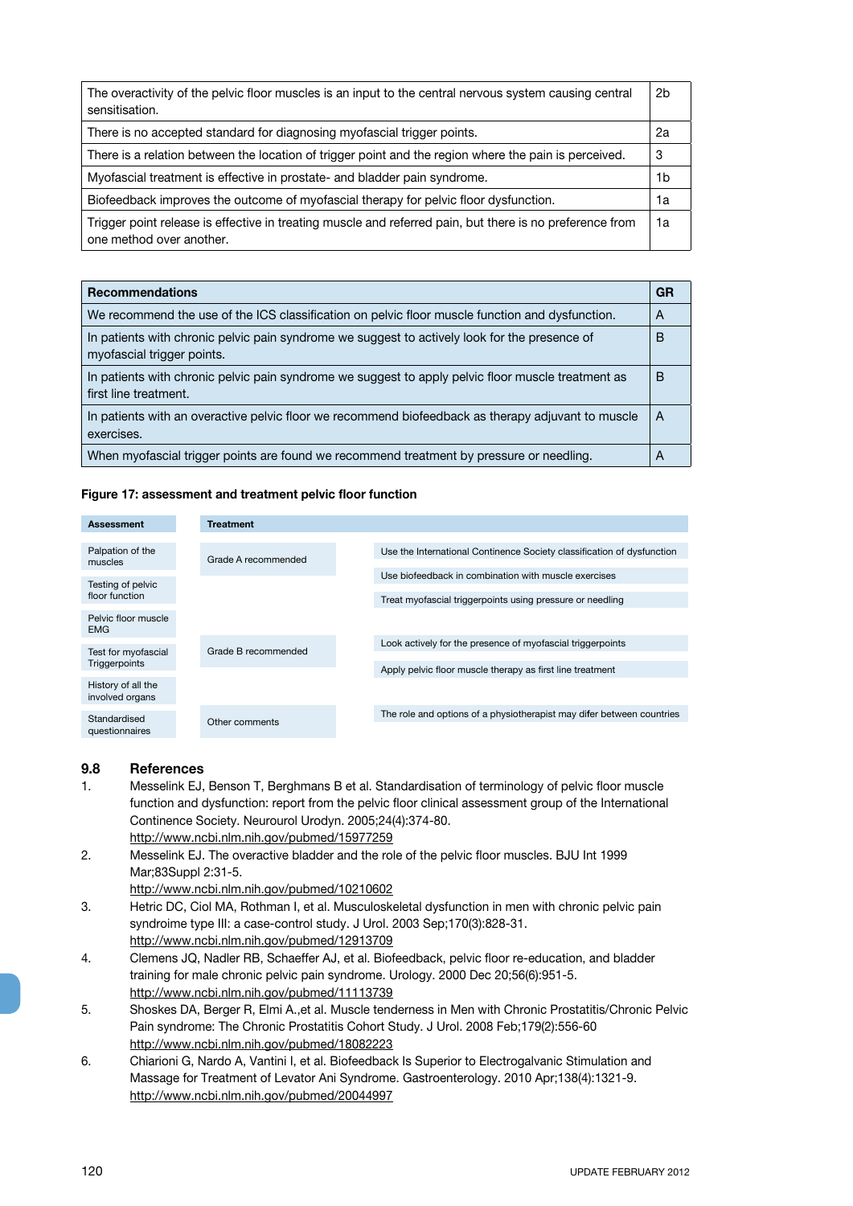| | |
|---|---|
| The overactivity of the pelvic floor muscles is an input to the central nervous system causing central sensitisation. | 2b |
| There is no accepted standard for diagnosing myofascial trigger points. | 2a |
| There is a relation between the location of trigger point and the region where the pain is perceived. | 3 |
| Myofascial treatment is effective in prostate- and bladder pain syndrome. | 1b |
| Biofeedback improves the outcome of myofascial therapy for pelvic floor dysfunction. | 1a |
| Trigger point release is effective in treating muscle and referred pain, but there is no preference from one method over another. | 1a |

| Recommendations | GR |
|---|---|
| We recommend the use of the ICS classification on pelvic floor muscle function and dysfunction. | A |
| In patients with chronic pelvic pain syndrome we suggest to actively look for the presence of myofascial trigger points. | B |
| In patients with chronic pelvic pain syndrome we suggest to apply pelvic floor muscle treatment as first line treatment. | B |
| In patients with an overactive pelvic floor we recommend biofeedback as therapy adjuvant to muscle exercises. | A |
| When myofascial trigger points are found we recommend treatment by pressure or needling. | A |

**Figure 17: assessment and treatment pelvic floor function**

| Assessment | Treatment | |
|---|---|---|
| Palpation of the muscles | Grade A recommended | Use the International Continence Society classification of dysfunction |
| Testing of pelvic floor function | | Use biofeedback in combination with muscle exercises |
| Pelvic floor muscle EMG | | Treat myofascial triggerpoints using pressure or needling |
| Test for myofascial Triggerpoints | Grade B recommended | Look actively for the presence of myofascial triggerpoints |
| History of all the involved organs | | Apply pelvic floor muscle therapy as first line treatment |
| Standardised questionnaires | Other comments | The role and options of a physiotherapist may difer between countries |

## 9.8 References

1. Messelink EJ, Benson T, Berghmans B et al. Standardisation of terminology of pelvic floor muscle function and dysfunction: report from the pelvic floor clinical assessment group of the International Continence Society. Neurourol Urodyn. 2005;24(4):374-80.
http://www.ncbi.nlm.nih.gov/pubmed/15977259
2. Messelink EJ. The overactive bladder and the role of the pelvic floor muscles. BJU Int 1999 Mar;83Suppl 2:31-5.
http://www.ncbi.nlm.nih.gov/pubmed/10210602
3. Hetric DC, Ciol MA, Rothman I, et al. Musculoskeletal dysfunction in men with chronic pelvic pain syndroime type III: a case-control study. J Urol. 2003 Sep;170(3):828-31.
http://www.ncbi.nlm.nih.gov/pubmed/12913709
4. Clemens JQ, Nadler RB, Schaeffer AJ, et al. Biofeedback, pelvic floor re-education, and bladder training for male chronic pelvic pain syndrome. Urology. 2000 Dec 20;56(6):951-5.
http://www.ncbi.nlm.nih.gov/pubmed/11113739
5. Shoskes DA, Berger R, Elmi A.,et al. Muscle tenderness in Men with Chronic Prostatitis/Chronic Pelvic Pain syndrome: The Chronic Prostatitis Cohort Study. J Urol. 2008 Feb;179(2):556-60
http://www.ncbi.nlm.nih.gov/pubmed/18082223
6. Chiarioni G, Nardo A, Vantini I, et al. Biofeedback Is Superior to Electrogalvanic Stimulation and Massage for Treatment of Levator Ani Syndrome. Gastroenterology. 2010 Apr;138(4):1321-9.
http://www.ncbi.nlm.nih.gov/pubmed/20044997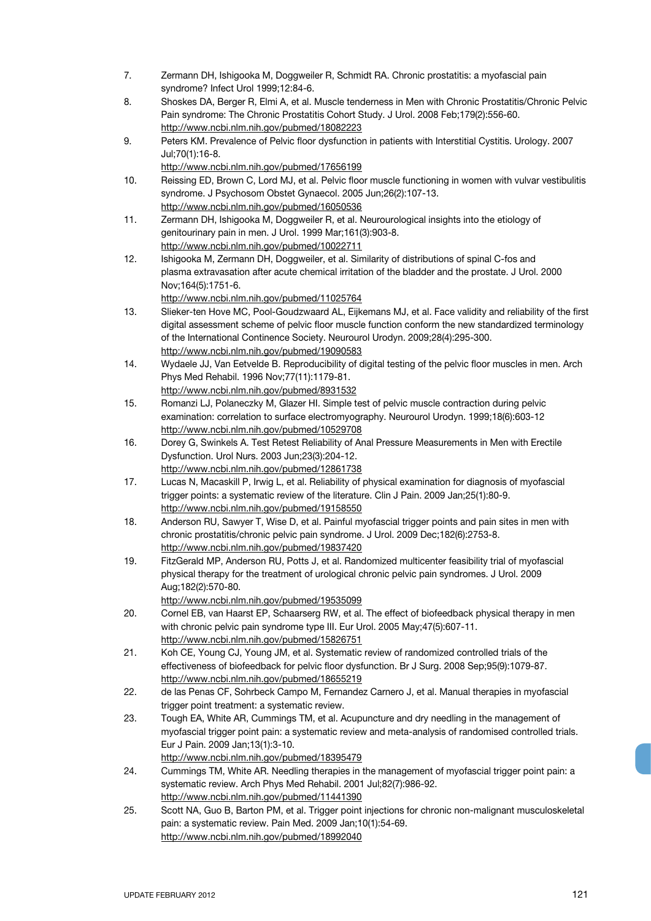7. Zermann DH, Ishigooka M, Doggweiler R, Schmidt RA. Chronic prostatitis: a myofascial pain syndrome? Infect Urol 1999;12:84-6.
8. Shoskes DA, Berger R, Elmi A, et al. Muscle tenderness in Men with Chronic Prostatitis/Chronic Pelvic Pain syndrome: The Chronic Prostatitis Cohort Study. J Urol. 2008 Feb;179(2):556-60. http://www.ncbi.nlm.nih.gov/pubmed/18082223
9. Peters KM. Prevalence of Pelvic floor dysfunction in patients with Interstitial Cystitis. Urology. 2007 Jul;70(1):16-8. http://www.ncbi.nlm.nih.gov/pubmed/17656199
10. Reissing ED, Brown C, Lord MJ, et al. Pelvic floor muscle functioning in women with vulvar vestibulitis syndrome. J Psychosom Obstet Gynaecol. 2005 Jun;26(2):107-13. http://www.ncbi.nlm.nih.gov/pubmed/16050536
11. Zermann DH, Ishigooka M, Doggweiler R, et al. Neurourological insights into the etiology of genitourinary pain in men. J Urol. 1999 Mar;161(3):903-8. http://www.ncbi.nlm.nih.gov/pubmed/10022711
12. Ishigooka M, Zermann DH, Doggweiler, et al. Similarity of distributions of spinal C-fos and plasma extravasation after acute chemical irritation of the bladder and the prostate. J Urol. 2000 Nov;164(5):1751-6. http://www.ncbi.nlm.nih.gov/pubmed/11025764
13. Slieker-ten Hove MC, Pool-Goudzwaard AL, Eijkemans MJ, et al. Face validity and reliability of the first digital assessment scheme of pelvic floor muscle function conform the new standardized terminology of the International Continence Society. Neurourol Urodyn. 2009;28(4):295-300. http://www.ncbi.nlm.nih.gov/pubmed/19090583
14. Wydaele JJ, Van Eetvelde B. Reproducibility of digital testing of the pelvic floor muscles in men. Arch Phys Med Rehabil. 1996 Nov;77(11):1179-81. http://www.ncbi.nlm.nih.gov/pubmed/8931532
15. Romanzi LJ, Polaneczky M, Glazer HI. Simple test of pelvic muscle contraction during pelvic examination: correlation to surface electromyography. Neurourol Urodyn. 1999;18(6):603-12 http://www.ncbi.nlm.nih.gov/pubmed/10529708
16. Dorey G, Swinkels A. Test Retest Reliability of Anal Pressure Measurements in Men with Erectile Dysfunction. Urol Nurs. 2003 Jun;23(3):204-12. http://www.ncbi.nlm.nih.gov/pubmed/12861738
17. Lucas N, Macaskill P, Irwig L, et al. Reliability of physical examination for diagnosis of myofascial trigger points: a systematic review of the literature. Clin J Pain. 2009 Jan;25(1):80-9. http://www.ncbi.nlm.nih.gov/pubmed/19158550
18. Anderson RU, Sawyer T, Wise D, et al. Painful myofascial trigger points and pain sites in men with chronic prostatitis/chronic pelvic pain syndrome. J Urol. 2009 Dec;182(6):2753-8. http://www.ncbi.nlm.nih.gov/pubmed/19837420
19. FitzGerald MP, Anderson RU, Potts J, et al. Randomized multicenter feasibility trial of myofascial physical therapy for the treatment of urological chronic pelvic pain syndromes. J Urol. 2009 Aug;182(2):570-80. http://www.ncbi.nlm.nih.gov/pubmed/19535099
20. Cornel EB, van Haarst EP, Schaarserg RW, et al. The effect of biofeedback physical therapy in men with chronic pelvic pain syndrome type III. Eur Urol. 2005 May;47(5):607-11. http://www.ncbi.nlm.nih.gov/pubmed/15826751
21. Koh CE, Young CJ, Young JM, et al. Systematic review of randomized controlled trials of the effectiveness of biofeedback for pelvic floor dysfunction. Br J Surg. 2008 Sep;95(9):1079-87. http://www.ncbi.nlm.nih.gov/pubmed/18655219
22. de las Penas CF, Sohrbeck Campo M, Fernandez Carnero J, et al. Manual therapies in myofascial trigger point treatment: a systematic review.
23. Tough EA, White AR, Cummings TM, et al. Acupuncture and dry needling in the management of myofascial trigger point pain: a systematic review and meta-analysis of randomised controlled trials. Eur J Pain. 2009 Jan;13(1):3-10. http://www.ncbi.nlm.nih.gov/pubmed/18395479
24. Cummings TM, White AR. Needling therapies in the management of myofascial trigger point pain: a systematic review. Arch Phys Med Rehabil. 2001 Jul;82(7):986-92. http://www.ncbi.nlm.nih.gov/pubmed/11441390
25. Scott NA, Guo B, Barton PM, et al. Trigger point injections for chronic non-malignant musculoskeletal pain: a systematic review. Pain Med. 2009 Jan;10(1):54-69. http://www.ncbi.nlm.nih.gov/pubmed/18992040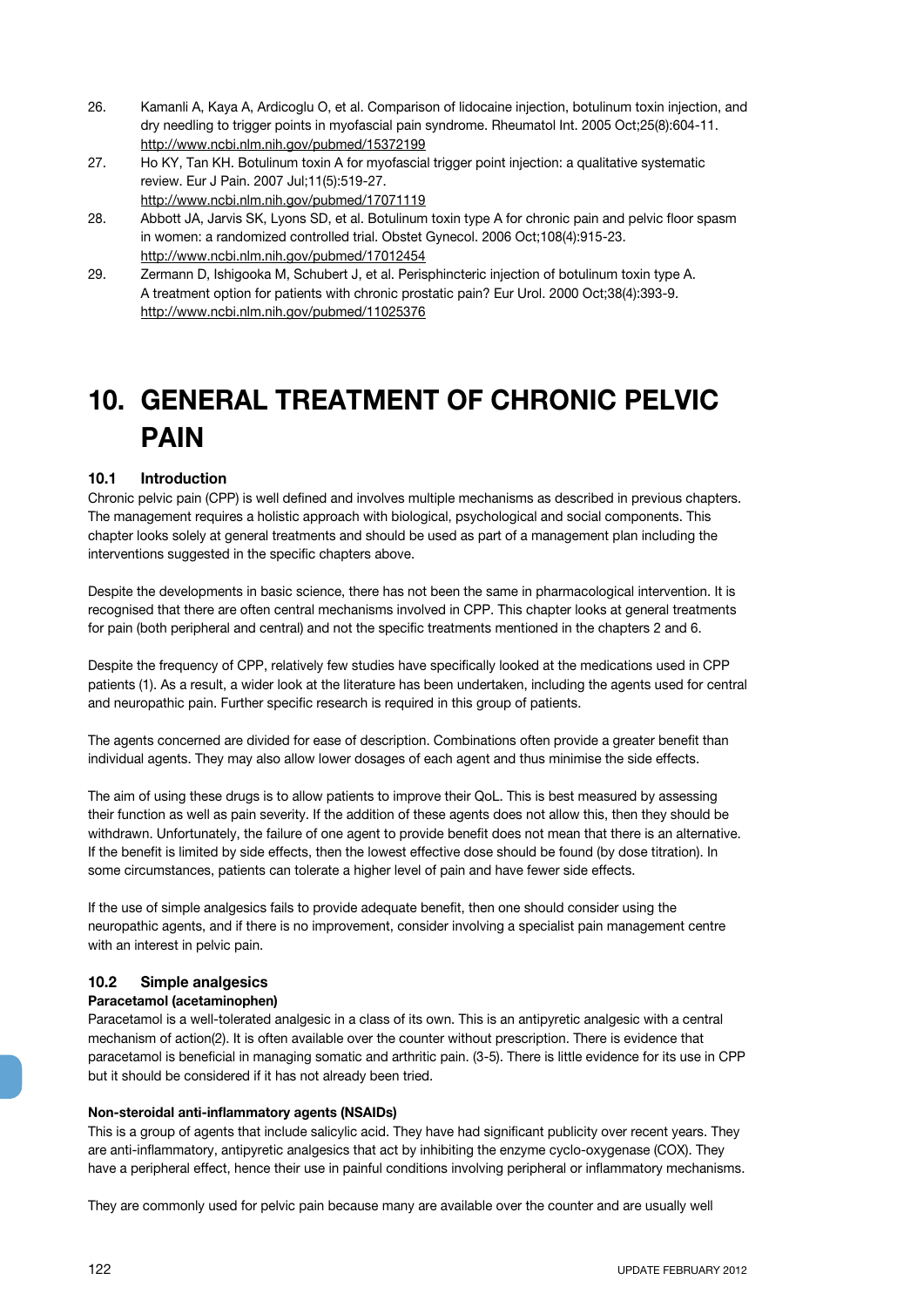26. Kamanli A, Kaya A, Ardicoglu O, et al. Comparison of lidocaine injection, botulinum toxin injection, and dry needling to trigger points in myofascial pain syndrome. Rheumatol Int. 2005 Oct;25(8):604-11. http://www.ncbi.nlm.nih.gov/pubmed/15372199
27. Ho KY, Tan KH. Botulinum toxin A for myofascial trigger point injection: a qualitative systematic review. Eur J Pain. 2007 Jul;11(5):519-27. http://www.ncbi.nlm.nih.gov/pubmed/17071119
28. Abbott JA, Jarvis SK, Lyons SD, et al. Botulinum toxin type A for chronic pain and pelvic floor spasm in women: a randomized controlled trial. Obstet Gynecol. 2006 Oct;108(4):915-23. http://www.ncbi.nlm.nih.gov/pubmed/17012454
29. Zermann D, Ishigooka M, Schubert J, et al. Perisphincteric injection of botulinum toxin type A. A treatment option for patients with chronic prostatic pain? Eur Urol. 2000 Oct;38(4):393-9. http://www.ncbi.nlm.nih.gov/pubmed/11025376

# 10. GENERAL TREATMENT OF CHRONIC PELVIC PAIN

## 10.1 Introduction

Chronic pelvic pain (CPP) is well defined and involves multiple mechanisms as described in previous chapters. The management requires a holistic approach with biological, psychological and social components. This chapter looks solely at general treatments and should be used as part of a management plan including the interventions suggested in the specific chapters above.

Despite the developments in basic science, there has not been the same in pharmacological intervention. It is recognised that there are often central mechanisms involved in CPP. This chapter looks at general treatments for pain (both peripheral and central) and not the specific treatments mentioned in the chapters 2 and 6.

Despite the frequency of CPP, relatively few studies have specifically looked at the medications used in CPP patients (1). As a result, a wider look at the literature has been undertaken, including the agents used for central and neuropathic pain. Further specific research is required in this group of patients.

The agents concerned are divided for ease of description. Combinations often provide a greater benefit than individual agents. They may also allow lower dosages of each agent and thus minimise the side effects.

The aim of using these drugs is to allow patients to improve their QoL. This is best measured by assessing their function as well as pain severity. If the addition of these agents does not allow this, then they should be withdrawn. Unfortunately, the failure of one agent to provide benefit does not mean that there is an alternative. If the benefit is limited by side effects, then the lowest effective dose should be found (by dose titration). In some circumstances, patients can tolerate a higher level of pain and have fewer side effects.

If the use of simple analgesics fails to provide adequate benefit, then one should consider using the neuropathic agents, and if there is no improvement, consider involving a specialist pain management centre with an interest in pelvic pain.

## 10.2 Simple analgesics

**Paracetamol (acetaminophen)**

Paracetamol is a well-tolerated analgesic in a class of its own. This is an antipyretic analgesic with a central mechanism of action(2). It is often available over the counter without prescription. There is evidence that paracetamol is beneficial in managing somatic and arthritic pain. (3-5). There is little evidence for its use in CPP but it should be considered if it has not already been tried.

**Non-steroidal anti-inflammatory agents (NSAIDs)**

This is a group of agents that include salicylic acid. They have had significant publicity over recent years. They are anti-inflammatory, antipyretic analgesics that act by inhibiting the enzyme cyclo-oxygenase (COX). They have a peripheral effect, hence their use in painful conditions involving peripheral or inflammatory mechanisms.

They are commonly used for pelvic pain because many are available over the counter and are usually well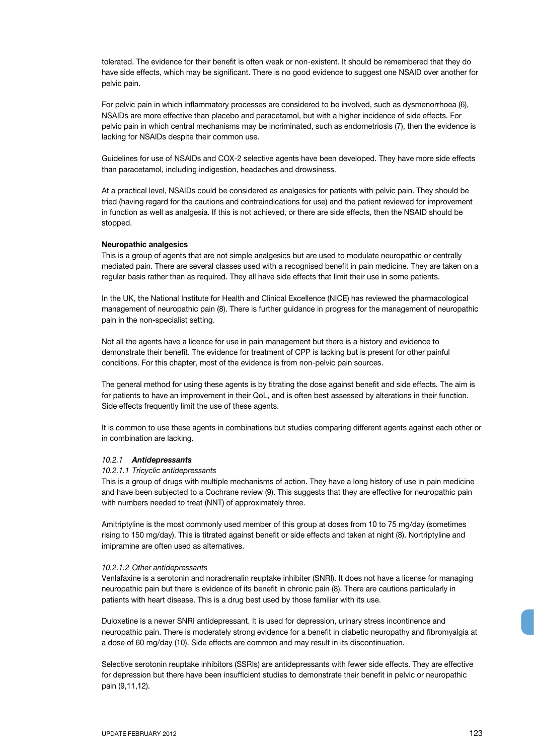tolerated. The evidence for their benefit is often weak or non-existent. It should be remembered that they do have side effects, which may be significant. There is no good evidence to suggest one NSAID over another for pelvic pain.

For pelvic pain in which inflammatory processes are considered to be involved, such as dysmenorrhoea (6), NSAIDs are more effective than placebo and paracetamol, but with a higher incidence of side effects. For pelvic pain in which central mechanisms may be incriminated, such as endometriosis (7), then the evidence is lacking for NSAIDs despite their common use.

Guidelines for use of NSAIDs and COX-2 selective agents have been developed. They have more side effects than paracetamol, including indigestion, headaches and drowsiness.

At a practical level, NSAIDs could be considered as analgesics for patients with pelvic pain. They should be tried (having regard for the cautions and contraindications for use) and the patient reviewed for improvement in function as well as analgesia. If this is not achieved, or there are side effects, then the NSAID should be stopped.

**Neuropathic analgesics**

This is a group of agents that are not simple analgesics but are used to modulate neuropathic or centrally mediated pain. There are several classes used with a recognised benefit in pain medicine. They are taken on a regular basis rather than as required. They all have side effects that limit their use in some patients.

In the UK, the National Institute for Health and Clinical Excellence (NICE) has reviewed the pharmacological management of neuropathic pain (8). There is further guidance in progress for the management of neuropathic pain in the non-specialist setting.

Not all the agents have a licence for use in pain management but there is a history and evidence to demonstrate their benefit. The evidence for treatment of CPP is lacking but is present for other painful conditions. For this chapter, most of the evidence is from non-pelvic pain sources.

The general method for using these agents is by titrating the dose against benefit and side effects. The aim is for patients to have an improvement in their QoL, and is often best assessed by alterations in their function. Side effects frequently limit the use of these agents.

It is common to use these agents in combinations but studies comparing different agents against each other or in combination are lacking.

### *10.2.1 **Antidepressants***

#### *10.2.1.1 Tricyclic antidepressants*

This is a group of drugs with multiple mechanisms of action. They have a long history of use in pain medicine and have been subjected to a Cochrane review (9). This suggests that they are effective for neuropathic pain with numbers needed to treat (NNT) of approximately three.

Amitriptyline is the most commonly used member of this group at doses from 10 to 75 mg/day (sometimes rising to 150 mg/day). This is titrated against benefit or side effects and taken at night (8). Nortriptyline and imipramine are often used as alternatives.

#### *10.2.1.2 Other antidepressants*

Venlafaxine is a serotonin and noradrenalin reuptake inhibiter (SNRI). It does not have a license for managing neuropathic pain but there is evidence of its benefit in chronic pain (8). There are cautions particularly in patients with heart disease. This is a drug best used by those familiar with its use.

Duloxetine is a newer SNRI antidepressant. It is used for depression, urinary stress incontinence and neuropathic pain. There is moderately strong evidence for a benefit in diabetic neuropathy and fibromyalgia at a dose of 60 mg/day (10). Side effects are common and may result in its discontinuation.

Selective serotonin reuptake inhibitors (SSRIs) are antidepressants with fewer side effects. They are effective for depression but there have been insufficient studies to demonstrate their benefit in pelvic or neuropathic pain (9,11,12).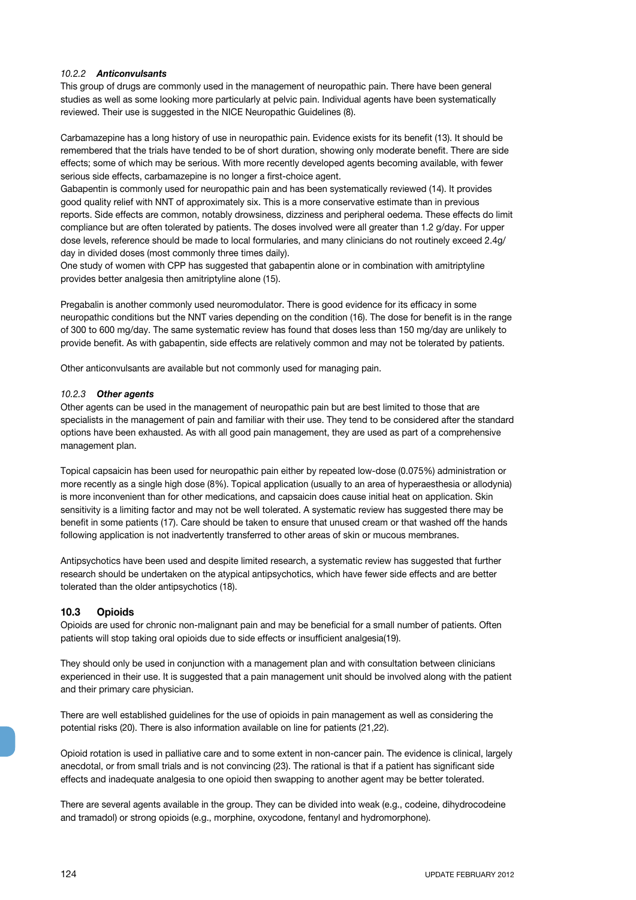#### *10.2.2 Anticonvulsants*

This group of drugs are commonly used in the management of neuropathic pain. There have been general studies as well as some looking more particularly at pelvic pain. Individual agents have been systematically reviewed. Their use is suggested in the NICE Neuropathic Guidelines (8).

Carbamazepine has a long history of use in neuropathic pain. Evidence exists for its benefit (13). It should be remembered that the trials have tended to be of short duration, showing only moderate benefit. There are side effects; some of which may be serious. With more recently developed agents becoming available, with fewer serious side effects, carbamazepine is no longer a first-choice agent.

Gabapentin is commonly used for neuropathic pain and has been systematically reviewed (14). It provides good quality relief with NNT of approximately six. This is a more conservative estimate than in previous reports. Side effects are common, notably drowsiness, dizziness and peripheral oedema. These effects do limit compliance but are often tolerated by patients. The doses involved were all greater than 1.2 g/day. For upper dose levels, reference should be made to local formularies, and many clinicians do not routinely exceed 2.4g/day in divided doses (most commonly three times daily).

One study of women with CPP has suggested that gabapentin alone or in combination with amitriptyline provides better analgesia then amitriptyline alone (15).

Pregabalin is another commonly used neuromodulator. There is good evidence for its efficacy in some neuropathic conditions but the NNT varies depending on the condition (16). The dose for benefit is in the range of 300 to 600 mg/day. The same systematic review has found that doses less than 150 mg/day are unlikely to provide benefit. As with gabapentin, side effects are relatively common and may not be tolerated by patients.

Other anticonvulsants are available but not commonly used for managing pain.

#### *10.2.3 Other agents*

Other agents can be used in the management of neuropathic pain but are best limited to those that are specialists in the management of pain and familiar with their use. They tend to be considered after the standard options have been exhausted. As with all good pain management, they are used as part of a comprehensive management plan.

Topical capsaicin has been used for neuropathic pain either by repeated low-dose (0.075%) administration or more recently as a single high dose (8%). Topical application (usually to an area of hyperaesthesia or allodynia) is more inconvenient than for other medications, and capsaicin does cause initial heat on application. Skin sensitivity is a limiting factor and may not be well tolerated. A systematic review has suggested there may be benefit in some patients (17). Care should be taken to ensure that unused cream or that washed off the hands following application is not inadvertently transferred to other areas of skin or mucous membranes.

Antipsychotics have been used and despite limited research, a systematic review has suggested that further research should be undertaken on the atypical antipsychotics, which have fewer side effects and are better tolerated than the older antipsychotics (18).

### 10.3 Opioids

Opioids are used for chronic non-malignant pain and may be beneficial for a small number of patients. Often patients will stop taking oral opioids due to side effects or insufficient analgesia(19).

They should only be used in conjunction with a management plan and with consultation between clinicians experienced in their use. It is suggested that a pain management unit should be involved along with the patient and their primary care physician.

There are well established guidelines for the use of opioids in pain management as well as considering the potential risks (20). There is also information available on line for patients (21,22).

Opioid rotation is used in palliative care and to some extent in non-cancer pain. The evidence is clinical, largely anecdotal, or from small trials and is not convincing (23). The rational is that if a patient has significant side effects and inadequate analgesia to one opioid then swapping to another agent may be better tolerated.

There are several agents available in the group. They can be divided into weak (e.g., codeine, dihydrocodeine and tramadol) or strong opioids (e.g., morphine, oxycodone, fentanyl and hydromorphone).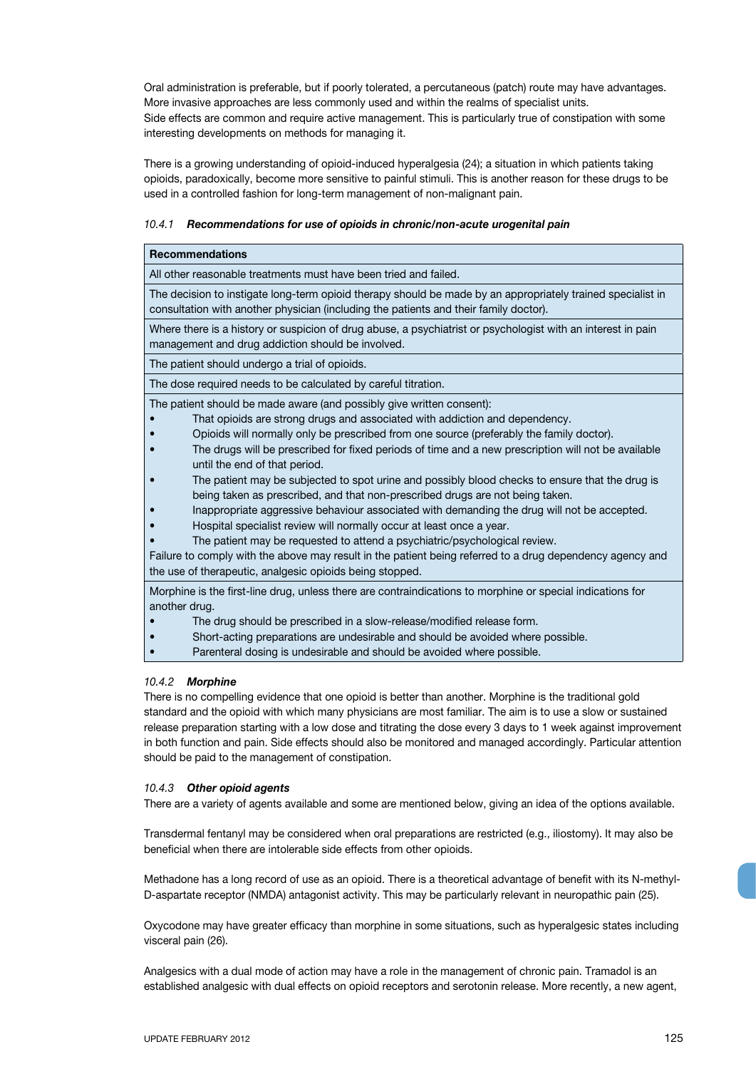Oral administration is preferable, but if poorly tolerated, a percutaneous (patch) route may have advantages. More invasive approaches are less commonly used and within the realms of specialist units.
Side effects are common and require active management. This is particularly true of constipation with some interesting developments on methods for managing it.

There is a growing understanding of opioid-induced hyperalgesia (24); a situation in which patients taking opioids, paradoxically, become more sensitive to painful stimuli. This is another reason for these drugs to be used in a controlled fashion for long-term management of non-malignant pain.

#### *10.4.1 Recommendations for use of opioids in chronic/non-acute urogenital pain*

| **Recommendations** |
|---|
| All other reasonable treatments must have been tried and failed. |
| The decision to instigate long-term opioid therapy should be made by an appropriately trained specialist in consultation with another physician (including the patients and their family doctor). |
| Where there is a history or suspicion of drug abuse, a psychiatrist or psychologist with an interest in pain management and drug addiction should be involved. |
| The patient should undergo a trial of opioids. |
| The dose required needs to be calculated by careful titration. |
| The patient should be made aware (and possibly give written consent):<br>• That opioids are strong drugs and associated with addiction and dependency.<br>• Opioids will normally only be prescribed from one source (preferably the family doctor).<br>• The drugs will be prescribed for fixed periods of time and a new prescription will not be available until the end of that period.<br>• The patient may be subjected to spot urine and possibly blood checks to ensure that the drug is being taken as prescribed, and that non-prescribed drugs are not being taken.<br>• Inappropriate aggressive behaviour associated with demanding the drug will not be accepted.<br>• Hospital specialist review will normally occur at least once a year.<br>• The patient may be requested to attend a psychiatric/psychological review.<br>Failure to comply with the above may result in the patient being referred to a drug dependency agency and the use of therapeutic, analgesic opioids being stopped. |
| Morphine is the first-line drug, unless there are contraindications to morphine or special indications for another drug.<br>• The drug should be prescribed in a slow-release/modified release form.<br>• Short-acting preparations are undesirable and should be avoided where possible.<br>• Parenteral dosing is undesirable and should be avoided where possible. |

#### *10.4.2 Morphine*

There is no compelling evidence that one opioid is better than another. Morphine is the traditional gold standard and the opioid with which many physicians are most familiar. The aim is to use a slow or sustained release preparation starting with a low dose and titrating the dose every 3 days to 1 week against improvement in both function and pain. Side effects should also be monitored and managed accordingly. Particular attention should be paid to the management of constipation.

#### *10.4.3 Other opioid agents*

There are a variety of agents available and some are mentioned below, giving an idea of the options available.

Transdermal fentanyl may be considered when oral preparations are restricted (e.g., iliostomy). It may also be beneficial when there are intolerable side effects from other opioids.

Methadone has a long record of use as an opioid. There is a theoretical advantage of benefit with its N-methyl-D-aspartate receptor (NMDA) antagonist activity. This may be particularly relevant in neuropathic pain (25).

Oxycodone may have greater efficacy than morphine in some situations, such as hyperalgesic states including visceral pain (26).

Analgesics with a dual mode of action may have a role in the management of chronic pain. Tramadol is an established analgesic with dual effects on opioid receptors and serotonin release. More recently, a new agent,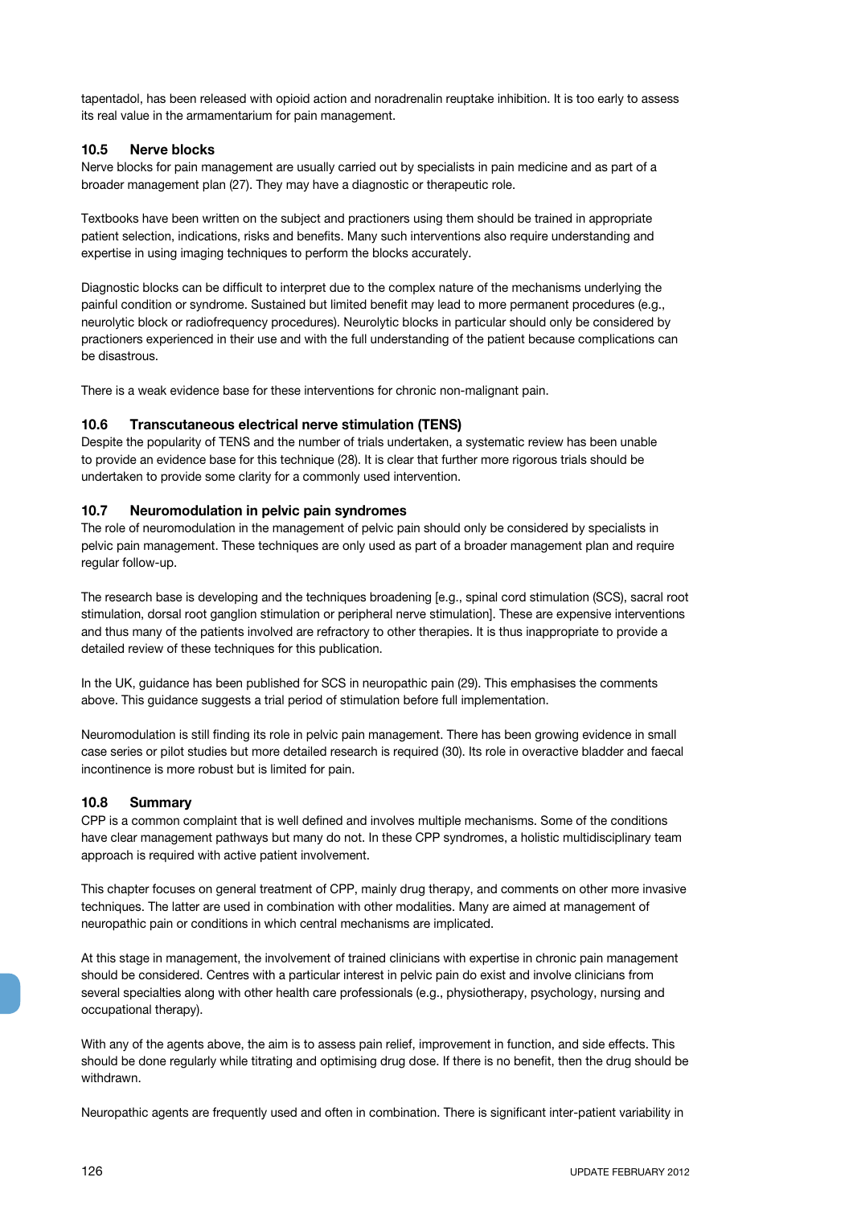tapentadol, has been released with opioid action and noradrenalin reuptake inhibition. It is too early to assess its real value in the armamentarium for pain management.

### 10.5 Nerve blocks

Nerve blocks for pain management are usually carried out by specialists in pain medicine and as part of a broader management plan (27). They may have a diagnostic or therapeutic role.

Textbooks have been written on the subject and practioners using them should be trained in appropriate patient selection, indications, risks and benefits. Many such interventions also require understanding and expertise in using imaging techniques to perform the blocks accurately.

Diagnostic blocks can be difficult to interpret due to the complex nature of the mechanisms underlying the painful condition or syndrome. Sustained but limited benefit may lead to more permanent procedures (e.g., neurolytic block or radiofrequency procedures). Neurolytic blocks in particular should only be considered by practioners experienced in their use and with the full understanding of the patient because complications can be disastrous.

There is a weak evidence base for these interventions for chronic non-malignant pain.

### 10.6 Transcutaneous electrical nerve stimulation (TENS)

Despite the popularity of TENS and the number of trials undertaken, a systematic review has been unable to provide an evidence base for this technique (28). It is clear that further more rigorous trials should be undertaken to provide some clarity for a commonly used intervention.

### 10.7 Neuromodulation in pelvic pain syndromes

The role of neuromodulation in the management of pelvic pain should only be considered by specialists in pelvic pain management. These techniques are only used as part of a broader management plan and require regular follow-up.

The research base is developing and the techniques broadening [e.g., spinal cord stimulation (SCS), sacral root stimulation, dorsal root ganglion stimulation or peripheral nerve stimulation]. These are expensive interventions and thus many of the patients involved are refractory to other therapies. It is thus inappropriate to provide a detailed review of these techniques for this publication.

In the UK, guidance has been published for SCS in neuropathic pain (29). This emphasises the comments above. This guidance suggests a trial period of stimulation before full implementation.

Neuromodulation is still finding its role in pelvic pain management. There has been growing evidence in small case series or pilot studies but more detailed research is required (30). Its role in overactive bladder and faecal incontinence is more robust but is limited for pain.

### 10.8 Summary

CPP is a common complaint that is well defined and involves multiple mechanisms. Some of the conditions have clear management pathways but many do not. In these CPP syndromes, a holistic multidisciplinary team approach is required with active patient involvement.

This chapter focuses on general treatment of CPP, mainly drug therapy, and comments on other more invasive techniques. The latter are used in combination with other modalities. Many are aimed at management of neuropathic pain or conditions in which central mechanisms are implicated.

At this stage in management, the involvement of trained clinicians with expertise in chronic pain management should be considered. Centres with a particular interest in pelvic pain do exist and involve clinicians from several specialties along with other health care professionals (e.g., physiotherapy, psychology, nursing and occupational therapy).

With any of the agents above, the aim is to assess pain relief, improvement in function, and side effects. This should be done regularly while titrating and optimising drug dose. If there is no benefit, then the drug should be withdrawn.

Neuropathic agents are frequently used and often in combination. There is significant inter-patient variability in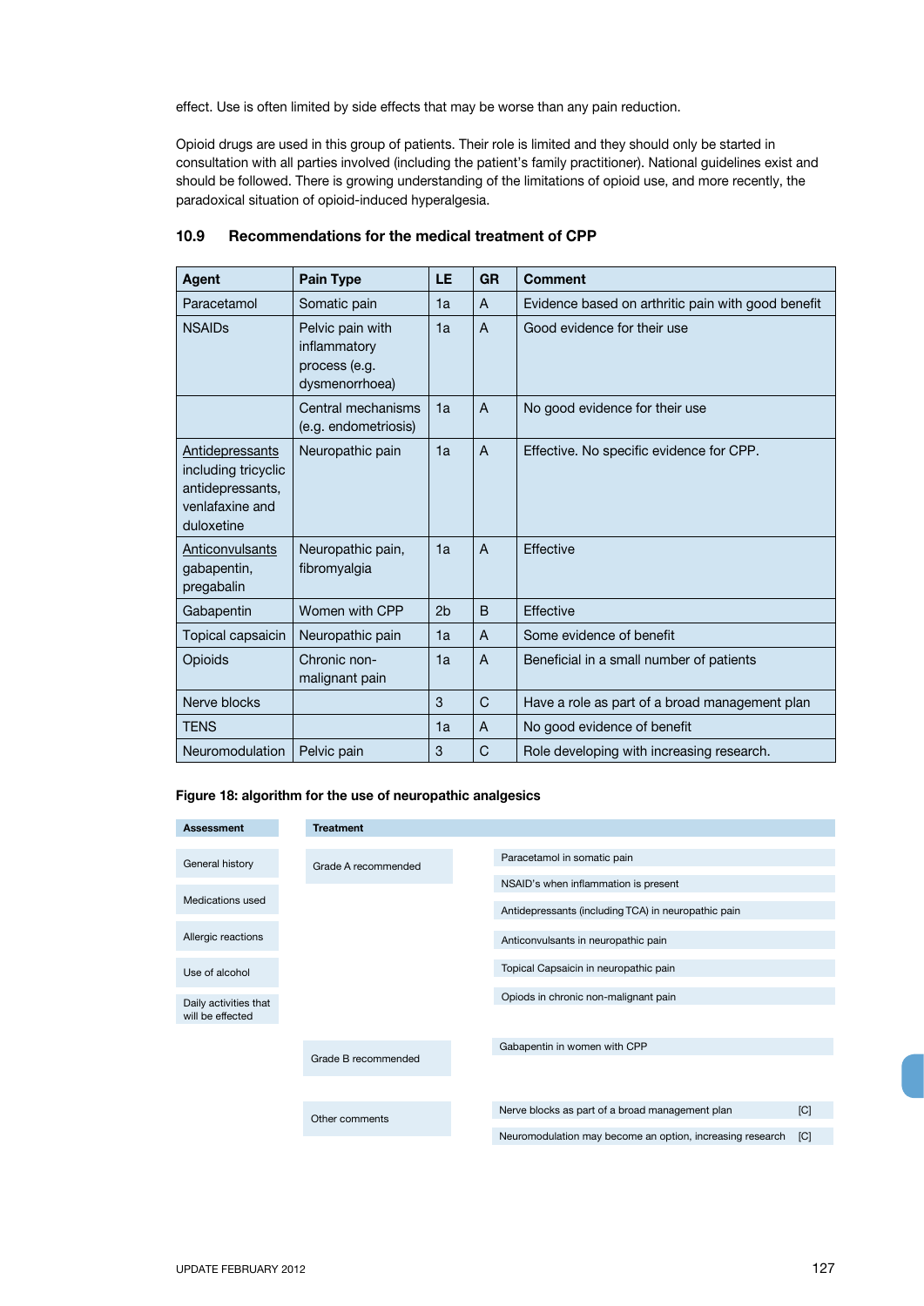effect. Use is often limited by side effects that may be worse than any pain reduction.

Opioid drugs are used in this group of patients. Their role is limited and they should only be started in consultation with all parties involved (including the patient's family practitioner). National guidelines exist and should be followed. There is growing understanding of the limitations of opioid use, and more recently, the paradoxical situation of opioid-induced hyperalgesia.

### 10.9 Recommendations for the medical treatment of CPP

| Agent | Pain Type | LE | GR | Comment |
|---|---|---|---|---|
| Paracetamol | Somatic pain | 1a | A | Evidence based on arthritic pain with good benefit |
| NSAIDs | Pelvic pain with inflammatory process (e.g. dysmenorrhoea) | 1a | A | Good evidence for their use |
| | Central mechanisms (e.g. endometriosis) | 1a | A | No good evidence for their use |
| Antidepressants including tricyclic antidepressants, venlafaxine and duloxetine | Neuropathic pain | 1a | A | Effective. No specific evidence for CPP. |
| Anticonvulsants gabapentin, pregabalin | Neuropathic pain, fibromyalgia | 1a | A | Effective |
| Gabapentin | Women with CPP | 2b | B | Effective |
| Topical capsaicin | Neuropathic pain | 1a | A | Some evidence of benefit |
| Opioids | Chronic non-malignant pain | 1a | A | Beneficial in a small number of patients |
| Nerve blocks | | 3 | C | Have a role as part of a broad management plan |
| TENS | | 1a | A | No good evidence of benefit |
| Neuromodulation | Pelvic pain | 3 | C | Role developing with increasing research. |

**Figure 18: algorithm for the use of neuropathic analgesics**

**Assessment**

- General history
- Medications used
- Allergic reactions
- Use of alcohol
- Daily activities that will be effected

**Treatment**

Grade A recommended
- Paracetamol in somatic pain
- NSAID's when inflammation is present
- Antidepressants (including TCA) in neuropathic pain
- Anticonvulsants in neuropathic pain
- Topical Capsaicin in neuropathic pain
- Opiods in chronic non-malignant pain

Grade B recommended
- Gabapentin in women with CPP

Other comments
- Nerve blocks as part of a broad management plan [C]
- Neuromodulation may become an option, increasing research [C]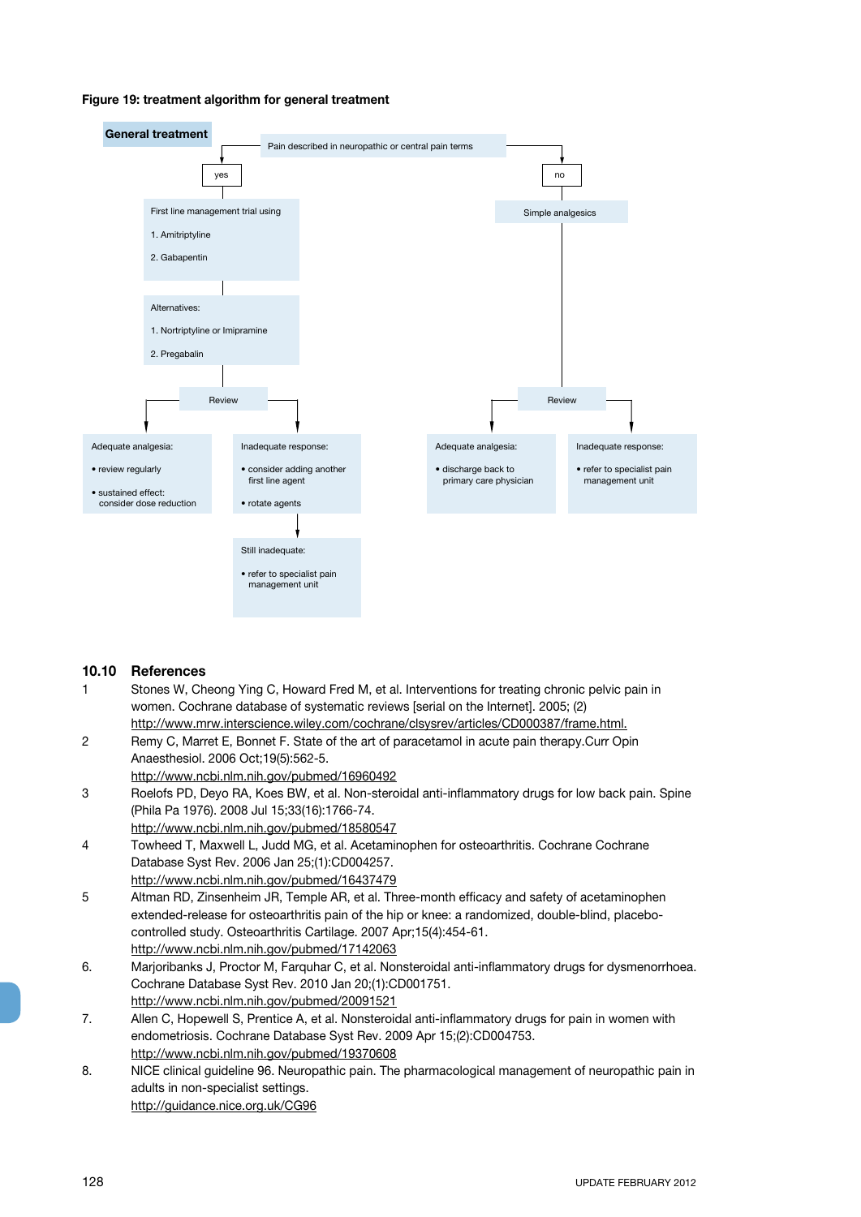**Figure 19: treatment algorithm for general treatment**

**General treatment**

Pain described in neuropathic or central pain terms

- **yes**
  - First line management trial using
    1. Amitriptyline
    2. Gabapentin
  - Alternatives:
    1. Nortriptyline or Imipramine
    2. Pregabalin
  - Review
    - Adequate analgesia:
      - review regularly
      - sustained effect: consider dose reduction
    - Inadequate response:
      - consider adding another first line agent
      - rotate agents
      - Still inadequate:
        - refer to specialist pain management unit
- **no**
  - Simple analgesics
  - Review
    - Adequate analgesia:
      - discharge back to primary care physician
    - Inadequate response:
      - refer to specialist pain management unit

## 10.10 References

1. Stones W, Cheong Ying C, Howard Fred M, et al. Interventions for treating chronic pelvic pain in women. Cochrane database of systematic reviews [serial on the Internet]. 2005; (2) http://www.mrw.interscience.wiley.com/cochrane/clsysrev/articles/CD000387/frame.html.
2. Remy C, Marret E, Bonnet F. State of the art of paracetamol in acute pain therapy.Curr Opin Anaesthesiol. 2006 Oct;19(5):562-5. http://www.ncbi.nlm.nih.gov/pubmed/16960492
3. Roelofs PD, Deyo RA, Koes BW, et al. Non-steroidal anti-inflammatory drugs for low back pain. Spine (Phila Pa 1976). 2008 Jul 15;33(16):1766-74. http://www.ncbi.nlm.nih.gov/pubmed/18580547
4. Towheed T, Maxwell L, Judd MG, et al. Acetaminophen for osteoarthritis. Cochrane Cochrane Database Syst Rev. 2006 Jan 25;(1):CD004257. http://www.ncbi.nlm.nih.gov/pubmed/16437479
5. Altman RD, Zinsenheim JR, Temple AR, et al. Three-month efficacy and safety of acetaminophen extended-release for osteoarthritis pain of the hip or knee: a randomized, double-blind, placebo-controlled study. Osteoarthritis Cartilage. 2007 Apr;15(4):454-61. http://www.ncbi.nlm.nih.gov/pubmed/17142063
6. Marjoribanks J, Proctor M, Farquhar C, et al. Nonsteroidal anti-inflammatory drugs for dysmenorrhoea. Cochrane Database Syst Rev. 2010 Jan 20;(1):CD001751. http://www.ncbi.nlm.nih.gov/pubmed/20091521
7. Allen C, Hopewell S, Prentice A, et al. Nonsteroidal anti-inflammatory drugs for pain in women with endometriosis. Cochrane Database Syst Rev. 2009 Apr 15;(2):CD004753. http://www.ncbi.nlm.nih.gov/pubmed/19370608
8. NICE clinical guideline 96. Neuropathic pain. The pharmacological management of neuropathic pain in adults in non-specialist settings. http://guidance.nice.org.uk/CG96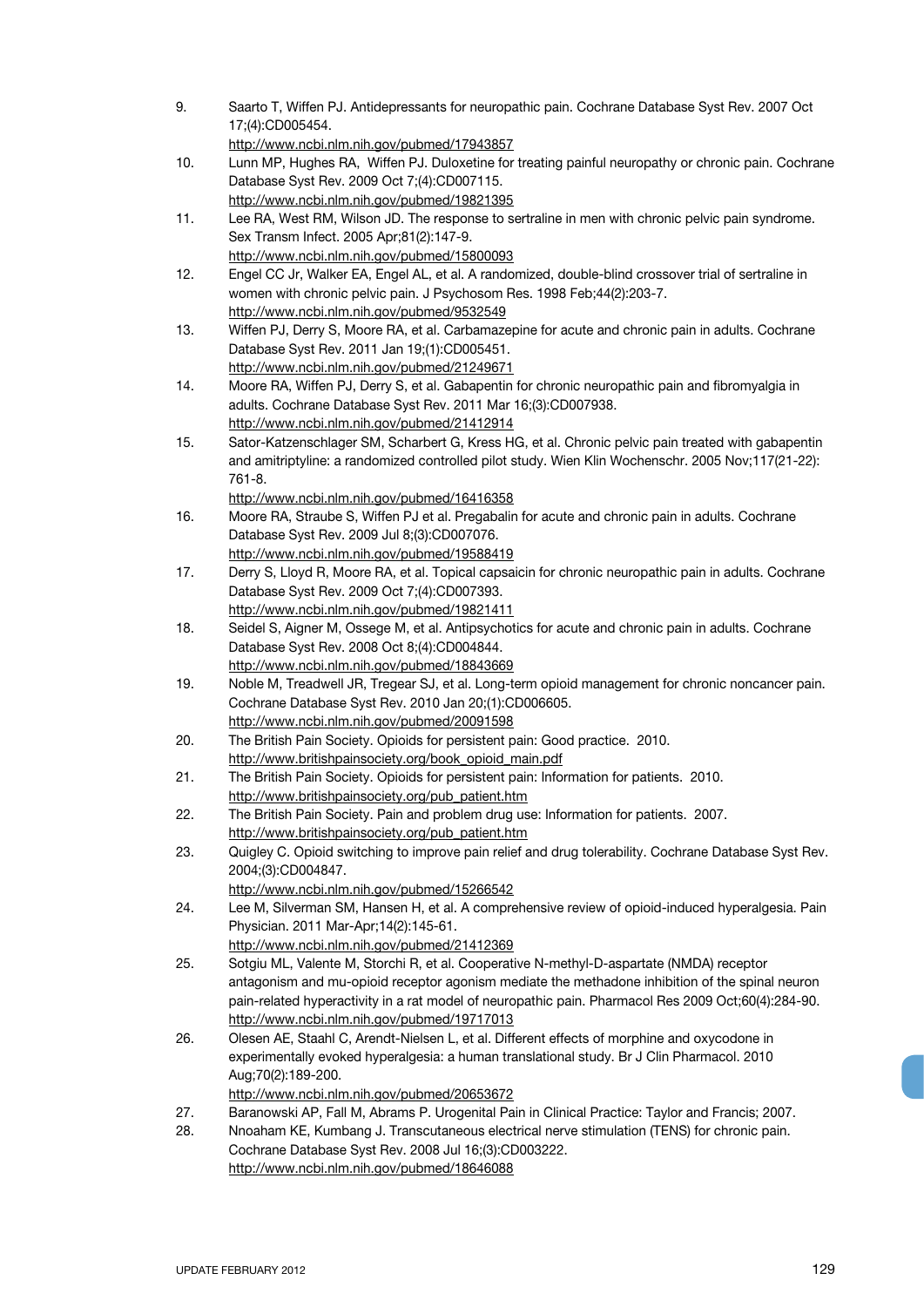9. Saarto T, Wiffen PJ. Antidepressants for neuropathic pain. Cochrane Database Syst Rev. 2007 Oct 17;(4):CD005454.
   http://www.ncbi.nlm.nih.gov/pubmed/17943857
10. Lunn MP, Hughes RA, Wiffen PJ. Duloxetine for treating painful neuropathy or chronic pain. Cochrane Database Syst Rev. 2009 Oct 7;(4):CD007115.
    http://www.ncbi.nlm.nih.gov/pubmed/19821395
11. Lee RA, West RM, Wilson JD. The response to sertraline in men with chronic pelvic pain syndrome. Sex Transm Infect. 2005 Apr;81(2):147-9.
    http://www.ncbi.nlm.nih.gov/pubmed/15800093
12. Engel CC Jr, Walker EA, Engel AL, et al. A randomized, double-blind crossover trial of sertraline in women with chronic pelvic pain. J Psychosom Res. 1998 Feb;44(2):203-7.
    http://www.ncbi.nlm.nih.gov/pubmed/9532549
13. Wiffen PJ, Derry S, Moore RA, et al. Carbamazepine for acute and chronic pain in adults. Cochrane Database Syst Rev. 2011 Jan 19;(1):CD005451.
    http://www.ncbi.nlm.nih.gov/pubmed/21249671
14. Moore RA, Wiffen PJ, Derry S, et al. Gabapentin for chronic neuropathic pain and fibromyalgia in adults. Cochrane Database Syst Rev. 2011 Mar 16;(3):CD007938.
    http://www.ncbi.nlm.nih.gov/pubmed/21412914
15. Sator-Katzenschlager SM, Scharbert G, Kress HG, et al. Chronic pelvic pain treated with gabapentin and amitriptyline: a randomized controlled pilot study. Wien Klin Wochenschr. 2005 Nov;117(21-22): 761-8.
    http://www.ncbi.nlm.nih.gov/pubmed/16416358
16. Moore RA, Straube S, Wiffen PJ et al. Pregabalin for acute and chronic pain in adults. Cochrane Database Syst Rev. 2009 Jul 8;(3):CD007076.
    http://www.ncbi.nlm.nih.gov/pubmed/19588419
17. Derry S, Lloyd R, Moore RA, et al. Topical capsaicin for chronic neuropathic pain in adults. Cochrane Database Syst Rev. 2009 Oct 7;(4):CD007393.
    http://www.ncbi.nlm.nih.gov/pubmed/19821411
18. Seidel S, Aigner M, Ossege M, et al. Antipsychotics for acute and chronic pain in adults. Cochrane Database Syst Rev. 2008 Oct 8;(4):CD004844.
    http://www.ncbi.nlm.nih.gov/pubmed/18843669
19. Noble M, Treadwell JR, Tregear SJ, et al. Long-term opioid management for chronic noncancer pain. Cochrane Database Syst Rev. 2010 Jan 20;(1):CD006605.
    http://www.ncbi.nlm.nih.gov/pubmed/20091598
20. The British Pain Society. Opioids for persistent pain: Good practice. 2010.
    http://www.britishpainsociety.org/book_opioid_main.pdf
21. The British Pain Society. Opioids for persistent pain: Information for patients. 2010.
    http://www.britishpainsociety.org/pub_patient.htm
22. The British Pain Society. Pain and problem drug use: Information for patients. 2007.
    http://www.britishpainsociety.org/pub_patient.htm
23. Quigley C. Opioid switching to improve pain relief and drug tolerability. Cochrane Database Syst Rev. 2004;(3):CD004847.
    http://www.ncbi.nlm.nih.gov/pubmed/15266542
24. Lee M, Silverman SM, Hansen H, et al. A comprehensive review of opioid-induced hyperalgesia. Pain Physician. 2011 Mar-Apr;14(2):145-61.
    http://www.ncbi.nlm.nih.gov/pubmed/21412369
25. Sotgiu ML, Valente M, Storchi R, et al. Cooperative N-methyl-D-aspartate (NMDA) receptor antagonism and mu-opioid receptor agonism mediate the methadone inhibition of the spinal neuron pain-related hyperactivity in a rat model of neuropathic pain. Pharmacol Res 2009 Oct;60(4):284-90.
    http://www.ncbi.nlm.nih.gov/pubmed/19717013
26. Olesen AE, Staahl C, Arendt-Nielsen L, et al. Different effects of morphine and oxycodone in experimentally evoked hyperalgesia: a human translational study. Br J Clin Pharmacol. 2010 Aug;70(2):189-200.
    http://www.ncbi.nlm.nih.gov/pubmed/20653672
27. Baranowski AP, Fall M, Abrams P. Urogenital Pain in Clinical Practice: Taylor and Francis; 2007.
28. Nnoaham KE, Kumbang J. Transcutaneous electrical nerve stimulation (TENS) for chronic pain. Cochrane Database Syst Rev. 2008 Jul 16;(3):CD003222.
    http://www.ncbi.nlm.nih.gov/pubmed/18646088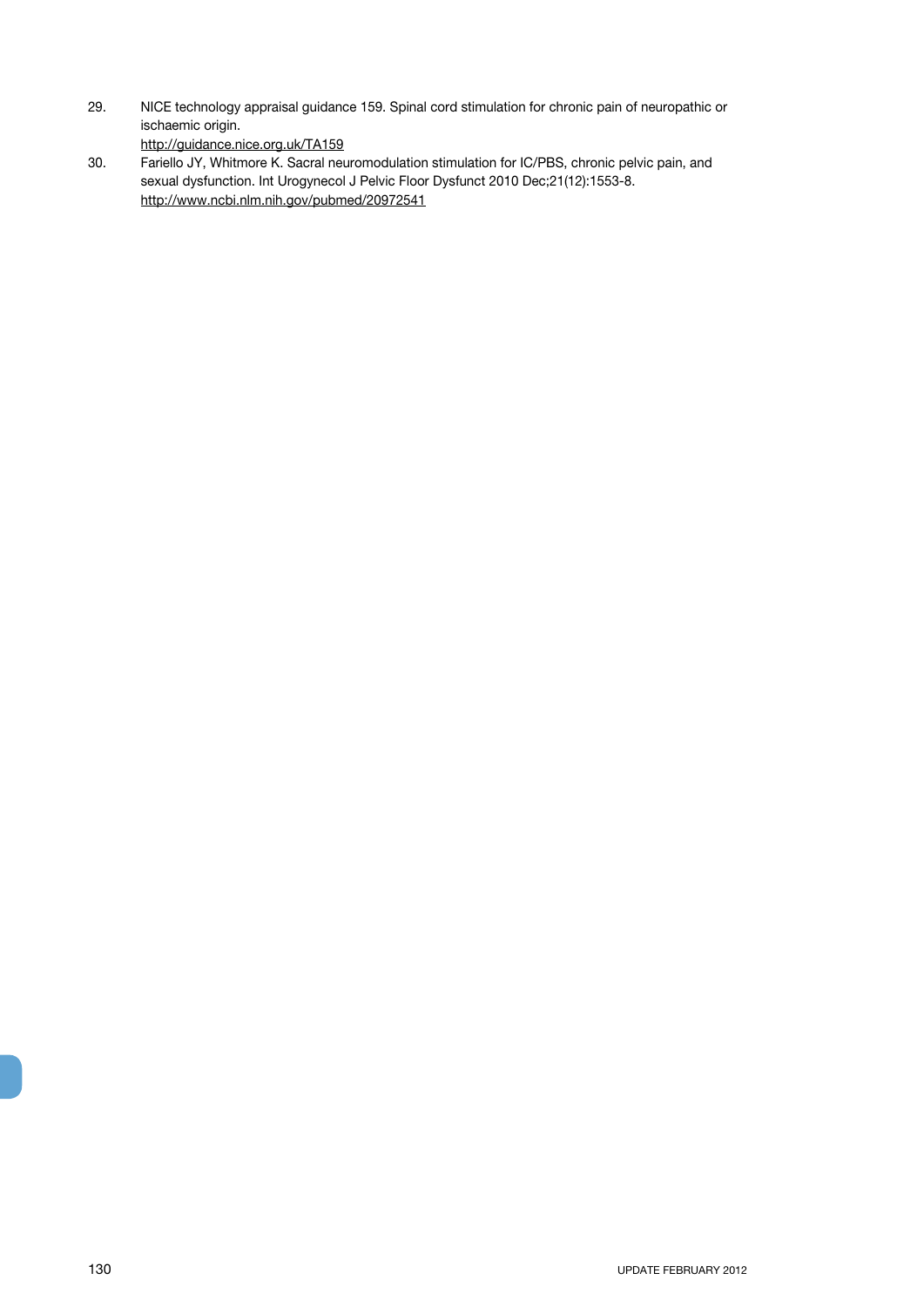29. NICE technology appraisal guidance 159. Spinal cord stimulation for chronic pain of neuropathic or ischaemic origin.
http://guidance.nice.org.uk/TA159

30. Fariello JY, Whitmore K. Sacral neuromodulation stimulation for IC/PBS, chronic pelvic pain, and sexual dysfunction. Int Urogynecol J Pelvic Floor Dysfunct 2010 Dec;21(12):1553-8.
http://www.ncbi.nlm.nih.gov/pubmed/20972541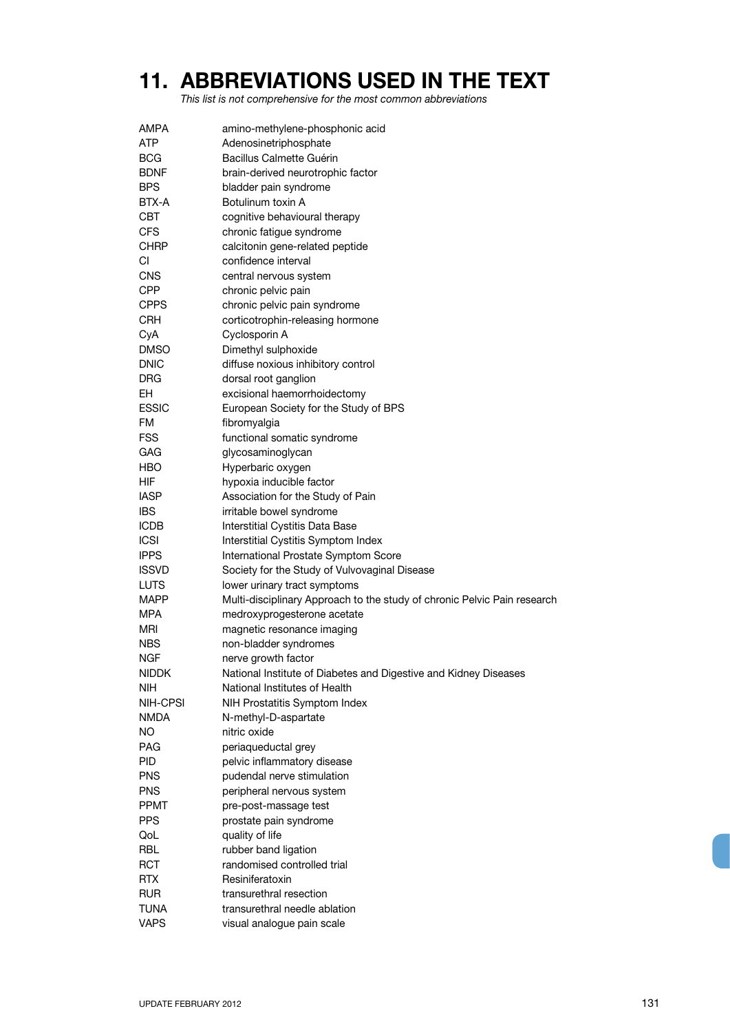# 11. ABBREVIATIONS USED IN THE TEXT

*This list is not comprehensive for the most common abbreviations*

| | |
|---|---|
| AMPA | amino-methylene-phosphonic acid |
| ATP | Adenosinetriphosphate |
| BCG | Bacillus Calmette Guérin |
| BDNF | brain-derived neurotrophic factor |
| BPS | bladder pain syndrome |
| BTX-A | Botulinum toxin A |
| CBT | cognitive behavioural therapy |
| CFS | chronic fatigue syndrome |
| CHRP | calcitonin gene-related peptide |
| CI | confidence interval |
| CNS | central nervous system |
| CPP | chronic pelvic pain |
| CPPS | chronic pelvic pain syndrome |
| CRH | corticotrophin-releasing hormone |
| CyA | Cyclosporin A |
| DMSO | Dimethyl sulphoxide |
| DNIC | diffuse noxious inhibitory control |
| DRG | dorsal root ganglion |
| EH | excisional haemorrhoidectomy |
| ESSIC | European Society for the Study of BPS |
| FM | fibromyalgia |
| FSS | functional somatic syndrome |
| GAG | glycosaminoglycan |
| HBO | Hyperbaric oxygen |
| HIF | hypoxia inducible factor |
| IASP | Association for the Study of Pain |
| IBS | irritable bowel syndrome |
| ICDB | Interstitial Cystitis Data Base |
| ICSI | Interstitial Cystitis Symptom Index |
| IPPS | International Prostate Symptom Score |
| ISSVD | Society for the Study of Vulvovaginal Disease |
| LUTS | lower urinary tract symptoms |
| MAPP | Multi-disciplinary Approach to the study of chronic Pelvic Pain research |
| MPA | medroxyprogesterone acetate |
| MRI | magnetic resonance imaging |
| NBS | non-bladder syndromes |
| NGF | nerve growth factor |
| NIDDK | National Institute of Diabetes and Digestive and Kidney Diseases |
| NIH | National Institutes of Health |
| NIH-CPSI | NIH Prostatitis Symptom Index |
| NMDA | N-methyl-D-aspartate |
| NO | nitric oxide |
| PAG | periaqueductal grey |
| PID | pelvic inflammatory disease |
| PNS | pudendal nerve stimulation |
| PNS | peripheral nervous system |
| PPMT | pre-post-massage test |
| PPS | prostate pain syndrome |
| QoL | quality of life |
| RBL | rubber band ligation |
| RCT | randomised controlled trial |
| RTX | Resiniferatoxin |
| RUR | transurethral resection |
| TUNA | transurethral needle ablation |
| VAPS | visual analogue pain scale |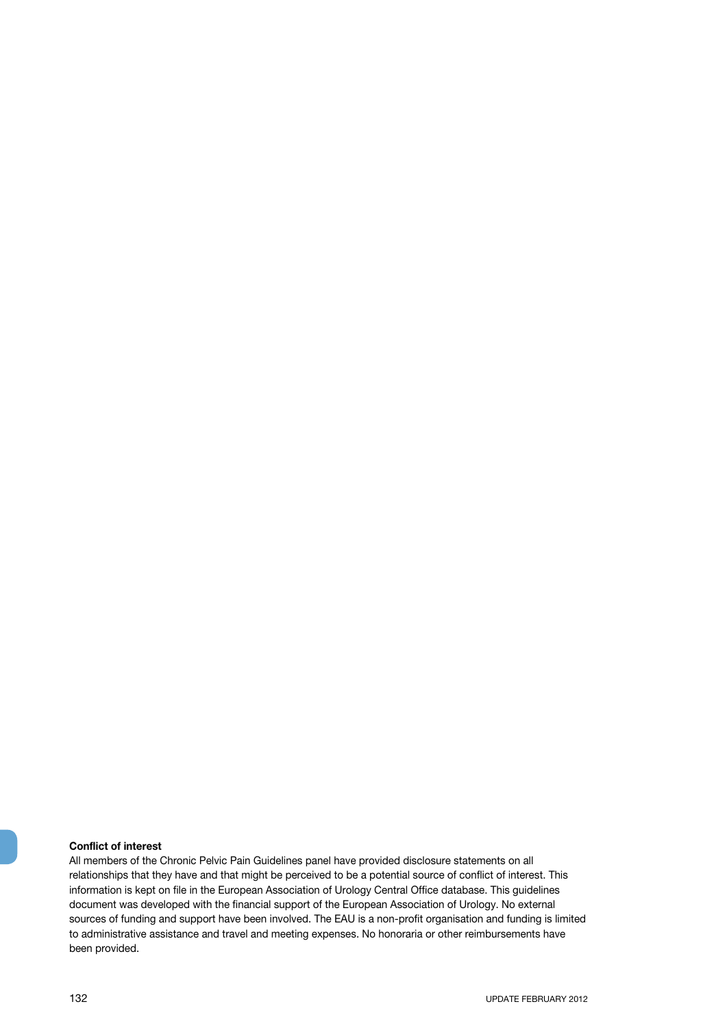**Conflict of interest**

All members of the Chronic Pelvic Pain Guidelines panel have provided disclosure statements on all relationships that they have and that might be perceived to be a potential source of conflict of interest. This information is kept on file in the European Association of Urology Central Office database. This guidelines document was developed with the financial support of the European Association of Urology. No external sources of funding and support have been involved. The EAU is a non-profit organisation and funding is limited to administrative assistance and travel and meeting expenses. No honoraria or other reimbursements have been provided.